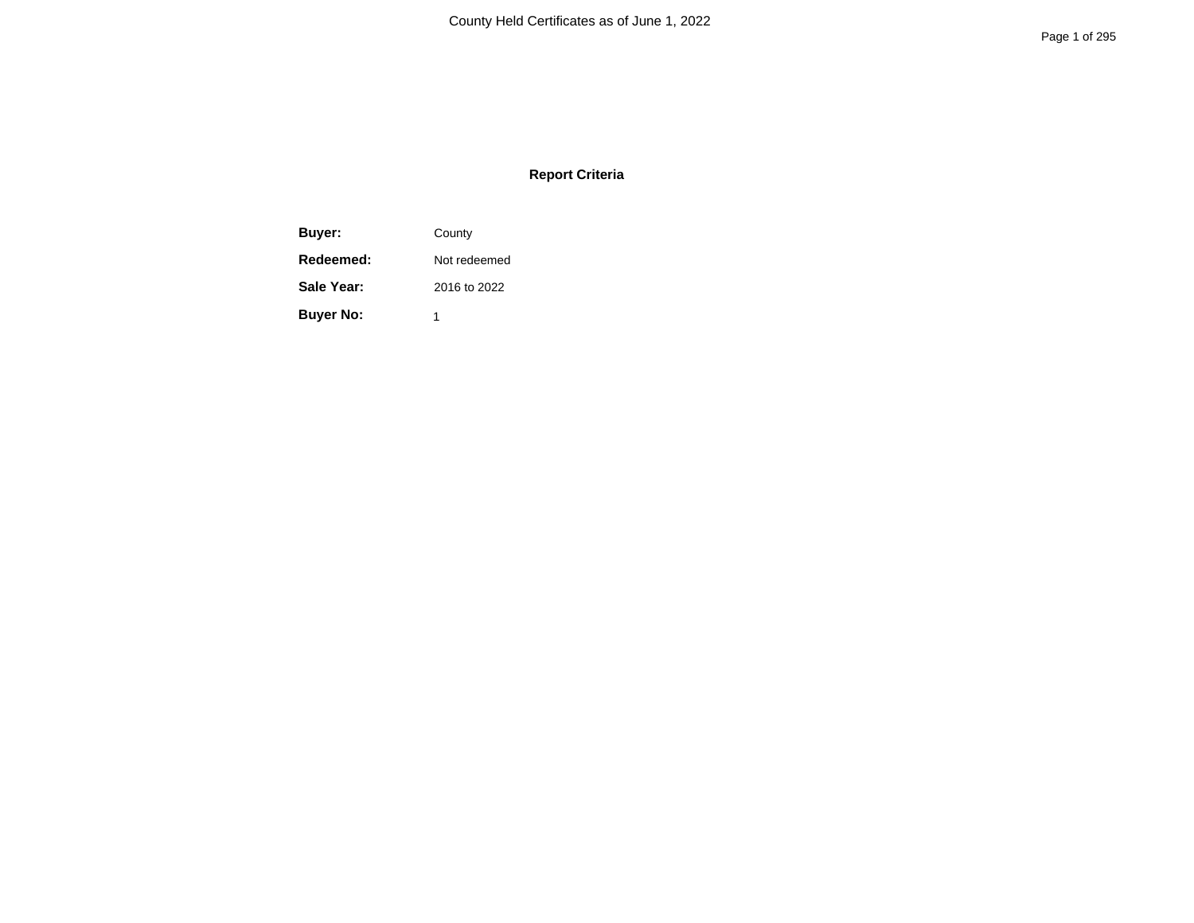# County Held Certificates as of June 1, 2022

## Report Criteria

| | |
|---|---|
| **Buyer:** | County |
| **Redeemed:** | Not redeemed |
| **Sale Year:** | 2016 to 2022 |
| **Buyer No:** | 1 |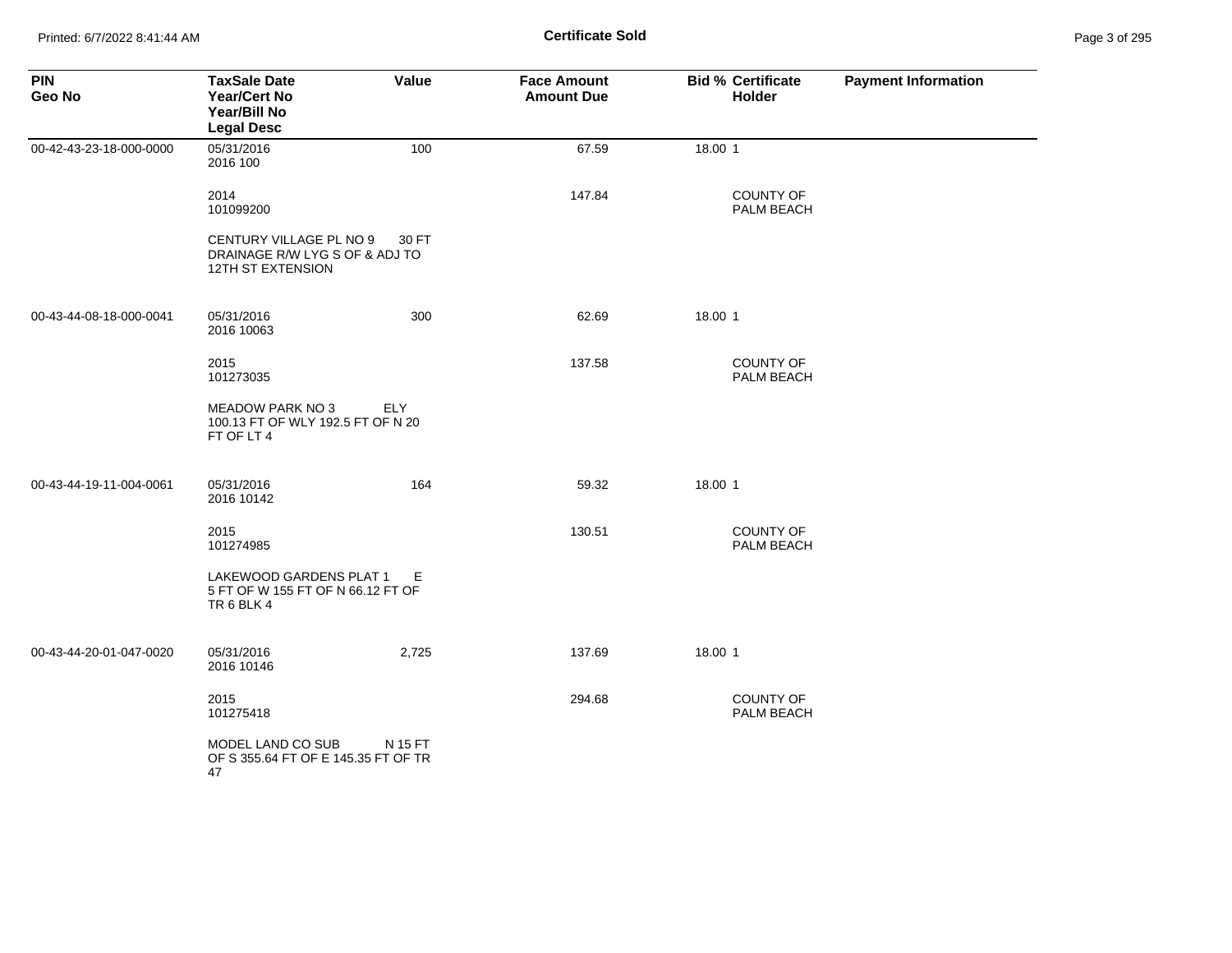# Certificate Sold

| PIN<br>Geo No | TaxSale Date<br>Year/Cert No<br>Year/Bill No<br>Legal Desc | Value | Face Amount<br>Amount Due | Bid % | Certificate<br>Holder | Payment Information |
|---|---|---|---|---|---|---|
| 00-42-43-23-18-000-0000 | 05/31/2016<br>2016 100 | 100 | 67.59 | 18.00 | 1 | |
| | 2014<br>101099200 | | 147.84 | | COUNTY OF PALM BEACH | |
| | CENTURY VILLAGE PL NO 9 30 FT DRAINAGE R/W LYG S OF & ADJ TO 12TH ST EXTENSION | | | | | |
| 00-43-44-08-18-000-0041 | 05/31/2016<br>2016 10063 | 300 | 62.69 | 18.00 | 1 | |
| | 2015<br>101273035 | | 137.58 | | COUNTY OF PALM BEACH | |
| | MEADOW PARK NO 3 ELY 100.13 FT OF WLY 192.5 FT OF N 20 FT OF LT 4 | | | | | |
| 00-43-44-19-11-004-0061 | 05/31/2016<br>2016 10142 | 164 | 59.32 | 18.00 | 1 | |
| | 2015<br>101274985 | | 130.51 | | COUNTY OF PALM BEACH | |
| | LAKEWOOD GARDENS PLAT 1 E 5 FT OF W 155 FT OF N 66.12 FT OF TR 6 BLK 4 | | | | | |
| 00-43-44-20-01-047-0020 | 05/31/2016<br>2016 10146 | 2,725 | 137.69 | 18.00 | 1 | |
| | 2015<br>101275418 | | 294.68 | | COUNTY OF PALM BEACH | |
| | MODEL LAND CO SUB N 15 FT OF S 355.64 FT OF E 145.35 FT OF TR 47 | | | | | |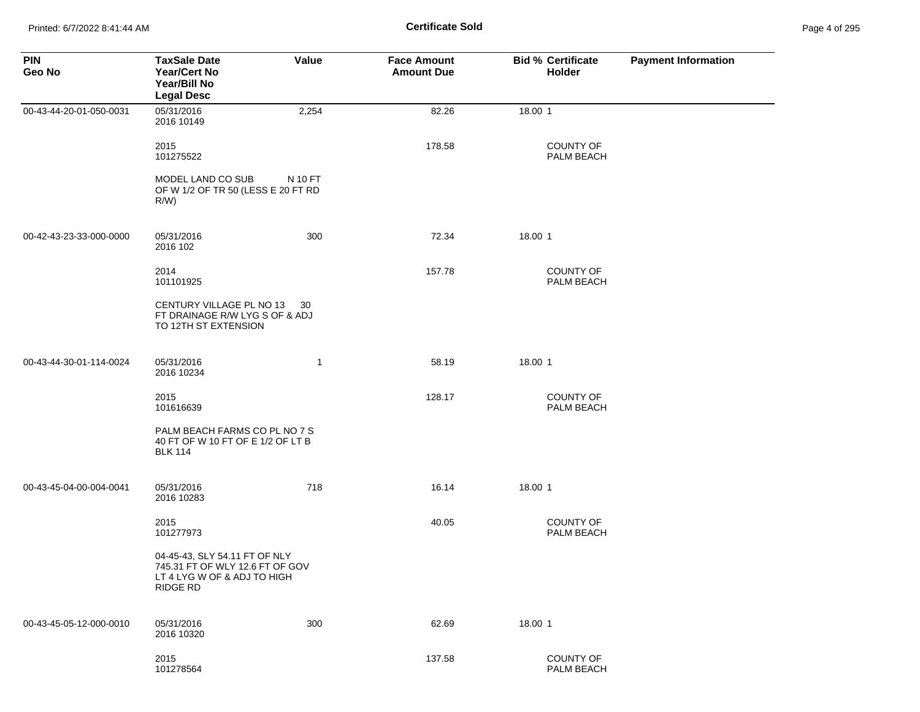## Certificate Sold

| PIN<br>Geo No | TaxSale Date<br>Year/Cert No<br>Year/Bill No<br>Legal Desc | Value | Face Amount<br>Amount Due | Bid % | Certificate Holder | Payment Information |
|---|---|---|---|---|---|---|
| 00-43-44-20-01-050-0031 | 05/31/2016<br>2016 10149 | 2,254 | 82.26 | 18.00 | 1 | |
| | 2015<br>101275522 | | 178.58 | | COUNTY OF PALM BEACH | |
| | MODEL LAND CO SUB N 10 FT OF W 1/2 OF TR 50 (LESS E 20 FT RD R/W) | | | | | |
| 00-42-43-23-33-000-0000 | 05/31/2016<br>2016 102 | 300 | 72.34 | 18.00 | 1 | |
| | 2014<br>101101925 | | 157.78 | | COUNTY OF PALM BEACH | |
| | CENTURY VILLAGE PL NO 13 30 FT DRAINAGE R/W LYG S OF & ADJ TO 12TH ST EXTENSION | | | | | |
| 00-43-44-30-01-114-0024 | 05/31/2016<br>2016 10234 | 1 | 58.19 | 18.00 | 1 | |
| | 2015<br>101616639 | | 128.17 | | COUNTY OF PALM BEACH | |
| | PALM BEACH FARMS CO PL NO 7 S 40 FT OF W 10 FT OF E 1/2 OF LT B BLK 114 | | | | | |
| 00-43-45-04-00-004-0041 | 05/31/2016<br>2016 10283 | 718 | 16.14 | 18.00 | 1 | |
| | 2015<br>101277973 | | 40.05 | | COUNTY OF PALM BEACH | |
| | 04-45-43, SLY 54.11 FT OF NLY 745.31 FT OF WLY 12.6 FT OF GOV LT 4 LYG W OF & ADJ TO HIGH RIDGE RD | | | | | |
| 00-43-45-05-12-000-0010 | 05/31/2016<br>2016 10320 | 300 | 62.69 | 18.00 | 1 | |
| | 2015<br>101278564 | | 137.58 | | COUNTY OF PALM BEACH | |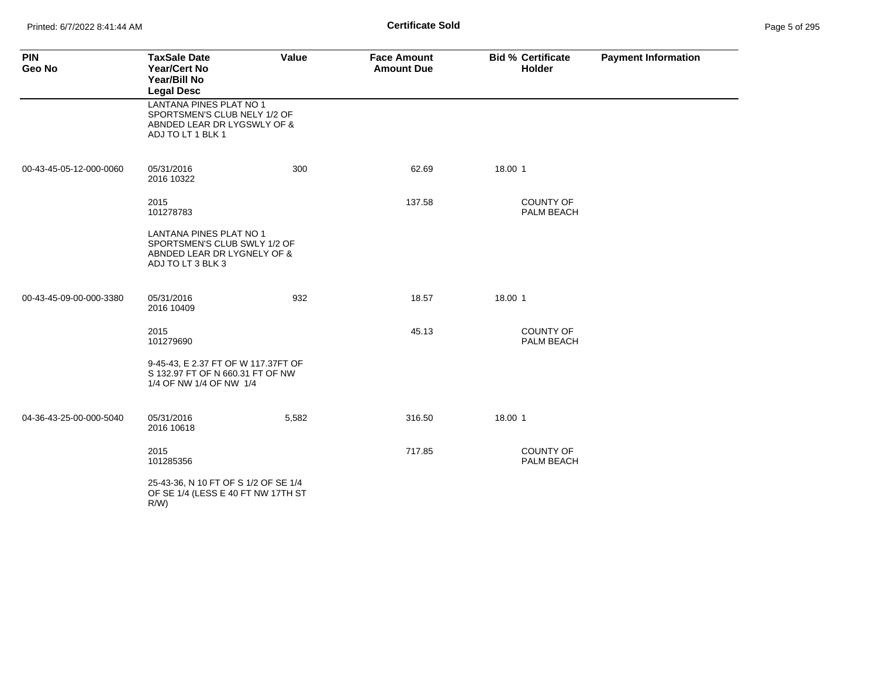**Certificate Sold**

| PIN<br>Geo No | TaxSale Date<br>Year/Cert No<br>Year/Bill No<br>Legal Desc | Value | Face Amount<br>Amount Due | Bid % | Certificate<br>Holder | Payment Information |
|---|---|---|---|---|---|---|
| | LANTANA PINES PLAT NO 1 SPORTSMEN'S CLUB NELY 1/2 OF ABNDED LEAR DR LYGSWLY OF & ADJ TO LT 1 BLK 1 | | | | | |
| 00-43-45-05-12-000-0060 | 05/31/2016<br>2016 10322 | 300 | 62.69 | 18.00 | 1 | |
| | 2015<br>101278783 | | 137.58 | | COUNTY OF PALM BEACH | |
| | LANTANA PINES PLAT NO 1 SPORTSMEN'S CLUB SWLY 1/2 OF ABNDED LEAR DR LYGNELY OF & ADJ TO LT 3 BLK 3 | | | | | |
| 00-43-45-09-00-000-3380 | 05/31/2016<br>2016 10409 | 932 | 18.57 | 18.00 | 1 | |
| | 2015<br>101279690 | | 45.13 | | COUNTY OF PALM BEACH | |
| | 9-45-43, E 2.37 FT OF W 117.37FT OF S 132.97 FT OF N 660.31 FT OF NW 1/4 OF NW 1/4 OF NW 1/4 | | | | | |
| 04-36-43-25-00-000-5040 | 05/31/2016<br>2016 10618 | 5,582 | 316.50 | 18.00 | 1 | |
| | 2015<br>101285356 | | 717.85 | | COUNTY OF PALM BEACH | |
| | 25-43-36, N 10 FT OF S 1/2 OF SE 1/4 OF SE 1/4 (LESS E 40 FT NW 17TH ST R/W) | | | | | |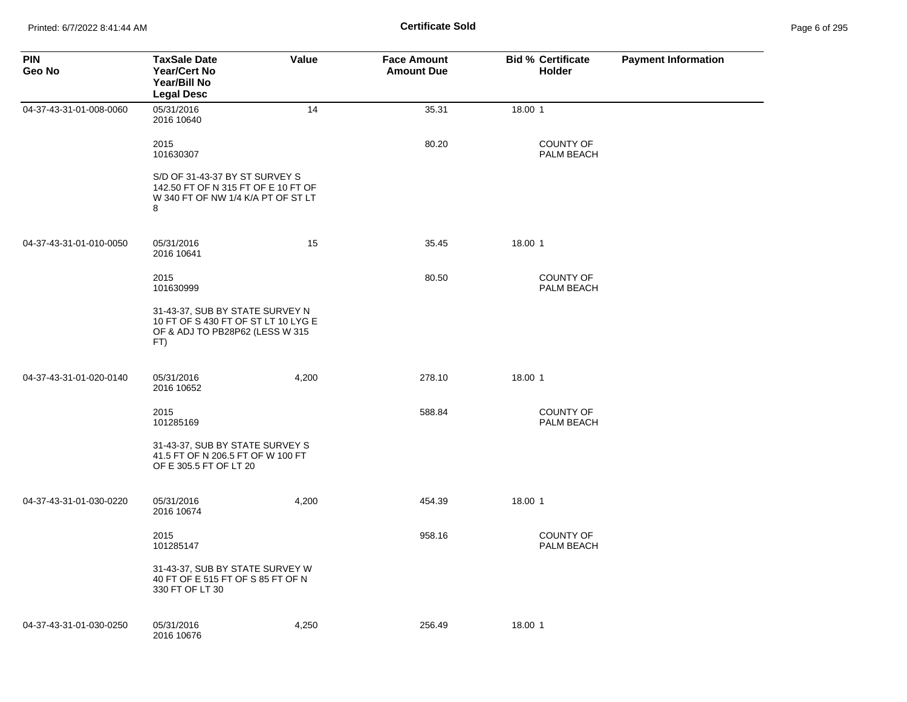# Certificate Sold

| PIN<br>Geo No | TaxSale Date<br>Year/Cert No<br>Year/Bill No<br>Legal Desc | Value | Face Amount<br>Amount Due | Bid % | Certificate Holder | Payment Information |
|---|---|---|---|---|---|---|
| 04-37-43-31-01-008-0060 | 05/31/2016<br>2016 10640 | 14 | 35.31 | 18.00 | 1 | |
| | 2015<br>101630307 | | 80.20 | | COUNTY OF PALM BEACH | |
| | S/D OF 31-43-37 BY ST SURVEY S 142.50 FT OF N 315 FT OF E 10 FT OF W 340 FT OF NW 1/4 K/A PT OF ST LT 8 | | | | | |
| 04-37-43-31-01-010-0050 | 05/31/2016<br>2016 10641 | 15 | 35.45 | 18.00 | 1 | |
| | 2015<br>101630999 | | 80.50 | | COUNTY OF PALM BEACH | |
| | 31-43-37, SUB BY STATE SURVEY N 10 FT OF S 430 FT OF ST LT 10 LYG E OF & ADJ TO PB28P62 (LESS W 315 FT) | | | | | |
| 04-37-43-31-01-020-0140 | 05/31/2016<br>2016 10652 | 4,200 | 278.10 | 18.00 | 1 | |
| | 2015<br>101285169 | | 588.84 | | COUNTY OF PALM BEACH | |
| | 31-43-37, SUB BY STATE SURVEY S 41.5 FT OF N 206.5 FT OF W 100 FT OF E 305.5 FT OF LT 20 | | | | | |
| 04-37-43-31-01-030-0220 | 05/31/2016<br>2016 10674 | 4,200 | 454.39 | 18.00 | 1 | |
| | 2015<br>101285147 | | 958.16 | | COUNTY OF PALM BEACH | |
| | 31-43-37, SUB BY STATE SURVEY W 40 FT OF E 515 FT OF S 85 FT OF N 330 FT OF LT 30 | | | | | |
| 04-37-43-31-01-030-0250 | 05/31/2016<br>2016 10676 | 4,250 | 256.49 | 18.00 | 1 | |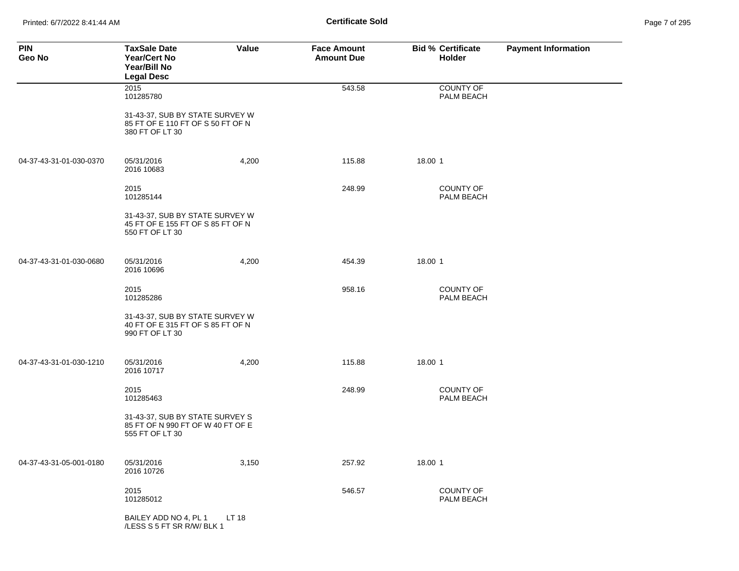## Certificate Sold

| PIN<br>Geo No | TaxSale Date<br>Year/Cert No<br>Year/Bill No<br>Legal Desc | Value | Face Amount<br>Amount Due | Bid % | Certificate<br>Holder | Payment Information |
|---|---|---|---|---|---|---|
| | 2015<br>101285780 | | 543.58 | | COUNTY OF PALM BEACH | |
| | 31-43-37, SUB BY STATE SURVEY W 85 FT OF E 110 FT OF S 50 FT OF N 380 FT OF LT 30 | | | | | |
| 04-37-43-31-01-030-0370 | 05/31/2016<br>2016 10683 | 4,200 | 115.88 | 18.00 | 1 | |
| | 2015<br>101285144 | | 248.99 | | COUNTY OF PALM BEACH | |
| | 31-43-37, SUB BY STATE SURVEY W 45 FT OF E 155 FT OF S 85 FT OF N 550 FT OF LT 30 | | | | | |
| 04-37-43-31-01-030-0680 | 05/31/2016<br>2016 10696 | 4,200 | 454.39 | 18.00 | 1 | |
| | 2015<br>101285286 | | 958.16 | | COUNTY OF PALM BEACH | |
| | 31-43-37, SUB BY STATE SURVEY W 40 FT OF E 315 FT OF S 85 FT OF N 990 FT OF LT 30 | | | | | |
| 04-37-43-31-01-030-1210 | 05/31/2016<br>2016 10717 | 4,200 | 115.88 | 18.00 | 1 | |
| | 2015<br>101285463 | | 248.99 | | COUNTY OF PALM BEACH | |
| | 31-43-37, SUB BY STATE SURVEY S 85 FT OF N 990 FT OF W 40 FT OF E 555 FT OF LT 30 | | | | | |
| 04-37-43-31-05-001-0180 | 05/31/2016<br>2016 10726 | 3,150 | 257.92 | 18.00 | 1 | |
| | 2015<br>101285012 | | 546.57 | | COUNTY OF PALM BEACH | |
| | BAILEY ADD NO 4, PL 1 LT 18 /LESS S 5 FT SR R/W/ BLK 1 | | | | | |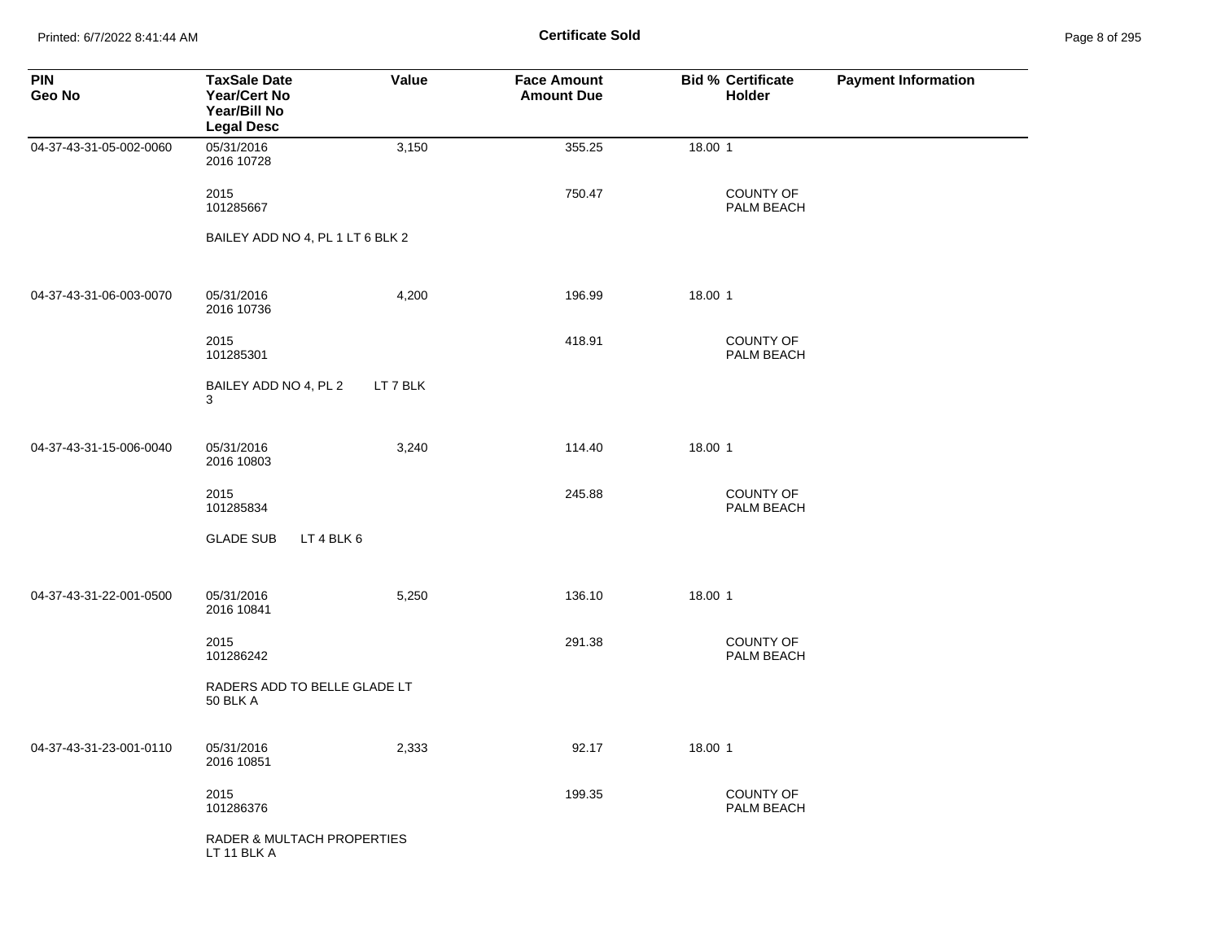# Certificate Sold

| PIN<br>Geo No | TaxSale Date<br>Year/Cert No<br>Year/Bill No<br>Legal Desc | Value | Face Amount<br>Amount Due | Bid % | Certificate Holder | Payment Information |
|---|---|---|---|---|---|---|
| 04-37-43-31-05-002-0060 | 05/31/2016<br>2016 10728 | 3,150 | 355.25 | 18.00 | 1 | |
| | 2015<br>101285667 | | 750.47 | | COUNTY OF PALM BEACH | |
| | BAILEY ADD NO 4, PL 1 LT 6 BLK 2 | | | | | |
| 04-37-43-31-06-003-0070 | 05/31/2016<br>2016 10736 | 4,200 | 196.99 | 18.00 | 1 | |
| | 2015<br>101285301 | | 418.91 | | COUNTY OF PALM BEACH | |
| | BAILEY ADD NO 4, PL 2 LT 7 BLK 3 | | | | | |
| 04-37-43-31-15-006-0040 | 05/31/2016<br>2016 10803 | 3,240 | 114.40 | 18.00 | 1 | |
| | 2015<br>101285834 | | 245.88 | | COUNTY OF PALM BEACH | |
| | GLADE SUB LT 4 BLK 6 | | | | | |
| 04-37-43-31-22-001-0500 | 05/31/2016<br>2016 10841 | 5,250 | 136.10 | 18.00 | 1 | |
| | 2015<br>101286242 | | 291.38 | | COUNTY OF PALM BEACH | |
| | RADERS ADD TO BELLE GLADE LT 50 BLK A | | | | | |
| 04-37-43-31-23-001-0110 | 05/31/2016<br>2016 10851 | 2,333 | 92.17 | 18.00 | 1 | |
| | 2015<br>101286376 | | 199.35 | | COUNTY OF PALM BEACH | |
| | RADER & MULTACH PROPERTIES LT 11 BLK A | | | | | |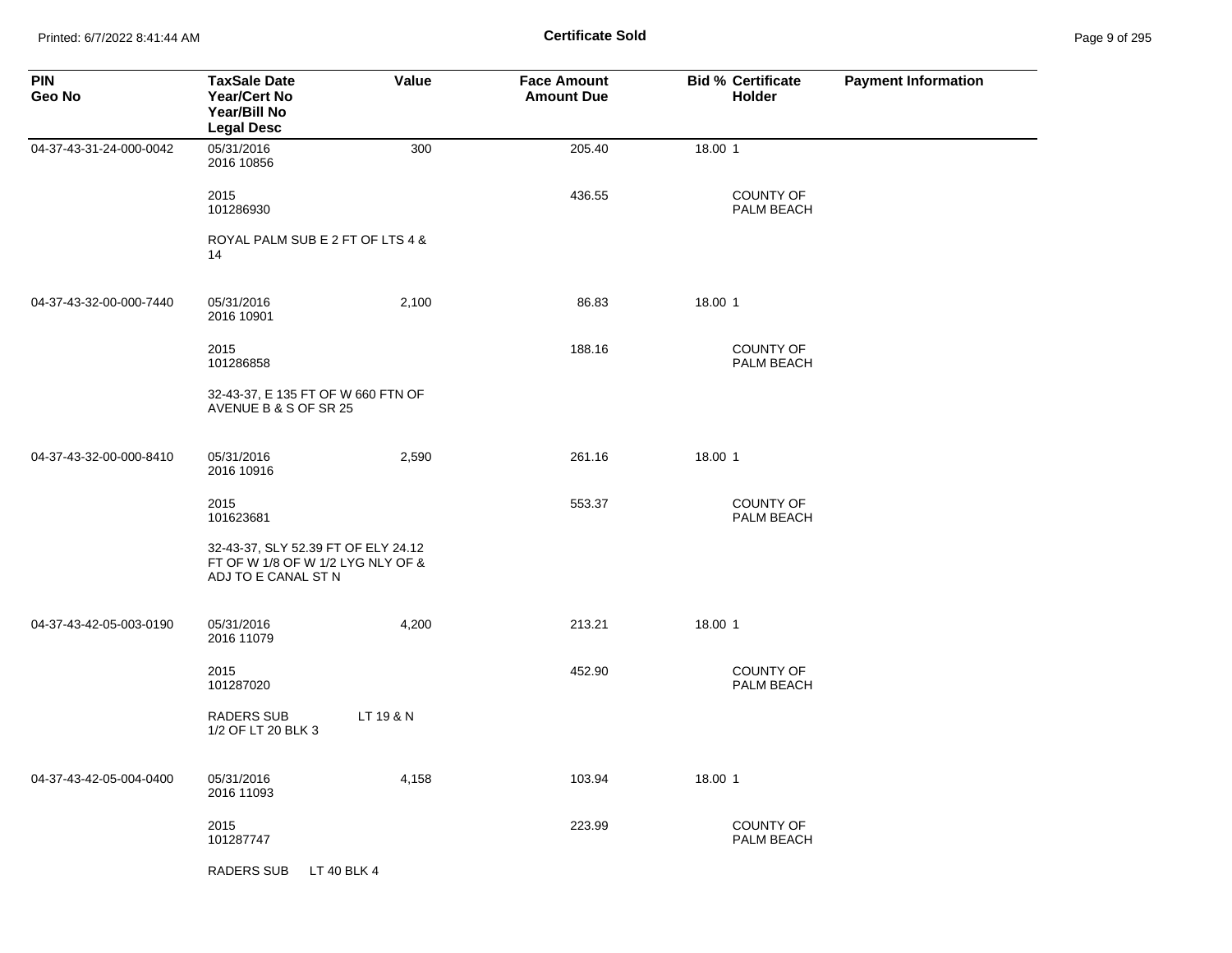| PIN<br>Geo No | TaxSale Date<br>Year/Cert No<br>Year/Bill No<br>Legal Desc | Value | Face Amount<br>Amount Due | Bid % Certificate<br>Holder | Payment Information |
|---|---|---|---|---|---|
| 04-37-43-31-24-000-0042 | 05/31/2016<br>2016 10856 | 300 | 205.40 | 18.00 1 | |
| | 2015<br>101286930 | | 436.55 | COUNTY OF PALM BEACH | |
| | ROYAL PALM SUB E 2 FT OF LTS 4 & 14 | | | | |
| 04-37-43-32-00-000-7440 | 05/31/2016<br>2016 10901 | 2,100 | 86.83 | 18.00 1 | |
| | 2015<br>101286858 | | 188.16 | COUNTY OF PALM BEACH | |
| | 32-43-37, E 135 FT OF W 660 FTN OF AVENUE B & S OF SR 25 | | | | |
| 04-37-43-32-00-000-8410 | 05/31/2016<br>2016 10916 | 2,590 | 261.16 | 18.00 1 | |
| | 2015<br>101623681 | | 553.37 | COUNTY OF PALM BEACH | |
| | 32-43-37, SLY 52.39 FT OF ELY 24.12 FT OF W 1/8 OF W 1/2 LYG NLY OF & ADJ TO E CANAL ST N | | | | |
| 04-37-43-42-05-003-0190 | 05/31/2016<br>2016 11079 | 4,200 | 213.21 | 18.00 1 | |
| | 2015<br>101287020 | | 452.90 | COUNTY OF PALM BEACH | |
| | RADERS SUB LT 19 & N 1/2 OF LT 20 BLK 3 | | | | |
| 04-37-43-42-05-004-0400 | 05/31/2016<br>2016 11093 | 4,158 | 103.94 | 18.00 1 | |
| | 2015<br>101287747 | | 223.99 | COUNTY OF PALM BEACH | |
| | RADERS SUB LT 40 BLK 4 | | | | |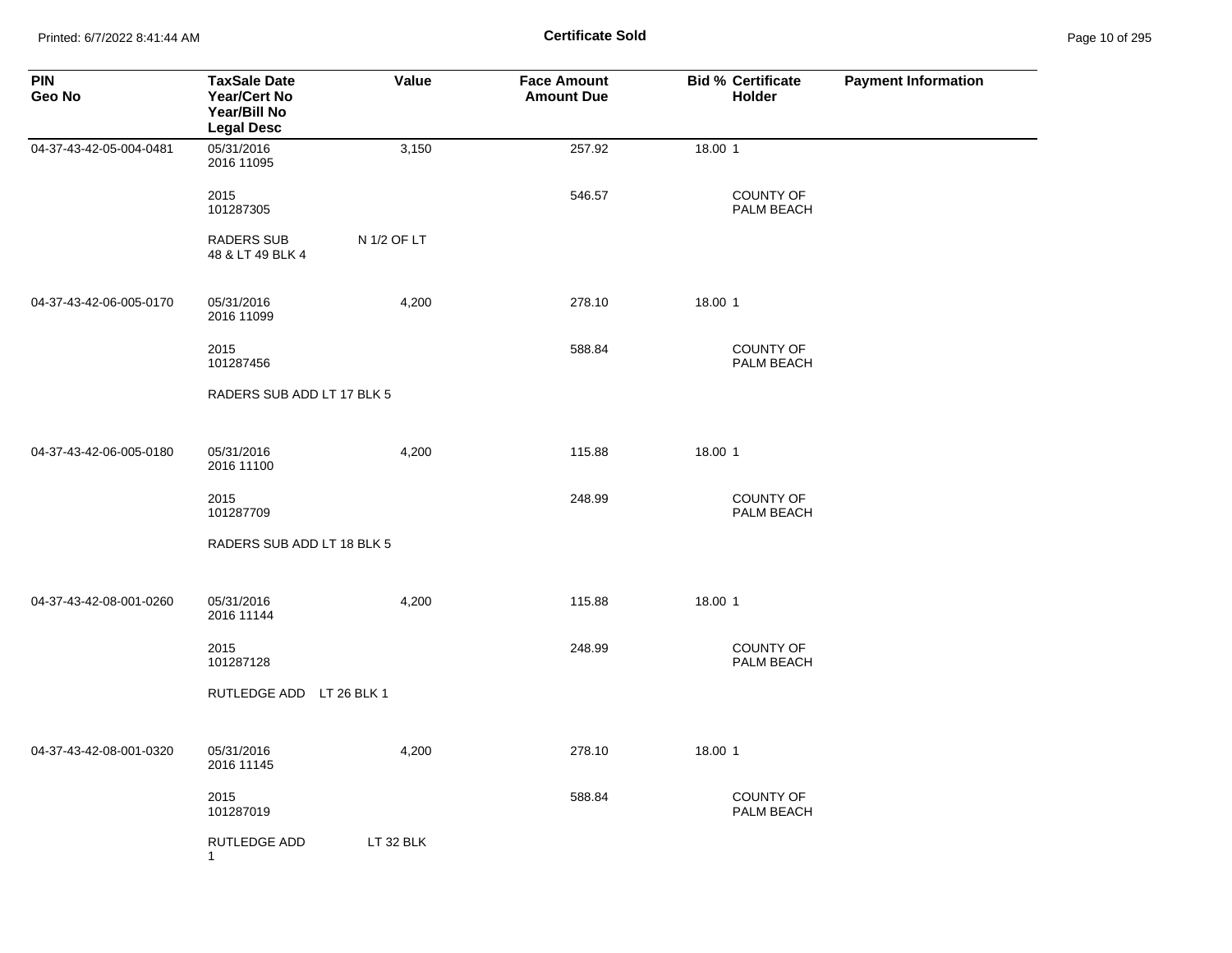# Certificate Sold

| PIN<br>Geo No | TaxSale Date<br>Year/Cert No<br>Year/Bill No<br>Legal Desc | Value | Face Amount<br>Amount Due | Bid % | Certificate Holder | Payment Information |
|---|---|---|---|---|---|---|
| 04-37-43-42-05-004-0481 | 05/31/2016<br>2016 11095 | 3,150 | 257.92 | 18.00 | 1 | |
| | 2015<br>101287305 | | 546.57 | | COUNTY OF PALM BEACH | |
| | RADERS SUB N 1/2 OF LT 48 & LT 49 BLK 4 | | | | | |
| 04-37-43-42-06-005-0170 | 05/31/2016<br>2016 11099 | 4,200 | 278.10 | 18.00 | 1 | |
| | 2015<br>101287456 | | 588.84 | | COUNTY OF PALM BEACH | |
| | RADERS SUB ADD LT 17 BLK 5 | | | | | |
| 04-37-43-42-06-005-0180 | 05/31/2016<br>2016 11100 | 4,200 | 115.88 | 18.00 | 1 | |
| | 2015<br>101287709 | | 248.99 | | COUNTY OF PALM BEACH | |
| | RADERS SUB ADD LT 18 BLK 5 | | | | | |
| 04-37-43-42-08-001-0260 | 05/31/2016<br>2016 11144 | 4,200 | 115.88 | 18.00 | 1 | |
| | 2015<br>101287128 | | 248.99 | | COUNTY OF PALM BEACH | |
| | RUTLEDGE ADD LT 26 BLK 1 | | | | | |
| 04-37-43-42-08-001-0320 | 05/31/2016<br>2016 11145 | 4,200 | 278.10 | 18.00 | 1 | |
| | 2015<br>101287019 | | 588.84 | | COUNTY OF PALM BEACH | |
| | RUTLEDGE ADD LT 32 BLK 1 | | | | | |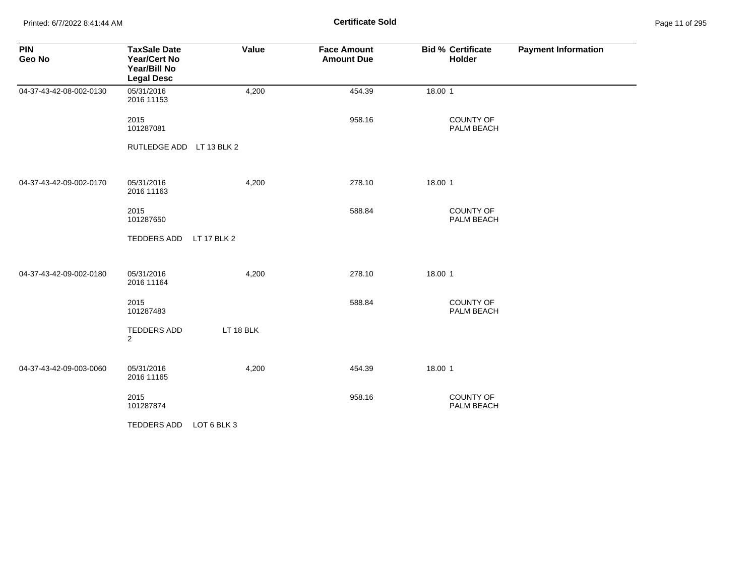**Certificate Sold**

| PIN<br>Geo No | TaxSale Date<br>Year/Cert No<br>Year/Bill No<br>Legal Desc | Value | Face Amount<br>Amount Due | Bid % | Certificate<br>Holder | Payment Information |
|---|---|---|---|---|---|---|
| 04-37-43-42-08-002-0130 | 05/31/2016<br>2016 11153 | 4,200 | 454.39 | 18.00 | 1 | |
| | 2015<br>101287081 | | 958.16 | | COUNTY OF PALM BEACH | |
| | RUTLEDGE ADD LT 13 BLK 2 | | | | | |
| 04-37-43-42-09-002-0170 | 05/31/2016<br>2016 11163 | 4,200 | 278.10 | 18.00 | 1 | |
| | 2015<br>101287650 | | 588.84 | | COUNTY OF PALM BEACH | |
| | TEDDERS ADD LT 17 BLK 2 | | | | | |
| 04-37-43-42-09-002-0180 | 05/31/2016<br>2016 11164 | 4,200 | 278.10 | 18.00 | 1 | |
| | 2015<br>101287483 | | 588.84 | | COUNTY OF PALM BEACH | |
| | TEDDERS ADD 2 LT 18 BLK | | | | | |
| 04-37-43-42-09-003-0060 | 05/31/2016<br>2016 11165 | 4,200 | 454.39 | 18.00 | 1 | |
| | 2015<br>101287874 | | 958.16 | | COUNTY OF PALM BEACH | |
| | TEDDERS ADD LOT 6 BLK 3 | | | | | |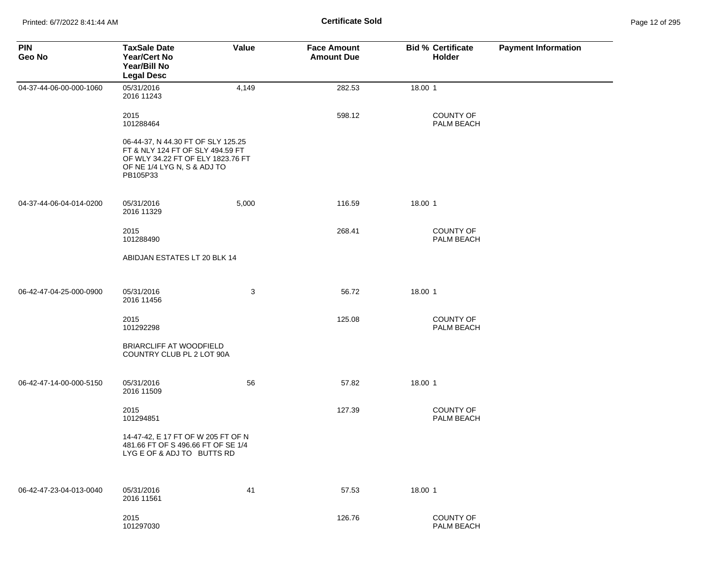| PIN<br>Geo No | TaxSale Date<br>Year/Cert No<br>Year/Bill No<br>Legal Desc | Value | Face Amount<br>Amount Due | Bid % | Certificate Holder | Payment Information |
|---|---|---|---|---|---|---|
| 04-37-44-06-00-000-1060 | 05/31/2016<br>2016 11243 | 4,149 | 282.53 | 18.00 | 1 | |
| | 2015<br>101288464 | | 598.12 | | COUNTY OF PALM BEACH | |
| | 06-44-37, N 44.30 FT OF SLY 125.25 FT & NLY 124 FT OF SLY 494.59 FT OF WLY 34.22 FT OF ELY 1823.76 FT OF NE 1/4 LYG N, S & ADJ TO PB105P33 | | | | | |
| 04-37-44-06-04-014-0200 | 05/31/2016<br>2016 11329 | 5,000 | 116.59 | 18.00 | 1 | |
| | 2015<br>101288490 | | 268.41 | | COUNTY OF PALM BEACH | |
| | ABIDJAN ESTATES LT 20 BLK 14 | | | | | |
| 06-42-47-04-25-000-0900 | 05/31/2016<br>2016 11456 | 3 | 56.72 | 18.00 | 1 | |
| | 2015<br>101292298 | | 125.08 | | COUNTY OF PALM BEACH | |
| | BRIARCLIFF AT WOODFIELD COUNTRY CLUB PL 2 LOT 90A | | | | | |
| 06-42-47-14-00-000-5150 | 05/31/2016<br>2016 11509 | 56 | 57.82 | 18.00 | 1 | |
| | 2015<br>101294851 | | 127.39 | | COUNTY OF PALM BEACH | |
| | 14-47-42, E 17 FT OF W 205 FT OF N 481.66 FT OF S 496.66 FT OF SE 1/4 LYG E OF & ADJ TO BUTTS RD | | | | | |
| 06-42-47-23-04-013-0040 | 05/31/2016<br>2016 11561 | 41 | 57.53 | 18.00 | 1 | |
| | 2015<br>101297030 | | 126.76 | | COUNTY OF PALM BEACH | |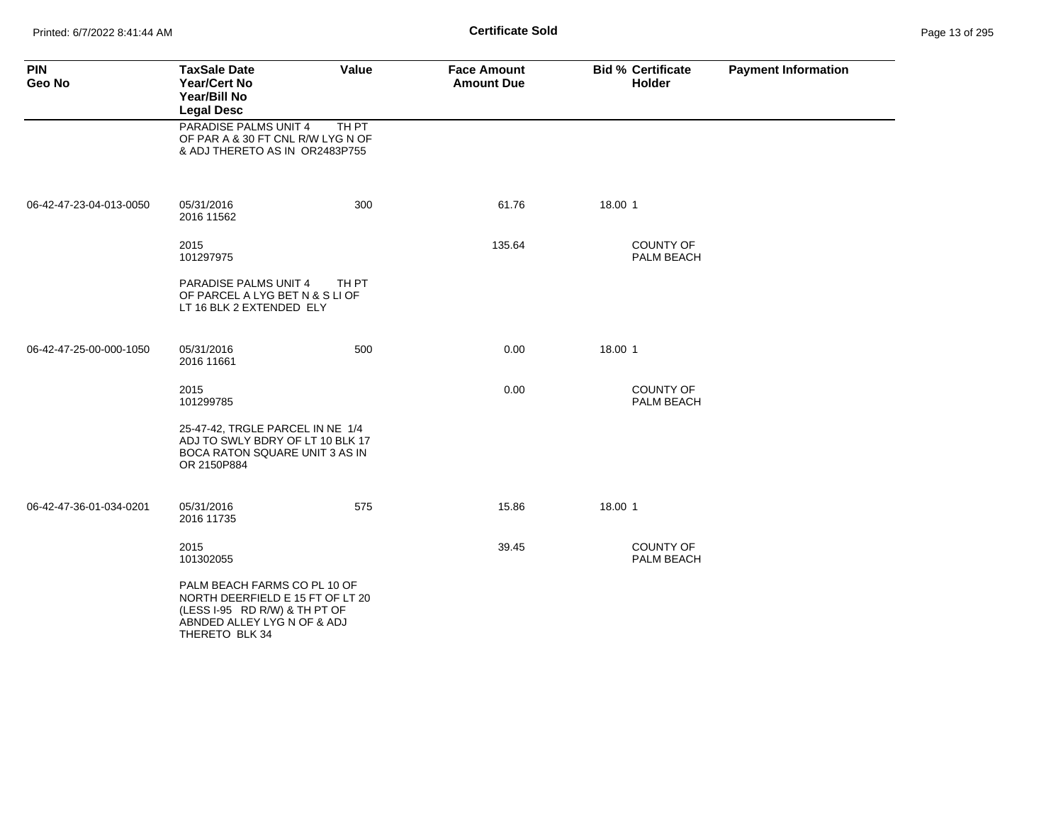| PIN<br>Geo No | TaxSale Date<br>Year/Cert No<br>Year/Bill No<br>Legal Desc | Value | Face Amount<br>Amount Due | Bid % | Certificate Holder | Payment Information |
|---|---|---|---|---|---|---|
| | PARADISE PALMS UNIT 4 TH PT OF PAR A & 30 FT CNL R/W LYG N OF & ADJ THERETO AS IN OR2483P755 | | | | | |
| 06-42-47-23-04-013-0050 | 05/31/2016<br>2016 11562 | 300 | 61.76 | 18.00 | 1 | |
| | 2015<br>101297975 | | 135.64 | | COUNTY OF PALM BEACH | |
| | PARADISE PALMS UNIT 4 TH PT OF PARCEL A LYG BET N & S LI OF LT 16 BLK 2 EXTENDED ELY | | | | | |
| 06-42-47-25-00-000-1050 | 05/31/2016<br>2016 11661 | 500 | 0.00 | 18.00 | 1 | |
| | 2015<br>101299785 | | 0.00 | | COUNTY OF PALM BEACH | |
| | 25-47-42, TRGLE PARCEL IN NE 1/4 ADJ TO SWLY BDRY OF LT 10 BLK 17 BOCA RATON SQUARE UNIT 3 AS IN OR 2150P884 | | | | | |
| 06-42-47-36-01-034-0201 | 05/31/2016<br>2016 11735 | 575 | 15.86 | 18.00 | 1 | |
| | 2015<br>101302055 | | 39.45 | | COUNTY OF PALM BEACH | |
| | PALM BEACH FARMS CO PL 10 OF NORTH DEERFIELD E 15 FT OF LT 20 (LESS I-95 RD R/W) & TH PT OF ABNDED ALLEY LYG N OF & ADJ THERETO BLK 34 | | | | | |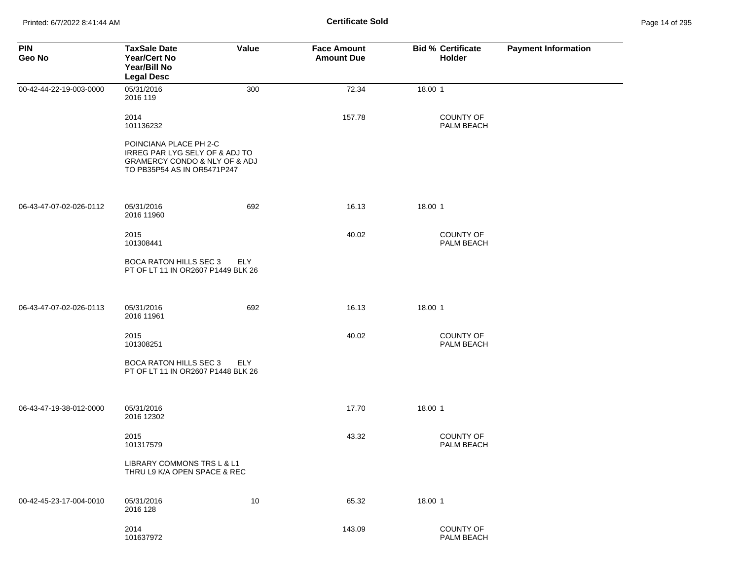**Certificate Sold**

| PIN<br>Geo No | TaxSale Date<br>Year/Cert No<br>Year/Bill No<br>Legal Desc | Value | Face Amount<br>Amount Due | Bid % | Certificate<br>Holder | Payment Information |
|---|---|---|---|---|---|---|
| 00-42-44-22-19-003-0000 | 05/31/2016<br>2016 119 | 300 | 72.34 | 18.00 | 1 | |
| | 2014<br>101136232 | | 157.78 | | COUNTY OF PALM BEACH | |
| | POINCIANA PLACE PH 2-C IRREG PAR LYG SELY OF & ADJ TO GRAMERCY CONDO & NLY OF & ADJ TO PB35P54 AS IN OR5471P247 | | | | | |
| 06-43-47-07-02-026-0112 | 05/31/2016<br>2016 11960 | 692 | 16.13 | 18.00 | 1 | |
| | 2015<br>101308441 | | 40.02 | | COUNTY OF PALM BEACH | |
| | BOCA RATON HILLS SEC 3 ELY PT OF LT 11 IN OR2607 P1449 BLK 26 | | | | | |
| 06-43-47-07-02-026-0113 | 05/31/2016<br>2016 11961 | 692 | 16.13 | 18.00 | 1 | |
| | 2015<br>101308251 | | 40.02 | | COUNTY OF PALM BEACH | |
| | BOCA RATON HILLS SEC 3 ELY PT OF LT 11 IN OR2607 P1448 BLK 26 | | | | | |
| 06-43-47-19-38-012-0000 | 05/31/2016<br>2016 12302 | | 17.70 | 18.00 | 1 | |
| | 2015<br>101317579 | | 43.32 | | COUNTY OF PALM BEACH | |
| | LIBRARY COMMONS TRS L & L1 THRU L9 K/A OPEN SPACE & REC | | | | | |
| 00-42-45-23-17-004-0010 | 05/31/2016<br>2016 128 | 10 | 65.32 | 18.00 | 1 | |
| | 2014<br>101637972 | | 143.09 | | COUNTY OF PALM BEACH | |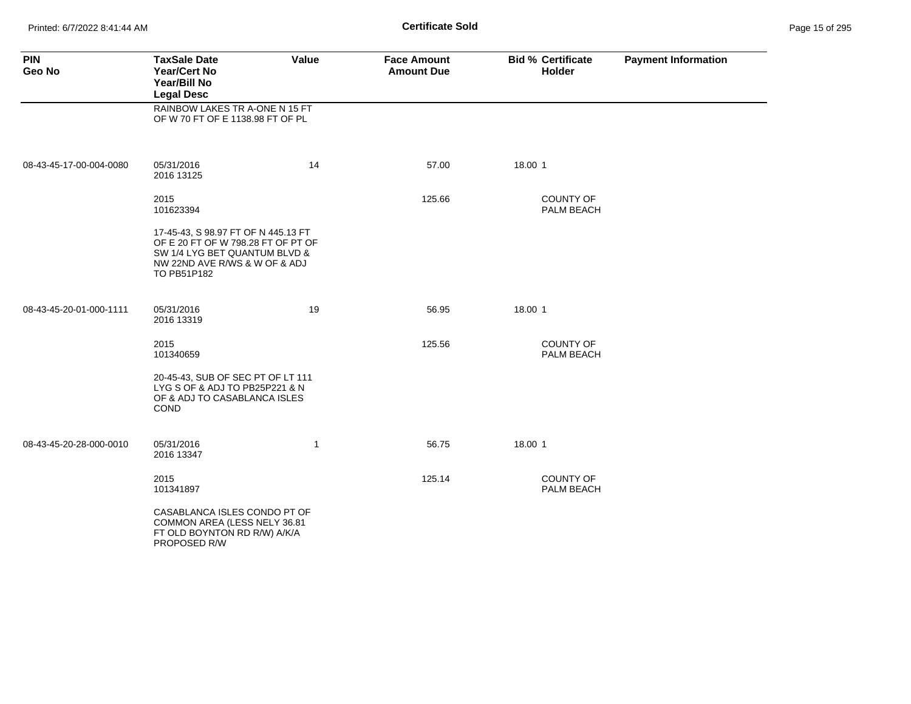| PIN<br>Geo No | TaxSale Date<br>Year/Cert No<br>Year/Bill No<br>Legal Desc | Value | Face Amount<br>Amount Due | Bid % | Certificate Holder | Payment Information |
|---|---|---|---|---|---|---|
| | RAINBOW LAKES TR A-ONE N 15 FT OF W 70 FT OF E 1138.98 FT OF PL | | | | | |
| 08-43-45-17-00-004-0080 | 05/31/2016<br>2016 13125 | 14 | 57.00 | 18.00 | 1 | |
| | 2015<br>101623394 | | 125.66 | | COUNTY OF PALM BEACH | |
| | 17-45-43, S 98.97 FT OF N 445.13 FT OF E 20 FT OF W 798.28 FT OF PT OF SW 1/4 LYG BET QUANTUM BLVD & NW 22ND AVE R/WS & W OF & ADJ TO PB51P182 | | | | | |
| 08-43-45-20-01-000-1111 | 05/31/2016<br>2016 13319 | 19 | 56.95 | 18.00 | 1 | |
| | 2015<br>101340659 | | 125.56 | | COUNTY OF PALM BEACH | |
| | 20-45-43, SUB OF SEC PT OF LT 111 LYG S OF & ADJ TO PB25P221 & N OF & ADJ TO CASABLANCA ISLES COND | | | | | |
| 08-43-45-20-28-000-0010 | 05/31/2016<br>2016 13347 | 1 | 56.75 | 18.00 | 1 | |
| | 2015<br>101341897 | | 125.14 | | COUNTY OF PALM BEACH | |
| | CASABLANCA ISLES CONDO PT OF COMMON AREA (LESS NELY 36.81 FT OLD BOYNTON RD R/W) A/K/A PROPOSED R/W | | | | | |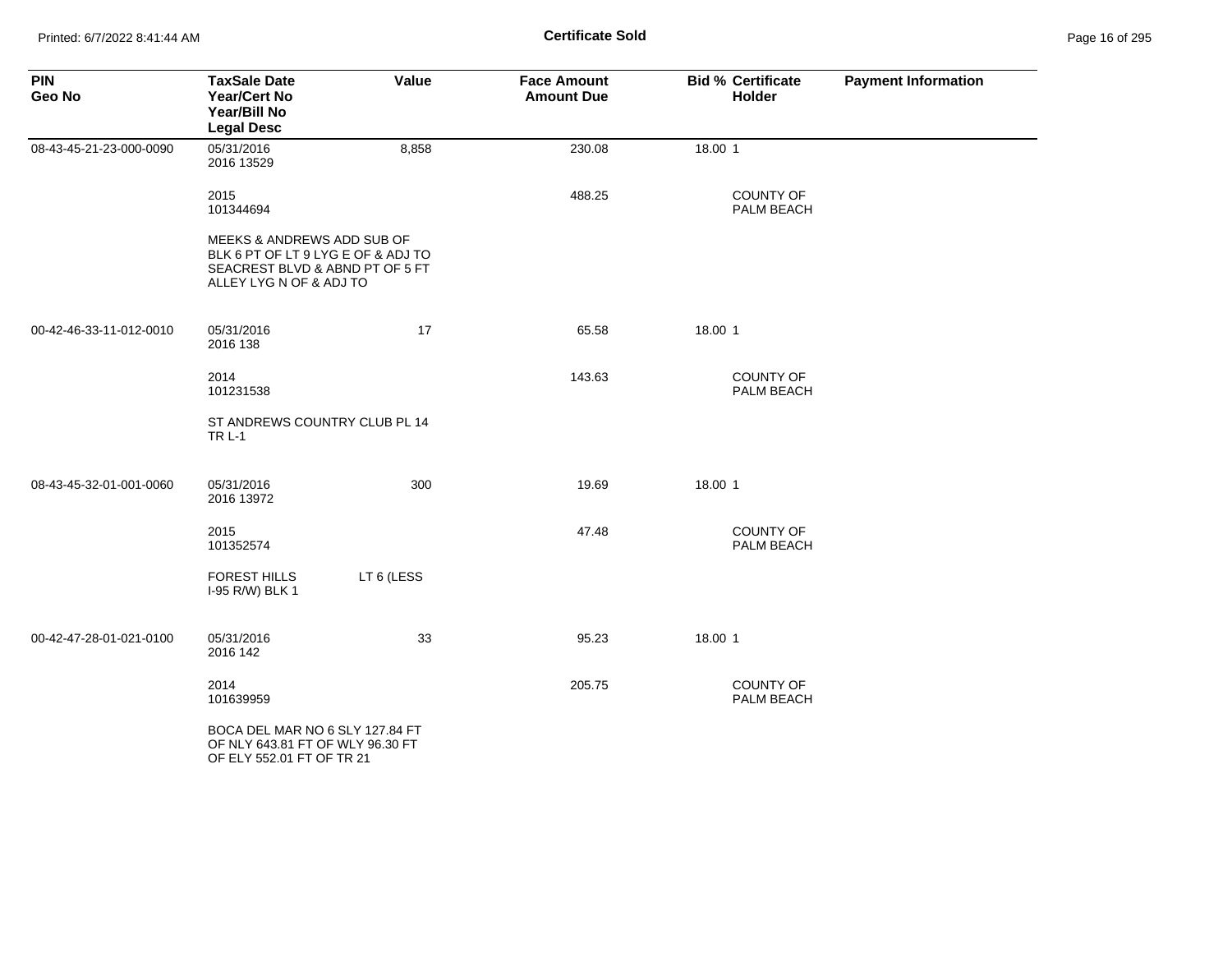**Certificate Sold**

| PIN<br>Geo No | TaxSale Date<br>Year/Cert No<br>Year/Bill No<br>Legal Desc | Value | Face Amount<br>Amount Due | Bid % | Certificate Holder | Payment Information |
|---|---|---|---|---|---|---|
| 08-43-45-21-23-000-0090 | 05/31/2016<br>2016 13529 | 8,858 | 230.08 | 18.00 | 1 | |
| | 2015<br>101344694 | | 488.25 | | COUNTY OF PALM BEACH | |
| | MEEKS & ANDREWS ADD SUB OF BLK 6 PT OF LT 9 LYG E OF & ADJ TO SEACREST BLVD & ABND PT OF 5 FT ALLEY LYG N OF & ADJ TO | | | | | |
| 00-42-46-33-11-012-0010 | 05/31/2016<br>2016 138 | 17 | 65.58 | 18.00 | 1 | |
| | 2014<br>101231538 | | 143.63 | | COUNTY OF PALM BEACH | |
| | ST ANDREWS COUNTRY CLUB PL 14 TR L-1 | | | | | |
| 08-43-45-32-01-001-0060 | 05/31/2016<br>2016 13972 | 300 | 19.69 | 18.00 | 1 | |
| | 2015<br>101352574 | | 47.48 | | COUNTY OF PALM BEACH | |
| | FOREST HILLS LT 6 (LESS I-95 R/W) BLK 1 | | | | | |
| 00-42-47-28-01-021-0100 | 05/31/2016<br>2016 142 | 33 | 95.23 | 18.00 | 1 | |
| | 2014<br>101639959 | | 205.75 | | COUNTY OF PALM BEACH | |
| | BOCA DEL MAR NO 6 SLY 127.84 FT OF NLY 643.81 FT OF WLY 96.30 FT OF ELY 552.01 FT OF TR 21 | | | | | |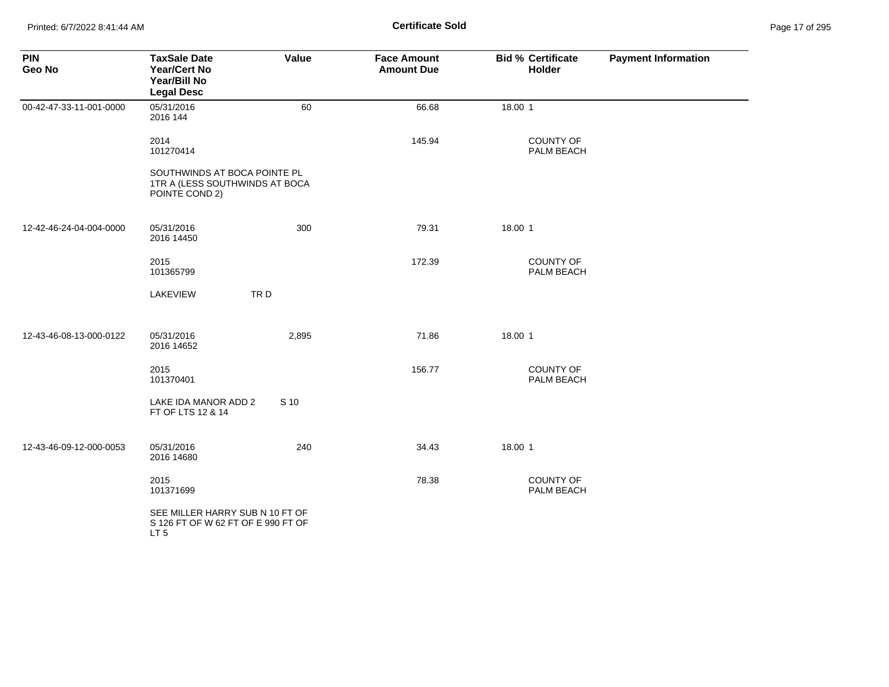**Certificate Sold**

| PIN<br>Geo No | TaxSale Date<br>Year/Cert No<br>Year/Bill No<br>Legal Desc | Value | Face Amount<br>Amount Due | Bid % | Certificate Holder | Payment Information |
|---|---|---|---|---|---|---|
| 00-42-47-33-11-001-0000 | 05/31/2016<br>2016 144 | 60 | 66.68 | 18.00 | 1 | |
| | 2014<br>101270414 | | 145.94 | | COUNTY OF PALM BEACH | |
| | SOUTHWINDS AT BOCA POINTE PL 1TR A (LESS SOUTHWINDS AT BOCA POINTE COND 2) | | | | | |
| 12-42-46-24-04-004-0000 | 05/31/2016<br>2016 14450 | 300 | 79.31 | 18.00 | 1 | |
| | 2015<br>101365799 | | 172.39 | | COUNTY OF PALM BEACH | |
| | LAKEVIEW TR D | | | | | |
| 12-43-46-08-13-000-0122 | 05/31/2016<br>2016 14652 | 2,895 | 71.86 | 18.00 | 1 | |
| | 2015<br>101370401 | | 156.77 | | COUNTY OF PALM BEACH | |
| | LAKE IDA MANOR ADD 2 S 10 FT OF LTS 12 & 14 | | | | | |
| 12-43-46-09-12-000-0053 | 05/31/2016<br>2016 14680 | 240 | 34.43 | 18.00 | 1 | |
| | 2015<br>101371699 | | 78.38 | | COUNTY OF PALM BEACH | |
| | SEE MILLER HARRY SUB N 10 FT OF S 126 FT OF W 62 FT OF E 990 FT OF LT 5 | | | | | |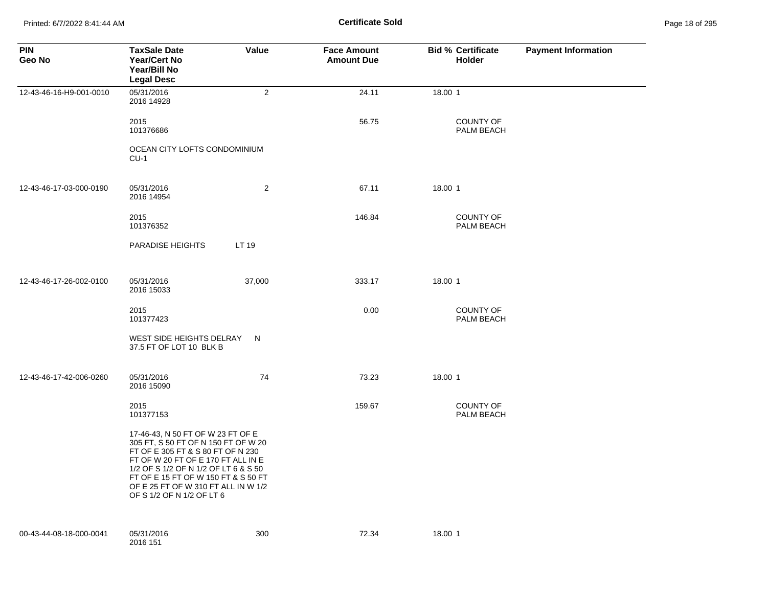**Certificate Sold**

| PIN<br>Geo No | TaxSale Date<br>Year/Cert No<br>Year/Bill No<br>Legal Desc | Value | Face Amount<br>Amount Due | Bid % | Certificate<br>Holder | Payment Information |
|---|---|---|---|---|---|---|
| 12-43-46-16-H9-001-0010 | 05/31/2016<br>2016 14928 | 2 | 24.11 | 18.00 | 1 | |
| | 2015<br>101376686 | | 56.75 | | COUNTY OF PALM BEACH | |
| | OCEAN CITY LOFTS CONDOMINIUM CU-1 | | | | | |
| 12-43-46-17-03-000-0190 | 05/31/2016<br>2016 14954 | 2 | 67.11 | 18.00 | 1 | |
| | 2015<br>101376352 | | 146.84 | | COUNTY OF PALM BEACH | |
| | PARADISE HEIGHTS LT 19 | | | | | |
| 12-43-46-17-26-002-0100 | 05/31/2016<br>2016 15033 | 37,000 | 333.17 | 18.00 | 1 | |
| | 2015<br>101377423 | | 0.00 | | COUNTY OF PALM BEACH | |
| | WEST SIDE HEIGHTS DELRAY N 37.5 FT OF LOT 10 BLK B | | | | | |
| 12-43-46-17-42-006-0260 | 05/31/2016<br>2016 15090 | 74 | 73.23 | 18.00 | 1 | |
| | 2015<br>101377153 | | 159.67 | | COUNTY OF PALM BEACH | |
| | 17-46-43, N 50 FT OF W 23 FT OF E 305 FT, S 50 FT OF N 150 FT OF W 20 FT OF E 305 FT & S 80 FT OF N 230 FT OF W 20 FT OF E 170 FT ALL IN E 1/2 OF S 1/2 OF N 1/2 OF LT 6 & S 50 FT OF E 15 FT OF W 150 FT & S 50 FT OF E 25 FT OF W 310 FT ALL IN W 1/2 OF S 1/2 OF N 1/2 OF LT 6 | | | | | |
| 00-43-44-08-18-000-0041 | 05/31/2016<br>2016 151 | 300 | 72.34 | 18.00 | 1 | |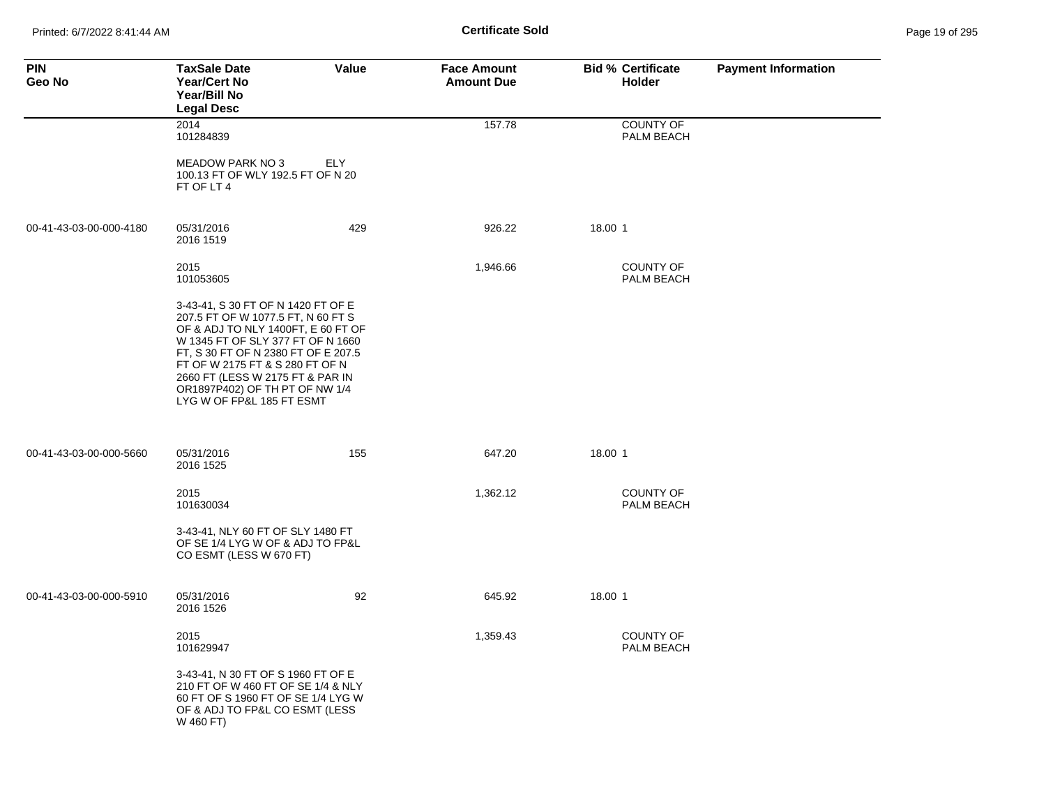**Certificate Sold**

| PIN<br>Geo No | TaxSale Date<br>Year/Cert No<br>Year/Bill No<br>Legal Desc | Value | Face Amount<br>Amount Due | Bid % | Certificate<br>Holder | Payment Information |
|---|---|---|---|---|---|---|
| | 2014<br>101284839 | | 157.78 | | COUNTY OF PALM BEACH | |
| | MEADOW PARK NO 3 ELY 100.13 FT OF WLY 192.5 FT OF N 20 FT OF LT 4 | | | | | |
| 00-41-43-03-00-000-4180 | 05/31/2016<br>2016 1519 | 429 | 926.22 | 18.00 | 1 | |
| | 2015<br>101053605 | | 1,946.66 | | COUNTY OF PALM BEACH | |
| | 3-43-41, S 30 FT OF N 1420 FT OF E 207.5 FT OF W 1077.5 FT, N 60 FT S OF & ADJ TO NLY 1400FT, E 60 FT OF W 1345 FT OF SLY 377 FT OF N 1660 FT, S 30 FT OF N 2380 FT OF E 207.5 FT OF W 2175 FT & S 280 FT OF N 2660 FT (LESS W 2175 FT & PAR IN OR1897P402) OF TH PT OF NW 1/4 LYG W OF FP&L 185 FT ESMT | | | | | |
| 00-41-43-03-00-000-5660 | 05/31/2016<br>2016 1525 | 155 | 647.20 | 18.00 | 1 | |
| | 2015<br>101630034 | | 1,362.12 | | COUNTY OF PALM BEACH | |
| | 3-43-41, NLY 60 FT OF SLY 1480 FT OF SE 1/4 LYG W OF & ADJ TO FP&L CO ESMT (LESS W 670 FT) | | | | | |
| 00-41-43-03-00-000-5910 | 05/31/2016<br>2016 1526 | 92 | 645.92 | 18.00 | 1 | |
| | 2015<br>101629947 | | 1,359.43 | | COUNTY OF PALM BEACH | |
| | 3-43-41, N 30 FT OF S 1960 FT OF E 210 FT OF W 460 FT OF SE 1/4 & NLY 60 FT OF S 1960 FT OF SE 1/4 LYG W OF & ADJ TO FP&L CO ESMT (LESS W 460 FT) | | | | | |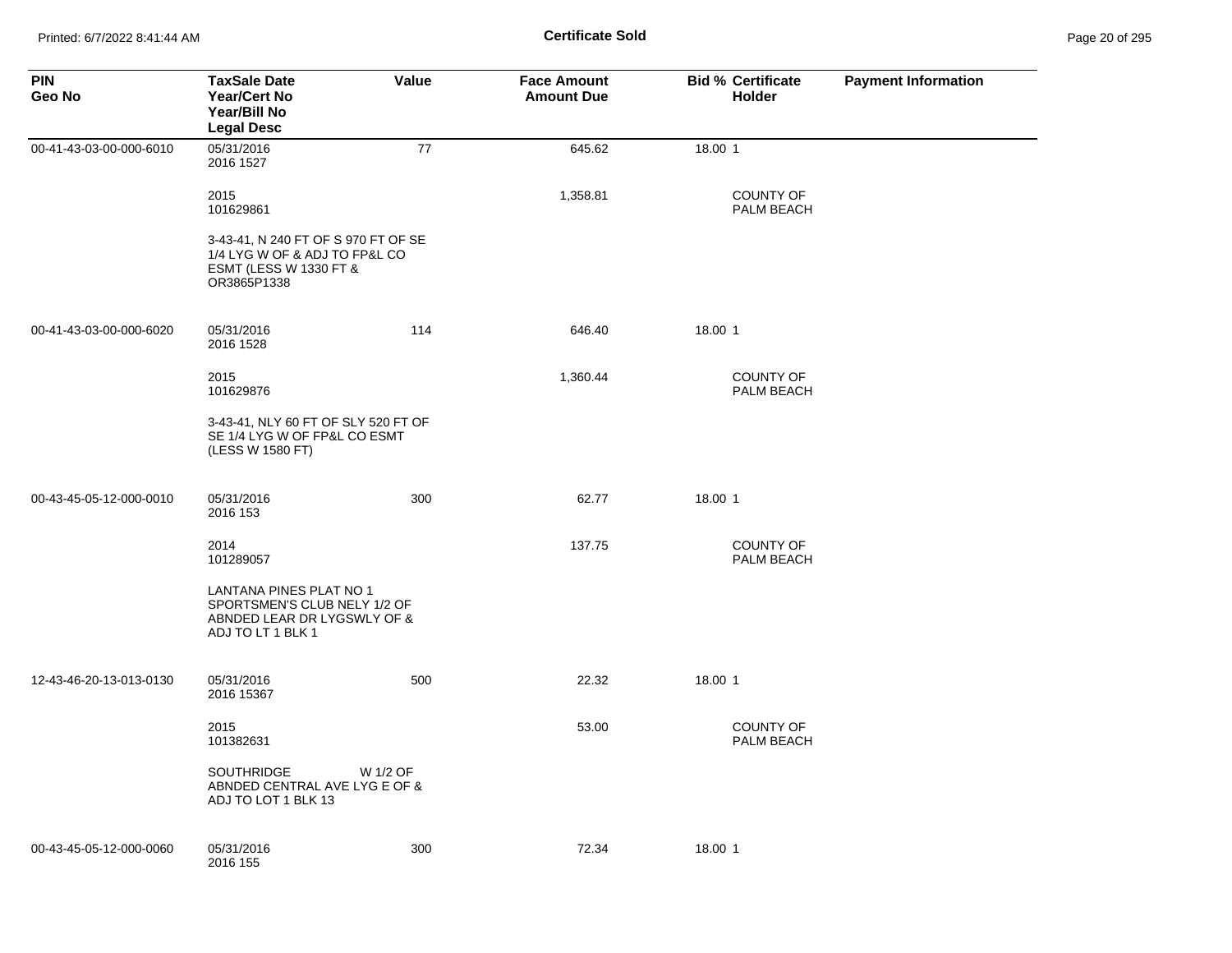# Certificate Sold

| PIN<br>Geo No | TaxSale Date<br>Year/Cert No<br>Year/Bill No<br>Legal Desc | Value | Face Amount<br>Amount Due | Bid % | Certificate Holder | Payment Information |
|---|---|---|---|---|---|---|
| 00-41-43-03-00-000-6010 | 05/31/2016<br>2016 1527<br>2015<br>101629861<br>3-43-41, N 240 FT OF S 970 FT OF SE 1/4 LYG W OF & ADJ TO FP&L CO ESMT (LESS W 1330 FT & OR3865P1338 | 77 | 645.62<br>1,358.81 | 18.00 | 1<br>COUNTY OF PALM BEACH | |
| 00-41-43-03-00-000-6020 | 05/31/2016<br>2016 1528<br>2015<br>101629876<br>3-43-41, NLY 60 FT OF SLY 520 FT OF SE 1/4 LYG W OF FP&L CO ESMT (LESS W 1580 FT) | 114 | 646.40<br>1,360.44 | 18.00 | 1<br>COUNTY OF PALM BEACH | |
| 00-43-45-05-12-000-0010 | 05/31/2016<br>2016 153<br>2014<br>101289057<br>LANTANA PINES PLAT NO 1 SPORTSMEN'S CLUB NELY 1/2 OF ABNDED LEAR DR LYGSWLY OF & ADJ TO LT 1 BLK 1 | 300 | 62.77<br>137.75 | 18.00 | 1<br>COUNTY OF PALM BEACH | |
| 12-43-46-20-13-013-0130 | 05/31/2016<br>2016 15367<br>2015<br>101382631<br>SOUTHRIDGE W 1/2 OF ABNDED CENTRAL AVE LYG E OF & ADJ TO LOT 1 BLK 13 | 500 | 22.32<br>53.00 | 18.00 | 1<br>COUNTY OF PALM BEACH | |
| 00-43-45-05-12-000-0060 | 05/31/2016<br>2016 155 | 300 | 72.34 | 18.00 | 1 | |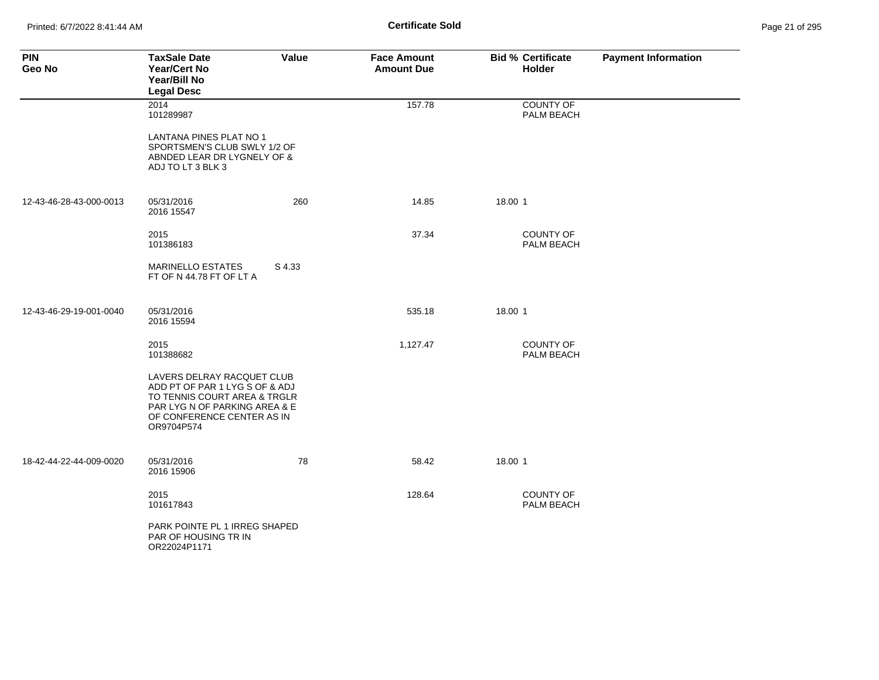# Certificate Sold

| PIN<br>Geo No | TaxSale Date<br>Year/Cert No<br>Year/Bill No<br>Legal Desc | Value | Face Amount<br>Amount Due | Bid % | Certificate<br>Holder | Payment Information |
|---|---|---|---|---|---|---|
| | 2014<br>101289987 | | 157.78 | | COUNTY OF PALM BEACH | |
| | LANTANA PINES PLAT NO 1 SPORTSMEN'S CLUB SWLY 1/2 OF ABNDED LEAR DR LYGNELY OF & ADJ TO LT 3 BLK 3 | | | | | |
| 12-43-46-28-43-000-0013 | 05/31/2016<br>2016 15547 | 260 | 14.85 | 18.00 | 1 | |
| | 2015<br>101386183 | | 37.34 | | COUNTY OF PALM BEACH | |
| | MARINELLO ESTATES S 4.33 FT OF N 44.78 FT OF LT A | | | | | |
| 12-43-46-29-19-001-0040 | 05/31/2016<br>2016 15594 | | 535.18 | 18.00 | 1 | |
| | 2015<br>101388682 | | 1,127.47 | | COUNTY OF PALM BEACH | |
| | LAVERS DELRAY RACQUET CLUB ADD PT OF PAR 1 LYG S OF & ADJ TO TENNIS COURT AREA & TRGLR PAR LYG N OF PARKING AREA & E OF CONFERENCE CENTER AS IN OR9704P574 | | | | | |
| 18-42-44-22-44-009-0020 | 05/31/2016<br>2016 15906 | 78 | 58.42 | 18.00 | 1 | |
| | 2015<br>101617843 | | 128.64 | | COUNTY OF PALM BEACH | |
| | PARK POINTE PL 1 IRREG SHAPED PAR OF HOUSING TR IN OR22024P1171 | | | | | |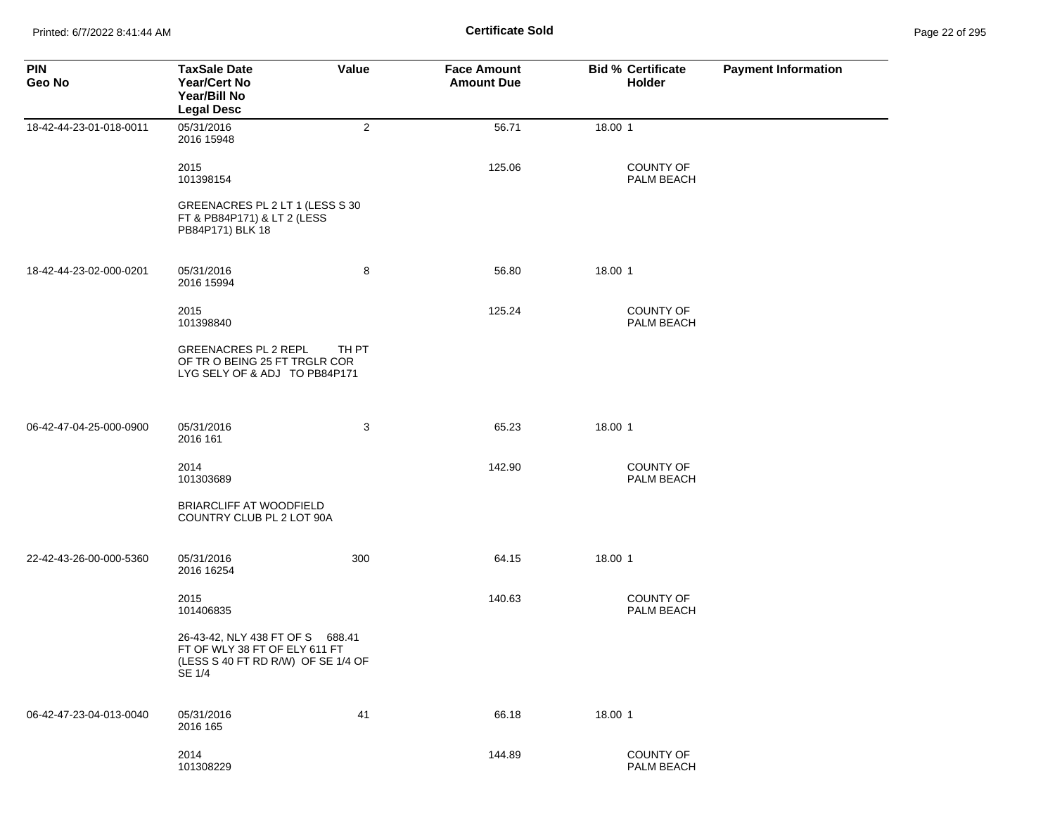**Certificate Sold**

| PIN<br>Geo No | TaxSale Date<br>Year/Cert No<br>Year/Bill No<br>Legal Desc | Value | Face Amount<br>Amount Due | Bid % | Certificate Holder | Payment Information |
|---|---|---|---|---|---|---|
| 18-42-44-23-01-018-0011 | 05/31/2016<br>2016 15948 | 2 | 56.71 | 18.00 | 1 | |
| | 2015<br>101398154 | | 125.06 | | COUNTY OF PALM BEACH | |
| | GREENACRES PL 2 LT 1 (LESS S 30 FT & PB84P171) & LT 2 (LESS PB84P171) BLK 18 | | | | | |
| 18-42-44-23-02-000-0201 | 05/31/2016<br>2016 15994 | 8 | 56.80 | 18.00 | 1 | |
| | 2015<br>101398840 | | 125.24 | | COUNTY OF PALM BEACH | |
| | GREENACRES PL 2 REPL TH PT OF TR O BEING 25 FT TRGLR COR LYG SELY OF & ADJ TO PB84P171 | | | | | |
| 06-42-47-04-25-000-0900 | 05/31/2016<br>2016 161 | 3 | 65.23 | 18.00 | 1 | |
| | 2014<br>101303689 | | 142.90 | | COUNTY OF PALM BEACH | |
| | BRIARCLIFF AT WOODFIELD COUNTRY CLUB PL 2 LOT 90A | | | | | |
| 22-42-43-26-00-000-5360 | 05/31/2016<br>2016 16254 | 300 | 64.15 | 18.00 | 1 | |
| | 2015<br>101406835 | | 140.63 | | COUNTY OF PALM BEACH | |
| | 26-43-42, NLY 438 FT OF S 688.41 FT OF WLY 38 FT OF ELY 611 FT (LESS S 40 FT RD R/W) OF SE 1/4 OF SE 1/4 | | | | | |
| 06-42-47-23-04-013-0040 | 05/31/2016<br>2016 165 | 41 | 66.18 | 18.00 | 1 | |
| | 2014<br>101308229 | | 144.89 | | COUNTY OF PALM BEACH | |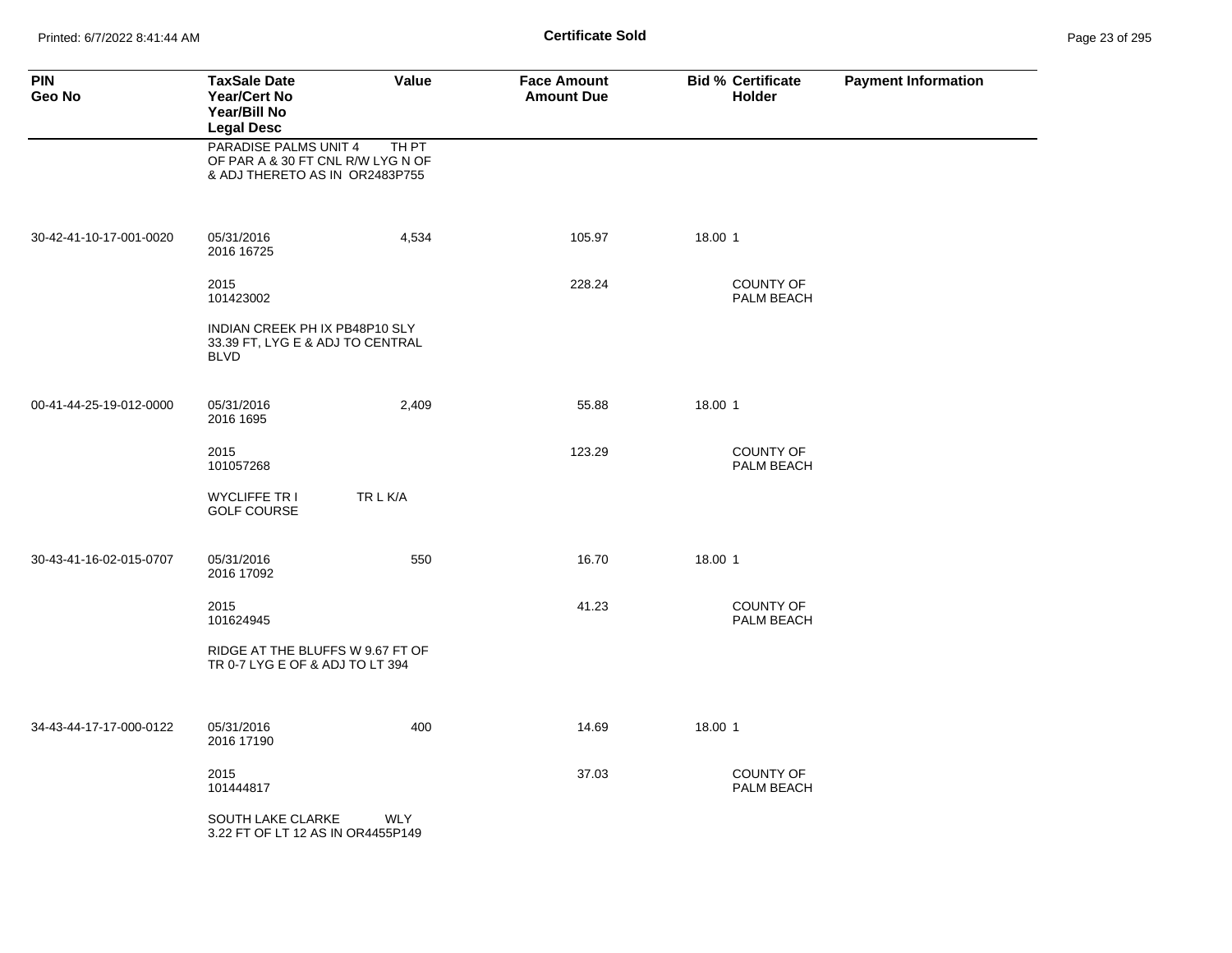| PIN<br>Geo No | TaxSale Date<br>Year/Cert No<br>Year/Bill No<br>Legal Desc | Value | Face Amount<br>Amount Due | Bid % | Certificate Holder | Payment Information |
|---|---|---|---|---|---|---|
| | PARADISE PALMS UNIT 4 TH PT OF PAR A & 30 FT CNL R/W LYG N OF & ADJ THERETO AS IN OR2483P755 | | | | | |
| 30-42-41-10-17-001-0020 | 05/31/2016<br>2016 16725 | 4,534 | 105.97 | 18.00 | 1 | |
| | 2015<br>101423002 | | 228.24 | | COUNTY OF PALM BEACH | |
| | INDIAN CREEK PH IX PB48P10 SLY 33.39 FT, LYG E & ADJ TO CENTRAL BLVD | | | | | |
| 00-41-44-25-19-012-0000 | 05/31/2016<br>2016 1695 | 2,409 | 55.88 | 18.00 | 1 | |
| | 2015<br>101057268 | | 123.29 | | COUNTY OF PALM BEACH | |
| | WYCLIFFE TR I TR L K/A GOLF COURSE | | | | | |
| 30-43-41-16-02-015-0707 | 05/31/2016<br>2016 17092 | 550 | 16.70 | 18.00 | 1 | |
| | 2015<br>101624945 | | 41.23 | | COUNTY OF PALM BEACH | |
| | RIDGE AT THE BLUFFS W 9.67 FT OF TR 0-7 LYG E OF & ADJ TO LT 394 | | | | | |
| 34-43-44-17-17-000-0122 | 05/31/2016<br>2016 17190 | 400 | 14.69 | 18.00 | 1 | |
| | 2015<br>101444817 | | 37.03 | | COUNTY OF PALM BEACH | |
| | SOUTH LAKE CLARKE WLY 3.22 FT OF LT 12 AS IN OR4455P149 | | | | | |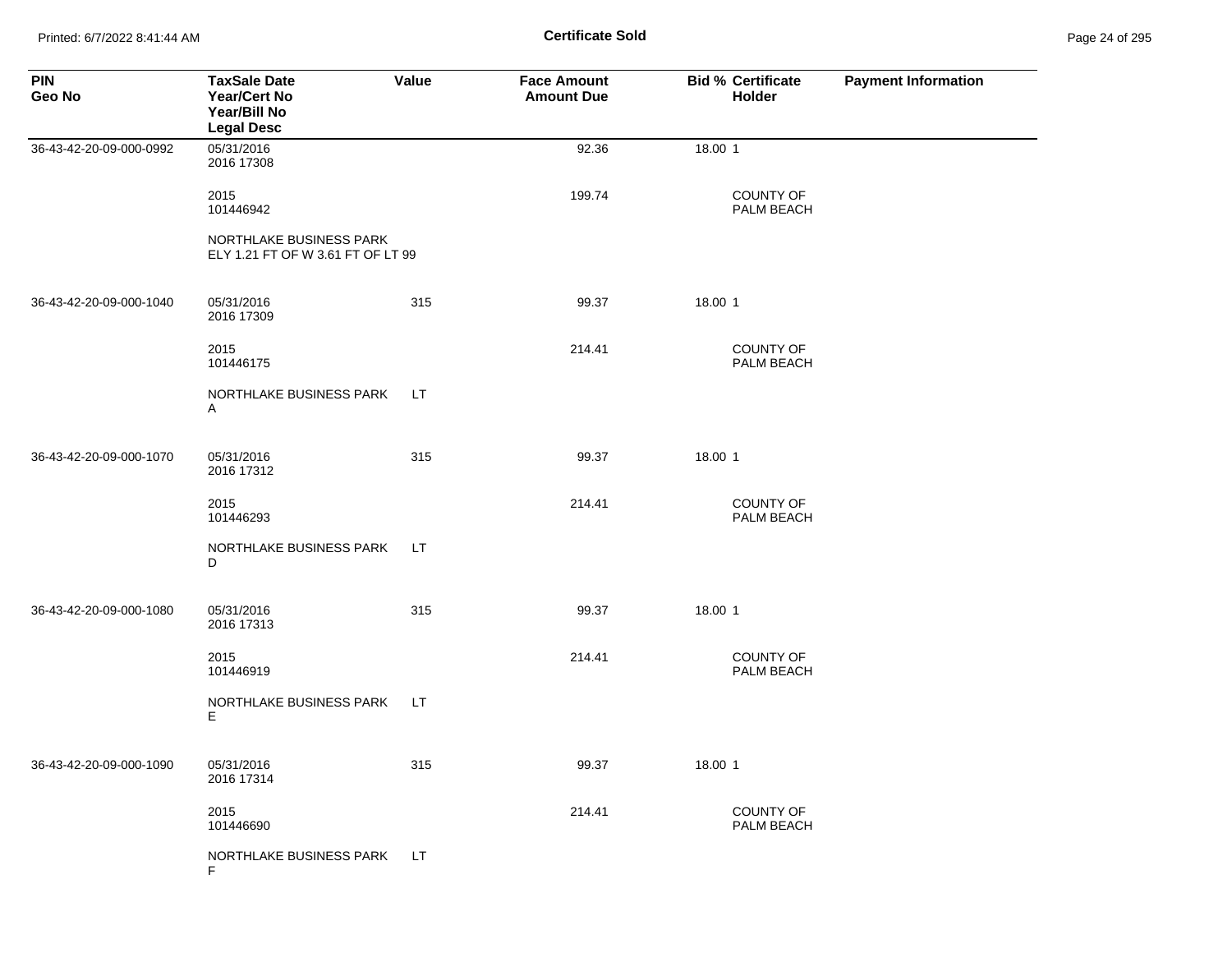**Certificate Sold**

| PIN<br>Geo No | TaxSale Date<br>Year/Cert No<br>Year/Bill No<br>Legal Desc | Value | Face Amount<br>Amount Due | Bid % | Certificate<br>Holder | Payment Information |
|---|---|---|---|---|---|---|
| 36-43-42-20-09-000-0992 | 05/31/2016<br>2016 17308 | | 92.36 | 18.00 | 1 | |
| | 2015<br>101446942 | | 199.74 | | COUNTY OF PALM BEACH | |
| | NORTHLAKE BUSINESS PARK<br>ELY 1.21 FT OF W 3.61 FT OF LT 99 | | | | | |
| 36-43-42-20-09-000-1040 | 05/31/2016<br>2016 17309 | 315 | 99.37 | 18.00 | 1 | |
| | 2015<br>101446175 | | 214.41 | | COUNTY OF PALM BEACH | |
| | NORTHLAKE BUSINESS PARK LT<br>A | | | | | |
| 36-43-42-20-09-000-1070 | 05/31/2016<br>2016 17312 | 315 | 99.37 | 18.00 | 1 | |
| | 2015<br>101446293 | | 214.41 | | COUNTY OF PALM BEACH | |
| | NORTHLAKE BUSINESS PARK LT<br>D | | | | | |
| 36-43-42-20-09-000-1080 | 05/31/2016<br>2016 17313 | 315 | 99.37 | 18.00 | 1 | |
| | 2015<br>101446919 | | 214.41 | | COUNTY OF PALM BEACH | |
| | NORTHLAKE BUSINESS PARK LT<br>E | | | | | |
| 36-43-42-20-09-000-1090 | 05/31/2016<br>2016 17314 | 315 | 99.37 | 18.00 | 1 | |
| | 2015<br>101446690 | | 214.41 | | COUNTY OF PALM BEACH | |
| | NORTHLAKE BUSINESS PARK LT<br>F | | | | | |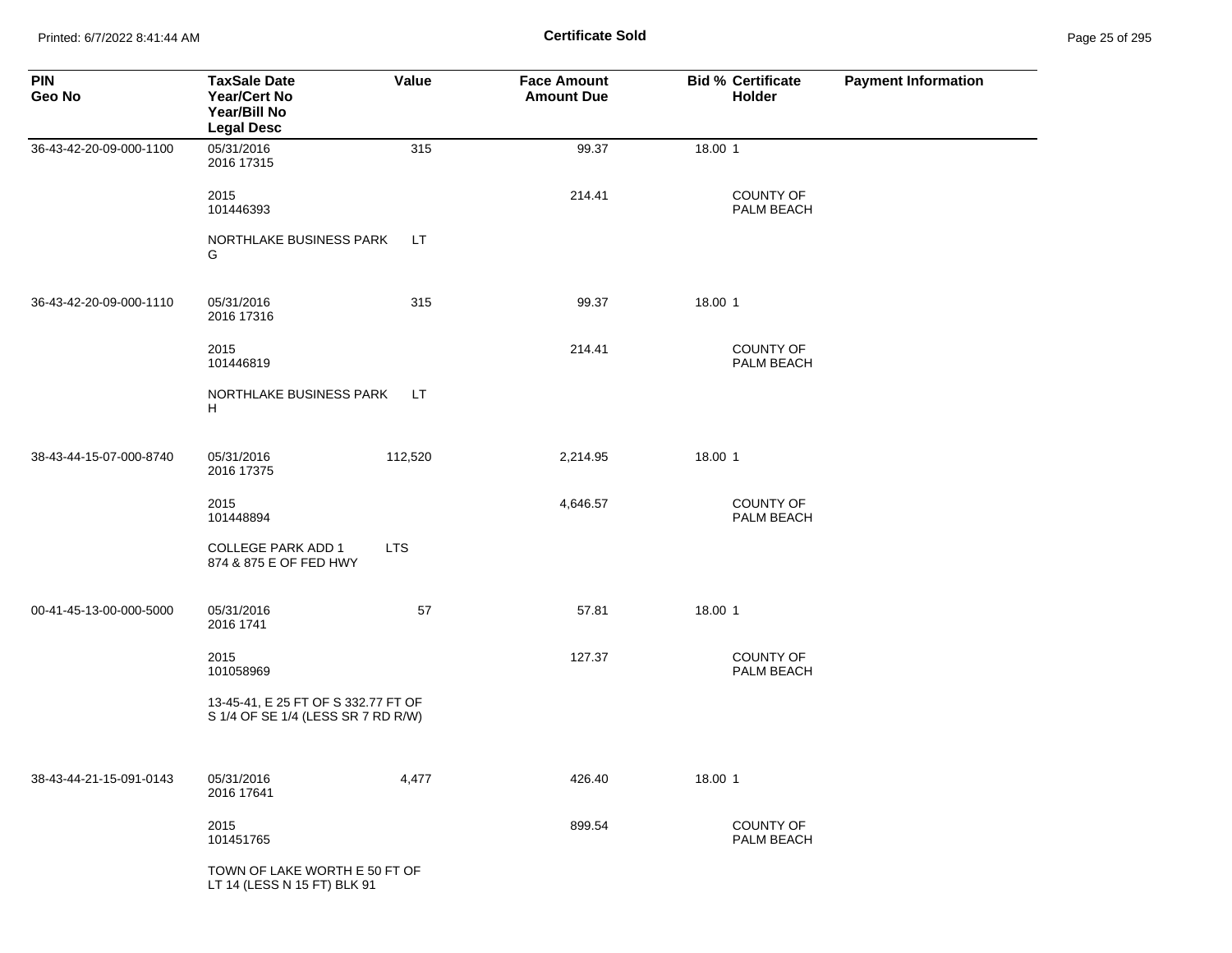**Certificate Sold**

| PIN<br>Geo No | TaxSale Date<br>Year/Cert No<br>Year/Bill No<br>Legal Desc | Value | Face Amount<br>Amount Due | Bid % | Certificate Holder | Payment Information |
|---|---|---|---|---|---|---|
| 36-43-42-20-09-000-1100 | 05/31/2016<br>2016 17315 | 315 | 99.37 | 18.00 | 1 | |
| | 2015<br>101446393 | | 214.41 | | COUNTY OF PALM BEACH | |
| | NORTHLAKE BUSINESS PARK G | LT | | | | |
| 36-43-42-20-09-000-1110 | 05/31/2016<br>2016 17316 | 315 | 99.37 | 18.00 | 1 | |
| | 2015<br>101446819 | | 214.41 | | COUNTY OF PALM BEACH | |
| | NORTHLAKE BUSINESS PARK H | LT | | | | |
| 38-43-44-15-07-000-8740 | 05/31/2016<br>2016 17375 | 112,520 | 2,214.95 | 18.00 | 1 | |
| | 2015<br>101448894 | | 4,646.57 | | COUNTY OF PALM BEACH | |
| | COLLEGE PARK ADD 1<br>874 & 875 E OF FED HWY | LTS | | | | |
| 00-41-45-13-00-000-5000 | 05/31/2016<br>2016 1741 | 57 | 57.81 | 18.00 | 1 | |
| | 2015<br>101058969 | | 127.37 | | COUNTY OF PALM BEACH | |
| | 13-45-41, E 25 FT OF S 332.77 FT OF S 1/4 OF SE 1/4 (LESS SR 7 RD R/W) | | | | | |
| 38-43-44-21-15-091-0143 | 05/31/2016<br>2016 17641 | 4,477 | 426.40 | 18.00 | 1 | |
| | 2015<br>101451765 | | 899.54 | | COUNTY OF PALM BEACH | |
| | TOWN OF LAKE WORTH E 50 FT OF LT 14 (LESS N 15 FT) BLK 91 | | | | | |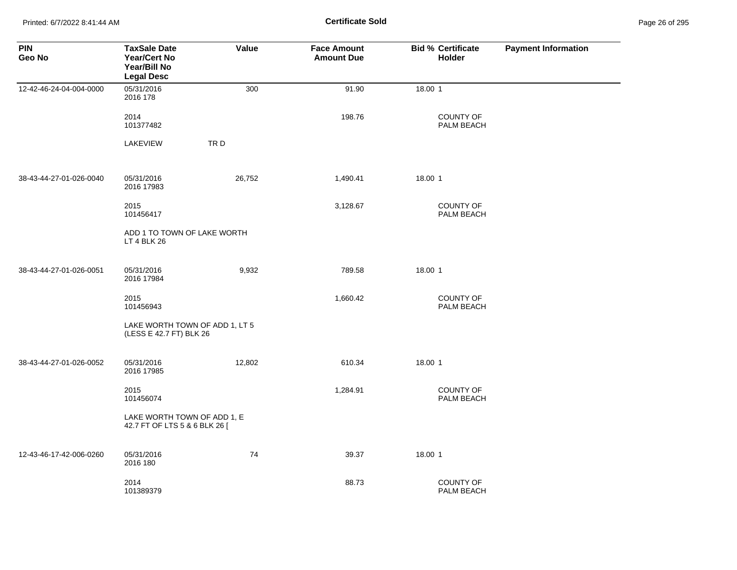**Certificate Sold**

| PIN<br>Geo No | TaxSale Date<br>Year/Cert No<br>Year/Bill No<br>Legal Desc | Value | Face Amount<br>Amount Due | Bid % | Certificate Holder | Payment Information |
|---|---|---|---|---|---|---|
| 12-42-46-24-04-004-0000 | 05/31/2016<br>2016 178 | 300 | 91.90 | 18.00 | 1 | |
| | 2014<br>101377482 | | 198.76 | | COUNTY OF PALM BEACH | |
| | LAKEVIEW TR D | | | | | |
| 38-43-44-27-01-026-0040 | 05/31/2016<br>2016 17983 | 26,752 | 1,490.41 | 18.00 | 1 | |
| | 2015<br>101456417 | | 3,128.67 | | COUNTY OF PALM BEACH | |
| | ADD 1 TO TOWN OF LAKE WORTH LT 4 BLK 26 | | | | | |
| 38-43-44-27-01-026-0051 | 05/31/2016<br>2016 17984 | 9,932 | 789.58 | 18.00 | 1 | |
| | 2015<br>101456943 | | 1,660.42 | | COUNTY OF PALM BEACH | |
| | LAKE WORTH TOWN OF ADD 1, LT 5 (LESS E 42.7 FT) BLK 26 | | | | | |
| 38-43-44-27-01-026-0052 | 05/31/2016<br>2016 17985 | 12,802 | 610.34 | 18.00 | 1 | |
| | 2015<br>101456074 | | 1,284.91 | | COUNTY OF PALM BEACH | |
| | LAKE WORTH TOWN OF ADD 1, E 42.7 FT OF LTS 5 & 6 BLK 26 [ | | | | | |
| 12-43-46-17-42-006-0260 | 05/31/2016<br>2016 180 | 74 | 39.37 | 18.00 | 1 | |
| | 2014<br>101389379 | | 88.73 | | COUNTY OF PALM BEACH | |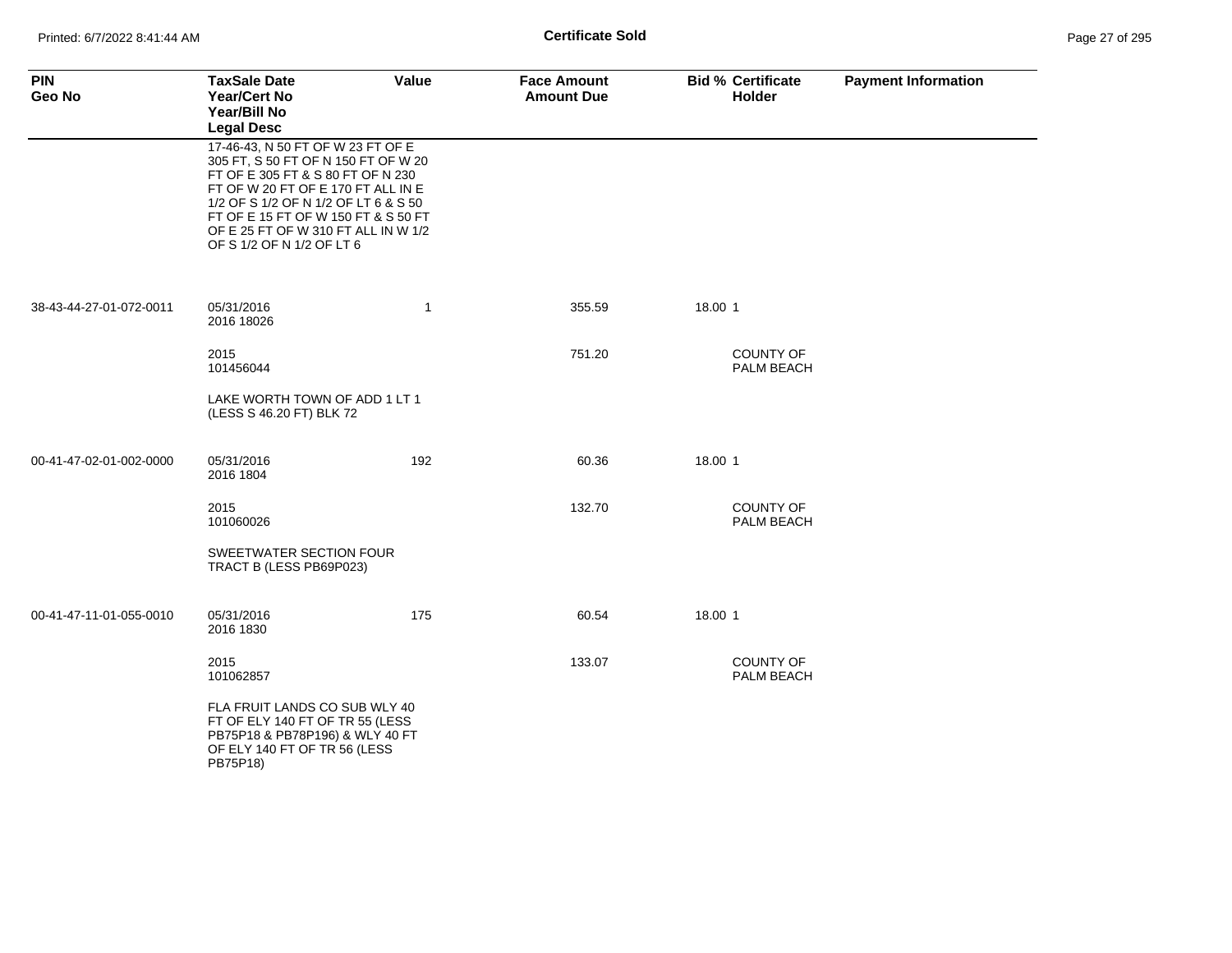**Certificate Sold**

| PIN<br>Geo No | TaxSale Date<br>Year/Cert No<br>Year/Bill No<br>Legal Desc | Value | Face Amount<br>Amount Due | Bid % | Certificate Holder | Payment Information |
|---|---|---|---|---|---|---|
| | 17-46-43, N 50 FT OF W 23 FT OF E 305 FT, S 50 FT OF N 150 FT OF W 20 FT OF E 305 FT & S 80 FT OF N 230 FT OF W 20 FT OF E 170 FT ALL IN E 1/2 OF S 1/2 OF N 1/2 OF LT 6 & S 50 FT OF E 15 FT OF W 150 FT & S 50 FT OF E 25 FT OF W 310 FT ALL IN W 1/2 OF S 1/2 OF N 1/2 OF LT 6 | | | | | |
| 38-43-44-27-01-072-0011 | 05/31/2016<br>2016 18026 | 1 | 355.59 | 18.00 | 1 | |
| | 2015<br>101456044 | | 751.20 | | COUNTY OF PALM BEACH | |
| | LAKE WORTH TOWN OF ADD 1 LT 1 (LESS S 46.20 FT) BLK 72 | | | | | |
| 00-41-47-02-01-002-0000 | 05/31/2016<br>2016 1804 | 192 | 60.36 | 18.00 | 1 | |
| | 2015<br>101060026 | | 132.70 | | COUNTY OF PALM BEACH | |
| | SWEETWATER SECTION FOUR TRACT B (LESS PB69P023) | | | | | |
| 00-41-47-11-01-055-0010 | 05/31/2016<br>2016 1830 | 175 | 60.54 | 18.00 | 1 | |
| | 2015<br>101062857 | | 133.07 | | COUNTY OF PALM BEACH | |
| | FLA FRUIT LANDS CO SUB WLY 40 FT OF ELY 140 FT OF TR 55 (LESS PB75P18 & PB78P196) & WLY 40 FT OF ELY 140 FT OF TR 56 (LESS PB75P18) | | | | | |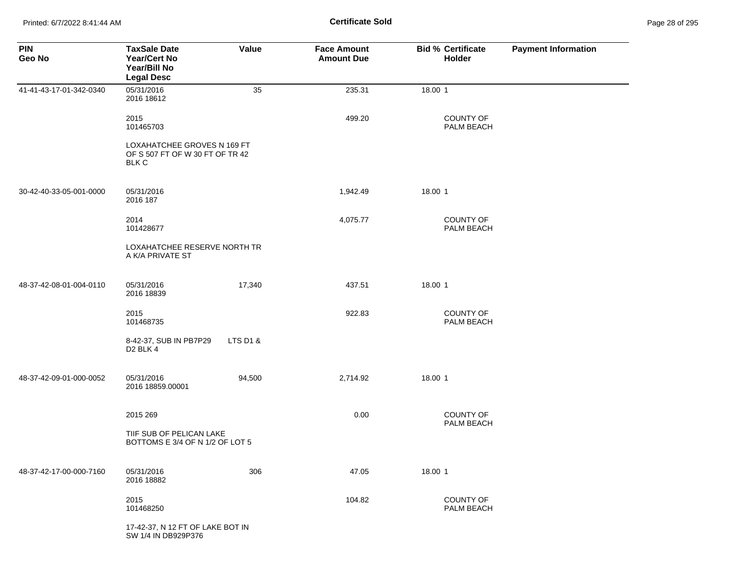# Certificate Sold

| PIN<br>Geo No | TaxSale Date<br>Year/Cert No<br>Year/Bill No<br>Legal Desc | Value | Face Amount<br>Amount Due | Bid % | Certificate<br>Holder | Payment Information |
|---|---|---|---|---|---|---|
| 41-41-43-17-01-342-0340 | 05/31/2016<br>2016 18612 | 35 | 235.31 | 18.00 | 1 | |
| | 2015<br>101465703 | | 499.20 | | COUNTY OF PALM BEACH | |
| | LOXAHATCHEE GROVES N 169 FT OF S 507 FT OF W 30 FT OF TR 42 BLK C | | | | | |
| 30-42-40-33-05-001-0000 | 05/31/2016<br>2016 187 | | 1,942.49 | 18.00 | 1 | |
| | 2014<br>101428677 | | 4,075.77 | | COUNTY OF PALM BEACH | |
| | LOXAHATCHEE RESERVE NORTH TR A K/A PRIVATE ST | | | | | |
| 48-37-42-08-01-004-0110 | 05/31/2016<br>2016 18839 | 17,340 | 437.51 | 18.00 | 1 | |
| | 2015<br>101468735 | | 922.83 | | COUNTY OF PALM BEACH | |
| | 8-42-37, SUB IN PB7P29 LTS D1 & D2 BLK 4 | | | | | |
| 48-37-42-09-01-000-0052 | 05/31/2016<br>2016 18859.00001 | 94,500 | 2,714.92 | 18.00 | 1 | |
| | 2015 269 | | 0.00 | | COUNTY OF PALM BEACH | |
| | TIIF SUB OF PELICAN LAKE BOTTOMS E 3/4 OF N 1/2 OF LOT 5 | | | | | |
| 48-37-42-17-00-000-7160 | 05/31/2016<br>2016 18882 | 306 | 47.05 | 18.00 | 1 | |
| | 2015<br>101468250 | | 104.82 | | COUNTY OF PALM BEACH | |
| | 17-42-37, N 12 FT OF LAKE BOT IN SW 1/4 IN DB929P376 | | | | | |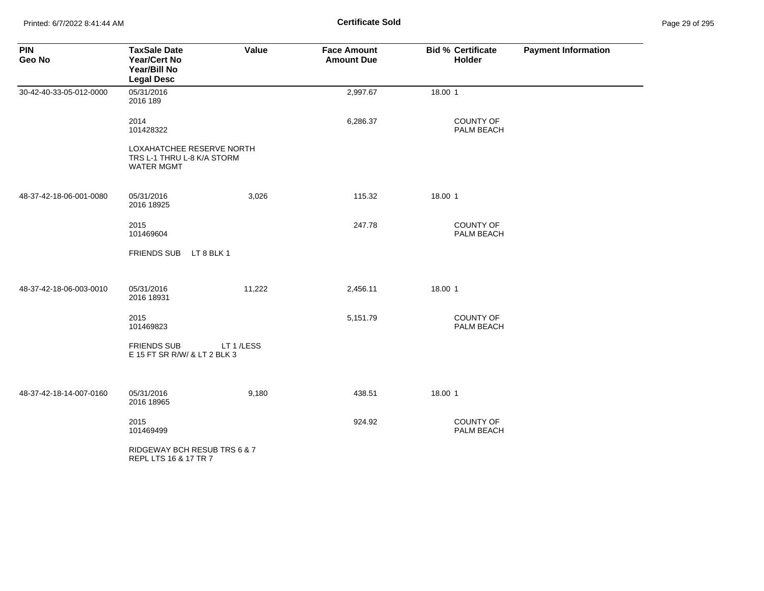## Certificate Sold

| PIN<br>Geo No | TaxSale Date<br>Year/Cert No<br>Year/Bill No<br>Legal Desc | Value | Face Amount<br>Amount Due | Bid % | Certificate Holder | Payment Information |
|---|---|---|---|---|---|---|
| 30-42-40-33-05-012-0000 | 05/31/2016<br>2016 189<br><br>2014<br>101428322<br><br>LOXAHATCHEE RESERVE NORTH TRS L-1 THRU L-8 K/A STORM WATER MGMT | | 2,997.67<br><br>6,286.37 | 18.00 | 1<br><br>COUNTY OF PALM BEACH | |
| 48-37-42-18-06-001-0080 | 05/31/2016<br>2016 18925<br><br>2015<br>101469604<br><br>FRIENDS SUB LT 8 BLK 1 | 3,026 | 115.32<br><br>247.78 | 18.00 | 1<br><br>COUNTY OF PALM BEACH | |
| 48-37-42-18-06-003-0010 | 05/31/2016<br>2016 18931<br><br>2015<br>101469823<br><br>FRIENDS SUB LT 1 /LESS E 15 FT SR R/W/ & LT 2 BLK 3 | 11,222 | 2,456.11<br><br>5,151.79 | 18.00 | 1<br><br>COUNTY OF PALM BEACH | |
| 48-37-42-18-14-007-0160 | 05/31/2016<br>2016 18965<br><br>2015<br>101469499<br><br>RIDGEWAY BCH RESUB TRS 6 & 7 REPL LTS 16 & 17 TR 7 | 9,180 | 438.51<br><br>924.92 | 18.00 | 1<br><br>COUNTY OF PALM BEACH | |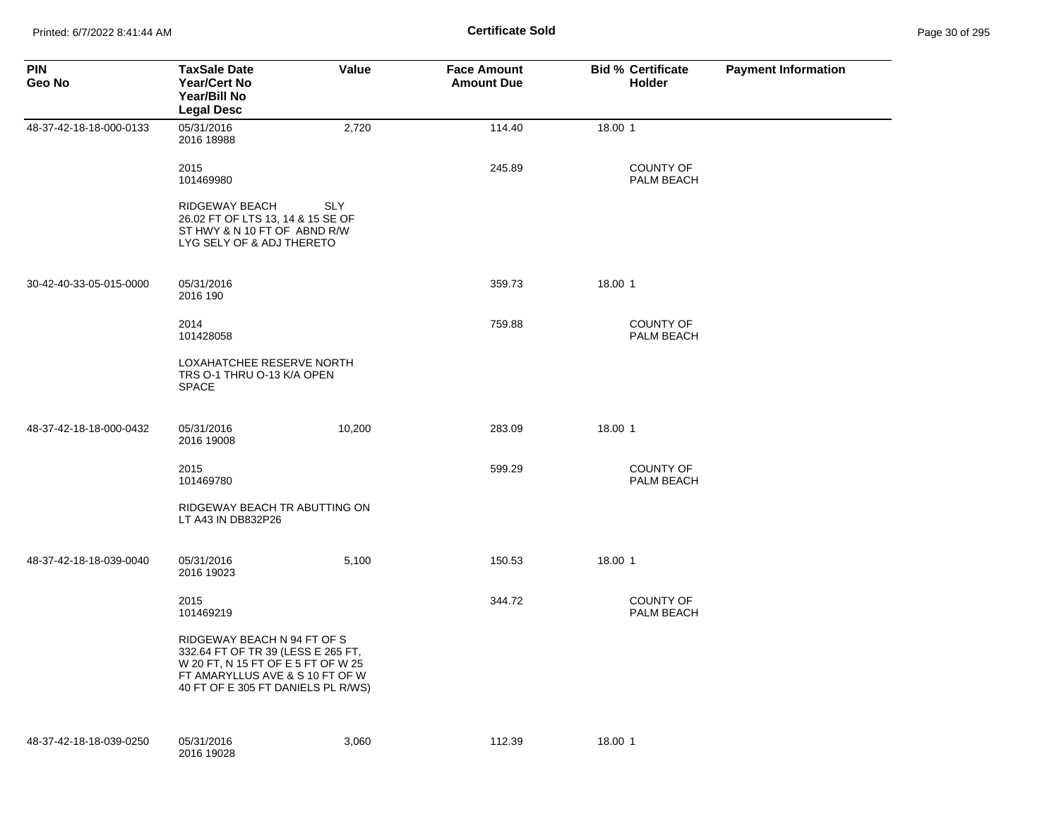# Certificate Sold

| PIN<br>Geo No | TaxSale Date<br>Year/Cert No<br>Year/Bill No<br>Legal Desc | Value | Face Amount<br>Amount Due | Bid % | Certificate<br>Holder | Payment Information |
|---|---|---|---|---|---|---|
| 48-37-42-18-18-000-0133 | 05/31/2016<br>2016 18988 | 2,720 | 114.40 | 18.00 | 1 | |
| | 2015<br>101469980 | | 245.89 | | COUNTY OF PALM BEACH | |
| | RIDGEWAY BEACH SLY 26.02 FT OF LTS 13, 14 & 15 SE OF ST HWY & N 10 FT OF ABND R/W LYG SELY OF & ADJ THERETO | | | | | |
| 30-42-40-33-05-015-0000 | 05/31/2016<br>2016 190 | | 359.73 | 18.00 | 1 | |
| | 2014<br>101428058 | | 759.88 | | COUNTY OF PALM BEACH | |
| | LOXAHATCHEE RESERVE NORTH TRS O-1 THRU O-13 K/A OPEN SPACE | | | | | |
| 48-37-42-18-18-000-0432 | 05/31/2016<br>2016 19008 | 10,200 | 283.09 | 18.00 | 1 | |
| | 2015<br>101469780 | | 599.29 | | COUNTY OF PALM BEACH | |
| | RIDGEWAY BEACH TR ABUTTING ON LT A43 IN DB832P26 | | | | | |
| 48-37-42-18-18-039-0040 | 05/31/2016<br>2016 19023 | 5,100 | 150.53 | 18.00 | 1 | |
| | 2015<br>101469219 | | 344.72 | | COUNTY OF PALM BEACH | |
| | RIDGEWAY BEACH N 94 FT OF S 332.64 FT OF TR 39 (LESS E 265 FT, W 20 FT, N 15 FT OF E 5 FT OF W 25 FT AMARYLLUS AVE & S 10 FT OF W 40 FT OF E 305 FT DANIELS PL R/WS) | | | | | |
| 48-37-42-18-18-039-0250 | 05/31/2016<br>2016 19028 | 3,060 | 112.39 | 18.00 | 1 | |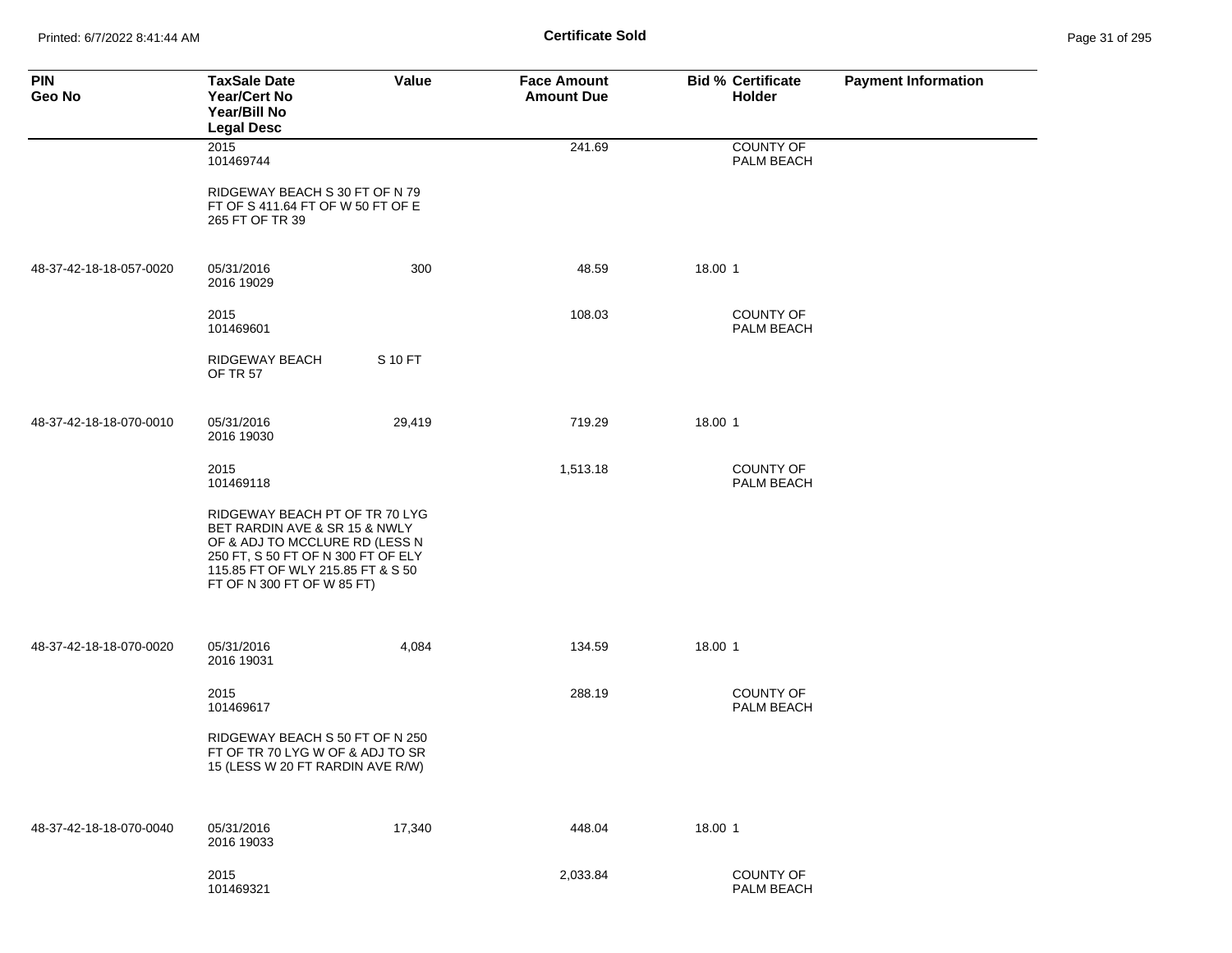Certificate Sold

| PIN<br>Geo No | TaxSale Date<br>Year/Cert No<br>Year/Bill No<br>Legal Desc | Value | Face Amount<br>Amount Due | Bid % | Certificate<br>Holder | Payment Information |
|---|---|---|---|---|---|---|
| | 2015<br>101469744 | | 241.69 | | COUNTY OF PALM BEACH | |
| | RIDGEWAY BEACH S 30 FT OF N 79 FT OF S 411.64 FT OF W 50 FT OF E 265 FT OF TR 39 | | | | | |
| 48-37-42-18-18-057-0020 | 05/31/2016<br>2016 19029 | 300 | 48.59 | 18.00 | 1 | |
| | 2015<br>101469601 | | 108.03 | | COUNTY OF PALM BEACH | |
| | RIDGEWAY BEACH S 10 FT OF TR 57 | | | | | |
| 48-37-42-18-18-070-0010 | 05/31/2016<br>2016 19030 | 29,419 | 719.29 | 18.00 | 1 | |
| | 2015<br>101469118 | | 1,513.18 | | COUNTY OF PALM BEACH | |
| | RIDGEWAY BEACH PT OF TR 70 LYG BET RARDIN AVE & SR 15 & NWLY OF & ADJ TO MCCLURE RD (LESS N 250 FT, S 50 FT OF N 300 FT OF ELY 115.85 FT OF WLY 215.85 FT & S 50 FT OF N 300 FT OF W 85 FT) | | | | | |
| 48-37-42-18-18-070-0020 | 05/31/2016<br>2016 19031 | 4,084 | 134.59 | 18.00 | 1 | |
| | 2015<br>101469617 | | 288.19 | | COUNTY OF PALM BEACH | |
| | RIDGEWAY BEACH S 50 FT OF N 250 FT OF TR 70 LYG W OF & ADJ TO SR 15 (LESS W 20 FT RARDIN AVE R/W) | | | | | |
| 48-37-42-18-18-070-0040 | 05/31/2016<br>2016 19033 | 17,340 | 448.04 | 18.00 | 1 | |
| | 2015<br>101469321 | | 2,033.84 | | COUNTY OF PALM BEACH | |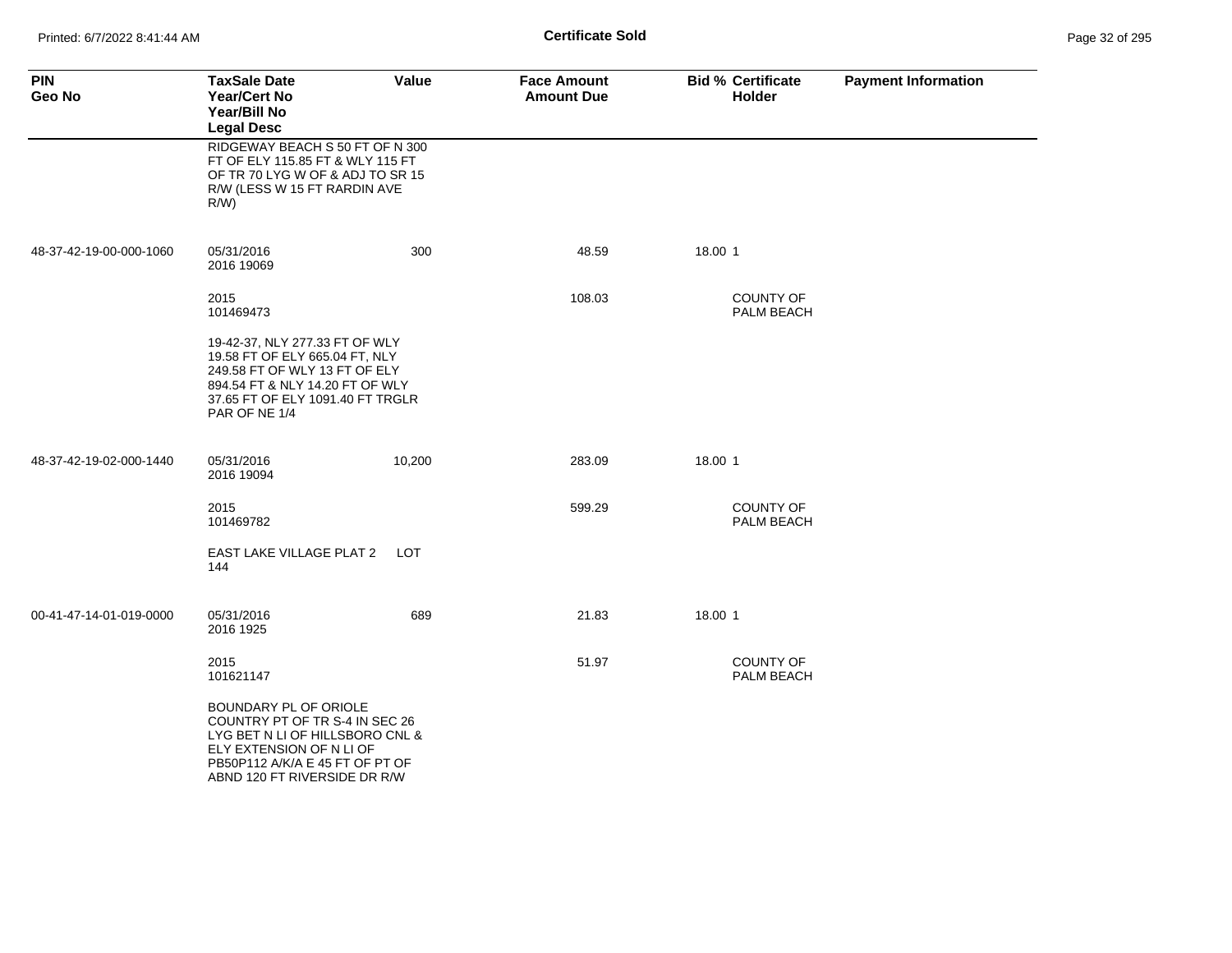# Certificate Sold

| PIN<br>Geo No | TaxSale Date<br>Year/Cert No<br>Year/Bill No<br>Legal Desc | Value | Face Amount<br>Amount Due | Bid % | Certificate Holder | Payment Information |
|---|---|---|---|---|---|---|
| | RIDGEWAY BEACH S 50 FT OF N 300 FT OF ELY 115.85 FT & WLY 115 FT OF TR 70 LYG W OF & ADJ TO SR 15 R/W (LESS W 15 FT RARDIN AVE R/W) | | | | | |
| 48-37-42-19-00-000-1060 | 05/31/2016<br>2016 19069 | 300 | 48.59 | 18.00 | 1 | |
| | 2015<br>101469473 | | 108.03 | | COUNTY OF PALM BEACH | |
| | 19-42-37, NLY 277.33 FT OF WLY 19.58 FT OF ELY 665.04 FT, NLY 249.58 FT OF WLY 13 FT OF ELY 894.54 FT & NLY 14.20 FT OF WLY 37.65 FT OF ELY 1091.40 FT TRGLR PAR OF NE 1/4 | | | | | |
| 48-37-42-19-02-000-1440 | 05/31/2016<br>2016 19094 | 10,200 | 283.09 | 18.00 | 1 | |
| | 2015<br>101469782 | | 599.29 | | COUNTY OF PALM BEACH | |
| | EAST LAKE VILLAGE PLAT 2 LOT 144 | | | | | |
| 00-41-47-14-01-019-0000 | 05/31/2016<br>2016 1925 | 689 | 21.83 | 18.00 | 1 | |
| | 2015<br>101621147 | | 51.97 | | COUNTY OF PALM BEACH | |
| | BOUNDARY PL OF ORIOLE COUNTRY PT OF TR S-4 IN SEC 26 LYG BET N LI OF HILLSBORO CNL & ELY EXTENSION OF N LI OF PB50P112 A/K/A E 45 FT OF PT OF ABND 120 FT RIVERSIDE DR R/W | | | | | |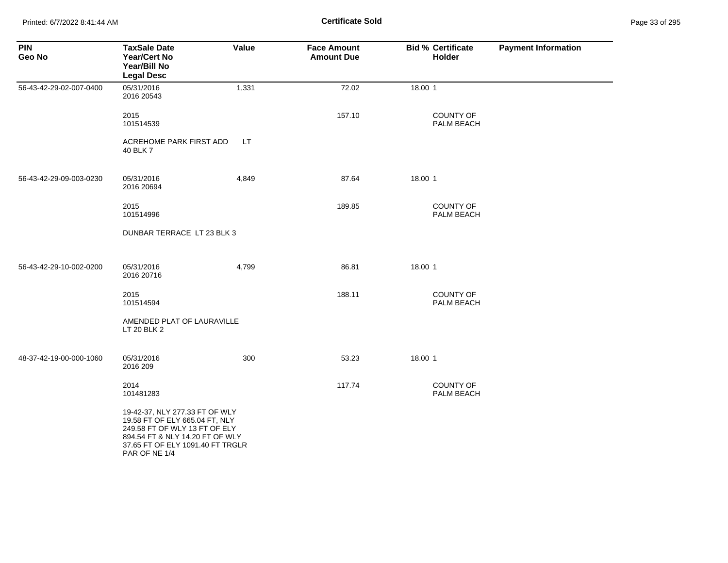**Certificate Sold**

| PIN<br>Geo No | TaxSale Date<br>Year/Cert No<br>Year/Bill No<br>Legal Desc | Value | Face Amount<br>Amount Due | Bid % Certificate<br>Holder | Payment Information |
|---|---|---|---|---|---|
| 56-43-42-29-02-007-0400 | 05/31/2016<br>2016 20543 | 1,331 | 72.02 | 18.00 1 | |
| | 2015<br>101514539 | | 157.10 | COUNTY OF PALM BEACH | |
| | ACREHOME PARK FIRST ADD LT 40 BLK 7 | | | | |
| 56-43-42-29-09-003-0230 | 05/31/2016<br>2016 20694 | 4,849 | 87.64 | 18.00 1 | |
| | 2015<br>101514996 | | 189.85 | COUNTY OF PALM BEACH | |
| | DUNBAR TERRACE LT 23 BLK 3 | | | | |
| 56-43-42-29-10-002-0200 | 05/31/2016<br>2016 20716 | 4,799 | 86.81 | 18.00 1 | |
| | 2015<br>101514594 | | 188.11 | COUNTY OF PALM BEACH | |
| | AMENDED PLAT OF LAURAVILLE LT 20 BLK 2 | | | | |
| 48-37-42-19-00-000-1060 | 05/31/2016<br>2016 209 | 300 | 53.23 | 18.00 1 | |
| | 2014<br>101481283 | | 117.74 | COUNTY OF PALM BEACH | |
| | 19-42-37, NLY 277.33 FT OF WLY 19.58 FT OF ELY 665.04 FT, NLY 249.58 FT OF WLY 13 FT OF ELY 894.54 FT & NLY 14.20 FT OF WLY 37.65 FT OF ELY 1091.40 FT TRGLR PAR OF NE 1/4 | | | | |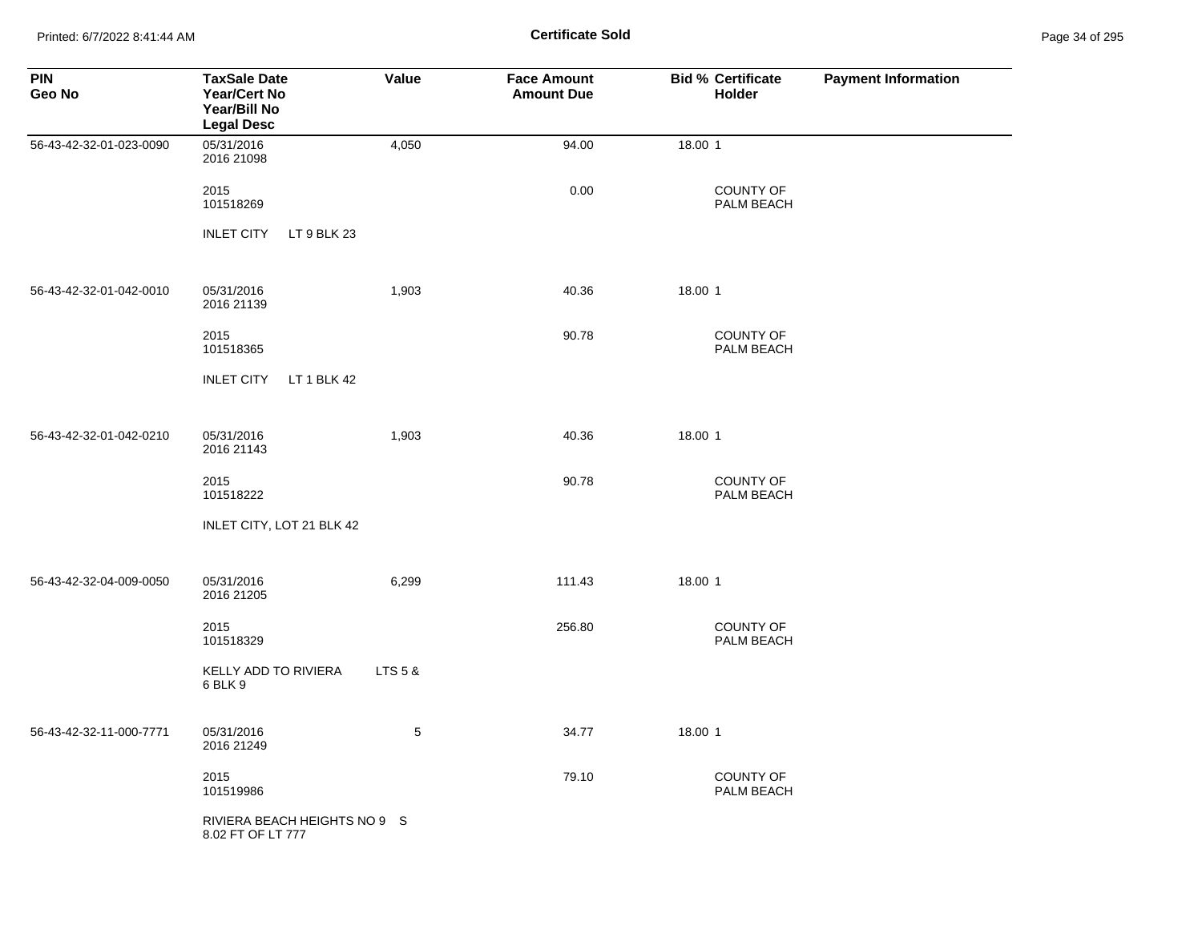**Certificate Sold**

| PIN Geo No | TaxSale Date Year/Cert No Year/Bill No Legal Desc | Value | Face Amount Amount Due | Bid % | Certificate Holder | Payment Information |
|---|---|---|---|---|---|---|
| 56-43-42-32-01-023-0090 | 05/31/2016 2016 21098 | 4,050 | 94.00 | 18.00 | 1 | |
| | 2015 101518269 | | 0.00 | | COUNTY OF PALM BEACH | |
| | INLET CITY LT 9 BLK 23 | | | | | |
| 56-43-42-32-01-042-0010 | 05/31/2016 2016 21139 | 1,903 | 40.36 | 18.00 | 1 | |
| | 2015 101518365 | | 90.78 | | COUNTY OF PALM BEACH | |
| | INLET CITY LT 1 BLK 42 | | | | | |
| 56-43-42-32-01-042-0210 | 05/31/2016 2016 21143 | 1,903 | 40.36 | 18.00 | 1 | |
| | 2015 101518222 | | 90.78 | | COUNTY OF PALM BEACH | |
| | INLET CITY, LOT 21 BLK 42 | | | | | |
| 56-43-42-32-04-009-0050 | 05/31/2016 2016 21205 | 6,299 | 111.43 | 18.00 | 1 | |
| | 2015 101518329 | | 256.80 | | COUNTY OF PALM BEACH | |
| | KELLY ADD TO RIVIERA LTS 5 & 6 BLK 9 | | | | | |
| 56-43-42-32-11-000-7771 | 05/31/2016 2016 21249 | 5 | 34.77 | 18.00 | 1 | |
| | 2015 101519986 | | 79.10 | | COUNTY OF PALM BEACH | |
| | RIVIERA BEACH HEIGHTS NO 9 S 8.02 FT OF LT 777 | | | | | |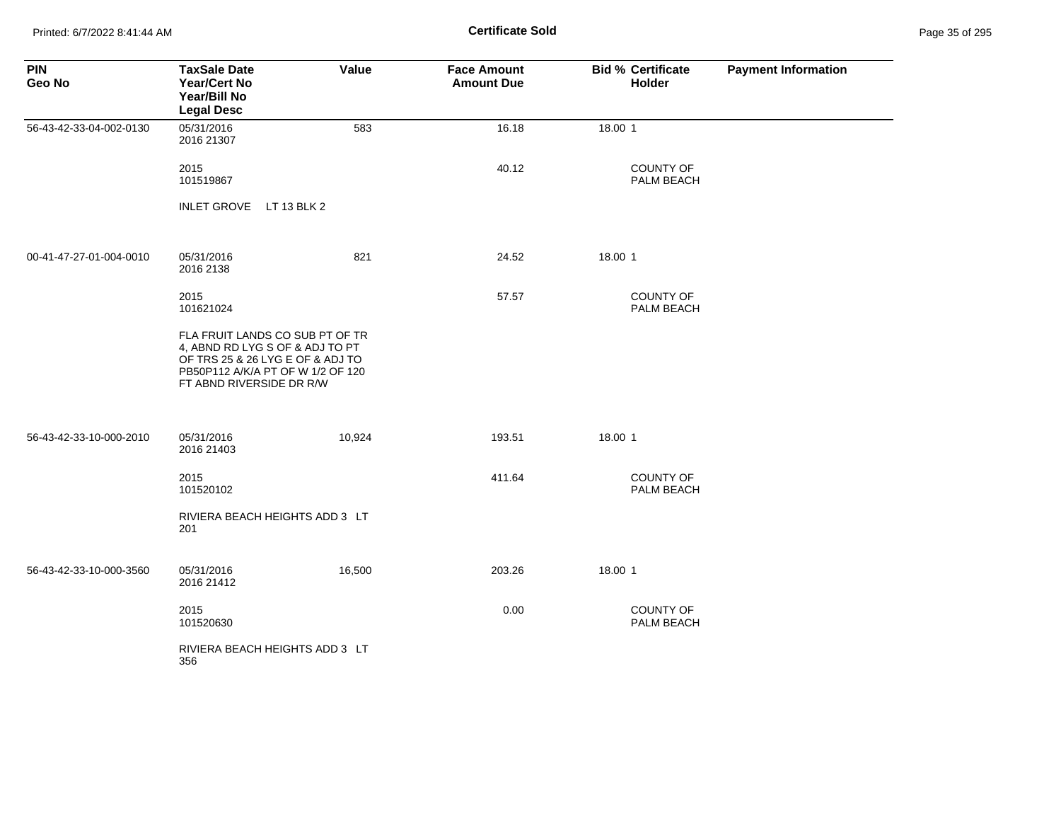# Certificate Sold

| PIN<br>Geo No | TaxSale Date<br>Year/Cert No<br>Year/Bill No<br>Legal Desc | Value | Face Amount<br>Amount Due | Bid % | Certificate<br>Holder | Payment Information |
|---|---|---|---|---|---|---|
| 56-43-42-33-04-002-0130 | 05/31/2016<br>2016 21307 | 583 | 16.18 | 18.00 | 1 | |
| | 2015<br>101519867 | | 40.12 | | COUNTY OF PALM BEACH | |
| | INLET GROVE LT 13 BLK 2 | | | | | |
| 00-41-47-27-01-004-0010 | 05/31/2016<br>2016 2138 | 821 | 24.52 | 18.00 | 1 | |
| | 2015<br>101621024 | | 57.57 | | COUNTY OF PALM BEACH | |
| | FLA FRUIT LANDS CO SUB PT OF TR 4, ABND RD LYG S OF & ADJ TO PT OF TRS 25 & 26 LYG E OF & ADJ TO PB50P112 A/K/A PT OF W 1/2 OF 120 FT ABND RIVERSIDE DR R/W | | | | | |
| 56-43-42-33-10-000-2010 | 05/31/2016<br>2016 21403 | 10,924 | 193.51 | 18.00 | 1 | |
| | 2015<br>101520102 | | 411.64 | | COUNTY OF PALM BEACH | |
| | RIVIERA BEACH HEIGHTS ADD 3 LT 201 | | | | | |
| 56-43-42-33-10-000-3560 | 05/31/2016<br>2016 21412 | 16,500 | 203.26 | 18.00 | 1 | |
| | 2015<br>101520630 | | 0.00 | | COUNTY OF PALM BEACH | |
| | RIVIERA BEACH HEIGHTS ADD 3 LT 356 | | | | | |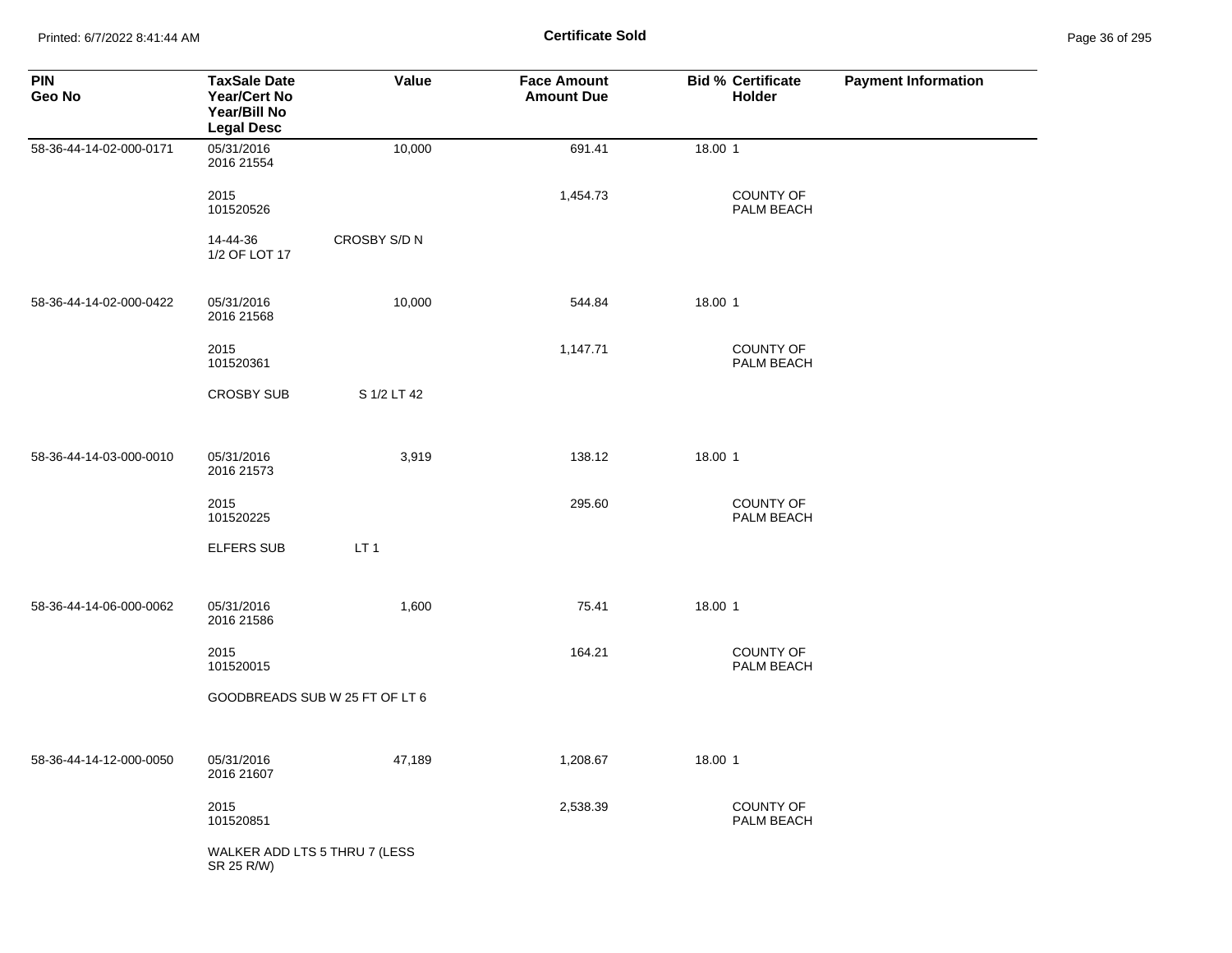**Certificate Sold**

| PIN<br>Geo No | TaxSale Date<br>Year/Cert No<br>Year/Bill No<br>Legal Desc | Value | Face Amount<br>Amount Due | Bid % | Certificate Holder | Payment Information |
|---|---|---|---|---|---|---|
| 58-36-44-14-02-000-0171 | 05/31/2016<br>2016 21554 | 10,000 | 691.41 | 18.00 | 1 | |
| | 2015<br>101520526 | | 1,454.73 | | COUNTY OF PALM BEACH | |
| | 14-44-36<br>1/2 OF LOT 17 | CROSBY S/D N | | | | |
| 58-36-44-14-02-000-0422 | 05/31/2016<br>2016 21568 | 10,000 | 544.84 | 18.00 | 1 | |
| | 2015<br>101520361 | | 1,147.71 | | COUNTY OF PALM BEACH | |
| | CROSBY SUB | S 1/2 LT 42 | | | | |
| 58-36-44-14-03-000-0010 | 05/31/2016<br>2016 21573 | 3,919 | 138.12 | 18.00 | 1 | |
| | 2015<br>101520225 | | 295.60 | | COUNTY OF PALM BEACH | |
| | ELFERS SUB | LT 1 | | | | |
| 58-36-44-14-06-000-0062 | 05/31/2016<br>2016 21586 | 1,600 | 75.41 | 18.00 | 1 | |
| | 2015<br>101520015 | | 164.21 | | COUNTY OF PALM BEACH | |
| | GOODBREADS SUB W 25 FT OF LT 6 | | | | | |
| 58-36-44-14-12-000-0050 | 05/31/2016<br>2016 21607 | 47,189 | 1,208.67 | 18.00 | 1 | |
| | 2015<br>101520851 | | 2,538.39 | | COUNTY OF PALM BEACH | |
| | WALKER ADD LTS 5 THRU 7 (LESS SR 25 R/W) | | | | | |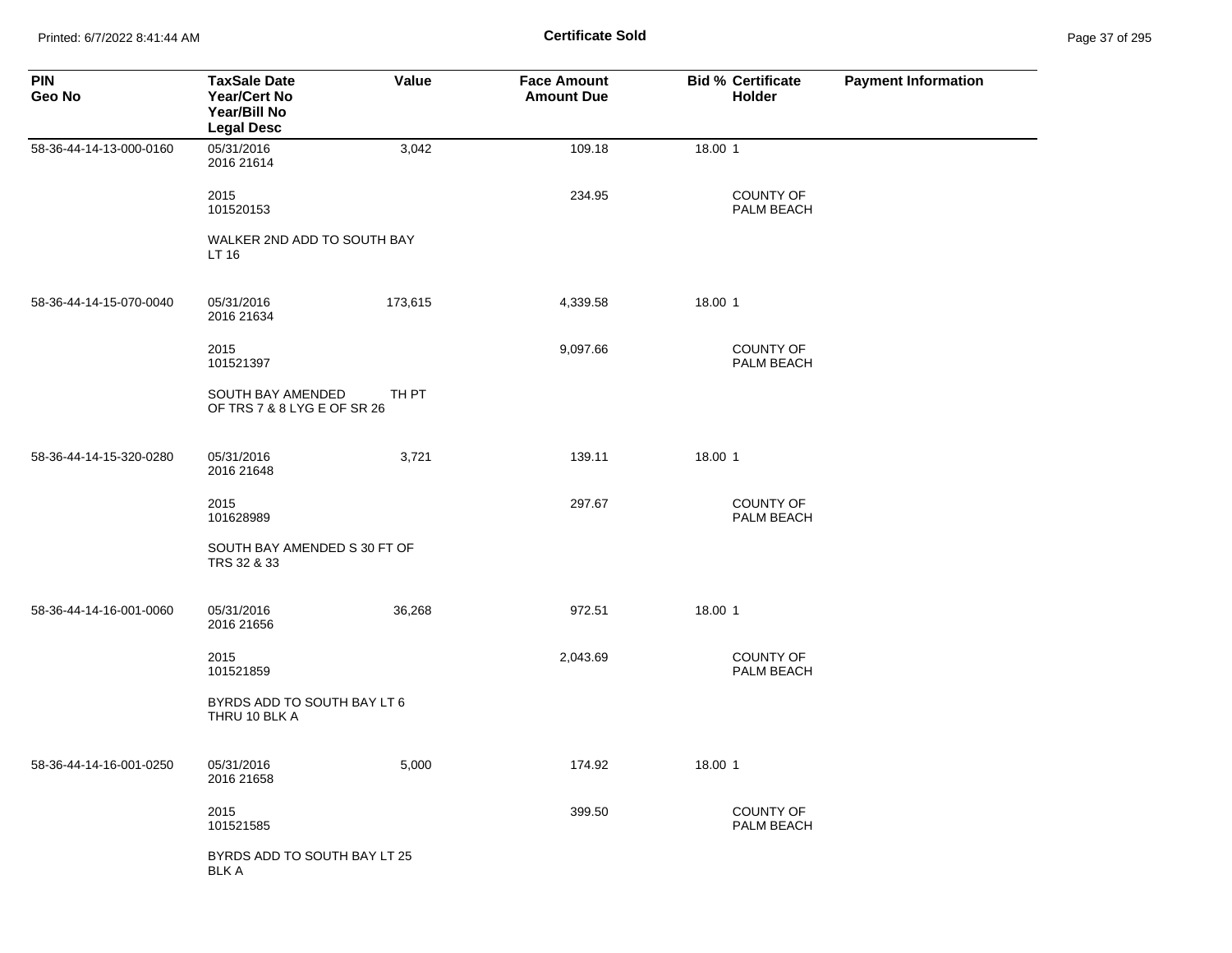# Certificate Sold

| PIN<br>Geo No | TaxSale Date<br>Year/Cert No<br>Year/Bill No<br>Legal Desc | Value | Face Amount<br>Amount Due | Bid % | Certificate<br>Holder | Payment Information |
|---|---|---|---|---|---|---|
| 58-36-44-14-13-000-0160 | 05/31/2016<br>2016 21614 | 3,042 | 109.18 | 18.00 | 1 | |
| | 2015<br>101520153 | | 234.95 | | COUNTY OF PALM BEACH | |
| | WALKER 2ND ADD TO SOUTH BAY LT 16 | | | | | |
| 58-36-44-14-15-070-0040 | 05/31/2016<br>2016 21634 | 173,615 | 4,339.58 | 18.00 | 1 | |
| | 2015<br>101521397 | | 9,097.66 | | COUNTY OF PALM BEACH | |
| | SOUTH BAY AMENDED TH PT OF TRS 7 & 8 LYG E OF SR 26 | | | | | |
| 58-36-44-14-15-320-0280 | 05/31/2016<br>2016 21648 | 3,721 | 139.11 | 18.00 | 1 | |
| | 2015<br>101628989 | | 297.67 | | COUNTY OF PALM BEACH | |
| | SOUTH BAY AMENDED S 30 FT OF TRS 32 & 33 | | | | | |
| 58-36-44-14-16-001-0060 | 05/31/2016<br>2016 21656 | 36,268 | 972.51 | 18.00 | 1 | |
| | 2015<br>101521859 | | 2,043.69 | | COUNTY OF PALM BEACH | |
| | BYRDS ADD TO SOUTH BAY LT 6 THRU 10 BLK A | | | | | |
| 58-36-44-14-16-001-0250 | 05/31/2016<br>2016 21658 | 5,000 | 174.92 | 18.00 | 1 | |
| | 2015<br>101521585 | | 399.50 | | COUNTY OF PALM BEACH | |
| | BYRDS ADD TO SOUTH BAY LT 25 BLK A | | | | | |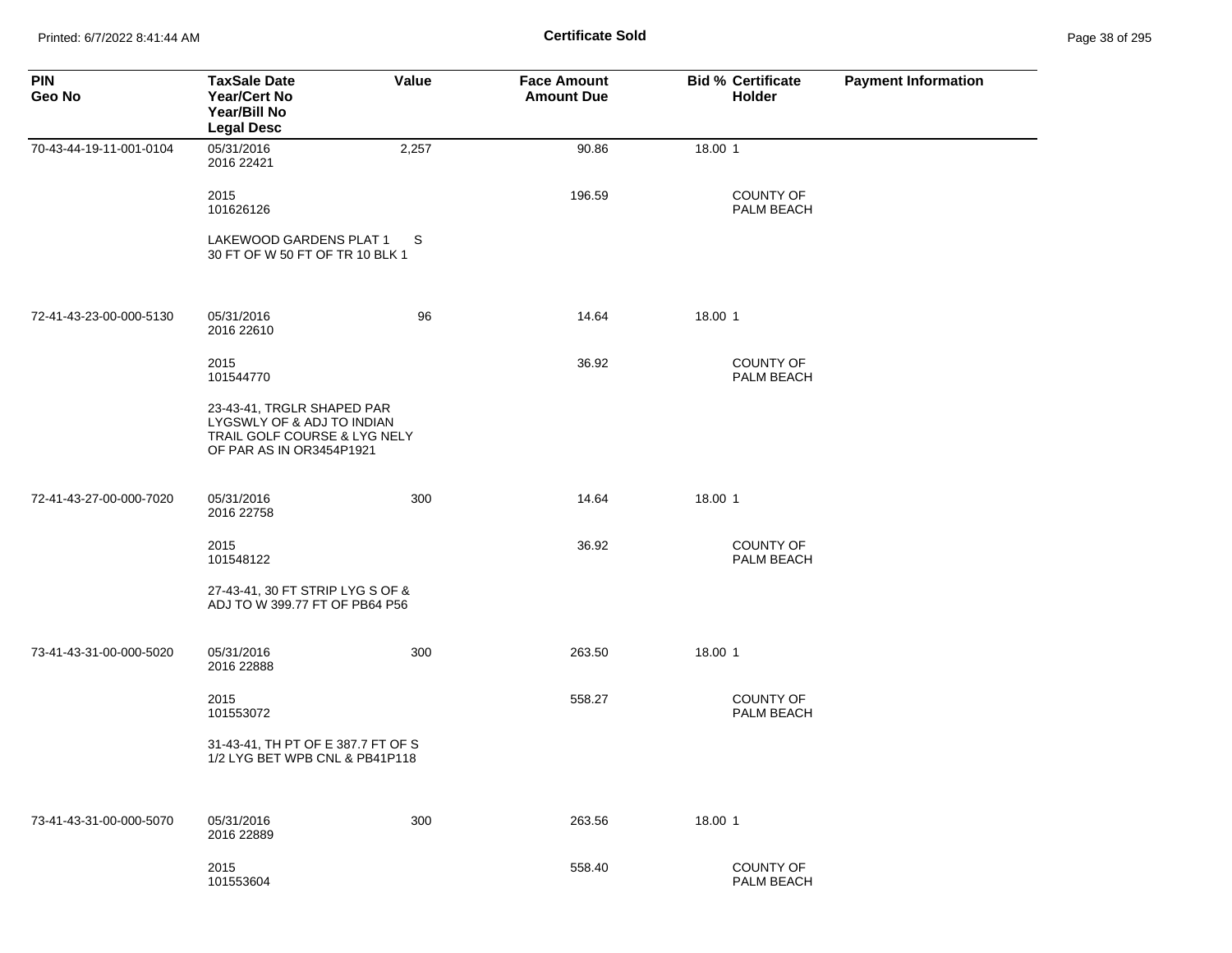**Certificate Sold**

| PIN<br>Geo No | TaxSale Date<br>Year/Cert No<br>Year/Bill No<br>Legal Desc | Value | Face Amount<br>Amount Due | Bid % | Certificate<br>Holder | Payment Information |
|---|---|---|---|---|---|---|
| 70-43-44-19-11-001-0104 | 05/31/2016<br>2016 22421 | 2,257 | 90.86 | 18.00 | 1 | |
| | 2015<br>101626126 | | 196.59 | | COUNTY OF PALM BEACH | |
| | LAKEWOOD GARDENS PLAT 1 S 30 FT OF W 50 FT OF TR 10 BLK 1 | | | | | |
| 72-41-43-23-00-000-5130 | 05/31/2016<br>2016 22610 | 96 | 14.64 | 18.00 | 1 | |
| | 2015<br>101544770 | | 36.92 | | COUNTY OF PALM BEACH | |
| | 23-43-41, TRGLR SHAPED PAR LYGSWLY OF & ADJ TO INDIAN TRAIL GOLF COURSE & LYG NELY OF PAR AS IN OR3454P1921 | | | | | |
| 72-41-43-27-00-000-7020 | 05/31/2016<br>2016 22758 | 300 | 14.64 | 18.00 | 1 | |
| | 2015<br>101548122 | | 36.92 | | COUNTY OF PALM BEACH | |
| | 27-43-41, 30 FT STRIP LYG S OF & ADJ TO W 399.77 FT OF PB64 P56 | | | | | |
| 73-41-43-31-00-000-5020 | 05/31/2016<br>2016 22888 | 300 | 263.50 | 18.00 | 1 | |
| | 2015<br>101553072 | | 558.27 | | COUNTY OF PALM BEACH | |
| | 31-43-41, TH PT OF E 387.7 FT OF S 1/2 LYG BET WPB CNL & PB41P118 | | | | | |
| 73-41-43-31-00-000-5070 | 05/31/2016<br>2016 22889 | 300 | 263.56 | 18.00 | 1 | |
| | 2015<br>101553604 | | 558.40 | | COUNTY OF PALM BEACH | |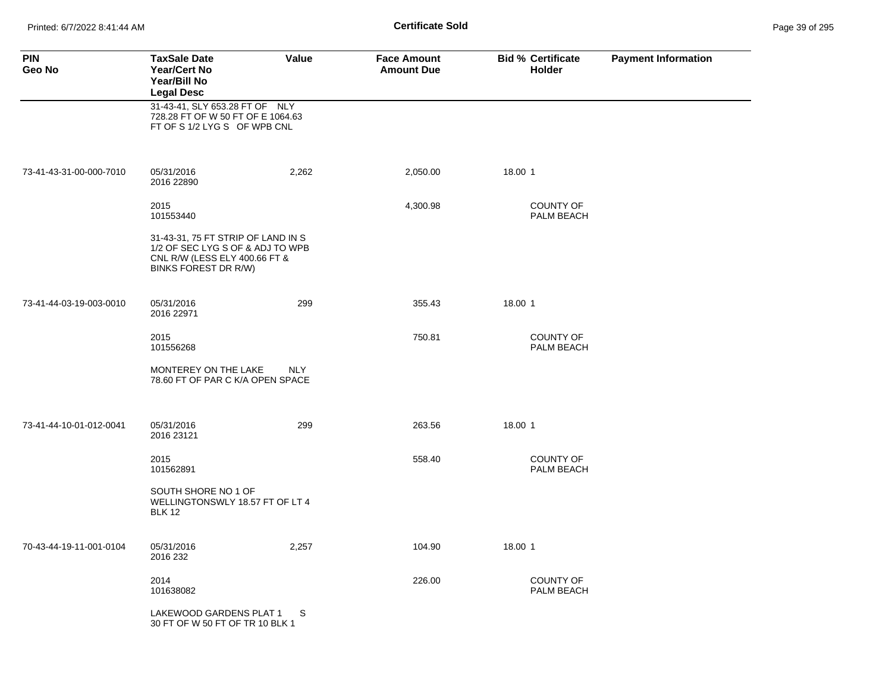**Certificate Sold**

| PIN<br>Geo No | TaxSale Date<br>Year/Cert No<br>Year/Bill No<br>Legal Desc | Value | Face Amount<br>Amount Due | Bid % | Certificate Holder | Payment Information |
|---|---|---|---|---|---|---|
| | 31-43-41, SLY 653.28 FT OF NLY 728.28 FT OF W 50 FT OF E 1064.63 FT OF S 1/2 LYG S OF WPB CNL | | | | | |
| 73-41-43-31-00-000-7010 | 05/31/2016<br>2016 22890 | 2,262 | 2,050.00 | 18.00 | 1 | |
| | 2015<br>101553440 | | 4,300.98 | | COUNTY OF PALM BEACH | |
| | 31-43-31, 75 FT STRIP OF LAND IN S 1/2 OF SEC LYG S OF & ADJ TO WPB CNL R/W (LESS ELY 400.66 FT & BINKS FOREST DR R/W) | | | | | |
| 73-41-44-03-19-003-0010 | 05/31/2016<br>2016 22971 | 299 | 355.43 | 18.00 | 1 | |
| | 2015<br>101556268 | | 750.81 | | COUNTY OF PALM BEACH | |
| | MONTEREY ON THE LAKE NLY 78.60 FT OF PAR C K/A OPEN SPACE | | | | | |
| 73-41-44-10-01-012-0041 | 05/31/2016<br>2016 23121 | 299 | 263.56 | 18.00 | 1 | |
| | 2015<br>101562891 | | 558.40 | | COUNTY OF PALM BEACH | |
| | SOUTH SHORE NO 1 OF WELLINGTONSWLY 18.57 FT OF LT 4 BLK 12 | | | | | |
| 70-43-44-19-11-001-0104 | 05/31/2016<br>2016 232 | 2,257 | 104.90 | 18.00 | 1 | |
| | 2014<br>101638082 | | 226.00 | | COUNTY OF PALM BEACH | |
| | LAKEWOOD GARDENS PLAT 1 S 30 FT OF W 50 FT OF TR 10 BLK 1 | | | | | |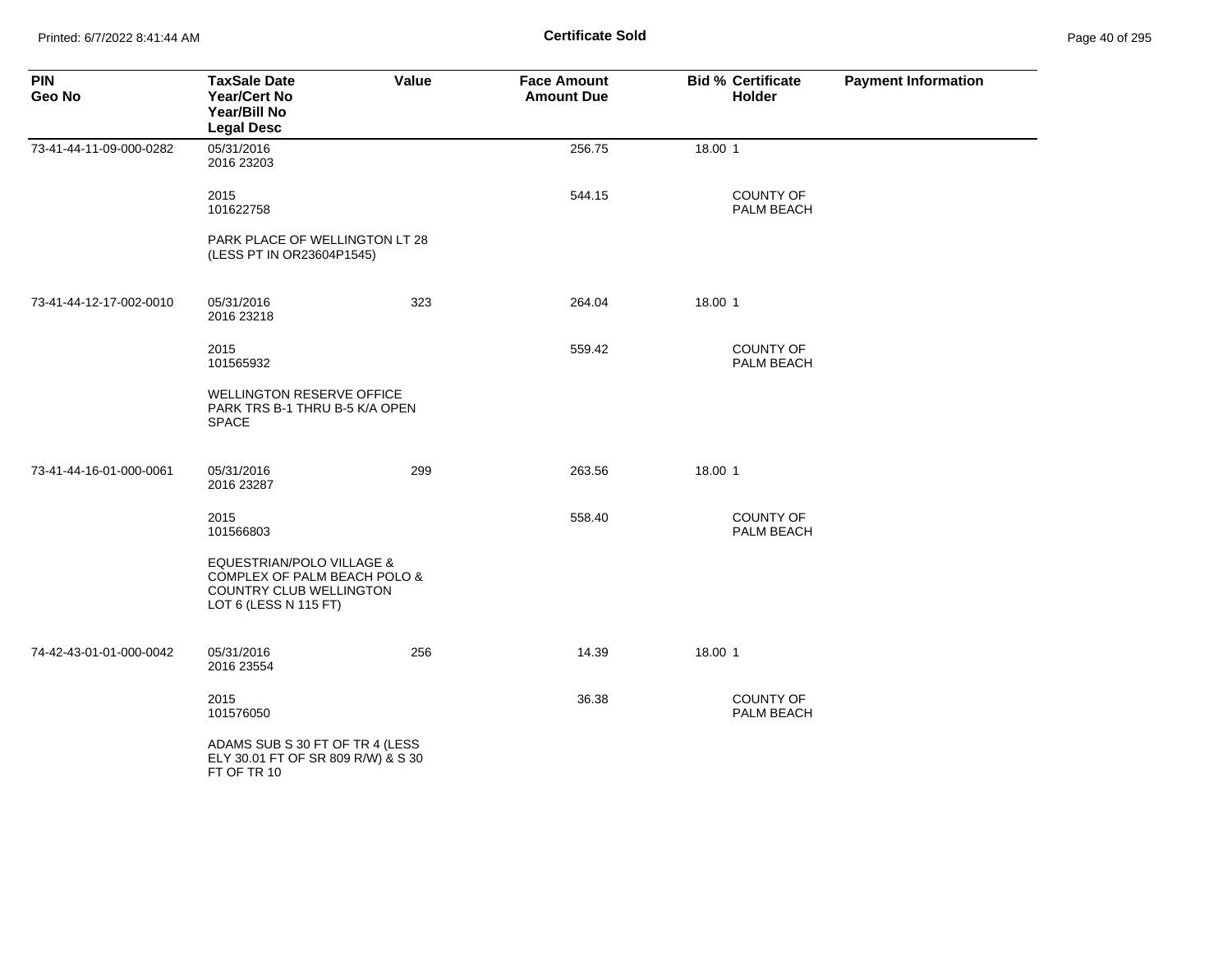**Certificate Sold**

| PIN<br>Geo No | TaxSale Date<br>Year/Cert No<br>Year/Bill No<br>Legal Desc | Value | Face Amount<br>Amount Due | Bid % | Certificate Holder | Payment Information |
|---|---|---|---|---|---|---|
| 73-41-44-11-09-000-0282 | 05/31/2016<br>2016 23203 | | 256.75 | 18.00 | 1 | |
| | 2015<br>101622758 | | 544.15 | | COUNTY OF PALM BEACH | |
| | PARK PLACE OF WELLINGTON LT 28 (LESS PT IN OR23604P1545) | | | | | |
| 73-41-44-12-17-002-0010 | 05/31/2016<br>2016 23218 | 323 | 264.04 | 18.00 | 1 | |
| | 2015<br>101565932 | | 559.42 | | COUNTY OF PALM BEACH | |
| | WELLINGTON RESERVE OFFICE PARK TRS B-1 THRU B-5 K/A OPEN SPACE | | | | | |
| 73-41-44-16-01-000-0061 | 05/31/2016<br>2016 23287 | 299 | 263.56 | 18.00 | 1 | |
| | 2015<br>101566803 | | 558.40 | | COUNTY OF PALM BEACH | |
| | EQUESTRIAN/POLO VILLAGE & COMPLEX OF PALM BEACH POLO & COUNTRY CLUB WELLINGTON LOT 6 (LESS N 115 FT) | | | | | |
| 74-42-43-01-01-000-0042 | 05/31/2016<br>2016 23554 | 256 | 14.39 | 18.00 | 1 | |
| | 2015<br>101576050 | | 36.38 | | COUNTY OF PALM BEACH | |
| | ADAMS SUB S 30 FT OF TR 4 (LESS ELY 30.01 FT OF SR 809 R/W) & S 30 FT OF TR 10 | | | | | |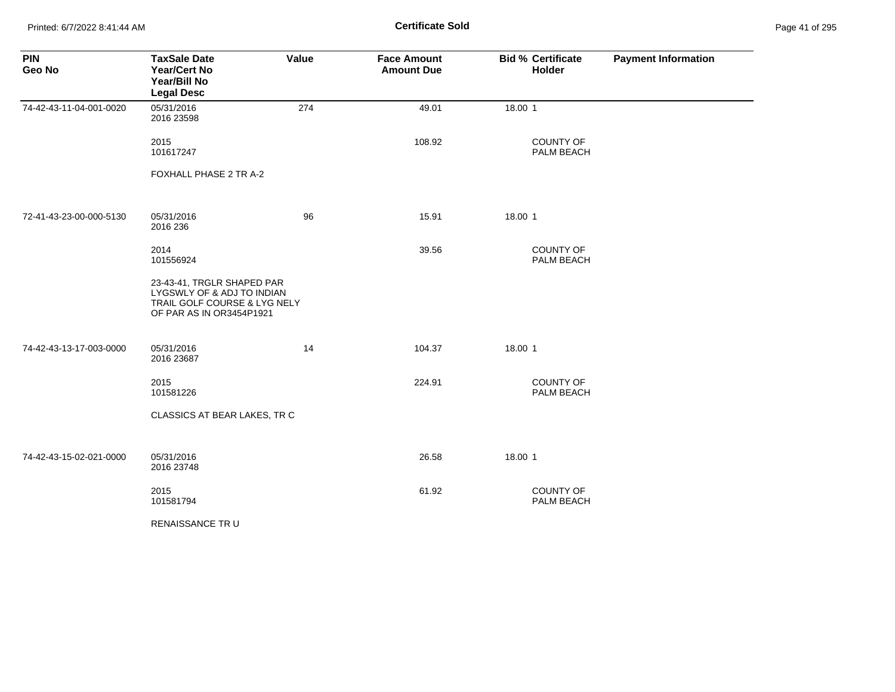**Certificate Sold**

Printed: 6/7/2022 8:41:44 AM

| PIN<br>Geo No | TaxSale Date<br>Year/Cert No<br>Year/Bill No<br>Legal Desc | Value | Face Amount<br>Amount Due | Bid % | Certificate<br>Holder | Payment Information |
|---|---|---|---|---|---|---|
| 74-42-43-11-04-001-0020 | 05/31/2016<br>2016 23598<br><br>2015<br>101617247<br><br>FOXHALL PHASE 2 TR A-2 | 274 | 49.01<br><br>108.92 | 18.00 | 1<br><br>COUNTY OF PALM BEACH | |
| 72-41-43-23-00-000-5130 | 05/31/2016<br>2016 236<br><br>2014<br>101556924<br><br>23-43-41, TRGLR SHAPED PAR LYGSWLY OF & ADJ TO INDIAN TRAIL GOLF COURSE & LYG NELY OF PAR AS IN OR3454P1921 | 96 | 15.91<br><br>39.56 | 18.00 | 1<br><br>COUNTY OF PALM BEACH | |
| 74-42-43-13-17-003-0000 | 05/31/2016<br>2016 23687<br><br>2015<br>101581226<br><br>CLASSICS AT BEAR LAKES, TR C | 14 | 104.37<br><br>224.91 | 18.00 | 1<br><br>COUNTY OF PALM BEACH | |
| 74-42-43-15-02-021-0000 | 05/31/2016<br>2016 23748<br><br>2015<br>101581794<br><br>RENAISSANCE TR U | | 26.58<br><br>61.92 | 18.00 | 1<br><br>COUNTY OF PALM BEACH | |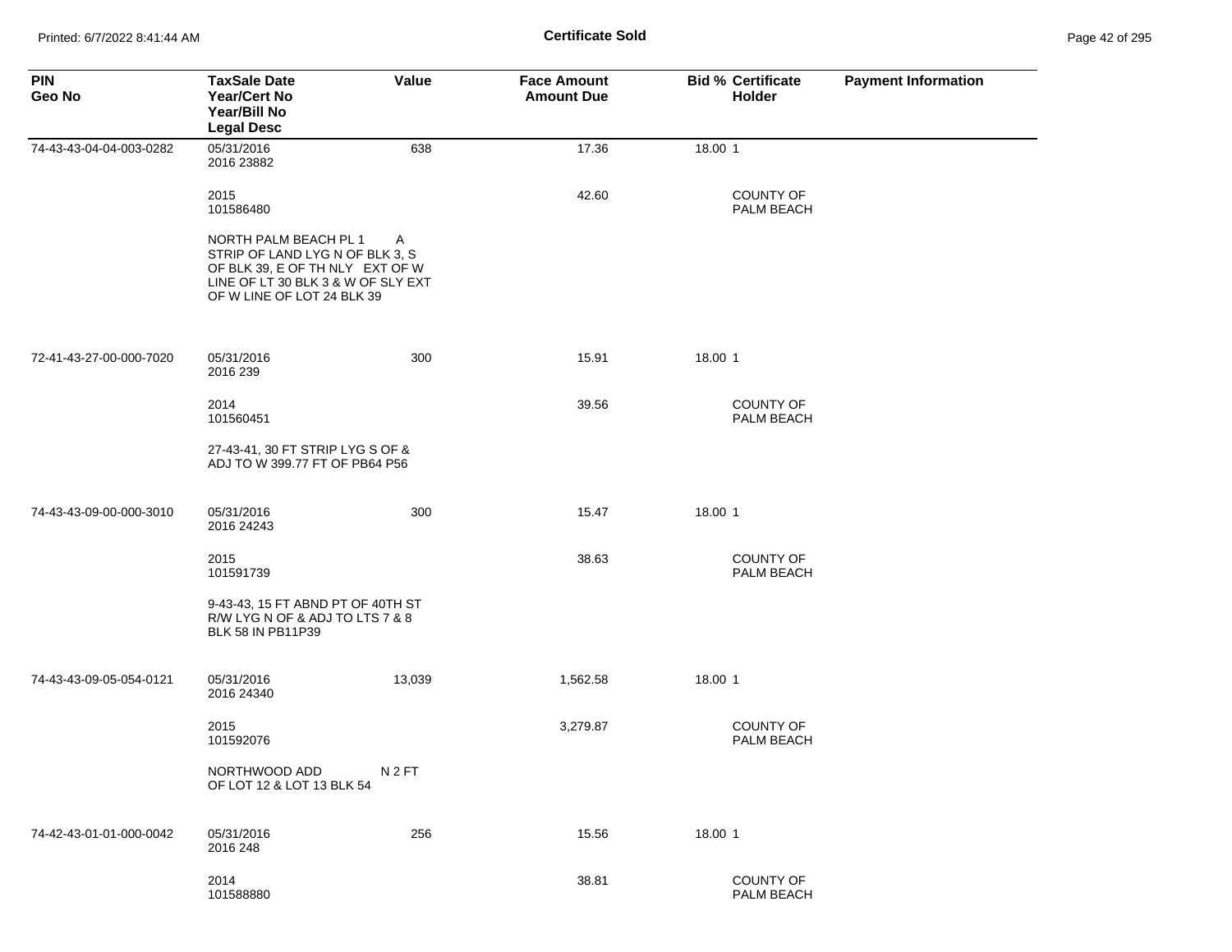| PIN<br>Geo No | TaxSale Date<br>Year/Cert No<br>Year/Bill No<br>Legal Desc | Value | Face Amount<br>Amount Due | Bid % | Certificate<br>Holder | Payment Information |
|---|---|---|---|---|---|---|
| 74-43-43-04-04-003-0282 | 05/31/2016<br>2016 23882 | 638 | 17.36 | 18.00 | 1 | |
| | 2015<br>101586480 | | 42.60 | | COUNTY OF PALM BEACH | |
| | NORTH PALM BEACH PL 1 A STRIP OF LAND LYG N OF BLK 3, S OF BLK 39, E OF TH NLY EXT OF W LINE OF LT 30 BLK 3 & W OF SLY EXT OF W LINE OF LOT 24 BLK 39 | | | | | |
| 72-41-43-27-00-000-7020 | 05/31/2016<br>2016 239 | 300 | 15.91 | 18.00 | 1 | |
| | 2014<br>101560451 | | 39.56 | | COUNTY OF PALM BEACH | |
| | 27-43-41, 30 FT STRIP LYG S OF & ADJ TO W 399.77 FT OF PB64 P56 | | | | | |
| 74-43-43-09-00-000-3010 | 05/31/2016<br>2016 24243 | 300 | 15.47 | 18.00 | 1 | |
| | 2015<br>101591739 | | 38.63 | | COUNTY OF PALM BEACH | |
| | 9-43-43, 15 FT ABND PT OF 40TH ST R/W LYG N OF & ADJ TO LTS 7 & 8 BLK 58 IN PB11P39 | | | | | |
| 74-43-43-09-05-054-0121 | 05/31/2016<br>2016 24340 | 13,039 | 1,562.58 | 18.00 | 1 | |
| | 2015<br>101592076 | | 3,279.87 | | COUNTY OF PALM BEACH | |
| | NORTHWOOD ADD N 2 FT OF LOT 12 & LOT 13 BLK 54 | | | | | |
| 74-42-43-01-01-000-0042 | 05/31/2016<br>2016 248 | 256 | 15.56 | 18.00 | 1 | |
| | 2014<br>101588880 | | 38.81 | | COUNTY OF PALM BEACH | |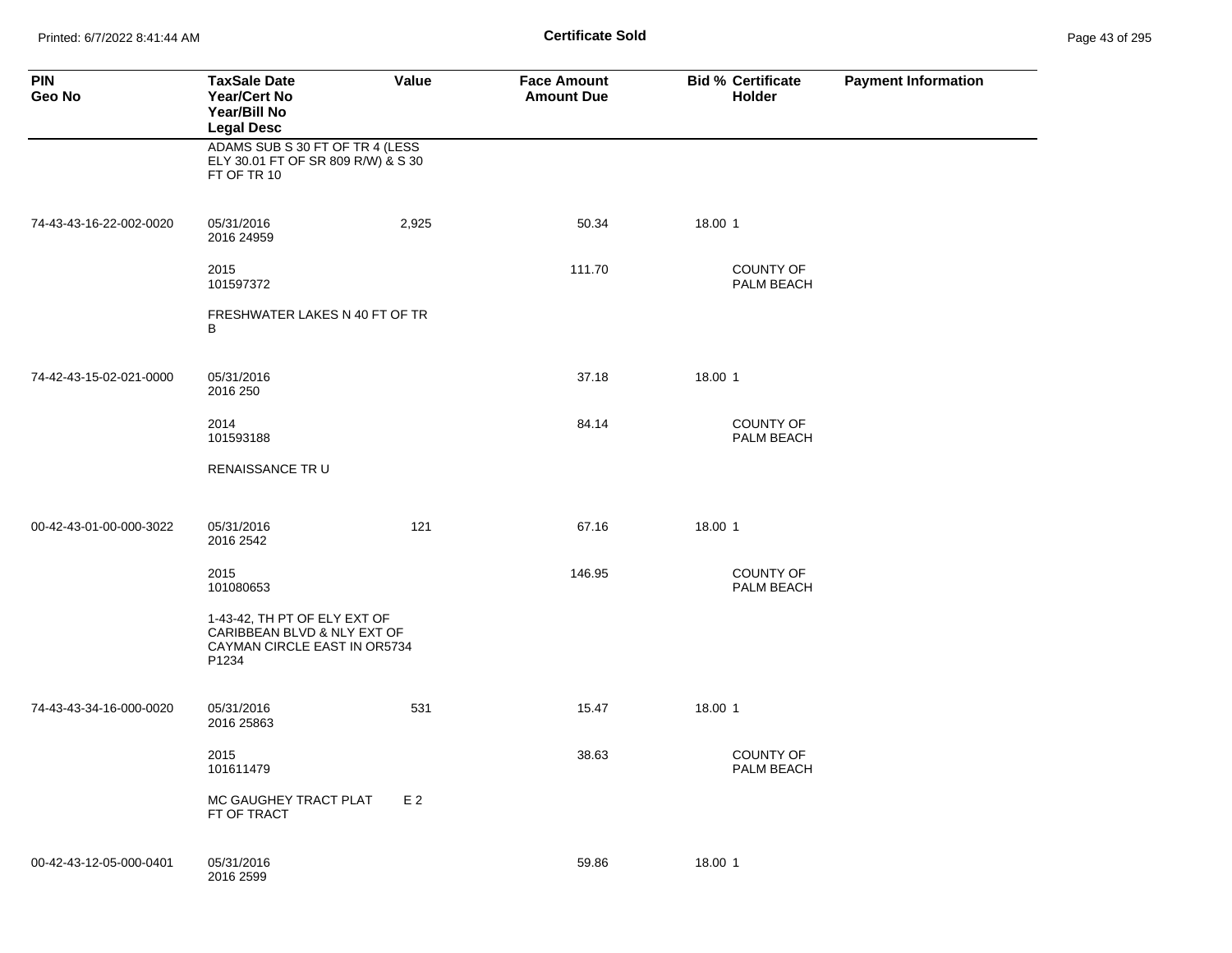## Certificate Sold

| PIN<br>Geo No | TaxSale Date<br>Year/Cert No<br>Year/Bill No<br>Legal Desc | Value | Face Amount<br>Amount Due | Bid % | Certificate Holder | Payment Information |
|---|---|---|---|---|---|---|
| | ADAMS SUB S 30 FT OF TR 4 (LESS ELY 30.01 FT OF SR 809 R/W) & S 30 FT OF TR 10 | | | | | |
| 74-43-43-16-22-002-0020 | 05/31/2016<br>2016 24959 | 2,925 | 50.34 | 18.00 | 1 | |
| | 2015<br>101597372 | | 111.70 | | COUNTY OF PALM BEACH | |
| | FRESHWATER LAKES N 40 FT OF TR B | | | | | |
| 74-42-43-15-02-021-0000 | 05/31/2016<br>2016 250 | | 37.18 | 18.00 | 1 | |
| | 2014<br>101593188 | | 84.14 | | COUNTY OF PALM BEACH | |
| | RENAISSANCE TR U | | | | | |
| 00-42-43-01-00-000-3022 | 05/31/2016<br>2016 2542 | 121 | 67.16 | 18.00 | 1 | |
| | 2015<br>101080653 | | 146.95 | | COUNTY OF PALM BEACH | |
| | 1-43-42, TH PT OF ELY EXT OF CARIBBEAN BLVD & NLY EXT OF CAYMAN CIRCLE EAST IN OR5734 P1234 | | | | | |
| 74-43-43-34-16-000-0020 | 05/31/2016<br>2016 25863 | 531 | 15.47 | 18.00 | 1 | |
| | 2015<br>101611479 | | 38.63 | | COUNTY OF PALM BEACH | |
| | MC GAUGHEY TRACT PLAT E 2 FT OF TRACT | | | | | |
| 00-42-43-12-05-000-0401 | 05/31/2016<br>2016 2599 | | 59.86 | 18.00 | 1 | |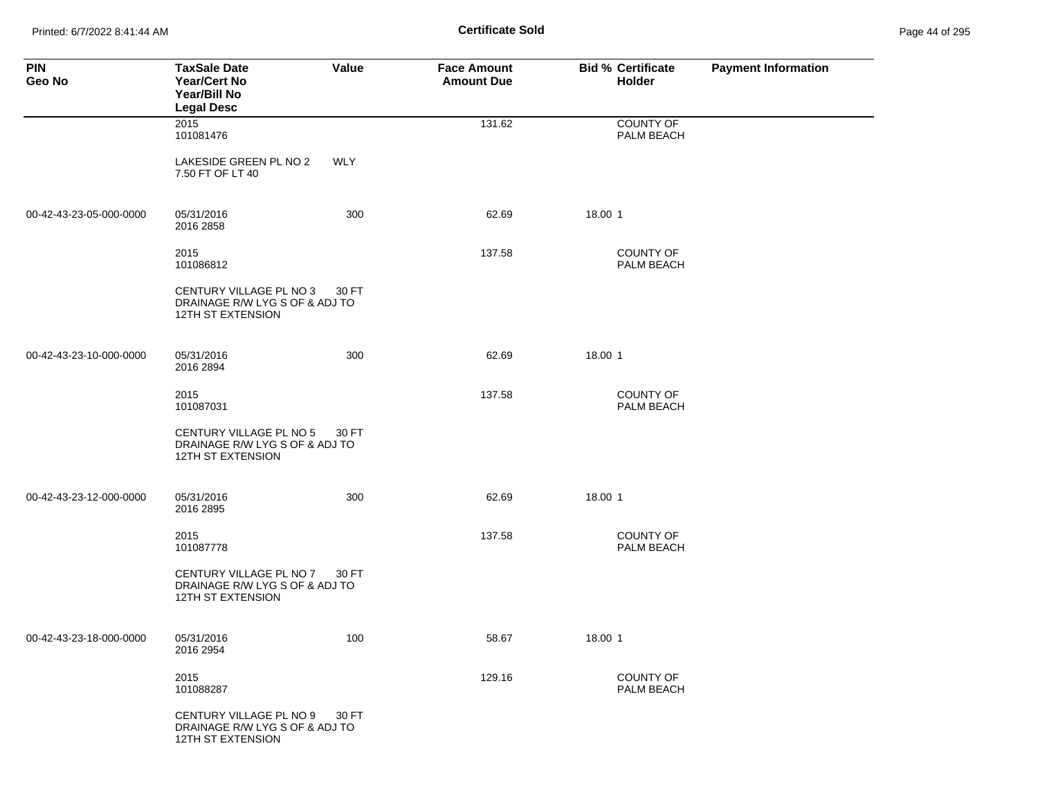**Certificate Sold**

| PIN<br>Geo No | TaxSale Date<br>Year/Cert No<br>Year/Bill No<br>Legal Desc | Value | Face Amount<br>Amount Due | Bid % | Certificate Holder | Payment Information |
|---|---|---|---|---|---|---|
| | 2015<br>101081476 | | 131.62 | | COUNTY OF PALM BEACH | |
| | LAKESIDE GREEN PL NO 2 WLY 7.50 FT OF LT 40 | | | | | |
| 00-42-43-23-05-000-0000 | 05/31/2016<br>2016 2858 | 300 | 62.69 | 18.00 | 1 | |
| | 2015<br>101086812 | | 137.58 | | COUNTY OF PALM BEACH | |
| | CENTURY VILLAGE PL NO 3 30 FT DRAINAGE R/W LYG S OF & ADJ TO 12TH ST EXTENSION | | | | | |
| 00-42-43-23-10-000-0000 | 05/31/2016<br>2016 2894 | 300 | 62.69 | 18.00 | 1 | |
| | 2015<br>101087031 | | 137.58 | | COUNTY OF PALM BEACH | |
| | CENTURY VILLAGE PL NO 5 30 FT DRAINAGE R/W LYG S OF & ADJ TO 12TH ST EXTENSION | | | | | |
| 00-42-43-23-12-000-0000 | 05/31/2016<br>2016 2895 | 300 | 62.69 | 18.00 | 1 | |
| | 2015<br>101087778 | | 137.58 | | COUNTY OF PALM BEACH | |
| | CENTURY VILLAGE PL NO 7 30 FT DRAINAGE R/W LYG S OF & ADJ TO 12TH ST EXTENSION | | | | | |
| 00-42-43-23-18-000-0000 | 05/31/2016<br>2016 2954 | 100 | 58.67 | 18.00 | 1 | |
| | 2015<br>101088287 | | 129.16 | | COUNTY OF PALM BEACH | |
| | CENTURY VILLAGE PL NO 9 30 FT DRAINAGE R/W LYG S OF & ADJ TO 12TH ST EXTENSION | | | | | |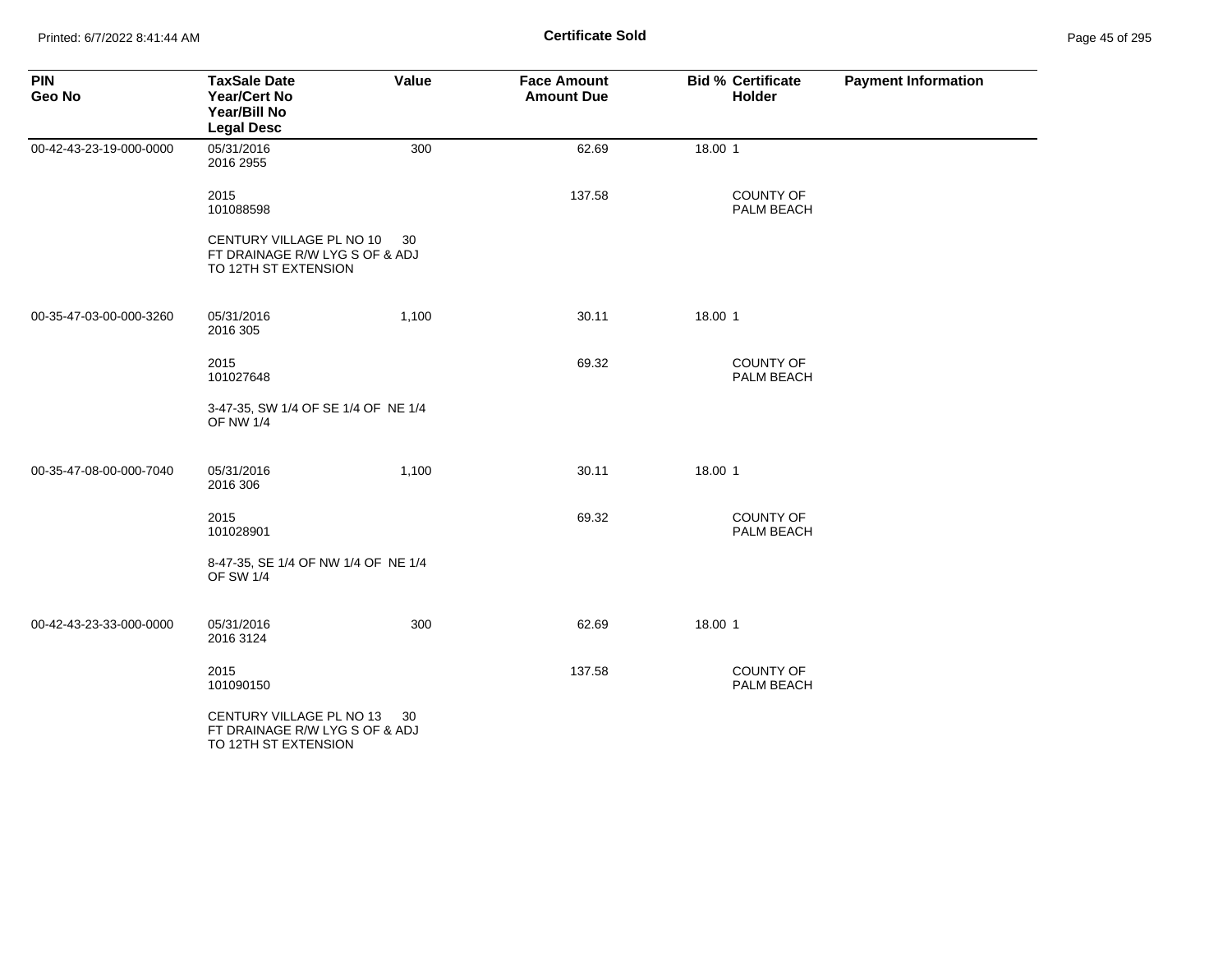| PIN<br>Geo No | TaxSale Date<br>Year/Cert No<br>Year/Bill No<br>Legal Desc | Value | Face Amount<br>Amount Due | Bid % | Certificate Holder | Payment Information |
|---|---|---|---|---|---|---|
| 00-42-43-23-19-000-0000 | 05/31/2016<br>2016 2955 | 300 | 62.69 | 18.00 | 1 | |
| | 2015<br>101088598 | | 137.58 | | COUNTY OF PALM BEACH | |
| | CENTURY VILLAGE PL NO 10 30 FT DRAINAGE R/W LYG S OF & ADJ TO 12TH ST EXTENSION | | | | | |
| 00-35-47-03-00-000-3260 | 05/31/2016<br>2016 305 | 1,100 | 30.11 | 18.00 | 1 | |
| | 2015<br>101027648 | | 69.32 | | COUNTY OF PALM BEACH | |
| | 3-47-35, SW 1/4 OF SE 1/4 OF NE 1/4 OF NW 1/4 | | | | | |
| 00-35-47-08-00-000-7040 | 05/31/2016<br>2016 306 | 1,100 | 30.11 | 18.00 | 1 | |
| | 2015<br>101028901 | | 69.32 | | COUNTY OF PALM BEACH | |
| | 8-47-35, SE 1/4 OF NW 1/4 OF NE 1/4 OF SW 1/4 | | | | | |
| 00-42-43-23-33-000-0000 | 05/31/2016<br>2016 3124 | 300 | 62.69 | 18.00 | 1 | |
| | 2015<br>101090150 | | 137.58 | | COUNTY OF PALM BEACH | |
| | CENTURY VILLAGE PL NO 13 30 FT DRAINAGE R/W LYG S OF & ADJ TO 12TH ST EXTENSION | | | | | |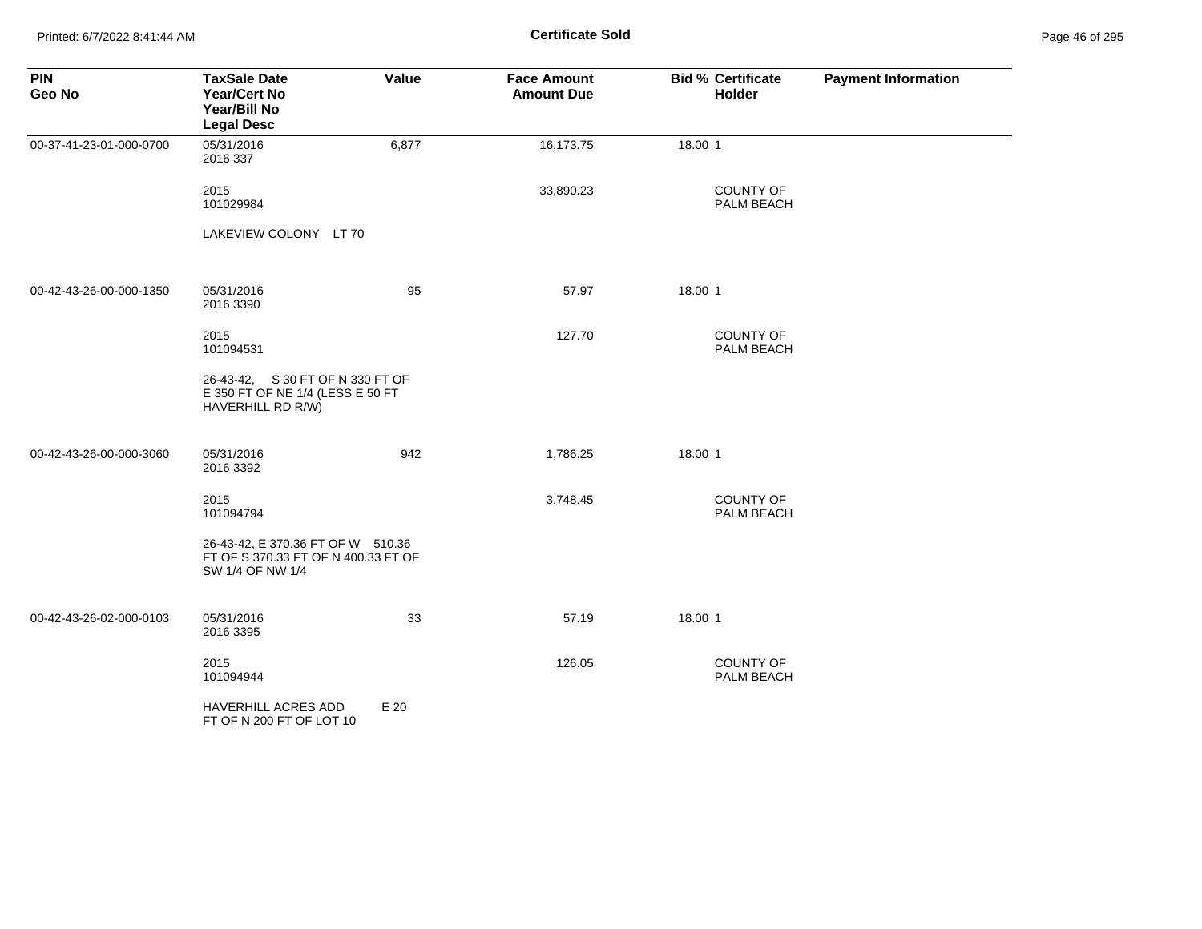# Certificate Sold

| PIN<br>Geo No | TaxSale Date<br>Year/Cert No<br>Year/Bill No<br>Legal Desc | Value | Face Amount<br>Amount Due | Bid % | Certificate<br>Holder | Payment Information |
|---|---|---|---|---|---|---|
| 00-37-41-23-01-000-0700 | 05/31/2016<br>2016 337 | 6,877 | 16,173.75 | 18.00 | 1 | |
| | 2015<br>101029984 | | 33,890.23 | | COUNTY OF PALM BEACH | |
| | LAKEVIEW COLONY LT 70 | | | | | |
| 00-42-43-26-00-000-1350 | 05/31/2016<br>2016 3390 | 95 | 57.97 | 18.00 | 1 | |
| | 2015<br>101094531 | | 127.70 | | COUNTY OF PALM BEACH | |
| | 26-43-42, S 30 FT OF N 330 FT OF E 350 FT OF NE 1/4 (LESS E 50 FT HAVERHILL RD R/W) | | | | | |
| 00-42-43-26-00-000-3060 | 05/31/2016<br>2016 3392 | 942 | 1,786.25 | 18.00 | 1 | |
| | 2015<br>101094794 | | 3,748.45 | | COUNTY OF PALM BEACH | |
| | 26-43-42, E 370.36 FT OF W 510.36 FT OF S 370.33 FT OF N 400.33 FT OF SW 1/4 OF NW 1/4 | | | | | |
| 00-42-43-26-02-000-0103 | 05/31/2016<br>2016 3395 | 33 | 57.19 | 18.00 | 1 | |
| | 2015<br>101094944 | | 126.05 | | COUNTY OF PALM BEACH | |
| | HAVERHILL ACRES ADD E 20 FT OF N 200 FT OF LOT 10 | | | | | |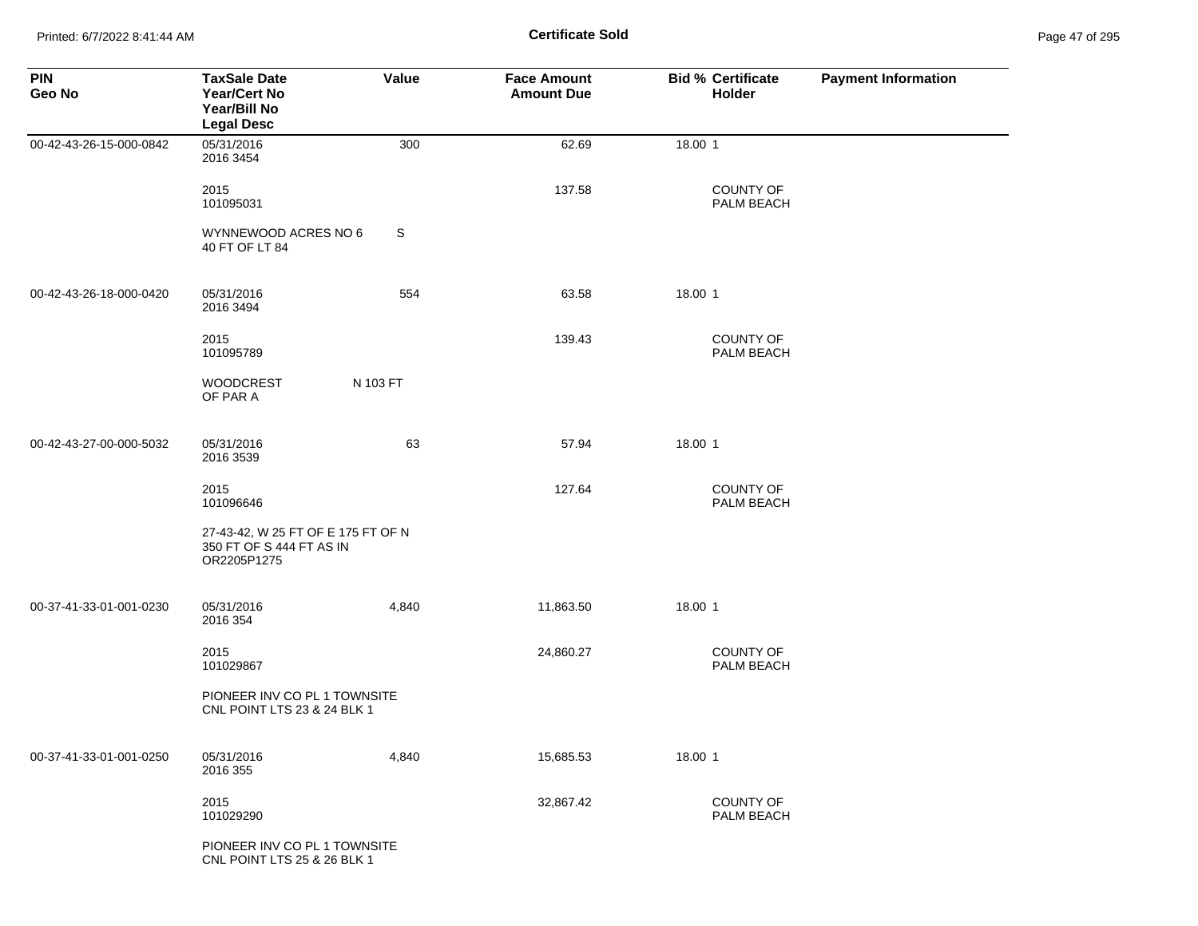# Certificate Sold

| PIN<br>Geo No | TaxSale Date<br>Year/Cert No<br>Year/Bill No<br>Legal Desc | Value | Face Amount<br>Amount Due | Bid % | Certificate Holder | Payment Information |
|---|---|---|---|---|---|---|
| 00-42-43-26-15-000-0842 | 05/31/2016<br>2016 3454 | 300 | 62.69 | 18.00 | 1 | |
| | 2015<br>101095031 | | 137.58 | | COUNTY OF PALM BEACH | |
| | WYNNEWOOD ACRES NO 6 S 40 FT OF LT 84 | | | | | |
| 00-42-43-26-18-000-0420 | 05/31/2016<br>2016 3494 | 554 | 63.58 | 18.00 | 1 | |
| | 2015<br>101095789 | | 139.43 | | COUNTY OF PALM BEACH | |
| | WOODCREST N 103 FT OF PAR A | | | | | |
| 00-42-43-27-00-000-5032 | 05/31/2016<br>2016 3539 | 63 | 57.94 | 18.00 | 1 | |
| | 2015<br>101096646 | | 127.64 | | COUNTY OF PALM BEACH | |
| | 27-43-42, W 25 FT OF E 175 FT OF N 350 FT OF S 444 FT AS IN OR2205P1275 | | | | | |
| 00-37-41-33-01-001-0230 | 05/31/2016<br>2016 354 | 4,840 | 11,863.50 | 18.00 | 1 | |
| | 2015<br>101029867 | | 24,860.27 | | COUNTY OF PALM BEACH | |
| | PIONEER INV CO PL 1 TOWNSITE CNL POINT LTS 23 & 24 BLK 1 | | | | | |
| 00-37-41-33-01-001-0250 | 05/31/2016<br>2016 355 | 4,840 | 15,685.53 | 18.00 | 1 | |
| | 2015<br>101029290 | | 32,867.42 | | COUNTY OF PALM BEACH | |
| | PIONEER INV CO PL 1 TOWNSITE CNL POINT LTS 25 & 26 BLK 1 | | | | | |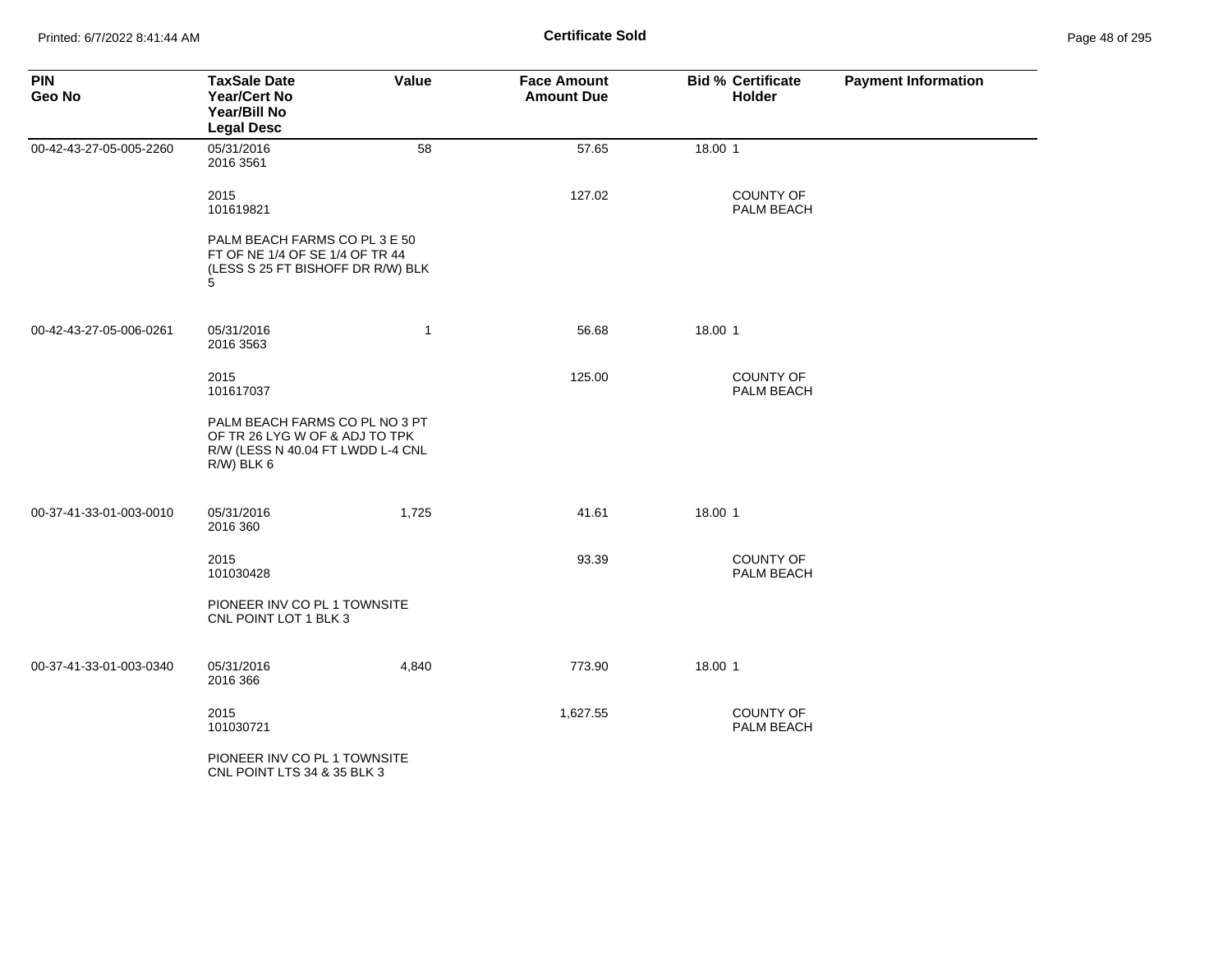**Certificate Sold**

| PIN<br>Geo No | TaxSale Date<br>Year/Cert No<br>Year/Bill No<br>Legal Desc | Value | Face Amount<br>Amount Due | Bid % | Certificate<br>Holder | Payment Information |
|---|---|---|---|---|---|---|
| 00-42-43-27-05-005-2260 | 05/31/2016<br>2016 3561 | 58 | 57.65 | 18.00 | 1 | |
| | 2015<br>101619821 | | 127.02 | | COUNTY OF PALM BEACH | |
| | PALM BEACH FARMS CO PL 3 E 50 FT OF NE 1/4 OF SE 1/4 OF TR 44 (LESS S 25 FT BISHOFF DR R/W) BLK 5 | | | | | |
| 00-42-43-27-05-006-0261 | 05/31/2016<br>2016 3563 | 1 | 56.68 | 18.00 | 1 | |
| | 2015<br>101617037 | | 125.00 | | COUNTY OF PALM BEACH | |
| | PALM BEACH FARMS CO PL NO 3 PT OF TR 26 LYG W OF & ADJ TO TPK R/W (LESS N 40.04 FT LWDD L-4 CNL R/W) BLK 6 | | | | | |
| 00-37-41-33-01-003-0010 | 05/31/2016<br>2016 360 | 1,725 | 41.61 | 18.00 | 1 | |
| | 2015<br>101030428 | | 93.39 | | COUNTY OF PALM BEACH | |
| | PIONEER INV CO PL 1 TOWNSITE CNL POINT LOT 1 BLK 3 | | | | | |
| 00-37-41-33-01-003-0340 | 05/31/2016<br>2016 366 | 4,840 | 773.90 | 18.00 | 1 | |
| | 2015<br>101030721 | | 1,627.55 | | COUNTY OF PALM BEACH | |
| | PIONEER INV CO PL 1 TOWNSITE CNL POINT LTS 34 & 35 BLK 3 | | | | | |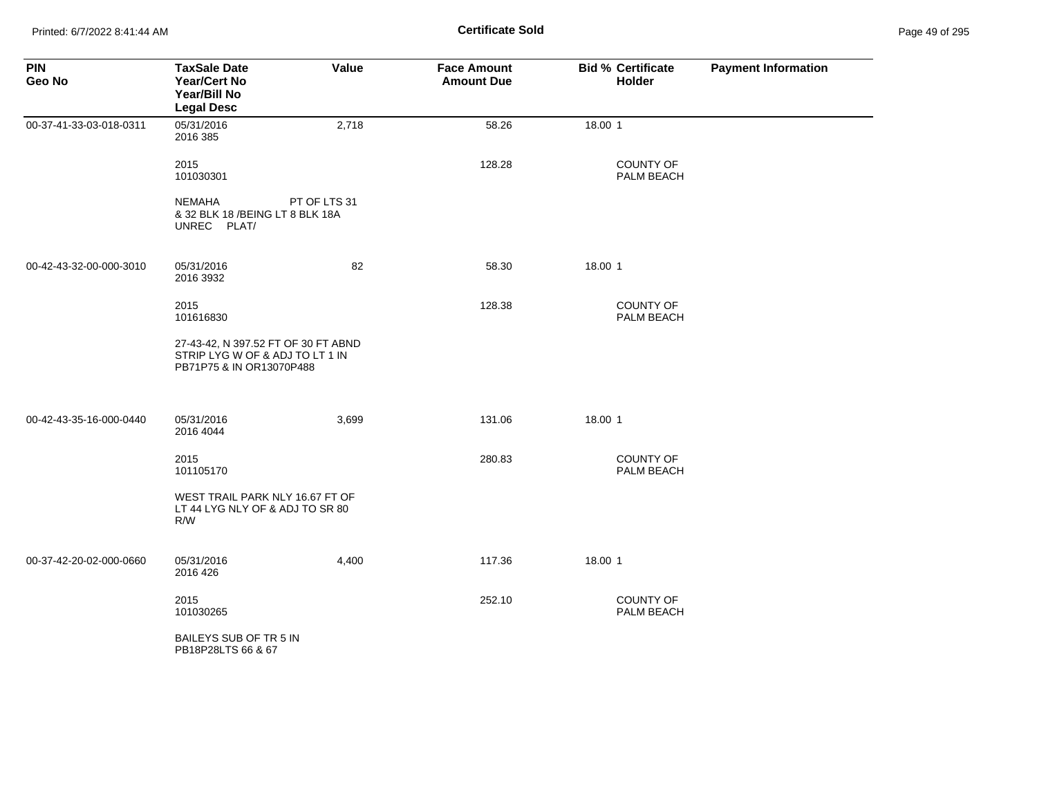# Certificate Sold

| PIN<br>Geo No | TaxSale Date<br>Year/Cert No<br>Year/Bill No<br>Legal Desc | Value | Face Amount<br>Amount Due | Bid % | Certificate<br>Holder | Payment Information |
|---|---|---|---|---|---|---|
| 00-37-41-33-03-018-0311 | 05/31/2016<br>2016 385 | 2,718 | 58.26 | 18.00 | 1 | |
| | 2015<br>101030301 | | 128.28 | | COUNTY OF PALM BEACH | |
| | NEMAHA PT OF LTS 31 & 32 BLK 18 /BEING LT 8 BLK 18A UNREC PLAT/ | | | | | |
| 00-42-43-32-00-000-3010 | 05/31/2016<br>2016 3932 | 82 | 58.30 | 18.00 | 1 | |
| | 2015<br>101616830 | | 128.38 | | COUNTY OF PALM BEACH | |
| | 27-43-42, N 397.52 FT OF 30 FT ABND STRIP LYG W OF & ADJ TO LT 1 IN PB71P75 & IN OR13070P488 | | | | | |
| 00-42-43-35-16-000-0440 | 05/31/2016<br>2016 4044 | 3,699 | 131.06 | 18.00 | 1 | |
| | 2015<br>101105170 | | 280.83 | | COUNTY OF PALM BEACH | |
| | WEST TRAIL PARK NLY 16.67 FT OF LT 44 LYG NLY OF & ADJ TO SR 80 R/W | | | | | |
| 00-37-42-20-02-000-0660 | 05/31/2016<br>2016 426 | 4,400 | 117.36 | 18.00 | 1 | |
| | 2015<br>101030265 | | 252.10 | | COUNTY OF PALM BEACH | |
| | BAILEYS SUB OF TR 5 IN PB18P28LTS 66 & 67 | | | | | |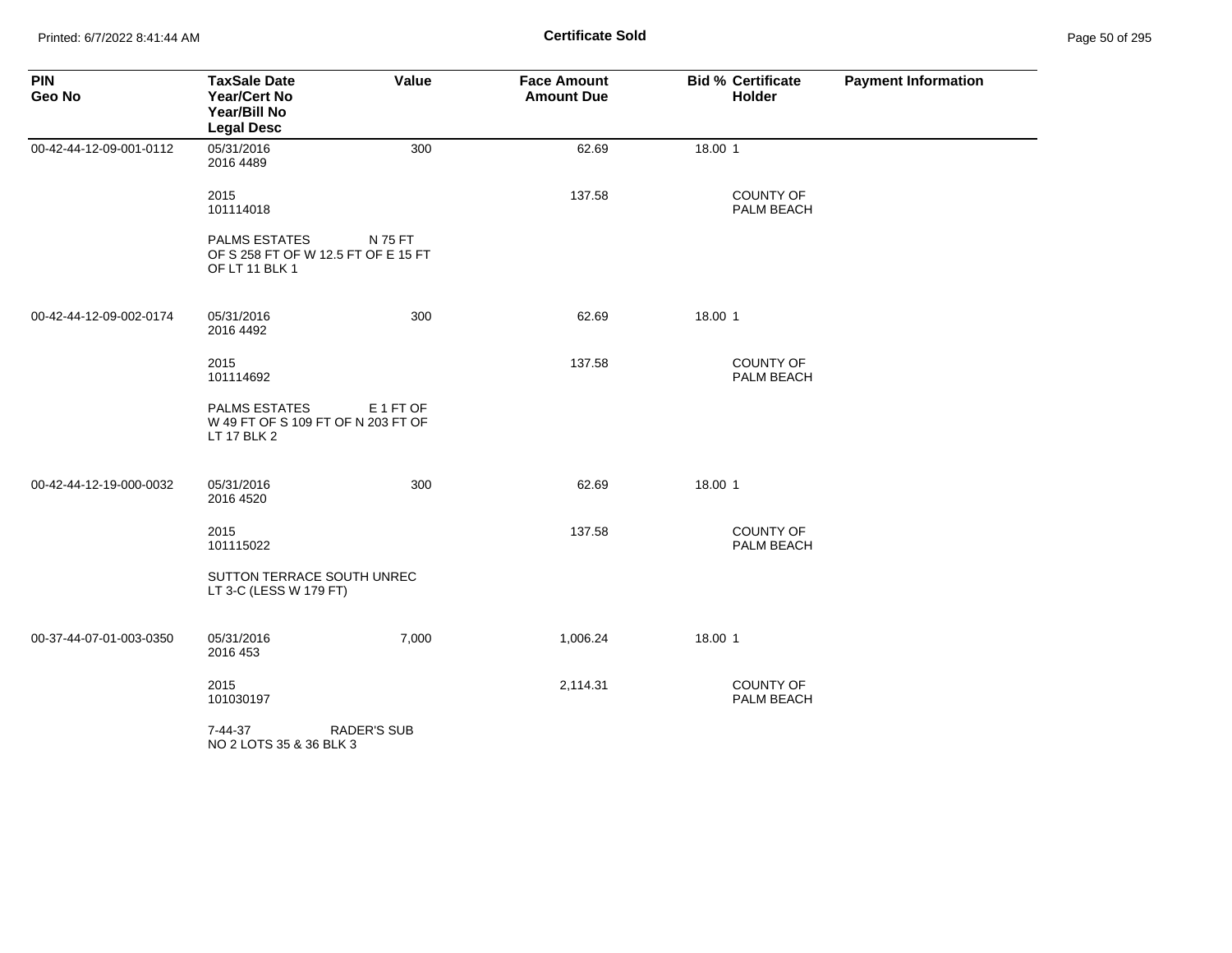# Certificate Sold

| PIN<br>Geo No | TaxSale Date<br>Year/Cert No<br>Year/Bill No<br>Legal Desc | Value | Face Amount<br>Amount Due | Bid % | Certificate<br>Holder | Payment Information |
|---|---|---|---|---|---|---|
| 00-42-44-12-09-001-0112 | 05/31/2016<br>2016 4489 | 300 | 62.69 | 18.00 | 1 | |
| | 2015<br>101114018 | | 137.58 | | COUNTY OF<br>PALM BEACH | |
| | PALMS ESTATES N 75 FT OF S 258 FT OF W 12.5 FT OF E 15 FT OF LT 11 BLK 1 | | | | | |
| 00-42-44-12-09-002-0174 | 05/31/2016<br>2016 4492 | 300 | 62.69 | 18.00 | 1 | |
| | 2015<br>101114692 | | 137.58 | | COUNTY OF<br>PALM BEACH | |
| | PALMS ESTATES E 1 FT OF W 49 FT OF S 109 FT OF N 203 FT OF LT 17 BLK 2 | | | | | |
| 00-42-44-12-19-000-0032 | 05/31/2016<br>2016 4520 | 300 | 62.69 | 18.00 | 1 | |
| | 2015<br>101115022 | | 137.58 | | COUNTY OF<br>PALM BEACH | |
| | SUTTON TERRACE SOUTH UNREC LT 3-C (LESS W 179 FT) | | | | | |
| 00-37-44-07-01-003-0350 | 05/31/2016<br>2016 453 | 7,000 | 1,006.24 | 18.00 | 1 | |
| | 2015<br>101030197 | | 2,114.31 | | COUNTY OF<br>PALM BEACH | |
| | 7-44-37 RADER'S SUB NO 2 LOTS 35 & 36 BLK 3 | | | | | |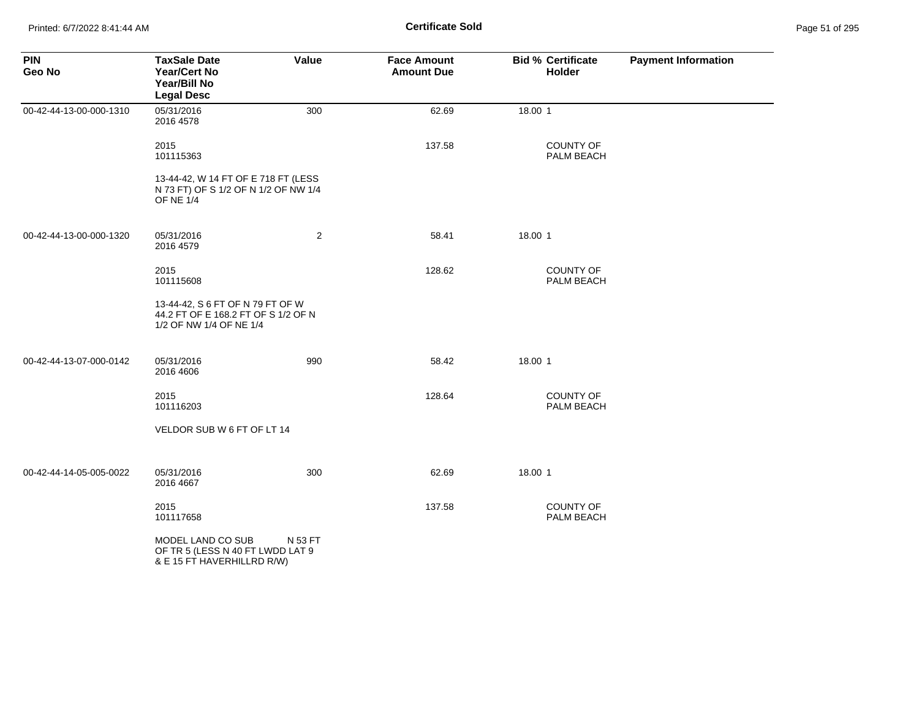| PIN<br>Geo No | TaxSale Date<br>Year/Cert No<br>Year/Bill No<br>Legal Desc | Value | Face Amount<br>Amount Due | Bid % | Certificate<br>Holder | Payment Information |
|---|---|---|---|---|---|---|
| 00-42-44-13-00-000-1310 | 05/31/2016<br>2016 4578 | 300 | 62.69 | 18.00 | 1 | |
| | 2015<br>101115363 | | 137.58 | | COUNTY OF PALM BEACH | |
| | 13-44-42, W 14 FT OF E 718 FT (LESS N 73 FT) OF S 1/2 OF N 1/2 OF NW 1/4 OF NE 1/4 | | | | | |
| 00-42-44-13-00-000-1320 | 05/31/2016<br>2016 4579 | 2 | 58.41 | 18.00 | 1 | |
| | 2015<br>101115608 | | 128.62 | | COUNTY OF PALM BEACH | |
| | 13-44-42, S 6 FT OF N 79 FT OF W 44.2 FT OF E 168.2 FT OF S 1/2 OF N 1/2 OF NW 1/4 OF NE 1/4 | | | | | |
| 00-42-44-13-07-000-0142 | 05/31/2016<br>2016 4606 | 990 | 58.42 | 18.00 | 1 | |
| | 2015<br>101116203 | | 128.64 | | COUNTY OF PALM BEACH | |
| | VELDOR SUB W 6 FT OF LT 14 | | | | | |
| 00-42-44-14-05-005-0022 | 05/31/2016<br>2016 4667 | 300 | 62.69 | 18.00 | 1 | |
| | 2015<br>101117658 | | 137.58 | | COUNTY OF PALM BEACH | |
| | MODEL LAND CO SUB N 53 FT OF TR 5 (LESS N 40 FT LWDD LAT 9 & E 15 FT HAVERHILLRD R/W) | | | | | |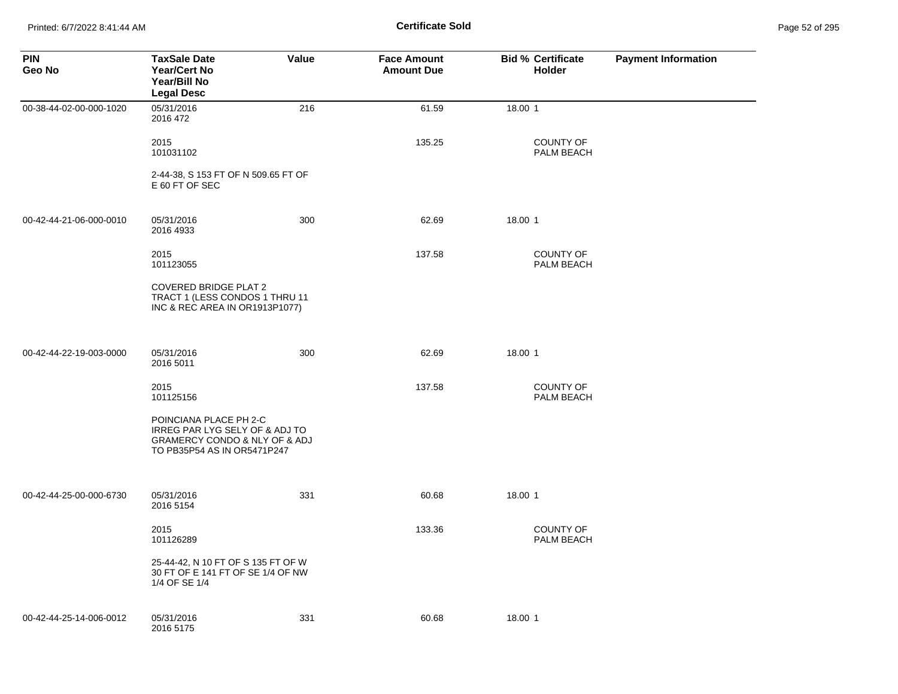**Certificate Sold**

| PIN<br>Geo No | TaxSale Date<br>Year/Cert No<br>Year/Bill No<br>Legal Desc | Value | Face Amount<br>Amount Due | Bid % Certificate<br>Holder | Payment Information |
|---|---|---|---|---|---|
| 00-38-44-02-00-000-1020 | 05/31/2016<br>2016 472 | 216 | 61.59 | 18.00 1 | |
| | 2015<br>101031102 | | 135.25 | COUNTY OF PALM BEACH | |
| | 2-44-38, S 153 FT OF N 509.65 FT OF E 60 FT OF SEC | | | | |
| 00-42-44-21-06-000-0010 | 05/31/2016<br>2016 4933 | 300 | 62.69 | 18.00 1 | |
| | 2015<br>101123055 | | 137.58 | COUNTY OF PALM BEACH | |
| | COVERED BRIDGE PLAT 2<br>TRACT 1 (LESS CONDOS 1 THRU 11 INC & REC AREA IN OR1913P1077) | | | | |
| 00-42-44-22-19-003-0000 | 05/31/2016<br>2016 5011 | 300 | 62.69 | 18.00 1 | |
| | 2015<br>101125156 | | 137.58 | COUNTY OF PALM BEACH | |
| | POINCIANA PLACE PH 2-C<br>IRREG PAR LYG SELY OF & ADJ TO GRAMERCY CONDO & NLY OF & ADJ TO PB35P54 AS IN OR5471P247 | | | | |
| 00-42-44-25-00-000-6730 | 05/31/2016<br>2016 5154 | 331 | 60.68 | 18.00 1 | |
| | 2015<br>101126289 | | 133.36 | COUNTY OF PALM BEACH | |
| | 25-44-42, N 10 FT OF S 135 FT OF W 30 FT OF E 141 FT OF SE 1/4 OF NW 1/4 OF SE 1/4 | | | | |
| 00-42-44-25-14-006-0012 | 05/31/2016<br>2016 5175 | 331 | 60.68 | 18.00 1 | |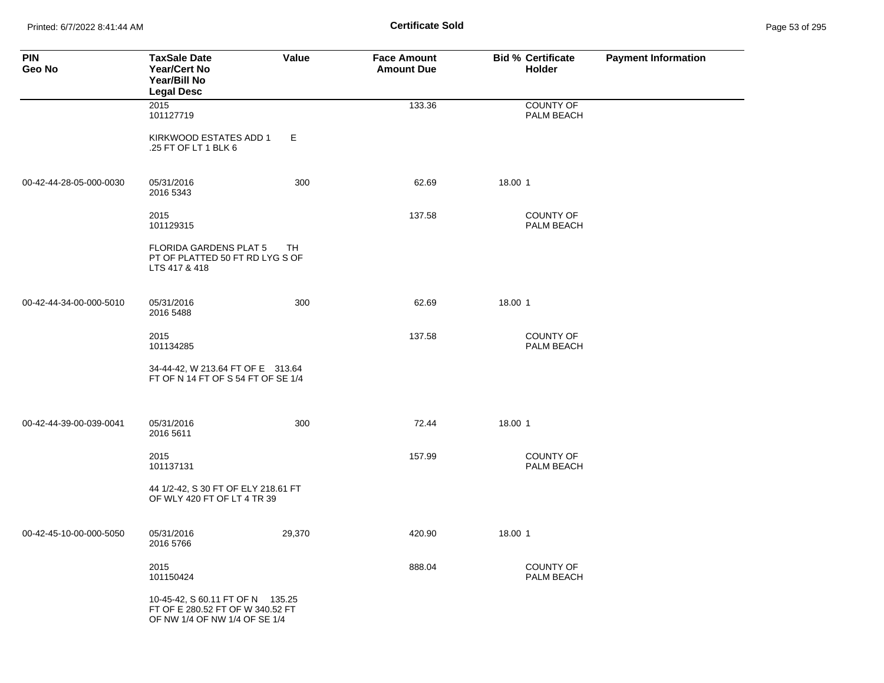**Certificate Sold**

| PIN Geo No | TaxSale Date Year/Cert No Year/Bill No Legal Desc | Value | Face Amount Amount Due | Bid % | Certificate Holder | Payment Information |
|---|---|---|---|---|---|---|
| | 2015 101127719 | | 133.36 | | COUNTY OF PALM BEACH | |
| | KIRKWOOD ESTATES ADD 1 E .25 FT OF LT 1 BLK 6 | | | | | |
| 00-42-44-28-05-000-0030 | 05/31/2016 2016 5343 | 300 | 62.69 | 18.00 | 1 | |
| | 2015 101129315 | | 137.58 | | COUNTY OF PALM BEACH | |
| | FLORIDA GARDENS PLAT 5 TH PT OF PLATTED 50 FT RD LYG S OF LTS 417 & 418 | | | | | |
| 00-42-44-34-00-000-5010 | 05/31/2016 2016 5488 | 300 | 62.69 | 18.00 | 1 | |
| | 2015 101134285 | | 137.58 | | COUNTY OF PALM BEACH | |
| | 34-44-42, W 213.64 FT OF E 313.64 FT OF N 14 FT OF S 54 FT OF SE 1/4 | | | | | |
| 00-42-44-39-00-039-0041 | 05/31/2016 2016 5611 | 300 | 72.44 | 18.00 | 1 | |
| | 2015 101137131 | | 157.99 | | COUNTY OF PALM BEACH | |
| | 44 1/2-42, S 30 FT OF ELY 218.61 FT OF WLY 420 FT OF LT 4 TR 39 | | | | | |
| 00-42-45-10-00-000-5050 | 05/31/2016 2016 5766 | 29,370 | 420.90 | 18.00 | 1 | |
| | 2015 101150424 | | 888.04 | | COUNTY OF PALM BEACH | |
| | 10-45-42, S 60.11 FT OF N 135.25 FT OF E 280.52 FT OF W 340.52 FT OF NW 1/4 OF NW 1/4 OF SE 1/4 | | | | | |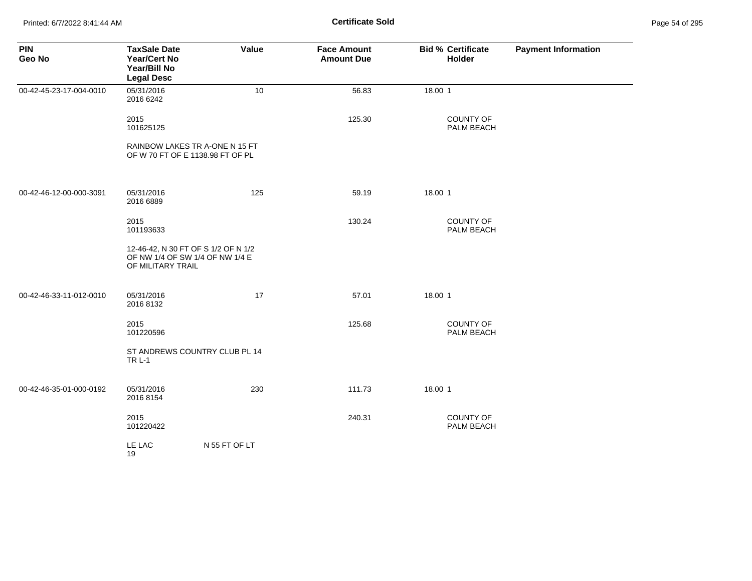**Certificate Sold**

| PIN<br>Geo No | TaxSale Date<br>Year/Cert No<br>Year/Bill No<br>Legal Desc | Value | Face Amount<br>Amount Due | Bid % | Certificate<br>Holder | Payment Information |
|---|---|---|---|---|---|---|
| 00-42-45-23-17-004-0010 | 05/31/2016<br>2016 6242 | 10 | 56.83 | 18.00 | 1 | |
| | 2015<br>101625125 | | 125.30 | | COUNTY OF PALM BEACH | |
| | RAINBOW LAKES TR A-ONE N 15 FT OF W 70 FT OF E 1138.98 FT OF PL | | | | | |
| 00-42-46-12-00-000-3091 | 05/31/2016<br>2016 6889 | 125 | 59.19 | 18.00 | 1 | |
| | 2015<br>101193633 | | 130.24 | | COUNTY OF PALM BEACH | |
| | 12-46-42, N 30 FT OF S 1/2 OF N 1/2 OF NW 1/4 OF SW 1/4 OF NW 1/4 E OF MILITARY TRAIL | | | | | |
| 00-42-46-33-11-012-0010 | 05/31/2016<br>2016 8132 | 17 | 57.01 | 18.00 | 1 | |
| | 2015<br>101220596 | | 125.68 | | COUNTY OF PALM BEACH | |
| | ST ANDREWS COUNTRY CLUB PL 14 TR L-1 | | | | | |
| 00-42-46-35-01-000-0192 | 05/31/2016<br>2016 8154 | 230 | 111.73 | 18.00 | 1 | |
| | 2015<br>101220422 | | 240.31 | | COUNTY OF PALM BEACH | |
| | LE LAC N 55 FT OF LT 19 | | | | | |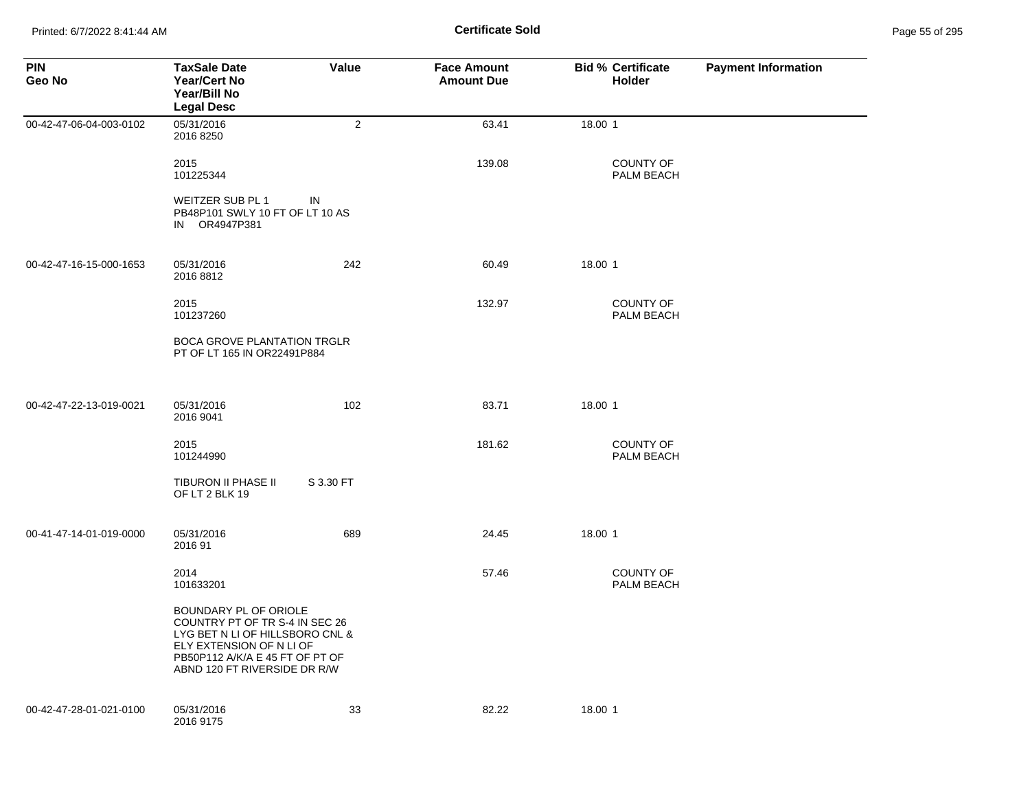# Certificate Sold

| PIN<br>Geo No | TaxSale Date<br>Year/Cert No<br>Year/Bill No<br>Legal Desc | Value | Face Amount<br>Amount Due | Bid % | Certificate Holder | Payment Information |
|---|---|---|---|---|---|---|
| 00-42-47-06-04-003-0102 | 05/31/2016<br>2016 8250 | 2 | 63.41 | 18.00 | 1 | |
| | 2015<br>101225344 | | 139.08 | | COUNTY OF PALM BEACH | |
| | WEITZER SUB PL 1 IN PB48P101 SWLY 10 FT OF LT 10 AS IN OR4947P381 | | | | | |
| 00-42-47-16-15-000-1653 | 05/31/2016<br>2016 8812 | 242 | 60.49 | 18.00 | 1 | |
| | 2015<br>101237260 | | 132.97 | | COUNTY OF PALM BEACH | |
| | BOCA GROVE PLANTATION TRGLR PT OF LT 165 IN OR22491P884 | | | | | |
| 00-42-47-22-13-019-0021 | 05/31/2016<br>2016 9041 | 102 | 83.71 | 18.00 | 1 | |
| | 2015<br>101244990 | | 181.62 | | COUNTY OF PALM BEACH | |
| | TIBURON II PHASE II S 3.30 FT OF LT 2 BLK 19 | | | | | |
| 00-41-47-14-01-019-0000 | 05/31/2016<br>2016 91 | 689 | 24.45 | 18.00 | 1 | |
| | 2014<br>101633201 | | 57.46 | | COUNTY OF PALM BEACH | |
| | BOUNDARY PL OF ORIOLE COUNTRY PT OF TR S-4 IN SEC 26 LYG BET N LI OF HILLSBORO CNL & ELY EXTENSION OF N LI OF PB50P112 A/K/A E 45 FT OF PT OF ABND 120 FT RIVERSIDE DR R/W | | | | | |
| 00-42-47-28-01-021-0100 | 05/31/2016<br>2016 9175 | 33 | 82.22 | 18.00 | 1 | |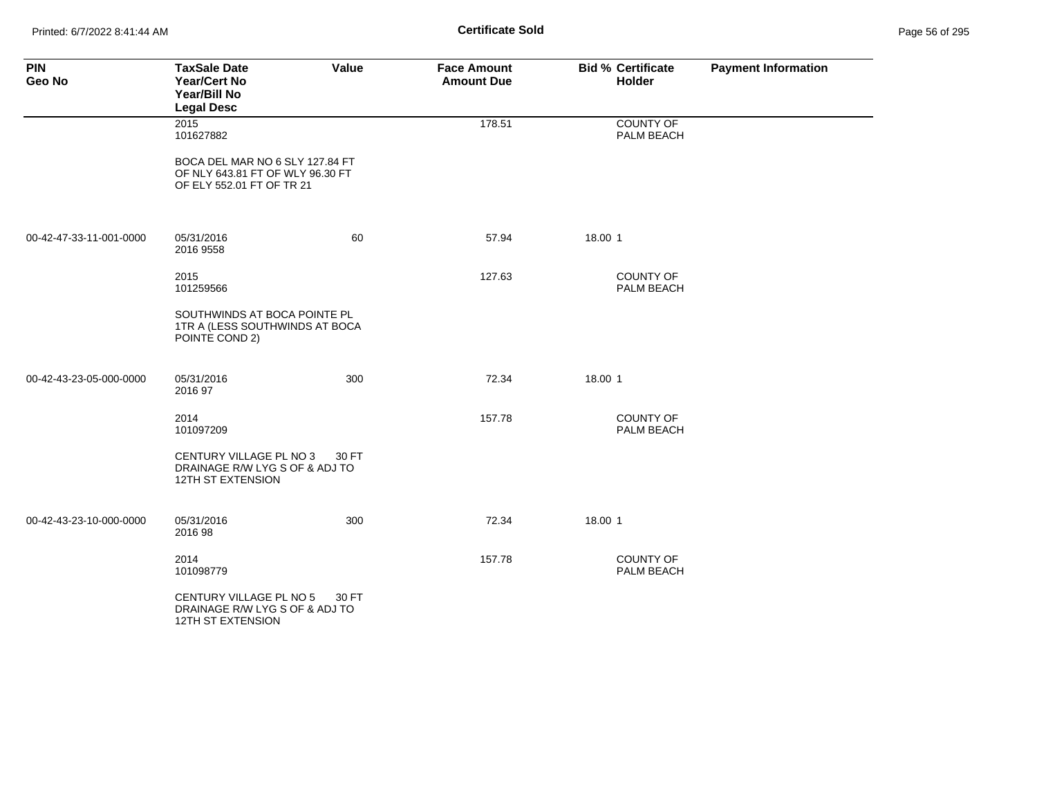**Certificate Sold**

| PIN<br>Geo No | TaxSale Date<br>Year/Cert No<br>Year/Bill No<br>Legal Desc | Value | Face Amount<br>Amount Due | Bid % | Certificate Holder | Payment Information |
|---|---|---|---|---|---|---|
| | 2015<br>101627882 | | 178.51 | | COUNTY OF PALM BEACH | |
| | BOCA DEL MAR NO 6 SLY 127.84 FT OF NLY 643.81 FT OF WLY 96.30 FT OF ELY 552.01 FT OF TR 21 | | | | | |
| 00-42-47-33-11-001-0000 | 05/31/2016<br>2016 9558 | 60 | 57.94 | 18.00 | 1 | |
| | 2015<br>101259566 | | 127.63 | | COUNTY OF PALM BEACH | |
| | SOUTHWINDS AT BOCA POINTE PL 1TR A (LESS SOUTHWINDS AT BOCA POINTE COND 2) | | | | | |
| 00-42-43-23-05-000-0000 | 05/31/2016<br>2016 97 | 300 | 72.34 | 18.00 | 1 | |
| | 2014<br>101097209 | | 157.78 | | COUNTY OF PALM BEACH | |
| | CENTURY VILLAGE PL NO 3 30 FT DRAINAGE R/W LYG S OF & ADJ TO 12TH ST EXTENSION | | | | | |
| 00-42-43-23-10-000-0000 | 05/31/2016<br>2016 98 | 300 | 72.34 | 18.00 | 1 | |
| | 2014<br>101098779 | | 157.78 | | COUNTY OF PALM BEACH | |
| | CENTURY VILLAGE PL NO 5 30 FT DRAINAGE R/W LYG S OF & ADJ TO 12TH ST EXTENSION | | | | | |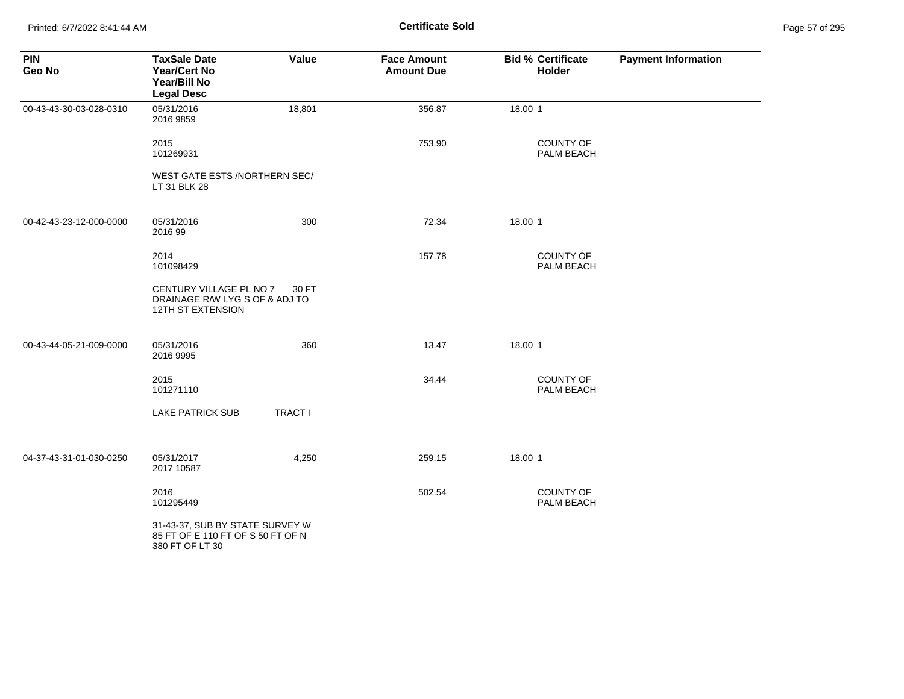# Certificate Sold

| PIN<br>Geo No | TaxSale Date<br>Year/Cert No<br>Year/Bill No<br>Legal Desc | Value | Face Amount<br>Amount Due | Bid % | Certificate<br>Holder | Payment Information |
|---|---|---|---|---|---|---|
| 00-43-43-30-03-028-0310 | 05/31/2016<br>2016 9859 | 18,801 | 356.87 | 18.00 | 1 | |
| | 2015<br>101269931 | | 753.90 | | COUNTY OF PALM BEACH | |
| | WEST GATE ESTS /NORTHERN SEC/ LT 31 BLK 28 | | | | | |
| 00-42-43-23-12-000-0000 | 05/31/2016<br>2016 99 | 300 | 72.34 | 18.00 | 1 | |
| | 2014<br>101098429 | | 157.78 | | COUNTY OF PALM BEACH | |
| | CENTURY VILLAGE PL NO 7 30 FT DRAINAGE R/W LYG S OF & ADJ TO 12TH ST EXTENSION | | | | | |
| 00-43-44-05-21-009-0000 | 05/31/2016<br>2016 9995 | 360 | 13.47 | 18.00 | 1 | |
| | 2015<br>101271110 | | 34.44 | | COUNTY OF PALM BEACH | |
| | LAKE PATRICK SUB TRACT I | | | | | |
| 04-37-43-31-01-030-0250 | 05/31/2017<br>2017 10587 | 4,250 | 259.15 | 18.00 | 1 | |
| | 2016<br>101295449 | | 502.54 | | COUNTY OF PALM BEACH | |
| | 31-43-37, SUB BY STATE SURVEY W 85 FT OF E 110 FT OF S 50 FT OF N 380 FT OF LT 30 | | | | | |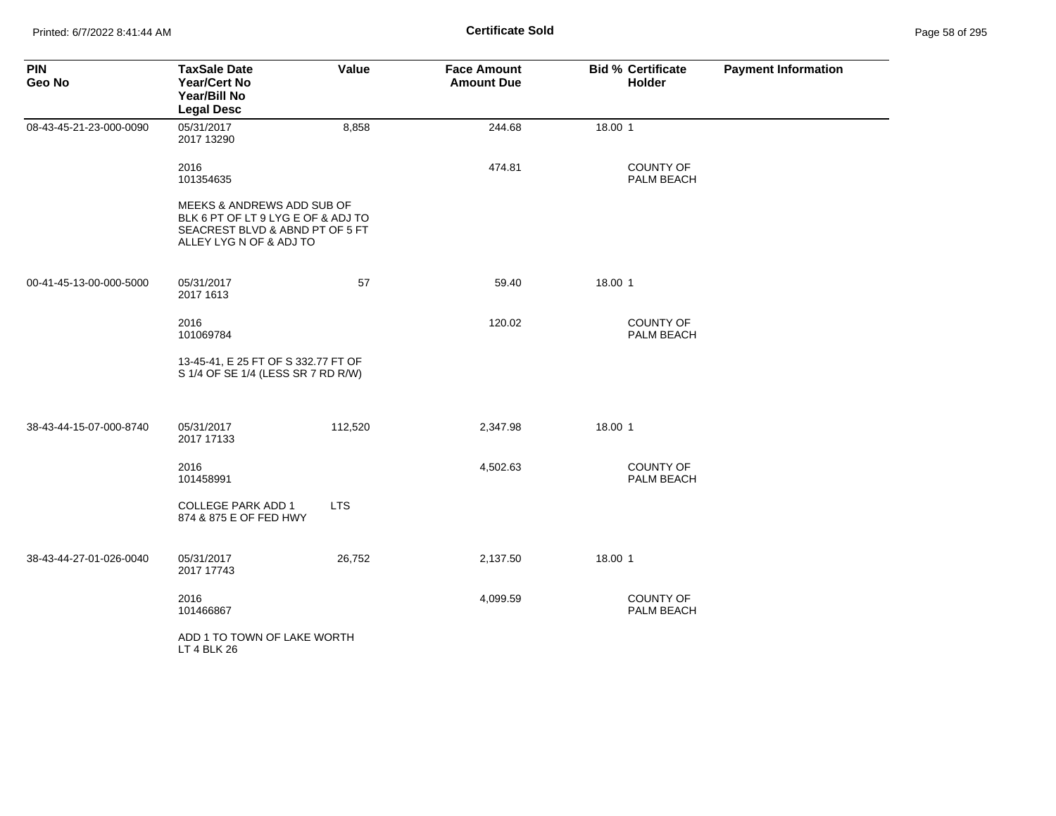**Certificate Sold**

| PIN<br>Geo No | TaxSale Date<br>Year/Cert No<br>Year/Bill No<br>Legal Desc | Value | Face Amount<br>Amount Due | Bid % | Certificate Holder | Payment Information |
|---|---|---|---|---|---|---|
| 08-43-45-21-23-000-0090 | 05/31/2017<br>2017 13290 | 8,858 | 244.68 | 18.00 | 1 | |
| | 2016<br>101354635 | | 474.81 | | COUNTY OF PALM BEACH | |
| | MEEKS & ANDREWS ADD SUB OF BLK 6 PT OF LT 9 LYG E OF & ADJ TO SEACREST BLVD & ABND PT OF 5 FT ALLEY LYG N OF & ADJ TO | | | | | |
| 00-41-45-13-00-000-5000 | 05/31/2017<br>2017 1613 | 57 | 59.40 | 18.00 | 1 | |
| | 2016<br>101069784 | | 120.02 | | COUNTY OF PALM BEACH | |
| | 13-45-41, E 25 FT OF S 332.77 FT OF S 1/4 OF SE 1/4 (LESS SR 7 RD R/W) | | | | | |
| 38-43-44-15-07-000-8740 | 05/31/2017<br>2017 17133 | 112,520 | 2,347.98 | 18.00 | 1 | |
| | 2016<br>101458991 | | 4,502.63 | | COUNTY OF PALM BEACH | |
| | COLLEGE PARK ADD 1 LTS 874 & 875 E OF FED HWY | | | | | |
| 38-43-44-27-01-026-0040 | 05/31/2017<br>2017 17743 | 26,752 | 2,137.50 | 18.00 | 1 | |
| | 2016<br>101466867 | | 4,099.59 | | COUNTY OF PALM BEACH | |
| | ADD 1 TO TOWN OF LAKE WORTH LT 4 BLK 26 | | | | | |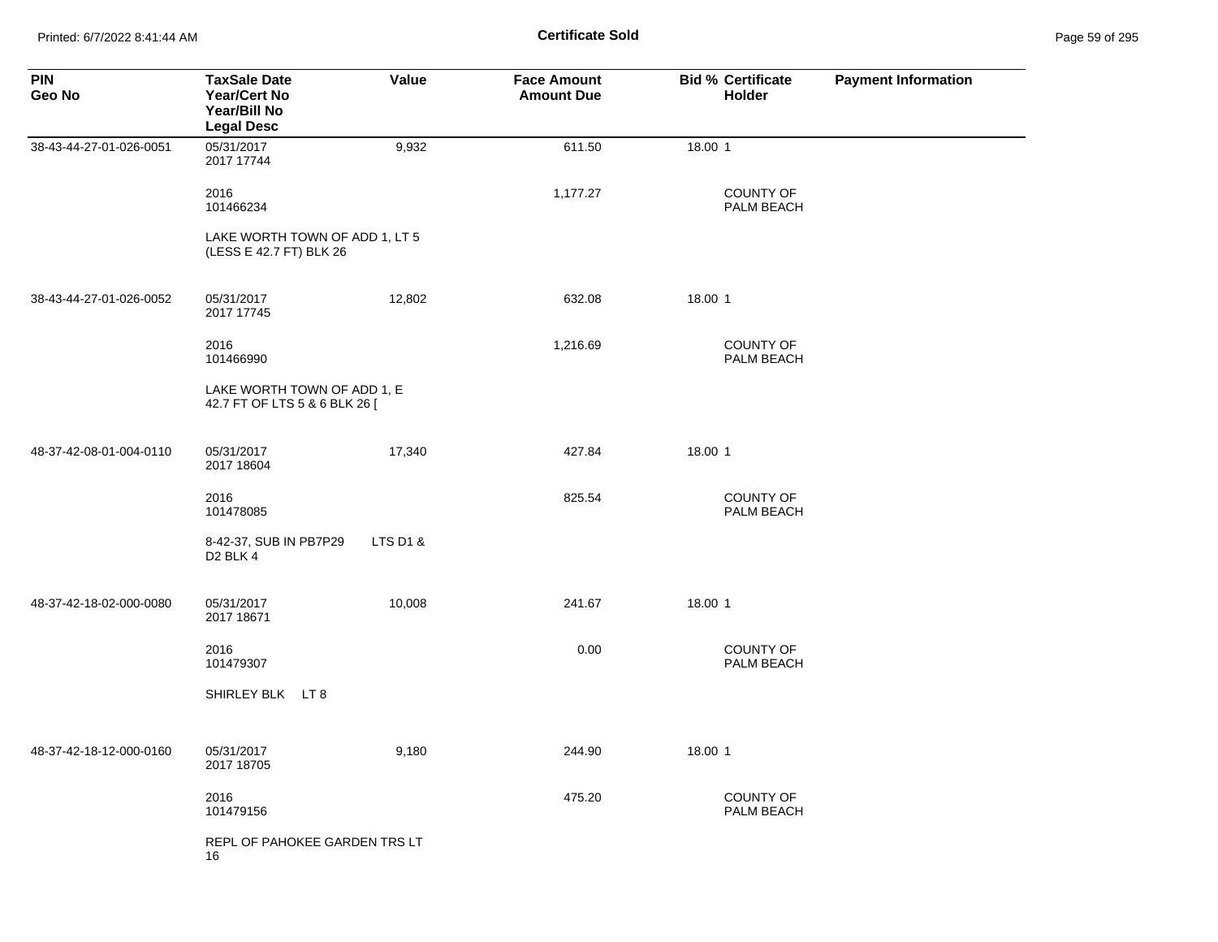# Certificate Sold

| PIN<br>Geo No | TaxSale Date<br>Year/Cert No<br>Year/Bill No<br>Legal Desc | Value | Face Amount<br>Amount Due | Bid % | Certificate Holder | Payment Information |
|---|---|---|---|---|---|---|
| 38-43-44-27-01-026-0051 | 05/31/2017<br>2017 17744 | 9,932 | 611.50 | 18.00 | 1 | |
| | 2016<br>101466234 | | 1,177.27 | | COUNTY OF PALM BEACH | |
| | LAKE WORTH TOWN OF ADD 1, LT 5 (LESS E 42.7 FT) BLK 26 | | | | | |
| 38-43-44-27-01-026-0052 | 05/31/2017<br>2017 17745 | 12,802 | 632.08 | 18.00 | 1 | |
| | 2016<br>101466990 | | 1,216.69 | | COUNTY OF PALM BEACH | |
| | LAKE WORTH TOWN OF ADD 1, E 42.7 FT OF LTS 5 & 6 BLK 26 [ | | | | | |
| 48-37-42-08-01-004-0110 | 05/31/2017<br>2017 18604 | 17,340 | 427.84 | 18.00 | 1 | |
| | 2016<br>101478085 | | 825.54 | | COUNTY OF PALM BEACH | |
| | 8-42-37, SUB IN PB7P29 LTS D1 & D2 BLK 4 | | | | | |
| 48-37-42-18-02-000-0080 | 05/31/2017<br>2017 18671 | 10,008 | 241.67 | 18.00 | 1 | |
| | 2016<br>101479307 | | 0.00 | | COUNTY OF PALM BEACH | |
| | SHIRLEY BLK LT 8 | | | | | |
| 48-37-42-18-12-000-0160 | 05/31/2017<br>2017 18705 | 9,180 | 244.90 | 18.00 | 1 | |
| | 2016<br>101479156 | | 475.20 | | COUNTY OF PALM BEACH | |
| | REPL OF PAHOKEE GARDEN TRS LT 16 | | | | | |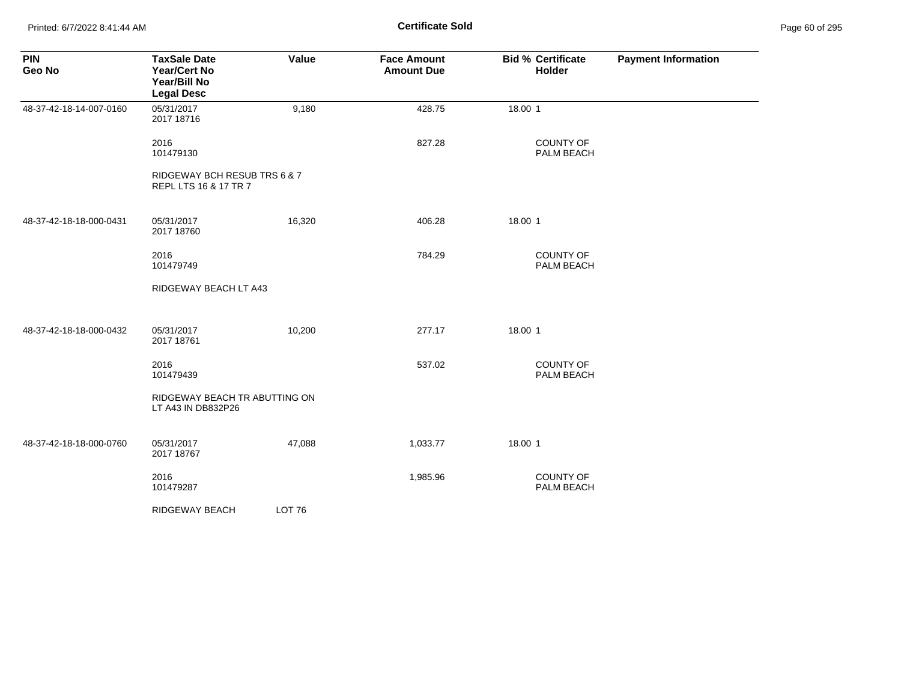## Certificate Sold

| PIN<br>Geo No | TaxSale Date<br>Year/Cert No<br>Year/Bill No<br>Legal Desc | Value | Face Amount<br>Amount Due | Bid % | Certificate<br>Holder | Payment Information |
|---|---|---|---|---|---|---|
| 48-37-42-18-14-007-0160 | 05/31/2017<br>2017 18716 | 9,180 | 428.75 | 18.00 | 1 | |
| | 2016<br>101479130 | | 827.28 | | COUNTY OF PALM BEACH | |
| | RIDGEWAY BCH RESUB TRS 6 & 7 REPL LTS 16 & 17 TR 7 | | | | | |
| 48-37-42-18-18-000-0431 | 05/31/2017<br>2017 18760 | 16,320 | 406.28 | 18.00 | 1 | |
| | 2016<br>101479749 | | 784.29 | | COUNTY OF PALM BEACH | |
| | RIDGEWAY BEACH LT A43 | | | | | |
| 48-37-42-18-18-000-0432 | 05/31/2017<br>2017 18761 | 10,200 | 277.17 | 18.00 | 1 | |
| | 2016<br>101479439 | | 537.02 | | COUNTY OF PALM BEACH | |
| | RIDGEWAY BEACH TR ABUTTING ON LT A43 IN DB832P26 | | | | | |
| 48-37-42-18-18-000-0760 | 05/31/2017<br>2017 18767 | 47,088 | 1,033.77 | 18.00 | 1 | |
| | 2016<br>101479287 | | 1,985.96 | | COUNTY OF PALM BEACH | |
| | RIDGEWAY BEACH LOT 76 | | | | | |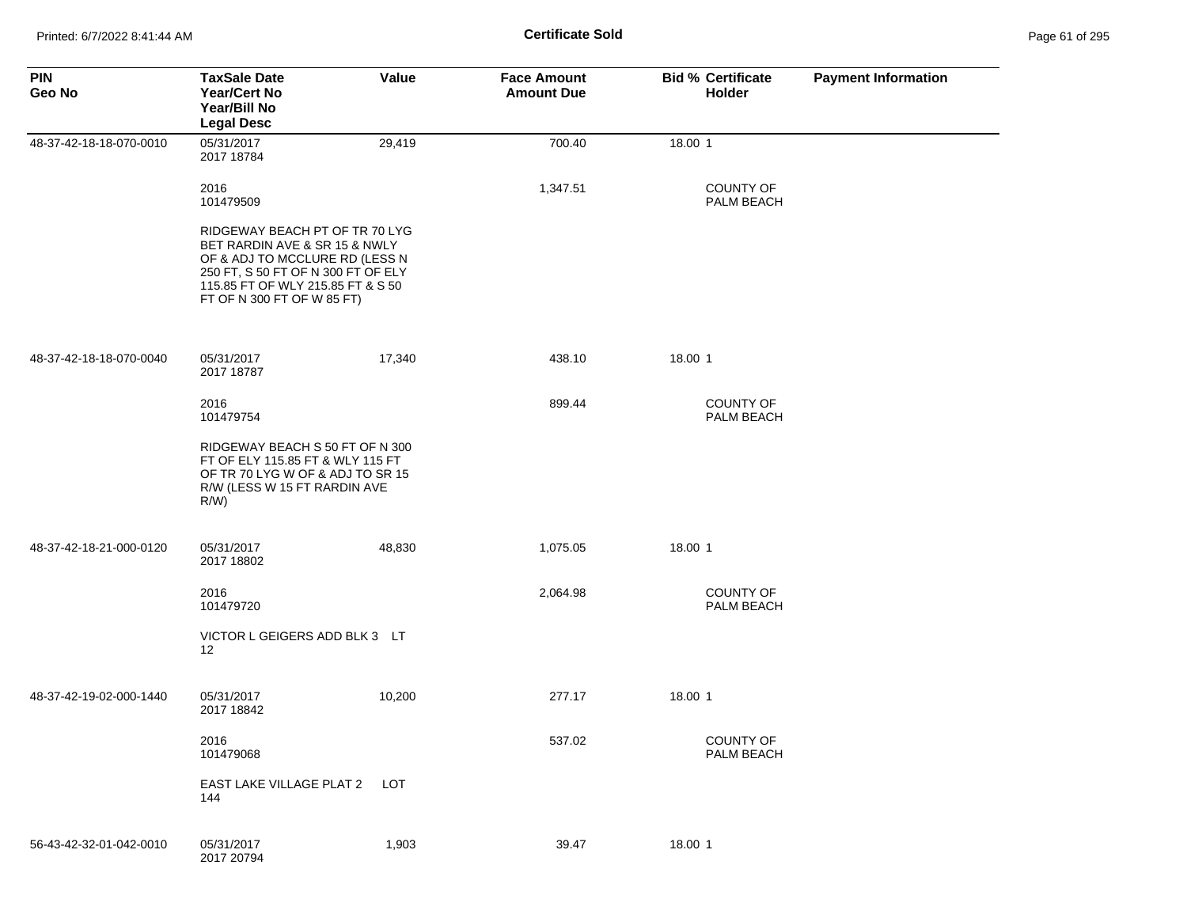# Certificate Sold

| PIN<br>Geo No | TaxSale Date<br>Year/Cert No<br>Year/Bill No<br>Legal Desc | Value | Face Amount<br>Amount Due | Bid % | Certificate Holder | Payment Information |
|---|---|---|---|---|---|---|
| 48-37-42-18-18-070-0010 | 05/31/2017<br>2017 18784 | 29,419 | 700.40 | 18.00 | 1 | |
| | 2016<br>101479509 | | 1,347.51 | | COUNTY OF PALM BEACH | |
| | RIDGEWAY BEACH PT OF TR 70 LYG BET RARDIN AVE & SR 15 & NWLY OF & ADJ TO MCCLURE RD (LESS N 250 FT, S 50 FT OF N 300 FT OF ELY 115.85 FT OF WLY 215.85 FT & S 50 FT OF N 300 FT OF W 85 FT) | | | | | |
| 48-37-42-18-18-070-0040 | 05/31/2017<br>2017 18787 | 17,340 | 438.10 | 18.00 | 1 | |
| | 2016<br>101479754 | | 899.44 | | COUNTY OF PALM BEACH | |
| | RIDGEWAY BEACH S 50 FT OF N 300 FT OF ELY 115.85 FT & WLY 115 FT OF TR 70 LYG W OF & ADJ TO SR 15 R/W (LESS W 15 FT RARDIN AVE R/W) | | | | | |
| 48-37-42-18-21-000-0120 | 05/31/2017<br>2017 18802 | 48,830 | 1,075.05 | 18.00 | 1 | |
| | 2016<br>101479720 | | 2,064.98 | | COUNTY OF PALM BEACH | |
| | VICTOR L GEIGERS ADD BLK 3 LT 12 | | | | | |
| 48-37-42-19-02-000-1440 | 05/31/2017<br>2017 18842 | 10,200 | 277.17 | 18.00 | 1 | |
| | 2016<br>101479068 | | 537.02 | | COUNTY OF PALM BEACH | |
| | EAST LAKE VILLAGE PLAT 2 LOT 144 | | | | | |
| 56-43-42-32-01-042-0010 | 05/31/2017<br>2017 20794 | 1,903 | 39.47 | 18.00 | 1 | |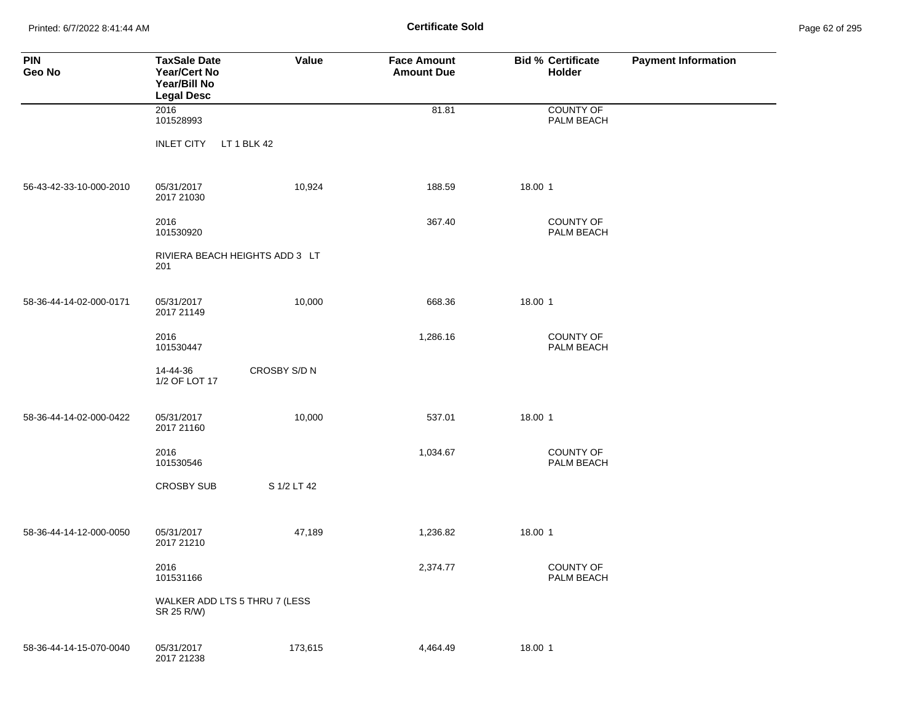| PIN<br>Geo No | TaxSale Date<br>Year/Cert No<br>Year/Bill No<br>Legal Desc | Value | Face Amount<br>Amount Due | Bid % | Certificate Holder | Payment Information |
|---|---|---|---|---|---|---|
| | 2016<br>101528993 | | 81.81 | | COUNTY OF PALM BEACH | |
| | INLET CITY LT 1 BLK 42 | | | | | |
| 56-43-42-33-10-000-2010 | 05/31/2017<br>2017 21030 | 10,924 | 188.59 | 18.00 | 1 | |
| | 2016<br>101530920 | | 367.40 | | COUNTY OF PALM BEACH | |
| | RIVIERA BEACH HEIGHTS ADD 3 LT 201 | | | | | |
| 58-36-44-14-02-000-0171 | 05/31/2017<br>2017 21149 | 10,000 | 668.36 | 18.00 | 1 | |
| | 2016<br>101530447 | | 1,286.16 | | COUNTY OF PALM BEACH | |
| | 14-44-36 CROSBY S/D N 1/2 OF LOT 17 | | | | | |
| 58-36-44-14-02-000-0422 | 05/31/2017<br>2017 21160 | 10,000 | 537.01 | 18.00 | 1 | |
| | 2016<br>101530546 | | 1,034.67 | | COUNTY OF PALM BEACH | |
| | CROSBY SUB S 1/2 LT 42 | | | | | |
| 58-36-44-14-12-000-0050 | 05/31/2017<br>2017 21210 | 47,189 | 1,236.82 | 18.00 | 1 | |
| | 2016<br>101531166 | | 2,374.77 | | COUNTY OF PALM BEACH | |
| | WALKER ADD LTS 5 THRU 7 (LESS SR 25 R/W) | | | | | |
| 58-36-44-14-15-070-0040 | 05/31/2017<br>2017 21238 | 173,615 | 4,464.49 | 18.00 | 1 | |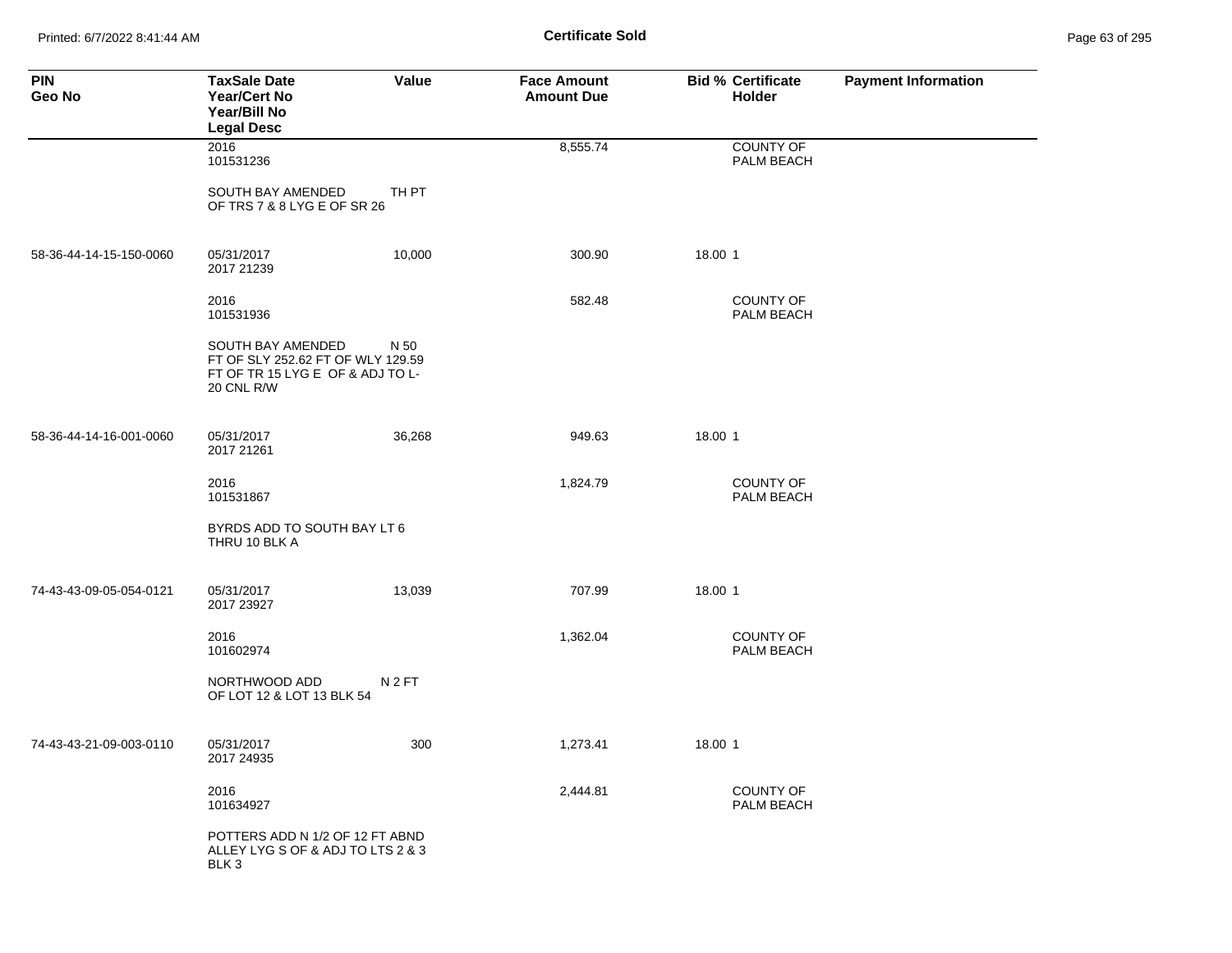# Certificate Sold

| PIN<br>Geo No | TaxSale Date<br>Year/Cert No<br>Year/Bill No<br>Legal Desc | Value | Face Amount<br>Amount Due | Bid % | Certificate Holder | Payment Information |
|---|---|---|---|---|---|---|
| | 2016<br>101531236 | | 8,555.74 | | COUNTY OF PALM BEACH | |
| | SOUTH BAY AMENDED TH PT OF TRS 7 & 8 LYG E OF SR 26 | | | | | |
| 58-36-44-14-15-150-0060 | 05/31/2017<br>2017 21239 | 10,000 | 300.90 | 18.00 | 1 | |
| | 2016<br>101531936 | | 582.48 | | COUNTY OF PALM BEACH | |
| | SOUTH BAY AMENDED N 50 FT OF SLY 252.62 FT OF WLY 129.59 FT OF TR 15 LYG E OF & ADJ TO L-20 CNL R/W | | | | | |
| 58-36-44-14-16-001-0060 | 05/31/2017<br>2017 21261 | 36,268 | 949.63 | 18.00 | 1 | |
| | 2016<br>101531867 | | 1,824.79 | | COUNTY OF PALM BEACH | |
| | BYRDS ADD TO SOUTH BAY LT 6 THRU 10 BLK A | | | | | |
| 74-43-43-09-05-054-0121 | 05/31/2017<br>2017 23927 | 13,039 | 707.99 | 18.00 | 1 | |
| | 2016<br>101602974 | | 1,362.04 | | COUNTY OF PALM BEACH | |
| | NORTHWOOD ADD N 2 FT OF LOT 12 & LOT 13 BLK 54 | | | | | |
| 74-43-43-21-09-003-0110 | 05/31/2017<br>2017 24935 | 300 | 1,273.41 | 18.00 | 1 | |
| | 2016<br>101634927 | | 2,444.81 | | COUNTY OF PALM BEACH | |
| | POTTERS ADD N 1/2 OF 12 FT ABND ALLEY LYG S OF & ADJ TO LTS 2 & 3 BLK 3 | | | | | |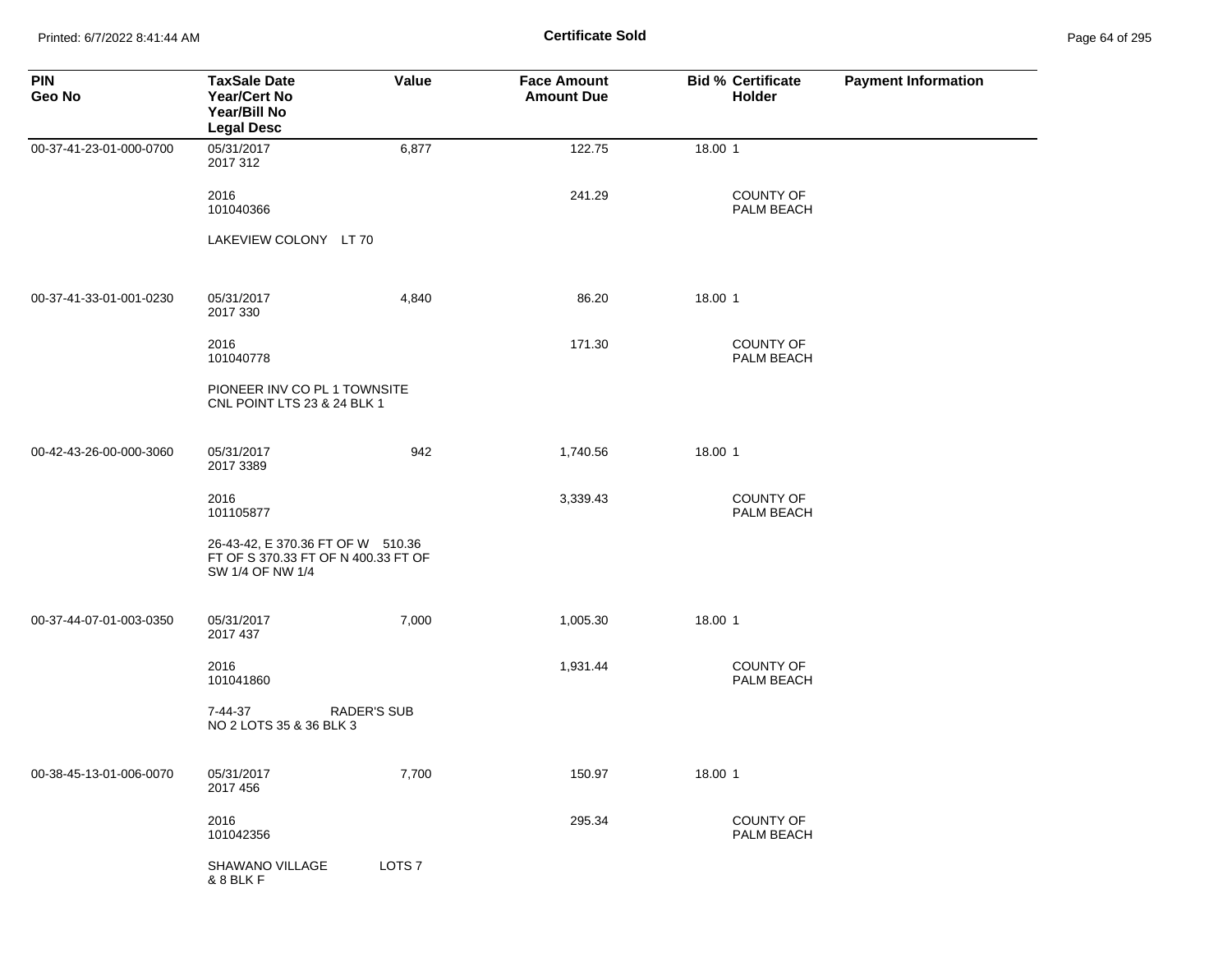# Certificate Sold

| PIN<br>Geo No | TaxSale Date<br>Year/Cert No<br>Year/Bill No<br>Legal Desc | Value | Face Amount<br>Amount Due | Bid % | Certificate Holder | Payment Information |
|---|---|---|---|---|---|---|
| 00-37-41-23-01-000-0700 | 05/31/2017<br>2017 312 | 6,877 | 122.75 | 18.00 | 1 | |
| | 2016<br>101040366 | | 241.29 | | COUNTY OF PALM BEACH | |
| | LAKEVIEW COLONY LT 70 | | | | | |
| 00-37-41-33-01-001-0230 | 05/31/2017<br>2017 330 | 4,840 | 86.20 | 18.00 | 1 | |
| | 2016<br>101040778 | | 171.30 | | COUNTY OF PALM BEACH | |
| | PIONEER INV CO PL 1 TOWNSITE CNL POINT LTS 23 & 24 BLK 1 | | | | | |
| 00-42-43-26-00-000-3060 | 05/31/2017<br>2017 3389 | 942 | 1,740.56 | 18.00 | 1 | |
| | 2016<br>101105877 | | 3,339.43 | | COUNTY OF PALM BEACH | |
| | 26-43-42, E 370.36 FT OF W 510.36 FT OF S 370.33 FT OF N 400.33 FT OF SW 1/4 OF NW 1/4 | | | | | |
| 00-37-44-07-01-003-0350 | 05/31/2017<br>2017 437 | 7,000 | 1,005.30 | 18.00 | 1 | |
| | 2016<br>101041860 | | 1,931.44 | | COUNTY OF PALM BEACH | |
| | 7-44-37 RADER'S SUB NO 2 LOTS 35 & 36 BLK 3 | | | | | |
| 00-38-45-13-01-006-0070 | 05/31/2017<br>2017 456 | 7,700 | 150.97 | 18.00 | 1 | |
| | 2016<br>101042356 | | 295.34 | | COUNTY OF PALM BEACH | |
| | SHAWANO VILLAGE LOTS 7 & 8 BLK F | | | | | |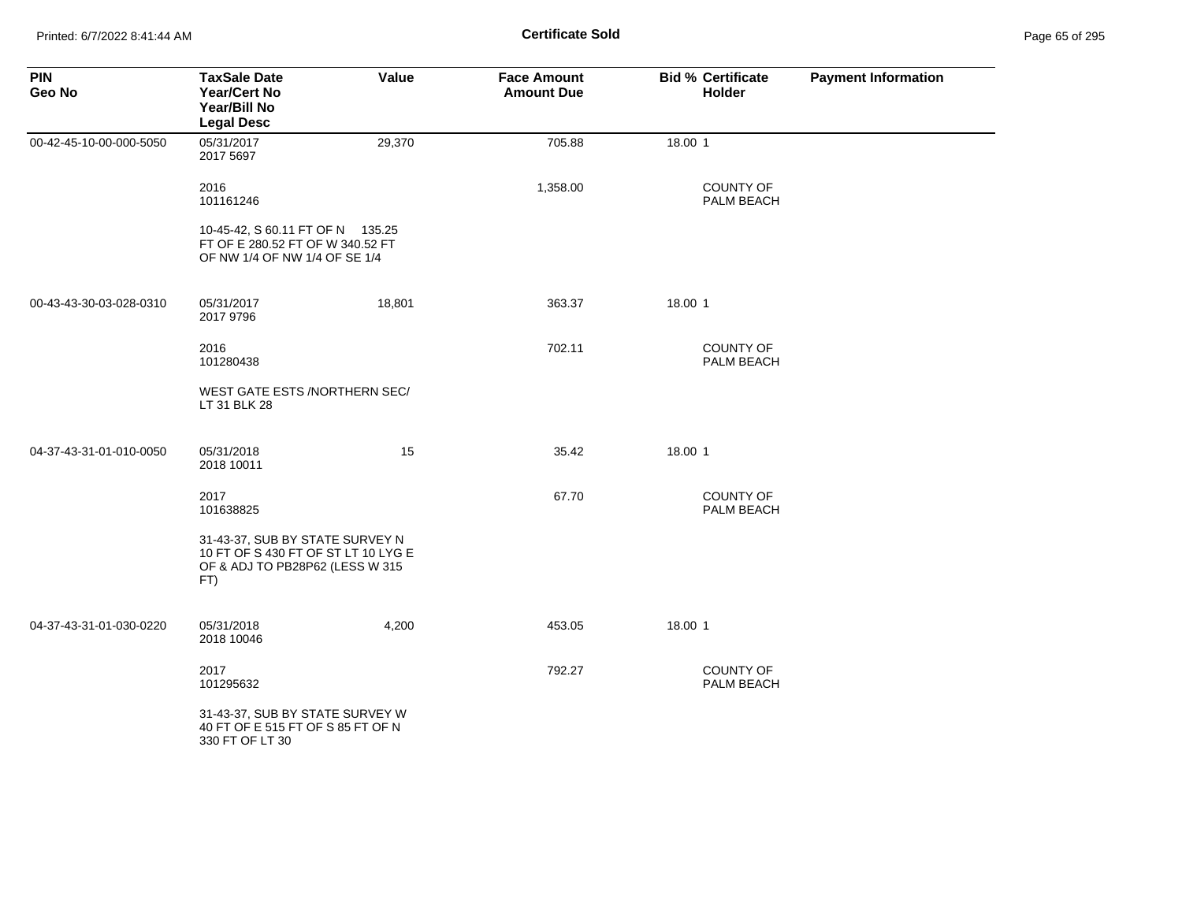| PIN<br>Geo No | TaxSale Date<br>Year/Cert No<br>Year/Bill No<br>Legal Desc | Value | Face Amount<br>Amount Due | Bid % | Certificate Holder | Payment Information |
|---|---|---|---|---|---|---|
| 00-42-45-10-00-000-5050 | 05/31/2017<br>2017 5697 | 29,370 | 705.88 | 18.00 | 1 | |
| | 2016<br>101161246 | | 1,358.00 | | COUNTY OF PALM BEACH | |
| | 10-45-42, S 60.11 FT OF N 135.25 FT OF E 280.52 FT OF W 340.52 FT OF NW 1/4 OF NW 1/4 OF SE 1/4 | | | | | |
| 00-43-43-30-03-028-0310 | 05/31/2017<br>2017 9796 | 18,801 | 363.37 | 18.00 | 1 | |
| | 2016<br>101280438 | | 702.11 | | COUNTY OF PALM BEACH | |
| | WEST GATE ESTS /NORTHERN SEC/ LT 31 BLK 28 | | | | | |
| 04-37-43-31-01-010-0050 | 05/31/2018<br>2018 10011 | 15 | 35.42 | 18.00 | 1 | |
| | 2017<br>101638825 | | 67.70 | | COUNTY OF PALM BEACH | |
| | 31-43-37, SUB BY STATE SURVEY N 10 FT OF S 430 FT OF ST LT 10 LYG E OF & ADJ TO PB28P62 (LESS W 315 FT) | | | | | |
| 04-37-43-31-01-030-0220 | 05/31/2018<br>2018 10046 | 4,200 | 453.05 | 18.00 | 1 | |
| | 2017<br>101295632 | | 792.27 | | COUNTY OF PALM BEACH | |
| | 31-43-37, SUB BY STATE SURVEY W 40 FT OF E 515 FT OF S 85 FT OF N 330 FT OF LT 30 | | | | | |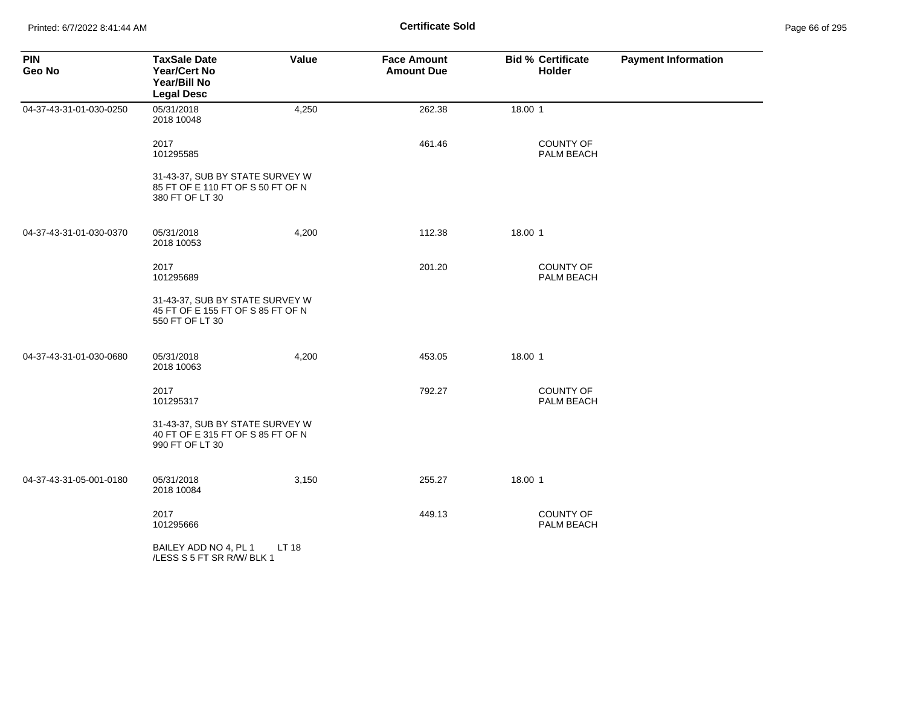**Certificate Sold**

| PIN<br>Geo No | TaxSale Date<br>Year/Cert No<br>Year/Bill No<br>Legal Desc | Value | Face Amount<br>Amount Due | Bid % | Certificate<br>Holder | Payment Information |
|---|---|---|---|---|---|---|
| 04-37-43-31-01-030-0250 | 05/31/2018<br>2018 10048 | 4,250 | 262.38 | 18.00 | 1 | |
| | 2017<br>101295585 | | 461.46 | | COUNTY OF PALM BEACH | |
| | 31-43-37, SUB BY STATE SURVEY W 85 FT OF E 110 FT OF S 50 FT OF N 380 FT OF LT 30 | | | | | |
| 04-37-43-31-01-030-0370 | 05/31/2018<br>2018 10053 | 4,200 | 112.38 | 18.00 | 1 | |
| | 2017<br>101295689 | | 201.20 | | COUNTY OF PALM BEACH | |
| | 31-43-37, SUB BY STATE SURVEY W 45 FT OF E 155 FT OF S 85 FT OF N 550 FT OF LT 30 | | | | | |
| 04-37-43-31-01-030-0680 | 05/31/2018<br>2018 10063 | 4,200 | 453.05 | 18.00 | 1 | |
| | 2017<br>101295317 | | 792.27 | | COUNTY OF PALM BEACH | |
| | 31-43-37, SUB BY STATE SURVEY W 40 FT OF E 315 FT OF S 85 FT OF N 990 FT OF LT 30 | | | | | |
| 04-37-43-31-05-001-0180 | 05/31/2018<br>2018 10084 | 3,150 | 255.27 | 18.00 | 1 | |
| | 2017<br>101295666 | | 449.13 | | COUNTY OF PALM BEACH | |
| | BAILEY ADD NO 4, PL 1 LT 18 /LESS S 5 FT SR R/W/ BLK 1 | | | | | |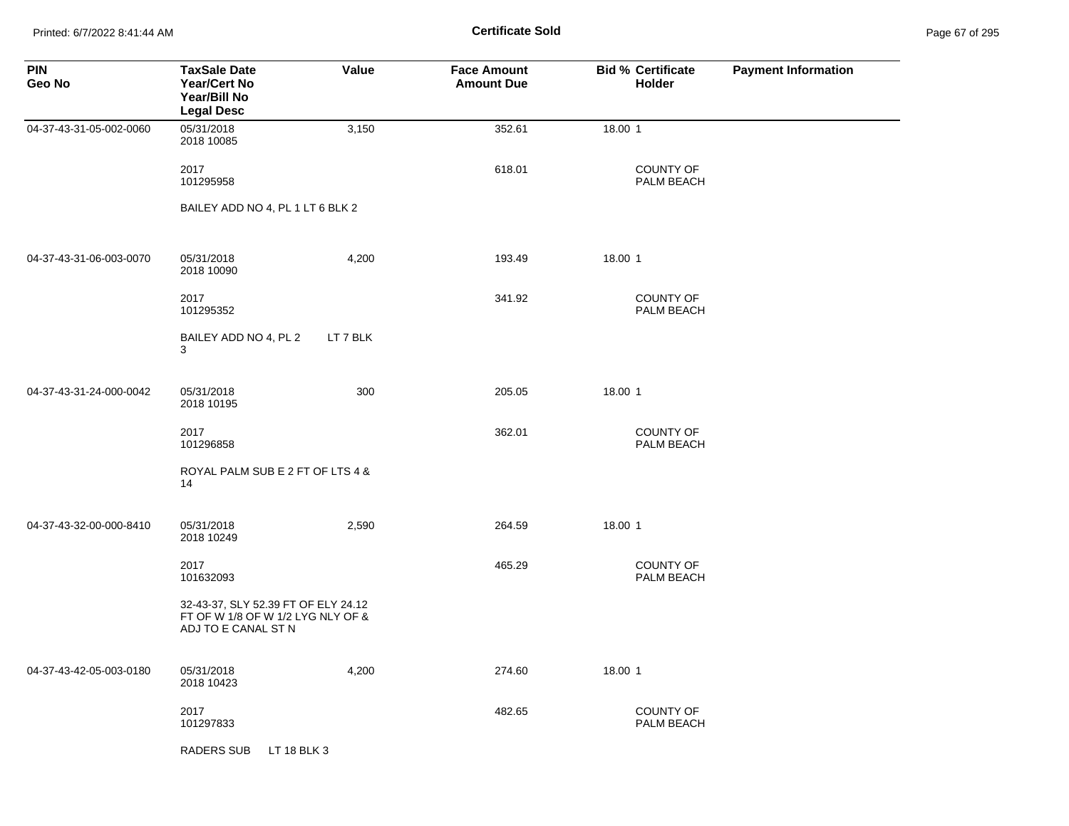# Certificate Sold

| PIN<br>Geo No | TaxSale Date<br>Year/Cert No<br>Year/Bill No<br>Legal Desc | Value | Face Amount<br>Amount Due | Bid % | Certificate Holder | Payment Information |
|---|---|---|---|---|---|---|
| 04-37-43-31-05-002-0060 | 05/31/2018<br>2018 10085 | 3,150 | 352.61 | 18.00 | 1 | |
| | 2017<br>101295958 | | 618.01 | | COUNTY OF PALM BEACH | |
| | BAILEY ADD NO 4, PL 1 LT 6 BLK 2 | | | | | |
| 04-37-43-31-06-003-0070 | 05/31/2018<br>2018 10090 | 4,200 | 193.49 | 18.00 | 1 | |
| | 2017<br>101295352 | | 341.92 | | COUNTY OF PALM BEACH | |
| | BAILEY ADD NO 4, PL 2 LT 7 BLK 3 | | | | | |
| 04-37-43-31-24-000-0042 | 05/31/2018<br>2018 10195 | 300 | 205.05 | 18.00 | 1 | |
| | 2017<br>101296858 | | 362.01 | | COUNTY OF PALM BEACH | |
| | ROYAL PALM SUB E 2 FT OF LTS 4 & 14 | | | | | |
| 04-37-43-32-00-000-8410 | 05/31/2018<br>2018 10249 | 2,590 | 264.59 | 18.00 | 1 | |
| | 2017<br>101632093 | | 465.29 | | COUNTY OF PALM BEACH | |
| | 32-43-37, SLY 52.39 FT OF ELY 24.12 FT OF W 1/8 OF W 1/2 LYG NLY OF & ADJ TO E CANAL ST N | | | | | |
| 04-37-43-42-05-003-0180 | 05/31/2018<br>2018 10423 | 4,200 | 274.60 | 18.00 | 1 | |
| | 2017<br>101297833 | | 482.65 | | COUNTY OF PALM BEACH | |
| | RADERS SUB LT 18 BLK 3 | | | | | |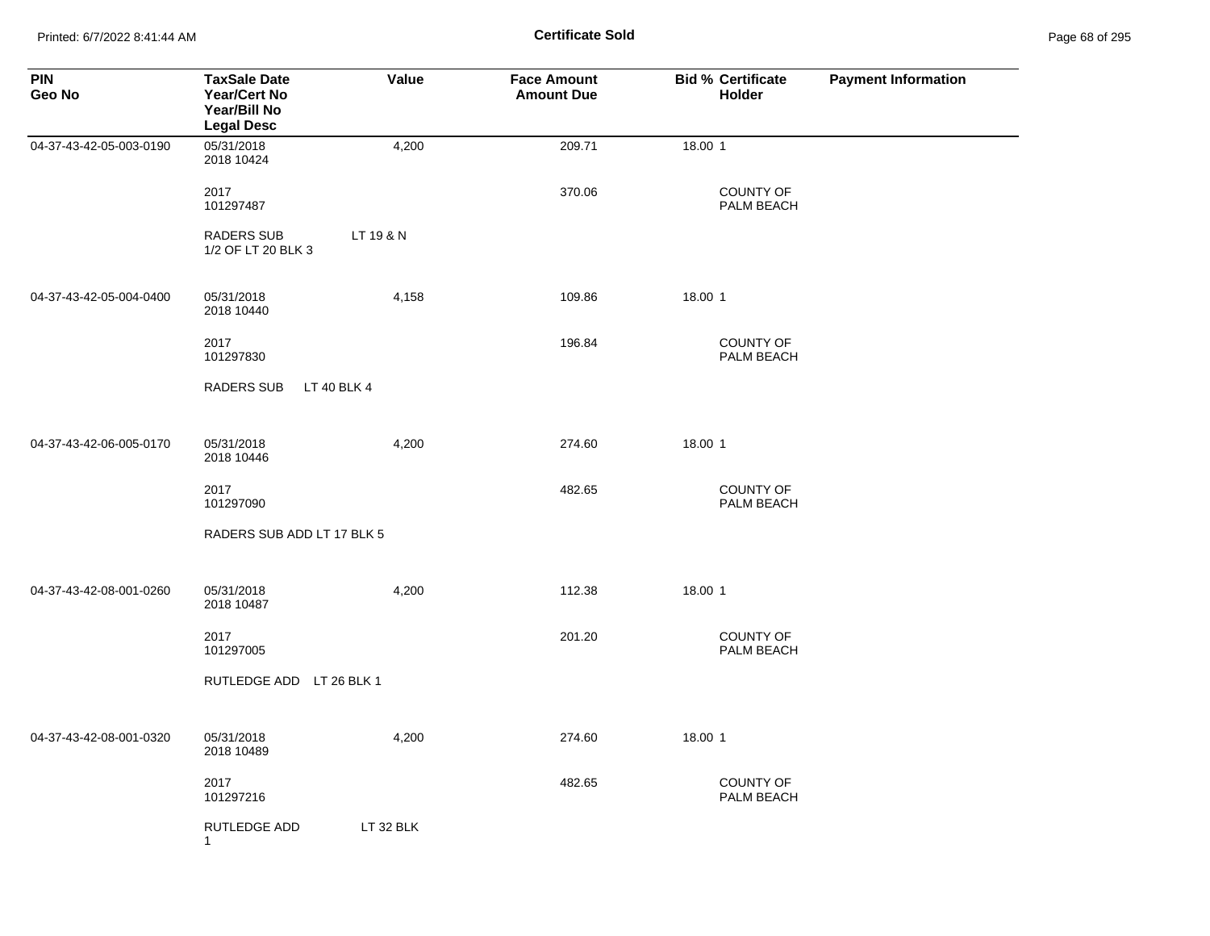**Certificate Sold**

| PIN<br>Geo No | TaxSale Date<br>Year/Cert No<br>Year/Bill No<br>Legal Desc | Value | Face Amount<br>Amount Due | Bid % | Certificate<br>Holder | Payment Information |
|---|---|---|---|---|---|---|
| 04-37-43-42-05-003-0190 | 05/31/2018<br>2018 10424 | 4,200 | 209.71 | 18.00 | 1 | |
| | 2017<br>101297487 | | 370.06 | | COUNTY OF PALM BEACH | |
| | RADERS SUB LT 19 & N 1/2 OF LT 20 BLK 3 | | | | | |
| 04-37-43-42-05-004-0400 | 05/31/2018<br>2018 10440 | 4,158 | 109.86 | 18.00 | 1 | |
| | 2017<br>101297830 | | 196.84 | | COUNTY OF PALM BEACH | |
| | RADERS SUB LT 40 BLK 4 | | | | | |
| 04-37-43-42-06-005-0170 | 05/31/2018<br>2018 10446 | 4,200 | 274.60 | 18.00 | 1 | |
| | 2017<br>101297090 | | 482.65 | | COUNTY OF PALM BEACH | |
| | RADERS SUB ADD LT 17 BLK 5 | | | | | |
| 04-37-43-42-08-001-0260 | 05/31/2018<br>2018 10487 | 4,200 | 112.38 | 18.00 | 1 | |
| | 2017<br>101297005 | | 201.20 | | COUNTY OF PALM BEACH | |
| | RUTLEDGE ADD LT 26 BLK 1 | | | | | |
| 04-37-43-42-08-001-0320 | 05/31/2018<br>2018 10489 | 4,200 | 274.60 | 18.00 | 1 | |
| | 2017<br>101297216 | | 482.65 | | COUNTY OF PALM BEACH | |
| | RUTLEDGE ADD LT 32 BLK 1 | | | | | |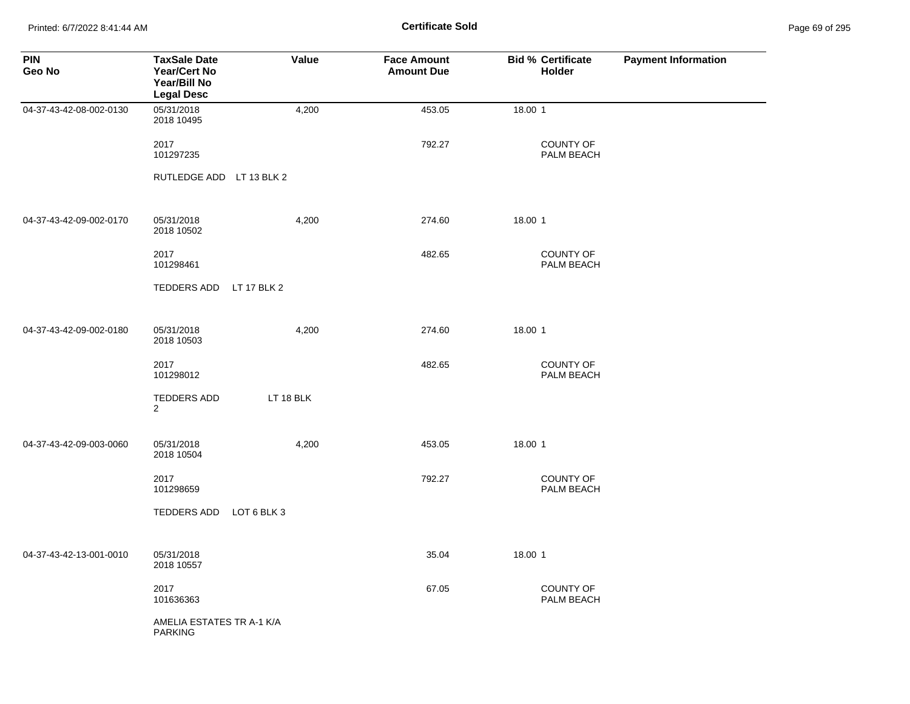# Certificate Sold

| PIN<br>Geo No | TaxSale Date<br>Year/Cert No<br>Year/Bill No<br>Legal Desc | Value | Face Amount<br>Amount Due | Bid % | Certificate Holder | Payment Information |
|---|---|---|---|---|---|---|
| 04-37-43-42-08-002-0130 | 05/31/2018<br>2018 10495 | 4,200 | 453.05 | 18.00 | 1 | |
| | 2017<br>101297235 | | 792.27 | | COUNTY OF PALM BEACH | |
| | RUTLEDGE ADD LT 13 BLK 2 | | | | | |
| 04-37-43-42-09-002-0170 | 05/31/2018<br>2018 10502 | 4,200 | 274.60 | 18.00 | 1 | |
| | 2017<br>101298461 | | 482.65 | | COUNTY OF PALM BEACH | |
| | TEDDERS ADD LT 17 BLK 2 | | | | | |
| 04-37-43-42-09-002-0180 | 05/31/2018<br>2018 10503 | 4,200 | 274.60 | 18.00 | 1 | |
| | 2017<br>101298012 | | 482.65 | | COUNTY OF PALM BEACH | |
| | TEDDERS ADD LT 18 BLK 2 | | | | | |
| 04-37-43-42-09-003-0060 | 05/31/2018<br>2018 10504 | 4,200 | 453.05 | 18.00 | 1 | |
| | 2017<br>101298659 | | 792.27 | | COUNTY OF PALM BEACH | |
| | TEDDERS ADD LOT 6 BLK 3 | | | | | |
| 04-37-43-42-13-001-0010 | 05/31/2018<br>2018 10557 | | 35.04 | 18.00 | 1 | |
| | 2017<br>101636363 | | 67.05 | | COUNTY OF PALM BEACH | |
| | AMELIA ESTATES TR A-1 K/A PARKING | | | | | |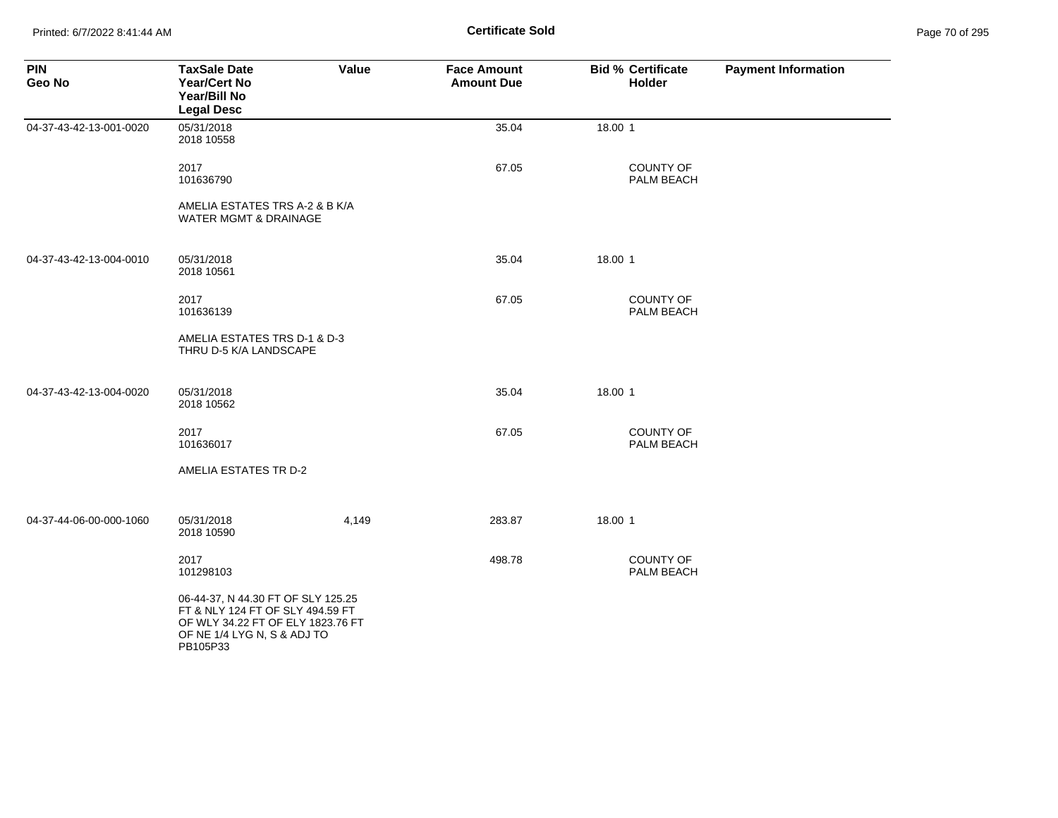**Certificate Sold**

| PIN<br>Geo No | TaxSale Date<br>Year/Cert No<br>Year/Bill No<br>Legal Desc | Value | Face Amount<br>Amount Due | Bid % | Certificate Holder | Payment Information |
|---|---|---|---|---|---|---|
| 04-37-43-42-13-001-0020 | 05/31/2018<br>2018 10558 | | 35.04 | 18.00 | 1 | |
| | 2017<br>101636790 | | 67.05 | | COUNTY OF PALM BEACH | |
| | AMELIA ESTATES TRS A-2 & B K/A WATER MGMT & DRAINAGE | | | | | |
| 04-37-43-42-13-004-0010 | 05/31/2018<br>2018 10561 | | 35.04 | 18.00 | 1 | |
| | 2017<br>101636139 | | 67.05 | | COUNTY OF PALM BEACH | |
| | AMELIA ESTATES TRS D-1 & D-3 THRU D-5 K/A LANDSCAPE | | | | | |
| 04-37-43-42-13-004-0020 | 05/31/2018<br>2018 10562 | | 35.04 | 18.00 | 1 | |
| | 2017<br>101636017 | | 67.05 | | COUNTY OF PALM BEACH | |
| | AMELIA ESTATES TR D-2 | | | | | |
| 04-37-44-06-00-000-1060 | 05/31/2018<br>2018 10590 | 4,149 | 283.87 | 18.00 | 1 | |
| | 2017<br>101298103 | | 498.78 | | COUNTY OF PALM BEACH | |
| | 06-44-37, N 44.30 FT OF SLY 125.25 FT & NLY 124 FT OF SLY 494.59 FT OF WLY 34.22 FT OF ELY 1823.76 FT OF NE 1/4 LYG N, S & ADJ TO PB105P33 | | | | | |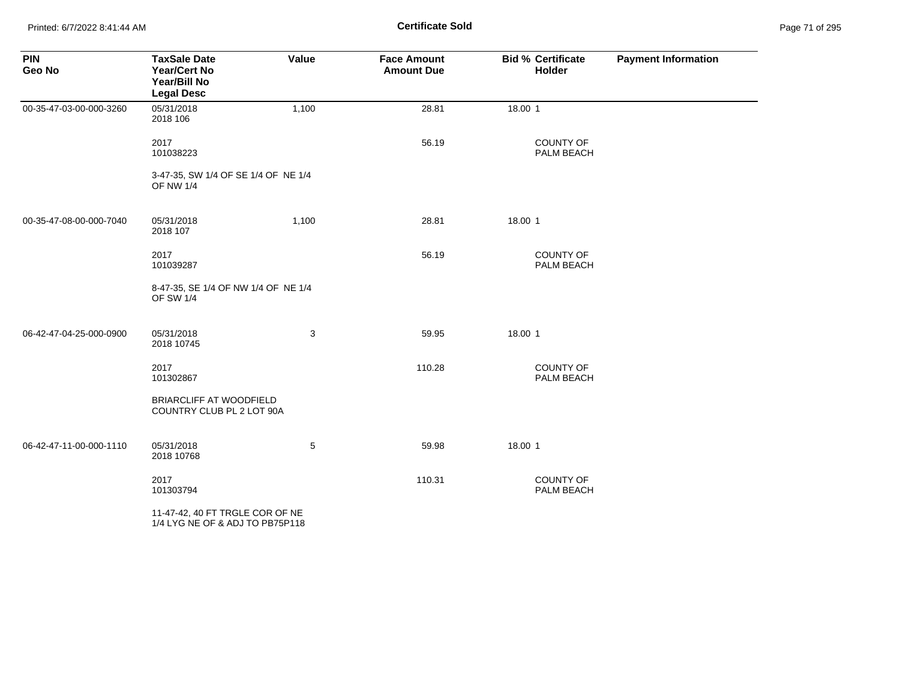| PIN<br>Geo No | TaxSale Date<br>Year/Cert No<br>Year/Bill No<br>Legal Desc | Value | Face Amount<br>Amount Due | Bid % | Certificate Holder | Payment Information |
|---|---|---|---|---|---|---|
| 00-35-47-03-00-000-3260 | 05/31/2018<br>2018 106 | 1,100 | 28.81 | 18.00 | 1 | |
| | 2017<br>101038223 | | 56.19 | | COUNTY OF PALM BEACH | |
| | 3-47-35, SW 1/4 OF SE 1/4 OF NE 1/4 OF NW 1/4 | | | | | |
| 00-35-47-08-00-000-7040 | 05/31/2018<br>2018 107 | 1,100 | 28.81 | 18.00 | 1 | |
| | 2017<br>101039287 | | 56.19 | | COUNTY OF PALM BEACH | |
| | 8-47-35, SE 1/4 OF NW 1/4 OF NE 1/4 OF SW 1/4 | | | | | |
| 06-42-47-04-25-000-0900 | 05/31/2018<br>2018 10745 | 3 | 59.95 | 18.00 | 1 | |
| | 2017<br>101302867 | | 110.28 | | COUNTY OF PALM BEACH | |
| | BRIARCLIFF AT WOODFIELD COUNTRY CLUB PL 2 LOT 90A | | | | | |
| 06-42-47-11-00-000-1110 | 05/31/2018<br>2018 10768 | 5 | 59.98 | 18.00 | 1 | |
| | 2017<br>101303794 | | 110.31 | | COUNTY OF PALM BEACH | |
| | 11-47-42, 40 FT TRGLE COR OF NE 1/4 LYG NE OF & ADJ TO PB75P118 | | | | | |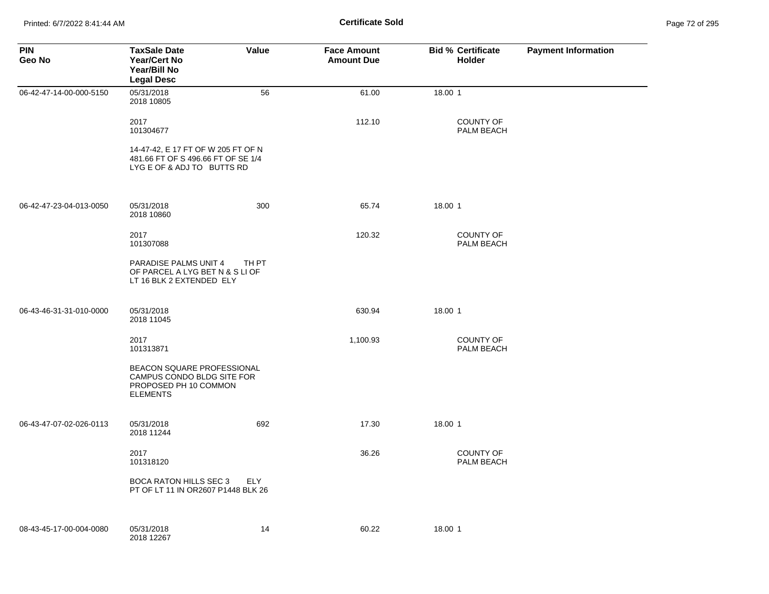**Certificate Sold**

| PIN<br>Geo No | TaxSale Date<br>Year/Cert No<br>Year/Bill No<br>Legal Desc | Value | Face Amount<br>Amount Due | Bid % | Certificate Holder | Payment Information |
|---|---|---|---|---|---|---|
| 06-42-47-14-00-000-5150 | 05/31/2018<br>2018 10805 | 56 | 61.00 | 18.00 | 1 | |
| | 2017<br>101304677 | | 112.10 | | COUNTY OF PALM BEACH | |
| | 14-47-42, E 17 FT OF W 205 FT OF N 481.66 FT OF S 496.66 FT OF SE 1/4 LYG E OF & ADJ TO BUTTS RD | | | | | |
| 06-42-47-23-04-013-0050 | 05/31/2018<br>2018 10860 | 300 | 65.74 | 18.00 | 1 | |
| | 2017<br>101307088 | | 120.32 | | COUNTY OF PALM BEACH | |
| | PARADISE PALMS UNIT 4 TH PT OF PARCEL A LYG BET N & S LI OF LT 16 BLK 2 EXTENDED ELY | | | | | |
| 06-43-46-31-31-010-0000 | 05/31/2018<br>2018 11045 | | 630.94 | 18.00 | 1 | |
| | 2017<br>101313871 | | 1,100.93 | | COUNTY OF PALM BEACH | |
| | BEACON SQUARE PROFESSIONAL CAMPUS CONDO BLDG SITE FOR PROPOSED PH 10 COMMON ELEMENTS | | | | | |
| 06-43-47-07-02-026-0113 | 05/31/2018<br>2018 11244 | 692 | 17.30 | 18.00 | 1 | |
| | 2017<br>101318120 | | 36.26 | | COUNTY OF PALM BEACH | |
| | BOCA RATON HILLS SEC 3 ELY PT OF LT 11 IN OR2607 P1448 BLK 26 | | | | | |
| 08-43-45-17-00-004-0080 | 05/31/2018<br>2018 12267 | 14 | 60.22 | 18.00 | 1 | |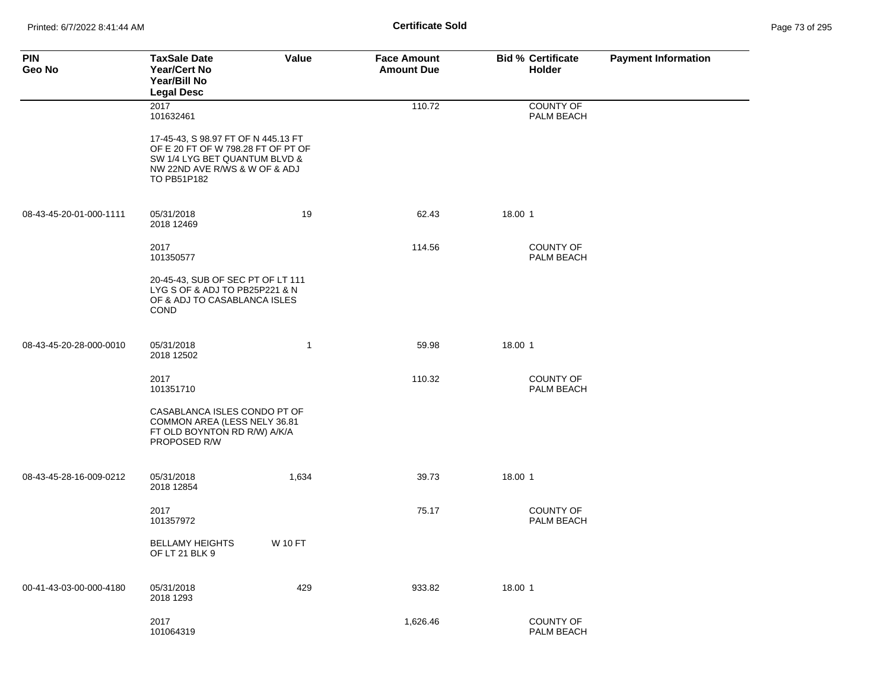**Certificate Sold**

| PIN<br>Geo No | TaxSale Date<br>Year/Cert No<br>Year/Bill No<br>Legal Desc | Value | Face Amount<br>Amount Due | Bid % | Certificate Holder | Payment Information |
|---|---|---|---|---|---|---|
| | 2017<br>101632461 | | 110.72 | | COUNTY OF PALM BEACH | |
| | 17-45-43, S 98.97 FT OF N 445.13 FT OF E 20 FT OF W 798.28 FT OF PT OF SW 1/4 LYG BET QUANTUM BLVD & NW 22ND AVE R/WS & W OF & ADJ TO PB51P182 | | | | | |
| 08-43-45-20-01-000-1111 | 05/31/2018<br>2018 12469 | 19 | 62.43 | 18.00 | 1 | |
| | 2017<br>101350577 | | 114.56 | | COUNTY OF PALM BEACH | |
| | 20-45-43, SUB OF SEC PT OF LT 111 LYG S OF & ADJ TO PB25P221 & N OF & ADJ TO CASABLANCA ISLES COND | | | | | |
| 08-43-45-20-28-000-0010 | 05/31/2018<br>2018 12502 | 1 | 59.98 | 18.00 | 1 | |
| | 2017<br>101351710 | | 110.32 | | COUNTY OF PALM BEACH | |
| | CASABLANCA ISLES CONDO PT OF COMMON AREA (LESS NELY 36.81 FT OLD BOYNTON RD R/W) A/K/A PROPOSED R/W | | | | | |
| 08-43-45-28-16-009-0212 | 05/31/2018<br>2018 12854 | 1,634 | 39.73 | 18.00 | 1 | |
| | 2017<br>101357972 | | 75.17 | | COUNTY OF PALM BEACH | |
| | BELLAMY HEIGHTS OF LT 21 BLK 9 | W 10 FT | | | | |
| 00-41-43-03-00-000-4180 | 05/31/2018<br>2018 1293 | 429 | 933.82 | 18.00 | 1 | |
| | 2017<br>101064319 | | 1,626.46 | | COUNTY OF PALM BEACH | |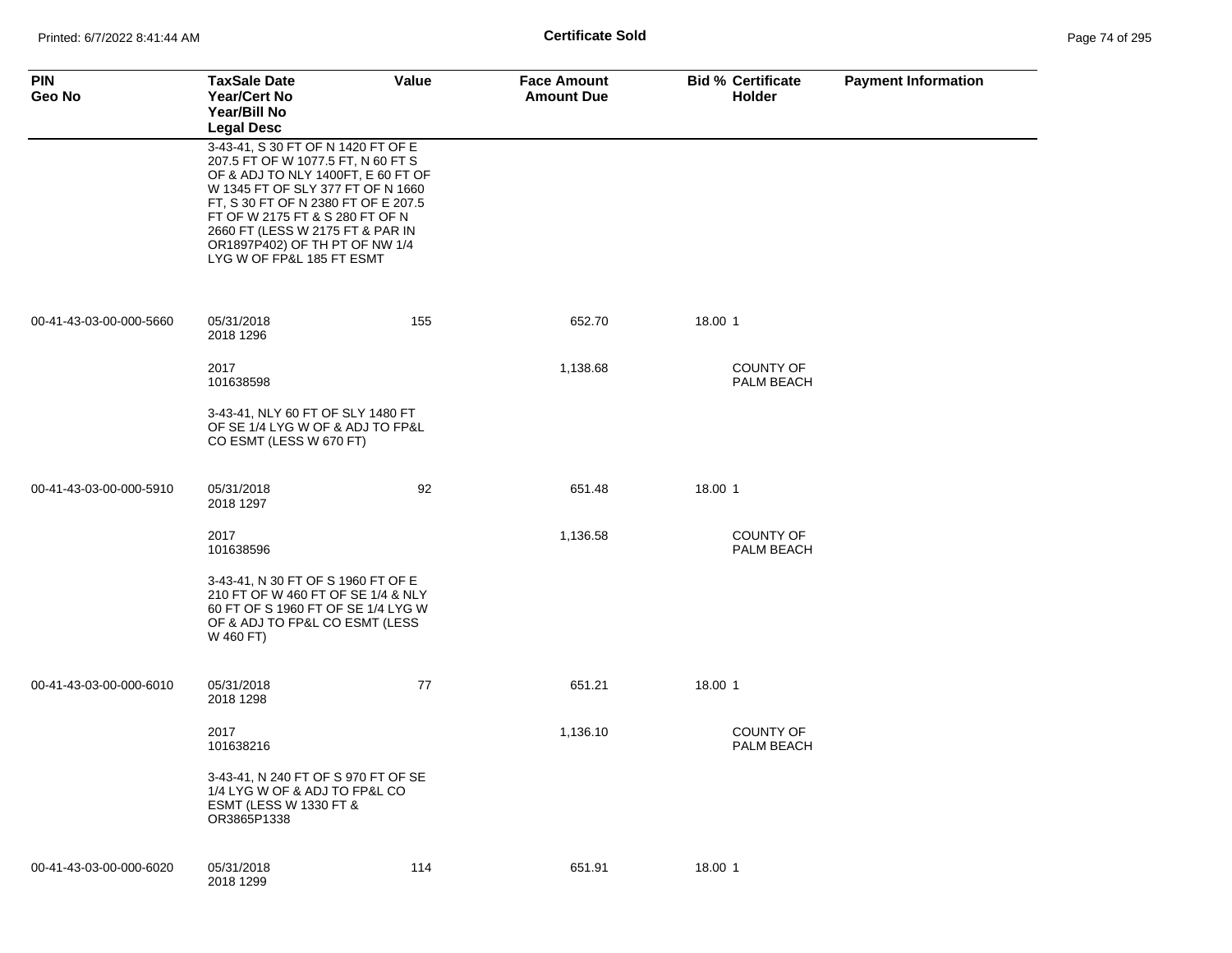**Certificate Sold**

| PIN<br>Geo No | TaxSale Date<br>Year/Cert No<br>Year/Bill No<br>Legal Desc | Value | Face Amount<br>Amount Due | Bid % | Certificate<br>Holder | Payment Information |
|---|---|---|---|---|---|---|
| | 3-43-41, S 30 FT OF N 1420 FT OF E 207.5 FT OF W 1077.5 FT, N 60 FT S OF & ADJ TO NLY 1400FT, E 60 FT OF W 1345 FT OF SLY 377 FT OF N 1660 FT, S 30 FT OF N 2380 FT OF E 207.5 FT OF W 2175 FT & S 280 FT OF N 2660 FT (LESS W 2175 FT & PAR IN OR1897P402) OF TH PT OF NW 1/4 LYG W OF FP&L 185 FT ESMT | | | | | |
| 00-41-43-03-00-000-5660 | 05/31/2018<br>2018 1296 | 155 | 652.70 | 18.00 | 1 | |
| | 2017<br>101638598 | | 1,138.68 | | COUNTY OF PALM BEACH | |
| | 3-43-41, NLY 60 FT OF SLY 1480 FT OF SE 1/4 LYG W OF & ADJ TO FP&L CO ESMT (LESS W 670 FT) | | | | | |
| 00-41-43-03-00-000-5910 | 05/31/2018<br>2018 1297 | 92 | 651.48 | 18.00 | 1 | |
| | 2017<br>101638596 | | 1,136.58 | | COUNTY OF PALM BEACH | |
| | 3-43-41, N 30 FT OF S 1960 FT OF E 210 FT OF W 460 FT OF SE 1/4 & NLY 60 FT OF S 1960 FT OF SE 1/4 LYG W OF & ADJ TO FP&L CO ESMT (LESS W 460 FT) | | | | | |
| 00-41-43-03-00-000-6010 | 05/31/2018<br>2018 1298 | 77 | 651.21 | 18.00 | 1 | |
| | 2017<br>101638216 | | 1,136.10 | | COUNTY OF PALM BEACH | |
| | 3-43-41, N 240 FT OF S 970 FT OF SE 1/4 LYG W OF & ADJ TO FP&L CO ESMT (LESS W 1330 FT & OR3865P1338 | | | | | |
| 00-41-43-03-00-000-6020 | 05/31/2018<br>2018 1299 | 114 | 651.91 | 18.00 | 1 | |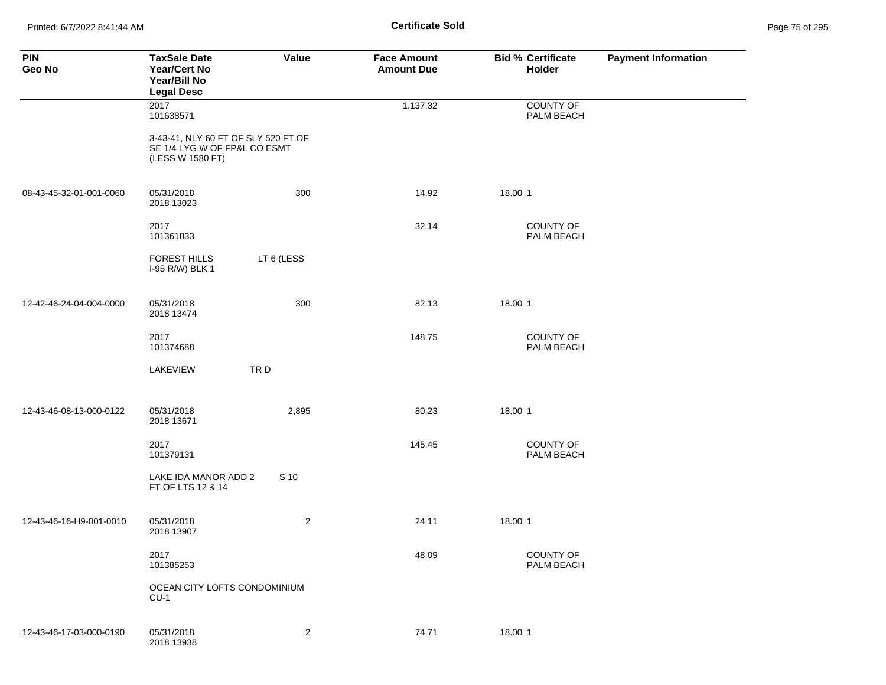# Certificate Sold

| PIN<br>Geo No | TaxSale Date<br>Year/Cert No<br>Year/Bill No<br>Legal Desc | Value | Face Amount<br>Amount Due | Bid % | Certificate Holder | Payment Information |
|---|---|---|---|---|---|---|
| | 2017<br>101638571 | | 1,137.32 | | COUNTY OF PALM BEACH | |
| | 3-43-41, NLY 60 FT OF SLY 520 FT OF SE 1/4 LYG W OF FP&L CO ESMT (LESS W 1580 FT) | | | | | |
| 08-43-45-32-01-001-0060 | 05/31/2018<br>2018 13023 | 300 | 14.92 | 18.00 | 1 | |
| | 2017<br>101361833 | | 32.14 | | COUNTY OF PALM BEACH | |
| | FOREST HILLS LT 6 (LESS I-95 R/W) BLK 1 | | | | | |
| 12-42-46-24-04-004-0000 | 05/31/2018<br>2018 13474 | 300 | 82.13 | 18.00 | 1 | |
| | 2017<br>101374688 | | 148.75 | | COUNTY OF PALM BEACH | |
| | LAKEVIEW TR D | | | | | |
| 12-43-46-08-13-000-0122 | 05/31/2018<br>2018 13671 | 2,895 | 80.23 | 18.00 | 1 | |
| | 2017<br>101379131 | | 145.45 | | COUNTY OF PALM BEACH | |
| | LAKE IDA MANOR ADD 2 S 10 FT OF LTS 12 & 14 | | | | | |
| 12-43-46-16-H9-001-0010 | 05/31/2018<br>2018 13907 | 2 | 24.11 | 18.00 | 1 | |
| | 2017<br>101385253 | | 48.09 | | COUNTY OF PALM BEACH | |
| | OCEAN CITY LOFTS CONDOMINIUM CU-1 | | | | | |
| 12-43-46-17-03-000-0190 | 05/31/2018<br>2018 13938 | 2 | 74.71 | 18.00 | 1 | |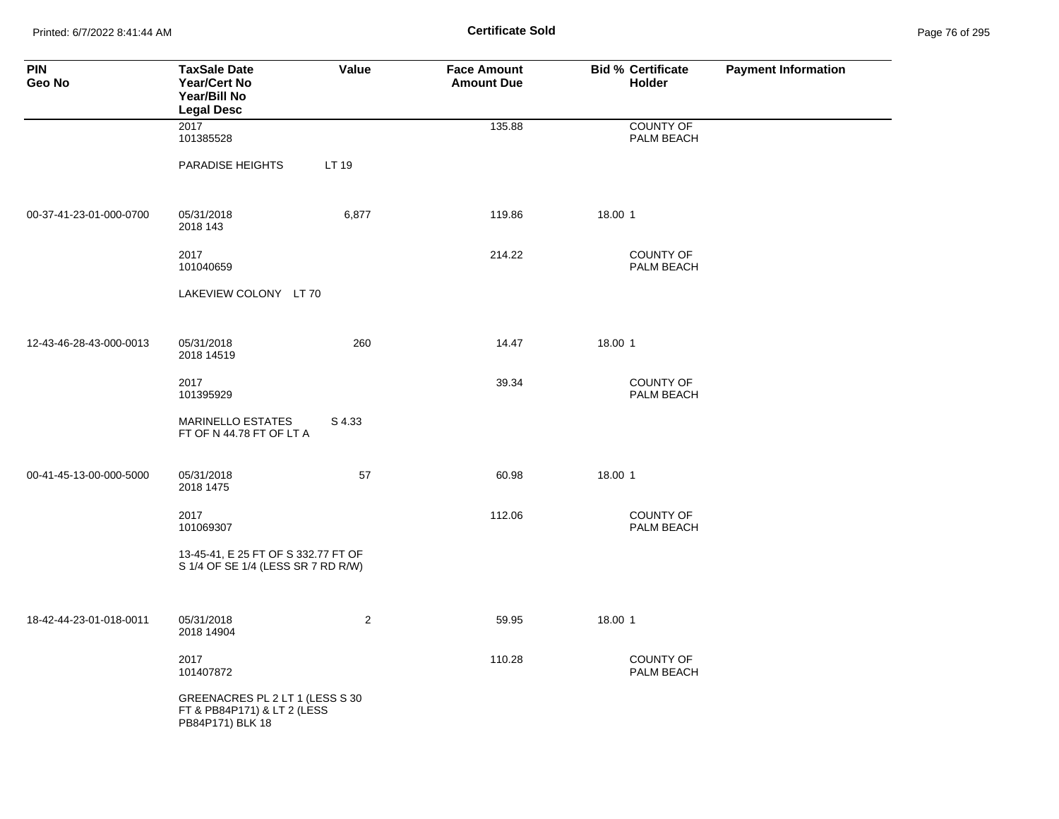# Certificate Sold

| PIN<br>Geo No | TaxSale Date<br>Year/Cert No<br>Year/Bill No<br>Legal Desc | Value | Face Amount<br>Amount Due | Bid % | Certificate<br>Holder | Payment Information |
|---|---|---|---|---|---|---|
| | 2017<br>101385528 | | 135.88 | | COUNTY OF PALM BEACH | |
| | PARADISE HEIGHTS LT 19 | | | | | |
| 00-37-41-23-01-000-0700 | 05/31/2018<br>2018 143 | 6,877 | 119.86 | 18.00 | 1 | |
| | 2017<br>101040659 | | 214.22 | | COUNTY OF PALM BEACH | |
| | LAKEVIEW COLONY LT 70 | | | | | |
| 12-43-46-28-43-000-0013 | 05/31/2018<br>2018 14519 | 260 | 14.47 | 18.00 | 1 | |
| | 2017<br>101395929 | | 39.34 | | COUNTY OF PALM BEACH | |
| | MARINELLO ESTATES S 4.33 FT OF N 44.78 FT OF LT A | | | | | |
| 00-41-45-13-00-000-5000 | 05/31/2018<br>2018 1475 | 57 | 60.98 | 18.00 | 1 | |
| | 2017<br>101069307 | | 112.06 | | COUNTY OF PALM BEACH | |
| | 13-45-41, E 25 FT OF S 332.77 FT OF S 1/4 OF SE 1/4 (LESS SR 7 RD R/W) | | | | | |
| 18-42-44-23-01-018-0011 | 05/31/2018<br>2018 14904 | 2 | 59.95 | 18.00 | 1 | |
| | 2017<br>101407872 | | 110.28 | | COUNTY OF PALM BEACH | |
| | GREENACRES PL 2 LT 1 (LESS S 30 FT & PB84P171) & LT 2 (LESS PB84P171) BLK 18 | | | | | |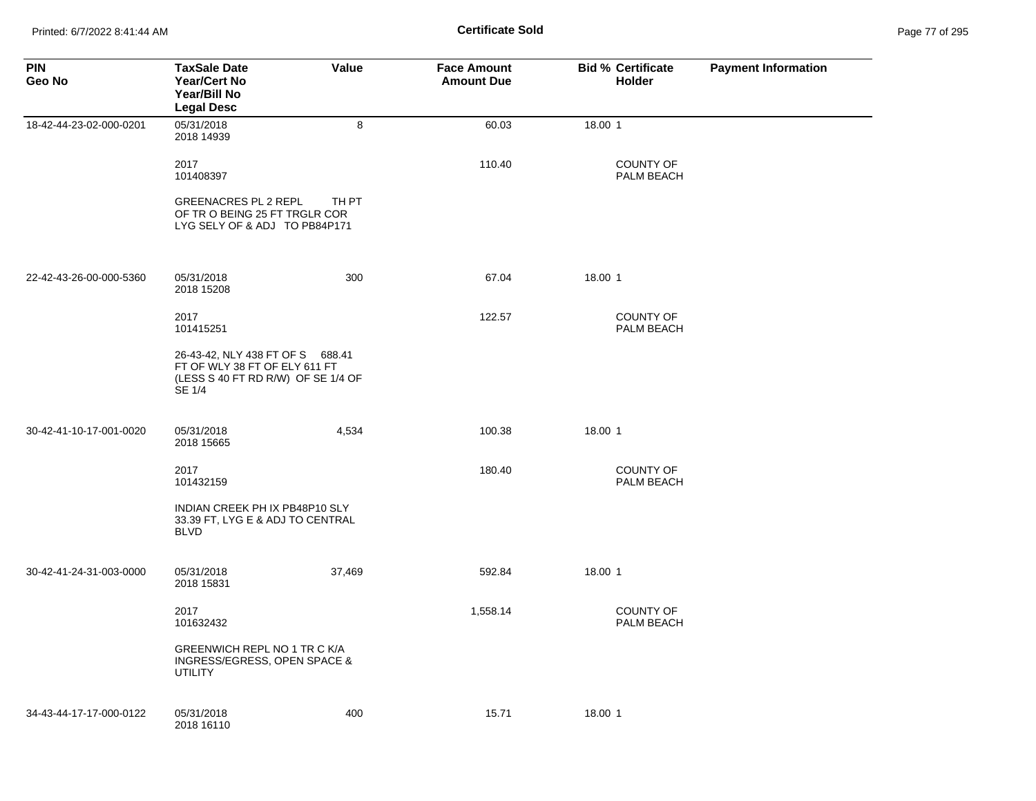| PIN<br>Geo No | TaxSale Date<br>Year/Cert No<br>Year/Bill No<br>Legal Desc | Value | Face Amount<br>Amount Due | Bid % | Certificate<br>Holder | Payment Information |
|---|---|---|---|---|---|---|
| 18-42-44-23-02-000-0201 | 05/31/2018<br>2018 14939 | 8 | 60.03 | 18.00 | 1 | |
| | 2017<br>101408397 | | 110.40 | | COUNTY OF PALM BEACH | |
| | GREENACRES PL 2 REPL TH PT OF TR O BEING 25 FT TRGLR COR LYG SELY OF & ADJ TO PB84P171 | | | | | |
| 22-42-43-26-00-000-5360 | 05/31/2018<br>2018 15208 | 300 | 67.04 | 18.00 | 1 | |
| | 2017<br>101415251 | | 122.57 | | COUNTY OF PALM BEACH | |
| | 26-43-42, NLY 438 FT OF S 688.41 FT OF WLY 38 FT OF ELY 611 FT (LESS S 40 FT RD R/W) OF SE 1/4 OF SE 1/4 | | | | | |
| 30-42-41-10-17-001-0020 | 05/31/2018<br>2018 15665 | 4,534 | 100.38 | 18.00 | 1 | |
| | 2017<br>101432159 | | 180.40 | | COUNTY OF PALM BEACH | |
| | INDIAN CREEK PH IX PB48P10 SLY 33.39 FT, LYG E & ADJ TO CENTRAL BLVD | | | | | |
| 30-42-41-24-31-003-0000 | 05/31/2018<br>2018 15831 | 37,469 | 592.84 | 18.00 | 1 | |
| | 2017<br>101632432 | | 1,558.14 | | COUNTY OF PALM BEACH | |
| | GREENWICH REPL NO 1 TR C K/A INGRESS/EGRESS, OPEN SPACE & UTILITY | | | | | |
| 34-43-44-17-17-000-0122 | 05/31/2018<br>2018 16110 | 400 | 15.71 | 18.00 | 1 | |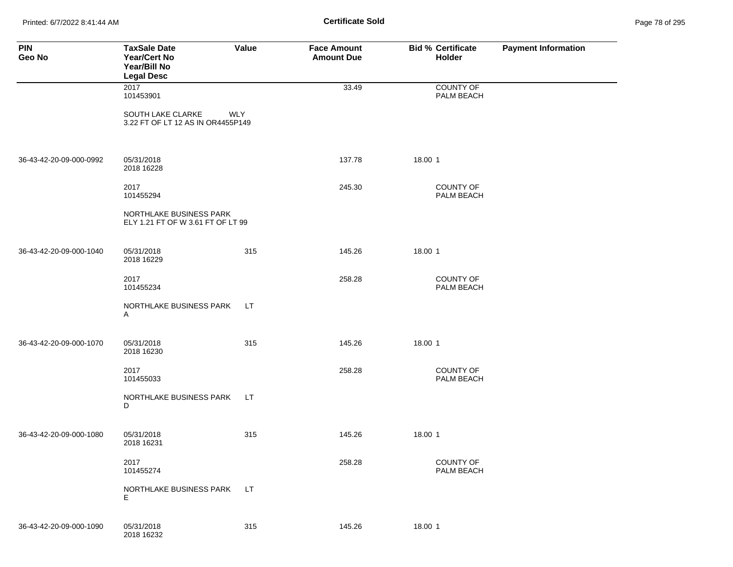**Certificate Sold**

| PIN<br>Geo No | TaxSale Date<br>Year/Cert No<br>Year/Bill No<br>Legal Desc | Value | Face Amount<br>Amount Due | Bid % | Certificate Holder | Payment Information |
|---|---|---|---|---|---|---|
| | 2017<br>101453901 | | 33.49 | | COUNTY OF PALM BEACH | |
| | SOUTH LAKE CLARKE WLY 3.22 FT OF LT 12 AS IN OR4455P149 | | | | | |
| 36-43-42-20-09-000-0992 | 05/31/2018<br>2018 16228 | | 137.78 | 18.00 | 1 | |
| | 2017<br>101455294 | | 245.30 | | COUNTY OF PALM BEACH | |
| | NORTHLAKE BUSINESS PARK ELY 1.21 FT OF W 3.61 FT OF LT 99 | | | | | |
| 36-43-42-20-09-000-1040 | 05/31/2018<br>2018 16229 | 315 | 145.26 | 18.00 | 1 | |
| | 2017<br>101455234 | | 258.28 | | COUNTY OF PALM BEACH | |
| | NORTHLAKE BUSINESS PARK LT A | | | | | |
| 36-43-42-20-09-000-1070 | 05/31/2018<br>2018 16230 | 315 | 145.26 | 18.00 | 1 | |
| | 2017<br>101455033 | | 258.28 | | COUNTY OF PALM BEACH | |
| | NORTHLAKE BUSINESS PARK LT D | | | | | |
| 36-43-42-20-09-000-1080 | 05/31/2018<br>2018 16231 | 315 | 145.26 | 18.00 | 1 | |
| | 2017<br>101455274 | | 258.28 | | COUNTY OF PALM BEACH | |
| | NORTHLAKE BUSINESS PARK LT E | | | | | |
| 36-43-42-20-09-000-1090 | 05/31/2018<br>2018 16232 | 315 | 145.26 | 18.00 | 1 | |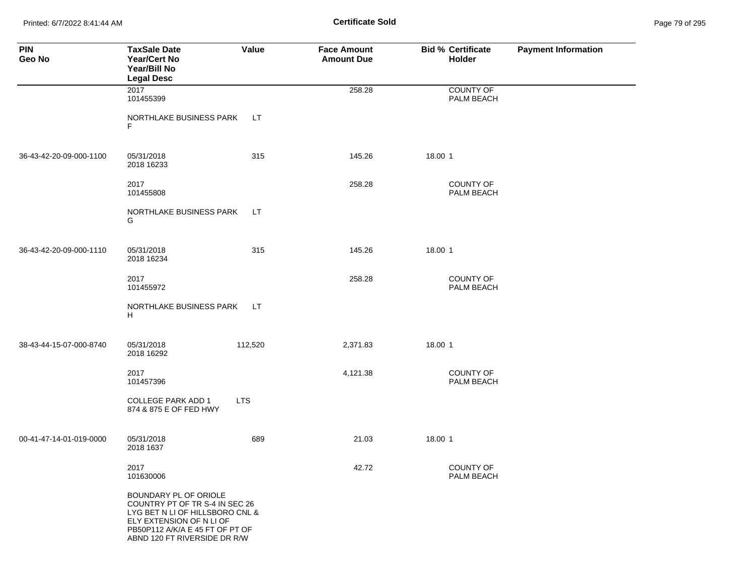**Certificate Sold**

| PIN<br>Geo No | TaxSale Date<br>Year/Cert No<br>Year/Bill No<br>Legal Desc | Value | Face Amount<br>Amount Due | Bid % | Certificate<br>Holder | Payment Information |
|---|---|---|---|---|---|---|
| | 2017<br>101455399 | | 258.28 | | COUNTY OF PALM BEACH | |
| | NORTHLAKE BUSINESS PARK LT F | | | | | |
| 36-43-42-20-09-000-1100 | 05/31/2018<br>2018 16233 | 315 | 145.26 | 18.00 | 1 | |
| | 2017<br>101455808 | | 258.28 | | COUNTY OF PALM BEACH | |
| | NORTHLAKE BUSINESS PARK LT G | | | | | |
| 36-43-42-20-09-000-1110 | 05/31/2018<br>2018 16234 | 315 | 145.26 | 18.00 | 1 | |
| | 2017<br>101455972 | | 258.28 | | COUNTY OF PALM BEACH | |
| | NORTHLAKE BUSINESS PARK LT H | | | | | |
| 38-43-44-15-07-000-8740 | 05/31/2018<br>2018 16292 | 112,520 | 2,371.83 | 18.00 | 1 | |
| | 2017<br>101457396 | | 4,121.38 | | COUNTY OF PALM BEACH | |
| | COLLEGE PARK ADD 1 LTS 874 & 875 E OF FED HWY | | | | | |
| 00-41-47-14-01-019-0000 | 05/31/2018<br>2018 1637 | 689 | 21.03 | 18.00 | 1 | |
| | 2017<br>101630006 | | 42.72 | | COUNTY OF PALM BEACH | |
| | BOUNDARY PL OF ORIOLE COUNTRY PT OF TR S-4 IN SEC 26 LYG BET N LI OF HILLSBORO CNL & ELY EXTENSION OF N LI OF PB50P112 A/K/A E 45 FT OF PT OF ABND 120 FT RIVERSIDE DR R/W | | | | | |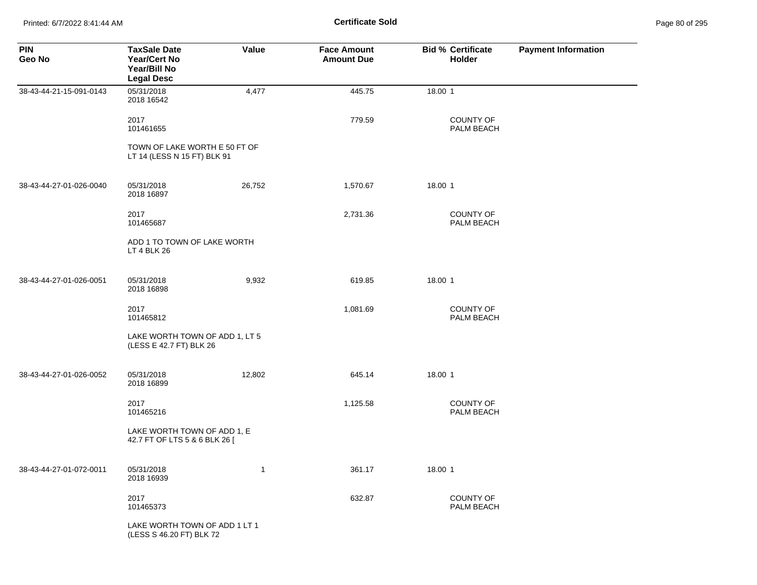**Certificate Sold**

| PIN<br>Geo No | TaxSale Date<br>Year/Cert No<br>Year/Bill No<br>Legal Desc | Value | Face Amount<br>Amount Due | Bid % | Certificate Holder | Payment Information |
|---|---|---|---|---|---|---|
| 38-43-44-21-15-091-0143 | 05/31/2018<br>2018 16542 | 4,477 | 445.75 | 18.00 | 1 | |
| | 2017<br>101461655 | | 779.59 | | COUNTY OF PALM BEACH | |
| | TOWN OF LAKE WORTH E 50 FT OF LT 14 (LESS N 15 FT) BLK 91 | | | | | |
| 38-43-44-27-01-026-0040 | 05/31/2018<br>2018 16897 | 26,752 | 1,570.67 | 18.00 | 1 | |
| | 2017<br>101465687 | | 2,731.36 | | COUNTY OF PALM BEACH | |
| | ADD 1 TO TOWN OF LAKE WORTH LT 4 BLK 26 | | | | | |
| 38-43-44-27-01-026-0051 | 05/31/2018<br>2018 16898 | 9,932 | 619.85 | 18.00 | 1 | |
| | 2017<br>101465812 | | 1,081.69 | | COUNTY OF PALM BEACH | |
| | LAKE WORTH TOWN OF ADD 1, LT 5 (LESS E 42.7 FT) BLK 26 | | | | | |
| 38-43-44-27-01-026-0052 | 05/31/2018<br>2018 16899 | 12,802 | 645.14 | 18.00 | 1 | |
| | 2017<br>101465216 | | 1,125.58 | | COUNTY OF PALM BEACH | |
| | LAKE WORTH TOWN OF ADD 1, E 42.7 FT OF LTS 5 & 6 BLK 26 [ | | | | | |
| 38-43-44-27-01-072-0011 | 05/31/2018<br>2018 16939 | 1 | 361.17 | 18.00 | 1 | |
| | 2017<br>101465373 | | 632.87 | | COUNTY OF PALM BEACH | |
| | LAKE WORTH TOWN OF ADD 1 LT 1 (LESS S 46.20 FT) BLK 72 | | | | | |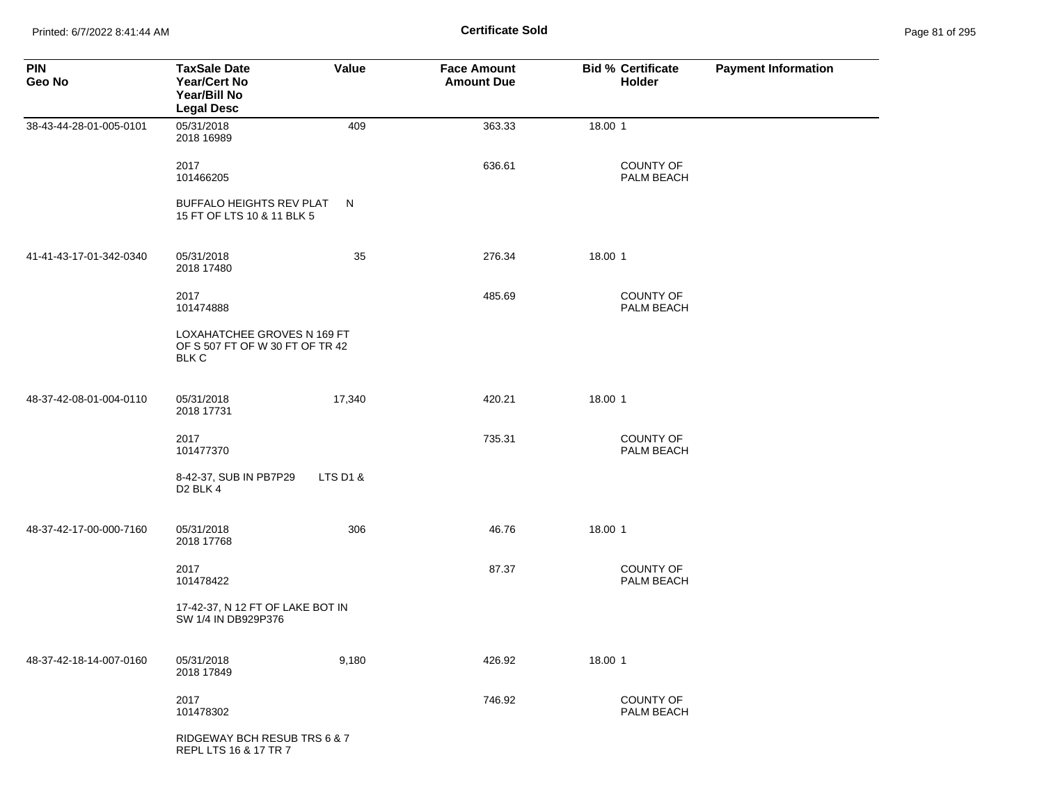# Certificate Sold

| PIN<br>Geo No | TaxSale Date<br>Year/Cert No<br>Year/Bill No<br>Legal Desc | Value | Face Amount<br>Amount Due | Bid % | Certificate Holder | Payment Information |
|---|---|---|---|---|---|---|
| 38-43-44-28-01-005-0101 | 05/31/2018<br>2018 16989 | 409 | 363.33 | 18.00 | 1 | |
| | 2017<br>101466205 | | 636.61 | | COUNTY OF PALM BEACH | |
| | BUFFALO HEIGHTS REV PLAT N 15 FT OF LTS 10 & 11 BLK 5 | | | | | |
| 41-41-43-17-01-342-0340 | 05/31/2018<br>2018 17480 | 35 | 276.34 | 18.00 | 1 | |
| | 2017<br>101474888 | | 485.69 | | COUNTY OF PALM BEACH | |
| | LOXAHATCHEE GROVES N 169 FT OF S 507 FT OF W 30 FT OF TR 42 BLK C | | | | | |
| 48-37-42-08-01-004-0110 | 05/31/2018<br>2018 17731 | 17,340 | 420.21 | 18.00 | 1 | |
| | 2017<br>101477370 | | 735.31 | | COUNTY OF PALM BEACH | |
| | 8-42-37, SUB IN PB7P29 LTS D1 & D2 BLK 4 | | | | | |
| 48-37-42-17-00-000-7160 | 05/31/2018<br>2018 17768 | 306 | 46.76 | 18.00 | 1 | |
| | 2017<br>101478422 | | 87.37 | | COUNTY OF PALM BEACH | |
| | 17-42-37, N 12 FT OF LAKE BOT IN SW 1/4 IN DB929P376 | | | | | |
| 48-37-42-18-14-007-0160 | 05/31/2018<br>2018 17849 | 9,180 | 426.92 | 18.00 | 1 | |
| | 2017<br>101478302 | | 746.92 | | COUNTY OF PALM BEACH | |
| | RIDGEWAY BCH RESUB TRS 6 & 7 REPL LTS 16 & 17 TR 7 | | | | | |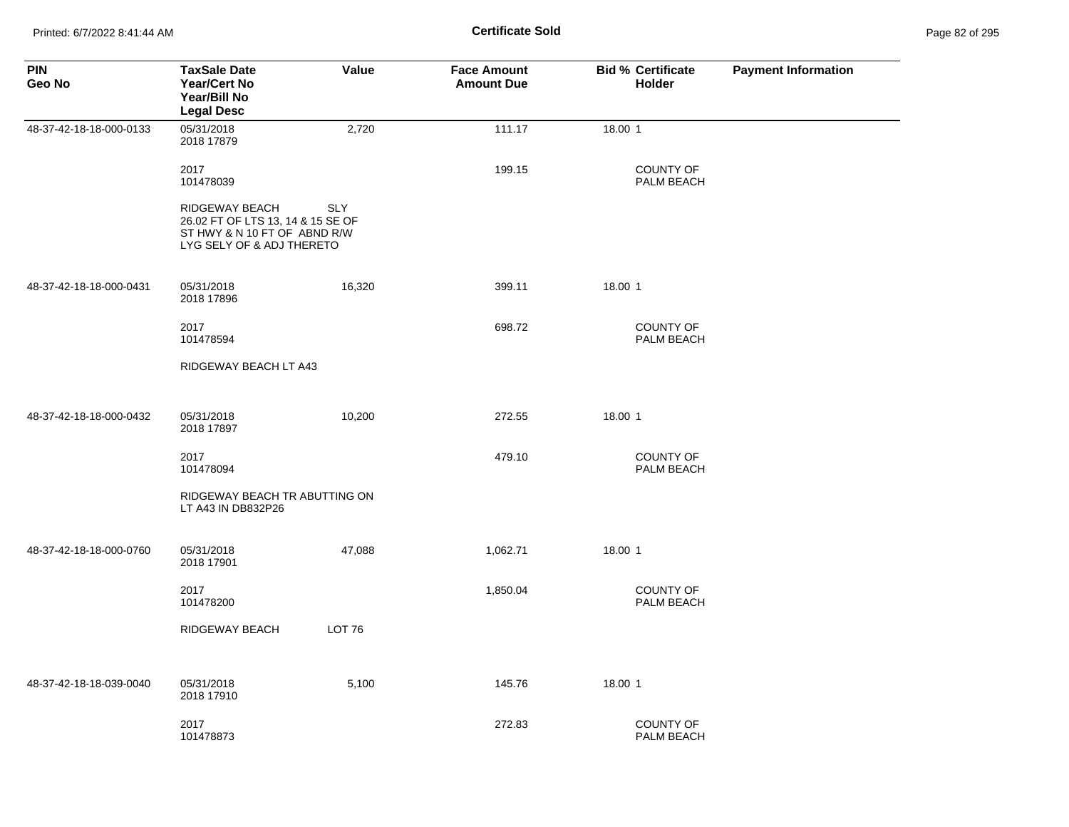**Certificate Sold**

| PIN<br>Geo No | TaxSale Date<br>Year/Cert No<br>Year/Bill No<br>Legal Desc | Value | Face Amount<br>Amount Due | Bid % | Certificate<br>Holder | Payment Information |
|---|---|---|---|---|---|---|
| 48-37-42-18-18-000-0133 | 05/31/2018<br>2018 17879 | 2,720 | 111.17 | 18.00 | 1 | |
| | 2017<br>101478039 | | 199.15 | | COUNTY OF PALM BEACH | |
| | RIDGEWAY BEACH SLY 26.02 FT OF LTS 13, 14 & 15 SE OF ST HWY & N 10 FT OF ABND R/W LYG SELY OF & ADJ THERETO | | | | | |
| 48-37-42-18-18-000-0431 | 05/31/2018<br>2018 17896 | 16,320 | 399.11 | 18.00 | 1 | |
| | 2017<br>101478594 | | 698.72 | | COUNTY OF PALM BEACH | |
| | RIDGEWAY BEACH LT A43 | | | | | |
| 48-37-42-18-18-000-0432 | 05/31/2018<br>2018 17897 | 10,200 | 272.55 | 18.00 | 1 | |
| | 2017<br>101478094 | | 479.10 | | COUNTY OF PALM BEACH | |
| | RIDGEWAY BEACH TR ABUTTING ON LT A43 IN DB832P26 | | | | | |
| 48-37-42-18-18-000-0760 | 05/31/2018<br>2018 17901 | 47,088 | 1,062.71 | 18.00 | 1 | |
| | 2017<br>101478200 | | 1,850.04 | | COUNTY OF PALM BEACH | |
| | RIDGEWAY BEACH LOT 76 | | | | | |
| 48-37-42-18-18-039-0040 | 05/31/2018<br>2018 17910 | 5,100 | 145.76 | 18.00 | 1 | |
| | 2017<br>101478873 | | 272.83 | | COUNTY OF PALM BEACH | |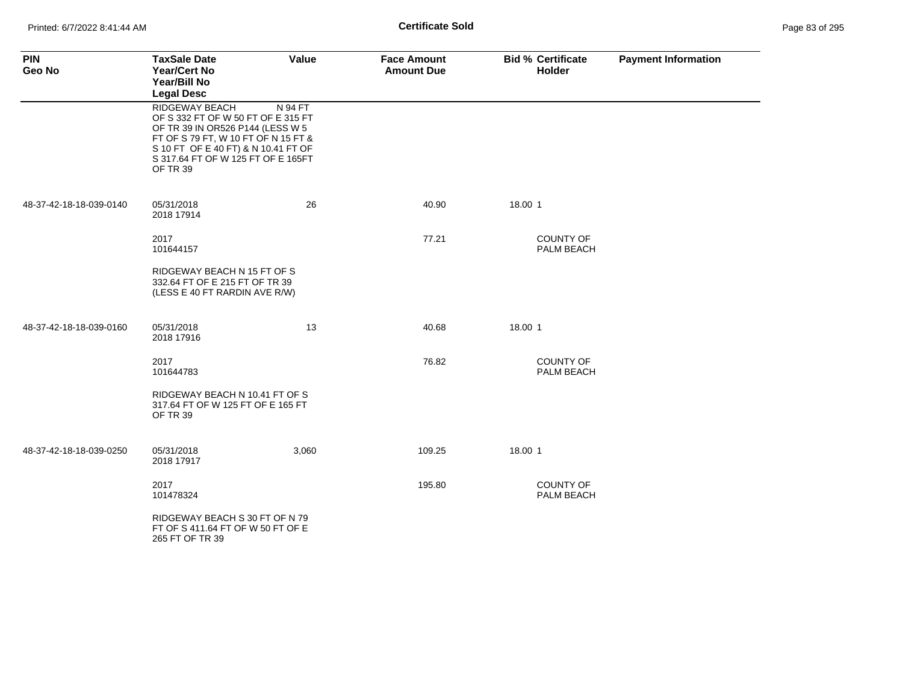**Certificate Sold**

| PIN<br>Geo No | TaxSale Date<br>Year/Cert No<br>Year/Bill No<br>Legal Desc | Value | Face Amount<br>Amount Due | Bid % | Certificate<br>Holder | Payment Information |
|---|---|---|---|---|---|---|
| | RIDGEWAY BEACH N 94 FT OF S 332 FT OF W 50 FT OF E 315 FT OF TR 39 IN OR526 P144 (LESS W 5 FT OF S 79 FT, W 10 FT OF N 15 FT & S 10 FT OF E 40 FT) & N 10.41 FT OF S 317.64 FT OF W 125 FT OF E 165FT OF TR 39 | | | | | |
| 48-37-42-18-18-039-0140 | 05/31/2018<br>2018 17914 | 26 | 40.90 | 18.00 | 1 | |
| | 2017<br>101644157 | | 77.21 | | COUNTY OF PALM BEACH | |
| | RIDGEWAY BEACH N 15 FT OF S 332.64 FT OF E 215 FT OF TR 39 (LESS E 40 FT RARDIN AVE R/W) | | | | | |
| 48-37-42-18-18-039-0160 | 05/31/2018<br>2018 17916 | 13 | 40.68 | 18.00 | 1 | |
| | 2017<br>101644783 | | 76.82 | | COUNTY OF PALM BEACH | |
| | RIDGEWAY BEACH N 10.41 FT OF S 317.64 FT OF W 125 FT OF E 165 FT OF TR 39 | | | | | |
| 48-37-42-18-18-039-0250 | 05/31/2018<br>2018 17917 | 3,060 | 109.25 | 18.00 | 1 | |
| | 2017<br>101478324 | | 195.80 | | COUNTY OF PALM BEACH | |
| | RIDGEWAY BEACH S 30 FT OF N 79 FT OF S 411.64 FT OF W 50 FT OF E 265 FT OF TR 39 | | | | | |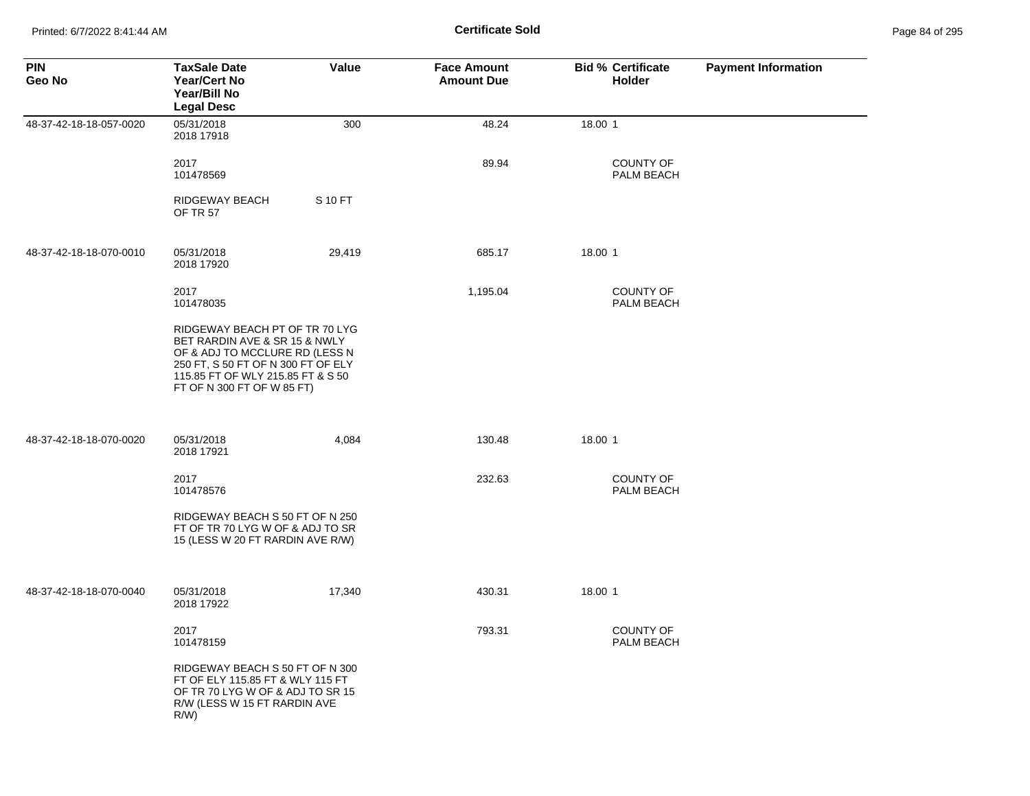# Certificate Sold

| PIN<br>Geo No | TaxSale Date<br>Year/Cert No<br>Year/Bill No<br>Legal Desc | Value | Face Amount<br>Amount Due | Bid % | Certificate Holder | Payment Information |
|---|---|---|---|---|---|---|
| 48-37-42-18-18-057-0020 | 05/31/2018<br>2018 17918 | 300 | 48.24 | 18.00 | 1 | |
| | 2017<br>101478569 | | 89.94 | | COUNTY OF PALM BEACH | |
| | RIDGEWAY BEACH OF TR 57 | S 10 FT | | | | |
| 48-37-42-18-18-070-0010 | 05/31/2018<br>2018 17920 | 29,419 | 685.17 | 18.00 | 1 | |
| | 2017<br>101478035 | | 1,195.04 | | COUNTY OF PALM BEACH | |
| | RIDGEWAY BEACH PT OF TR 70 LYG BET RARDIN AVE & SR 15 & NWLY OF & ADJ TO MCCLURE RD (LESS N 250 FT, S 50 FT OF N 300 FT OF ELY 115.85 FT OF WLY 215.85 FT & S 50 FT OF N 300 FT OF W 85 FT) | | | | | |
| 48-37-42-18-18-070-0020 | 05/31/2018<br>2018 17921 | 4,084 | 130.48 | 18.00 | 1 | |
| | 2017<br>101478576 | | 232.63 | | COUNTY OF PALM BEACH | |
| | RIDGEWAY BEACH S 50 FT OF N 250 FT OF TR 70 LYG W OF & ADJ TO SR 15 (LESS W 20 FT RARDIN AVE R/W) | | | | | |
| 48-37-42-18-18-070-0040 | 05/31/2018<br>2018 17922 | 17,340 | 430.31 | 18.00 | 1 | |
| | 2017<br>101478159 | | 793.31 | | COUNTY OF PALM BEACH | |
| | RIDGEWAY BEACH S 50 FT OF N 300 FT OF ELY 115.85 FT & WLY 115 FT OF TR 70 LYG W OF & ADJ TO SR 15 R/W (LESS W 15 FT RARDIN AVE R/W) | | | | | |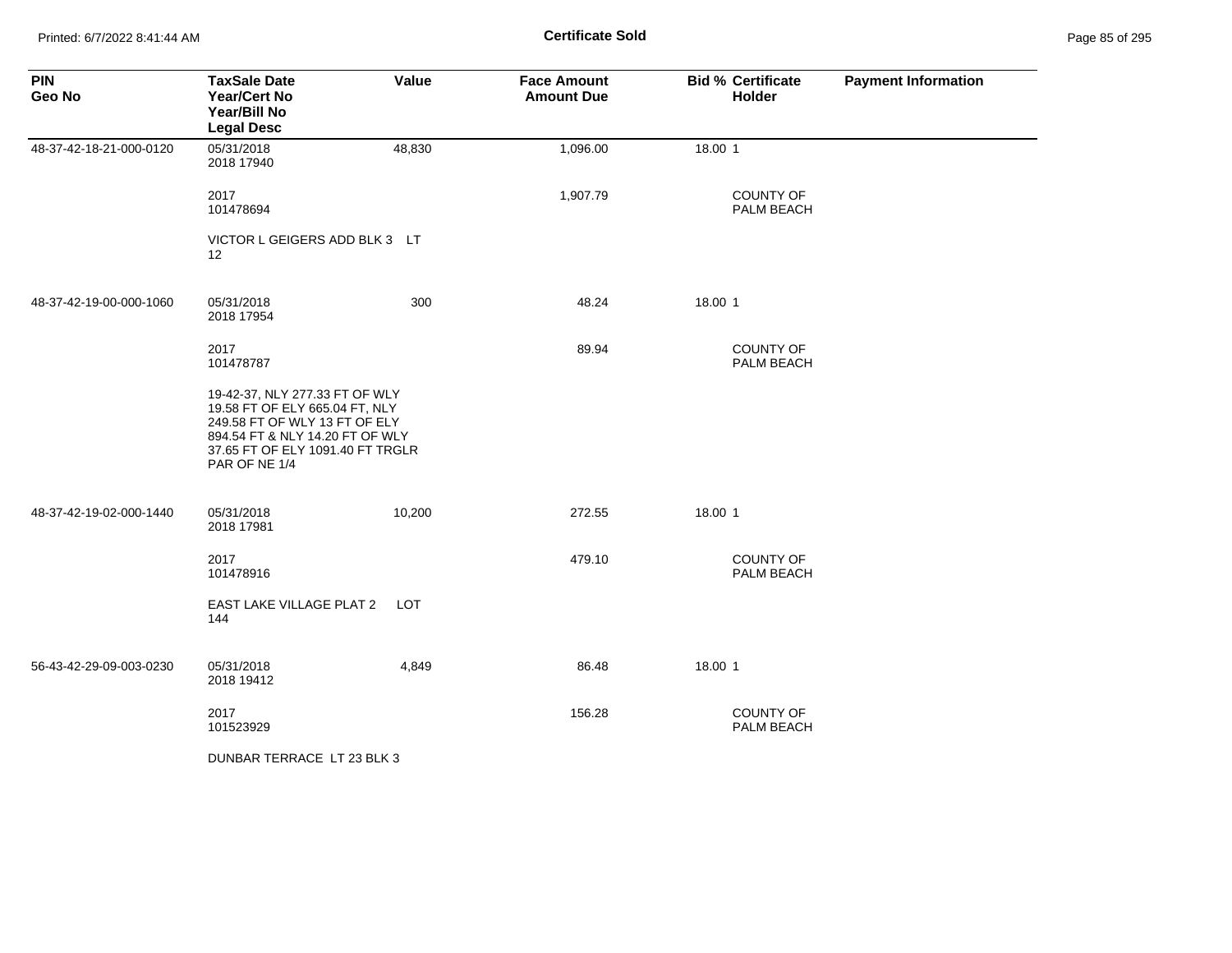**Certificate Sold**

| PIN<br>Geo No | TaxSale Date<br>Year/Cert No<br>Year/Bill No<br>Legal Desc | Value | Face Amount<br>Amount Due | Bid % Certificate<br>Holder | Payment Information |
|---|---|---|---|---|---|
| 48-37-42-18-21-000-0120 | 05/31/2018<br>2018 17940 | 48,830 | 1,096.00 | 18.00 1 | |
| | 2017<br>101478694 | | 1,907.79 | COUNTY OF PALM BEACH | |
| | VICTOR L GEIGERS ADD BLK 3 LT 12 | | | | |
| 48-37-42-19-00-000-1060 | 05/31/2018<br>2018 17954 | 300 | 48.24 | 18.00 1 | |
| | 2017<br>101478787 | | 89.94 | COUNTY OF PALM BEACH | |
| | 19-42-37, NLY 277.33 FT OF WLY 19.58 FT OF ELY 665.04 FT, NLY 249.58 FT OF WLY 13 FT OF ELY 894.54 FT & NLY 14.20 FT OF WLY 37.65 FT OF ELY 1091.40 FT TRGLR PAR OF NE 1/4 | | | | |
| 48-37-42-19-02-000-1440 | 05/31/2018<br>2018 17981 | 10,200 | 272.55 | 18.00 1 | |
| | 2017<br>101478916 | | 479.10 | COUNTY OF PALM BEACH | |
| | EAST LAKE VILLAGE PLAT 2 LOT 144 | | | | |
| 56-43-42-29-09-003-0230 | 05/31/2018<br>2018 19412 | 4,849 | 86.48 | 18.00 1 | |
| | 2017<br>101523929 | | 156.28 | COUNTY OF PALM BEACH | |
| | DUNBAR TERRACE LT 23 BLK 3 | | | | |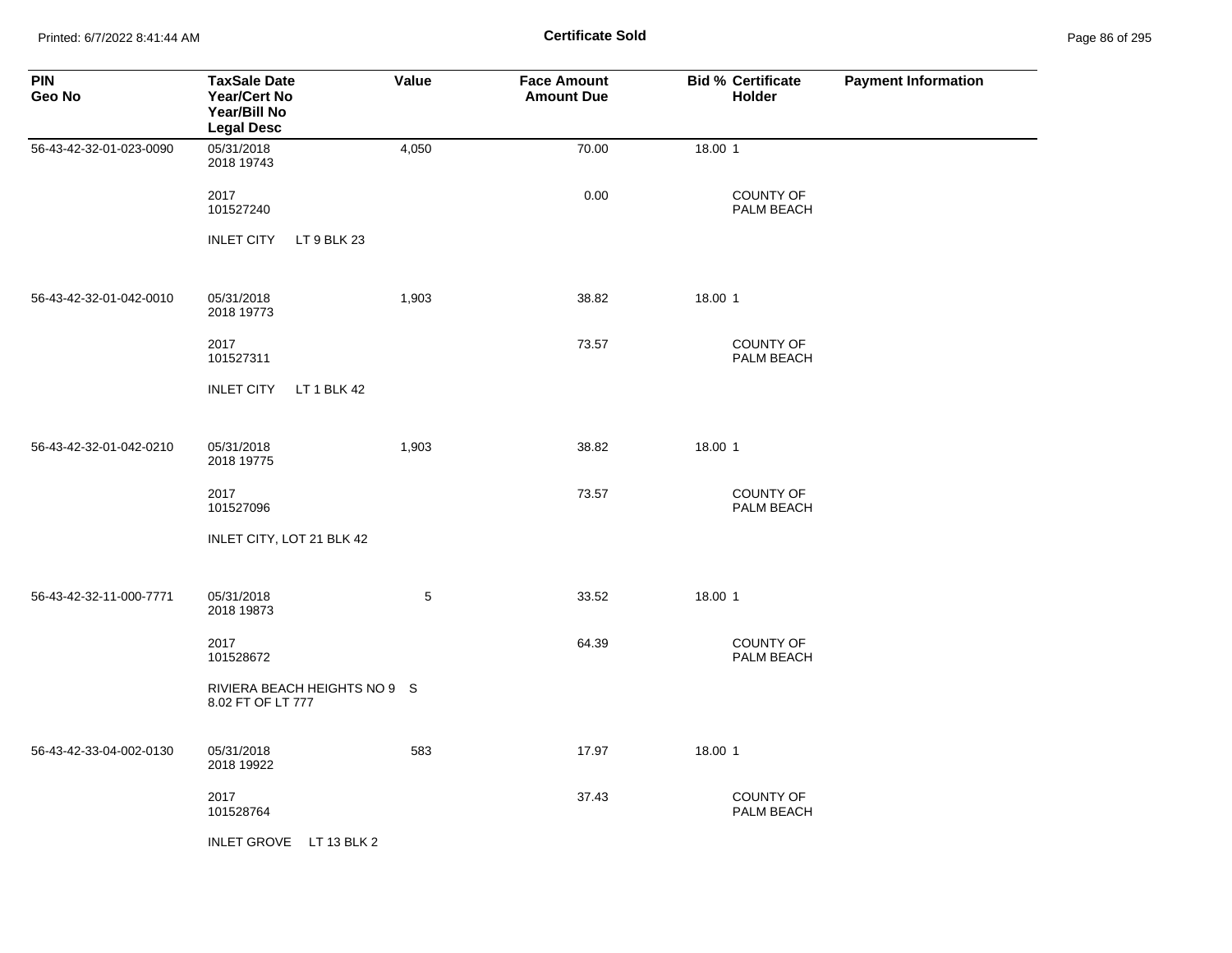# Certificate Sold

| PIN<br>Geo No | TaxSale Date<br>Year/Cert No<br>Year/Bill No<br>Legal Desc | Value | Face Amount<br>Amount Due | Bid % | Certificate Holder | Payment Information |
|---|---|---|---|---|---|---|
| 56-43-42-32-01-023-0090 | 05/31/2018<br>2018 19743 | 4,050 | 70.00 | 18.00 | 1 | |
| | 2017<br>101527240 | | 0.00 | | COUNTY OF PALM BEACH | |
| | INLET CITY LT 9 BLK 23 | | | | | |
| 56-43-42-32-01-042-0010 | 05/31/2018<br>2018 19773 | 1,903 | 38.82 | 18.00 | 1 | |
| | 2017<br>101527311 | | 73.57 | | COUNTY OF PALM BEACH | |
| | INLET CITY LT 1 BLK 42 | | | | | |
| 56-43-42-32-01-042-0210 | 05/31/2018<br>2018 19775 | 1,903 | 38.82 | 18.00 | 1 | |
| | 2017<br>101527096 | | 73.57 | | COUNTY OF PALM BEACH | |
| | INLET CITY, LOT 21 BLK 42 | | | | | |
| 56-43-42-32-11-000-7771 | 05/31/2018<br>2018 19873 | 5 | 33.52 | 18.00 | 1 | |
| | 2017<br>101528672 | | 64.39 | | COUNTY OF PALM BEACH | |
| | RIVIERA BEACH HEIGHTS NO 9 S 8.02 FT OF LT 777 | | | | | |
| 56-43-42-33-04-002-0130 | 05/31/2018<br>2018 19922 | 583 | 17.97 | 18.00 | 1 | |
| | 2017<br>101528764 | | 37.43 | | COUNTY OF PALM BEACH | |
| | INLET GROVE LT 13 BLK 2 | | | | | |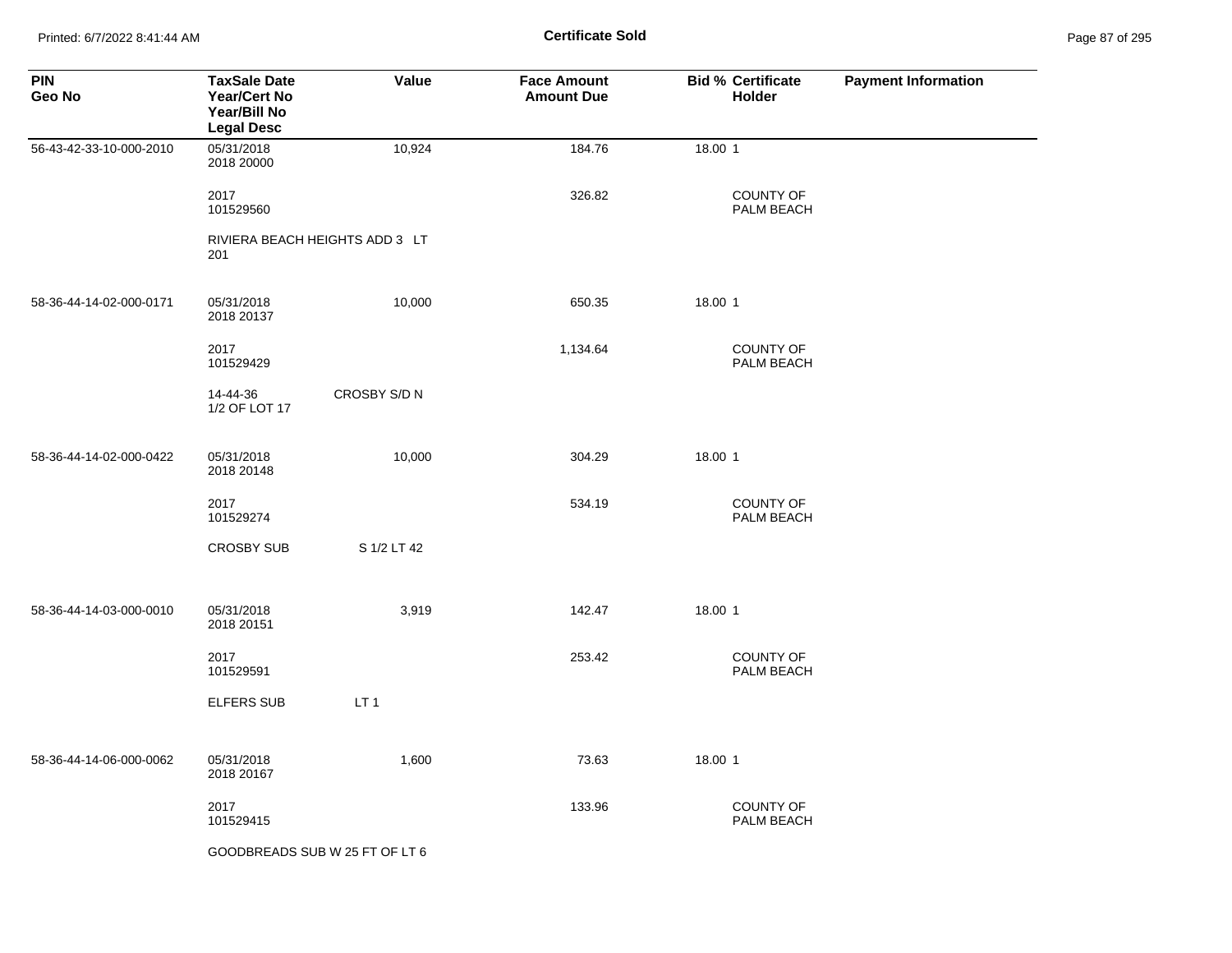## Certificate Sold

| PIN<br>Geo No | TaxSale Date<br>Year/Cert No<br>Year/Bill No<br>Legal Desc | Value | Face Amount<br>Amount Due | Bid % | Certificate Holder | Payment Information |
|---|---|---|---|---|---|---|
| 56-43-42-33-10-000-2010 | 05/31/2018<br>2018 20000 | 10,924 | 184.76 | 18.00 | 1 | |
| | 2017<br>101529560 | | 326.82 | | COUNTY OF PALM BEACH | |
| | RIVIERA BEACH HEIGHTS ADD 3 LT 201 | | | | | |
| 58-36-44-14-02-000-0171 | 05/31/2018<br>2018 20137 | 10,000 | 650.35 | 18.00 | 1 | |
| | 2017<br>101529429 | | 1,134.64 | | COUNTY OF PALM BEACH | |
| | 14-44-36 CROSBY S/D N 1/2 OF LOT 17 | | | | | |
| 58-36-44-14-02-000-0422 | 05/31/2018<br>2018 20148 | 10,000 | 304.29 | 18.00 | 1 | |
| | 2017<br>101529274 | | 534.19 | | COUNTY OF PALM BEACH | |
| | CROSBY SUB S 1/2 LT 42 | | | | | |
| 58-36-44-14-03-000-0010 | 05/31/2018<br>2018 20151 | 3,919 | 142.47 | 18.00 | 1 | |
| | 2017<br>101529591 | | 253.42 | | COUNTY OF PALM BEACH | |
| | ELFERS SUB LT 1 | | | | | |
| 58-36-44-14-06-000-0062 | 05/31/2018<br>2018 20167 | 1,600 | 73.63 | 18.00 | 1 | |
| | 2017<br>101529415 | | 133.96 | | COUNTY OF PALM BEACH | |
| | GOODBREADS SUB W 25 FT OF LT 6 | | | | | |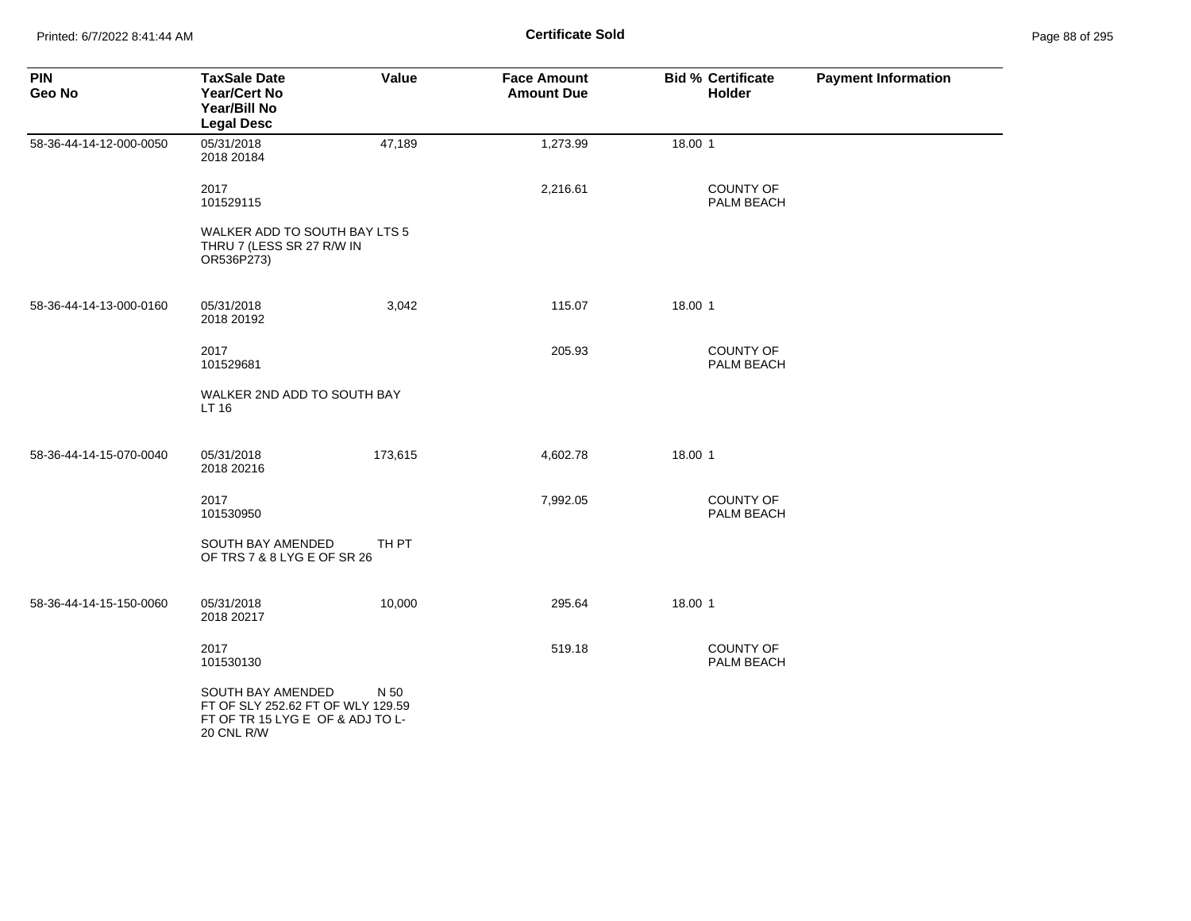# Certificate Sold

| PIN<br>Geo No | TaxSale Date<br>Year/Cert No<br>Year/Bill No<br>Legal Desc | Value | Face Amount<br>Amount Due | Bid % | Certificate Holder | Payment Information |
|---|---|---|---|---|---|---|
| 58-36-44-14-12-000-0050 | 05/31/2018<br>2018 20184 | 47,189 | 1,273.99 | 18.00 | 1 | |
| | 2017<br>101529115 | | 2,216.61 | | COUNTY OF PALM BEACH | |
| | WALKER ADD TO SOUTH BAY LTS 5 THRU 7 (LESS SR 27 R/W IN OR536P273) | | | | | |
| 58-36-44-14-13-000-0160 | 05/31/2018<br>2018 20192 | 3,042 | 115.07 | 18.00 | 1 | |
| | 2017<br>101529681 | | 205.93 | | COUNTY OF PALM BEACH | |
| | WALKER 2ND ADD TO SOUTH BAY LT 16 | | | | | |
| 58-36-44-14-15-070-0040 | 05/31/2018<br>2018 20216 | 173,615 | 4,602.78 | 18.00 | 1 | |
| | 2017<br>101530950 | | 7,992.05 | | COUNTY OF PALM BEACH | |
| | SOUTH BAY AMENDED TH PT OF TRS 7 & 8 LYG E OF SR 26 | | | | | |
| 58-36-44-14-15-150-0060 | 05/31/2018<br>2018 20217 | 10,000 | 295.64 | 18.00 | 1 | |
| | 2017<br>101530130 | | 519.18 | | COUNTY OF PALM BEACH | |
| | SOUTH BAY AMENDED N 50 FT OF SLY 252.62 FT OF WLY 129.59 FT OF TR 15 LYG E OF & ADJ TO L-20 CNL R/W | | | | | |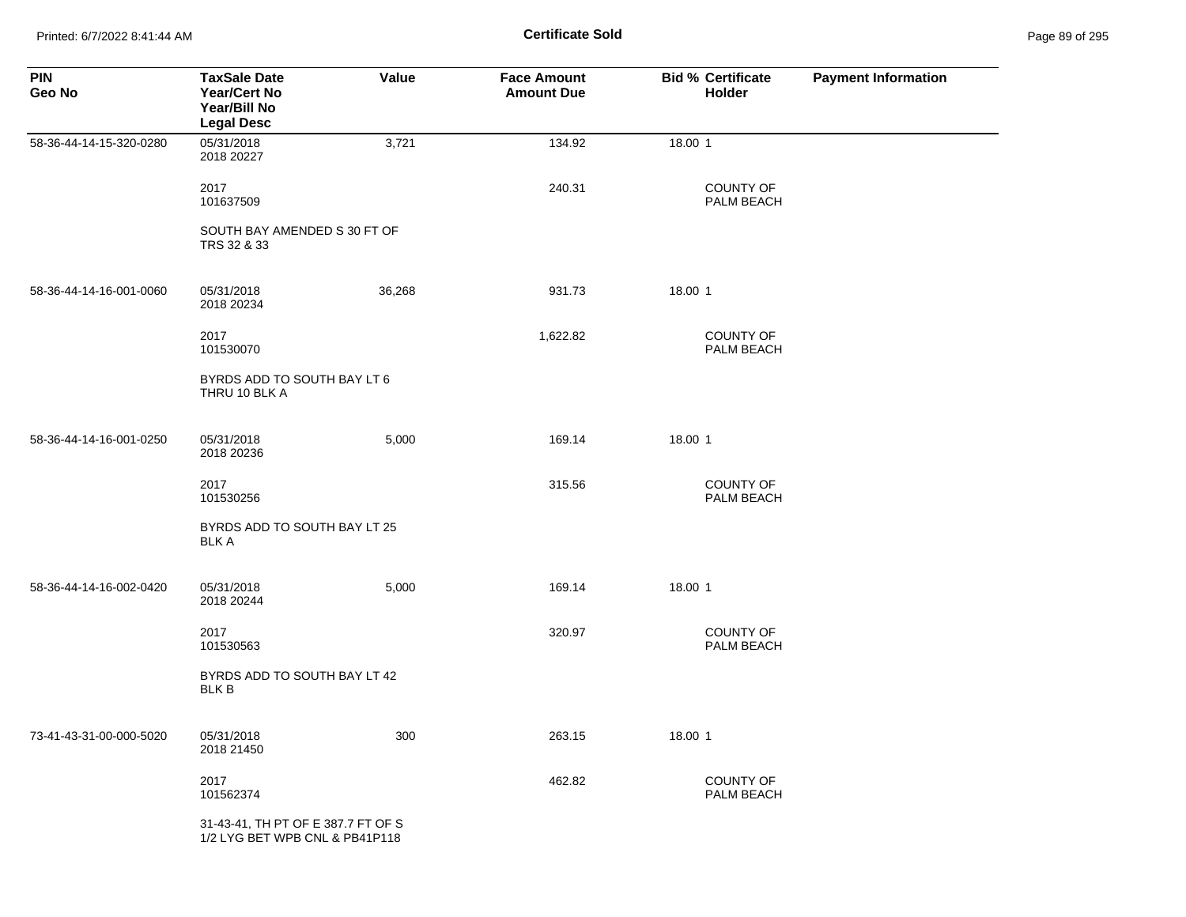# Certificate Sold

| PIN<br>Geo No | TaxSale Date<br>Year/Cert No<br>Year/Bill No<br>Legal Desc | Value | Face Amount<br>Amount Due | Bid % | Certificate Holder | Payment Information |
|---|---|---|---|---|---|---|
| 58-36-44-14-15-320-0280 | 05/31/2018<br>2018 20227 | 3,721 | 134.92 | 18.00 | 1 | |
| | 2017<br>101637509 | | 240.31 | | COUNTY OF PALM BEACH | |
| | SOUTH BAY AMENDED S 30 FT OF TRS 32 & 33 | | | | | |
| 58-36-44-14-16-001-0060 | 05/31/2018<br>2018 20234 | 36,268 | 931.73 | 18.00 | 1 | |
| | 2017<br>101530070 | | 1,622.82 | | COUNTY OF PALM BEACH | |
| | BYRDS ADD TO SOUTH BAY LT 6 THRU 10 BLK A | | | | | |
| 58-36-44-14-16-001-0250 | 05/31/2018<br>2018 20236 | 5,000 | 169.14 | 18.00 | 1 | |
| | 2017<br>101530256 | | 315.56 | | COUNTY OF PALM BEACH | |
| | BYRDS ADD TO SOUTH BAY LT 25 BLK A | | | | | |
| 58-36-44-14-16-002-0420 | 05/31/2018<br>2018 20244 | 5,000 | 169.14 | 18.00 | 1 | |
| | 2017<br>101530563 | | 320.97 | | COUNTY OF PALM BEACH | |
| | BYRDS ADD TO SOUTH BAY LT 42 BLK B | | | | | |
| 73-41-43-31-00-000-5020 | 05/31/2018<br>2018 21450 | 300 | 263.15 | 18.00 | 1 | |
| | 2017<br>101562374 | | 462.82 | | COUNTY OF PALM BEACH | |
| | 31-43-41, TH PT OF E 387.7 FT OF S 1/2 LYG BET WPB CNL & PB41P118 | | | | | |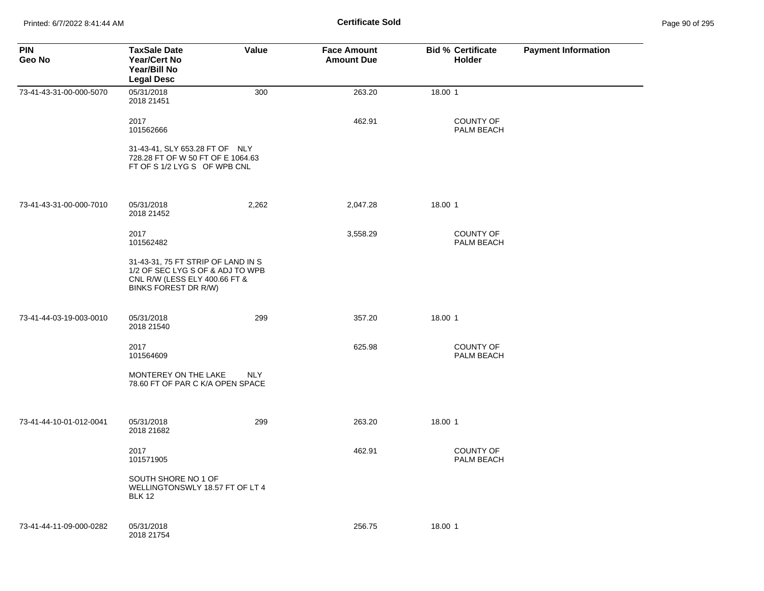**Certificate Sold**

| PIN<br>Geo No | TaxSale Date<br>Year/Cert No<br>Year/Bill No<br>Legal Desc | Value | Face Amount<br>Amount Due | Bid % Certificate<br>Holder | Payment Information |
|---|---|---|---|---|---|
| 73-41-43-31-00-000-5070 | 05/31/2018<br>2018 21451 | 300 | 263.20 | 18.00 1 | |
| | 2017<br>101562666 | | 462.91 | COUNTY OF PALM BEACH | |
| | 31-43-41, SLY 653.28 FT OF NLY 728.28 FT OF W 50 FT OF E 1064.63 FT OF S 1/2 LYG S OF WPB CNL | | | | |
| 73-41-43-31-00-000-7010 | 05/31/2018<br>2018 21452 | 2,262 | 2,047.28 | 18.00 1 | |
| | 2017<br>101562482 | | 3,558.29 | COUNTY OF PALM BEACH | |
| | 31-43-31, 75 FT STRIP OF LAND IN S 1/2 OF SEC LYG S OF & ADJ TO WPB CNL R/W (LESS ELY 400.66 FT & BINKS FOREST DR R/W) | | | | |
| 73-41-44-03-19-003-0010 | 05/31/2018<br>2018 21540 | 299 | 357.20 | 18.00 1 | |
| | 2017<br>101564609 | | 625.98 | COUNTY OF PALM BEACH | |
| | MONTEREY ON THE LAKE NLY 78.60 FT OF PAR C K/A OPEN SPACE | | | | |
| 73-41-44-10-01-012-0041 | 05/31/2018<br>2018 21682 | 299 | 263.20 | 18.00 1 | |
| | 2017<br>101571905 | | 462.91 | COUNTY OF PALM BEACH | |
| | SOUTH SHORE NO 1 OF WELLINGTONSWLY 18.57 FT OF LT 4 BLK 12 | | | | |
| 73-41-44-11-09-000-0282 | 05/31/2018<br>2018 21754 | | 256.75 | 18.00 1 | |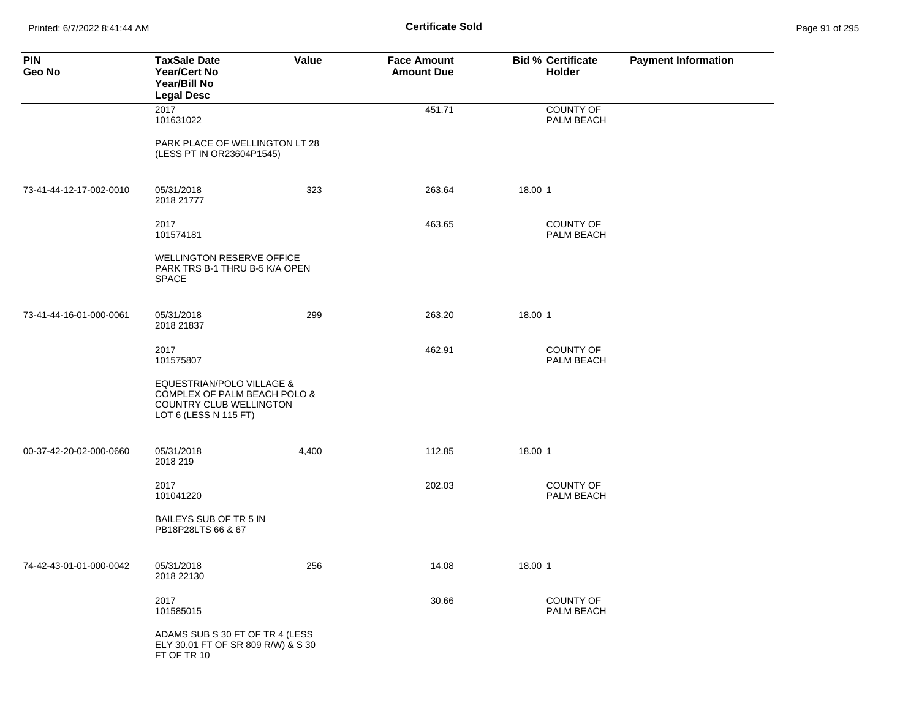| PIN<br>Geo No | TaxSale Date<br>Year/Cert No<br>Year/Bill No<br>Legal Desc | Value | Face Amount<br>Amount Due | Bid % | Certificate Holder | Payment Information |
|---|---|---|---|---|---|---|
| | 2017<br>101631022 | | 451.71 | | COUNTY OF PALM BEACH | |
| | PARK PLACE OF WELLINGTON LT 28 (LESS PT IN OR23604P1545) | | | | | |
| 73-41-44-12-17-002-0010 | 05/31/2018<br>2018 21777 | 323 | 263.64 | 18.00 | 1 | |
| | 2017<br>101574181 | | 463.65 | | COUNTY OF PALM BEACH | |
| | WELLINGTON RESERVE OFFICE PARK TRS B-1 THRU B-5 K/A OPEN SPACE | | | | | |
| 73-41-44-16-01-000-0061 | 05/31/2018<br>2018 21837 | 299 | 263.20 | 18.00 | 1 | |
| | 2017<br>101575807 | | 462.91 | | COUNTY OF PALM BEACH | |
| | EQUESTRIAN/POLO VILLAGE & COMPLEX OF PALM BEACH POLO & COUNTRY CLUB WELLINGTON LOT 6 (LESS N 115 FT) | | | | | |
| 00-37-42-20-02-000-0660 | 05/31/2018<br>2018 219 | 4,400 | 112.85 | 18.00 | 1 | |
| | 2017<br>101041220 | | 202.03 | | COUNTY OF PALM BEACH | |
| | BAILEYS SUB OF TR 5 IN PB18P28LTS 66 & 67 | | | | | |
| 74-42-43-01-01-000-0042 | 05/31/2018<br>2018 22130 | 256 | 14.08 | 18.00 | 1 | |
| | 2017<br>101585015 | | 30.66 | | COUNTY OF PALM BEACH | |
| | ADAMS SUB S 30 FT OF TR 4 (LESS ELY 30.01 FT OF SR 809 R/W) & S 30 FT OF TR 10 | | | | | |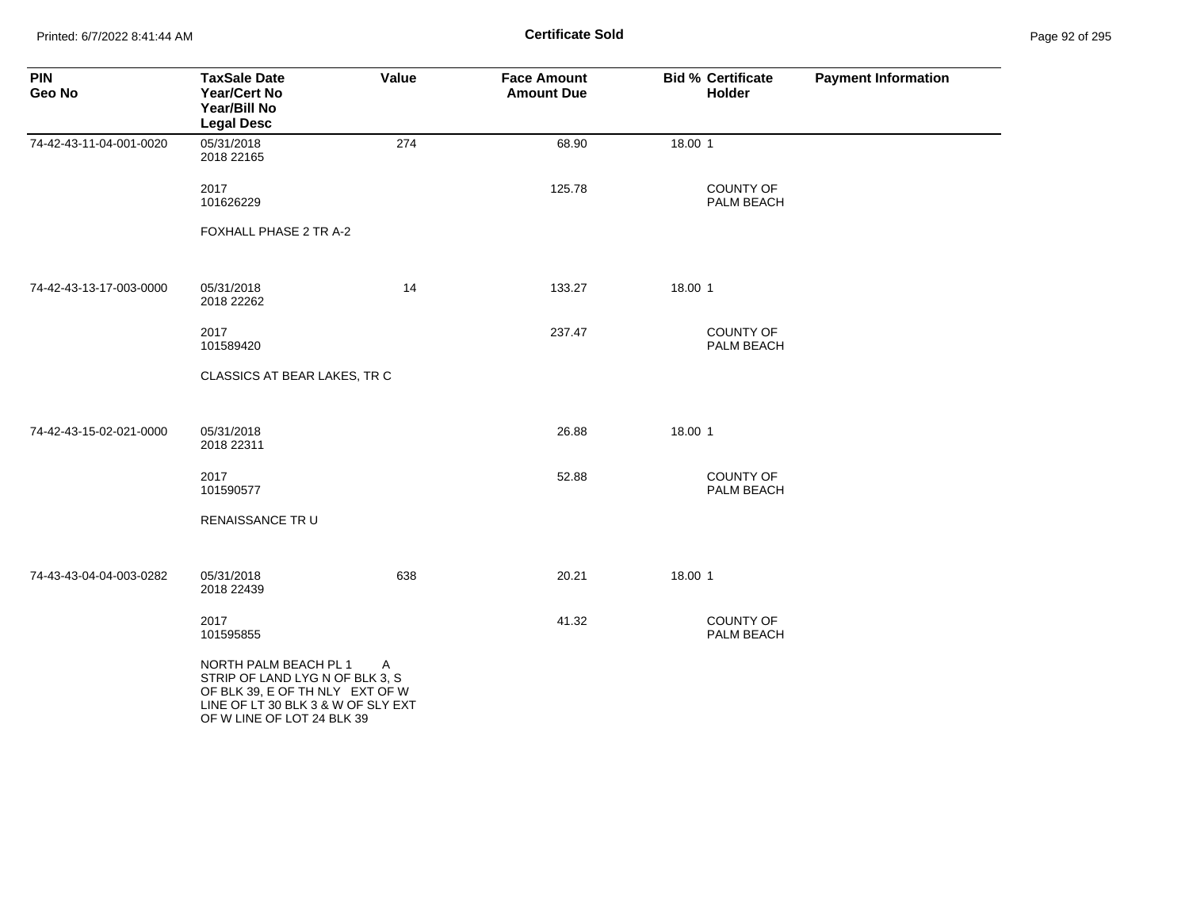# Certificate Sold

| PIN<br>Geo No | TaxSale Date<br>Year/Cert No<br>Year/Bill No<br>Legal Desc | Value | Face Amount<br>Amount Due | Bid % | Certificate<br>Holder | Payment Information |
|---|---|---|---|---|---|---|
| 74-42-43-11-04-001-0020 | 05/31/2018<br>2018 22165<br><br>2017<br>101626229<br><br>FOXHALL PHASE 2 TR A-2 | 274 | 68.90<br><br>125.78 | 18.00 | 1<br><br>COUNTY OF PALM BEACH | |
| 74-42-43-13-17-003-0000 | 05/31/2018<br>2018 22262<br><br>2017<br>101589420<br><br>CLASSICS AT BEAR LAKES, TR C | 14 | 133.27<br><br>237.47 | 18.00 | 1<br><br>COUNTY OF PALM BEACH | |
| 74-42-43-15-02-021-0000 | 05/31/2018<br>2018 22311<br><br>2017<br>101590577<br><br>RENAISSANCE TR U | | 26.88<br><br>52.88 | 18.00 | 1<br><br>COUNTY OF PALM BEACH | |
| 74-43-43-04-04-003-0282 | 05/31/2018<br>2018 22439<br><br>2017<br>101595855<br><br>NORTH PALM BEACH PL 1 A STRIP OF LAND LYG N OF BLK 3, S OF BLK 39, E OF TH NLY EXT OF W LINE OF LT 30 BLK 3 & W OF SLY EXT OF W LINE OF LOT 24 BLK 39 | 638 | 20.21<br><br>41.32 | 18.00 | 1<br><br>COUNTY OF PALM BEACH | |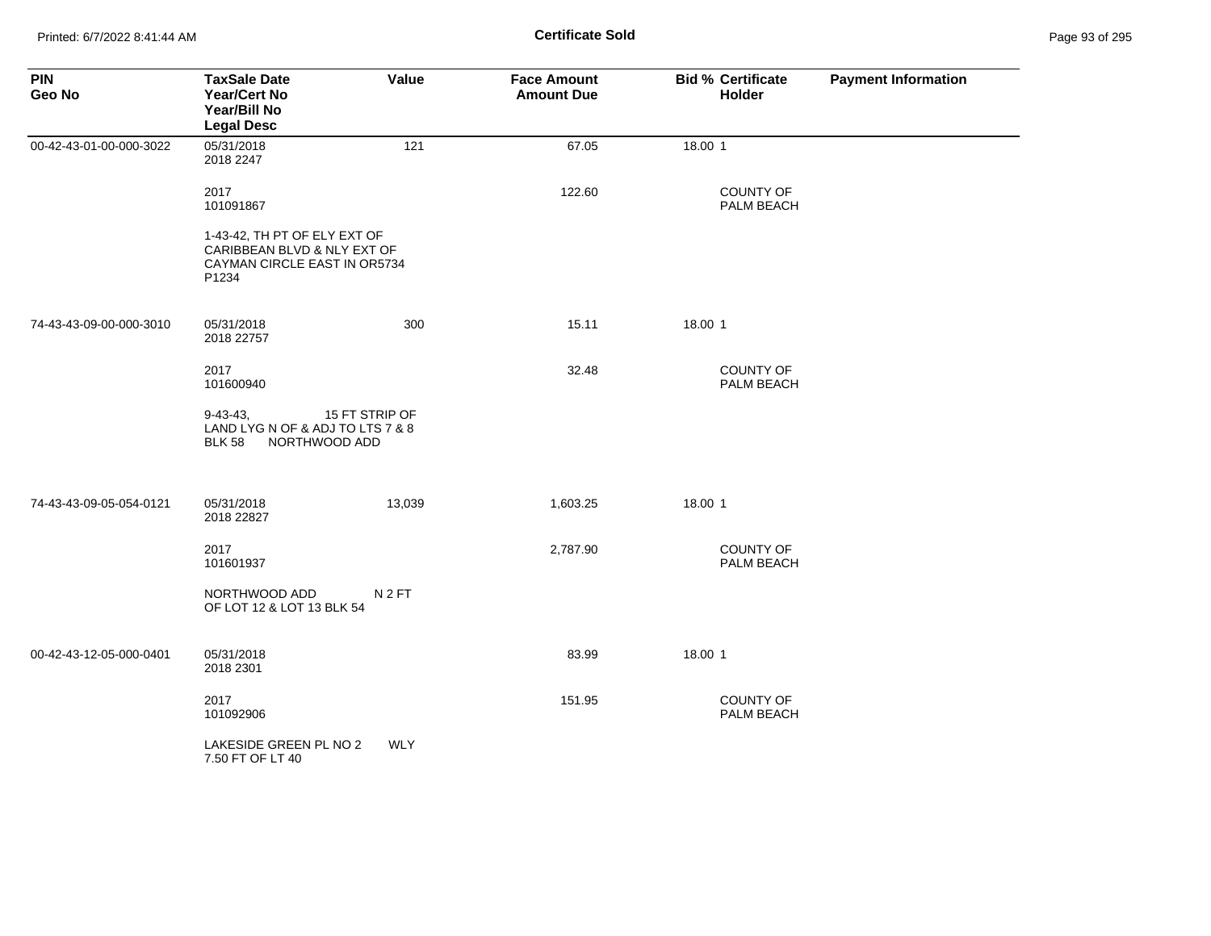# Certificate Sold

| PIN<br>Geo No | TaxSale Date<br>Year/Cert No<br>Year/Bill No<br>Legal Desc | Value | Face Amount<br>Amount Due | Bid % | Certificate Holder | Payment Information |
|---|---|---|---|---|---|---|
| 00-42-43-01-00-000-3022 | 05/31/2018<br>2018 2247 | 121 | 67.05 | 18.00 | 1 | |
| | 2017<br>101091867 | | 122.60 | | COUNTY OF PALM BEACH | |
| | 1-43-42, TH PT OF ELY EXT OF CARIBBEAN BLVD & NLY EXT OF CAYMAN CIRCLE EAST IN OR5734 P1234 | | | | | |
| 74-43-43-09-00-000-3010 | 05/31/2018<br>2018 22757 | 300 | 15.11 | 18.00 | 1 | |
| | 2017<br>101600940 | | 32.48 | | COUNTY OF PALM BEACH | |
| | 9-43-43, 15 FT STRIP OF LAND LYG N OF & ADJ TO LTS 7 & 8 BLK 58 NORTHWOOD ADD | | | | | |
| 74-43-43-09-05-054-0121 | 05/31/2018<br>2018 22827 | 13,039 | 1,603.25 | 18.00 | 1 | |
| | 2017<br>101601937 | | 2,787.90 | | COUNTY OF PALM BEACH | |
| | NORTHWOOD ADD N 2 FT OF LOT 12 & LOT 13 BLK 54 | | | | | |
| 00-42-43-12-05-000-0401 | 05/31/2018<br>2018 2301 | | 83.99 | 18.00 | 1 | |
| | 2017<br>101092906 | | 151.95 | | COUNTY OF PALM BEACH | |
| | LAKESIDE GREEN PL NO 2 WLY 7.50 FT OF LT 40 | | | | | |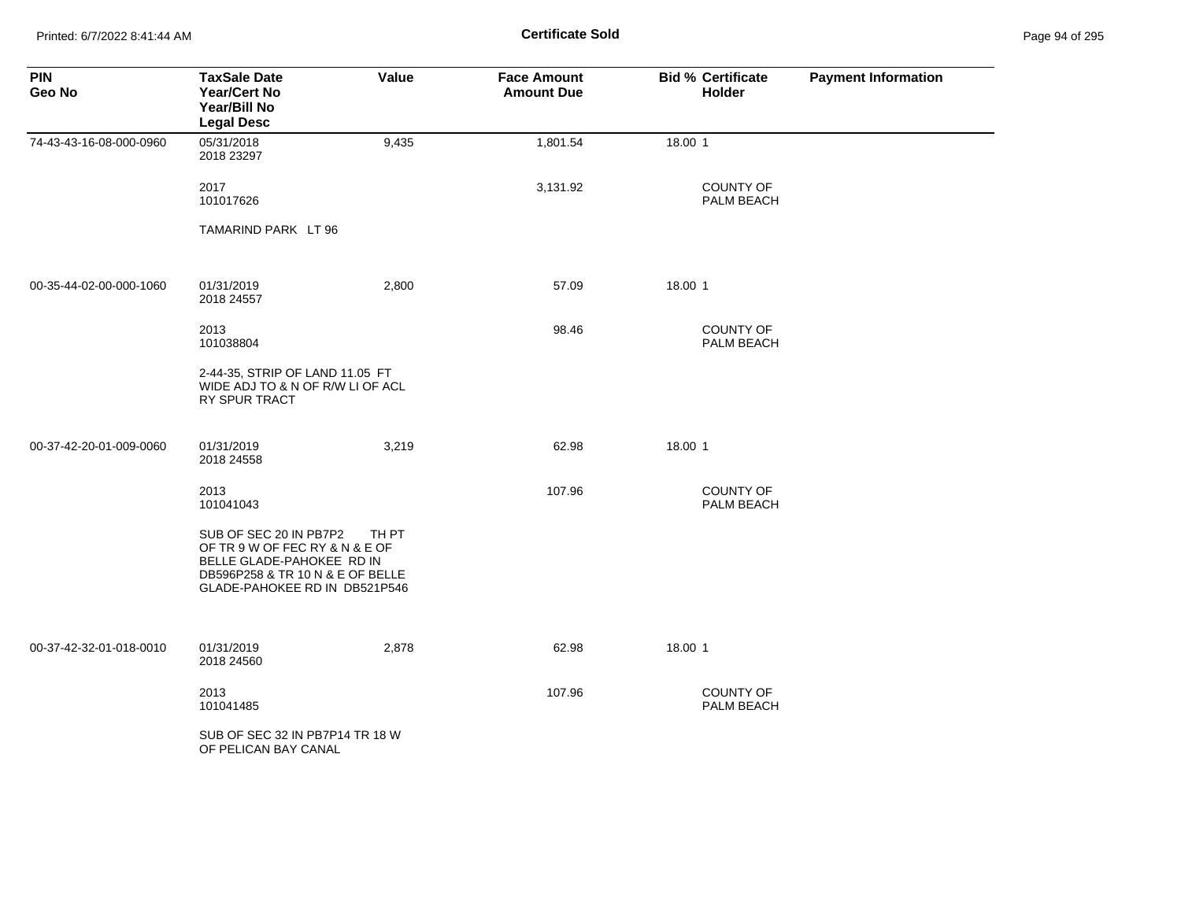**Certificate Sold**

| PIN<br>Geo No | TaxSale Date<br>Year/Cert No<br>Year/Bill No<br>Legal Desc | Value | Face Amount<br>Amount Due | Bid % | Certificate<br>Holder | Payment Information |
|---|---|---|---|---|---|---|
| 74-43-43-16-08-000-0960 | 05/31/2018<br>2018 23297 | 9,435 | 1,801.54 | 18.00 | 1 | |
| | 2017<br>101017626 | | 3,131.92 | | COUNTY OF PALM BEACH | |
| | TAMARIND PARK LT 96 | | | | | |
| 00-35-44-02-00-000-1060 | 01/31/2019<br>2018 24557 | 2,800 | 57.09 | 18.00 | 1 | |
| | 2013<br>101038804 | | 98.46 | | COUNTY OF PALM BEACH | |
| | 2-44-35, STRIP OF LAND 11.05 FT WIDE ADJ TO & N OF R/W LI OF ACL RY SPUR TRACT | | | | | |
| 00-37-42-20-01-009-0060 | 01/31/2019<br>2018 24558 | 3,219 | 62.98 | 18.00 | 1 | |
| | 2013<br>101041043 | | 107.96 | | COUNTY OF PALM BEACH | |
| | SUB OF SEC 20 IN PB7P2 TH PT OF TR 9 W OF FEC RY & N & E OF BELLE GLADE-PAHOKEE RD IN DB596P258 & TR 10 N & E OF BELLE GLADE-PAHOKEE RD IN DB521P546 | | | | | |
| 00-37-42-32-01-018-0010 | 01/31/2019<br>2018 24560 | 2,878 | 62.98 | 18.00 | 1 | |
| | 2013<br>101041485 | | 107.96 | | COUNTY OF PALM BEACH | |
| | SUB OF SEC 32 IN PB7P14 TR 18 W OF PELICAN BAY CANAL | | | | | |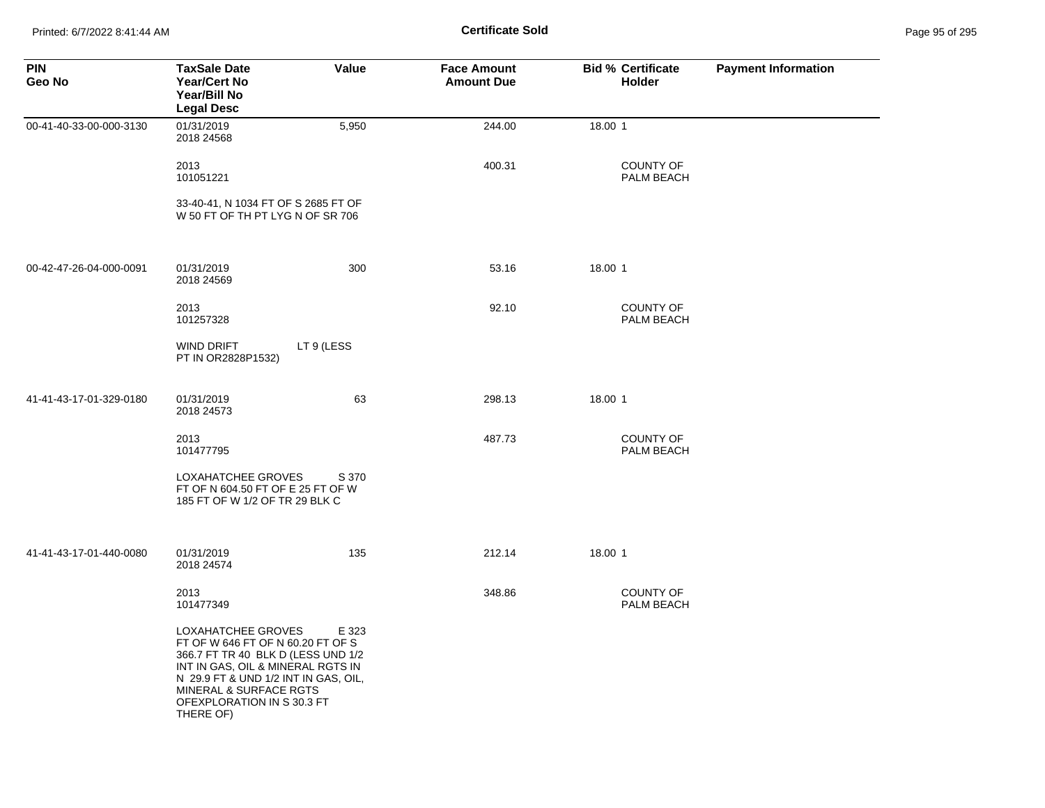## Certificate Sold

| PIN<br>Geo No | TaxSale Date<br>Year/Cert No<br>Year/Bill No<br>Legal Desc | Value | Face Amount<br>Amount Due | Bid % | Certificate Holder | Payment Information |
|---|---|---|---|---|---|---|
| 00-41-40-33-00-000-3130 | 01/31/2019<br>2018 24568 | 5,950 | 244.00 | 18.00 | 1 | |
| | 2013<br>101051221 | | 400.31 | | COUNTY OF PALM BEACH | |
| | 33-40-41, N 1034 FT OF S 2685 FT OF W 50 FT OF TH PT LYG N OF SR 706 | | | | | |
| 00-42-47-26-04-000-0091 | 01/31/2019<br>2018 24569 | 300 | 53.16 | 18.00 | 1 | |
| | 2013<br>101257328 | | 92.10 | | COUNTY OF PALM BEACH | |
| | WIND DRIFT LT 9 (LESS PT IN OR2828P1532) | | | | | |
| 41-41-43-17-01-329-0180 | 01/31/2019<br>2018 24573 | 63 | 298.13 | 18.00 | 1 | |
| | 2013<br>101477795 | | 487.73 | | COUNTY OF PALM BEACH | |
| | LOXAHATCHEE GROVES S 370 FT OF N 604.50 FT OF E 25 FT OF W 185 FT OF W 1/2 OF TR 29 BLK C | | | | | |
| 41-41-43-17-01-440-0080 | 01/31/2019<br>2018 24574 | 135 | 212.14 | 18.00 | 1 | |
| | 2013<br>101477349 | | 348.86 | | COUNTY OF PALM BEACH | |
| | LOXAHATCHEE GROVES E 323 FT OF W 646 FT OF N 60.20 FT OF S 366.7 FT TR 40 BLK D (LESS UND 1/2 INT IN GAS, OIL & MINERAL RGTS IN N 29.9 FT & UND 1/2 INT IN GAS, OIL, MINERAL & SURFACE RGTS OFEXPLORATION IN S 30.3 FT THERE OF) | | | | | |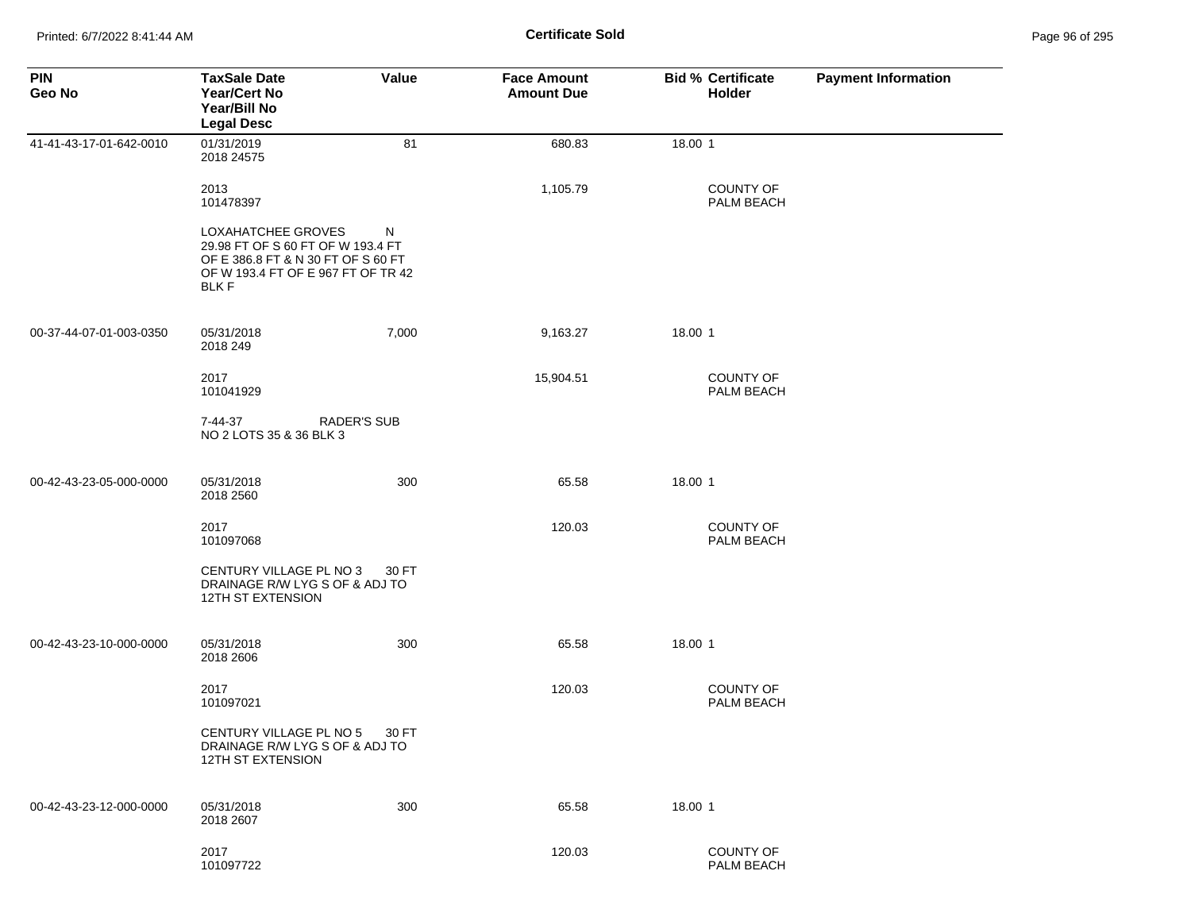| PIN<br>Geo No | TaxSale Date<br>Year/Cert No<br>Year/Bill No<br>Legal Desc | Value | Face Amount<br>Amount Due | Bid % | Certificate Holder | Payment Information |
|---|---|---|---|---|---|---|
| 41-41-43-17-01-642-0010 | 01/31/2019<br>2018 24575 | 81 | 680.83 | 18.00 | 1 | |
| | 2013<br>101478397 | | 1,105.79 | | COUNTY OF PALM BEACH | |
| | LOXAHATCHEE GROVES N 29.98 FT OF S 60 FT OF W 193.4 FT OF E 386.8 FT & N 30 FT OF S 60 FT OF W 193.4 FT OF E 967 FT OF TR 42 BLK F | | | | | |
| 00-37-44-07-01-003-0350 | 05/31/2018<br>2018 249 | 7,000 | 9,163.27 | 18.00 | 1 | |
| | 2017<br>101041929 | | 15,904.51 | | COUNTY OF PALM BEACH | |
| | 7-44-37 RADER'S SUB NO 2 LOTS 35 & 36 BLK 3 | | | | | |
| 00-42-43-23-05-000-0000 | 05/31/2018<br>2018 2560 | 300 | 65.58 | 18.00 | 1 | |
| | 2017<br>101097068 | | 120.03 | | COUNTY OF PALM BEACH | |
| | CENTURY VILLAGE PL NO 3 30 FT DRAINAGE R/W LYG S OF & ADJ TO 12TH ST EXTENSION | | | | | |
| 00-42-43-23-10-000-0000 | 05/31/2018<br>2018 2606 | 300 | 65.58 | 18.00 | 1 | |
| | 2017<br>101097021 | | 120.03 | | COUNTY OF PALM BEACH | |
| | CENTURY VILLAGE PL NO 5 30 FT DRAINAGE R/W LYG S OF & ADJ TO 12TH ST EXTENSION | | | | | |
| 00-42-43-23-12-000-0000 | 05/31/2018<br>2018 2607 | 300 | 65.58 | 18.00 | 1 | |
| | 2017<br>101097722 | | 120.03 | | COUNTY OF PALM BEACH | |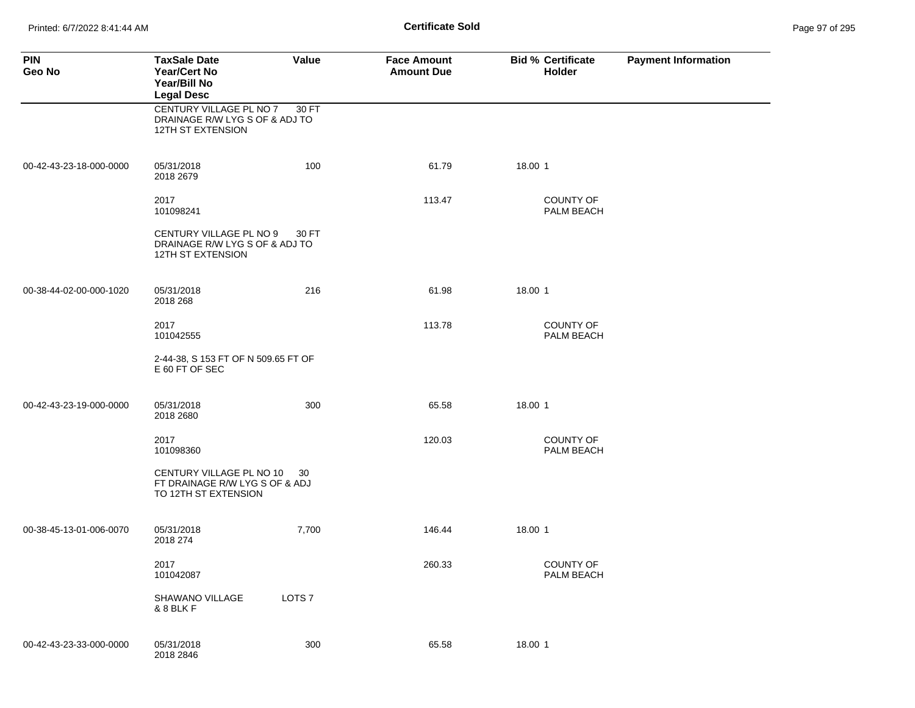## Certificate Sold

| PIN<br>Geo No | TaxSale Date<br>Year/Cert No<br>Year/Bill No<br>Legal Desc | Value | Face Amount<br>Amount Due | Bid % | Certificate Holder | Payment Information |
|---|---|---|---|---|---|---|
| | CENTURY VILLAGE PL NO 7 30 FT DRAINAGE R/W LYG S OF & ADJ TO 12TH ST EXTENSION | | | | | |
| 00-42-43-23-18-000-0000 | 05/31/2018<br>2018 2679 | 100 | 61.79 | 18.00 | 1 | |
| | 2017<br>101098241 | | 113.47 | | COUNTY OF PALM BEACH | |
| | CENTURY VILLAGE PL NO 9 30 FT DRAINAGE R/W LYG S OF & ADJ TO 12TH ST EXTENSION | | | | | |
| 00-38-44-02-00-000-1020 | 05/31/2018<br>2018 268 | 216 | 61.98 | 18.00 | 1 | |
| | 2017<br>101042555 | | 113.78 | | COUNTY OF PALM BEACH | |
| | 2-44-38, S 153 FT OF N 509.65 FT OF E 60 FT OF SEC | | | | | |
| 00-42-43-23-19-000-0000 | 05/31/2018<br>2018 2680 | 300 | 65.58 | 18.00 | 1 | |
| | 2017<br>101098360 | | 120.03 | | COUNTY OF PALM BEACH | |
| | CENTURY VILLAGE PL NO 10 30 FT DRAINAGE R/W LYG S OF & ADJ TO 12TH ST EXTENSION | | | | | |
| 00-38-45-13-01-006-0070 | 05/31/2018<br>2018 274 | 7,700 | 146.44 | 18.00 | 1 | |
| | 2017<br>101042087 | | 260.33 | | COUNTY OF PALM BEACH | |
| | SHAWANO VILLAGE LOTS 7 & 8 BLK F | | | | | |
| 00-42-43-23-33-000-0000 | 05/31/2018<br>2018 2846 | 300 | 65.58 | 18.00 | 1 | |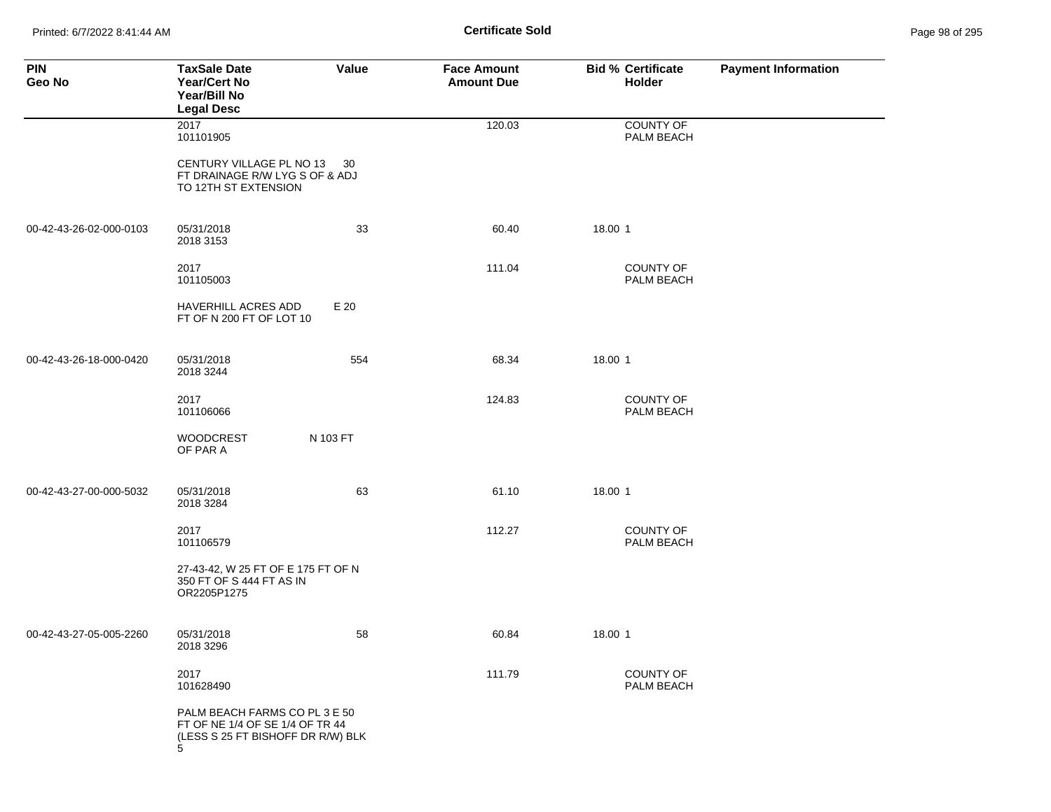**Certificate Sold**

| PIN<br>Geo No | TaxSale Date<br>Year/Cert No<br>Year/Bill No<br>Legal Desc | Value | Face Amount<br>Amount Due | Bid % | Certificate Holder | Payment Information |
|---|---|---|---|---|---|---|
| | 2017<br>101101905 | | 120.03 | | COUNTY OF PALM BEACH | |
| | CENTURY VILLAGE PL NO 13 30 FT DRAINAGE R/W LYG S OF & ADJ TO 12TH ST EXTENSION | | | | | |
| 00-42-43-26-02-000-0103 | 05/31/2018<br>2018 3153 | 33 | 60.40 | 18.00 | 1 | |
| | 2017<br>101105003 | | 111.04 | | COUNTY OF PALM BEACH | |
| | HAVERHILL ACRES ADD E 20 FT OF N 200 FT OF LOT 10 | | | | | |
| 00-42-43-26-18-000-0420 | 05/31/2018<br>2018 3244 | 554 | 68.34 | 18.00 | 1 | |
| | 2017<br>101106066 | | 124.83 | | COUNTY OF PALM BEACH | |
| | WOODCREST N 103 FT OF PAR A | | | | | |
| 00-42-43-27-00-000-5032 | 05/31/2018<br>2018 3284 | 63 | 61.10 | 18.00 | 1 | |
| | 2017<br>101106579 | | 112.27 | | COUNTY OF PALM BEACH | |
| | 27-43-42, W 25 FT OF E 175 FT OF N 350 FT OF S 444 FT AS IN OR2205P1275 | | | | | |
| 00-42-43-27-05-005-2260 | 05/31/2018<br>2018 3296 | 58 | 60.84 | 18.00 | 1 | |
| | 2017<br>101628490 | | 111.79 | | COUNTY OF PALM BEACH | |
| | PALM BEACH FARMS CO PL 3 E 50 FT OF NE 1/4 OF SE 1/4 OF TR 44 (LESS S 25 FT BISHOFF DR R/W) BLK 5 | | | | | |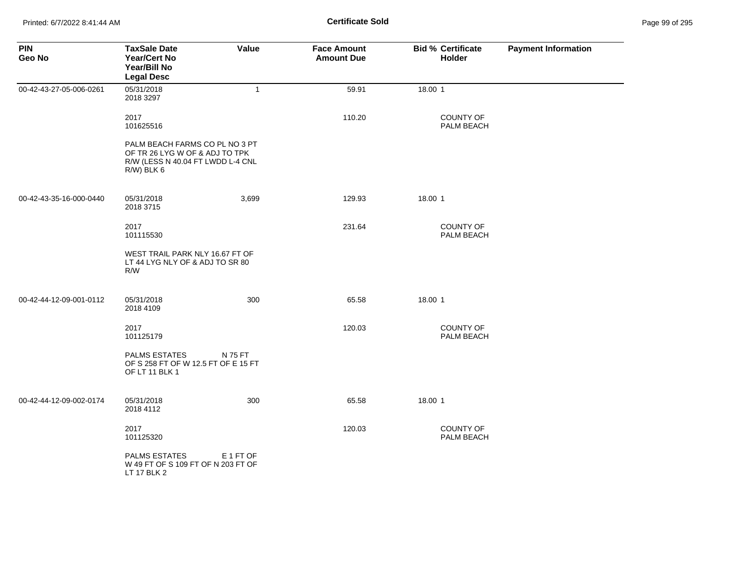**Certificate Sold**

| PIN<br>Geo No | TaxSale Date<br>Year/Cert No<br>Year/Bill No<br>Legal Desc | Value | Face Amount<br>Amount Due | Bid % | Certificate<br>Holder | Payment Information |
|---|---|---|---|---|---|---|
| 00-42-43-27-05-006-0261 | 05/31/2018<br>2018 3297 | 1 | 59.91 | 18.00 | 1 | |
| | 2017<br>101625516 | | 110.20 | | COUNTY OF PALM BEACH | |
| | PALM BEACH FARMS CO PL NO 3 PT OF TR 26 LYG W OF & ADJ TO TPK R/W (LESS N 40.04 FT LWDD L-4 CNL R/W) BLK 6 | | | | | |
| 00-42-43-35-16-000-0440 | 05/31/2018<br>2018 3715 | 3,699 | 129.93 | 18.00 | 1 | |
| | 2017<br>101115530 | | 231.64 | | COUNTY OF PALM BEACH | |
| | WEST TRAIL PARK NLY 16.67 FT OF LT 44 LYG NLY OF & ADJ TO SR 80 R/W | | | | | |
| 00-42-44-12-09-001-0112 | 05/31/2018<br>2018 4109 | 300 | 65.58 | 18.00 | 1 | |
| | 2017<br>101125179 | | 120.03 | | COUNTY OF PALM BEACH | |
| | PALMS ESTATES N 75 FT OF S 258 FT OF W 12.5 FT OF E 15 FT OF LT 11 BLK 1 | | | | | |
| 00-42-44-12-09-002-0174 | 05/31/2018<br>2018 4112 | 300 | 65.58 | 18.00 | 1 | |
| | 2017<br>101125320 | | 120.03 | | COUNTY OF PALM BEACH | |
| | PALMS ESTATES E 1 FT OF W 49 FT OF S 109 FT OF N 203 FT OF LT 17 BLK 2 | | | | | |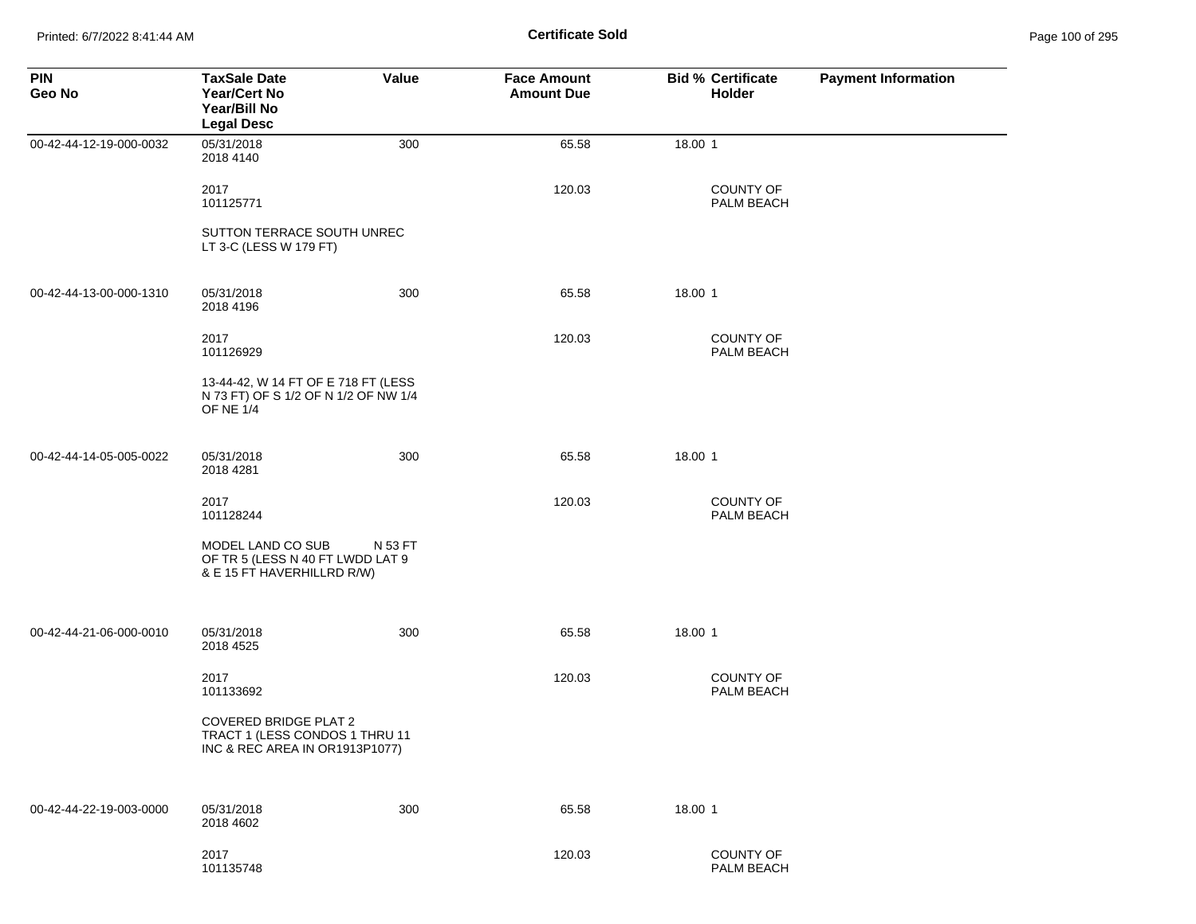# Certificate Sold

| PIN<br>Geo No | TaxSale Date<br>Year/Cert No<br>Year/Bill No<br>Legal Desc | Value | Face Amount<br>Amount Due | Bid % | Certificate Holder | Payment Information |
|---|---|---|---|---|---|---|
| 00-42-44-12-19-000-0032 | 05/31/2018<br>2018 4140 | 300 | 65.58 | 18.00 | 1 | |
| | 2017<br>101125771 | | 120.03 | | COUNTY OF PALM BEACH | |
| | SUTTON TERRACE SOUTH UNREC LT 3-C (LESS W 179 FT) | | | | | |
| 00-42-44-13-00-000-1310 | 05/31/2018<br>2018 4196 | 300 | 65.58 | 18.00 | 1 | |
| | 2017<br>101126929 | | 120.03 | | COUNTY OF PALM BEACH | |
| | 13-44-42, W 14 FT OF E 718 FT (LESS N 73 FT) OF S 1/2 OF N 1/2 OF NW 1/4 OF NE 1/4 | | | | | |
| 00-42-44-14-05-005-0022 | 05/31/2018<br>2018 4281 | 300 | 65.58 | 18.00 | 1 | |
| | 2017<br>101128244 | | 120.03 | | COUNTY OF PALM BEACH | |
| | MODEL LAND CO SUB N 53 FT OF TR 5 (LESS N 40 FT LWDD LAT 9 & E 15 FT HAVERHILLRD R/W) | | | | | |
| 00-42-44-21-06-000-0010 | 05/31/2018<br>2018 4525 | 300 | 65.58 | 18.00 | 1 | |
| | 2017<br>101133692 | | 120.03 | | COUNTY OF PALM BEACH | |
| | COVERED BRIDGE PLAT 2 TRACT 1 (LESS CONDOS 1 THRU 11 INC & REC AREA IN OR1913P1077) | | | | | |
| 00-42-44-22-19-003-0000 | 05/31/2018<br>2018 4602 | 300 | 65.58 | 18.00 | 1 | |
| | 2017<br>101135748 | | 120.03 | | COUNTY OF PALM BEACH | |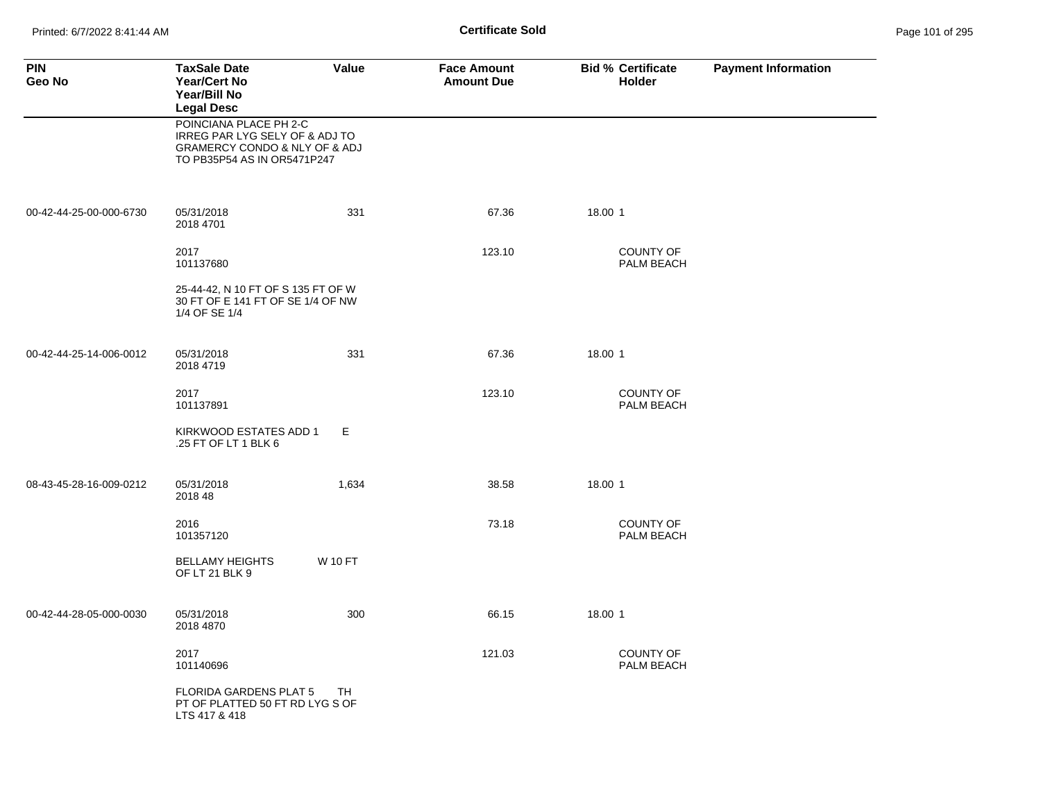## Certificate Sold

| PIN<br>Geo No | TaxSale Date<br>Year/Cert No<br>Year/Bill No<br>Legal Desc | Value | Face Amount<br>Amount Due | Bid % | Certificate Holder | Payment Information |
|---|---|---|---|---|---|---|
| | POINCIANA PLACE PH 2-C IRREG PAR LYG SELY OF & ADJ TO GRAMERCY CONDO & NLY OF & ADJ TO PB35P54 AS IN OR5471P247 | | | | | |
| 00-42-44-25-00-000-6730 | 05/31/2018<br>2018 4701 | 331 | 67.36 | 18.00 | 1 | |
| | 2017<br>101137680 | | 123.10 | | COUNTY OF PALM BEACH | |
| | 25-44-42, N 10 FT OF S 135 FT OF W 30 FT OF E 141 FT OF SE 1/4 OF NW 1/4 OF SE 1/4 | | | | | |
| 00-42-44-25-14-006-0012 | 05/31/2018<br>2018 4719 | 331 | 67.36 | 18.00 | 1 | |
| | 2017<br>101137891 | | 123.10 | | COUNTY OF PALM BEACH | |
| | KIRKWOOD ESTATES ADD 1 E .25 FT OF LT 1 BLK 6 | | | | | |
| 08-43-45-28-16-009-0212 | 05/31/2018<br>2018 48 | 1,634 | 38.58 | 18.00 | 1 | |
| | 2016<br>101357120 | | 73.18 | | COUNTY OF PALM BEACH | |
| | BELLAMY HEIGHTS W 10 FT OF LT 21 BLK 9 | | | | | |
| 00-42-44-28-05-000-0030 | 05/31/2018<br>2018 4870 | 300 | 66.15 | 18.00 | 1 | |
| | 2017<br>101140696 | | 121.03 | | COUNTY OF PALM BEACH | |
| | FLORIDA GARDENS PLAT 5 TH PT OF PLATTED 50 FT RD LYG S OF LTS 417 & 418 | | | | | |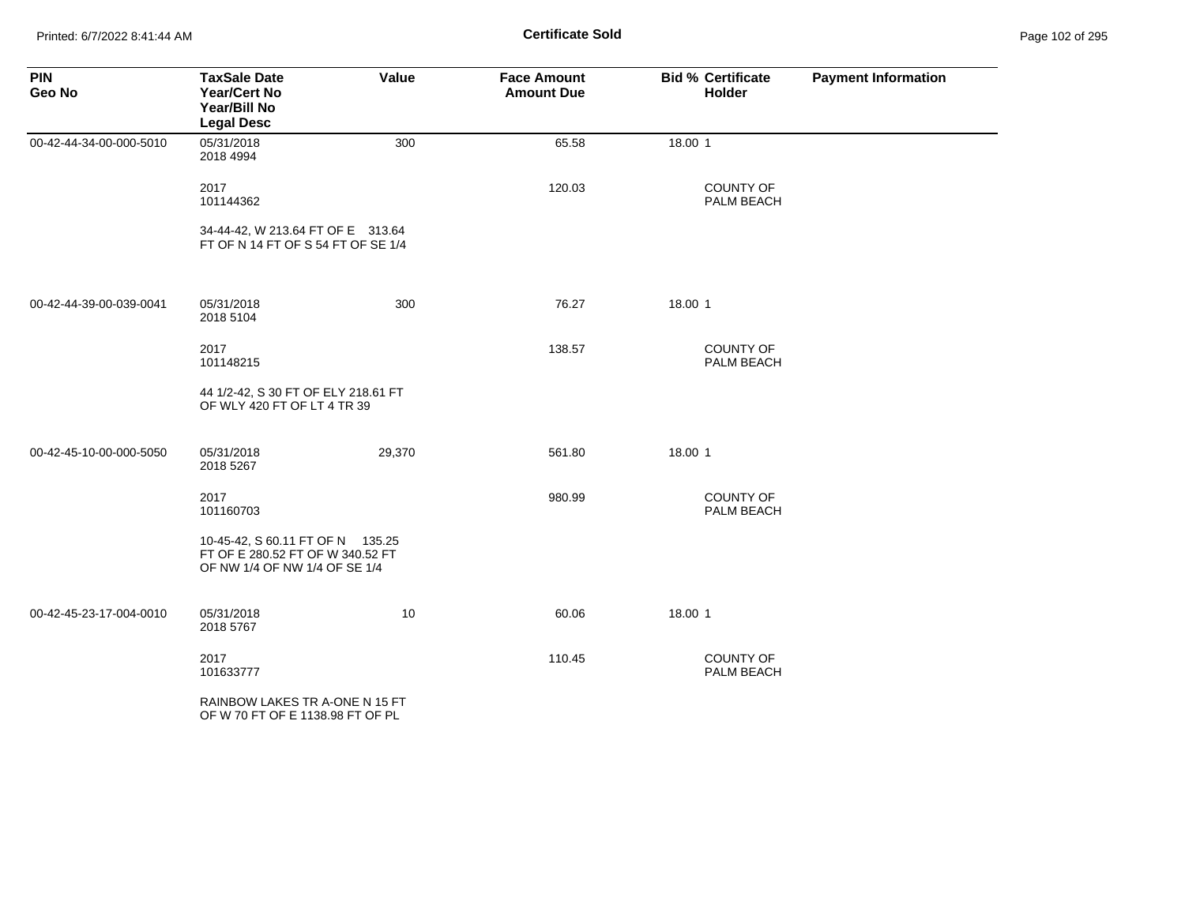# Certificate Sold

| PIN<br>Geo No | TaxSale Date<br>Year/Cert No<br>Year/Bill No<br>Legal Desc | Value | Face Amount<br>Amount Due | Bid % | Certificate Holder | Payment Information |
|---|---|---|---|---|---|---|
| 00-42-44-34-00-000-5010 | 05/31/2018<br>2018 4994 | 300 | 65.58 | 18.00 | 1 | |
| | 2017<br>101144362 | | 120.03 | | COUNTY OF PALM BEACH | |
| | 34-44-42, W 213.64 FT OF E 313.64 FT OF N 14 FT OF S 54 FT OF SE 1/4 | | | | | |
| 00-42-44-39-00-039-0041 | 05/31/2018<br>2018 5104 | 300 | 76.27 | 18.00 | 1 | |
| | 2017<br>101148215 | | 138.57 | | COUNTY OF PALM BEACH | |
| | 44 1/2-42, S 30 FT OF ELY 218.61 FT OF WLY 420 FT OF LT 4 TR 39 | | | | | |
| 00-42-45-10-00-000-5050 | 05/31/2018<br>2018 5267 | 29,370 | 561.80 | 18.00 | 1 | |
| | 2017<br>101160703 | | 980.99 | | COUNTY OF PALM BEACH | |
| | 10-45-42, S 60.11 FT OF N 135.25 FT OF E 280.52 FT OF W 340.52 FT OF NW 1/4 OF NW 1/4 OF SE 1/4 | | | | | |
| 00-42-45-23-17-004-0010 | 05/31/2018<br>2018 5767 | 10 | 60.06 | 18.00 | 1 | |
| | 2017<br>101633777 | | 110.45 | | COUNTY OF PALM BEACH | |
| | RAINBOW LAKES TR A-ONE N 15 FT OF W 70 FT OF E 1138.98 FT OF PL | | | | | |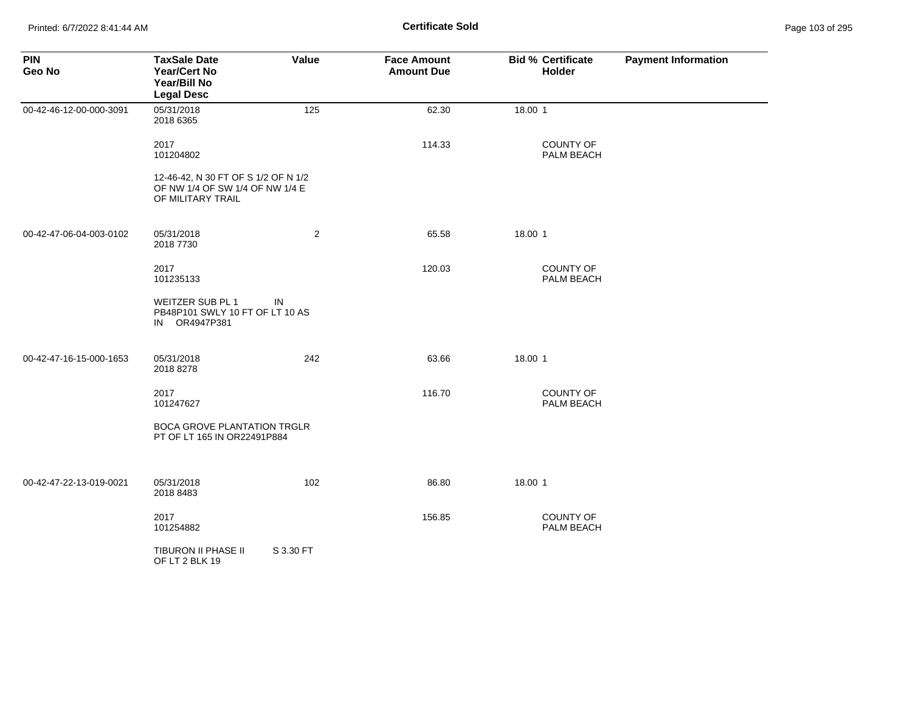# Certificate Sold

| PIN<br>Geo No | TaxSale Date<br>Year/Cert No<br>Year/Bill No<br>Legal Desc | Value | Face Amount<br>Amount Due | Bid % | Certificate Holder | Payment Information |
|---|---|---|---|---|---|---|
| 00-42-46-12-00-000-3091 | 05/31/2018<br>2018 6365 | 125 | 62.30 | 18.00 | 1 | |
| | 2017<br>101204802 | | 114.33 | | COUNTY OF PALM BEACH | |
| | 12-46-42, N 30 FT OF S 1/2 OF N 1/2 OF NW 1/4 OF SW 1/4 OF NW 1/4 E OF MILITARY TRAIL | | | | | |
| 00-42-47-06-04-003-0102 | 05/31/2018<br>2018 7730 | 2 | 65.58 | 18.00 | 1 | |
| | 2017<br>101235133 | | 120.03 | | COUNTY OF PALM BEACH | |
| | WEITZER SUB PL 1 IN PB48P101 SWLY 10 FT OF LT 10 AS IN OR4947P381 | | | | | |
| 00-42-47-16-15-000-1653 | 05/31/2018<br>2018 8278 | 242 | 63.66 | 18.00 | 1 | |
| | 2017<br>101247627 | | 116.70 | | COUNTY OF PALM BEACH | |
| | BOCA GROVE PLANTATION TRGLR PT OF LT 165 IN OR22491P884 | | | | | |
| 00-42-47-22-13-019-0021 | 05/31/2018<br>2018 8483 | 102 | 86.80 | 18.00 | 1 | |
| | 2017<br>101254882 | | 156.85 | | COUNTY OF PALM BEACH | |
| | TIBURON II PHASE II S 3.30 FT OF LT 2 BLK 19 | | | | | |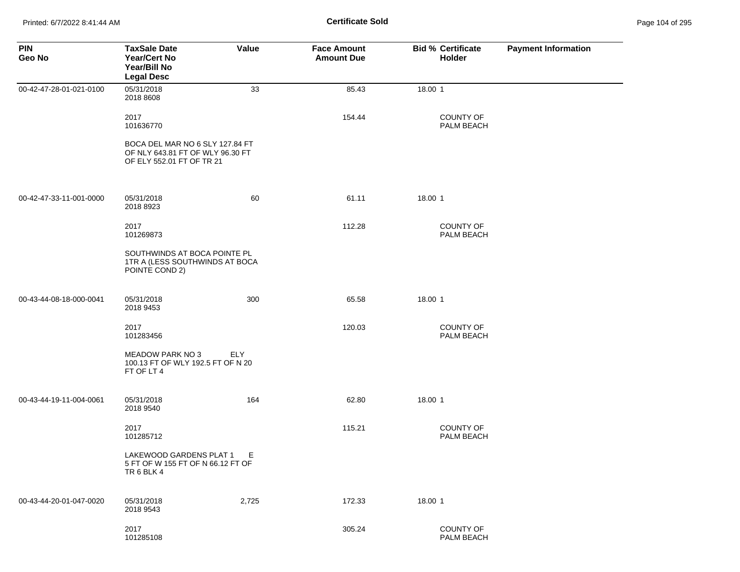# Certificate Sold

| PIN<br>Geo No | TaxSale Date<br>Year/Cert No<br>Year/Bill No<br>Legal Desc | Value | Face Amount<br>Amount Due | Bid % | Certificate Holder | Payment Information |
|---|---|---|---|---|---|---|
| 00-42-47-28-01-021-0100 | 05/31/2018<br>2018 8608 | 33 | 85.43 | 18.00 | 1 | |
| | 2017<br>101636770 | | 154.44 | | COUNTY OF PALM BEACH | |
| | BOCA DEL MAR NO 6 SLY 127.84 FT OF NLY 643.81 FT OF WLY 96.30 FT OF ELY 552.01 FT OF TR 21 | | | | | |
| 00-42-47-33-11-001-0000 | 05/31/2018<br>2018 8923 | 60 | 61.11 | 18.00 | 1 | |
| | 2017<br>101269873 | | 112.28 | | COUNTY OF PALM BEACH | |
| | SOUTHWINDS AT BOCA POINTE PL 1TR A (LESS SOUTHWINDS AT BOCA POINTE COND 2) | | | | | |
| 00-43-44-08-18-000-0041 | 05/31/2018<br>2018 9453 | 300 | 65.58 | 18.00 | 1 | |
| | 2017<br>101283456 | | 120.03 | | COUNTY OF PALM BEACH | |
| | MEADOW PARK NO 3 ELY 100.13 FT OF WLY 192.5 FT OF N 20 FT OF LT 4 | | | | | |
| 00-43-44-19-11-004-0061 | 05/31/2018<br>2018 9540 | 164 | 62.80 | 18.00 | 1 | |
| | 2017<br>101285712 | | 115.21 | | COUNTY OF PALM BEACH | |
| | LAKEWOOD GARDENS PLAT 1 E 5 FT OF W 155 FT OF N 66.12 FT OF TR 6 BLK 4 | | | | | |
| 00-43-44-20-01-047-0020 | 05/31/2018<br>2018 9543 | 2,725 | 172.33 | 18.00 | 1 | |
| | 2017<br>101285108 | | 305.24 | | COUNTY OF PALM BEACH | |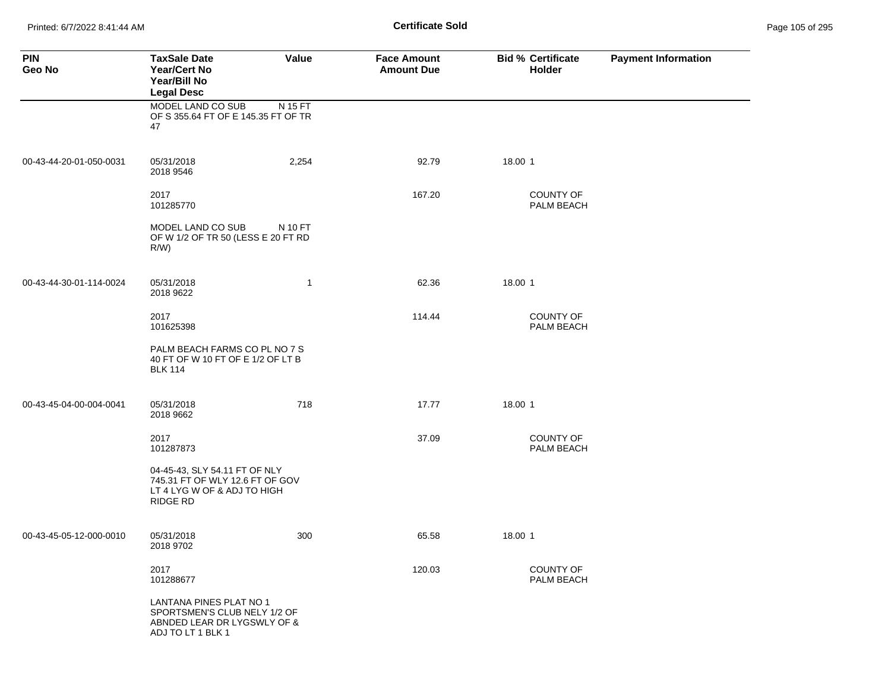## Certificate Sold

| PIN<br>Geo No | TaxSale Date<br>Year/Cert No<br>Year/Bill No<br>Legal Desc | Value | Face Amount<br>Amount Due | Bid % | Certificate Holder | Payment Information |
|---|---|---|---|---|---|---|
| | MODEL LAND CO SUB N 15 FT OF S 355.64 FT OF E 145.35 FT OF TR 47 | | | | | |
| 00-43-44-20-01-050-0031 | 05/31/2018<br>2018 9546 | 2,254 | 92.79 | 18.00 | 1 | |
| | 2017<br>101285770 | | 167.20 | | COUNTY OF PALM BEACH | |
| | MODEL LAND CO SUB N 10 FT OF W 1/2 OF TR 50 (LESS E 20 FT RD R/W) | | | | | |
| 00-43-44-30-01-114-0024 | 05/31/2018<br>2018 9622 | 1 | 62.36 | 18.00 | 1 | |
| | 2017<br>101625398 | | 114.44 | | COUNTY OF PALM BEACH | |
| | PALM BEACH FARMS CO PL NO 7 S 40 FT OF W 10 FT OF E 1/2 OF LT B BLK 114 | | | | | |
| 00-43-45-04-00-004-0041 | 05/31/2018<br>2018 9662 | 718 | 17.77 | 18.00 | 1 | |
| | 2017<br>101287873 | | 37.09 | | COUNTY OF PALM BEACH | |
| | 04-45-43, SLY 54.11 FT OF NLY 745.31 FT OF WLY 12.6 FT OF GOV LT 4 LYG W OF & ADJ TO HIGH RIDGE RD | | | | | |
| 00-43-45-05-12-000-0010 | 05/31/2018<br>2018 9702 | 300 | 65.58 | 18.00 | 1 | |
| | 2017<br>101288677 | | 120.03 | | COUNTY OF PALM BEACH | |
| | LANTANA PINES PLAT NO 1 SPORTSMEN'S CLUB NELY 1/2 OF ABNDED LEAR DR LYGSWLY OF & ADJ TO LT 1 BLK 1 | | | | | |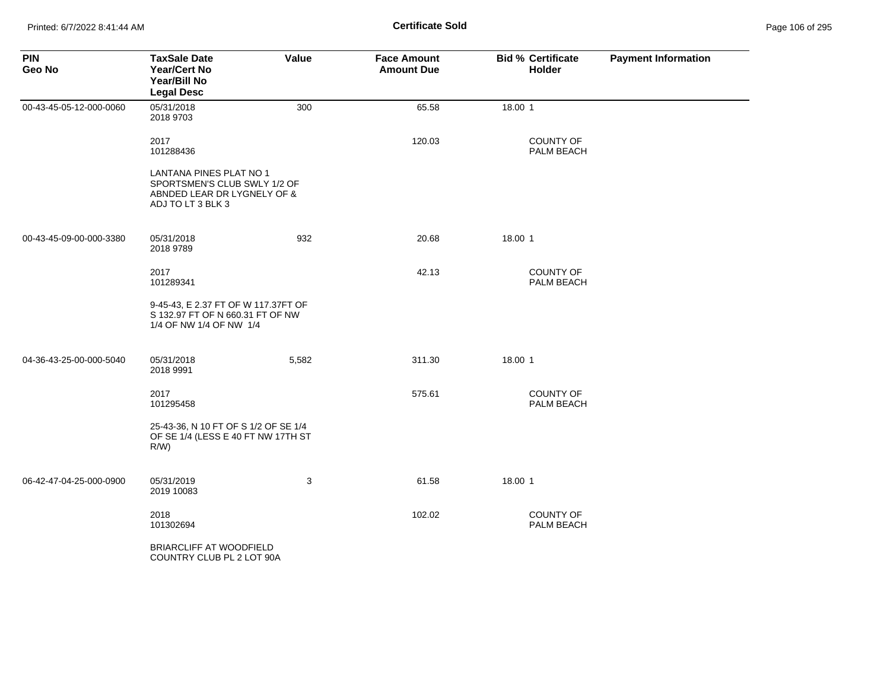## Certificate Sold

| PIN<br>Geo No | TaxSale Date<br>Year/Cert No<br>Year/Bill No<br>Legal Desc | Value | Face Amount<br>Amount Due | Bid % | Certificate<br>Holder | Payment Information |
|---|---|---|---|---|---|---|
| 00-43-45-05-12-000-0060 | 05/31/2018<br>2018 9703 | 300 | 65.58 | 18.00 | 1 | |
| | 2017<br>101288436 | | 120.03 | | COUNTY OF PALM BEACH | |
| | LANTANA PINES PLAT NO 1 SPORTSMEN'S CLUB SWLY 1/2 OF ABNDED LEAR DR LYGNELY OF & ADJ TO LT 3 BLK 3 | | | | | |
| 00-43-45-09-00-000-3380 | 05/31/2018<br>2018 9789 | 932 | 20.68 | 18.00 | 1 | |
| | 2017<br>101289341 | | 42.13 | | COUNTY OF PALM BEACH | |
| | 9-45-43, E 2.37 FT OF W 117.37FT OF S 132.97 FT OF N 660.31 FT OF NW 1/4 OF NW 1/4 OF NW 1/4 | | | | | |
| 04-36-43-25-00-000-5040 | 05/31/2018<br>2018 9991 | 5,582 | 311.30 | 18.00 | 1 | |
| | 2017<br>101295458 | | 575.61 | | COUNTY OF PALM BEACH | |
| | 25-43-36, N 10 FT OF S 1/2 OF SE 1/4 OF SE 1/4 (LESS E 40 FT NW 17TH ST R/W) | | | | | |
| 06-42-47-04-25-000-0900 | 05/31/2019<br>2019 10083 | 3 | 61.58 | 18.00 | 1 | |
| | 2018<br>101302694 | | 102.02 | | COUNTY OF PALM BEACH | |
| | BRIARCLIFF AT WOODFIELD COUNTRY CLUB PL 2 LOT 90A | | | | | |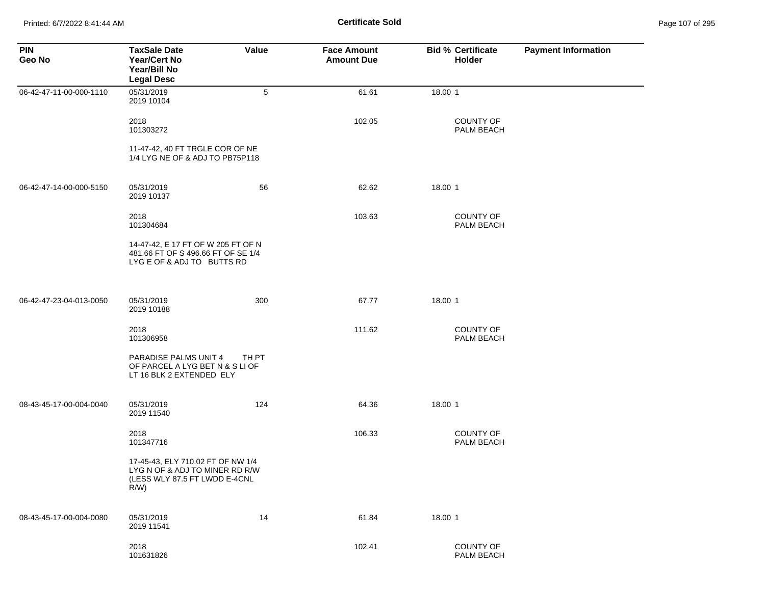# Certificate Sold

| PIN<br>Geo No | TaxSale Date<br>Year/Cert No<br>Year/Bill No<br>Legal Desc | Value | Face Amount<br>Amount Due | Bid % | Certificate Holder | Payment Information |
|---|---|---|---|---|---|---|
| 06-42-47-11-00-000-1110 | 05/31/2019<br>2019 10104 | 5 | 61.61 | 18.00 | 1 | |
| | 2018<br>101303272 | | 102.05 | | COUNTY OF PALM BEACH | |
| | 11-47-42, 40 FT TRGLE COR OF NE 1/4 LYG NE OF & ADJ TO PB75P118 | | | | | |
| 06-42-47-14-00-000-5150 | 05/31/2019<br>2019 10137 | 56 | 62.62 | 18.00 | 1 | |
| | 2018<br>101304684 | | 103.63 | | COUNTY OF PALM BEACH | |
| | 14-47-42, E 17 FT OF W 205 FT OF N 481.66 FT OF S 496.66 FT OF SE 1/4 LYG E OF & ADJ TO BUTTS RD | | | | | |
| 06-42-47-23-04-013-0050 | 05/31/2019<br>2019 10188 | 300 | 67.77 | 18.00 | 1 | |
| | 2018<br>101306958 | | 111.62 | | COUNTY OF PALM BEACH | |
| | PARADISE PALMS UNIT 4 TH PT OF PARCEL A LYG BET N & S LI OF LT 16 BLK 2 EXTENDED ELY | | | | | |
| 08-43-45-17-00-004-0040 | 05/31/2019<br>2019 11540 | 124 | 64.36 | 18.00 | 1 | |
| | 2018<br>101347716 | | 106.33 | | COUNTY OF PALM BEACH | |
| | 17-45-43, ELY 710.02 FT OF NW 1/4 LYG N OF & ADJ TO MINER RD R/W (LESS WLY 87.5 FT LWDD E-4CNL R/W) | | | | | |
| 08-43-45-17-00-004-0080 | 05/31/2019<br>2019 11541 | 14 | 61.84 | 18.00 | 1 | |
| | 2018<br>101631826 | | 102.41 | | COUNTY OF PALM BEACH | |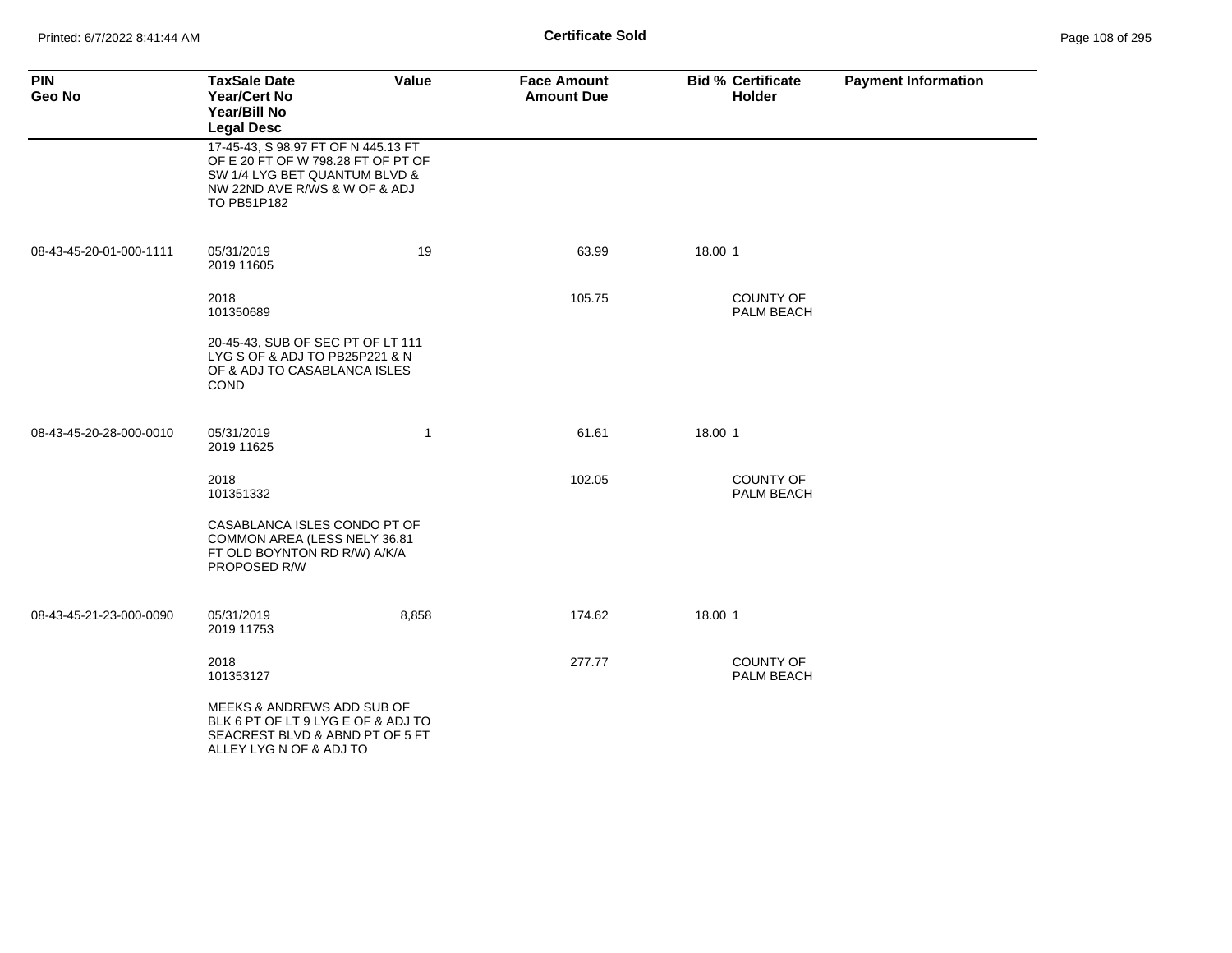# Certificate Sold

| PIN<br>Geo No | TaxSale Date<br>Year/Cert No<br>Year/Bill No<br>Legal Desc | Value | Face Amount<br>Amount Due | Bid % | Certificate Holder | Payment Information |
|---|---|---|---|---|---|---|
| | 17-45-43, S 98.97 FT OF N 445.13 FT OF E 20 FT OF W 798.28 FT OF PT OF SW 1/4 LYG BET QUANTUM BLVD & NW 22ND AVE R/WS & W OF & ADJ TO PB51P182 | | | | | |
| 08-43-45-20-01-000-1111 | 05/31/2019<br>2019 11605 | 19 | 63.99 | 18.00 | 1 | |
| | 2018<br>101350689 | | 105.75 | | COUNTY OF PALM BEACH | |
| | 20-45-43, SUB OF SEC PT OF LT 111 LYG S OF & ADJ TO PB25P221 & N OF & ADJ TO CASABLANCA ISLES COND | | | | | |
| 08-43-45-20-28-000-0010 | 05/31/2019<br>2019 11625 | 1 | 61.61 | 18.00 | 1 | |
| | 2018<br>101351332 | | 102.05 | | COUNTY OF PALM BEACH | |
| | CASABLANCA ISLES CONDO PT OF COMMON AREA (LESS NELY 36.81 FT OLD BOYNTON RD R/W) A/K/A PROPOSED R/W | | | | | |
| 08-43-45-21-23-000-0090 | 05/31/2019<br>2019 11753 | 8,858 | 174.62 | 18.00 | 1 | |
| | 2018<br>101353127 | | 277.77 | | COUNTY OF PALM BEACH | |
| | MEEKS & ANDREWS ADD SUB OF BLK 6 PT OF LT 9 LYG E OF & ADJ TO SEACREST BLVD & ABND PT OF 5 FT ALLEY LYG N OF & ADJ TO | | | | | |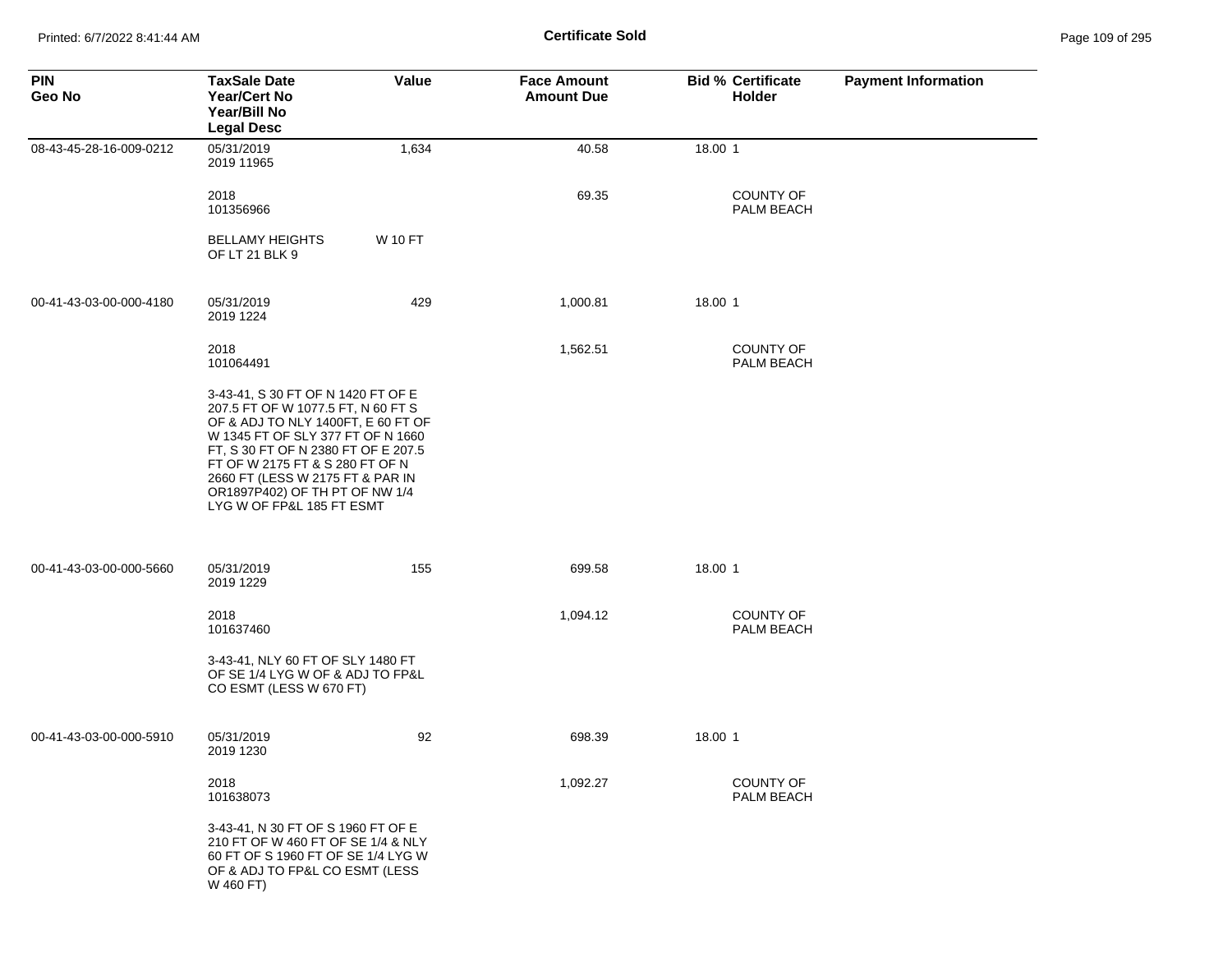# Certificate Sold

| PIN<br>Geo No | TaxSale Date<br>Year/Cert No<br>Year/Bill No<br>Legal Desc | Value | Face Amount<br>Amount Due | Bid % | Certificate Holder | Payment Information |
|---|---|---|---|---|---|---|
| 08-43-45-28-16-009-0212 | 05/31/2019<br>2019 11965 | 1,634 | 40.58 | 18.00 | 1 | |
| | 2018<br>101356966 | | 69.35 | | COUNTY OF PALM BEACH | |
| | BELLAMY HEIGHTS OF LT 21 BLK 9 | W 10 FT | | | | |
| 00-41-43-03-00-000-4180 | 05/31/2019<br>2019 1224 | 429 | 1,000.81 | 18.00 | 1 | |
| | 2018<br>101064491 | | 1,562.51 | | COUNTY OF PALM BEACH | |
| | 3-43-41, S 30 FT OF N 1420 FT OF E 207.5 FT OF W 1077.5 FT, N 60 FT S OF & ADJ TO NLY 1400FT, E 60 FT OF W 1345 FT OF SLY 377 FT OF N 1660 FT, S 30 FT OF N 2380 FT OF E 207.5 FT OF W 2175 FT & S 280 FT OF N 2660 FT (LESS W 2175 FT & PAR IN OR1897P402) OF TH PT OF NW 1/4 LYG W OF FP&L 185 FT ESMT | | | | | |
| 00-41-43-03-00-000-5660 | 05/31/2019<br>2019 1229 | 155 | 699.58 | 18.00 | 1 | |
| | 2018<br>101637460 | | 1,094.12 | | COUNTY OF PALM BEACH | |
| | 3-43-41, NLY 60 FT OF SLY 1480 FT OF SE 1/4 LYG W OF & ADJ TO FP&L CO ESMT (LESS W 670 FT) | | | | | |
| 00-41-43-03-00-000-5910 | 05/31/2019<br>2019 1230 | 92 | 698.39 | 18.00 | 1 | |
| | 2018<br>101638073 | | 1,092.27 | | COUNTY OF PALM BEACH | |
| | 3-43-41, N 30 FT OF S 1960 FT OF E 210 FT OF W 460 FT OF SE 1/4 & NLY 60 FT OF S 1960 FT OF SE 1/4 LYG W OF & ADJ TO FP&L CO ESMT (LESS W 460 FT) | | | | | |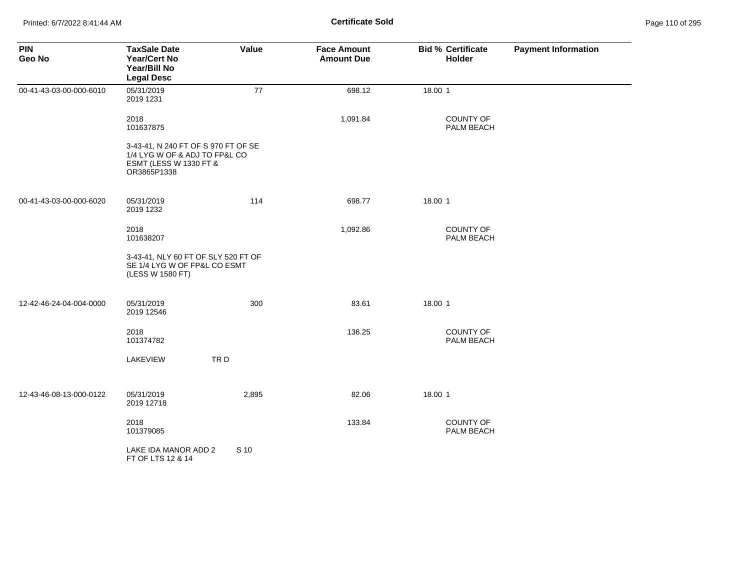| PIN<br>Geo No | TaxSale Date<br>Year/Cert No<br>Year/Bill No<br>Legal Desc | Value | Face Amount<br>Amount Due | Bid % | Certificate Holder | Payment Information |
|---|---|---|---|---|---|---|
| 00-41-43-03-00-000-6010 | 05/31/2019<br>2019 1231 | 77 | 698.12 | 18.00 | 1 | |
| | 2018<br>101637875 | | 1,091.84 | | COUNTY OF PALM BEACH | |
| | 3-43-41, N 240 FT OF S 970 FT OF SE 1/4 LYG W OF & ADJ TO FP&L CO ESMT (LESS W 1330 FT & OR3865P1338 | | | | | |
| 00-41-43-03-00-000-6020 | 05/31/2019<br>2019 1232 | 114 | 698.77 | 18.00 | 1 | |
| | 2018<br>101638207 | | 1,092.86 | | COUNTY OF PALM BEACH | |
| | 3-43-41, NLY 60 FT OF SLY 520 FT OF SE 1/4 LYG W OF FP&L CO ESMT (LESS W 1580 FT) | | | | | |
| 12-42-46-24-04-004-0000 | 05/31/2019<br>2019 12546 | 300 | 83.61 | 18.00 | 1 | |
| | 2018<br>101374782 | | 136.25 | | COUNTY OF PALM BEACH | |
| | LAKEVIEW TR D | | | | | |
| 12-43-46-08-13-000-0122 | 05/31/2019<br>2019 12718 | 2,895 | 82.06 | 18.00 | 1 | |
| | 2018<br>101379085 | | 133.84 | | COUNTY OF PALM BEACH | |
| | LAKE IDA MANOR ADD 2 S 10 FT OF LTS 12 & 14 | | | | | |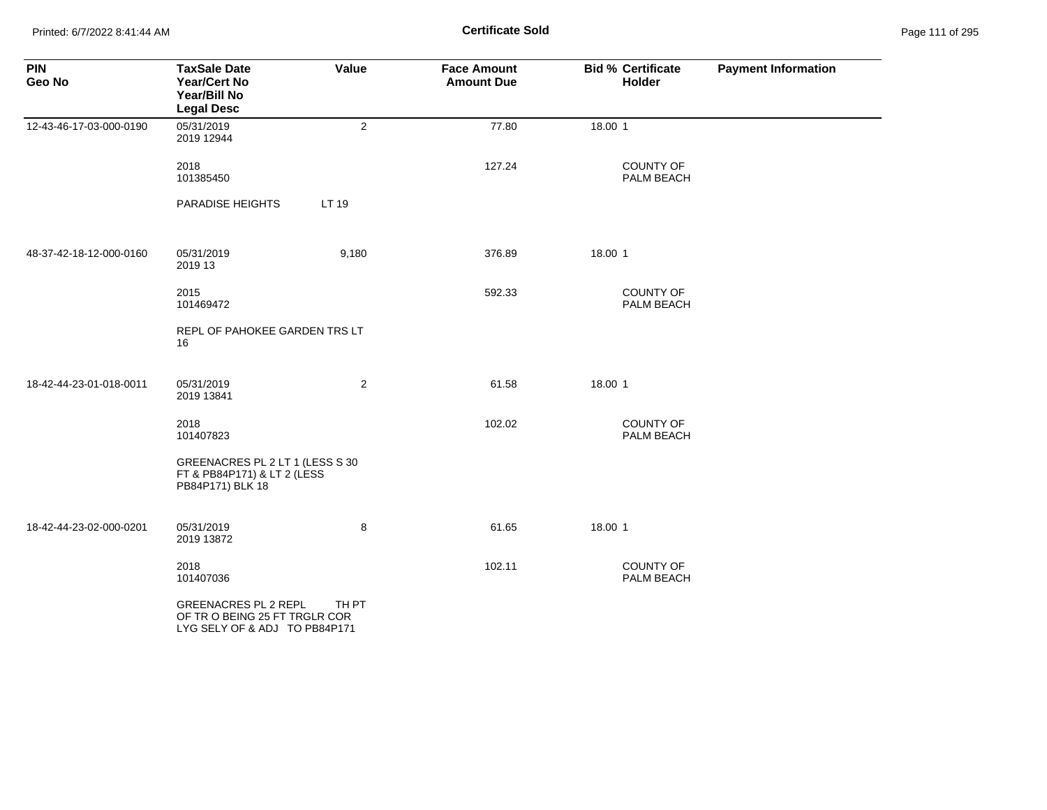# Certificate Sold

| PIN<br>Geo No | TaxSale Date<br>Year/Cert No<br>Year/Bill No<br>Legal Desc | Value | Face Amount<br>Amount Due | Bid % | Certificate<br>Holder | Payment Information |
|---|---|---|---|---|---|---|
| 12-43-46-17-03-000-0190 | 05/31/2019<br>2019 12944 | 2 | 77.80 | 18.00 | 1 | |
| | 2018<br>101385450 | | 127.24 | | COUNTY OF PALM BEACH | |
| | PARADISE HEIGHTS | LT 19 | | | | |
| 48-37-42-18-12-000-0160 | 05/31/2019<br>2019 13 | 9,180 | 376.89 | 18.00 | 1 | |
| | 2015<br>101469472 | | 592.33 | | COUNTY OF PALM BEACH | |
| | REPL OF PAHOKEE GARDEN TRS LT 16 | | | | | |
| 18-42-44-23-01-018-0011 | 05/31/2019<br>2019 13841 | 2 | 61.58 | 18.00 | 1 | |
| | 2018<br>101407823 | | 102.02 | | COUNTY OF PALM BEACH | |
| | GREENACRES PL 2 LT 1 (LESS S 30 FT & PB84P171) & LT 2 (LESS PB84P171) BLK 18 | | | | | |
| 18-42-44-23-02-000-0201 | 05/31/2019<br>2019 13872 | 8 | 61.65 | 18.00 | 1 | |
| | 2018<br>101407036 | | 102.11 | | COUNTY OF PALM BEACH | |
| | GREENACRES PL 2 REPL OF TR O BEING 25 FT TRGLR COR LYG SELY OF & ADJ TO PB84P171 | TH PT | | | | |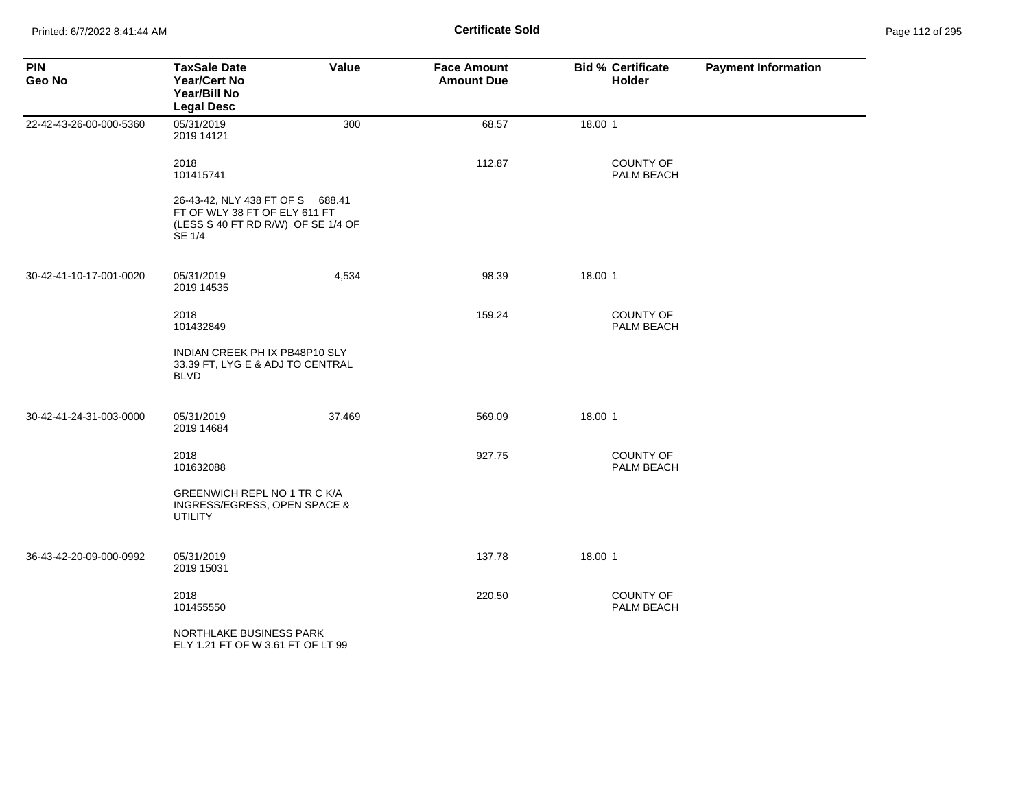# Certificate Sold

| PIN<br>Geo No | TaxSale Date<br>Year/Cert No<br>Year/Bill No<br>Legal Desc | Value | Face Amount<br>Amount Due | Bid % | Certificate Holder | Payment Information |
|---|---|---|---|---|---|---|
| 22-42-43-26-00-000-5360 | 05/31/2019<br>2019 14121 | 300 | 68.57 | 18.00 | 1 | |
| | 2018<br>101415741 | | 112.87 | | COUNTY OF PALM BEACH | |
| | 26-43-42, NLY 438 FT OF S 688.41 FT OF WLY 38 FT OF ELY 611 FT (LESS S 40 FT RD R/W) OF SE 1/4 OF SE 1/4 | | | | | |
| 30-42-41-10-17-001-0020 | 05/31/2019<br>2019 14535 | 4,534 | 98.39 | 18.00 | 1 | |
| | 2018<br>101432849 | | 159.24 | | COUNTY OF PALM BEACH | |
| | INDIAN CREEK PH IX PB48P10 SLY 33.39 FT, LYG E & ADJ TO CENTRAL BLVD | | | | | |
| 30-42-41-24-31-003-0000 | 05/31/2019<br>2019 14684 | 37,469 | 569.09 | 18.00 | 1 | |
| | 2018<br>101632088 | | 927.75 | | COUNTY OF PALM BEACH | |
| | GREENWICH REPL NO 1 TR C K/A INGRESS/EGRESS, OPEN SPACE & UTILITY | | | | | |
| 36-43-42-20-09-000-0992 | 05/31/2019<br>2019 15031 | | 137.78 | 18.00 | 1 | |
| | 2018<br>101455550 | | 220.50 | | COUNTY OF PALM BEACH | |
| | NORTHLAKE BUSINESS PARK ELY 1.21 FT OF W 3.61 FT OF LT 99 | | | | | |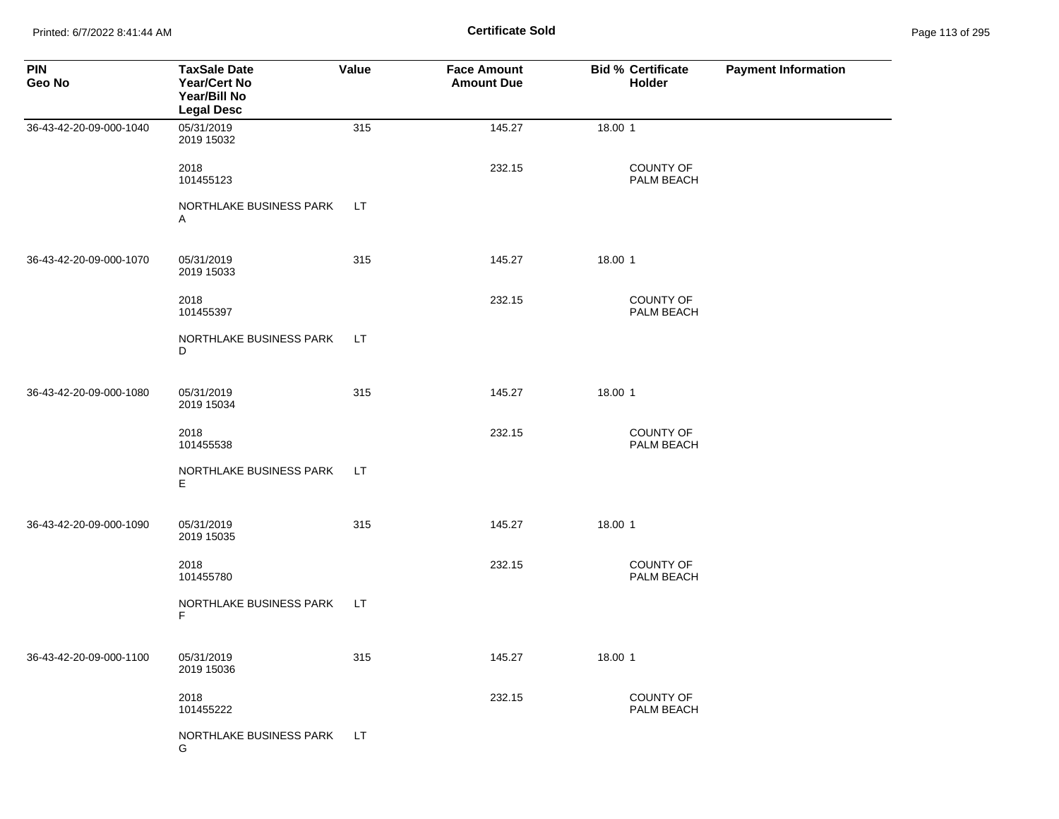# Certificate Sold

| PIN<br>Geo No | TaxSale Date<br>Year/Cert No<br>Year/Bill No<br>Legal Desc | Value | Face Amount<br>Amount Due | Bid % | Certificate Holder | Payment Information |
|---|---|---|---|---|---|---|
| 36-43-42-20-09-000-1040 | 05/31/2019<br>2019 15032 | 315 | 145.27 | 18.00 | 1 | |
| | 2018<br>101455123 | | 232.15 | | COUNTY OF PALM BEACH | |
| | NORTHLAKE BUSINESS PARK A | LT | | | | |
| 36-43-42-20-09-000-1070 | 05/31/2019<br>2019 15033 | 315 | 145.27 | 18.00 | 1 | |
| | 2018<br>101455397 | | 232.15 | | COUNTY OF PALM BEACH | |
| | NORTHLAKE BUSINESS PARK D | LT | | | | |
| 36-43-42-20-09-000-1080 | 05/31/2019<br>2019 15034 | 315 | 145.27 | 18.00 | 1 | |
| | 2018<br>101455538 | | 232.15 | | COUNTY OF PALM BEACH | |
| | NORTHLAKE BUSINESS PARK E | LT | | | | |
| 36-43-42-20-09-000-1090 | 05/31/2019<br>2019 15035 | 315 | 145.27 | 18.00 | 1 | |
| | 2018<br>101455780 | | 232.15 | | COUNTY OF PALM BEACH | |
| | NORTHLAKE BUSINESS PARK F | LT | | | | |
| 36-43-42-20-09-000-1100 | 05/31/2019<br>2019 15036 | 315 | 145.27 | 18.00 | 1 | |
| | 2018<br>101455222 | | 232.15 | | COUNTY OF PALM BEACH | |
| | NORTHLAKE BUSINESS PARK G | LT | | | | |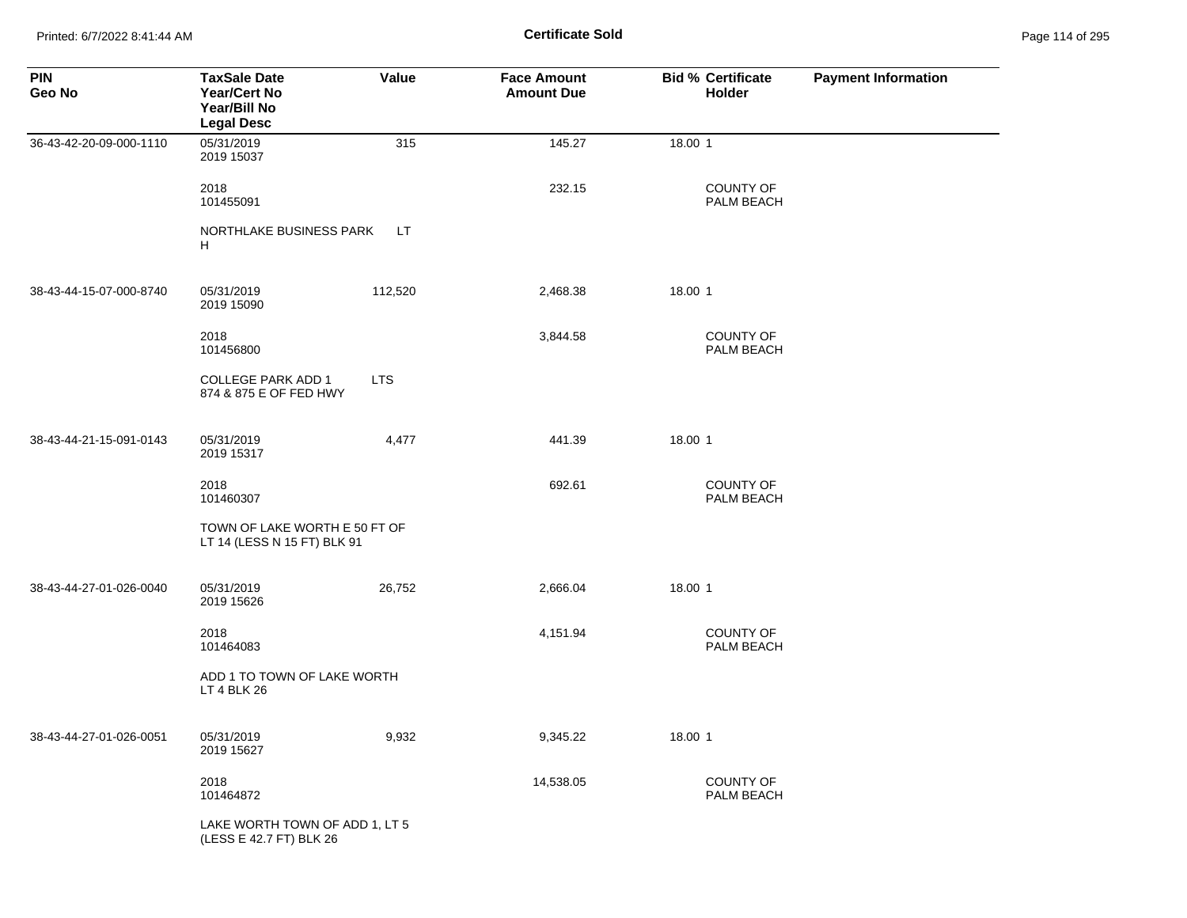**Certificate Sold**

| PIN<br>Geo No | TaxSale Date<br>Year/Cert No<br>Year/Bill No<br>Legal Desc | Value | Face Amount<br>Amount Due | Bid % | Certificate Holder | Payment Information |
|---|---|---|---|---|---|---|
| 36-43-42-20-09-000-1110 | 05/31/2019<br>2019 15037 | 315 | 145.27 | 18.00 | 1 | |
| | 2018<br>101455091 | | 232.15 | | COUNTY OF PALM BEACH | |
| | NORTHLAKE BUSINESS PARK LT H | | | | | |
| 38-43-44-15-07-000-8740 | 05/31/2019<br>2019 15090 | 112,520 | 2,468.38 | 18.00 | 1 | |
| | 2018<br>101456800 | | 3,844.58 | | COUNTY OF PALM BEACH | |
| | COLLEGE PARK ADD 1 LTS 874 & 875 E OF FED HWY | | | | | |
| 38-43-44-21-15-091-0143 | 05/31/2019<br>2019 15317 | 4,477 | 441.39 | 18.00 | 1 | |
| | 2018<br>101460307 | | 692.61 | | COUNTY OF PALM BEACH | |
| | TOWN OF LAKE WORTH E 50 FT OF LT 14 (LESS N 15 FT) BLK 91 | | | | | |
| 38-43-44-27-01-026-0040 | 05/31/2019<br>2019 15626 | 26,752 | 2,666.04 | 18.00 | 1 | |
| | 2018<br>101464083 | | 4,151.94 | | COUNTY OF PALM BEACH | |
| | ADD 1 TO TOWN OF LAKE WORTH LT 4 BLK 26 | | | | | |
| 38-43-44-27-01-026-0051 | 05/31/2019<br>2019 15627 | 9,932 | 9,345.22 | 18.00 | 1 | |
| | 2018<br>101464872 | | 14,538.05 | | COUNTY OF PALM BEACH | |
| | LAKE WORTH TOWN OF ADD 1, LT 5 (LESS E 42.7 FT) BLK 26 | | | | | |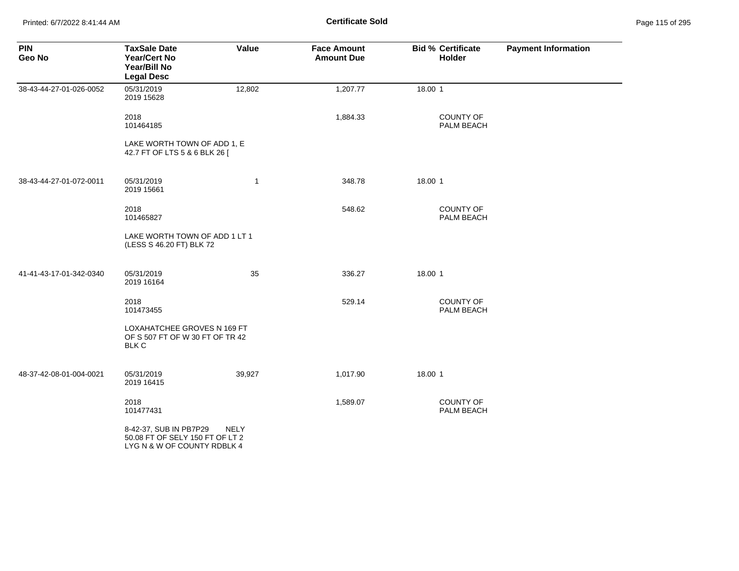# Certificate Sold

| PIN<br>Geo No | TaxSale Date<br>Year/Cert No<br>Year/Bill No<br>Legal Desc | Value | Face Amount<br>Amount Due | Bid % | Certificate<br>Holder | Payment Information |
|---|---|---|---|---|---|---|
| 38-43-44-27-01-026-0052 | 05/31/2019<br>2019 15628 | 12,802 | 1,207.77 | 18.00 | 1 | |
| | 2018<br>101464185 | | 1,884.33 | | COUNTY OF PALM BEACH | |
| | LAKE WORTH TOWN OF ADD 1, E 42.7 FT OF LTS 5 & 6 BLK 26 [ | | | | | |
| 38-43-44-27-01-072-0011 | 05/31/2019<br>2019 15661 | 1 | 348.78 | 18.00 | 1 | |
| | 2018<br>101465827 | | 548.62 | | COUNTY OF PALM BEACH | |
| | LAKE WORTH TOWN OF ADD 1 LT 1 (LESS S 46.20 FT) BLK 72 | | | | | |
| 41-41-43-17-01-342-0340 | 05/31/2019<br>2019 16164 | 35 | 336.27 | 18.00 | 1 | |
| | 2018<br>101473455 | | 529.14 | | COUNTY OF PALM BEACH | |
| | LOXAHATCHEE GROVES N 169 FT OF S 507 FT OF W 30 FT OF TR 42 BLK C | | | | | |
| 48-37-42-08-01-004-0021 | 05/31/2019<br>2019 16415 | 39,927 | 1,017.90 | 18.00 | 1 | |
| | 2018<br>101477431 | | 1,589.07 | | COUNTY OF PALM BEACH | |
| | 8-42-37, SUB IN PB7P29 NELY 50.08 FT OF SELY 150 FT OF LT 2 LYG N & W OF COUNTY RDBLK 4 | | | | | |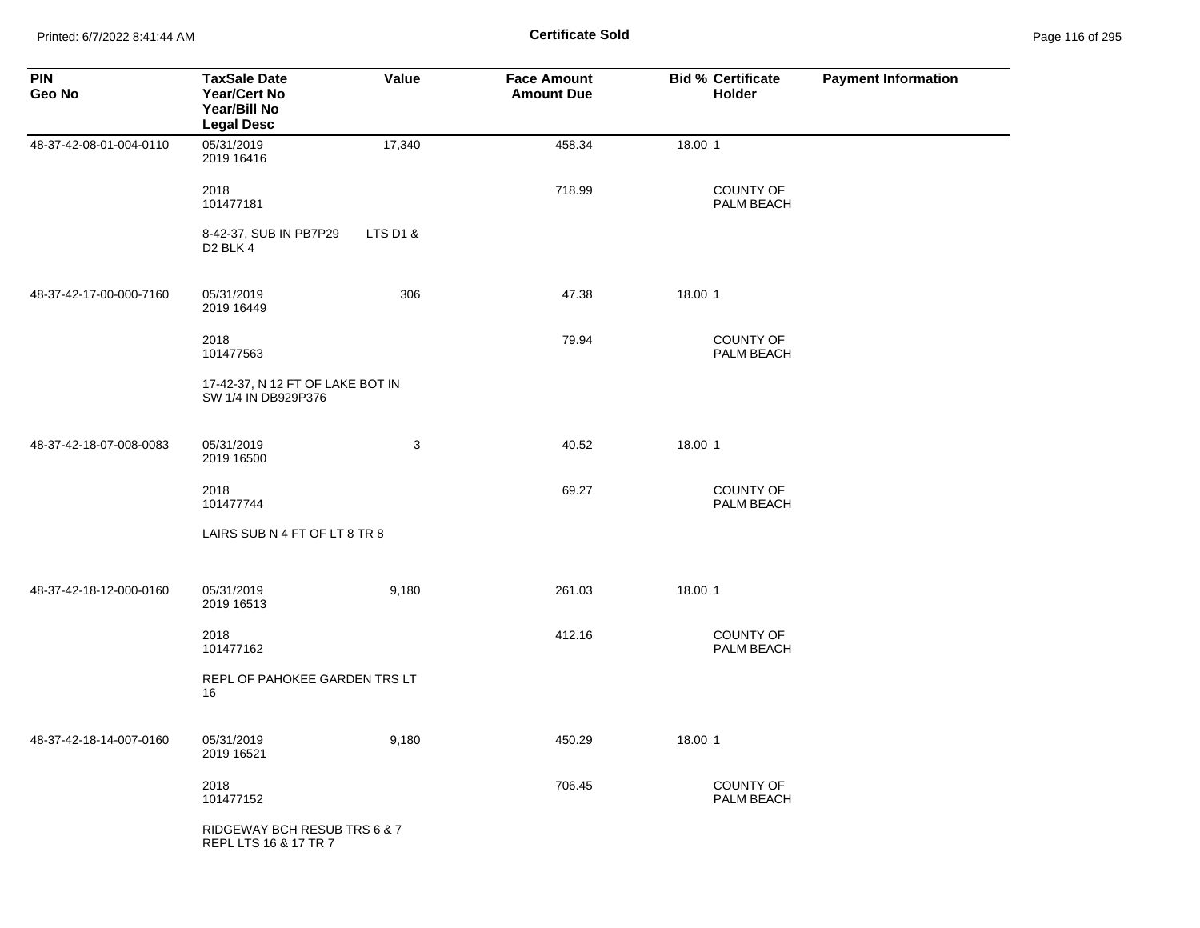**Certificate Sold**

| PIN<br>Geo No | TaxSale Date<br>Year/Cert No<br>Year/Bill No<br>Legal Desc | Value | Face Amount<br>Amount Due | Bid % | Certificate<br>Holder | Payment Information |
|---|---|---|---|---|---|---|
| 48-37-42-08-01-004-0110 | 05/31/2019<br>2019 16416 | 17,340 | 458.34 | 18.00 | 1 | |
| | 2018<br>101477181 | | 718.99 | | COUNTY OF PALM BEACH | |
| | 8-42-37, SUB IN PB7P29 LTS D1 & D2 BLK 4 | | | | | |
| 48-37-42-17-00-000-7160 | 05/31/2019<br>2019 16449 | 306 | 47.38 | 18.00 | 1 | |
| | 2018<br>101477563 | | 79.94 | | COUNTY OF PALM BEACH | |
| | 17-42-37, N 12 FT OF LAKE BOT IN SW 1/4 IN DB929P376 | | | | | |
| 48-37-42-18-07-008-0083 | 05/31/2019<br>2019 16500 | 3 | 40.52 | 18.00 | 1 | |
| | 2018<br>101477744 | | 69.27 | | COUNTY OF PALM BEACH | |
| | LAIRS SUB N 4 FT OF LT 8 TR 8 | | | | | |
| 48-37-42-18-12-000-0160 | 05/31/2019<br>2019 16513 | 9,180 | 261.03 | 18.00 | 1 | |
| | 2018<br>101477162 | | 412.16 | | COUNTY OF PALM BEACH | |
| | REPL OF PAHOKEE GARDEN TRS LT 16 | | | | | |
| 48-37-42-18-14-007-0160 | 05/31/2019<br>2019 16521 | 9,180 | 450.29 | 18.00 | 1 | |
| | 2018<br>101477152 | | 706.45 | | COUNTY OF PALM BEACH | |
| | RIDGEWAY BCH RESUB TRS 6 & 7 REPL LTS 16 & 17 TR 7 | | | | | |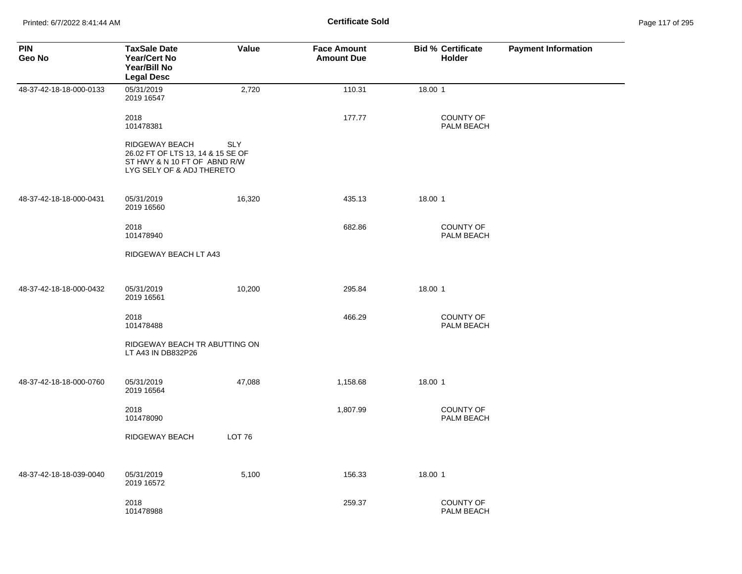# Certificate Sold

| PIN<br>Geo No | TaxSale Date<br>Year/Cert No<br>Year/Bill No<br>Legal Desc | Value | Face Amount<br>Amount Due | Bid % | Certificate Holder | Payment Information |
|---|---|---|---|---|---|---|
| 48-37-42-18-18-000-0133 | 05/31/2019<br>2019 16547 | 2,720 | 110.31 | 18.00 | 1 | |
| | 2018<br>101478381 | | 177.77 | | COUNTY OF PALM BEACH | |
| | RIDGEWAY BEACH SLY 26.02 FT OF LTS 13, 14 & 15 SE OF ST HWY & N 10 FT OF ABND R/W LYG SELY OF & ADJ THERETO | | | | | |
| 48-37-42-18-18-000-0431 | 05/31/2019<br>2019 16560 | 16,320 | 435.13 | 18.00 | 1 | |
| | 2018<br>101478940 | | 682.86 | | COUNTY OF PALM BEACH | |
| | RIDGEWAY BEACH LT A43 | | | | | |
| 48-37-42-18-18-000-0432 | 05/31/2019<br>2019 16561 | 10,200 | 295.84 | 18.00 | 1 | |
| | 2018<br>101478488 | | 466.29 | | COUNTY OF PALM BEACH | |
| | RIDGEWAY BEACH TR ABUTTING ON LT A43 IN DB832P26 | | | | | |
| 48-37-42-18-18-000-0760 | 05/31/2019<br>2019 16564 | 47,088 | 1,158.68 | 18.00 | 1 | |
| | 2018<br>101478090 | | 1,807.99 | | COUNTY OF PALM BEACH | |
| | RIDGEWAY BEACH LOT 76 | | | | | |
| 48-37-42-18-18-039-0040 | 05/31/2019<br>2019 16572 | 5,100 | 156.33 | 18.00 | 1 | |
| | 2018<br>101478988 | | 259.37 | | COUNTY OF PALM BEACH | |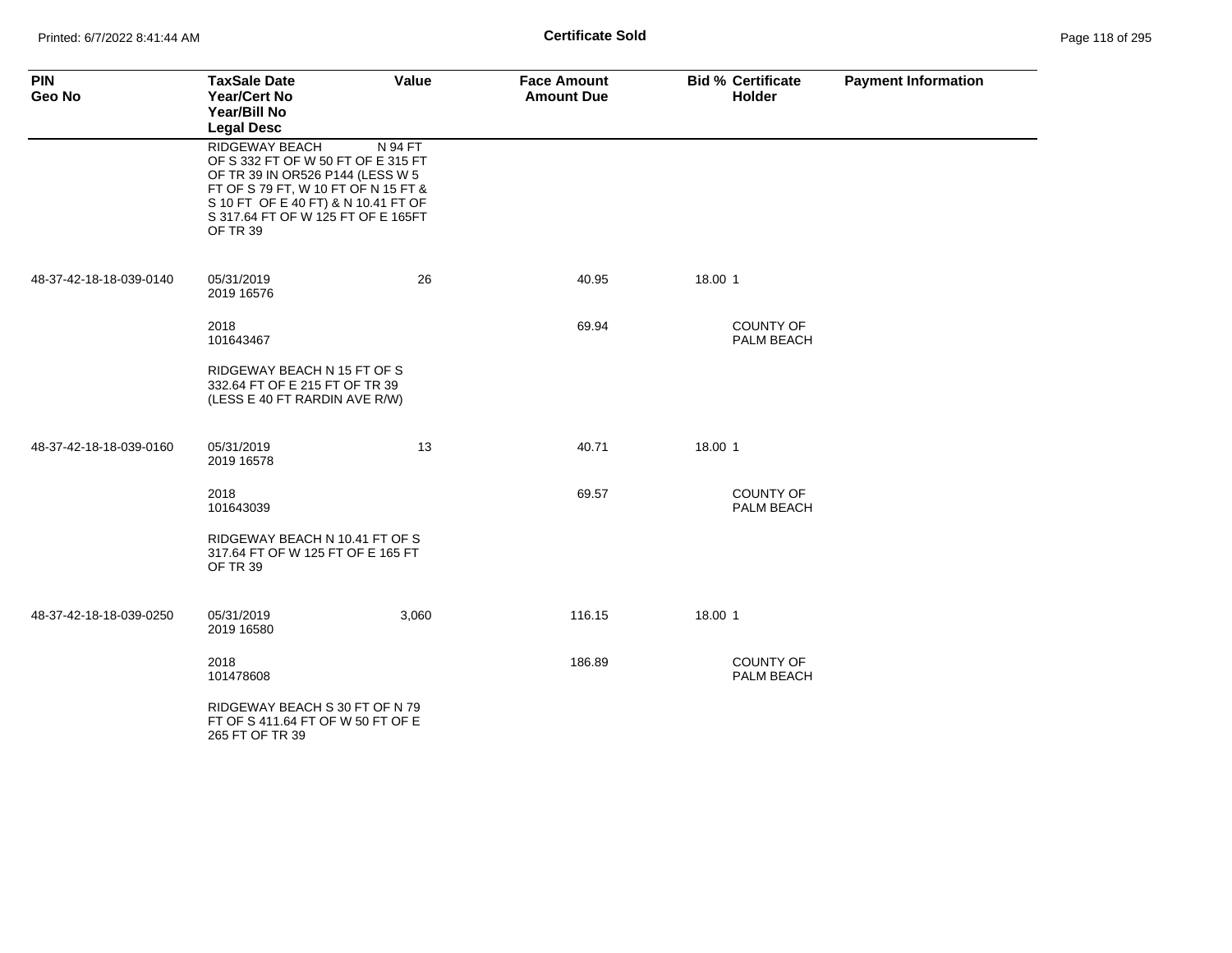**Certificate Sold**

| PIN<br>Geo No | TaxSale Date<br>Year/Cert No<br>Year/Bill No<br>Legal Desc | Value | Face Amount<br>Amount Due | Bid % | Certificate Holder | Payment Information |
|---|---|---|---|---|---|---|
| | RIDGEWAY BEACH N 94 FT OF S 332 FT OF W 50 FT OF E 315 FT OF TR 39 IN OR526 P144 (LESS W 5 FT OF S 79 FT, W 10 FT OF N 15 FT & S 10 FT OF E 40 FT) & N 10.41 FT OF S 317.64 FT OF W 125 FT OF E 165FT OF TR 39 | | | | | |
| 48-37-42-18-18-039-0140 | 05/31/2019<br>2019 16576 | 26 | 40.95 | 18.00 | 1 | |
| | 2018<br>101643467 | | 69.94 | | COUNTY OF PALM BEACH | |
| | RIDGEWAY BEACH N 15 FT OF S 332.64 FT OF E 215 FT OF TR 39 (LESS E 40 FT RARDIN AVE R/W) | | | | | |
| 48-37-42-18-18-039-0160 | 05/31/2019<br>2019 16578 | 13 | 40.71 | 18.00 | 1 | |
| | 2018<br>101643039 | | 69.57 | | COUNTY OF PALM BEACH | |
| | RIDGEWAY BEACH N 10.41 FT OF S 317.64 FT OF W 125 FT OF E 165 FT OF TR 39 | | | | | |
| 48-37-42-18-18-039-0250 | 05/31/2019<br>2019 16580 | 3,060 | 116.15 | 18.00 | 1 | |
| | 2018<br>101478608 | | 186.89 | | COUNTY OF PALM BEACH | |
| | RIDGEWAY BEACH S 30 FT OF N 79 FT OF S 411.64 FT OF W 50 FT OF E 265 FT OF TR 39 | | | | | |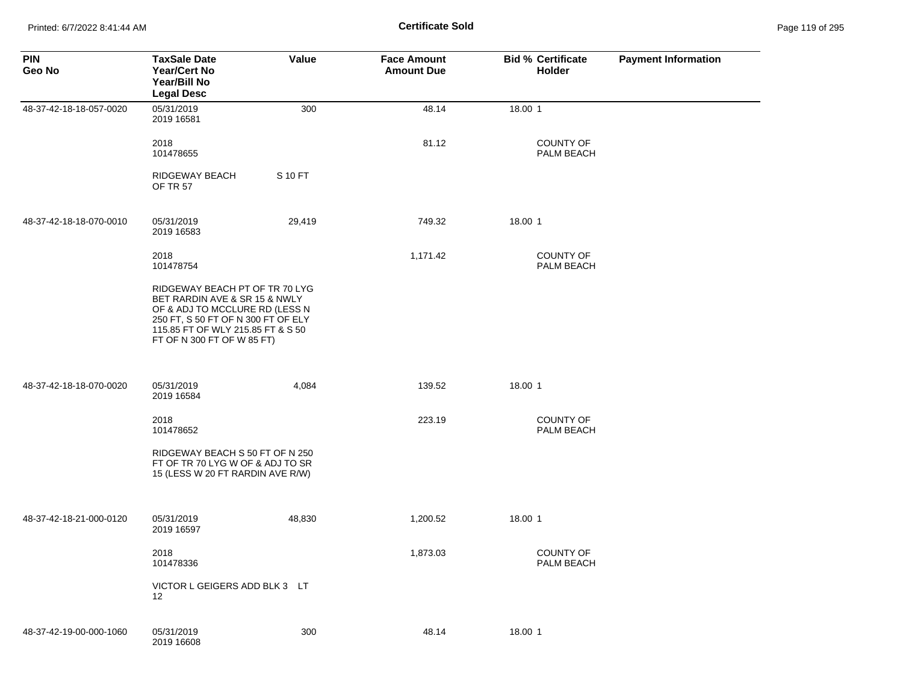**Certificate Sold**

| PIN<br>Geo No | TaxSale Date<br>Year/Cert No<br>Year/Bill No<br>Legal Desc | Value | Face Amount<br>Amount Due | Bid % Certificate<br>Holder | Payment Information |
|---|---|---|---|---|---|
| 48-37-42-18-18-057-0020 | 05/31/2019<br>2019 16581 | 300 | 48.14 | 18.00 1 | |
| | 2018<br>101478655 | | 81.12 | COUNTY OF PALM BEACH | |
| | RIDGEWAY BEACH OF TR 57 | S 10 FT | | | |
| 48-37-42-18-18-070-0010 | 05/31/2019<br>2019 16583 | 29,419 | 749.32 | 18.00 1 | |
| | 2018<br>101478754 | | 1,171.42 | COUNTY OF PALM BEACH | |
| | RIDGEWAY BEACH PT OF TR 70 LYG BET RARDIN AVE & SR 15 & NWLY OF & ADJ TO MCCLURE RD (LESS N 250 FT, S 50 FT OF N 300 FT OF ELY 115.85 FT OF WLY 215.85 FT & S 50 FT OF N 300 FT OF W 85 FT) | | | | |
| 48-37-42-18-18-070-0020 | 05/31/2019<br>2019 16584 | 4,084 | 139.52 | 18.00 1 | |
| | 2018<br>101478652 | | 223.19 | COUNTY OF PALM BEACH | |
| | RIDGEWAY BEACH S 50 FT OF N 250 FT OF TR 70 LYG W OF & ADJ TO SR 15 (LESS W 20 FT RARDIN AVE R/W) | | | | |
| 48-37-42-18-21-000-0120 | 05/31/2019<br>2019 16597 | 48,830 | 1,200.52 | 18.00 1 | |
| | 2018<br>101478336 | | 1,873.03 | COUNTY OF PALM BEACH | |
| | VICTOR L GEIGERS ADD BLK 3 LT 12 | | | | |
| 48-37-42-19-00-000-1060 | 05/31/2019<br>2019 16608 | 300 | 48.14 | 18.00 1 | |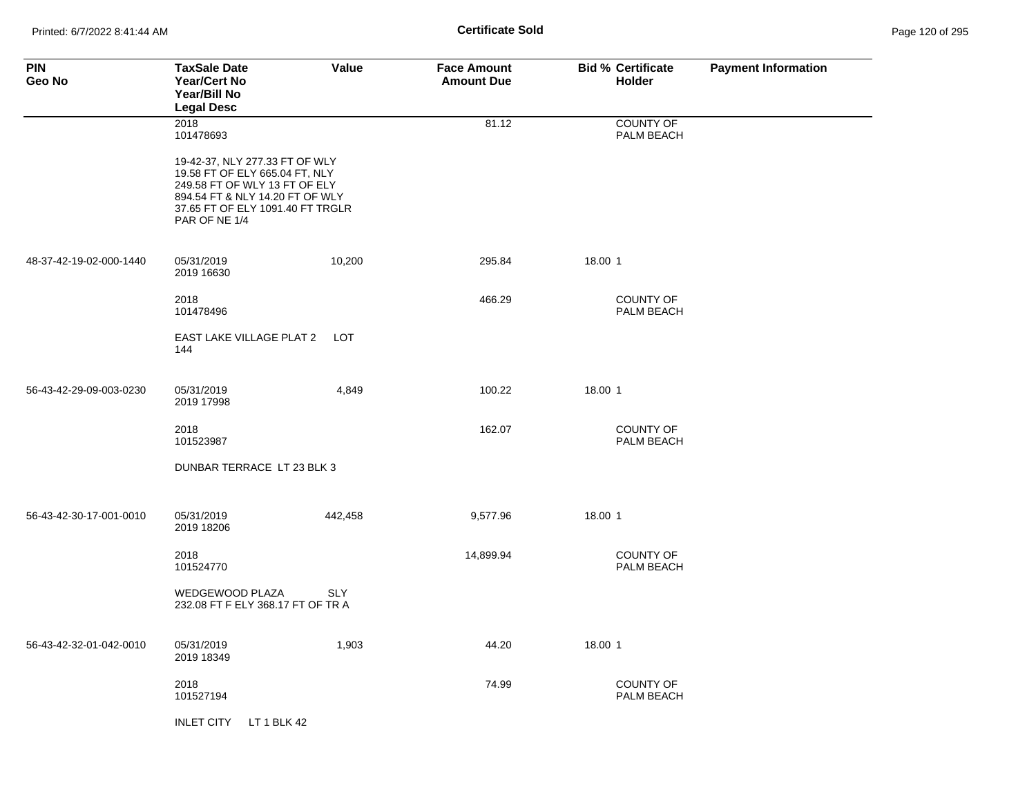**Certificate Sold**

| PIN<br>Geo No | TaxSale Date<br>Year/Cert No<br>Year/Bill No<br>Legal Desc | Value | Face Amount<br>Amount Due | Bid % | Certificate Holder | Payment Information |
|---|---|---|---|---|---|---|
| | 2018<br>101478693 | | 81.12 | | COUNTY OF PALM BEACH | |
| | 19-42-37, NLY 277.33 FT OF WLY 19.58 FT OF ELY 665.04 FT, NLY 249.58 FT OF WLY 13 FT OF ELY 894.54 FT & NLY 14.20 FT OF WLY 37.65 FT OF ELY 1091.40 FT TRGLR PAR OF NE 1/4 | | | | | |
| 48-37-42-19-02-000-1440 | 05/31/2019<br>2019 16630 | 10,200 | 295.84 | 18.00 | 1 | |
| | 2018<br>101478496 | | 466.29 | | COUNTY OF PALM BEACH | |
| | EAST LAKE VILLAGE PLAT 2 LOT 144 | | | | | |
| 56-43-42-29-09-003-0230 | 05/31/2019<br>2019 17998 | 4,849 | 100.22 | 18.00 | 1 | |
| | 2018<br>101523987 | | 162.07 | | COUNTY OF PALM BEACH | |
| | DUNBAR TERRACE LT 23 BLK 3 | | | | | |
| 56-43-42-30-17-001-0010 | 05/31/2019<br>2019 18206 | 442,458 | 9,577.96 | 18.00 | 1 | |
| | 2018<br>101524770 | | 14,899.94 | | COUNTY OF PALM BEACH | |
| | WEDGEWOOD PLAZA SLY 232.08 FT F ELY 368.17 FT OF TR A | | | | | |
| 56-43-42-32-01-042-0010 | 05/31/2019<br>2019 18349 | 1,903 | 44.20 | 18.00 | 1 | |
| | 2018<br>101527194 | | 74.99 | | COUNTY OF PALM BEACH | |
| | INLET CITY LT 1 BLK 42 | | | | | |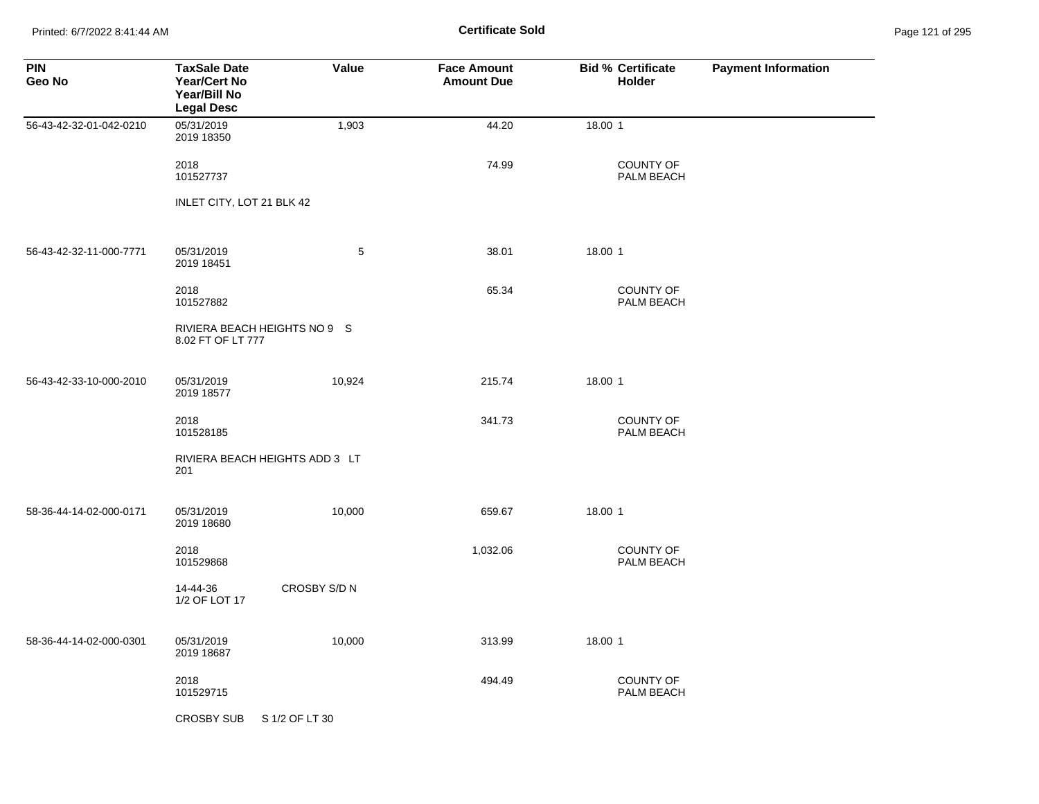**Certificate Sold**

| PIN<br>Geo No | TaxSale Date<br>Year/Cert No<br>Year/Bill No<br>Legal Desc | Value | Face Amount<br>Amount Due | Bid % Certificate<br>Holder | Payment Information |
|---|---|---|---|---|---|
| 56-43-42-32-01-042-0210 | 05/31/2019<br>2019 18350 | 1,903 | 44.20 | 18.00 1 | |
| | 2018<br>101527737 | | 74.99 | COUNTY OF PALM BEACH | |
| | INLET CITY, LOT 21 BLK 42 | | | | |
| 56-43-42-32-11-000-7771 | 05/31/2019<br>2019 18451 | 5 | 38.01 | 18.00 1 | |
| | 2018<br>101527882 | | 65.34 | COUNTY OF PALM BEACH | |
| | RIVIERA BEACH HEIGHTS NO 9 S 8.02 FT OF LT 777 | | | | |
| 56-43-42-33-10-000-2010 | 05/31/2019<br>2019 18577 | 10,924 | 215.74 | 18.00 1 | |
| | 2018<br>101528185 | | 341.73 | COUNTY OF PALM BEACH | |
| | RIVIERA BEACH HEIGHTS ADD 3 LT 201 | | | | |
| 58-36-44-14-02-000-0171 | 05/31/2019<br>2019 18680 | 10,000 | 659.67 | 18.00 1 | |
| | 2018<br>101529868 | | 1,032.06 | COUNTY OF PALM BEACH | |
| | 14-44-36 CROSBY S/D N 1/2 OF LOT 17 | | | | |
| 58-36-44-14-02-000-0301 | 05/31/2019<br>2019 18687 | 10,000 | 313.99 | 18.00 1 | |
| | 2018<br>101529715 | | 494.49 | COUNTY OF PALM BEACH | |
| | CROSBY SUB S 1/2 OF LT 30 | | | | |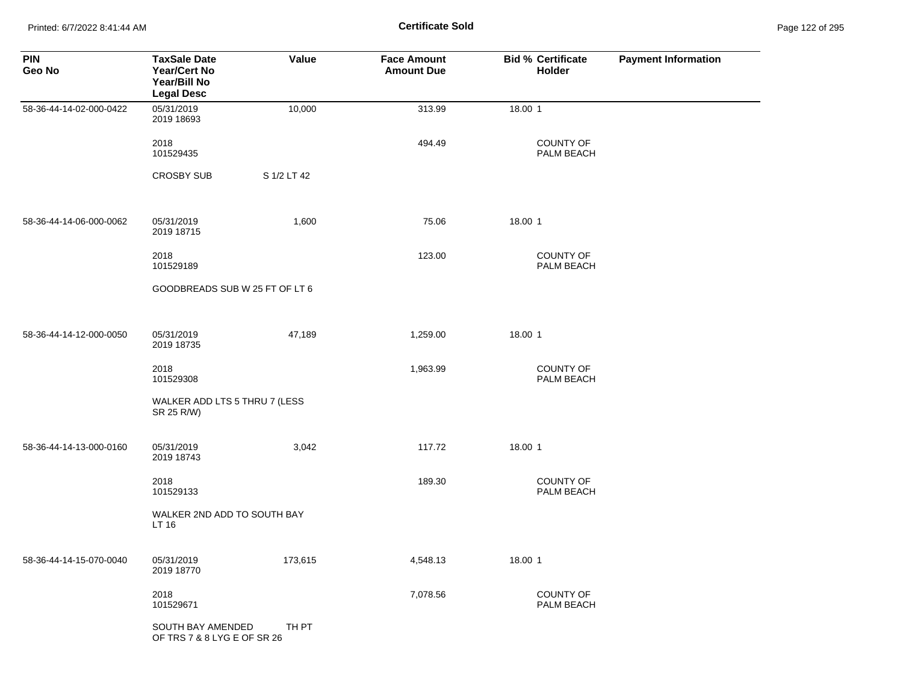# Certificate Sold

| PIN<br>Geo No | TaxSale Date<br>Year/Cert No<br>Year/Bill No<br>Legal Desc | Value | Face Amount<br>Amount Due | Bid % | Certificate Holder | Payment Information |
|---|---|---|---|---|---|---|
| 58-36-44-14-02-000-0422 | 05/31/2019<br>2019 18693 | 10,000 | 313.99 | 18.00 | 1 | |
| | 2018<br>101529435 | | 494.49 | | COUNTY OF PALM BEACH | |
| | CROSBY SUB | S 1/2 LT 42 | | | | |
| 58-36-44-14-06-000-0062 | 05/31/2019<br>2019 18715 | 1,600 | 75.06 | 18.00 | 1 | |
| | 2018<br>101529189 | | 123.00 | | COUNTY OF PALM BEACH | |
| | GOODBREADS SUB W 25 FT OF LT 6 | | | | | |
| 58-36-44-14-12-000-0050 | 05/31/2019<br>2019 18735 | 47,189 | 1,259.00 | 18.00 | 1 | |
| | 2018<br>101529308 | | 1,963.99 | | COUNTY OF PALM BEACH | |
| | WALKER ADD LTS 5 THRU 7 (LESS SR 25 R/W) | | | | | |
| 58-36-44-14-13-000-0160 | 05/31/2019<br>2019 18743 | 3,042 | 117.72 | 18.00 | 1 | |
| | 2018<br>101529133 | | 189.30 | | COUNTY OF PALM BEACH | |
| | WALKER 2ND ADD TO SOUTH BAY LT 16 | | | | | |
| 58-36-44-14-15-070-0040 | 05/31/2019<br>2019 18770 | 173,615 | 4,548.13 | 18.00 | 1 | |
| | 2018<br>101529671 | | 7,078.56 | | COUNTY OF PALM BEACH | |
| | SOUTH BAY AMENDED TH PT OF TRS 7 & 8 LYG E OF SR 26 | | | | | |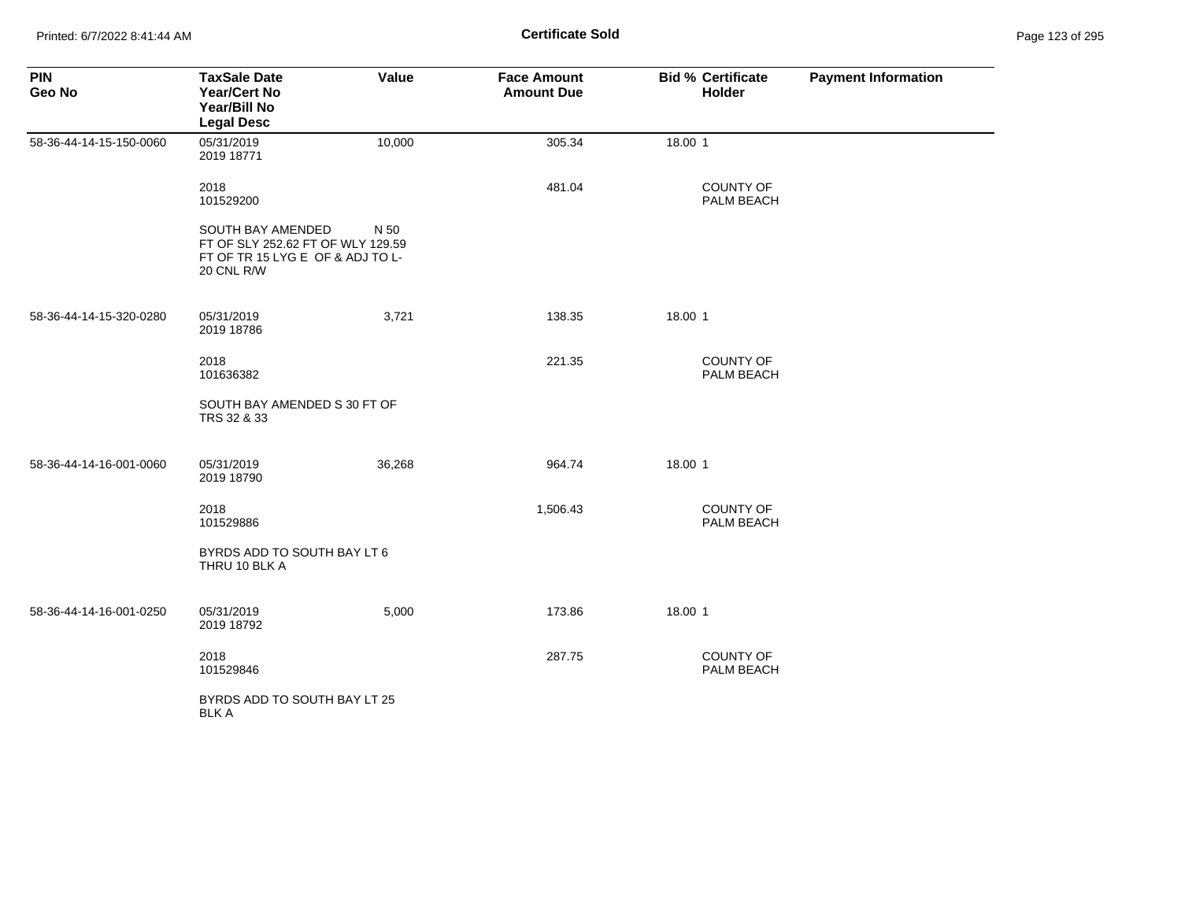**Certificate Sold**

| PIN<br>Geo No | TaxSale Date<br>Year/Cert No<br>Year/Bill No<br>Legal Desc | Value | Face Amount<br>Amount Due | Bid % | Certificate Holder | Payment Information |
|---|---|---|---|---|---|---|
| 58-36-44-14-15-150-0060 | 05/31/2019<br>2019 18771 | 10,000 | 305.34 | 18.00 | 1 | |
| | 2018<br>101529200 | | 481.04 | | COUNTY OF PALM BEACH | |
| | SOUTH BAY AMENDED N 50 FT OF SLY 252.62 FT OF WLY 129.59 FT OF TR 15 LYG E OF & ADJ TO L-20 CNL R/W | | | | | |
| 58-36-44-14-15-320-0280 | 05/31/2019<br>2019 18786 | 3,721 | 138.35 | 18.00 | 1 | |
| | 2018<br>101636382 | | 221.35 | | COUNTY OF PALM BEACH | |
| | SOUTH BAY AMENDED S 30 FT OF TRS 32 & 33 | | | | | |
| 58-36-44-14-16-001-0060 | 05/31/2019<br>2019 18790 | 36,268 | 964.74 | 18.00 | 1 | |
| | 2018<br>101529886 | | 1,506.43 | | COUNTY OF PALM BEACH | |
| | BYRDS ADD TO SOUTH BAY LT 6 THRU 10 BLK A | | | | | |
| 58-36-44-14-16-001-0250 | 05/31/2019<br>2019 18792 | 5,000 | 173.86 | 18.00 | 1 | |
| | 2018<br>101529846 | | 287.75 | | COUNTY OF PALM BEACH | |
| | BYRDS ADD TO SOUTH BAY LT 25 BLK A | | | | | |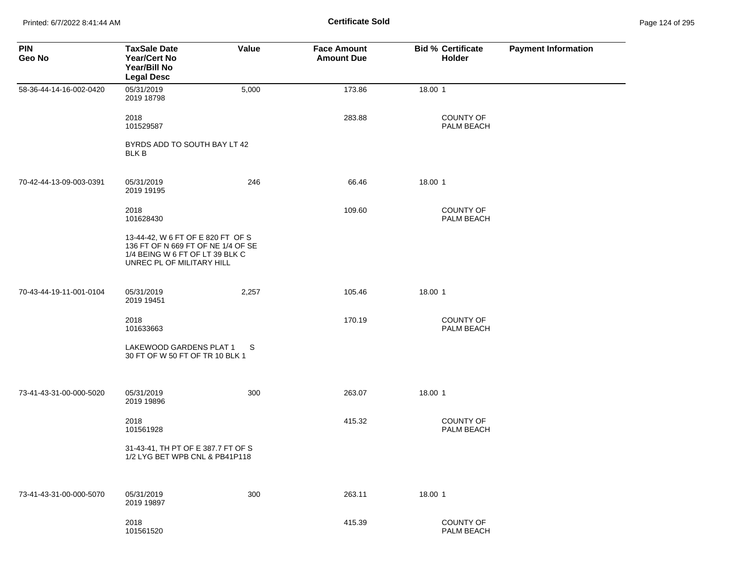# Certificate Sold

| PIN<br>Geo No | TaxSale Date<br>Year/Cert No<br>Year/Bill No<br>Legal Desc | Value | Face Amount<br>Amount Due | Bid % | Certificate Holder | Payment Information |
|---|---|---|---|---|---|---|
| 58-36-44-14-16-002-0420 | 05/31/2019<br>2019 18798 | 5,000 | 173.86 | 18.00 | 1 | |
| | 2018<br>101529587 | | 283.88 | | COUNTY OF PALM BEACH | |
| | BYRDS ADD TO SOUTH BAY LT 42 BLK B | | | | | |
| 70-42-44-13-09-003-0391 | 05/31/2019<br>2019 19195 | 246 | 66.46 | 18.00 | 1 | |
| | 2018<br>101628430 | | 109.60 | | COUNTY OF PALM BEACH | |
| | 13-44-42, W 6 FT OF E 820 FT OF S 136 FT OF N 669 FT OF NE 1/4 OF SE 1/4 BEING W 6 FT OF LT 39 BLK C UNREC PL OF MILITARY HILL | | | | | |
| 70-43-44-19-11-001-0104 | 05/31/2019<br>2019 19451 | 2,257 | 105.46 | 18.00 | 1 | |
| | 2018<br>101633663 | | 170.19 | | COUNTY OF PALM BEACH | |
| | LAKEWOOD GARDENS PLAT 1 S 30 FT OF W 50 FT OF TR 10 BLK 1 | | | | | |
| 73-41-43-31-00-000-5020 | 05/31/2019<br>2019 19896 | 300 | 263.07 | 18.00 | 1 | |
| | 2018<br>101561928 | | 415.32 | | COUNTY OF PALM BEACH | |
| | 31-43-41, TH PT OF E 387.7 FT OF S 1/2 LYG BET WPB CNL & PB41P118 | | | | | |
| 73-41-43-31-00-000-5070 | 05/31/2019<br>2019 19897 | 300 | 263.11 | 18.00 | 1 | |
| | 2018<br>101561520 | | 415.39 | | COUNTY OF PALM BEACH | |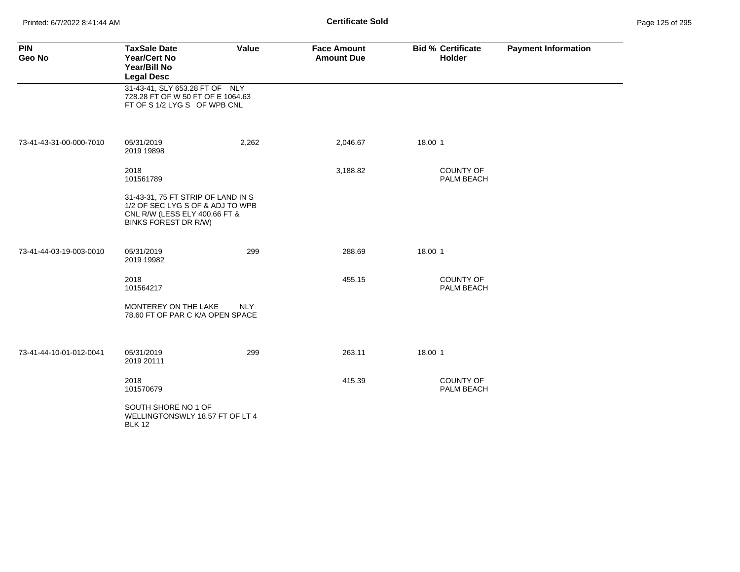| PIN<br>Geo No | TaxSale Date<br>Year/Cert No<br>Year/Bill No<br>Legal Desc | Value | Face Amount<br>Amount Due | Bid % | Certificate Holder | Payment Information |
|---|---|---|---|---|---|---|
| | 31-43-41, SLY 653.28 FT OF NLY 728.28 FT OF W 50 FT OF E 1064.63 FT OF S 1/2 LYG S OF WPB CNL | | | | | |
| 73-41-43-31-00-000-7010 | 05/31/2019<br>2019 19898 | 2,262 | 2,046.67 | 18.00 | 1 | |
| | 2018<br>101561789 | | 3,188.82 | | COUNTY OF PALM BEACH | |
| | 31-43-31, 75 FT STRIP OF LAND IN S 1/2 OF SEC LYG S OF & ADJ TO WPB CNL R/W (LESS ELY 400.66 FT & BINKS FOREST DR R/W) | | | | | |
| 73-41-44-03-19-003-0010 | 05/31/2019<br>2019 19982 | 299 | 288.69 | 18.00 | 1 | |
| | 2018<br>101564217 | | 455.15 | | COUNTY OF PALM BEACH | |
| | MONTEREY ON THE LAKE NLY 78.60 FT OF PAR C K/A OPEN SPACE | | | | | |
| 73-41-44-10-01-012-0041 | 05/31/2019<br>2019 20111 | 299 | 263.11 | 18.00 | 1 | |
| | 2018<br>101570679 | | 415.39 | | COUNTY OF PALM BEACH | |
| | SOUTH SHORE NO 1 OF WELLINGTONSWLY 18.57 FT OF LT 4 BLK 12 | | | | | |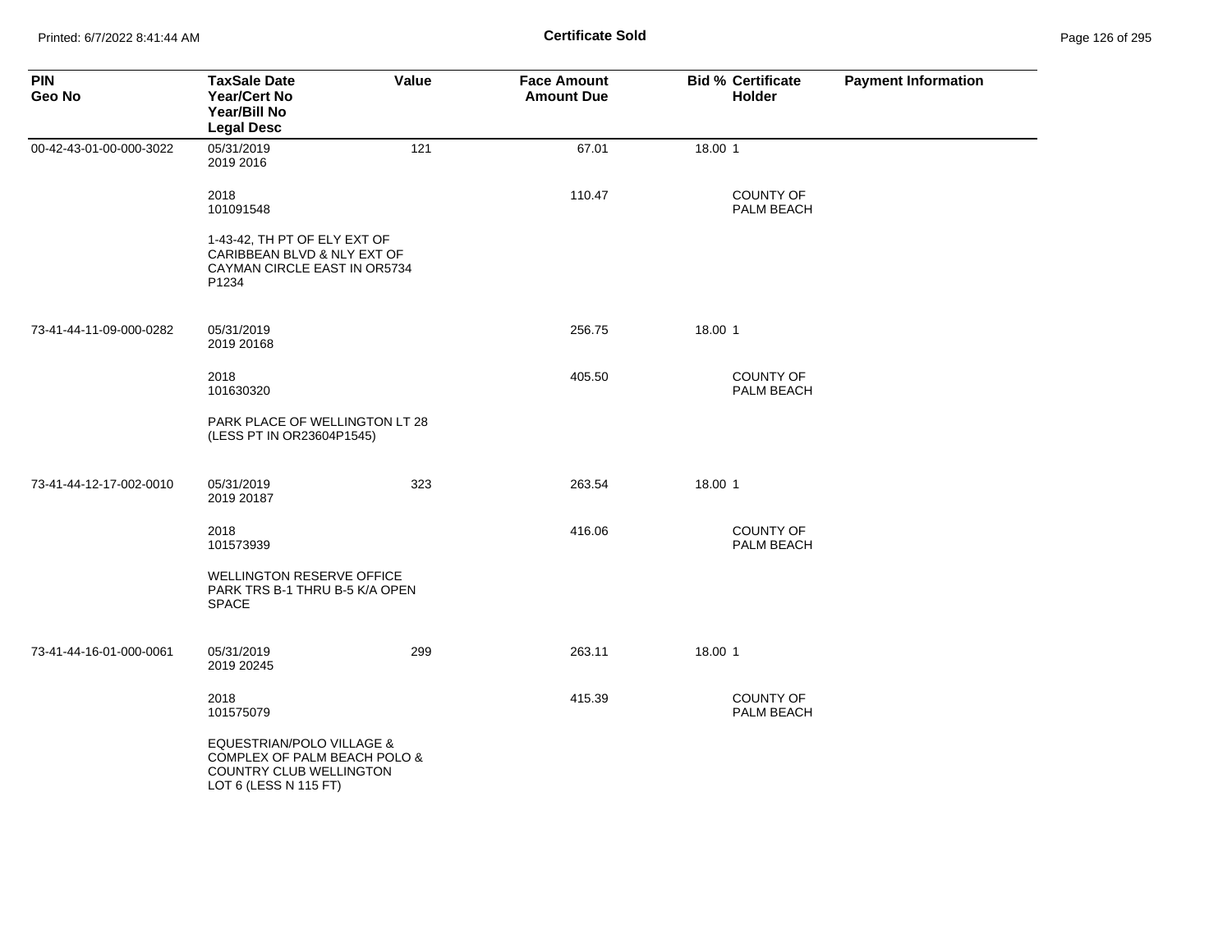# Certificate Sold

| PIN<br>Geo No | TaxSale Date<br>Year/Cert No<br>Year/Bill No<br>Legal Desc | Value | Face Amount<br>Amount Due | Bid % | Certificate<br>Holder | Payment Information |
|---|---|---|---|---|---|---|
| 00-42-43-01-00-000-3022 | 05/31/2019<br>2019 2016 | 121 | 67.01 | 18.00 | 1 | |
| | 2018<br>101091548 | | 110.47 | | COUNTY OF PALM BEACH | |
| | 1-43-42, TH PT OF ELY EXT OF CARIBBEAN BLVD & NLY EXT OF CAYMAN CIRCLE EAST IN OR5734 P1234 | | | | | |
| 73-41-44-11-09-000-0282 | 05/31/2019<br>2019 20168 | | 256.75 | 18.00 | 1 | |
| | 2018<br>101630320 | | 405.50 | | COUNTY OF PALM BEACH | |
| | PARK PLACE OF WELLINGTON LT 28 (LESS PT IN OR23604P1545) | | | | | |
| 73-41-44-12-17-002-0010 | 05/31/2019<br>2019 20187 | 323 | 263.54 | 18.00 | 1 | |
| | 2018<br>101573939 | | 416.06 | | COUNTY OF PALM BEACH | |
| | WELLINGTON RESERVE OFFICE PARK TRS B-1 THRU B-5 K/A OPEN SPACE | | | | | |
| 73-41-44-16-01-000-0061 | 05/31/2019<br>2019 20245 | 299 | 263.11 | 18.00 | 1 | |
| | 2018<br>101575079 | | 415.39 | | COUNTY OF PALM BEACH | |
| | EQUESTRIAN/POLO VILLAGE & COMPLEX OF PALM BEACH POLO & COUNTRY CLUB WELLINGTON LOT 6 (LESS N 115 FT) | | | | | |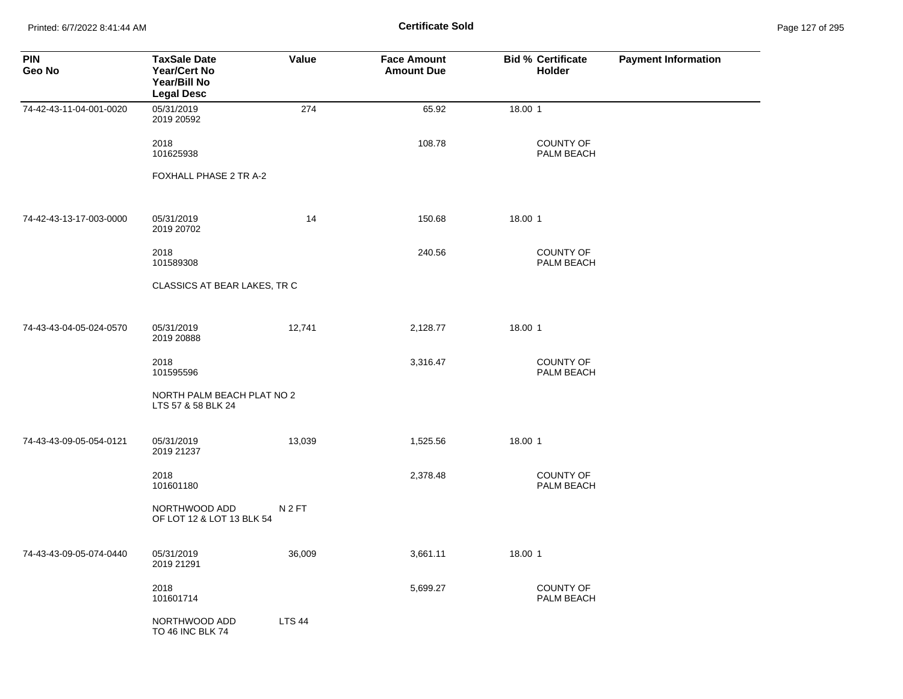**Certificate Sold**

| PIN<br>Geo No | TaxSale Date<br>Year/Cert No<br>Year/Bill No<br>Legal Desc | Value | Face Amount<br>Amount Due | Bid % Certificate<br>Holder | Payment Information |
|---|---|---|---|---|---|
| 74-42-43-11-04-001-0020 | 05/31/2019<br>2019 20592 | 274 | 65.92 | 18.00 1 | |
| | 2018<br>101625938 | | 108.78 | COUNTY OF PALM BEACH | |
| | FOXHALL PHASE 2 TR A-2 | | | | |
| 74-42-43-13-17-003-0000 | 05/31/2019<br>2019 20702 | 14 | 150.68 | 18.00 1 | |
| | 2018<br>101589308 | | 240.56 | COUNTY OF PALM BEACH | |
| | CLASSICS AT BEAR LAKES, TR C | | | | |
| 74-43-43-04-05-024-0570 | 05/31/2019<br>2019 20888 | 12,741 | 2,128.77 | 18.00 1 | |
| | 2018<br>101595596 | | 3,316.47 | COUNTY OF PALM BEACH | |
| | NORTH PALM BEACH PLAT NO 2<br>LTS 57 & 58 BLK 24 | | | | |
| 74-43-43-09-05-054-0121 | 05/31/2019<br>2019 21237 | 13,039 | 1,525.56 | 18.00 1 | |
| | 2018<br>101601180 | | 2,378.48 | COUNTY OF PALM BEACH | |
| | NORTHWOOD ADD N 2 FT<br>OF LOT 12 & LOT 13 BLK 54 | | | | |
| 74-43-43-09-05-074-0440 | 05/31/2019<br>2019 21291 | 36,009 | 3,661.11 | 18.00 1 | |
| | 2018<br>101601714 | | 5,699.27 | COUNTY OF PALM BEACH | |
| | NORTHWOOD ADD LTS 44<br>TO 46 INC BLK 74 | | | | |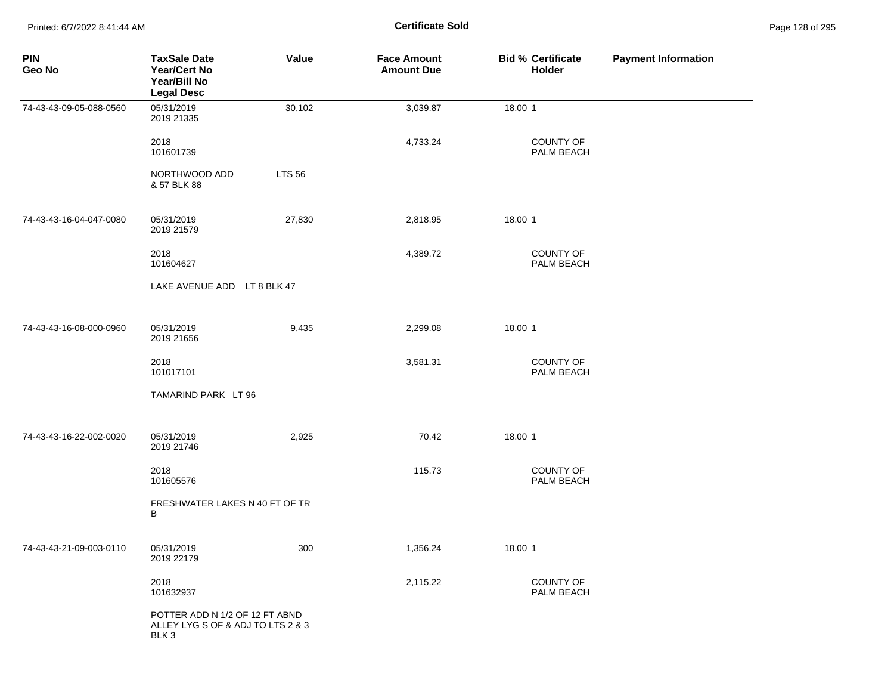# Certificate Sold

| PIN<br>Geo No | TaxSale Date<br>Year/Cert No<br>Year/Bill No<br>Legal Desc | Value | Face Amount<br>Amount Due | Bid % | Certificate Holder | Payment Information |
|---|---|---|---|---|---|---|
| 74-43-43-09-05-088-0560 | 05/31/2019<br>2019 21335 | 30,102 | 3,039.87 | 18.00 | 1 | |
| | 2018<br>101601739 | | 4,733.24 | | COUNTY OF PALM BEACH | |
| | NORTHWOOD ADD & 57 BLK 88 | LTS 56 | | | | |
| 74-43-43-16-04-047-0080 | 05/31/2019<br>2019 21579 | 27,830 | 2,818.95 | 18.00 | 1 | |
| | 2018<br>101604627 | | 4,389.72 | | COUNTY OF PALM BEACH | |
| | LAKE AVENUE ADD LT 8 BLK 47 | | | | | |
| 74-43-43-16-08-000-0960 | 05/31/2019<br>2019 21656 | 9,435 | 2,299.08 | 18.00 | 1 | |
| | 2018<br>101017101 | | 3,581.31 | | COUNTY OF PALM BEACH | |
| | TAMARIND PARK LT 96 | | | | | |
| 74-43-43-16-22-002-0020 | 05/31/2019<br>2019 21746 | 2,925 | 70.42 | 18.00 | 1 | |
| | 2018<br>101605576 | | 115.73 | | COUNTY OF PALM BEACH | |
| | FRESHWATER LAKES N 40 FT OF TR B | | | | | |
| 74-43-43-21-09-003-0110 | 05/31/2019<br>2019 22179 | 300 | 1,356.24 | 18.00 | 1 | |
| | 2018<br>101632937 | | 2,115.22 | | COUNTY OF PALM BEACH | |
| | POTTER ADD N 1/2 OF 12 FT ABND ALLEY LYG S OF & ADJ TO LTS 2 & 3 BLK 3 | | | | | |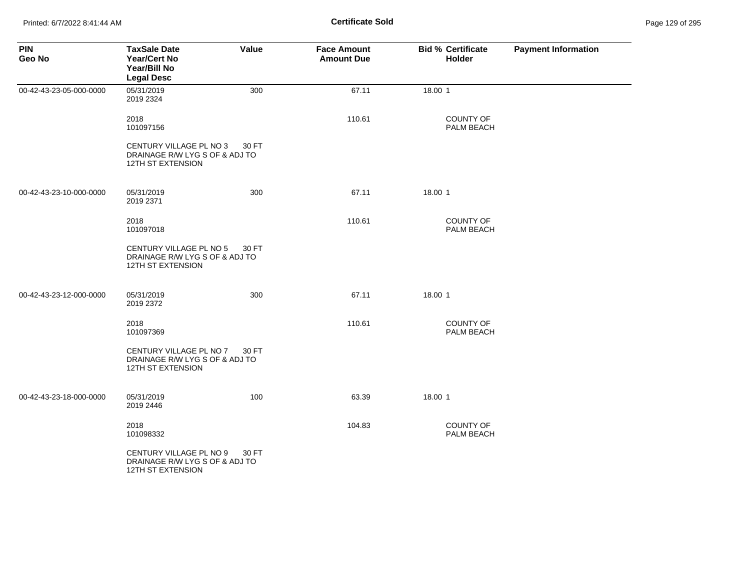**Certificate Sold**

| PIN<br>Geo No | TaxSale Date<br>Year/Cert No<br>Year/Bill No<br>Legal Desc | Value | Face Amount<br>Amount Due | Bid % | Certificate Holder | Payment Information |
|---|---|---|---|---|---|---|
| 00-42-43-23-05-000-0000 | 05/31/2019<br>2019 2324 | 300 | 67.11 | 18.00 | 1 | |
| | 2018<br>101097156 | | 110.61 | | COUNTY OF PALM BEACH | |
| | CENTURY VILLAGE PL NO 3 30 FT DRAINAGE R/W LYG S OF & ADJ TO 12TH ST EXTENSION | | | | | |
| 00-42-43-23-10-000-0000 | 05/31/2019<br>2019 2371 | 300 | 67.11 | 18.00 | 1 | |
| | 2018<br>101097018 | | 110.61 | | COUNTY OF PALM BEACH | |
| | CENTURY VILLAGE PL NO 5 30 FT DRAINAGE R/W LYG S OF & ADJ TO 12TH ST EXTENSION | | | | | |
| 00-42-43-23-12-000-0000 | 05/31/2019<br>2019 2372 | 300 | 67.11 | 18.00 | 1 | |
| | 2018<br>101097369 | | 110.61 | | COUNTY OF PALM BEACH | |
| | CENTURY VILLAGE PL NO 7 30 FT DRAINAGE R/W LYG S OF & ADJ TO 12TH ST EXTENSION | | | | | |
| 00-42-43-23-18-000-0000 | 05/31/2019<br>2019 2446 | 100 | 63.39 | 18.00 | 1 | |
| | 2018<br>101098332 | | 104.83 | | COUNTY OF PALM BEACH | |
| | CENTURY VILLAGE PL NO 9 30 FT DRAINAGE R/W LYG S OF & ADJ TO 12TH ST EXTENSION | | | | | |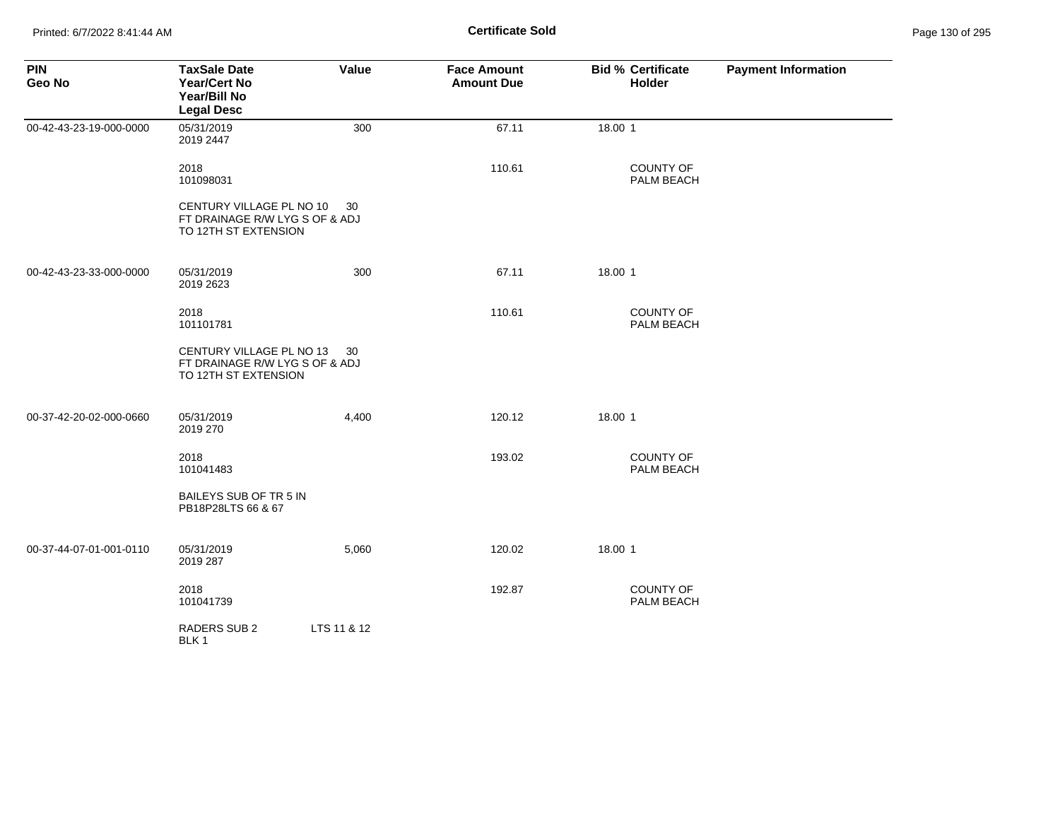**Certificate Sold**

| PIN<br>Geo No | TaxSale Date<br>Year/Cert No<br>Year/Bill No<br>Legal Desc | Value | Face Amount<br>Amount Due | Bid % | Certificate Holder | Payment Information |
|---|---|---|---|---|---|---|
| 00-42-43-23-19-000-0000 | 05/31/2019<br>2019 2447 | 300 | 67.11 | 18.00 | 1 | |
| | 2018<br>101098031 | | 110.61 | | COUNTY OF PALM BEACH | |
| | CENTURY VILLAGE PL NO 10 30 FT DRAINAGE R/W LYG S OF & ADJ TO 12TH ST EXTENSION | | | | | |
| 00-42-43-23-33-000-0000 | 05/31/2019<br>2019 2623 | 300 | 67.11 | 18.00 | 1 | |
| | 2018<br>101101781 | | 110.61 | | COUNTY OF PALM BEACH | |
| | CENTURY VILLAGE PL NO 13 30 FT DRAINAGE R/W LYG S OF & ADJ TO 12TH ST EXTENSION | | | | | |
| 00-37-42-20-02-000-0660 | 05/31/2019<br>2019 270 | 4,400 | 120.12 | 18.00 | 1 | |
| | 2018<br>101041483 | | 193.02 | | COUNTY OF PALM BEACH | |
| | BAILEYS SUB OF TR 5 IN PB18P28LTS 66 & 67 | | | | | |
| 00-37-44-07-01-001-0110 | 05/31/2019<br>2019 287 | 5,060 | 120.02 | 18.00 | 1 | |
| | 2018<br>101041739 | | 192.87 | | COUNTY OF PALM BEACH | |
| | RADERS SUB 2 LTS 11 & 12 BLK 1 | | | | | |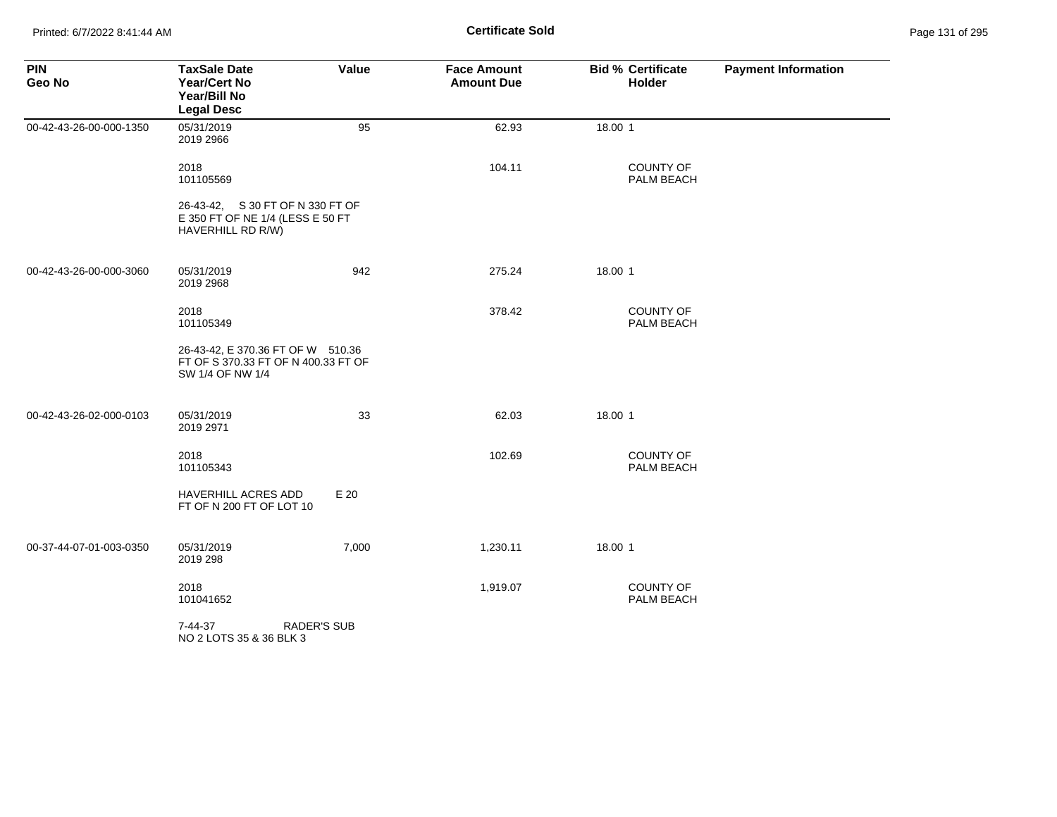**Certificate Sold**

| PIN<br>Geo No | TaxSale Date<br>Year/Cert No<br>Year/Bill No<br>Legal Desc | Value | Face Amount<br>Amount Due | Bid % | Certificate Holder | Payment Information |
|---|---|---|---|---|---|---|
| 00-42-43-26-00-000-1350 | 05/31/2019<br>2019 2966 | 95 | 62.93 | 18.00 | 1 | |
| | 2018<br>101105569 | | 104.11 | | COUNTY OF PALM BEACH | |
| | 26-43-42, S 30 FT OF N 330 FT OF E 350 FT OF NE 1/4 (LESS E 50 FT HAVERHILL RD R/W) | | | | | |
| 00-42-43-26-00-000-3060 | 05/31/2019<br>2019 2968 | 942 | 275.24 | 18.00 | 1 | |
| | 2018<br>101105349 | | 378.42 | | COUNTY OF PALM BEACH | |
| | 26-43-42, E 370.36 FT OF W 510.36 FT OF S 370.33 FT OF N 400.33 FT OF SW 1/4 OF NW 1/4 | | | | | |
| 00-42-43-26-02-000-0103 | 05/31/2019<br>2019 2971 | 33 | 62.03 | 18.00 | 1 | |
| | 2018<br>101105343 | | 102.69 | | COUNTY OF PALM BEACH | |
| | HAVERHILL ACRES ADD E 20 FT OF N 200 FT OF LOT 10 | | | | | |
| 00-37-44-07-01-003-0350 | 05/31/2019<br>2019 298 | 7,000 | 1,230.11 | 18.00 | 1 | |
| | 2018<br>101041652 | | 1,919.07 | | COUNTY OF PALM BEACH | |
| | 7-44-37 RADER'S SUB NO 2 LOTS 35 & 36 BLK 3 | | | | | |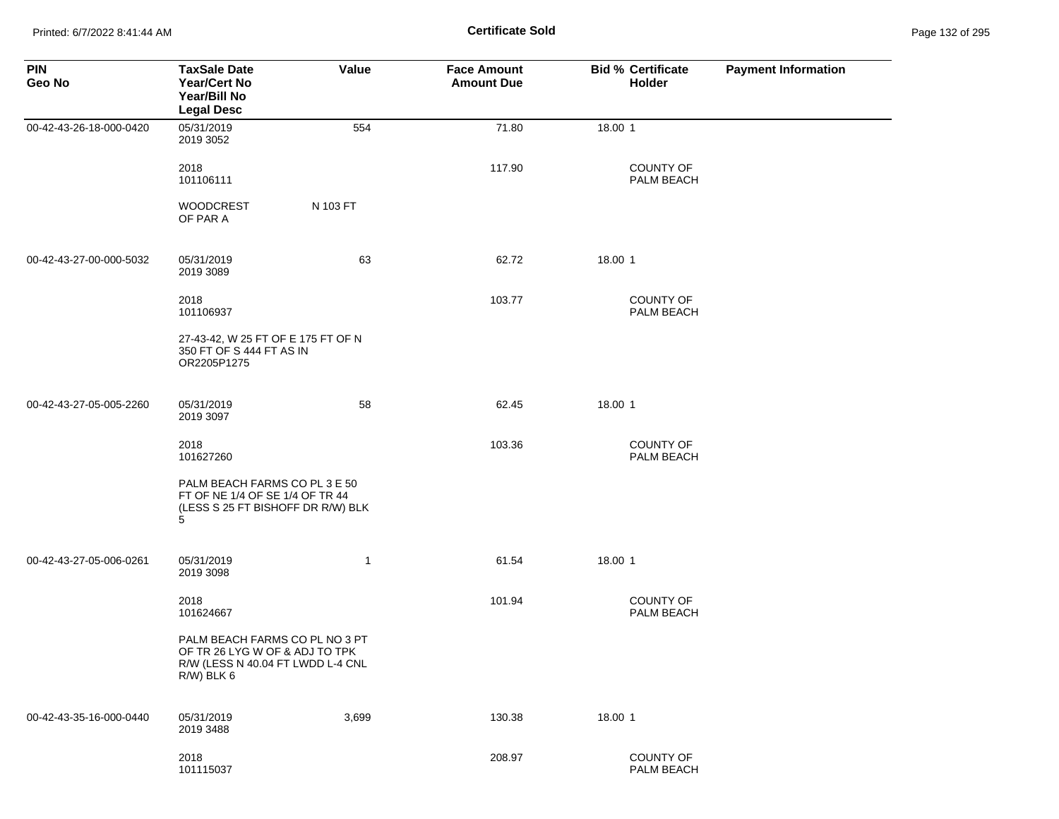## Certificate Sold

| PIN<br>Geo No | TaxSale Date<br>Year/Cert No<br>Year/Bill No<br>Legal Desc | Value | Face Amount<br>Amount Due | Bid % | Certificate Holder | Payment Information |
|---|---|---|---|---|---|---|
| 00-42-43-26-18-000-0420 | 05/31/2019<br>2019 3052 | 554 | 71.80 | 18.00 | 1 | |
| | 2018<br>101106111 | | 117.90 | | COUNTY OF PALM BEACH | |
| | WOODCREST OF PAR A | N 103 FT | | | | |
| 00-42-43-27-00-000-5032 | 05/31/2019<br>2019 3089 | 63 | 62.72 | 18.00 | 1 | |
| | 2018<br>101106937 | | 103.77 | | COUNTY OF PALM BEACH | |
| | 27-43-42, W 25 FT OF E 175 FT OF N 350 FT OF S 444 FT AS IN OR2205P1275 | | | | | |
| 00-42-43-27-05-005-2260 | 05/31/2019<br>2019 3097 | 58 | 62.45 | 18.00 | 1 | |
| | 2018<br>101627260 | | 103.36 | | COUNTY OF PALM BEACH | |
| | PALM BEACH FARMS CO PL 3 E 50 FT OF NE 1/4 OF SE 1/4 OF TR 44 (LESS S 25 FT BISHOFF DR R/W) BLK 5 | | | | | |
| 00-42-43-27-05-006-0261 | 05/31/2019<br>2019 3098 | 1 | 61.54 | 18.00 | 1 | |
| | 2018<br>101624667 | | 101.94 | | COUNTY OF PALM BEACH | |
| | PALM BEACH FARMS CO PL NO 3 PT OF TR 26 LYG W OF & ADJ TO TPK R/W (LESS N 40.04 FT LWDD L-4 CNL R/W) BLK 6 | | | | | |
| 00-42-43-35-16-000-0440 | 05/31/2019<br>2019 3488 | 3,699 | 130.38 | 18.00 | 1 | |
| | 2018<br>101115037 | | 208.97 | | COUNTY OF PALM BEACH | |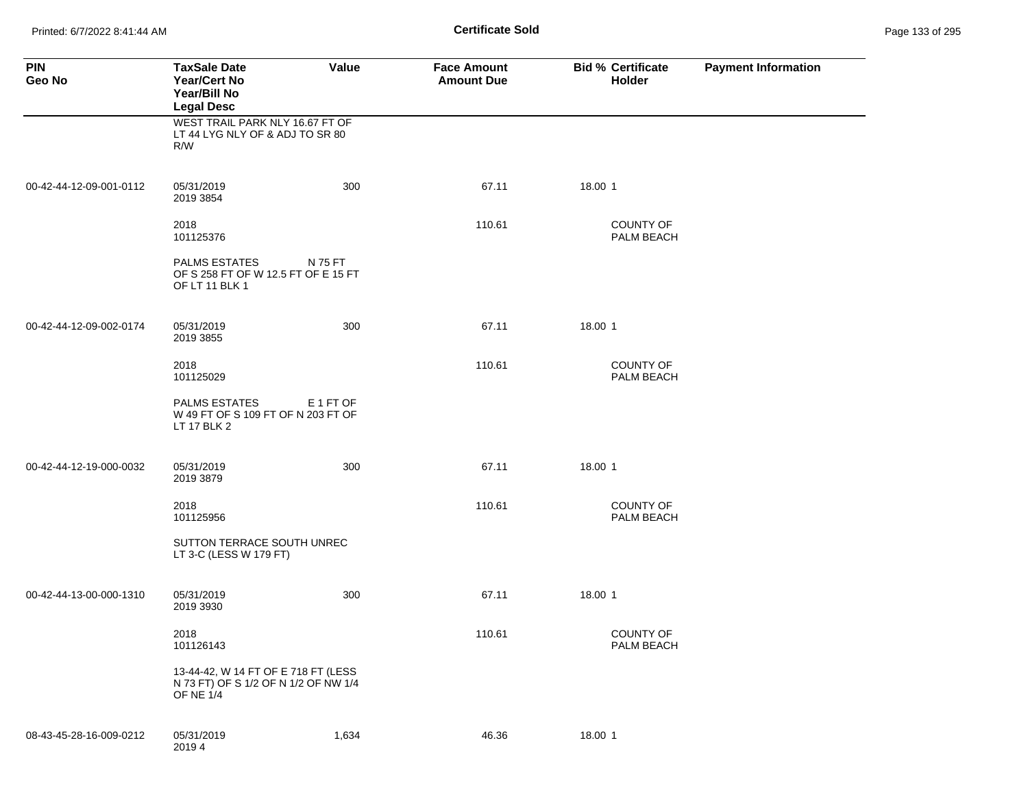**Certificate Sold**

| PIN<br>Geo No | TaxSale Date<br>Year/Cert No<br>Year/Bill No<br>Legal Desc | Value | Face Amount<br>Amount Due | Bid % | Certificate<br>Holder | Payment Information |
|---|---|---|---|---|---|---|
| | WEST TRAIL PARK NLY 16.67 FT OF LT 44 LYG NLY OF & ADJ TO SR 80 R/W | | | | | |
| 00-42-44-12-09-001-0112 | 05/31/2019<br>2019 3854 | 300 | 67.11 | 18.00 | 1 | |
| | 2018<br>101125376 | | 110.61 | | COUNTY OF PALM BEACH | |
| | PALMS ESTATES N 75 FT OF S 258 FT OF W 12.5 FT OF E 15 FT OF LT 11 BLK 1 | | | | | |
| 00-42-44-12-09-002-0174 | 05/31/2019<br>2019 3855 | 300 | 67.11 | 18.00 | 1 | |
| | 2018<br>101125029 | | 110.61 | | COUNTY OF PALM BEACH | |
| | PALMS ESTATES E 1 FT OF W 49 FT OF S 109 FT OF N 203 FT OF LT 17 BLK 2 | | | | | |
| 00-42-44-12-19-000-0032 | 05/31/2019<br>2019 3879 | 300 | 67.11 | 18.00 | 1 | |
| | 2018<br>101125956 | | 110.61 | | COUNTY OF PALM BEACH | |
| | SUTTON TERRACE SOUTH UNREC LT 3-C (LESS W 179 FT) | | | | | |
| 00-42-44-13-00-000-1310 | 05/31/2019<br>2019 3930 | 300 | 67.11 | 18.00 | 1 | |
| | 2018<br>101126143 | | 110.61 | | COUNTY OF PALM BEACH | |
| | 13-44-42, W 14 FT OF E 718 FT (LESS N 73 FT) OF S 1/2 OF N 1/2 OF NW 1/4 OF NE 1/4 | | | | | |
| 08-43-45-28-16-009-0212 | 05/31/2019<br>2019 4 | 1,634 | 46.36 | 18.00 | 1 | |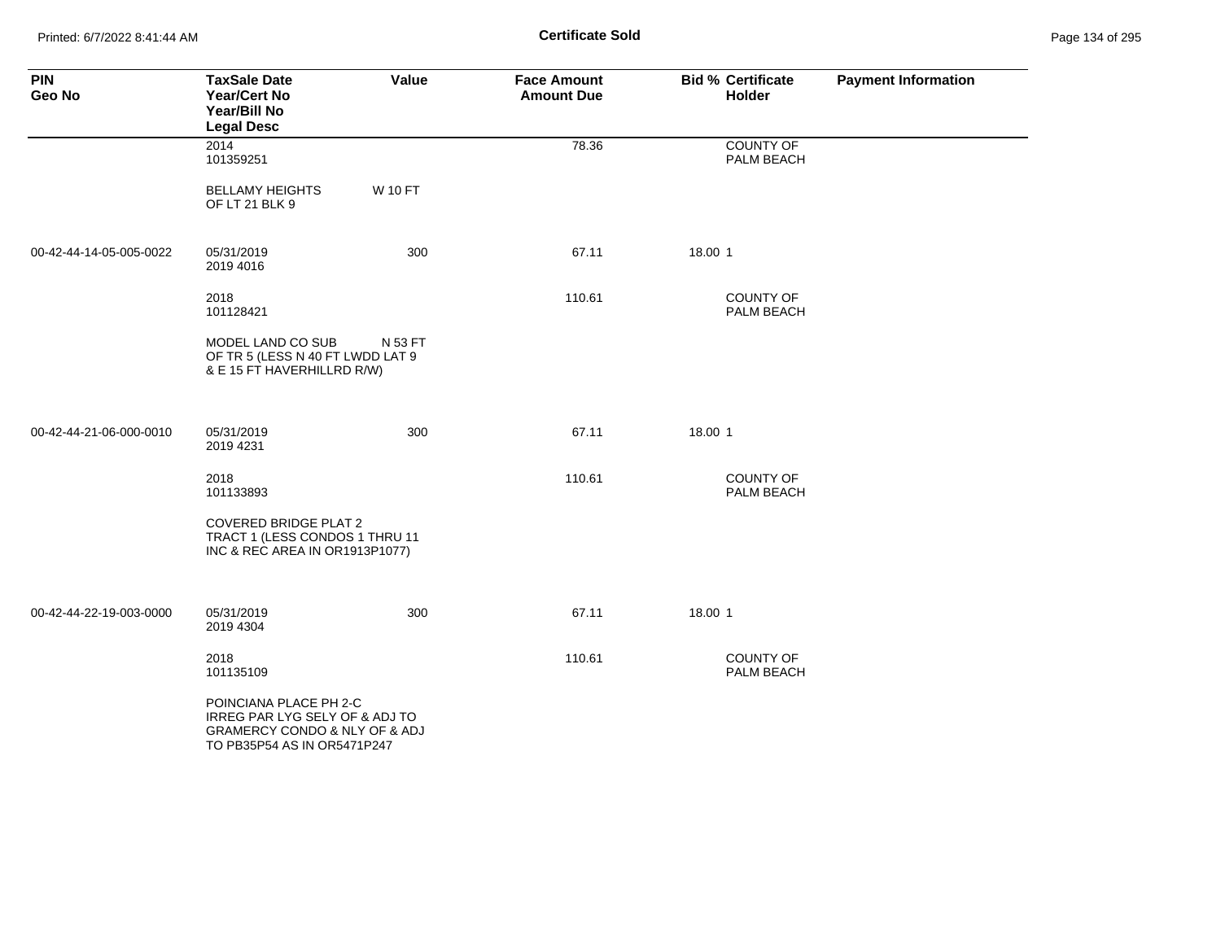**Certificate Sold**

| PIN<br>Geo No | TaxSale Date<br>Year/Cert No<br>Year/Bill No<br>Legal Desc | Value | Face Amount<br>Amount Due | Bid % | Certificate Holder | Payment Information |
|---|---|---|---|---|---|---|
| | 2014<br>101359251 | | 78.36 | | COUNTY OF PALM BEACH | |
| | BELLAMY HEIGHTS W 10 FT OF LT 21 BLK 9 | | | | | |
| 00-42-44-14-05-005-0022 | 05/31/2019<br>2019 4016 | 300 | 67.11 | 18.00 | 1 | |
| | 2018<br>101128421 | | 110.61 | | COUNTY OF PALM BEACH | |
| | MODEL LAND CO SUB N 53 FT OF TR 5 (LESS N 40 FT LWDD LAT 9 & E 15 FT HAVERHILLRD R/W) | | | | | |
| 00-42-44-21-06-000-0010 | 05/31/2019<br>2019 4231 | 300 | 67.11 | 18.00 | 1 | |
| | 2018<br>101133893 | | 110.61 | | COUNTY OF PALM BEACH | |
| | COVERED BRIDGE PLAT 2 TRACT 1 (LESS CONDOS 1 THRU 11 INC & REC AREA IN OR1913P1077) | | | | | |
| 00-42-44-22-19-003-0000 | 05/31/2019<br>2019 4304 | 300 | 67.11 | 18.00 | 1 | |
| | 2018<br>101135109 | | 110.61 | | COUNTY OF PALM BEACH | |
| | POINCIANA PLACE PH 2-C IRREG PAR LYG SELY OF & ADJ TO GRAMERCY CONDO & NLY OF & ADJ TO PB35P54 AS IN OR5471P247 | | | | | |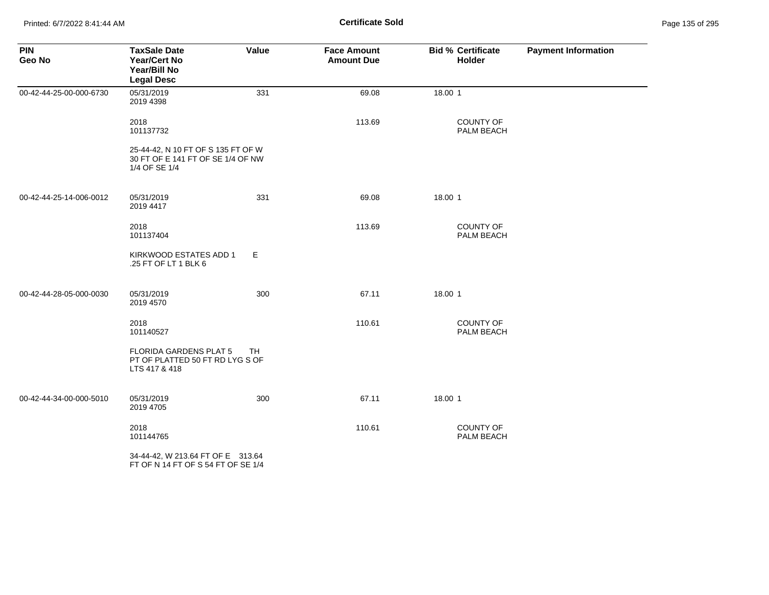**Certificate Sold**

| PIN<br>Geo No | TaxSale Date<br>Year/Cert No<br>Year/Bill No<br>Legal Desc | Value | Face Amount<br>Amount Due | Bid % | Certificate Holder | Payment Information |
|---|---|---|---|---|---|---|
| 00-42-44-25-00-000-6730 | 05/31/2019<br>2019 4398 | 331 | 69.08 | 18.00 | 1 | |
| | 2018<br>101137732 | | 113.69 | | COUNTY OF PALM BEACH | |
| | 25-44-42, N 10 FT OF S 135 FT OF W 30 FT OF E 141 FT OF SE 1/4 OF NW 1/4 OF SE 1/4 | | | | | |
| 00-42-44-25-14-006-0012 | 05/31/2019<br>2019 4417 | 331 | 69.08 | 18.00 | 1 | |
| | 2018<br>101137404 | | 113.69 | | COUNTY OF PALM BEACH | |
| | KIRKWOOD ESTATES ADD 1 E .25 FT OF LT 1 BLK 6 | | | | | |
| 00-42-44-28-05-000-0030 | 05/31/2019<br>2019 4570 | 300 | 67.11 | 18.00 | 1 | |
| | 2018<br>101140527 | | 110.61 | | COUNTY OF PALM BEACH | |
| | FLORIDA GARDENS PLAT 5 TH PT OF PLATTED 50 FT RD LYG S OF LTS 417 & 418 | | | | | |
| 00-42-44-34-00-000-5010 | 05/31/2019<br>2019 4705 | 300 | 67.11 | 18.00 | 1 | |
| | 2018<br>101144765 | | 110.61 | | COUNTY OF PALM BEACH | |
| | 34-44-42, W 213.64 FT OF E 313.64 FT OF N 14 FT OF S 54 FT OF SE 1/4 | | | | | |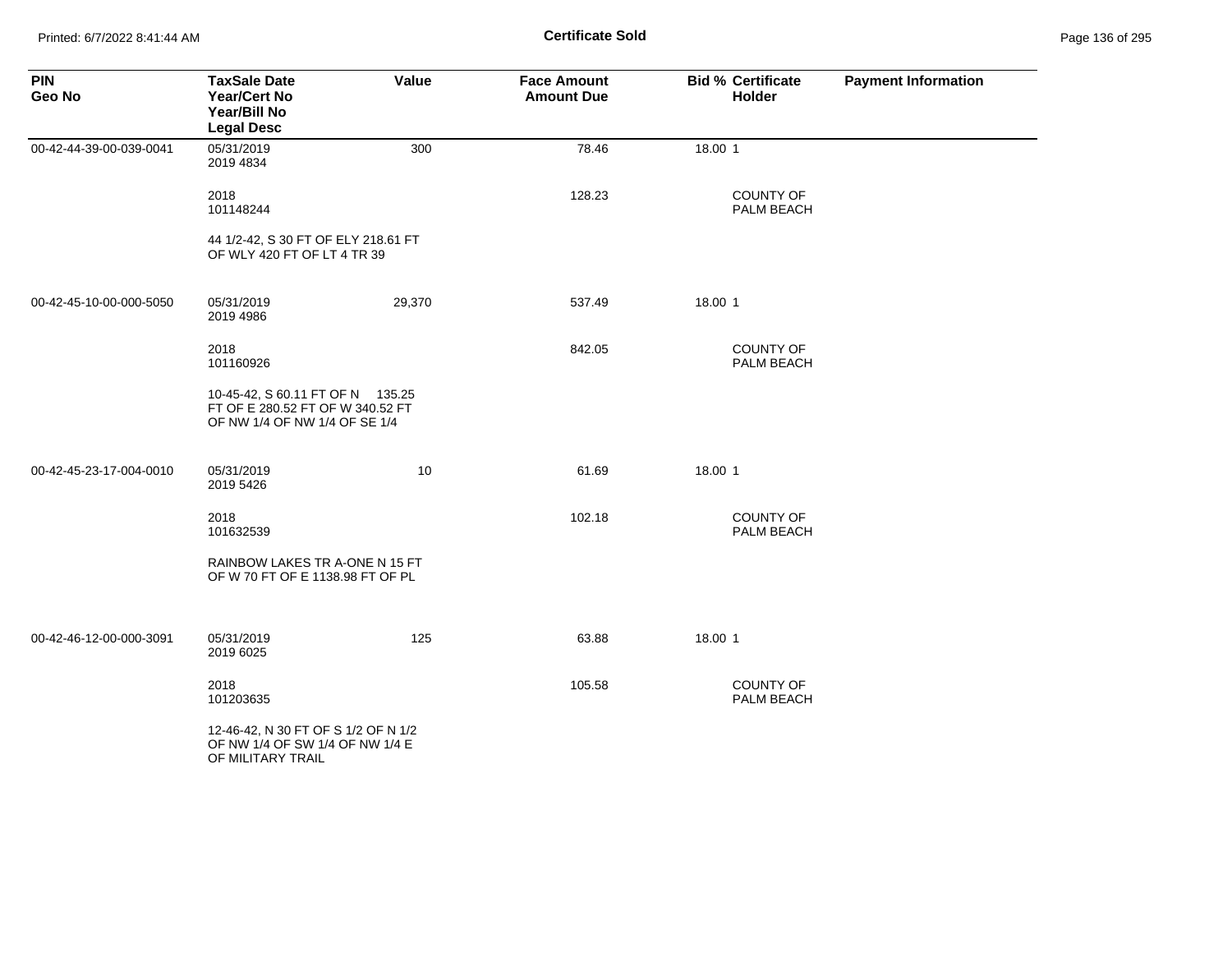| PIN<br>Geo No | TaxSale Date<br>Year/Cert No<br>Year/Bill No<br>Legal Desc | Value | Face Amount<br>Amount Due | Bid % | Certificate Holder | Payment Information |
|---|---|---|---|---|---|---|
| 00-42-44-39-00-039-0041 | 05/31/2019<br>2019 4834 | 300 | 78.46 | 18.00 | 1 | |
| | 2018<br>101148244 | | 128.23 | | COUNTY OF PALM BEACH | |
| | 44 1/2-42, S 30 FT OF ELY 218.61 FT OF WLY 420 FT OF LT 4 TR 39 | | | | | |
| 00-42-45-10-00-000-5050 | 05/31/2019<br>2019 4986 | 29,370 | 537.49 | 18.00 | 1 | |
| | 2018<br>101160926 | | 842.05 | | COUNTY OF PALM BEACH | |
| | 10-45-42, S 60.11 FT OF N 135.25 FT OF E 280.52 FT OF W 340.52 FT OF NW 1/4 OF NW 1/4 OF SE 1/4 | | | | | |
| 00-42-45-23-17-004-0010 | 05/31/2019<br>2019 5426 | 10 | 61.69 | 18.00 | 1 | |
| | 2018<br>101632539 | | 102.18 | | COUNTY OF PALM BEACH | |
| | RAINBOW LAKES TR A-ONE N 15 FT OF W 70 FT OF E 1138.98 FT OF PL | | | | | |
| 00-42-46-12-00-000-3091 | 05/31/2019<br>2019 6025 | 125 | 63.88 | 18.00 | 1 | |
| | 2018<br>101203635 | | 105.58 | | COUNTY OF PALM BEACH | |
| | 12-46-42, N 30 FT OF S 1/2 OF N 1/2 OF NW 1/4 OF SW 1/4 OF NW 1/4 E OF MILITARY TRAIL | | | | | |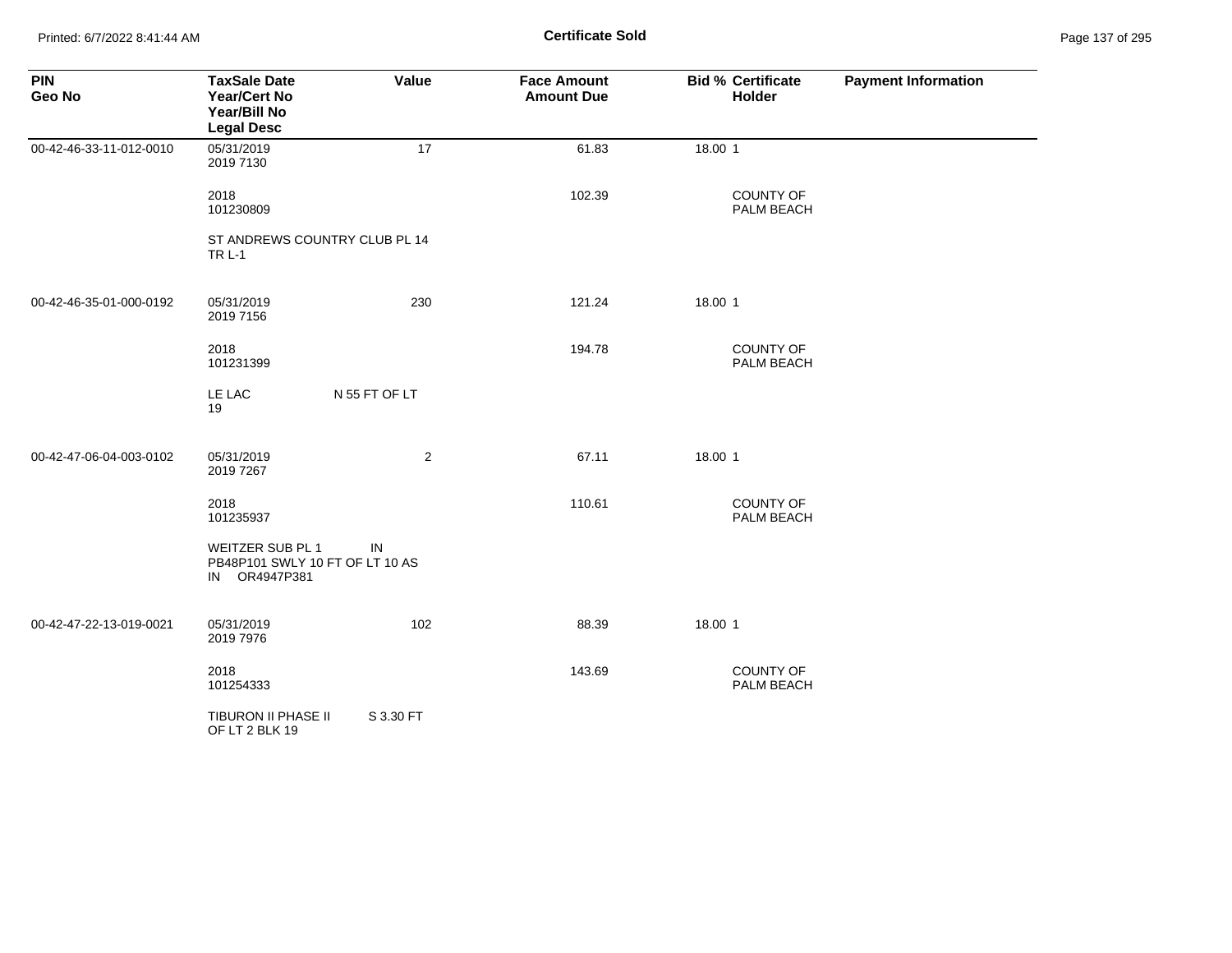**Certificate Sold**

| PIN<br>Geo No | TaxSale Date<br>Year/Cert No<br>Year/Bill No<br>Legal Desc | Value | Face Amount<br>Amount Due | Bid % | Certificate<br>Holder | Payment Information |
|---|---|---|---|---|---|---|
| 00-42-46-33-11-012-0010 | 05/31/2019<br>2019 7130 | 17 | 61.83 | 18.00 | 1 | |
| | 2018<br>101230809 | | 102.39 | | COUNTY OF PALM BEACH | |
| | ST ANDREWS COUNTRY CLUB PL 14 TR L-1 | | | | | |
| 00-42-46-35-01-000-0192 | 05/31/2019<br>2019 7156 | 230 | 121.24 | 18.00 | 1 | |
| | 2018<br>101231399 | | 194.78 | | COUNTY OF PALM BEACH | |
| | LE LAC N 55 FT OF LT 19 | | | | | |
| 00-42-47-06-04-003-0102 | 05/31/2019<br>2019 7267 | 2 | 67.11 | 18.00 | 1 | |
| | 2018<br>101235937 | | 110.61 | | COUNTY OF PALM BEACH | |
| | WEITZER SUB PL 1 IN PB48P101 SWLY 10 FT OF LT 10 AS IN OR4947P381 | | | | | |
| 00-42-47-22-13-019-0021 | 05/31/2019<br>2019 7976 | 102 | 88.39 | 18.00 | 1 | |
| | 2018<br>101254333 | | 143.69 | | COUNTY OF PALM BEACH | |
| | TIBURON II PHASE II S 3.30 FT OF LT 2 BLK 19 | | | | | |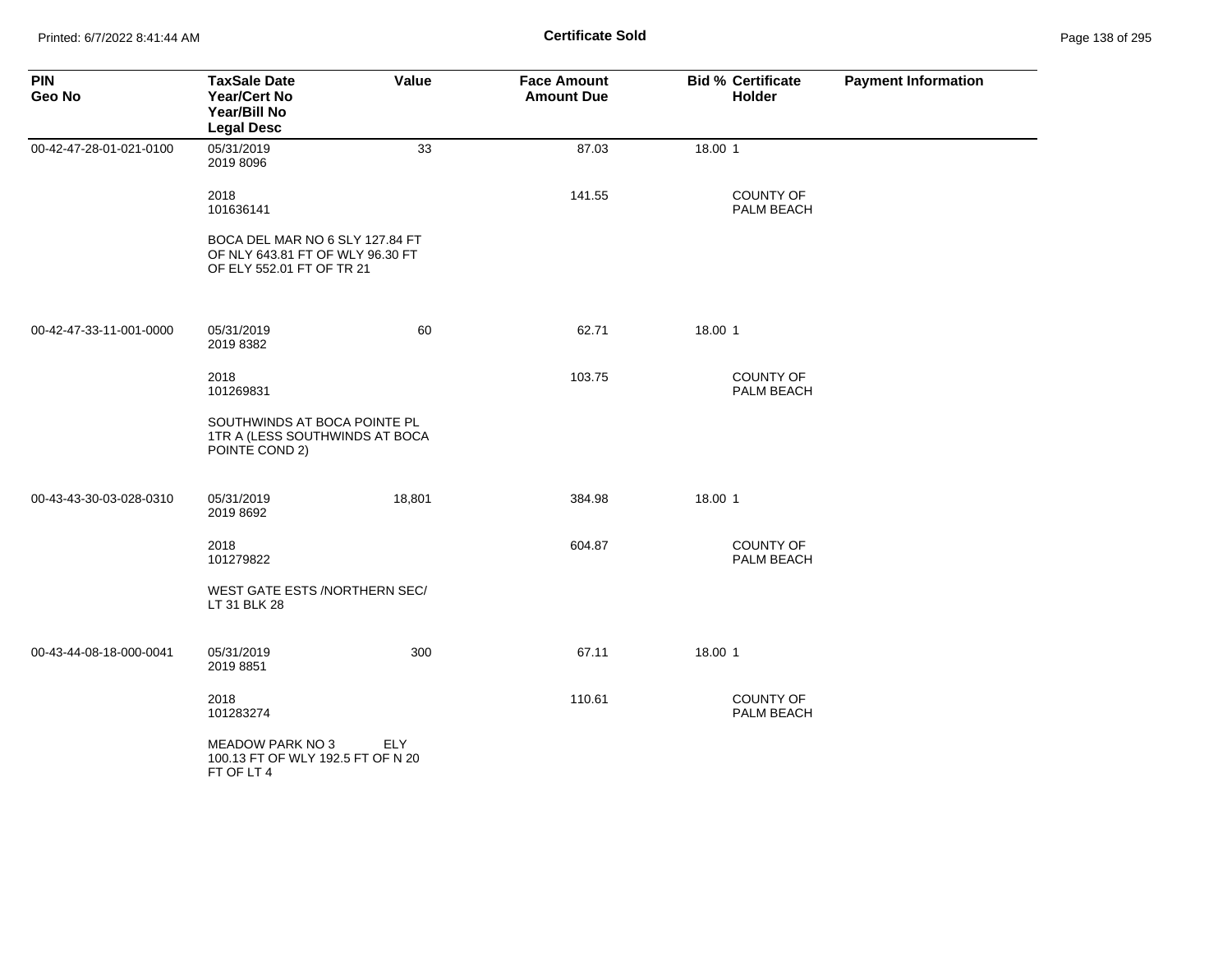**Certificate Sold**

| PIN<br>Geo No | TaxSale Date<br>Year/Cert No<br>Year/Bill No<br>Legal Desc | Value | Face Amount<br>Amount Due | Bid % | Certificate<br>Holder | Payment Information |
|---|---|---|---|---|---|---|
| 00-42-47-28-01-021-0100 | 05/31/2019<br>2019 8096 | 33 | 87.03 | 18.00 | 1 | |
| | 2018<br>101636141 | | 141.55 | | COUNTY OF PALM BEACH | |
| | BOCA DEL MAR NO 6 SLY 127.84 FT OF NLY 643.81 FT OF WLY 96.30 FT OF ELY 552.01 FT OF TR 21 | | | | | |
| 00-42-47-33-11-001-0000 | 05/31/2019<br>2019 8382 | 60 | 62.71 | 18.00 | 1 | |
| | 2018<br>101269831 | | 103.75 | | COUNTY OF PALM BEACH | |
| | SOUTHWINDS AT BOCA POINTE PL 1TR A (LESS SOUTHWINDS AT BOCA POINTE COND 2) | | | | | |
| 00-43-43-30-03-028-0310 | 05/31/2019<br>2019 8692 | 18,801 | 384.98 | 18.00 | 1 | |
| | 2018<br>101279822 | | 604.87 | | COUNTY OF PALM BEACH | |
| | WEST GATE ESTS /NORTHERN SEC/ LT 31 BLK 28 | | | | | |
| 00-43-44-08-18-000-0041 | 05/31/2019<br>2019 8851 | 300 | 67.11 | 18.00 | 1 | |
| | 2018<br>101283274 | | 110.61 | | COUNTY OF PALM BEACH | |
| | MEADOW PARK NO 3 ELY 100.13 FT OF WLY 192.5 FT OF N 20 FT OF LT 4 | | | | | |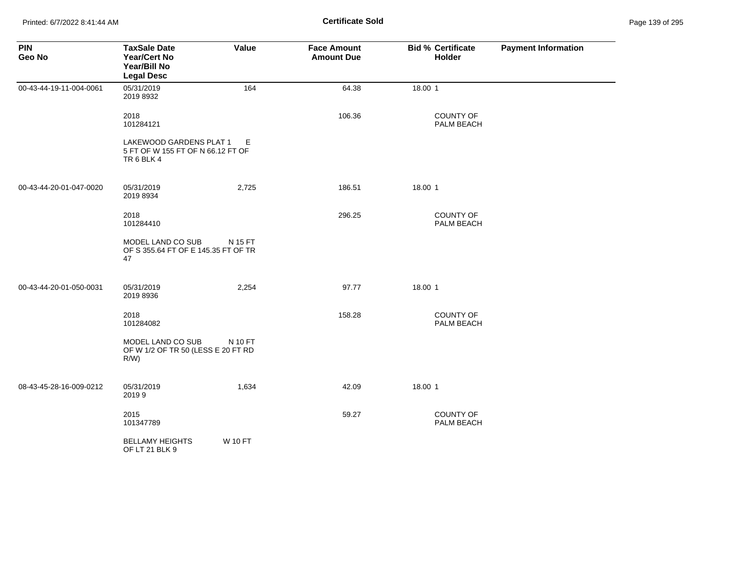# Certificate Sold

| PIN<br>Geo No | TaxSale Date<br>Year/Cert No<br>Year/Bill No<br>Legal Desc | Value | Face Amount<br>Amount Due | Bid % | Certificate Holder | Payment Information |
|---|---|---|---|---|---|---|
| 00-43-44-19-11-004-0061 | 05/31/2019<br>2019 8932<br>2018<br>101284121<br>LAKEWOOD GARDENS PLAT 1 E 5 FT OF W 155 FT OF N 66.12 FT OF TR 6 BLK 4 | 164 | 64.38<br>106.36 | 18.00 | 1<br>COUNTY OF PALM BEACH | |
| 00-43-44-20-01-047-0020 | 05/31/2019<br>2019 8934<br>2018<br>101284410<br>MODEL LAND CO SUB N 15 FT OF S 355.64 FT OF E 145.35 FT OF TR 47 | 2,725 | 186.51<br>296.25 | 18.00 | 1<br>COUNTY OF PALM BEACH | |
| 00-43-44-20-01-050-0031 | 05/31/2019<br>2019 8936<br>2018<br>101284082<br>MODEL LAND CO SUB N 10 FT OF W 1/2 OF TR 50 (LESS E 20 FT RD R/W) | 2,254 | 97.77<br>158.28 | 18.00 | 1<br>COUNTY OF PALM BEACH | |
| 08-43-45-28-16-009-0212 | 05/31/2019<br>2019 9<br>2015<br>101347789<br>BELLAMY HEIGHTS W 10 FT OF LT 21 BLK 9 | 1,634 | 42.09<br>59.27 | 18.00 | 1<br>COUNTY OF PALM BEACH | |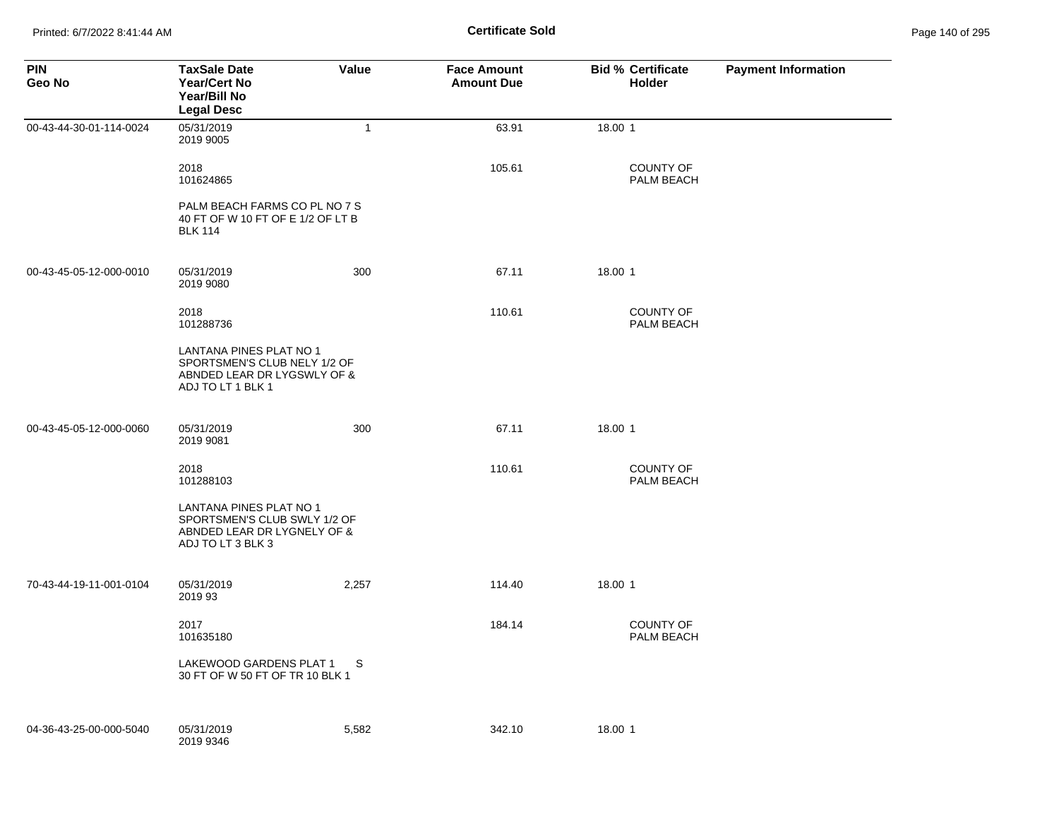**Certificate Sold**

| PIN<br>Geo No | TaxSale Date<br>Year/Cert No<br>Year/Bill No<br>Legal Desc | Value | Face Amount<br>Amount Due | Bid % | Certificate Holder | Payment Information |
|---|---|---|---|---|---|---|
| 00-43-44-30-01-114-0024 | 05/31/2019<br>2019 9005 | 1 | 63.91 | 18.00 | 1 | |
| | 2018<br>101624865 | | 105.61 | | COUNTY OF PALM BEACH | |
| | PALM BEACH FARMS CO PL NO 7 S 40 FT OF W 10 FT OF E 1/2 OF LT B BLK 114 | | | | | |
| 00-43-45-05-12-000-0010 | 05/31/2019<br>2019 9080 | 300 | 67.11 | 18.00 | 1 | |
| | 2018<br>101288736 | | 110.61 | | COUNTY OF PALM BEACH | |
| | LANTANA PINES PLAT NO 1 SPORTSMEN'S CLUB NELY 1/2 OF ABNDED LEAR DR LYGSWLY OF & ADJ TO LT 1 BLK 1 | | | | | |
| 00-43-45-05-12-000-0060 | 05/31/2019<br>2019 9081 | 300 | 67.11 | 18.00 | 1 | |
| | 2018<br>101288103 | | 110.61 | | COUNTY OF PALM BEACH | |
| | LANTANA PINES PLAT NO 1 SPORTSMEN'S CLUB SWLY 1/2 OF ABNDED LEAR DR LYGNELY OF & ADJ TO LT 3 BLK 3 | | | | | |
| 70-43-44-19-11-001-0104 | 05/31/2019<br>2019 93 | 2,257 | 114.40 | 18.00 | 1 | |
| | 2017<br>101635180 | | 184.14 | | COUNTY OF PALM BEACH | |
| | LAKEWOOD GARDENS PLAT 1 S 30 FT OF W 50 FT OF TR 10 BLK 1 | | | | | |
| 04-36-43-25-00-000-5040 | 05/31/2019<br>2019 9346 | 5,582 | 342.10 | 18.00 | 1 | |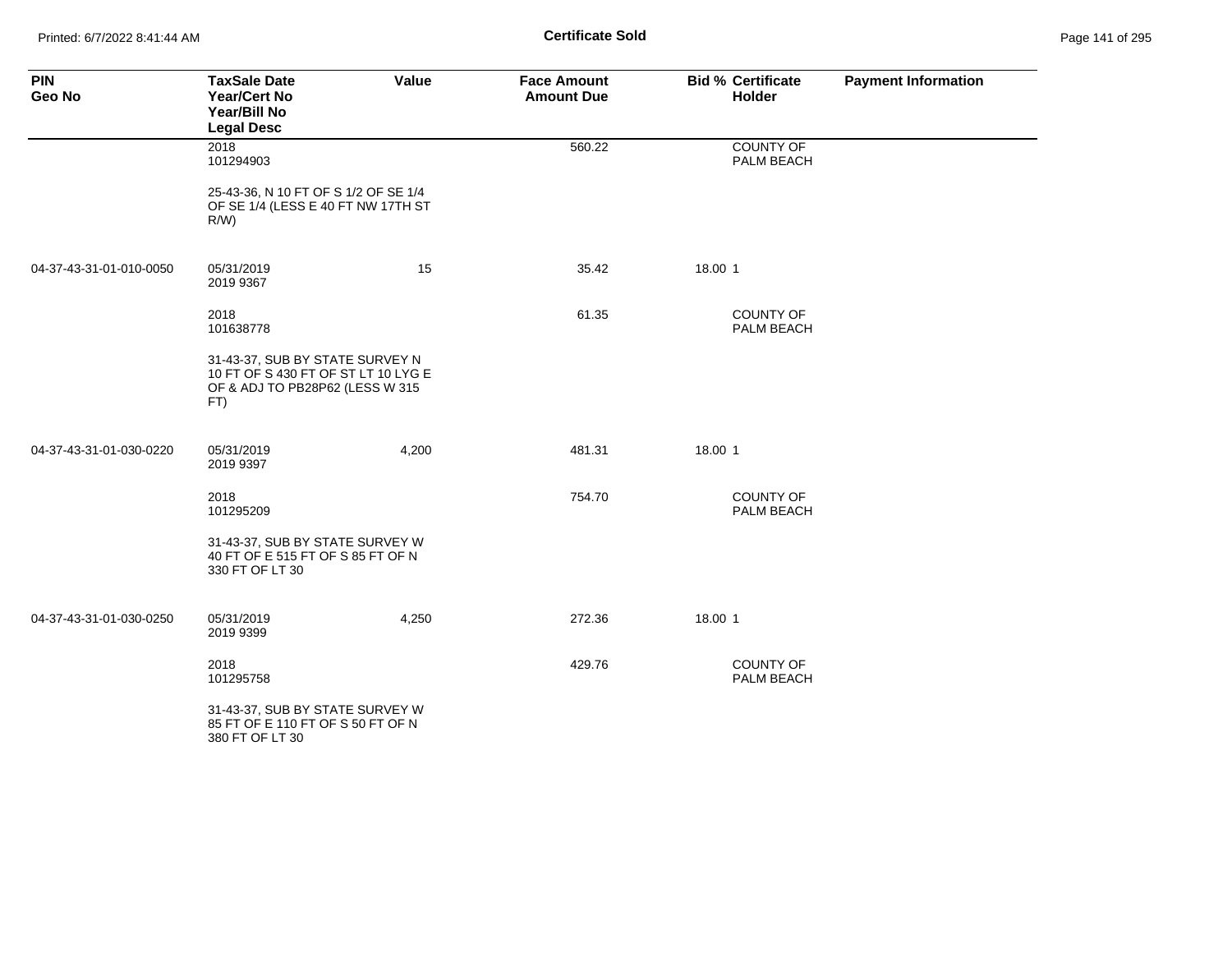# Certificate Sold

| PIN<br>Geo No | TaxSale Date<br>Year/Cert No<br>Year/Bill No<br>Legal Desc | Value | Face Amount<br>Amount Due | Bid % | Certificate Holder | Payment Information |
|---|---|---|---|---|---|---|
| | 2018<br>101294903 | | 560.22 | | COUNTY OF PALM BEACH | |
| | 25-43-36, N 10 FT OF S 1/2 OF SE 1/4 OF SE 1/4 (LESS E 40 FT NW 17TH ST R/W) | | | | | |
| 04-37-43-31-01-010-0050 | 05/31/2019<br>2019 9367 | 15 | 35.42 | 18.00 | 1 | |
| | 2018<br>101638778 | | 61.35 | | COUNTY OF PALM BEACH | |
| | 31-43-37, SUB BY STATE SURVEY N 10 FT OF S 430 FT OF ST LT 10 LYG E OF & ADJ TO PB28P62 (LESS W 315 FT) | | | | | |
| 04-37-43-31-01-030-0220 | 05/31/2019<br>2019 9397 | 4,200 | 481.31 | 18.00 | 1 | |
| | 2018<br>101295209 | | 754.70 | | COUNTY OF PALM BEACH | |
| | 31-43-37, SUB BY STATE SURVEY W 40 FT OF E 515 FT OF S 85 FT OF N 330 FT OF LT 30 | | | | | |
| 04-37-43-31-01-030-0250 | 05/31/2019<br>2019 9399 | 4,250 | 272.36 | 18.00 | 1 | |
| | 2018<br>101295758 | | 429.76 | | COUNTY OF PALM BEACH | |
| | 31-43-37, SUB BY STATE SURVEY W 85 FT OF E 110 FT OF S 50 FT OF N 380 FT OF LT 30 | | | | | |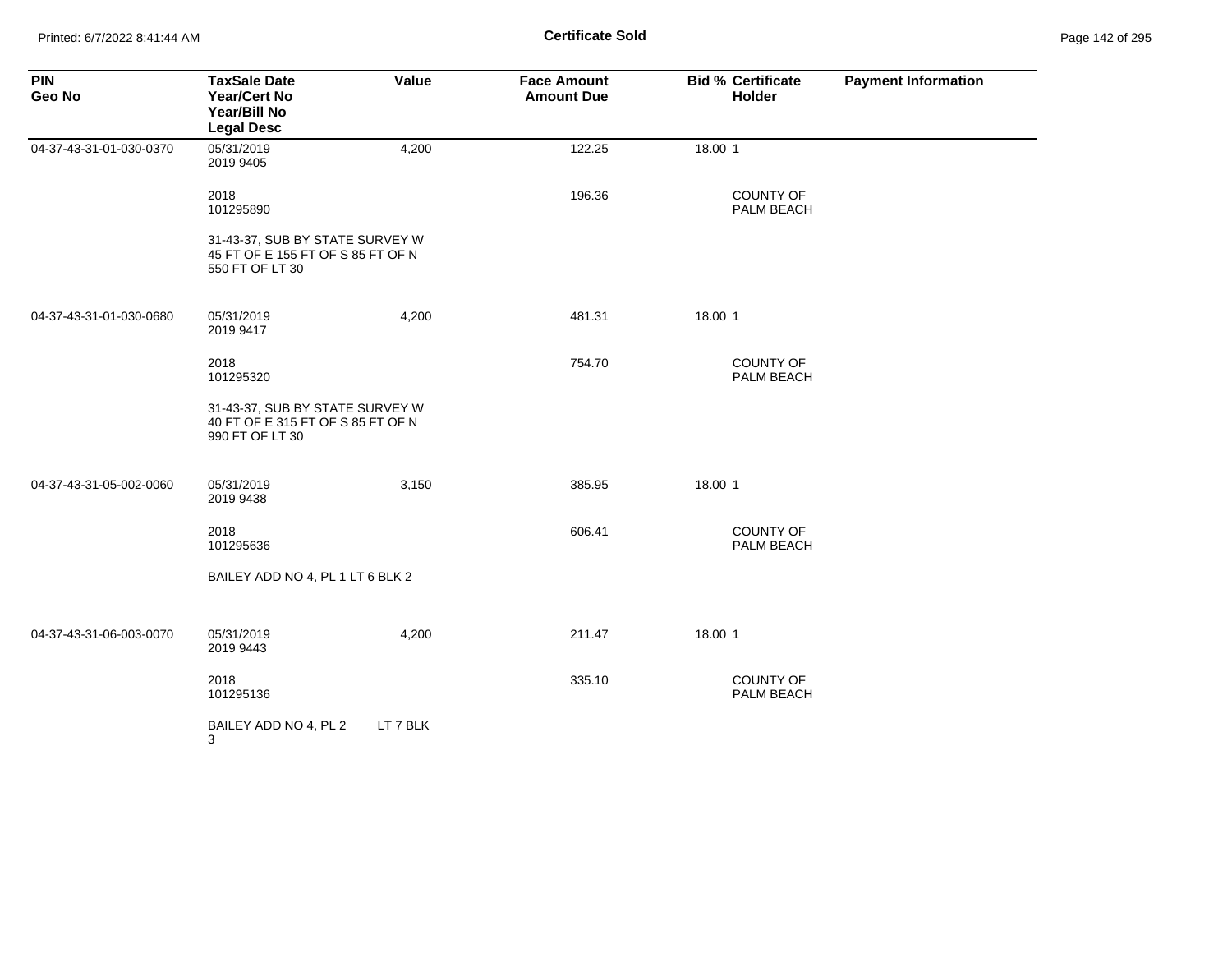**Certificate Sold**

| PIN<br>Geo No | TaxSale Date<br>Year/Cert No<br>Year/Bill No<br>Legal Desc | Value | Face Amount<br>Amount Due | Bid % | Certificate<br>Holder | Payment Information |
|---|---|---|---|---|---|---|
| 04-37-43-31-01-030-0370 | 05/31/2019<br>2019 9405 | 4,200 | 122.25 | 18.00 | 1 | |
| | 2018<br>101295890 | | 196.36 | | COUNTY OF PALM BEACH | |
| | 31-43-37, SUB BY STATE SURVEY W 45 FT OF E 155 FT OF S 85 FT OF N 550 FT OF LT 30 | | | | | |
| 04-37-43-31-01-030-0680 | 05/31/2019<br>2019 9417 | 4,200 | 481.31 | 18.00 | 1 | |
| | 2018<br>101295320 | | 754.70 | | COUNTY OF PALM BEACH | |
| | 31-43-37, SUB BY STATE SURVEY W 40 FT OF E 315 FT OF S 85 FT OF N 990 FT OF LT 30 | | | | | |
| 04-37-43-31-05-002-0060 | 05/31/2019<br>2019 9438 | 3,150 | 385.95 | 18.00 | 1 | |
| | 2018<br>101295636 | | 606.41 | | COUNTY OF PALM BEACH | |
| | BAILEY ADD NO 4, PL 1 LT 6 BLK 2 | | | | | |
| 04-37-43-31-06-003-0070 | 05/31/2019<br>2019 9443 | 4,200 | 211.47 | 18.00 | 1 | |
| | 2018<br>101295136 | | 335.10 | | COUNTY OF PALM BEACH | |
| | BAILEY ADD NO 4, PL 2 LT 7 BLK 3 | | | | | |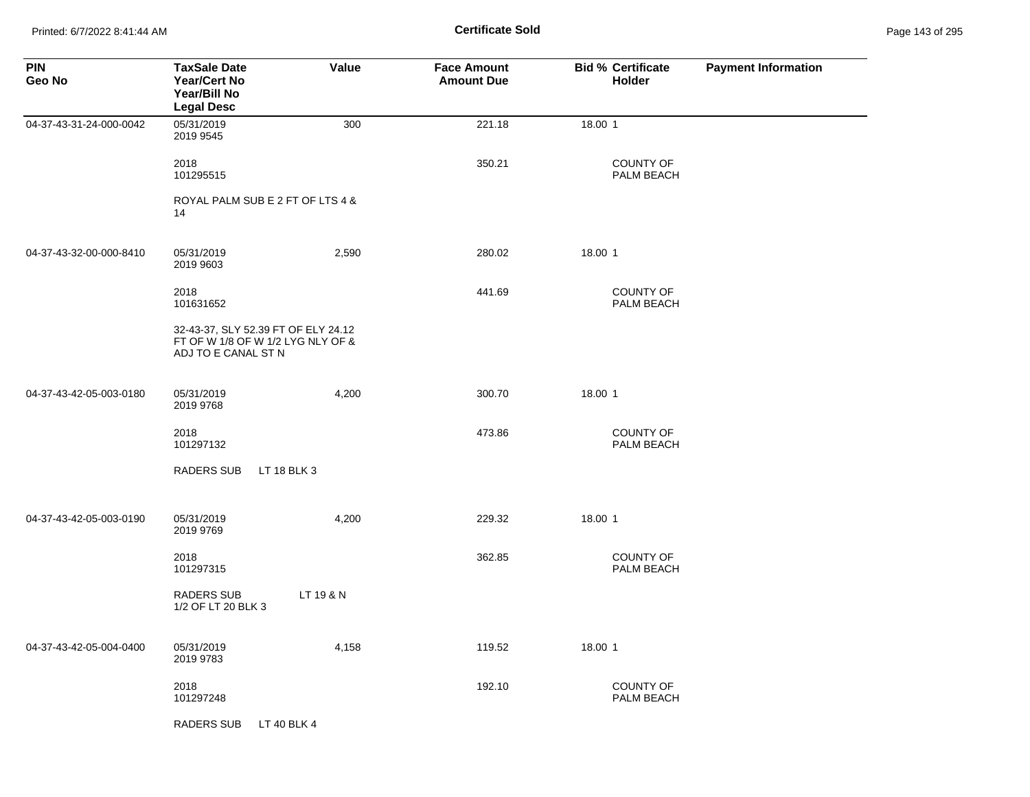| PIN Geo No | TaxSale Date Year/Cert No Year/Bill No Legal Desc | Value | Face Amount Amount Due | Bid % | Certificate Holder | Payment Information |
|---|---|---|---|---|---|---|
| 04-37-43-31-24-000-0042 | 05/31/2019 2019 9545 | 300 | 221.18 | 18.00 | 1 | |
| | 2018 101295515 | | 350.21 | | COUNTY OF PALM BEACH | |
| | ROYAL PALM SUB E 2 FT OF LTS 4 & 14 | | | | | |
| 04-37-43-32-00-000-8410 | 05/31/2019 2019 9603 | 2,590 | 280.02 | 18.00 | 1 | |
| | 2018 101631652 | | 441.69 | | COUNTY OF PALM BEACH | |
| | 32-43-37, SLY 52.39 FT OF ELY 24.12 FT OF W 1/8 OF W 1/2 LYG NLY OF & ADJ TO E CANAL ST N | | | | | |
| 04-37-43-42-05-003-0180 | 05/31/2019 2019 9768 | 4,200 | 300.70 | 18.00 | 1 | |
| | 2018 101297132 | | 473.86 | | COUNTY OF PALM BEACH | |
| | RADERS SUB LT 18 BLK 3 | | | | | |
| 04-37-43-42-05-003-0190 | 05/31/2019 2019 9769 | 4,200 | 229.32 | 18.00 | 1 | |
| | 2018 101297315 | | 362.85 | | COUNTY OF PALM BEACH | |
| | RADERS SUB LT 19 & N 1/2 OF LT 20 BLK 3 | | | | | |
| 04-37-43-42-05-004-0400 | 05/31/2019 2019 9783 | 4,158 | 119.52 | 18.00 | 1 | |
| | 2018 101297248 | | 192.10 | | COUNTY OF PALM BEACH | |
| | RADERS SUB LT 40 BLK 4 | | | | | |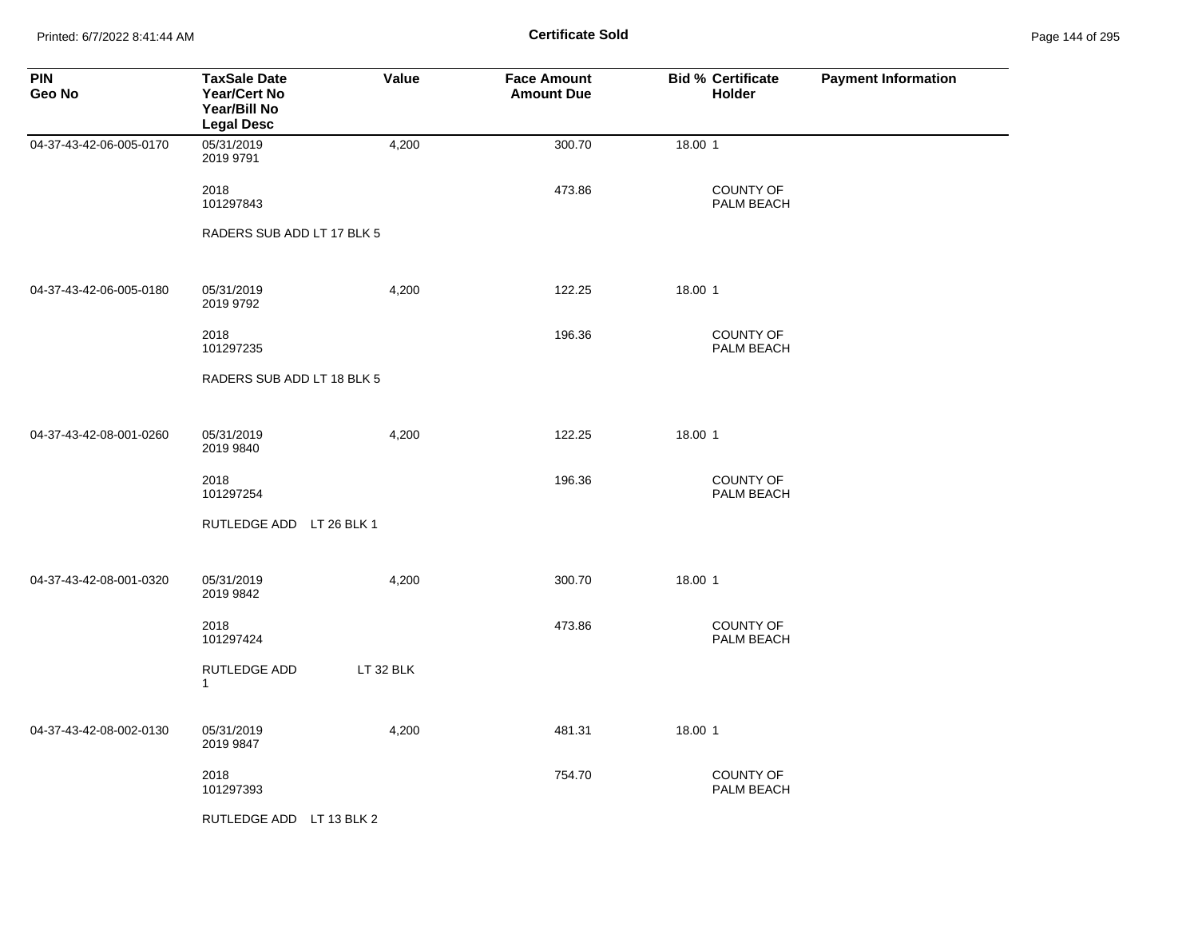**Certificate Sold**

| PIN<br>Geo No | TaxSale Date<br>Year/Cert No<br>Year/Bill No<br>Legal Desc | Value | Face Amount<br>Amount Due | Bid % | Certificate Holder | Payment Information |
|---|---|---|---|---|---|---|
| 04-37-43-42-06-005-0170 | 05/31/2019<br>2019 9791 | 4,200 | 300.70 | 18.00 | 1 | |
| | 2018<br>101297843 | | 473.86 | | COUNTY OF PALM BEACH | |
| | RADERS SUB ADD LT 17 BLK 5 | | | | | |
| 04-37-43-42-06-005-0180 | 05/31/2019<br>2019 9792 | 4,200 | 122.25 | 18.00 | 1 | |
| | 2018<br>101297235 | | 196.36 | | COUNTY OF PALM BEACH | |
| | RADERS SUB ADD LT 18 BLK 5 | | | | | |
| 04-37-43-42-08-001-0260 | 05/31/2019<br>2019 9840 | 4,200 | 122.25 | 18.00 | 1 | |
| | 2018<br>101297254 | | 196.36 | | COUNTY OF PALM BEACH | |
| | RUTLEDGE ADD LT 26 BLK 1 | | | | | |
| 04-37-43-42-08-001-0320 | 05/31/2019<br>2019 9842 | 4,200 | 300.70 | 18.00 | 1 | |
| | 2018<br>101297424 | | 473.86 | | COUNTY OF PALM BEACH | |
| | RUTLEDGE ADD LT 32 BLK 1 | | | | | |
| 04-37-43-42-08-002-0130 | 05/31/2019<br>2019 9847 | 4,200 | 481.31 | 18.00 | 1 | |
| | 2018<br>101297393 | | 754.70 | | COUNTY OF PALM BEACH | |
| | RUTLEDGE ADD LT 13 BLK 2 | | | | | |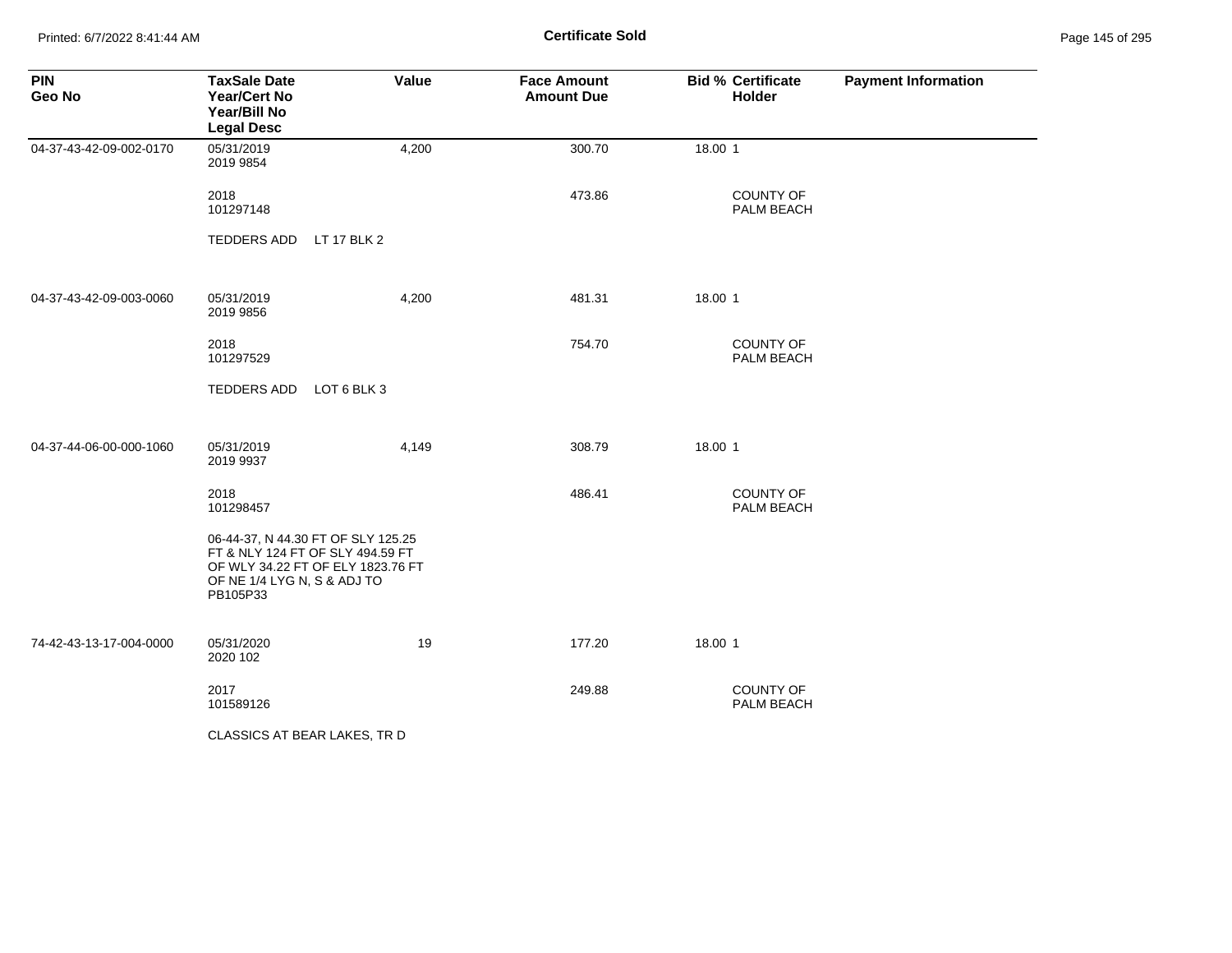# Certificate Sold

| PIN<br>Geo No | TaxSale Date<br>Year/Cert No<br>Year/Bill No<br>Legal Desc | Value | Face Amount<br>Amount Due | Bid % | Certificate Holder | Payment Information |
|---|---|---|---|---|---|---|
| 04-37-43-42-09-002-0170 | 05/31/2019<br>2019 9854 | 4,200 | 300.70 | 18.00 | 1 | |
| | 2018<br>101297148 | | 473.86 | | COUNTY OF PALM BEACH | |
| | TEDDERS ADD LT 17 BLK 2 | | | | | |
| 04-37-43-42-09-003-0060 | 05/31/2019<br>2019 9856 | 4,200 | 481.31 | 18.00 | 1 | |
| | 2018<br>101297529 | | 754.70 | | COUNTY OF PALM BEACH | |
| | TEDDERS ADD LOT 6 BLK 3 | | | | | |
| 04-37-44-06-00-000-1060 | 05/31/2019<br>2019 9937 | 4,149 | 308.79 | 18.00 | 1 | |
| | 2018<br>101298457 | | 486.41 | | COUNTY OF PALM BEACH | |
| | 06-44-37, N 44.30 FT OF SLY 125.25 FT & NLY 124 FT OF SLY 494.59 FT OF WLY 34.22 FT OF ELY 1823.76 FT OF NE 1/4 LYG N, S & ADJ TO PB105P33 | | | | | |
| 74-42-43-13-17-004-0000 | 05/31/2020<br>2020 102 | 19 | 177.20 | 18.00 | 1 | |
| | 2017<br>101589126 | | 249.88 | | COUNTY OF PALM BEACH | |
| | CLASSICS AT BEAR LAKES, TR D | | | | | |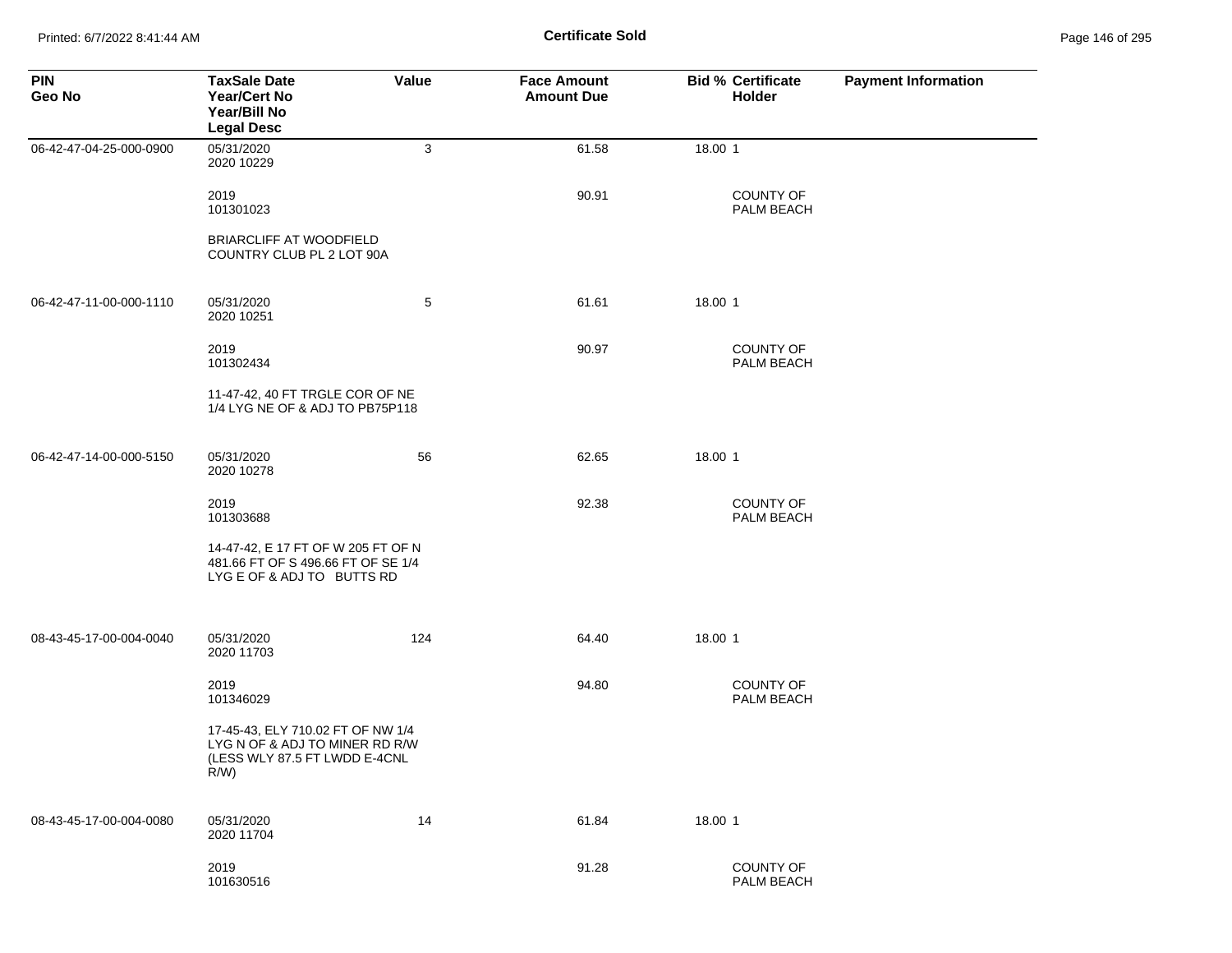## Certificate Sold

| PIN<br>Geo No | TaxSale Date<br>Year/Cert No<br>Year/Bill No<br>Legal Desc | Value | Face Amount<br>Amount Due | Bid % | Certificate Holder | Payment Information |
|---|---|---|---|---|---|---|
| 06-42-47-04-25-000-0900 | 05/31/2020<br>2020 10229 | 3 | 61.58 | 18.00 | 1 | |
| | 2019<br>101301023 | | 90.91 | | COUNTY OF PALM BEACH | |
| | BRIARCLIFF AT WOODFIELD COUNTRY CLUB PL 2 LOT 90A | | | | | |
| 06-42-47-11-00-000-1110 | 05/31/2020<br>2020 10251 | 5 | 61.61 | 18.00 | 1 | |
| | 2019<br>101302434 | | 90.97 | | COUNTY OF PALM BEACH | |
| | 11-47-42, 40 FT TRGLE COR OF NE 1/4 LYG NE OF & ADJ TO PB75P118 | | | | | |
| 06-42-47-14-00-000-5150 | 05/31/2020<br>2020 10278 | 56 | 62.65 | 18.00 | 1 | |
| | 2019<br>101303688 | | 92.38 | | COUNTY OF PALM BEACH | |
| | 14-47-42, E 17 FT OF W 205 FT OF N 481.66 FT OF S 496.66 FT OF SE 1/4 LYG E OF & ADJ TO BUTTS RD | | | | | |
| 08-43-45-17-00-004-0040 | 05/31/2020<br>2020 11703 | 124 | 64.40 | 18.00 | 1 | |
| | 2019<br>101346029 | | 94.80 | | COUNTY OF PALM BEACH | |
| | 17-45-43, ELY 710.02 FT OF NW 1/4 LYG N OF & ADJ TO MINER RD R/W (LESS WLY 87.5 FT LWDD E-4CNL R/W) | | | | | |
| 08-43-45-17-00-004-0080 | 05/31/2020<br>2020 11704 | 14 | 61.84 | 18.00 | 1 | |
| | 2019<br>101630516 | | 91.28 | | COUNTY OF PALM BEACH | |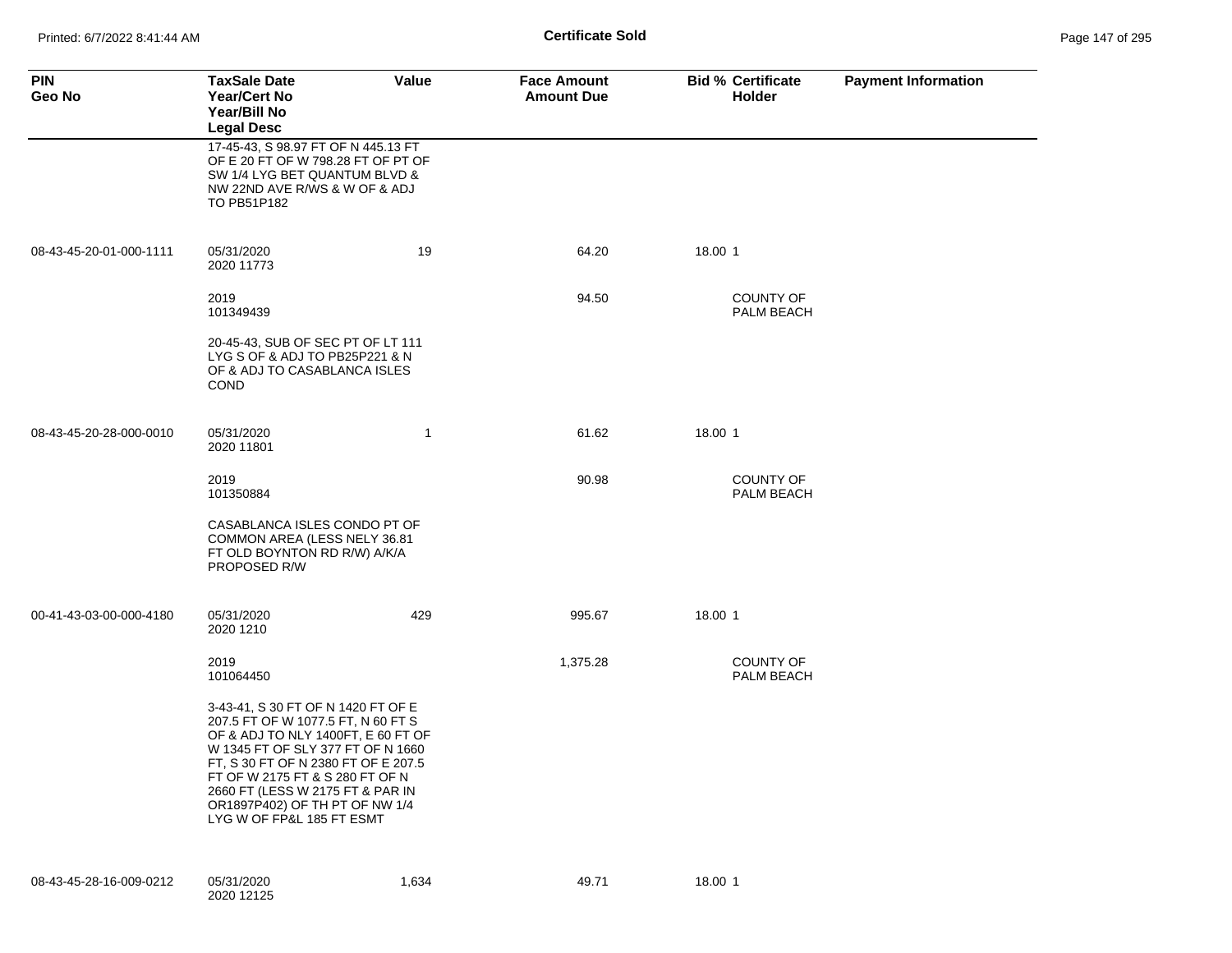| PIN<br>Geo No | TaxSale Date<br>Year/Cert No<br>Year/Bill No<br>Legal Desc | Value | Face Amount<br>Amount Due | Bid % | Certificate Holder | Payment Information |
|---|---|---|---|---|---|---|
| | 17-45-43, S 98.97 FT OF N 445.13 FT OF E 20 FT OF W 798.28 FT OF PT OF SW 1/4 LYG BET QUANTUM BLVD & NW 22ND AVE R/WS & W OF & ADJ TO PB51P182 | | | | | |
| 08-43-45-20-01-000-1111 | 05/31/2020<br>2020 11773 | 19 | 64.20 | 18.00 | 1 | |
| | 2019<br>101349439 | | 94.50 | | COUNTY OF PALM BEACH | |
| | 20-45-43, SUB OF SEC PT OF LT 111 LYG S OF & ADJ TO PB25P221 & N OF & ADJ TO CASABLANCA ISLES COND | | | | | |
| 08-43-45-20-28-000-0010 | 05/31/2020<br>2020 11801 | 1 | 61.62 | 18.00 | 1 | |
| | 2019<br>101350884 | | 90.98 | | COUNTY OF PALM BEACH | |
| | CASABLANCA ISLES CONDO PT OF COMMON AREA (LESS NELY 36.81 FT OLD BOYNTON RD R/W) A/K/A PROPOSED R/W | | | | | |
| 00-41-43-03-00-000-4180 | 05/31/2020<br>2020 1210 | 429 | 995.67 | 18.00 | 1 | |
| | 2019<br>101064450 | | 1,375.28 | | COUNTY OF PALM BEACH | |
| | 3-43-41, S 30 FT OF N 1420 FT OF E 207.5 FT OF W 1077.5 FT, N 60 FT S OF & ADJ TO NLY 1400FT, E 60 FT OF W 1345 FT OF SLY 377 FT OF N 1660 FT, S 30 FT OF N 2380 FT OF E 207.5 FT OF W 2175 FT & S 280 FT OF N 2660 FT (LESS W 2175 FT & PAR IN OR1897P402) OF TH PT OF NW 1/4 LYG W OF FP&L 185 FT ESMT | | | | | |
| 08-43-45-28-16-009-0212 | 05/31/2020<br>2020 12125 | 1,634 | 49.71 | 18.00 | 1 | |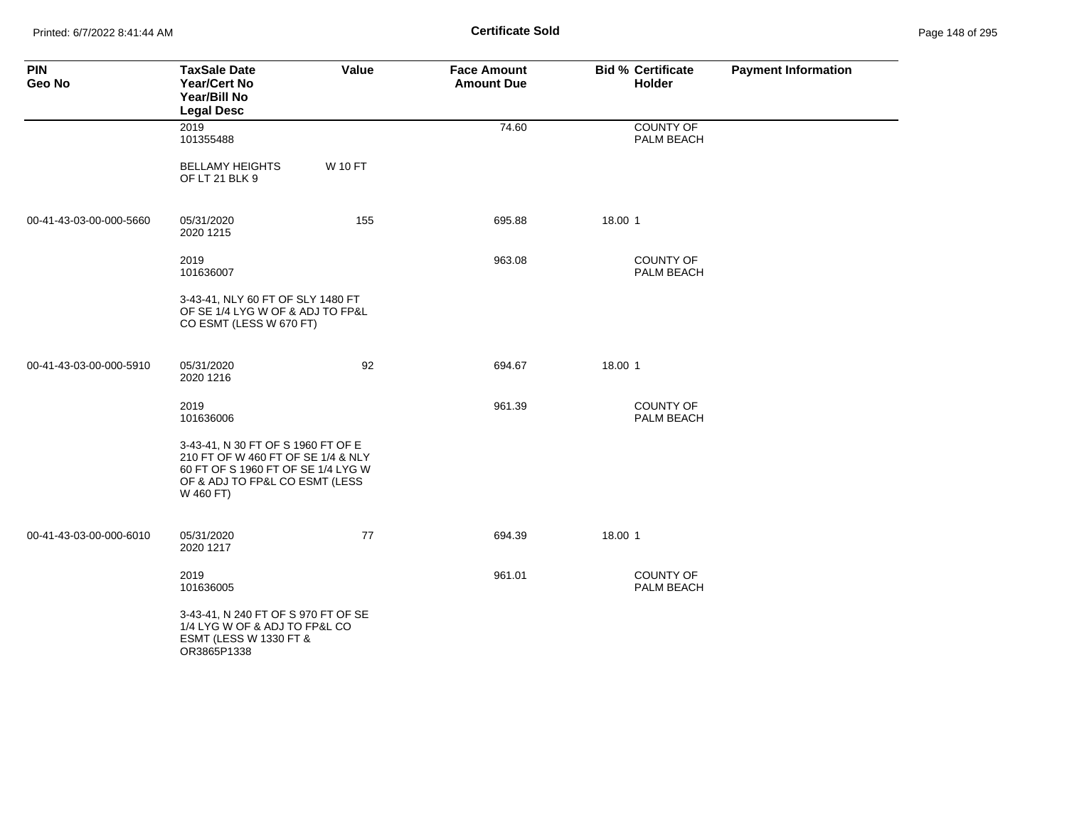# Certificate Sold

| PIN<br>Geo No | TaxSale Date<br>Year/Cert No<br>Year/Bill No<br>Legal Desc | Value | Face Amount<br>Amount Due | Bid % | Certificate Holder | Payment Information |
|---|---|---|---|---|---|---|
| | 2019<br>101355488 | | 74.60 | | COUNTY OF PALM BEACH | |
| | BELLAMY HEIGHTS OF LT 21 BLK 9 | W 10 FT | | | | |
| 00-41-43-03-00-000-5660 | 05/31/2020<br>2020 1215 | 155 | 695.88 | 18.00 | 1 | |
| | 2019<br>101636007 | | 963.08 | | COUNTY OF PALM BEACH | |
| | 3-43-41, NLY 60 FT OF SLY 1480 FT OF SE 1/4 LYG W OF & ADJ TO FP&L CO ESMT (LESS W 670 FT) | | | | | |
| 00-41-43-03-00-000-5910 | 05/31/2020<br>2020 1216 | 92 | 694.67 | 18.00 | 1 | |
| | 2019<br>101636006 | | 961.39 | | COUNTY OF PALM BEACH | |
| | 3-43-41, N 30 FT OF S 1960 FT OF E 210 FT OF W 460 FT OF SE 1/4 & NLY 60 FT OF S 1960 FT OF SE 1/4 LYG W OF & ADJ TO FP&L CO ESMT (LESS W 460 FT) | | | | | |
| 00-41-43-03-00-000-6010 | 05/31/2020<br>2020 1217 | 77 | 694.39 | 18.00 | 1 | |
| | 2019<br>101636005 | | 961.01 | | COUNTY OF PALM BEACH | |
| | 3-43-41, N 240 FT OF S 970 FT OF SE 1/4 LYG W OF & ADJ TO FP&L CO ESMT (LESS W 1330 FT & OR3865P1338 | | | | | |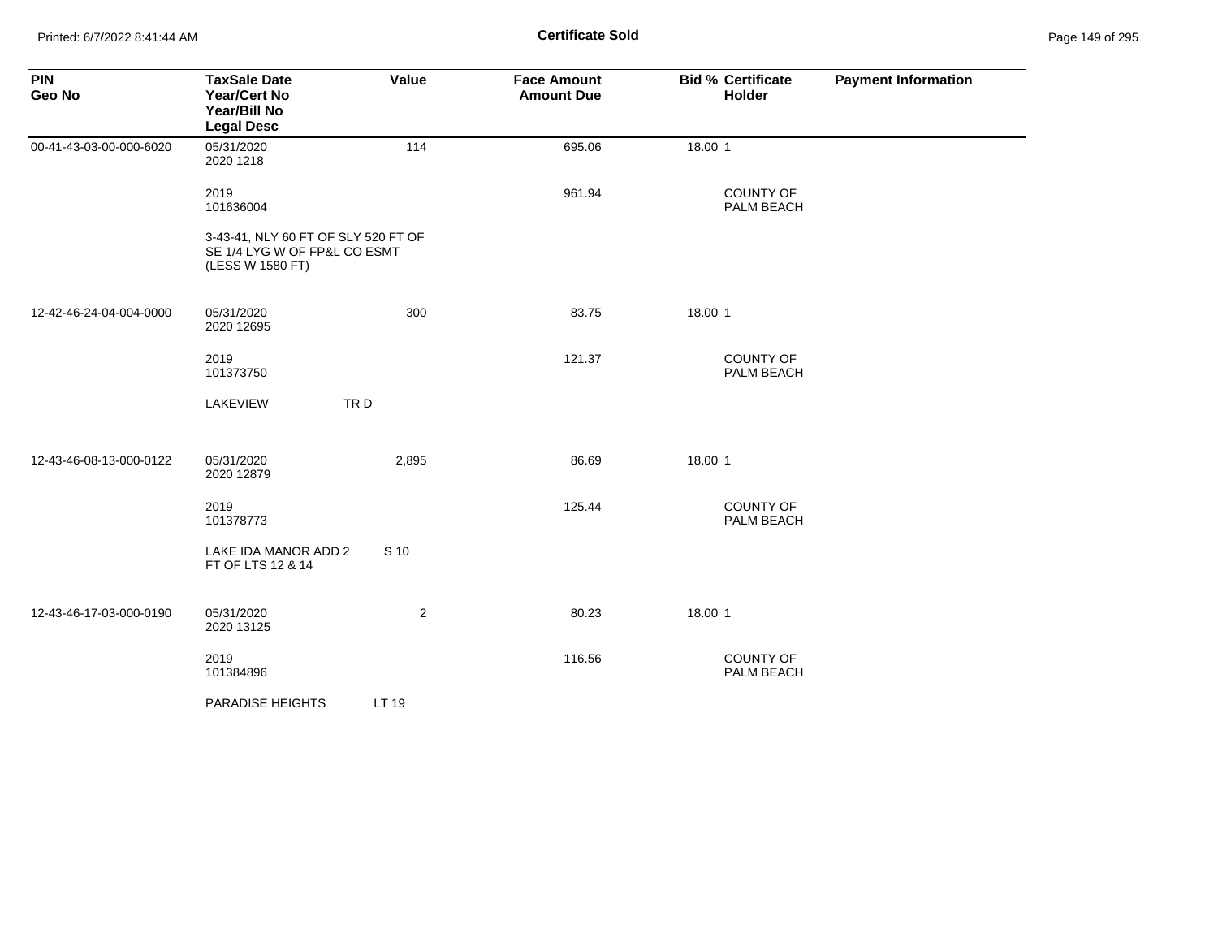**Certificate Sold**

| PIN<br>Geo No | TaxSale Date<br>Year/Cert No<br>Year/Bill No<br>Legal Desc | Value | Face Amount<br>Amount Due | Bid % | Certificate<br>Holder | Payment Information |
|---|---|---|---|---|---|---|
| 00-41-43-03-00-000-6020 | 05/31/2020<br>2020 1218 | 114 | 695.06 | 18.00 | 1 | |
| | 2019<br>101636004 | | 961.94 | | COUNTY OF PALM BEACH | |
| | 3-43-41, NLY 60 FT OF SLY 520 FT OF SE 1/4 LYG W OF FP&L CO ESMT (LESS W 1580 FT) | | | | | |
| 12-42-46-24-04-004-0000 | 05/31/2020<br>2020 12695 | 300 | 83.75 | 18.00 | 1 | |
| | 2019<br>101373750 | | 121.37 | | COUNTY OF PALM BEACH | |
| | LAKEVIEW TR D | | | | | |
| 12-43-46-08-13-000-0122 | 05/31/2020<br>2020 12879 | 2,895 | 86.69 | 18.00 | 1 | |
| | 2019<br>101378773 | | 125.44 | | COUNTY OF PALM BEACH | |
| | LAKE IDA MANOR ADD 2 S 10 FT OF LTS 12 & 14 | | | | | |
| 12-43-46-17-03-000-0190 | 05/31/2020<br>2020 13125 | 2 | 80.23 | 18.00 | 1 | |
| | 2019<br>101384896 | | 116.56 | | COUNTY OF PALM BEACH | |
| | PARADISE HEIGHTS LT 19 | | | | | |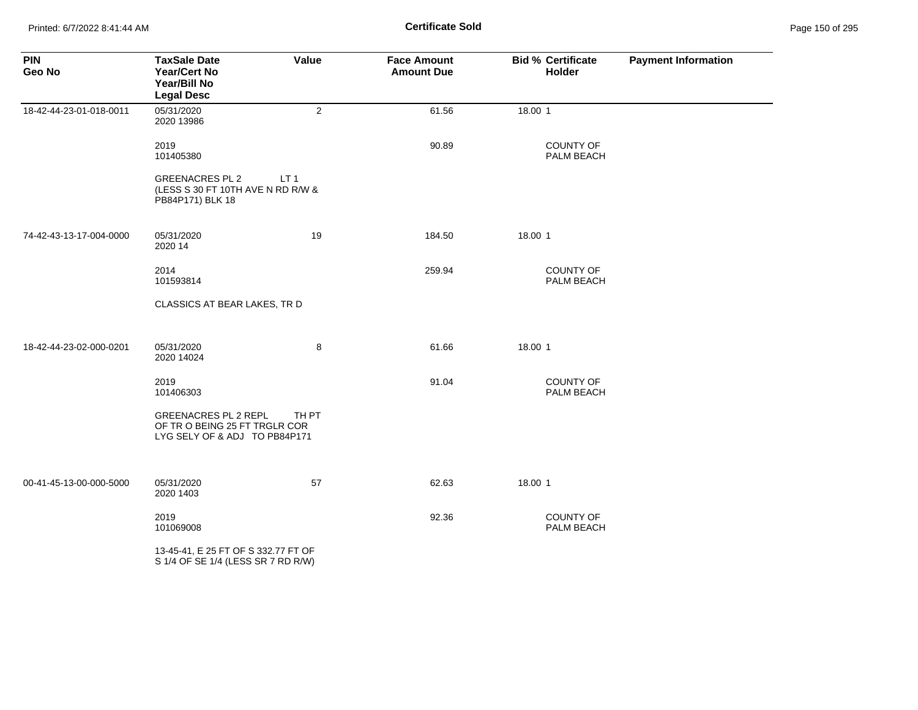## Certificate Sold

| PIN<br>Geo No | TaxSale Date<br>Year/Cert No<br>Year/Bill No<br>Legal Desc | Value | Face Amount<br>Amount Due | Bid % | Certificate Holder | Payment Information |
|---|---|---|---|---|---|---|
| 18-42-44-23-01-018-0011 | 05/31/2020<br>2020 13986 | 2 | 61.56 | 18.00 | 1 | |
| | 2019<br>101405380 | | 90.89 | | COUNTY OF PALM BEACH | |
| | GREENACRES PL 2 LT 1 (LESS S 30 FT 10TH AVE N RD R/W & PB84P171) BLK 18 | | | | | |
| 74-42-43-13-17-004-0000 | 05/31/2020<br>2020 14 | 19 | 184.50 | 18.00 | 1 | |
| | 2014<br>101593814 | | 259.94 | | COUNTY OF PALM BEACH | |
| | CLASSICS AT BEAR LAKES, TR D | | | | | |
| 18-42-44-23-02-000-0201 | 05/31/2020<br>2020 14024 | 8 | 61.66 | 18.00 | 1 | |
| | 2019<br>101406303 | | 91.04 | | COUNTY OF PALM BEACH | |
| | GREENACRES PL 2 REPL TH PT OF TR O BEING 25 FT TRGLR COR LYG SELY OF & ADJ TO PB84P171 | | | | | |
| 00-41-45-13-00-000-5000 | 05/31/2020<br>2020 1403 | 57 | 62.63 | 18.00 | 1 | |
| | 2019<br>101069008 | | 92.36 | | COUNTY OF PALM BEACH | |
| | 13-45-41, E 25 FT OF S 332.77 FT OF S 1/4 OF SE 1/4 (LESS SR 7 RD R/W) | | | | | |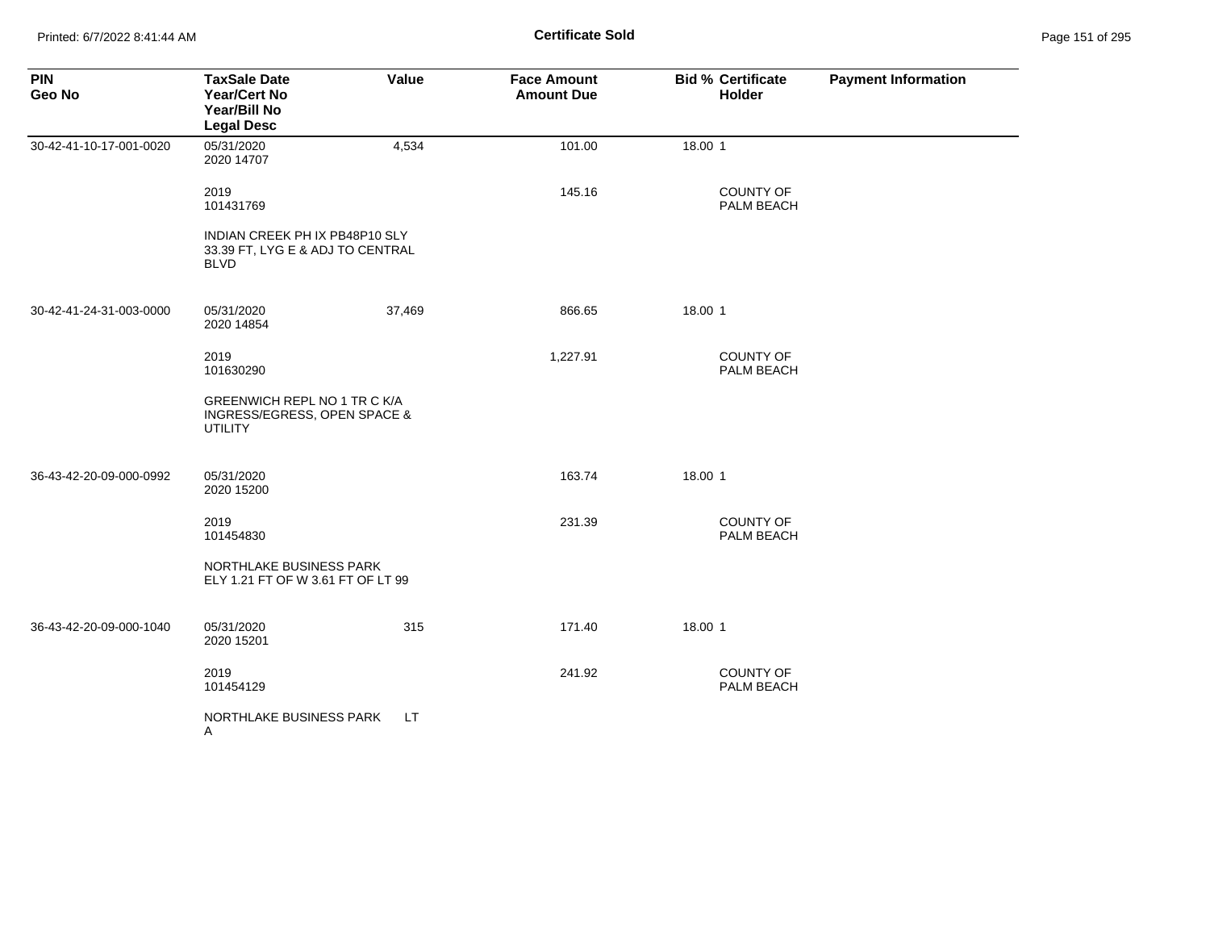**Certificate Sold**

| PIN<br>Geo No | TaxSale Date<br>Year/Cert No<br>Year/Bill No<br>Legal Desc | Value | Face Amount<br>Amount Due | Bid % | Certificate Holder | Payment Information |
|---|---|---|---|---|---|---|
| 30-42-41-10-17-001-0020 | 05/31/2020<br>2020 14707 | 4,534 | 101.00 | 18.00 | 1 | |
| | 2019<br>101431769 | | 145.16 | | COUNTY OF PALM BEACH | |
| | INDIAN CREEK PH IX PB48P10 SLY 33.39 FT, LYG E & ADJ TO CENTRAL BLVD | | | | | |
| 30-42-41-24-31-003-0000 | 05/31/2020<br>2020 14854 | 37,469 | 866.65 | 18.00 | 1 | |
| | 2019<br>101630290 | | 1,227.91 | | COUNTY OF PALM BEACH | |
| | GREENWICH REPL NO 1 TR C K/A INGRESS/EGRESS, OPEN SPACE & UTILITY | | | | | |
| 36-43-42-20-09-000-0992 | 05/31/2020<br>2020 15200 | | 163.74 | 18.00 | 1 | |
| | 2019<br>101454830 | | 231.39 | | COUNTY OF PALM BEACH | |
| | NORTHLAKE BUSINESS PARK ELY 1.21 FT OF W 3.61 FT OF LT 99 | | | | | |
| 36-43-42-20-09-000-1040 | 05/31/2020<br>2020 15201 | 315 | 171.40 | 18.00 | 1 | |
| | 2019<br>101454129 | | 241.92 | | COUNTY OF PALM BEACH | |
| | NORTHLAKE BUSINESS PARK LT A | | | | | |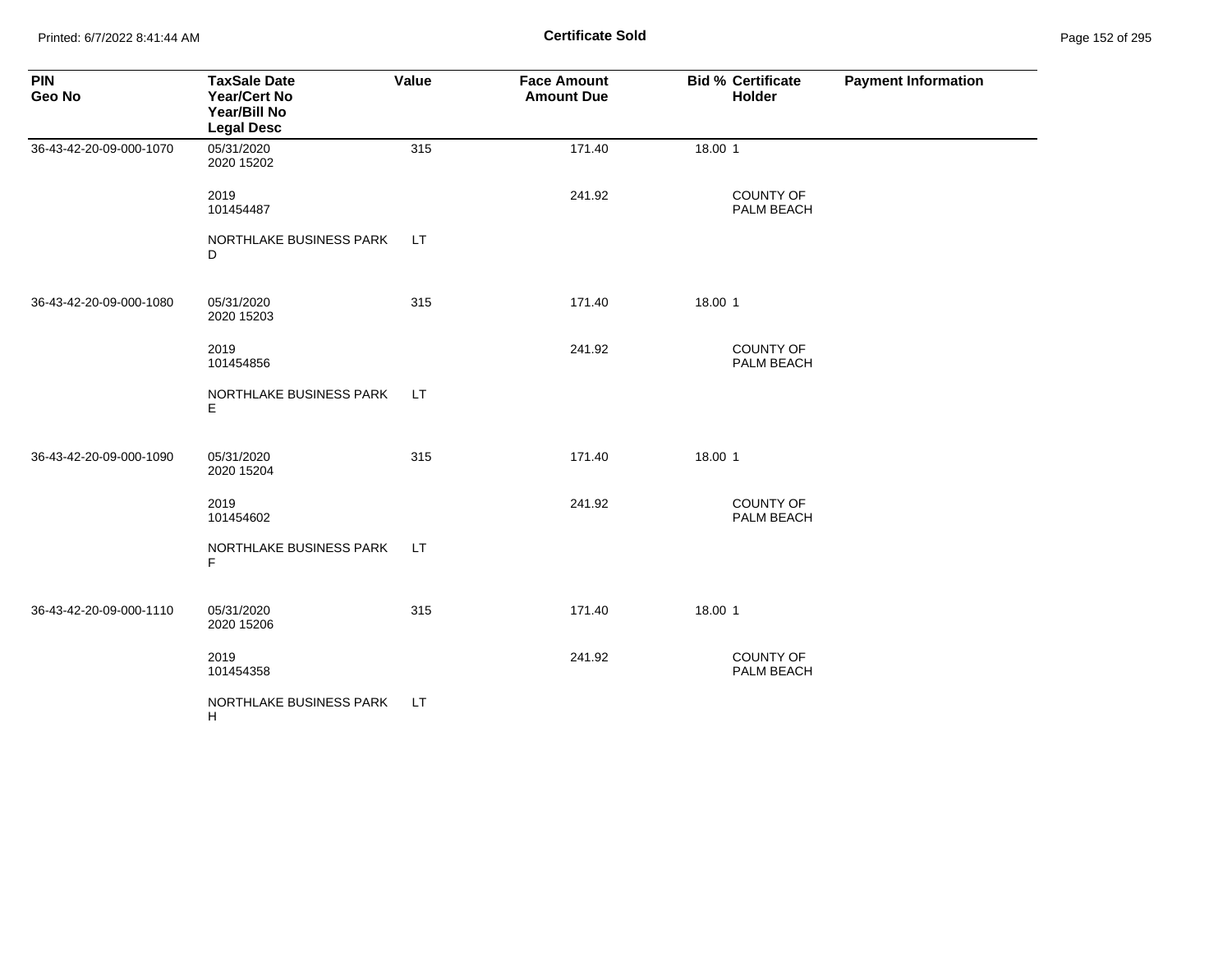# Certificate Sold

| PIN<br>Geo No | TaxSale Date<br>Year/Cert No<br>Year/Bill No<br>Legal Desc | Value | Face Amount<br>Amount Due | Bid % | Certificate<br>Holder | Payment Information |
|---|---|---|---|---|---|---|
| 36-43-42-20-09-000-1070 | 05/31/2020<br>2020 15202 | 315 | 171.40 | 18.00 | 1 | |
| | 2019<br>101454487 | | 241.92 | | COUNTY OF PALM BEACH | |
| | NORTHLAKE BUSINESS PARK D | LT | | | | |
| 36-43-42-20-09-000-1080 | 05/31/2020<br>2020 15203 | 315 | 171.40 | 18.00 | 1 | |
| | 2019<br>101454856 | | 241.92 | | COUNTY OF PALM BEACH | |
| | NORTHLAKE BUSINESS PARK E | LT | | | | |
| 36-43-42-20-09-000-1090 | 05/31/2020<br>2020 15204 | 315 | 171.40 | 18.00 | 1 | |
| | 2019<br>101454602 | | 241.92 | | COUNTY OF PALM BEACH | |
| | NORTHLAKE BUSINESS PARK F | LT | | | | |
| 36-43-42-20-09-000-1110 | 05/31/2020<br>2020 15206 | 315 | 171.40 | 18.00 | 1 | |
| | 2019<br>101454358 | | 241.92 | | COUNTY OF PALM BEACH | |
| | NORTHLAKE BUSINESS PARK H | LT | | | | |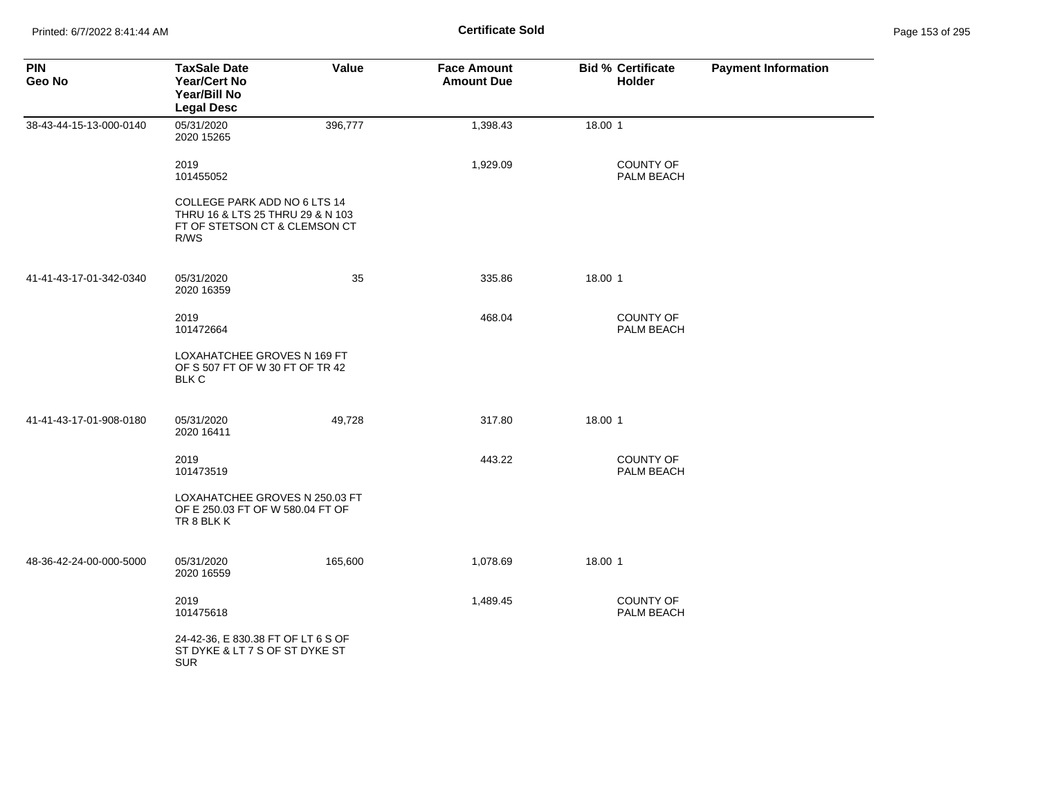| PIN<br>Geo No | TaxSale Date<br>Year/Cert No<br>Year/Bill No<br>Legal Desc | Value | Face Amount<br>Amount Due | Bid % | Certificate Holder | Payment Information |
|---|---|---|---|---|---|---|
| 38-43-44-15-13-000-0140 | 05/31/2020<br>2020 15265 | 396,777 | 1,398.43 | 18.00 | 1 | |
| | 2019<br>101455052 | | 1,929.09 | | COUNTY OF PALM BEACH | |
| | COLLEGE PARK ADD NO 6 LTS 14 THRU 16 & LTS 25 THRU 29 & N 103 FT OF STETSON CT & CLEMSON CT R/WS | | | | | |
| 41-41-43-17-01-342-0340 | 05/31/2020<br>2020 16359 | 35 | 335.86 | 18.00 | 1 | |
| | 2019<br>101472664 | | 468.04 | | COUNTY OF PALM BEACH | |
| | LOXAHATCHEE GROVES N 169 FT OF S 507 FT OF W 30 FT OF TR 42 BLK C | | | | | |
| 41-41-43-17-01-908-0180 | 05/31/2020<br>2020 16411 | 49,728 | 317.80 | 18.00 | 1 | |
| | 2019<br>101473519 | | 443.22 | | COUNTY OF PALM BEACH | |
| | LOXAHATCHEE GROVES N 250.03 FT OF E 250.03 FT OF W 580.04 FT OF TR 8 BLK K | | | | | |
| 48-36-42-24-00-000-5000 | 05/31/2020<br>2020 16559 | 165,600 | 1,078.69 | 18.00 | 1 | |
| | 2019<br>101475618 | | 1,489.45 | | COUNTY OF PALM BEACH | |
| | 24-42-36, E 830.38 FT OF LT 6 S OF ST DYKE & LT 7 S OF ST DYKE ST SUR | | | | | |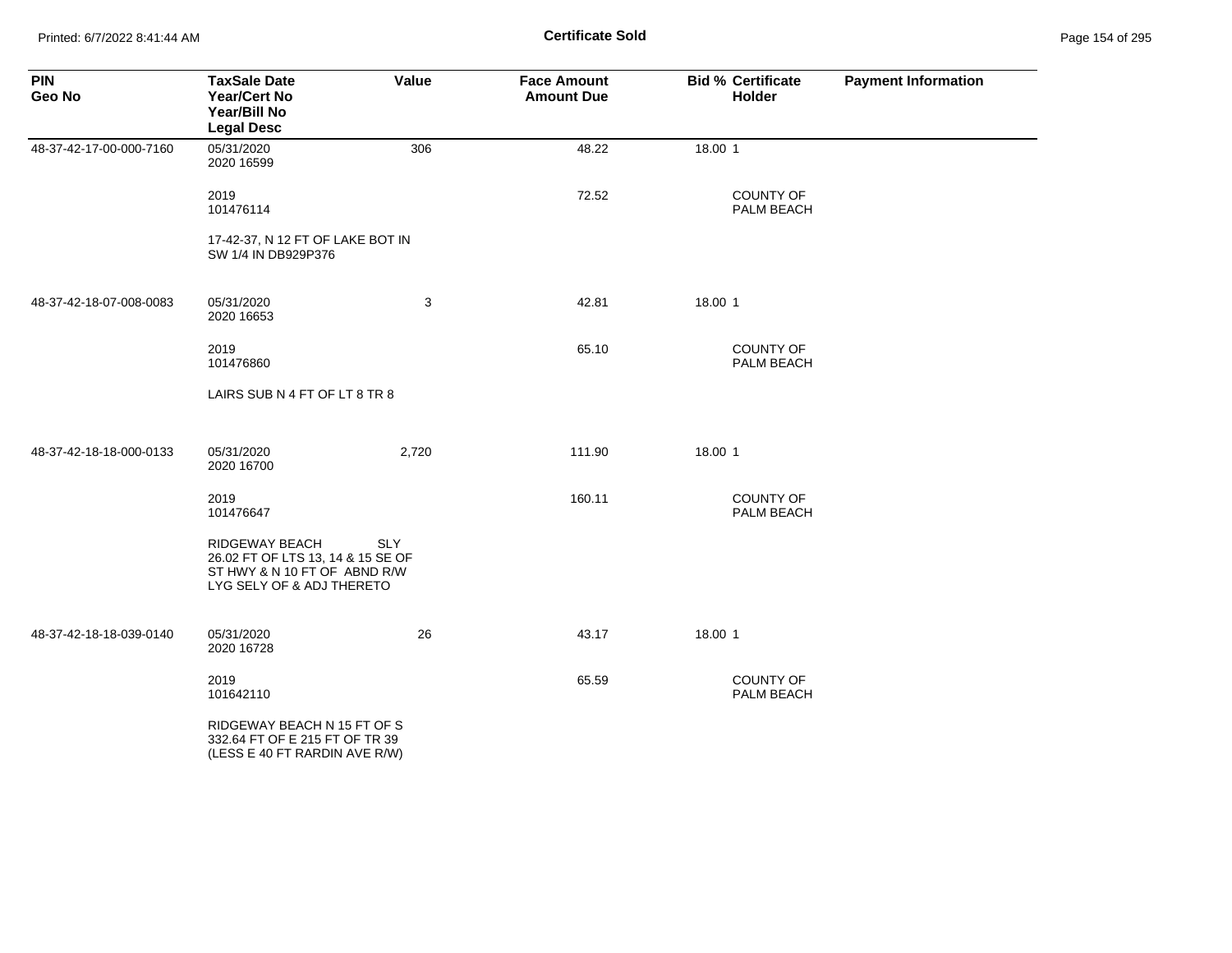# Certificate Sold

| PIN<br>Geo No | TaxSale Date<br>Year/Cert No<br>Year/Bill No<br>Legal Desc | Value | Face Amount<br>Amount Due | Bid % | Certificate Holder | Payment Information |
|---|---|---|---|---|---|---|
| 48-37-42-17-00-000-7160 | 05/31/2020<br>2020 16599 | 306 | 48.22 | 18.00 | 1 | |
| | 2019<br>101476114 | | 72.52 | | COUNTY OF PALM BEACH | |
| | 17-42-37, N 12 FT OF LAKE BOT IN SW 1/4 IN DB929P376 | | | | | |
| 48-37-42-18-07-008-0083 | 05/31/2020<br>2020 16653 | 3 | 42.81 | 18.00 | 1 | |
| | 2019<br>101476860 | | 65.10 | | COUNTY OF PALM BEACH | |
| | LAIRS SUB N 4 FT OF LT 8 TR 8 | | | | | |
| 48-37-42-18-18-000-0133 | 05/31/2020<br>2020 16700 | 2,720 | 111.90 | 18.00 | 1 | |
| | 2019<br>101476647 | | 160.11 | | COUNTY OF PALM BEACH | |
| | RIDGEWAY BEACH SLY 26.02 FT OF LTS 13, 14 & 15 SE OF ST HWY & N 10 FT OF ABND R/W LYG SELY OF & ADJ THERETO | | | | | |
| 48-37-42-18-18-039-0140 | 05/31/2020<br>2020 16728 | 26 | 43.17 | 18.00 | 1 | |
| | 2019<br>101642110 | | 65.59 | | COUNTY OF PALM BEACH | |
| | RIDGEWAY BEACH N 15 FT OF S 332.64 FT OF E 215 FT OF TR 39 (LESS E 40 FT RARDIN AVE R/W) | | | | | |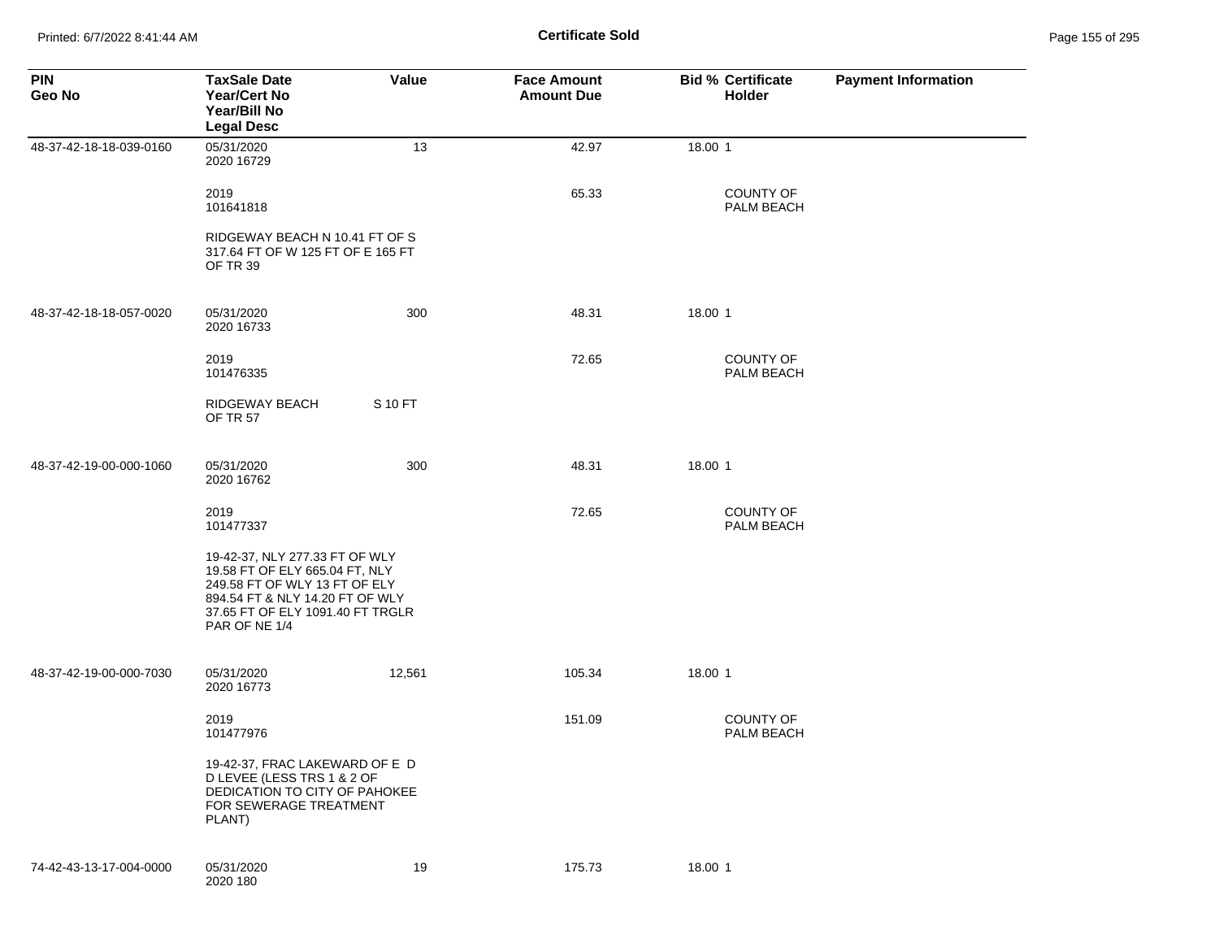# Certificate Sold

| PIN Geo No | TaxSale Date Year/Cert No Year/Bill No Legal Desc | Value | Face Amount Amount Due | Bid % | Certificate Holder | Payment Information |
|---|---|---|---|---|---|---|
| 48-37-42-18-18-039-0160 | 05/31/2020 2020 16729 | 13 | 42.97 | 18.00 | 1 | |
| | 2019 101641818 | | 65.33 | | COUNTY OF PALM BEACH | |
| | RIDGEWAY BEACH N 10.41 FT OF S 317.64 FT OF W 125 FT OF E 165 FT OF TR 39 | | | | | |
| 48-37-42-18-18-057-0020 | 05/31/2020 2020 16733 | 300 | 48.31 | 18.00 | 1 | |
| | 2019 101476335 | | 72.65 | | COUNTY OF PALM BEACH | |
| | RIDGEWAY BEACH S 10 FT OF TR 57 | | | | | |
| 48-37-42-19-00-000-1060 | 05/31/2020 2020 16762 | 300 | 48.31 | 18.00 | 1 | |
| | 2019 101477337 | | 72.65 | | COUNTY OF PALM BEACH | |
| | 19-42-37, NLY 277.33 FT OF WLY 19.58 FT OF ELY 665.04 FT, NLY 249.58 FT OF WLY 13 FT OF ELY 894.54 FT & NLY 14.20 FT OF WLY 37.65 FT OF ELY 1091.40 FT TRGLR PAR OF NE 1/4 | | | | | |
| 48-37-42-19-00-000-7030 | 05/31/2020 2020 16773 | 12,561 | 105.34 | 18.00 | 1 | |
| | 2019 101477976 | | 151.09 | | COUNTY OF PALM BEACH | |
| | 19-42-37, FRAC LAKEWARD OF E D D LEVEE (LESS TRS 1 & 2 OF DEDICATION TO CITY OF PAHOKEE FOR SEWERAGE TREATMENT PLANT) | | | | | |
| 74-42-43-13-17-004-0000 | 05/31/2020 2020 180 | 19 | 175.73 | 18.00 | 1 | |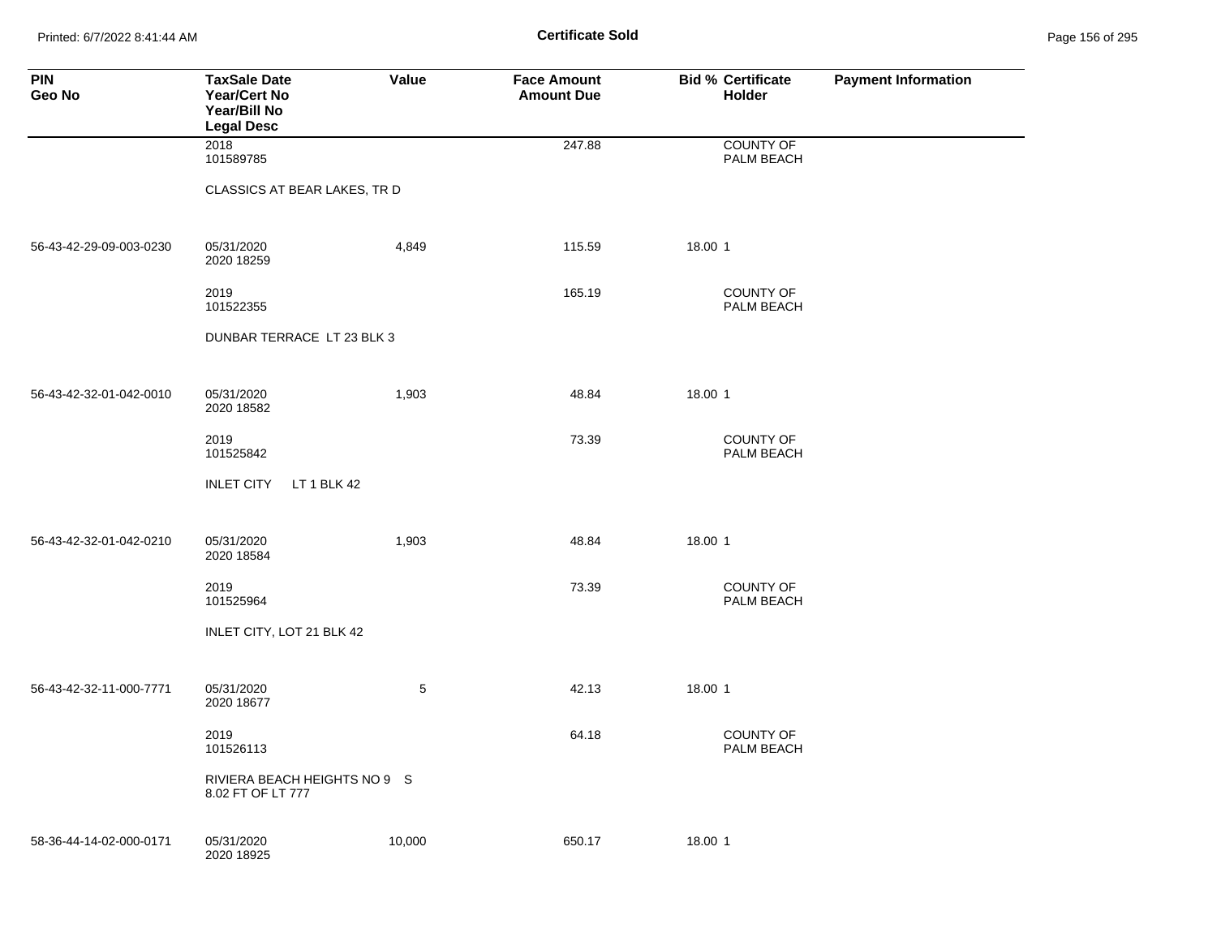**Certificate Sold**

| PIN<br>Geo No | TaxSale Date<br>Year/Cert No<br>Year/Bill No<br>Legal Desc | Value | Face Amount<br>Amount Due | Bid % | Certificate Holder | Payment Information |
|---|---|---|---|---|---|---|
| | 2018<br>101589785 | | 247.88 | | COUNTY OF PALM BEACH | |
| | CLASSICS AT BEAR LAKES, TR D | | | | | |
| 56-43-42-29-09-003-0230 | 05/31/2020<br>2020 18259 | 4,849 | 115.59 | 18.00 | 1 | |
| | 2019<br>101522355 | | 165.19 | | COUNTY OF PALM BEACH | |
| | DUNBAR TERRACE LT 23 BLK 3 | | | | | |
| 56-43-42-32-01-042-0010 | 05/31/2020<br>2020 18582 | 1,903 | 48.84 | 18.00 | 1 | |
| | 2019<br>101525842 | | 73.39 | | COUNTY OF PALM BEACH | |
| | INLET CITY LT 1 BLK 42 | | | | | |
| 56-43-42-32-01-042-0210 | 05/31/2020<br>2020 18584 | 1,903 | 48.84 | 18.00 | 1 | |
| | 2019<br>101525964 | | 73.39 | | COUNTY OF PALM BEACH | |
| | INLET CITY, LOT 21 BLK 42 | | | | | |
| 56-43-42-32-11-000-7771 | 05/31/2020<br>2020 18677 | 5 | 42.13 | 18.00 | 1 | |
| | 2019<br>101526113 | | 64.18 | | COUNTY OF PALM BEACH | |
| | RIVIERA BEACH HEIGHTS NO 9 S 8.02 FT OF LT 777 | | | | | |
| 58-36-44-14-02-000-0171 | 05/31/2020<br>2020 18925 | 10,000 | 650.17 | 18.00 | 1 | |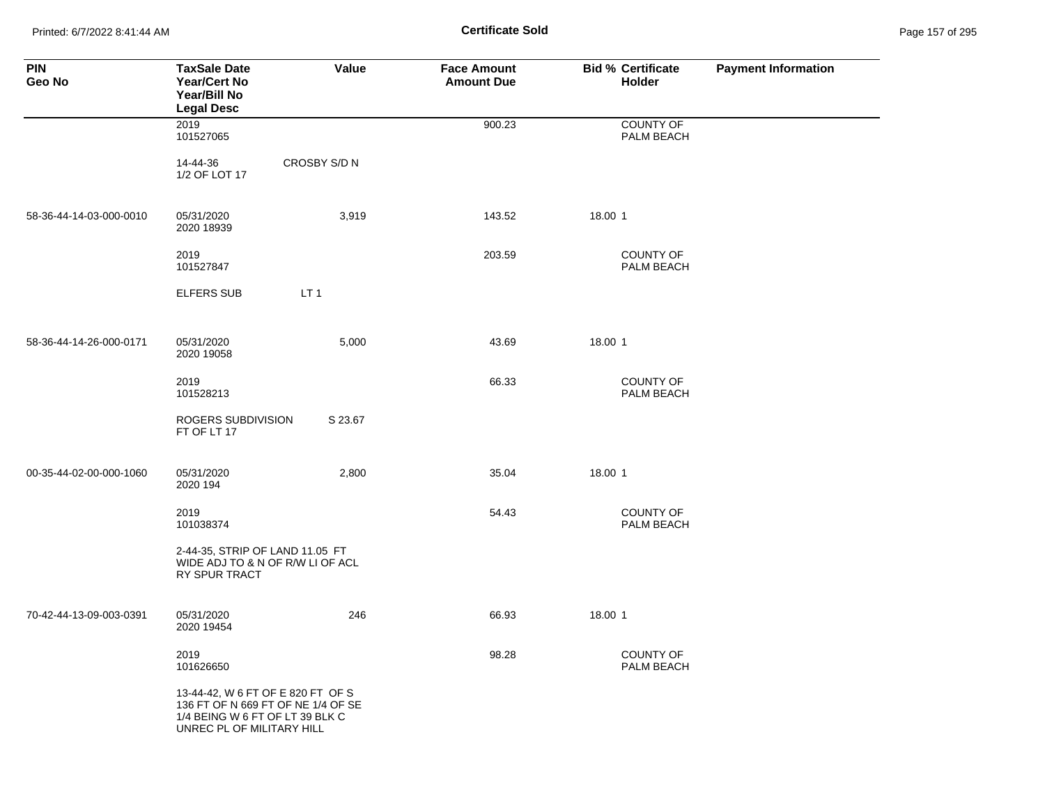| PIN<br>Geo No | TaxSale Date<br>Year/Cert No<br>Year/Bill No<br>Legal Desc | Value | Face Amount<br>Amount Due | Bid % | Certificate Holder | Payment Information |
|---|---|---|---|---|---|---|
| | 2019<br>101527065 | | 900.23 | | COUNTY OF PALM BEACH | |
| | 14-44-36 CROSBY S/D N 1/2 OF LOT 17 | | | | | |
| 58-36-44-14-03-000-0010 | 05/31/2020<br>2020 18939 | 3,919 | 143.52 | 18.00 | 1 | |
| | 2019<br>101527847 | | 203.59 | | COUNTY OF PALM BEACH | |
| | ELFERS SUB LT 1 | | | | | |
| 58-36-44-14-26-000-0171 | 05/31/2020<br>2020 19058 | 5,000 | 43.69 | 18.00 | 1 | |
| | 2019<br>101528213 | | 66.33 | | COUNTY OF PALM BEACH | |
| | ROGERS SUBDIVISION S 23.67 FT OF LT 17 | | | | | |
| 00-35-44-02-00-000-1060 | 05/31/2020<br>2020 194 | 2,800 | 35.04 | 18.00 | 1 | |
| | 2019<br>101038374 | | 54.43 | | COUNTY OF PALM BEACH | |
| | 2-44-35, STRIP OF LAND 11.05 FT WIDE ADJ TO & N OF R/W LI OF ACL RY SPUR TRACT | | | | | |
| 70-42-44-13-09-003-0391 | 05/31/2020<br>2020 19454 | 246 | 66.93 | 18.00 | 1 | |
| | 2019<br>101626650 | | 98.28 | | COUNTY OF PALM BEACH | |
| | 13-44-42, W 6 FT OF E 820 FT OF S 136 FT OF N 669 FT OF NE 1/4 OF SE 1/4 BEING W 6 FT OF LT 39 BLK C UNREC PL OF MILITARY HILL | | | | | |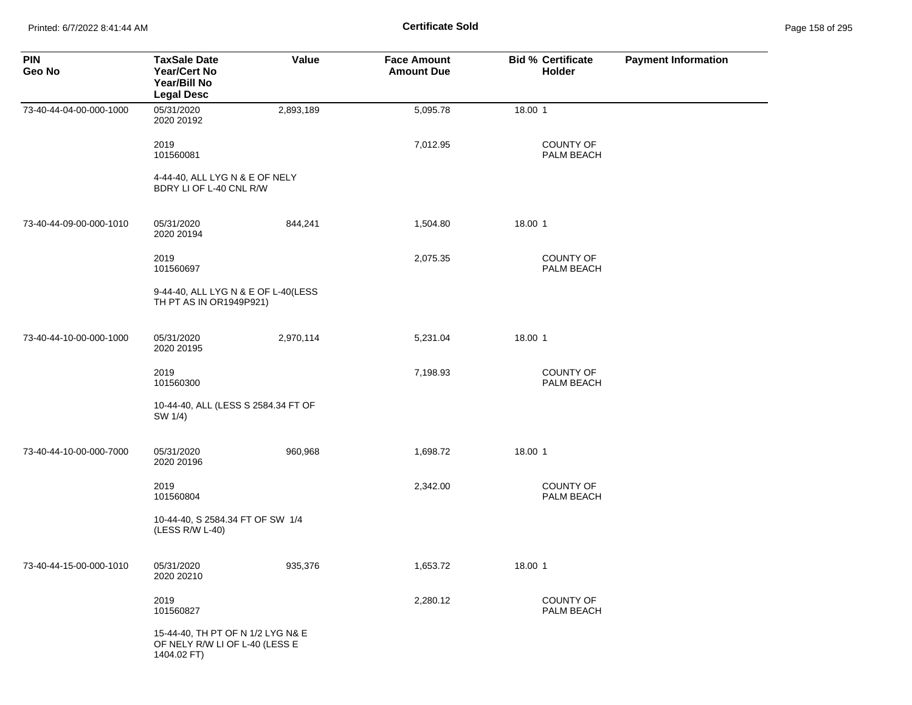**Certificate Sold**

| PIN<br>Geo No | TaxSale Date<br>Year/Cert No<br>Year/Bill No<br>Legal Desc | Value | Face Amount<br>Amount Due | Bid % | Certificate Holder | Payment Information |
|---|---|---|---|---|---|---|
| 73-40-44-04-00-000-1000 | 05/31/2020<br>2020 20192 | 2,893,189 | 5,095.78 | 18.00 | 1 | |
| | 2019<br>101560081 | | 7,012.95 | | COUNTY OF PALM BEACH | |
| | 4-44-40, ALL LYG N & E OF NELY BDRY LI OF L-40 CNL R/W | | | | | |
| 73-40-44-09-00-000-1010 | 05/31/2020<br>2020 20194 | 844,241 | 1,504.80 | 18.00 | 1 | |
| | 2019<br>101560697 | | 2,075.35 | | COUNTY OF PALM BEACH | |
| | 9-44-40, ALL LYG N & E OF L-40(LESS TH PT AS IN OR1949P921) | | | | | |
| 73-40-44-10-00-000-1000 | 05/31/2020<br>2020 20195 | 2,970,114 | 5,231.04 | 18.00 | 1 | |
| | 2019<br>101560300 | | 7,198.93 | | COUNTY OF PALM BEACH | |
| | 10-44-40, ALL (LESS S 2584.34 FT OF SW 1/4) | | | | | |
| 73-40-44-10-00-000-7000 | 05/31/2020<br>2020 20196 | 960,968 | 1,698.72 | 18.00 | 1 | |
| | 2019<br>101560804 | | 2,342.00 | | COUNTY OF PALM BEACH | |
| | 10-44-40, S 2584.34 FT OF SW 1/4 (LESS R/W L-40) | | | | | |
| 73-40-44-15-00-000-1010 | 05/31/2020<br>2020 20210 | 935,376 | 1,653.72 | 18.00 | 1 | |
| | 2019<br>101560827 | | 2,280.12 | | COUNTY OF PALM BEACH | |
| | 15-44-40, TH PT OF N 1/2 LYG N& E OF NELY R/W LI OF L-40 (LESS E 1404.02 FT) | | | | | |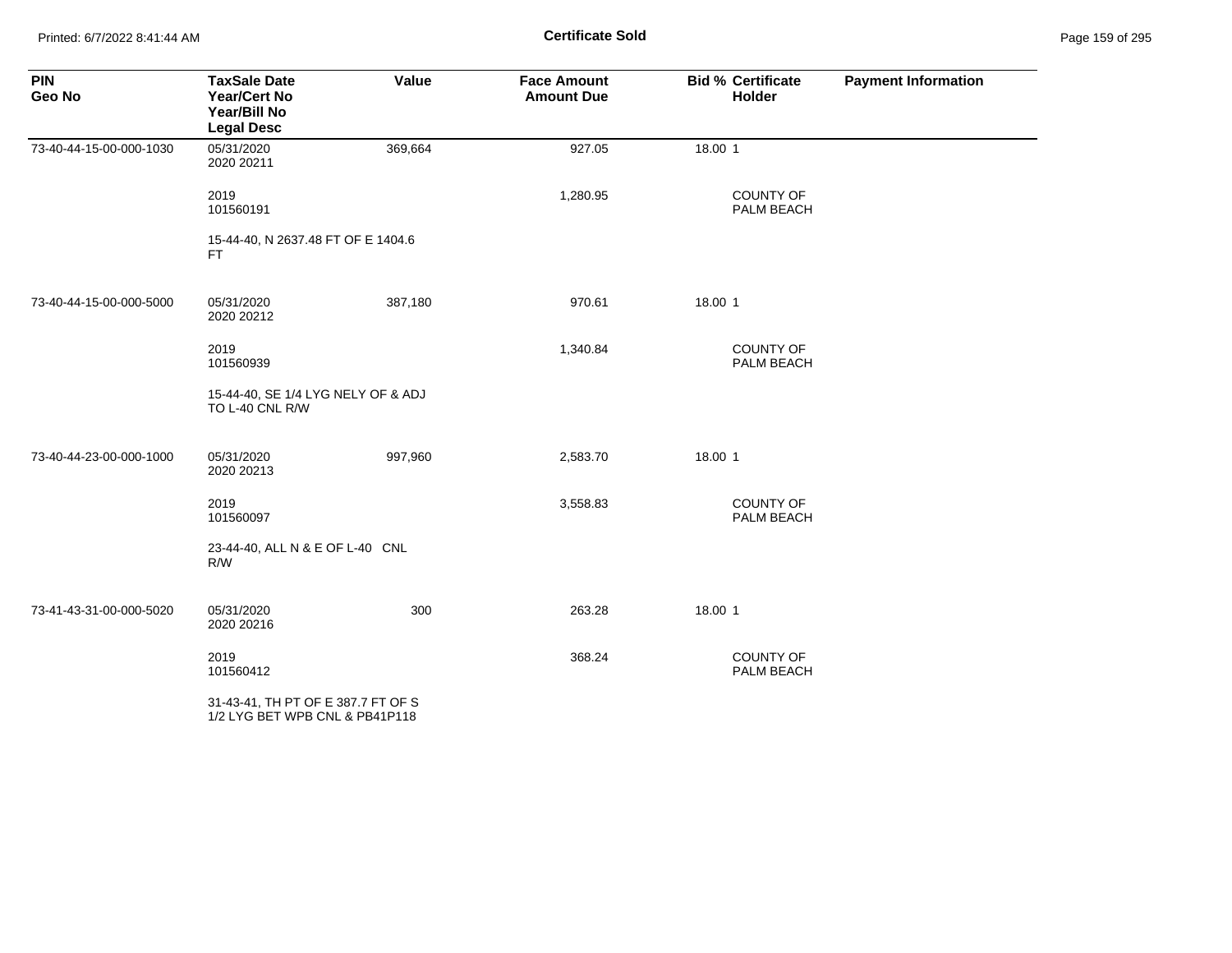# Certificate Sold

| PIN Geo No | TaxSale Date Year/Cert No Year/Bill No Legal Desc | Value | Face Amount Amount Due | Bid % | Certificate Holder | Payment Information |
|---|---|---|---|---|---|---|
| 73-40-44-15-00-000-1030 | 05/31/2020 2020 20211 | 369,664 | 927.05 | 18.00 | 1 | |
| | 2019 101560191 | | 1,280.95 | | COUNTY OF PALM BEACH | |
| | 15-44-40, N 2637.48 FT OF E 1404.6 FT | | | | | |
| 73-40-44-15-00-000-5000 | 05/31/2020 2020 20212 | 387,180 | 970.61 | 18.00 | 1 | |
| | 2019 101560939 | | 1,340.84 | | COUNTY OF PALM BEACH | |
| | 15-44-40, SE 1/4 LYG NELY OF & ADJ TO L-40 CNL R/W | | | | | |
| 73-40-44-23-00-000-1000 | 05/31/2020 2020 20213 | 997,960 | 2,583.70 | 18.00 | 1 | |
| | 2019 101560097 | | 3,558.83 | | COUNTY OF PALM BEACH | |
| | 23-44-40, ALL N & E OF L-40 CNL R/W | | | | | |
| 73-41-43-31-00-000-5020 | 05/31/2020 2020 20216 | 300 | 263.28 | 18.00 | 1 | |
| | 2019 101560412 | | 368.24 | | COUNTY OF PALM BEACH | |
| | 31-43-41, TH PT OF E 387.7 FT OF S 1/2 LYG BET WPB CNL & PB41P118 | | | | | |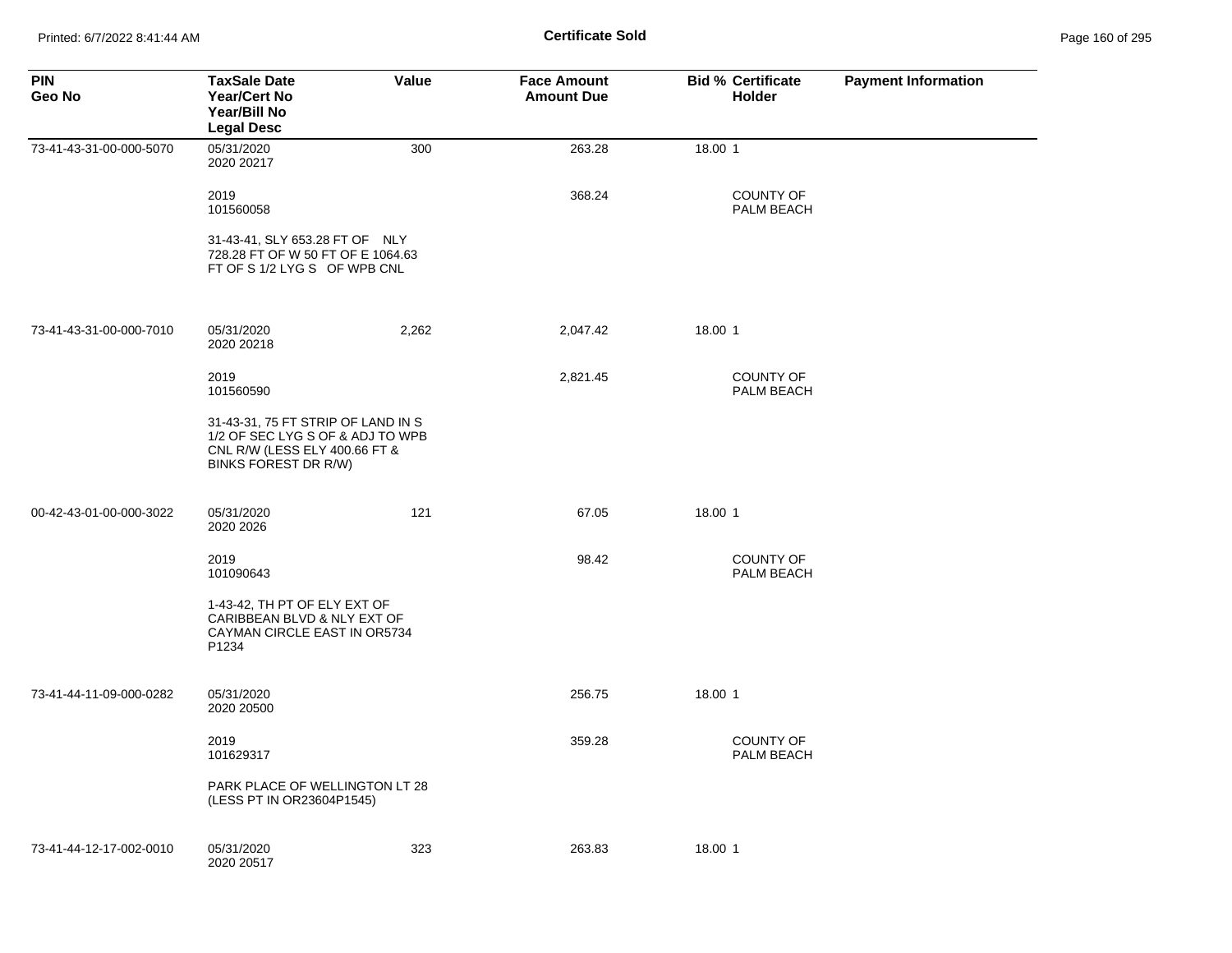**Certificate Sold**

| PIN<br>Geo No | TaxSale Date<br>Year/Cert No<br>Year/Bill No<br>Legal Desc | Value | Face Amount<br>Amount Due | Bid % | Certificate Holder | Payment Information |
|---|---|---|---|---|---|---|
| 73-41-43-31-00-000-5070 | 05/31/2020<br>2020 20217 | 300 | 263.28 | 18.00 | 1 | |
| | 2019<br>101560058 | | 368.24 | | COUNTY OF PALM BEACH | |
| | 31-43-41, SLY 653.28 FT OF NLY 728.28 FT OF W 50 FT OF E 1064.63 FT OF S 1/2 LYG S OF WPB CNL | | | | | |
| 73-41-43-31-00-000-7010 | 05/31/2020<br>2020 20218 | 2,262 | 2,047.42 | 18.00 | 1 | |
| | 2019<br>101560590 | | 2,821.45 | | COUNTY OF PALM BEACH | |
| | 31-43-31, 75 FT STRIP OF LAND IN S 1/2 OF SEC LYG S OF & ADJ TO WPB CNL R/W (LESS ELY 400.66 FT & BINKS FOREST DR R/W) | | | | | |
| 00-42-43-01-00-000-3022 | 05/31/2020<br>2020 2026 | 121 | 67.05 | 18.00 | 1 | |
| | 2019<br>101090643 | | 98.42 | | COUNTY OF PALM BEACH | |
| | 1-43-42, TH PT OF ELY EXT OF CARIBBEAN BLVD & NLY EXT OF CAYMAN CIRCLE EAST IN OR5734 P1234 | | | | | |
| 73-41-44-11-09-000-0282 | 05/31/2020<br>2020 20500 | | 256.75 | 18.00 | 1 | |
| | 2019<br>101629317 | | 359.28 | | COUNTY OF PALM BEACH | |
| | PARK PLACE OF WELLINGTON LT 28 (LESS PT IN OR23604P1545) | | | | | |
| 73-41-44-12-17-002-0010 | 05/31/2020<br>2020 20517 | 323 | 263.83 | 18.00 | 1 | |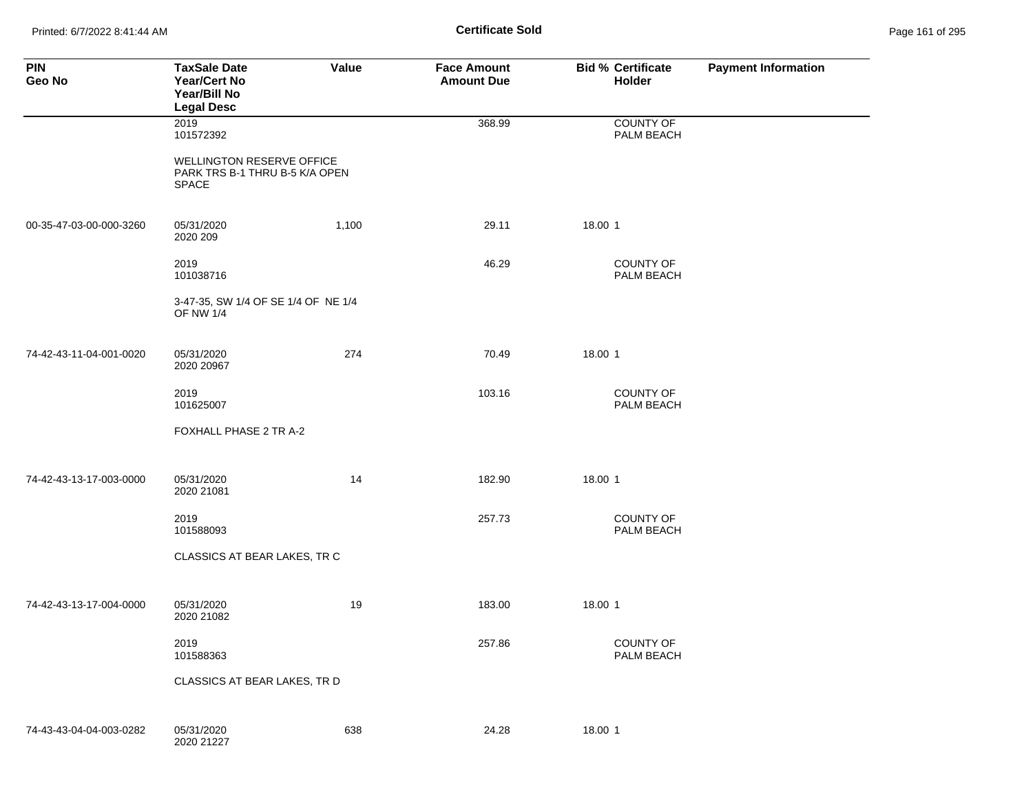**Certificate Sold**

| PIN<br>Geo No | TaxSale Date<br>Year/Cert No<br>Year/Bill No<br>Legal Desc | Value | Face Amount<br>Amount Due | Bid % | Certificate<br>Holder | Payment Information |
|---|---|---|---|---|---|---|
| | 2019<br>101572392 | | 368.99 | | COUNTY OF PALM BEACH | |
| | WELLINGTON RESERVE OFFICE PARK TRS B-1 THRU B-5 K/A OPEN SPACE | | | | | |
| 00-35-47-03-00-000-3260 | 05/31/2020<br>2020 209 | 1,100 | 29.11 | 18.00 | 1 | |
| | 2019<br>101038716 | | 46.29 | | COUNTY OF PALM BEACH | |
| | 3-47-35, SW 1/4 OF SE 1/4 OF NE 1/4 OF NW 1/4 | | | | | |
| 74-42-43-11-04-001-0020 | 05/31/2020<br>2020 20967 | 274 | 70.49 | 18.00 | 1 | |
| | 2019<br>101625007 | | 103.16 | | COUNTY OF PALM BEACH | |
| | FOXHALL PHASE 2 TR A-2 | | | | | |
| 74-42-43-13-17-003-0000 | 05/31/2020<br>2020 21081 | 14 | 182.90 | 18.00 | 1 | |
| | 2019<br>101588093 | | 257.73 | | COUNTY OF PALM BEACH | |
| | CLASSICS AT BEAR LAKES, TR C | | | | | |
| 74-42-43-13-17-004-0000 | 05/31/2020<br>2020 21082 | 19 | 183.00 | 18.00 | 1 | |
| | 2019<br>101588363 | | 257.86 | | COUNTY OF PALM BEACH | |
| | CLASSICS AT BEAR LAKES, TR D | | | | | |
| 74-43-43-04-04-003-0282 | 05/31/2020<br>2020 21227 | 638 | 24.28 | 18.00 | 1 | |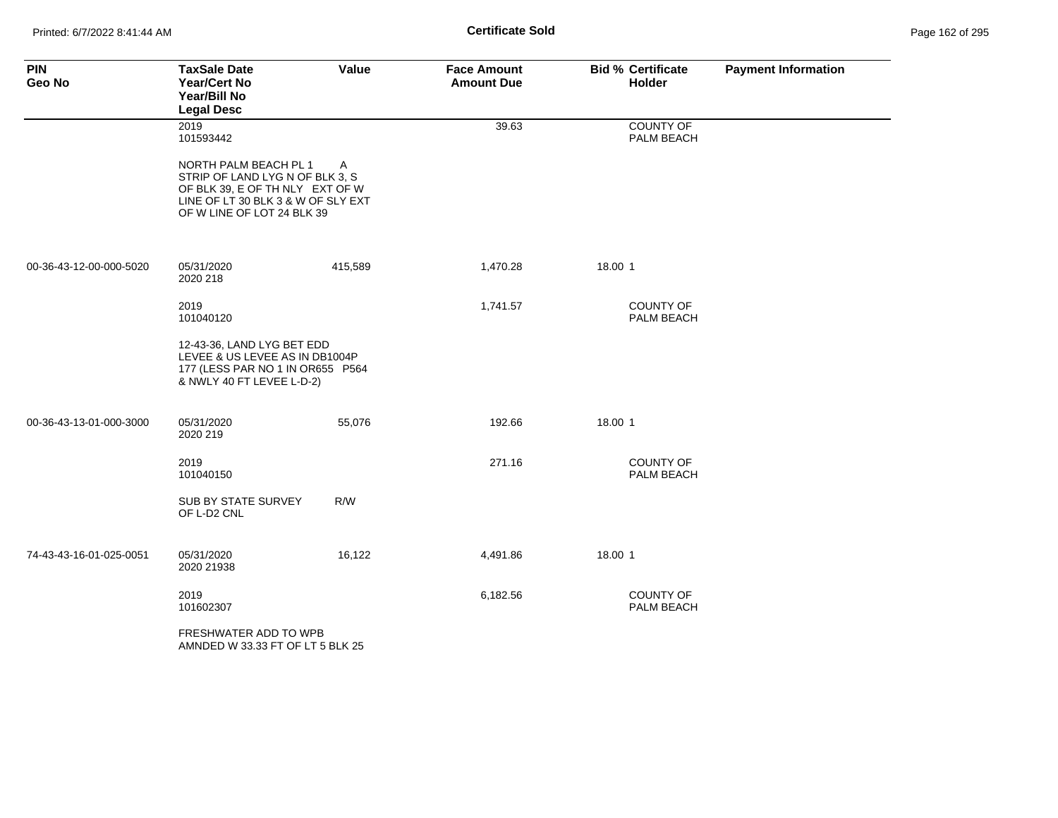**Certificate Sold**

| PIN<br>Geo No | TaxSale Date<br>Year/Cert No<br>Year/Bill No<br>Legal Desc | Value | Face Amount<br>Amount Due | Bid % | Certificate Holder | Payment Information |
|---|---|---|---|---|---|---|
| | 2019<br>101593442 | | 39.63 | | COUNTY OF PALM BEACH | |
| | NORTH PALM BEACH PL 1 A STRIP OF LAND LYG N OF BLK 3, S OF BLK 39, E OF TH NLY EXT OF W LINE OF LT 30 BLK 3 & W OF SLY EXT OF W LINE OF LOT 24 BLK 39 | | | | | |
| 00-36-43-12-00-000-5020 | 05/31/2020<br>2020 218 | 415,589 | 1,470.28 | 18.00 | 1 | |
| | 2019<br>101040120 | | 1,741.57 | | COUNTY OF PALM BEACH | |
| | 12-43-36, LAND LYG BET EDD LEVEE & US LEVEE AS IN DB1004P 177 (LESS PAR NO 1 IN OR655 P564 & NWLY 40 FT LEVEE L-D-2) | | | | | |
| 00-36-43-13-01-000-3000 | 05/31/2020<br>2020 219 | 55,076 | 192.66 | 18.00 | 1 | |
| | 2019<br>101040150 | | 271.16 | | COUNTY OF PALM BEACH | |
| | SUB BY STATE SURVEY R/W OF L-D2 CNL | | | | | |
| 74-43-43-16-01-025-0051 | 05/31/2020<br>2020 21938 | 16,122 | 4,491.86 | 18.00 | 1 | |
| | 2019<br>101602307 | | 6,182.56 | | COUNTY OF PALM BEACH | |
| | FRESHWATER ADD TO WPB AMNDED W 33.33 FT OF LT 5 BLK 25 | | | | | |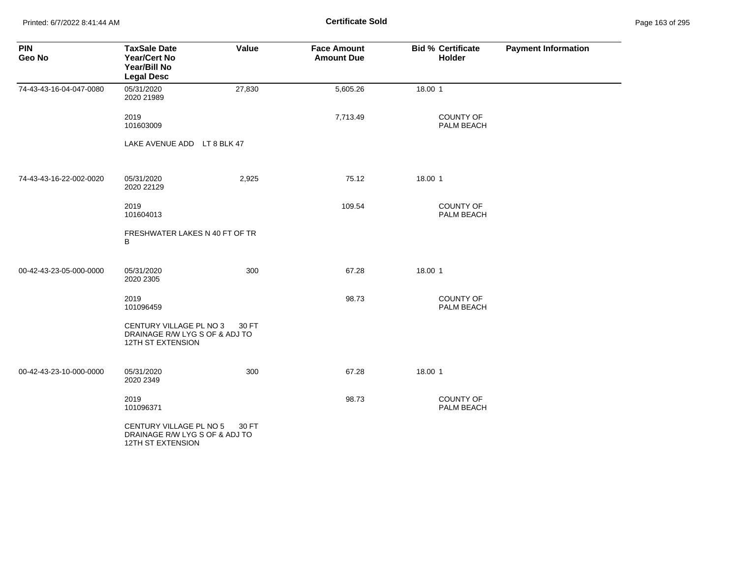# Certificate Sold

| PIN<br>Geo No | TaxSale Date<br>Year/Cert No<br>Year/Bill No<br>Legal Desc | Value | Face Amount<br>Amount Due | Bid % | Certificate Holder | Payment Information |
|---|---|---|---|---|---|---|
| 74-43-43-16-04-047-0080 | 05/31/2020<br>2020 21989 | 27,830 | 5,605.26 | 18.00 | 1 | |
| | 2019<br>101603009 | | 7,713.49 | | COUNTY OF PALM BEACH | |
| | LAKE AVENUE ADD LT 8 BLK 47 | | | | | |
| 74-43-43-16-22-002-0020 | 05/31/2020<br>2020 22129 | 2,925 | 75.12 | 18.00 | 1 | |
| | 2019<br>101604013 | | 109.54 | | COUNTY OF PALM BEACH | |
| | FRESHWATER LAKES N 40 FT OF TR B | | | | | |
| 00-42-43-23-05-000-0000 | 05/31/2020<br>2020 2305 | 300 | 67.28 | 18.00 | 1 | |
| | 2019<br>101096459 | | 98.73 | | COUNTY OF PALM BEACH | |
| | CENTURY VILLAGE PL NO 3 30 FT DRAINAGE R/W LYG S OF & ADJ TO 12TH ST EXTENSION | | | | | |
| 00-42-43-23-10-000-0000 | 05/31/2020<br>2020 2349 | 300 | 67.28 | 18.00 | 1 | |
| | 2019<br>101096371 | | 98.73 | | COUNTY OF PALM BEACH | |
| | CENTURY VILLAGE PL NO 5 30 FT DRAINAGE R/W LYG S OF & ADJ TO 12TH ST EXTENSION | | | | | |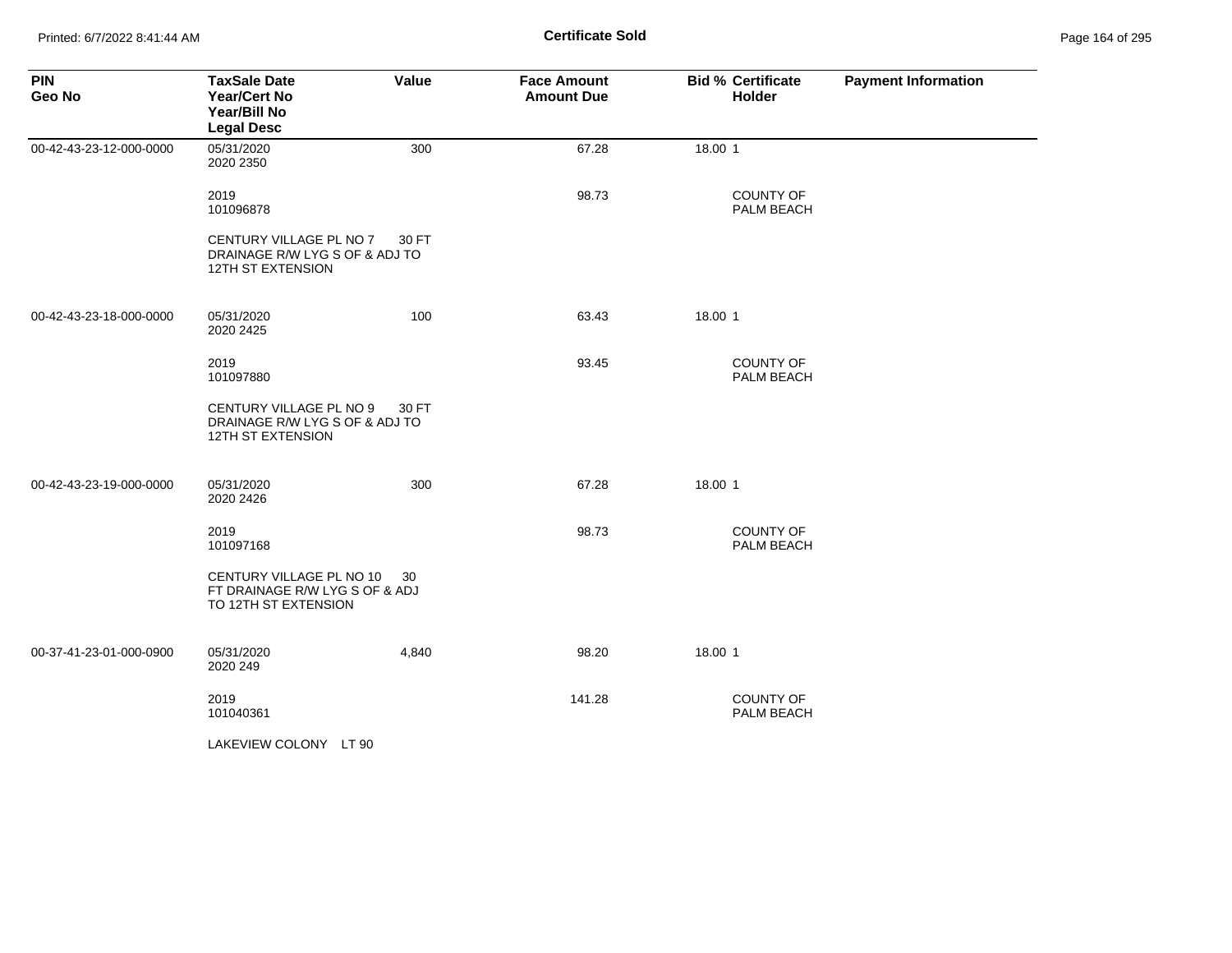**Certificate Sold**

| PIN<br>Geo No | TaxSale Date<br>Year/Cert No<br>Year/Bill No<br>Legal Desc | Value | Face Amount<br>Amount Due | Bid % | Certificate<br>Holder | Payment Information |
|---|---|---|---|---|---|---|
| 00-42-43-23-12-000-0000 | 05/31/2020<br>2020 2350 | 300 | 67.28 | 18.00 | 1 | |
| | 2019<br>101096878 | | 98.73 | | COUNTY OF PALM BEACH | |
| | CENTURY VILLAGE PL NO 7 30 FT DRAINAGE R/W LYG S OF & ADJ TO 12TH ST EXTENSION | | | | | |
| 00-42-43-23-18-000-0000 | 05/31/2020<br>2020 2425 | 100 | 63.43 | 18.00 | 1 | |
| | 2019<br>101097880 | | 93.45 | | COUNTY OF PALM BEACH | |
| | CENTURY VILLAGE PL NO 9 30 FT DRAINAGE R/W LYG S OF & ADJ TO 12TH ST EXTENSION | | | | | |
| 00-42-43-23-19-000-0000 | 05/31/2020<br>2020 2426 | 300 | 67.28 | 18.00 | 1 | |
| | 2019<br>101097168 | | 98.73 | | COUNTY OF PALM BEACH | |
| | CENTURY VILLAGE PL NO 10 30 FT DRAINAGE R/W LYG S OF & ADJ TO 12TH ST EXTENSION | | | | | |
| 00-37-41-23-01-000-0900 | 05/31/2020<br>2020 249 | 4,840 | 98.20 | 18.00 | 1 | |
| | 2019<br>101040361 | | 141.28 | | COUNTY OF PALM BEACH | |
| | LAKEVIEW COLONY LT 90 | | | | | |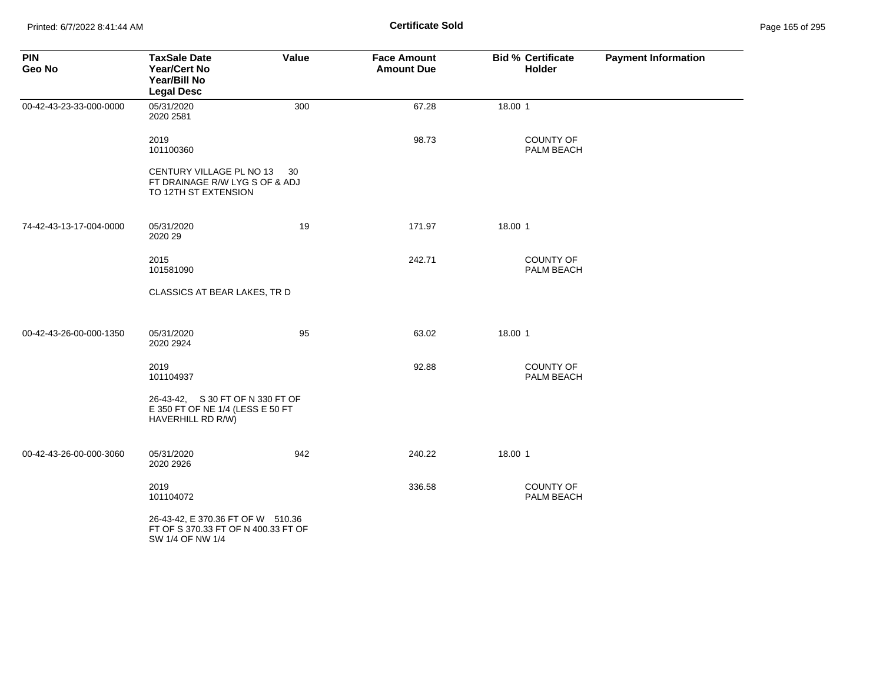**Certificate Sold**

| PIN<br>Geo No | TaxSale Date<br>Year/Cert No<br>Year/Bill No<br>Legal Desc | Value | Face Amount<br>Amount Due | Bid % | Certificate Holder | Payment Information |
|---|---|---|---|---|---|---|
| 00-42-43-23-33-000-0000 | 05/31/2020<br>2020 2581 | 300 | 67.28 | 18.00 | 1 | |
| | 2019<br>101100360 | | 98.73 | | COUNTY OF PALM BEACH | |
| | CENTURY VILLAGE PL NO 13 30 FT DRAINAGE R/W LYG S OF & ADJ TO 12TH ST EXTENSION | | | | | |
| 74-42-43-13-17-004-0000 | 05/31/2020<br>2020 29 | 19 | 171.97 | 18.00 | 1 | |
| | 2015<br>101581090 | | 242.71 | | COUNTY OF PALM BEACH | |
| | CLASSICS AT BEAR LAKES, TR D | | | | | |
| 00-42-43-26-00-000-1350 | 05/31/2020<br>2020 2924 | 95 | 63.02 | 18.00 | 1 | |
| | 2019<br>101104937 | | 92.88 | | COUNTY OF PALM BEACH | |
| | 26-43-42, S 30 FT OF N 330 FT OF E 350 FT OF NE 1/4 (LESS E 50 FT HAVERHILL RD R/W) | | | | | |
| 00-42-43-26-00-000-3060 | 05/31/2020<br>2020 2926 | 942 | 240.22 | 18.00 | 1 | |
| | 2019<br>101104072 | | 336.58 | | COUNTY OF PALM BEACH | |
| | 26-43-42, E 370.36 FT OF W 510.36 FT OF S 370.33 FT OF N 400.33 FT OF SW 1/4 OF NW 1/4 | | | | | |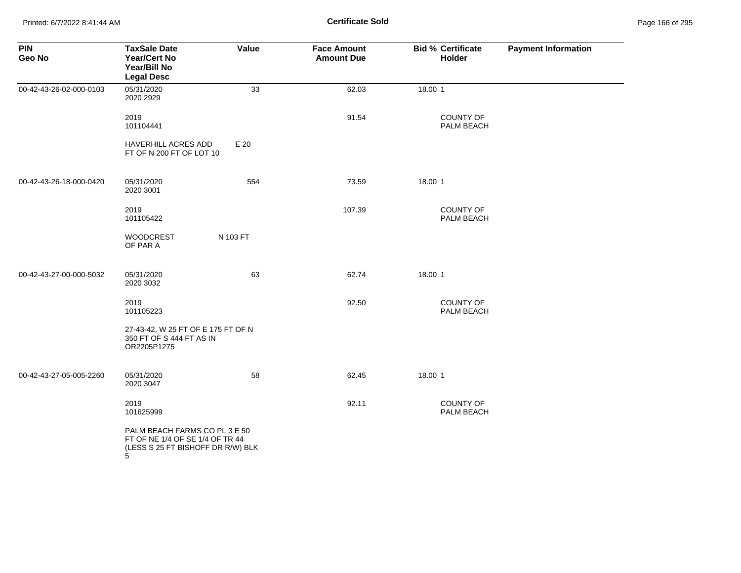**Certificate Sold**

| PIN<br>Geo No | TaxSale Date<br>Year/Cert No<br>Year/Bill No<br>Legal Desc | Value | Face Amount<br>Amount Due | Bid % | Certificate<br>Holder | Payment Information |
|---|---|---|---|---|---|---|
| 00-42-43-26-02-000-0103 | 05/31/2020<br>2020 2929 | 33 | 62.03 | 18.00 | 1 | |
| | 2019<br>101104441 | | 91.54 | | COUNTY OF PALM BEACH | |
| | HAVERHILL ACRES ADD E 20 FT OF N 200 FT OF LOT 10 | | | | | |
| 00-42-43-26-18-000-0420 | 05/31/2020<br>2020 3001 | 554 | 73.59 | 18.00 | 1 | |
| | 2019<br>101105422 | | 107.39 | | COUNTY OF PALM BEACH | |
| | WOODCREST N 103 FT OF PAR A | | | | | |
| 00-42-43-27-00-000-5032 | 05/31/2020<br>2020 3032 | 63 | 62.74 | 18.00 | 1 | |
| | 2019<br>101105223 | | 92.50 | | COUNTY OF PALM BEACH | |
| | 27-43-42, W 25 FT OF E 175 FT OF N 350 FT OF S 444 FT AS IN OR2205P1275 | | | | | |
| 00-42-43-27-05-005-2260 | 05/31/2020<br>2020 3047 | 58 | 62.45 | 18.00 | 1 | |
| | 2019<br>101625999 | | 92.11 | | COUNTY OF PALM BEACH | |
| | PALM BEACH FARMS CO PL 3 E 50 FT OF NE 1/4 OF SE 1/4 OF TR 44 (LESS S 25 FT BISHOFF DR R/W) BLK 5 | | | | | |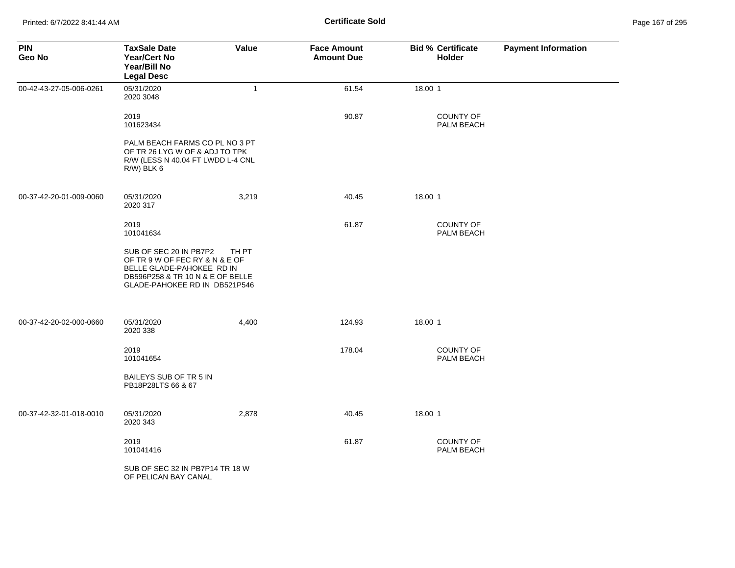# Certificate Sold

| PIN<br>Geo No | TaxSale Date<br>Year/Cert No<br>Year/Bill No<br>Legal Desc | Value | Face Amount<br>Amount Due | Bid % | Certificate Holder | Payment Information |
|---|---|---|---|---|---|---|
| 00-42-43-27-05-006-0261 | 05/31/2020<br>2020 3048 | 1 | 61.54 | 18.00 | 1 | |
| | 2019<br>101623434 | | 90.87 | | COUNTY OF PALM BEACH | |
| | PALM BEACH FARMS CO PL NO 3 PT OF TR 26 LYG W OF & ADJ TO TPK R/W (LESS N 40.04 FT LWDD L-4 CNL R/W) BLK 6 | | | | | |
| 00-37-42-20-01-009-0060 | 05/31/2020<br>2020 317 | 3,219 | 40.45 | 18.00 | 1 | |
| | 2019<br>101041634 | | 61.87 | | COUNTY OF PALM BEACH | |
| | SUB OF SEC 20 IN PB7P2 TH PT OF TR 9 W OF FEC RY & N & E OF BELLE GLADE-PAHOKEE RD IN DB596P258 & TR 10 N & E OF BELLE GLADE-PAHOKEE RD IN DB521P546 | | | | | |
| 00-37-42-20-02-000-0660 | 05/31/2020<br>2020 338 | 4,400 | 124.93 | 18.00 | 1 | |
| | 2019<br>101041654 | | 178.04 | | COUNTY OF PALM BEACH | |
| | BAILEYS SUB OF TR 5 IN PB18P28LTS 66 & 67 | | | | | |
| 00-37-42-32-01-018-0010 | 05/31/2020<br>2020 343 | 2,878 | 40.45 | 18.00 | 1 | |
| | 2019<br>101041416 | | 61.87 | | COUNTY OF PALM BEACH | |
| | SUB OF SEC 32 IN PB7P14 TR 18 W OF PELICAN BAY CANAL | | | | | |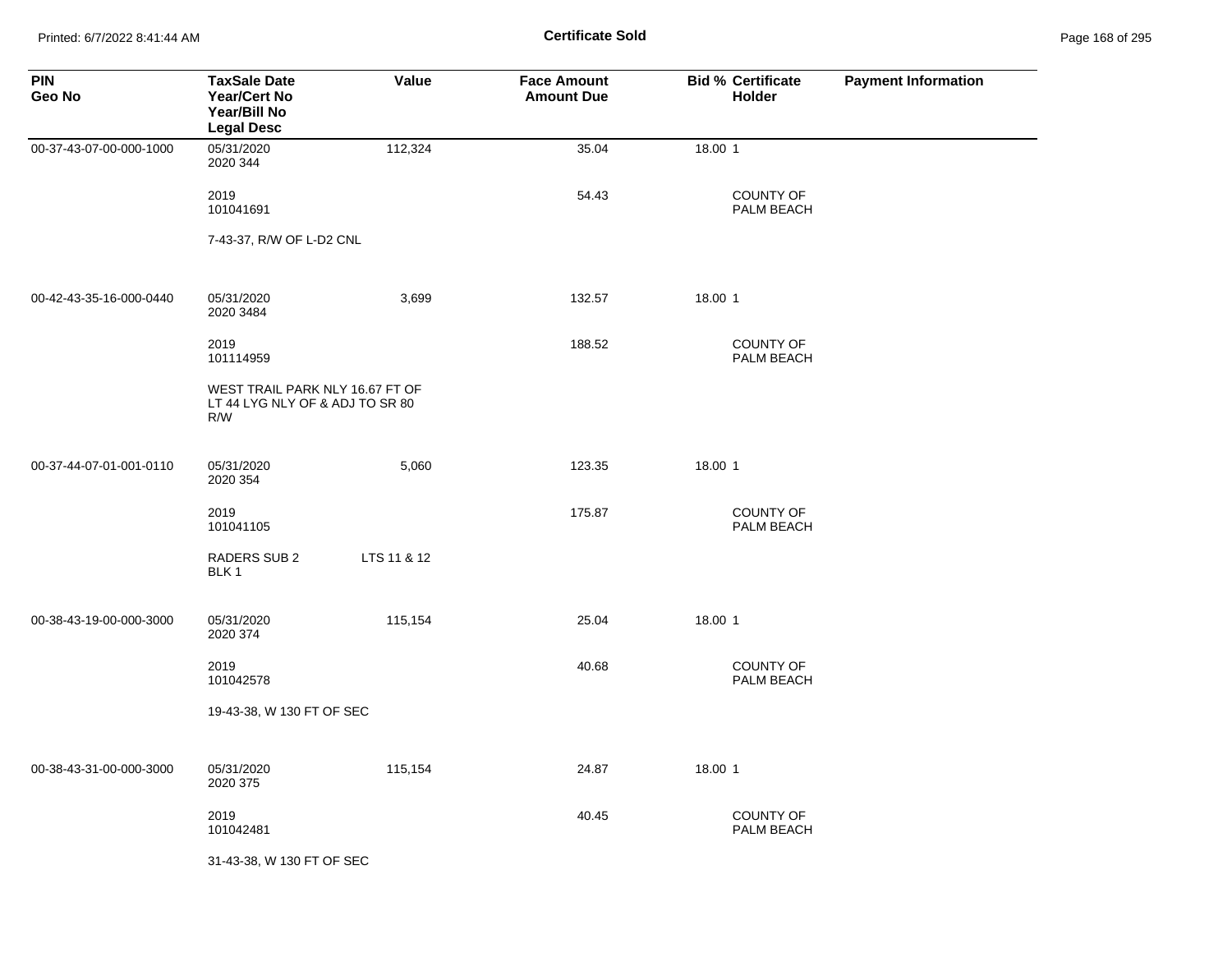# Certificate Sold

| PIN<br>Geo No | TaxSale Date<br>Year/Cert No<br>Year/Bill No<br>Legal Desc | Value | Face Amount<br>Amount Due | Bid % | Certificate Holder | Payment Information |
|---|---|---|---|---|---|---|
| 00-37-43-07-00-000-1000 | 05/31/2020<br>2020 344 | 112,324 | 35.04 | 18.00 | 1 | |
| | 2019<br>101041691 | | 54.43 | | COUNTY OF PALM BEACH | |
| | 7-43-37, R/W OF L-D2 CNL | | | | | |
| 00-42-43-35-16-000-0440 | 05/31/2020<br>2020 3484 | 3,699 | 132.57 | 18.00 | 1 | |
| | 2019<br>101114959 | | 188.52 | | COUNTY OF PALM BEACH | |
| | WEST TRAIL PARK NLY 16.67 FT OF LT 44 LYG NLY OF & ADJ TO SR 80 R/W | | | | | |
| 00-37-44-07-01-001-0110 | 05/31/2020<br>2020 354 | 5,060 | 123.35 | 18.00 | 1 | |
| | 2019<br>101041105 | | 175.87 | | COUNTY OF PALM BEACH | |
| | RADERS SUB 2 BLK 1 | LTS 11 & 12 | | | | |
| 00-38-43-19-00-000-3000 | 05/31/2020<br>2020 374 | 115,154 | 25.04 | 18.00 | 1 | |
| | 2019<br>101042578 | | 40.68 | | COUNTY OF PALM BEACH | |
| | 19-43-38, W 130 FT OF SEC | | | | | |
| 00-38-43-31-00-000-3000 | 05/31/2020<br>2020 375 | 115,154 | 24.87 | 18.00 | 1 | |
| | 2019<br>101042481 | | 40.45 | | COUNTY OF PALM BEACH | |
| | 31-43-38, W 130 FT OF SEC | | | | | |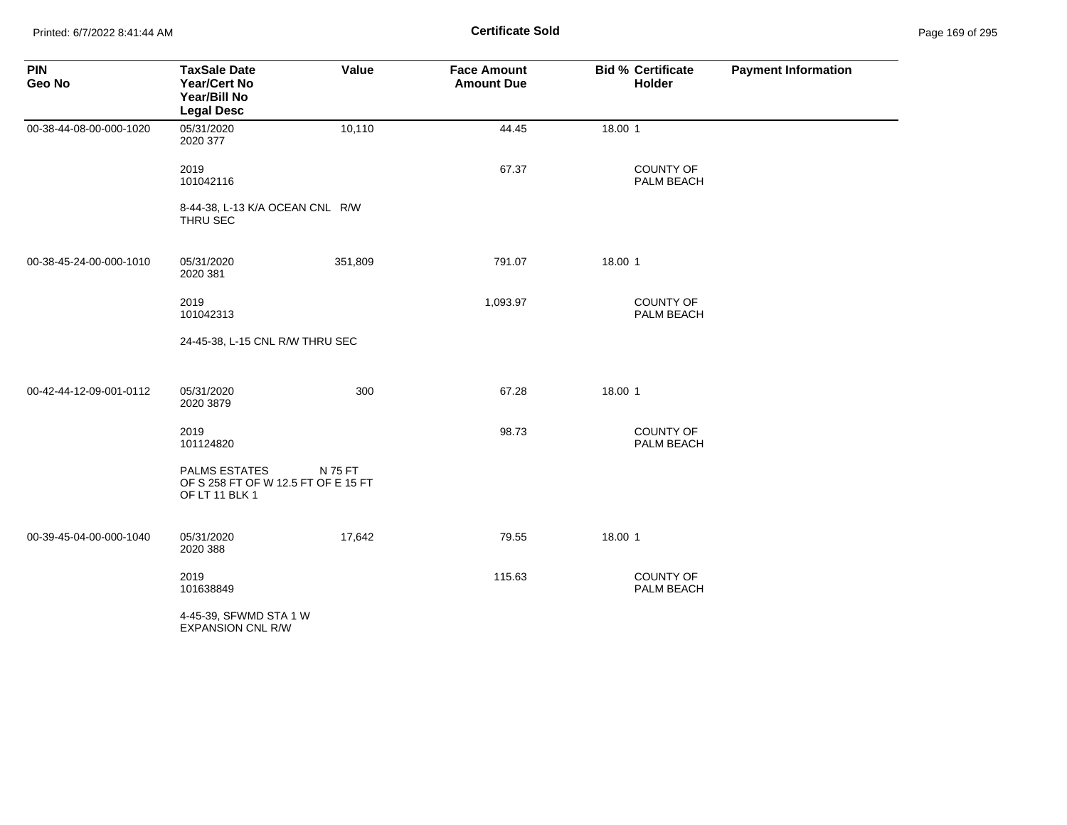**Certificate Sold**

| PIN<br>Geo No | TaxSale Date<br>Year/Cert No<br>Year/Bill No<br>Legal Desc | Value | Face Amount<br>Amount Due | Bid % | Certificate Holder | Payment Information |
|---|---|---|---|---|---|---|
| 00-38-44-08-00-000-1020 | 05/31/2020<br>2020 377 | 10,110 | 44.45 | 18.00 | 1 | |
| | 2019<br>101042116 | | 67.37 | | COUNTY OF PALM BEACH | |
| | 8-44-38, L-13 K/A OCEAN CNL R/W THRU SEC | | | | | |
| 00-38-45-24-00-000-1010 | 05/31/2020<br>2020 381 | 351,809 | 791.07 | 18.00 | 1 | |
| | 2019<br>101042313 | | 1,093.97 | | COUNTY OF PALM BEACH | |
| | 24-45-38, L-15 CNL R/W THRU SEC | | | | | |
| 00-42-44-12-09-001-0112 | 05/31/2020<br>2020 3879 | 300 | 67.28 | 18.00 | 1 | |
| | 2019<br>101124820 | | 98.73 | | COUNTY OF PALM BEACH | |
| | PALMS ESTATES N 75 FT OF S 258 FT OF W 12.5 FT OF E 15 FT OF LT 11 BLK 1 | | | | | |
| 00-39-45-04-00-000-1040 | 05/31/2020<br>2020 388 | 17,642 | 79.55 | 18.00 | 1 | |
| | 2019<br>101638849 | | 115.63 | | COUNTY OF PALM BEACH | |
| | 4-45-39, SFWMD STA 1 W EXPANSION CNL R/W | | | | | |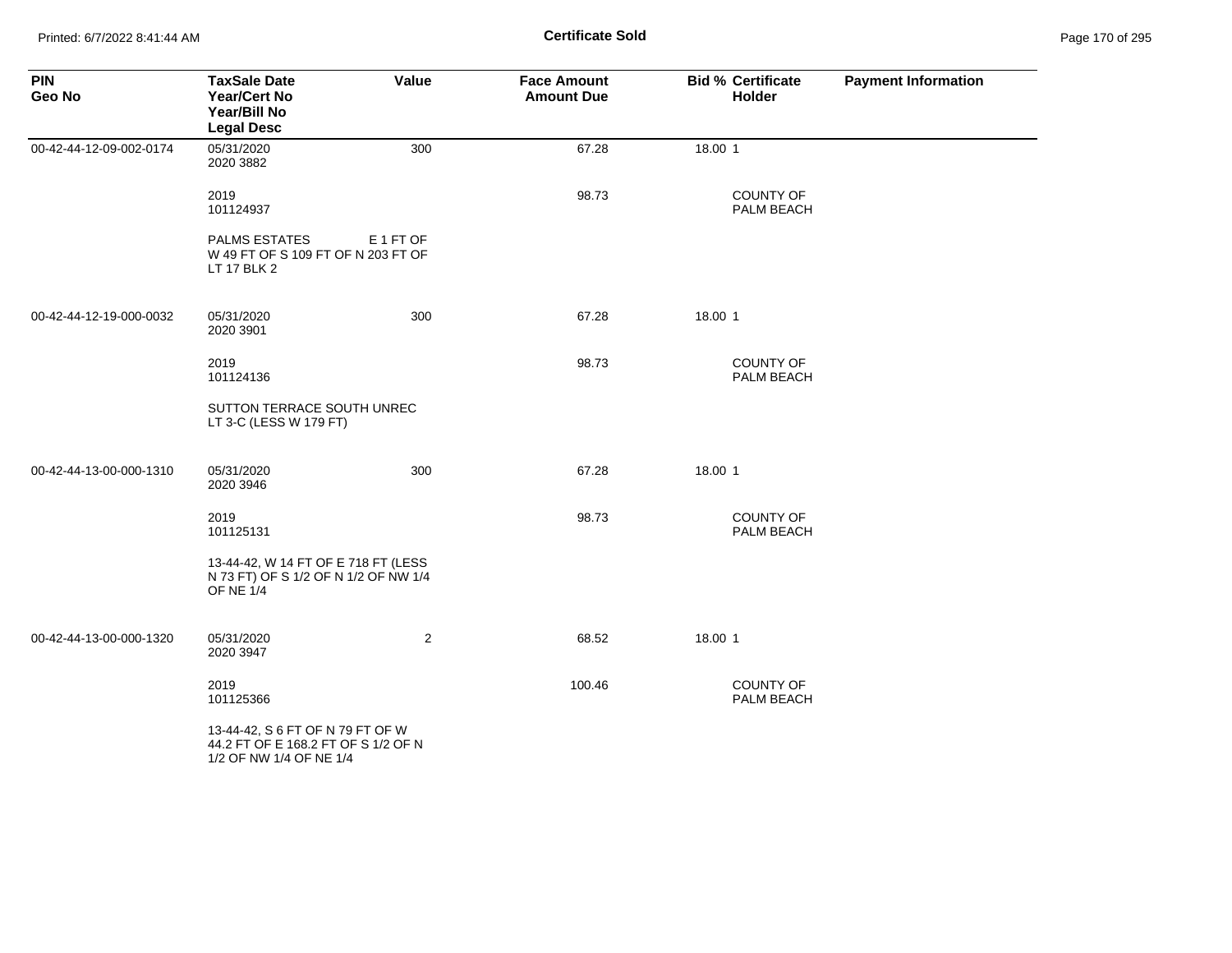**Certificate Sold**

| PIN<br>Geo No | TaxSale Date<br>Year/Cert No<br>Year/Bill No<br>Legal Desc | Value | Face Amount<br>Amount Due | Bid % | Certificate Holder | Payment Information |
|---|---|---|---|---|---|---|
| 00-42-44-12-09-002-0174 | 05/31/2020<br>2020 3882 | 300 | 67.28 | 18.00 | 1 | |
| | 2019<br>101124937 | | 98.73 | | COUNTY OF PALM BEACH | |
| | PALMS ESTATES E 1 FT OF W 49 FT OF S 109 FT OF N 203 FT OF LT 17 BLK 2 | | | | | |
| 00-42-44-12-19-000-0032 | 05/31/2020<br>2020 3901 | 300 | 67.28 | 18.00 | 1 | |
| | 2019<br>101124136 | | 98.73 | | COUNTY OF PALM BEACH | |
| | SUTTON TERRACE SOUTH UNREC LT 3-C (LESS W 179 FT) | | | | | |
| 00-42-44-13-00-000-1310 | 05/31/2020<br>2020 3946 | 300 | 67.28 | 18.00 | 1 | |
| | 2019<br>101125131 | | 98.73 | | COUNTY OF PALM BEACH | |
| | 13-44-42, W 14 FT OF E 718 FT (LESS N 73 FT) OF S 1/2 OF N 1/2 OF NW 1/4 OF NE 1/4 | | | | | |
| 00-42-44-13-00-000-1320 | 05/31/2020<br>2020 3947 | 2 | 68.52 | 18.00 | 1 | |
| | 2019<br>101125366 | | 100.46 | | COUNTY OF PALM BEACH | |
| | 13-44-42, S 6 FT OF N 79 FT OF W 44.2 FT OF E 168.2 FT OF S 1/2 OF N 1/2 OF NW 1/4 OF NE 1/4 | | | | | |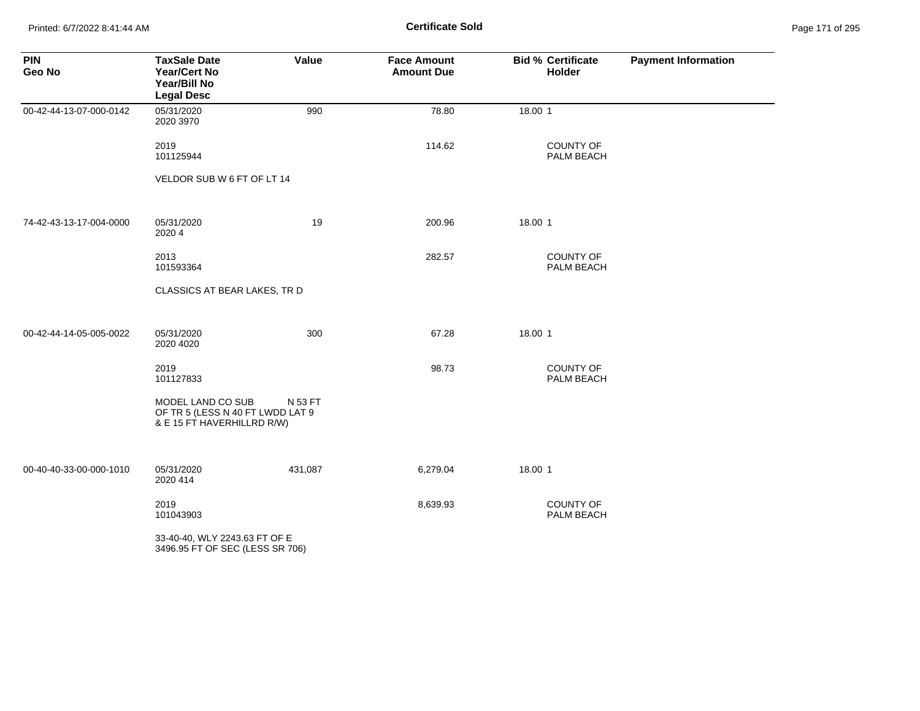**Certificate Sold**

| PIN<br>Geo No | TaxSale Date<br>Year/Cert No<br>Year/Bill No<br>Legal Desc | Value | Face Amount<br>Amount Due | Bid % | Certificate Holder | Payment Information |
|---|---|---|---|---|---|---|
| 00-42-44-13-07-000-0142 | 05/31/2020<br>2020 3970 | 990 | 78.80 | 18.00 | 1 | |
| | 2019<br>101125944 | | 114.62 | | COUNTY OF PALM BEACH | |
| | VELDOR SUB W 6 FT OF LT 14 | | | | | |
| 74-42-43-13-17-004-0000 | 05/31/2020<br>2020 4 | 19 | 200.96 | 18.00 | 1 | |
| | 2013<br>101593364 | | 282.57 | | COUNTY OF PALM BEACH | |
| | CLASSICS AT BEAR LAKES, TR D | | | | | |
| 00-42-44-14-05-005-0022 | 05/31/2020<br>2020 4020 | 300 | 67.28 | 18.00 | 1 | |
| | 2019<br>101127833 | | 98.73 | | COUNTY OF PALM BEACH | |
| | MODEL LAND CO SUB N 53 FT OF TR 5 (LESS N 40 FT LWDD LAT 9 & E 15 FT HAVERHILLRD R/W) | | | | | |
| 00-40-40-33-00-000-1010 | 05/31/2020<br>2020 414 | 431,087 | 6,279.04 | 18.00 | 1 | |
| | 2019<br>101043903 | | 8,639.93 | | COUNTY OF PALM BEACH | |
| | 33-40-40, WLY 2243.63 FT OF E 3496.95 FT OF SEC (LESS SR 706) | | | | | |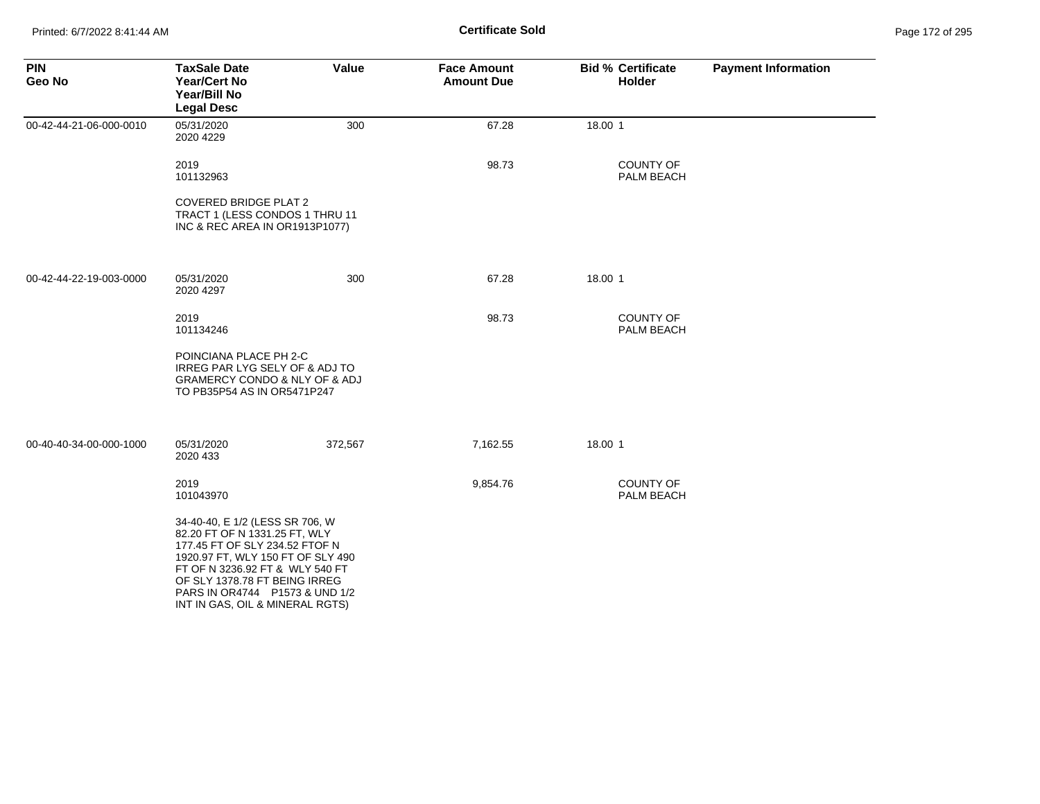**Certificate Sold**

| PIN<br>Geo No | TaxSale Date<br>Year/Cert No<br>Year/Bill No<br>Legal Desc | Value | Face Amount<br>Amount Due | Bid % | Certificate Holder | Payment Information |
|---|---|---|---|---|---|---|
| 00-42-44-21-06-000-0010 | 05/31/2020<br>2020 4229 | 300 | 67.28 | 18.00 | 1 | |
| | 2019<br>101132963 | | 98.73 | | COUNTY OF PALM BEACH | |
| | COVERED BRIDGE PLAT 2 TRACT 1 (LESS CONDOS 1 THRU 11 INC & REC AREA IN OR1913P1077) | | | | | |
| 00-42-44-22-19-003-0000 | 05/31/2020<br>2020 4297 | 300 | 67.28 | 18.00 | 1 | |
| | 2019<br>101134246 | | 98.73 | | COUNTY OF PALM BEACH | |
| | POINCIANA PLACE PH 2-C IRREG PAR LYG SELY OF & ADJ TO GRAMERCY CONDO & NLY OF & ADJ TO PB35P54 AS IN OR5471P247 | | | | | |
| 00-40-40-34-00-000-1000 | 05/31/2020<br>2020 433 | 372,567 | 7,162.55 | 18.00 | 1 | |
| | 2019<br>101043970 | | 9,854.76 | | COUNTY OF PALM BEACH | |
| | 34-40-40, E 1/2 (LESS SR 706, W 82.20 FT OF N 1331.25 FT, WLY 177.45 FT OF SLY 234.52 FTOF N 1920.97 FT, WLY 150 FT OF SLY 490 FT OF N 3236.92 FT & WLY 540 FT OF SLY 1378.78 FT BEING IRREG PARS IN OR4744 P1573 & UND 1/2 INT IN GAS, OIL & MINERAL RGTS) | | | | | |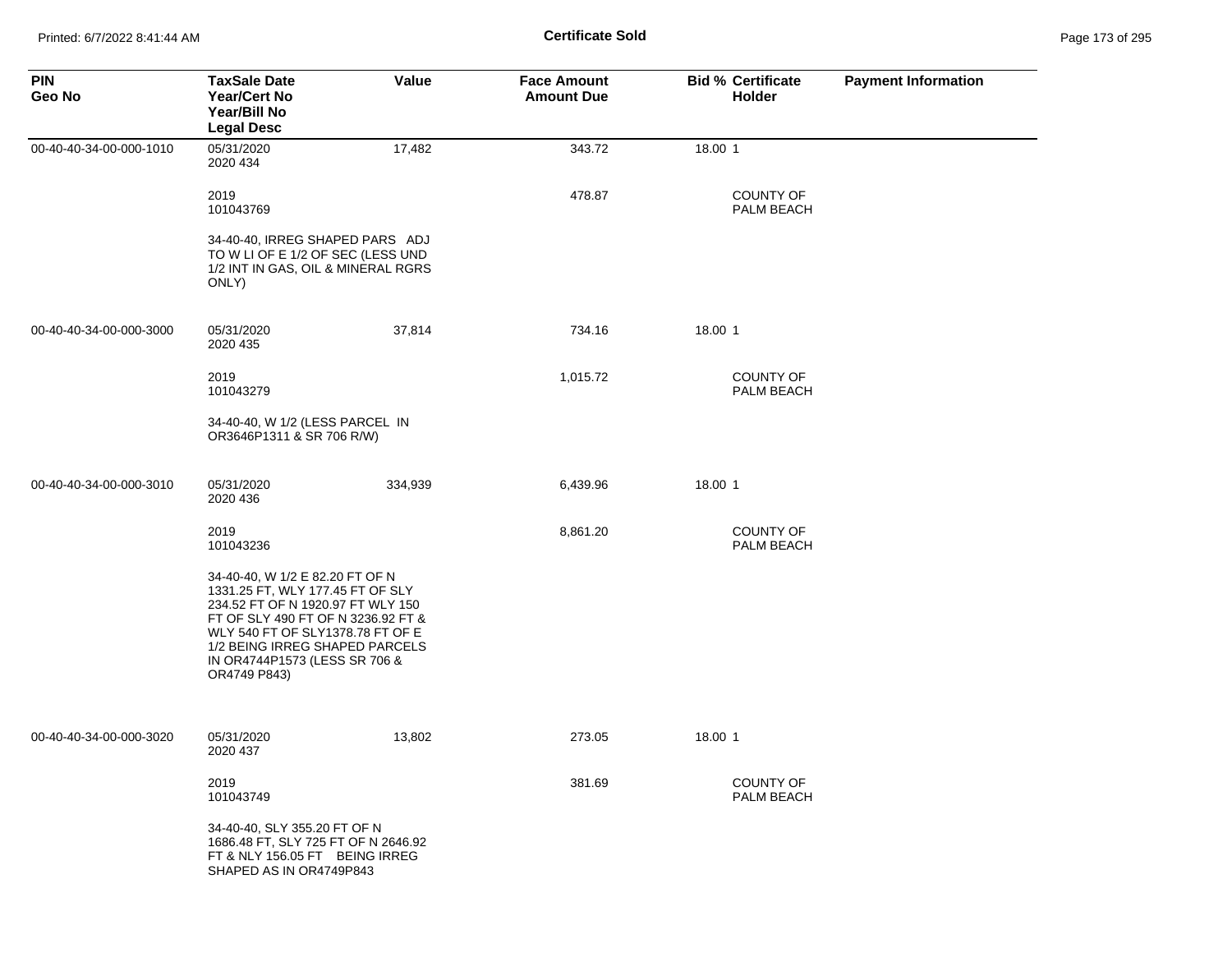**Certificate Sold**

| PIN<br>Geo No | TaxSale Date<br>Year/Cert No<br>Year/Bill No<br>Legal Desc | Value | Face Amount<br>Amount Due | Bid % | Certificate<br>Holder | Payment Information |
|---|---|---|---|---|---|---|
| 00-40-40-34-00-000-1010 | 05/31/2020<br>2020 434 | 17,482 | 343.72 | 18.00 | 1 | |
| | 2019<br>101043769 | | 478.87 | | COUNTY OF PALM BEACH | |
| | 34-40-40, IRREG SHAPED PARS ADJ TO W LI OF E 1/2 OF SEC (LESS UND 1/2 INT IN GAS, OIL & MINERAL RGRS ONLY) | | | | | |
| 00-40-40-34-00-000-3000 | 05/31/2020<br>2020 435 | 37,814 | 734.16 | 18.00 | 1 | |
| | 2019<br>101043279 | | 1,015.72 | | COUNTY OF PALM BEACH | |
| | 34-40-40, W 1/2 (LESS PARCEL IN OR3646P1311 & SR 706 R/W) | | | | | |
| 00-40-40-34-00-000-3010 | 05/31/2020<br>2020 436 | 334,939 | 6,439.96 | 18.00 | 1 | |
| | 2019<br>101043236 | | 8,861.20 | | COUNTY OF PALM BEACH | |
| | 34-40-40, W 1/2 E 82.20 FT OF N 1331.25 FT, WLY 177.45 FT OF SLY 234.52 FT OF N 1920.97 FT WLY 150 FT OF SLY 490 FT OF N 3236.92 FT & WLY 540 FT OF SLY1378.78 FT OF E 1/2 BEING IRREG SHAPED PARCELS IN OR4744P1573 (LESS SR 706 & OR4749 P843) | | | | | |
| 00-40-40-34-00-000-3020 | 05/31/2020<br>2020 437 | 13,802 | 273.05 | 18.00 | 1 | |
| | 2019<br>101043749 | | 381.69 | | COUNTY OF PALM BEACH | |
| | 34-40-40, SLY 355.20 FT OF N 1686.48 FT, SLY 725 FT OF N 2646.92 FT & NLY 156.05 FT BEING IRREG SHAPED AS IN OR4749P843 | | | | | |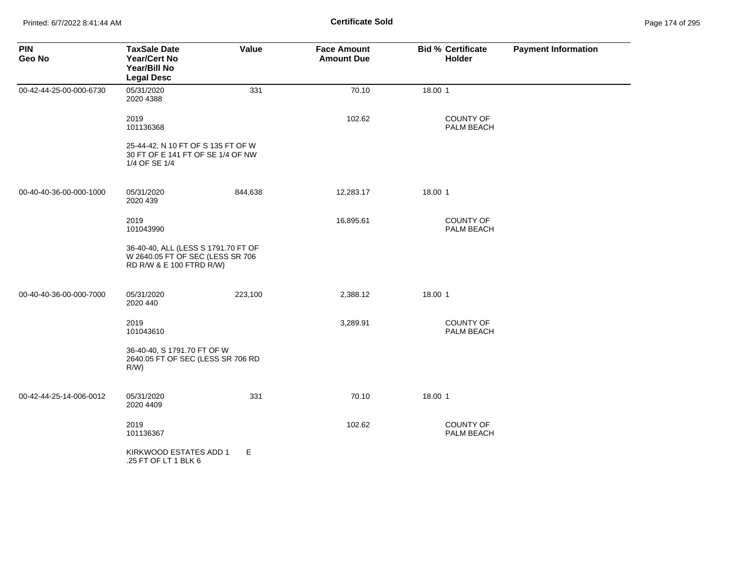**Certificate Sold**

| PIN<br>Geo No | TaxSale Date<br>Year/Cert No<br>Year/Bill No<br>Legal Desc | Value | Face Amount<br>Amount Due | Bid % | Certificate<br>Holder | Payment Information |
|---|---|---|---|---|---|---|
| 00-42-44-25-00-000-6730 | 05/31/2020<br>2020 4388 | 331 | 70.10 | 18.00 | 1 | |
| | 2019<br>101136368 | | 102.62 | | COUNTY OF PALM BEACH | |
| | 25-44-42, N 10 FT OF S 135 FT OF W 30 FT OF E 141 FT OF SE 1/4 OF NW 1/4 OF SE 1/4 | | | | | |
| 00-40-40-36-00-000-1000 | 05/31/2020<br>2020 439 | 844,638 | 12,283.17 | 18.00 | 1 | |
| | 2019<br>101043990 | | 16,895.61 | | COUNTY OF PALM BEACH | |
| | 36-40-40, ALL (LESS S 1791.70 FT OF W 2640.05 FT OF SEC (LESS SR 706 RD R/W & E 100 FTRD R/W) | | | | | |
| 00-40-40-36-00-000-7000 | 05/31/2020<br>2020 440 | 223,100 | 2,388.12 | 18.00 | 1 | |
| | 2019<br>101043610 | | 3,289.91 | | COUNTY OF PALM BEACH | |
| | 36-40-40, S 1791.70 FT OF W 2640.05 FT OF SEC (LESS SR 706 RD R/W) | | | | | |
| 00-42-44-25-14-006-0012 | 05/31/2020<br>2020 4409 | 331 | 70.10 | 18.00 | 1 | |
| | 2019<br>101136367 | | 102.62 | | COUNTY OF PALM BEACH | |
| | KIRKWOOD ESTATES ADD 1 E .25 FT OF LT 1 BLK 6 | | | | | |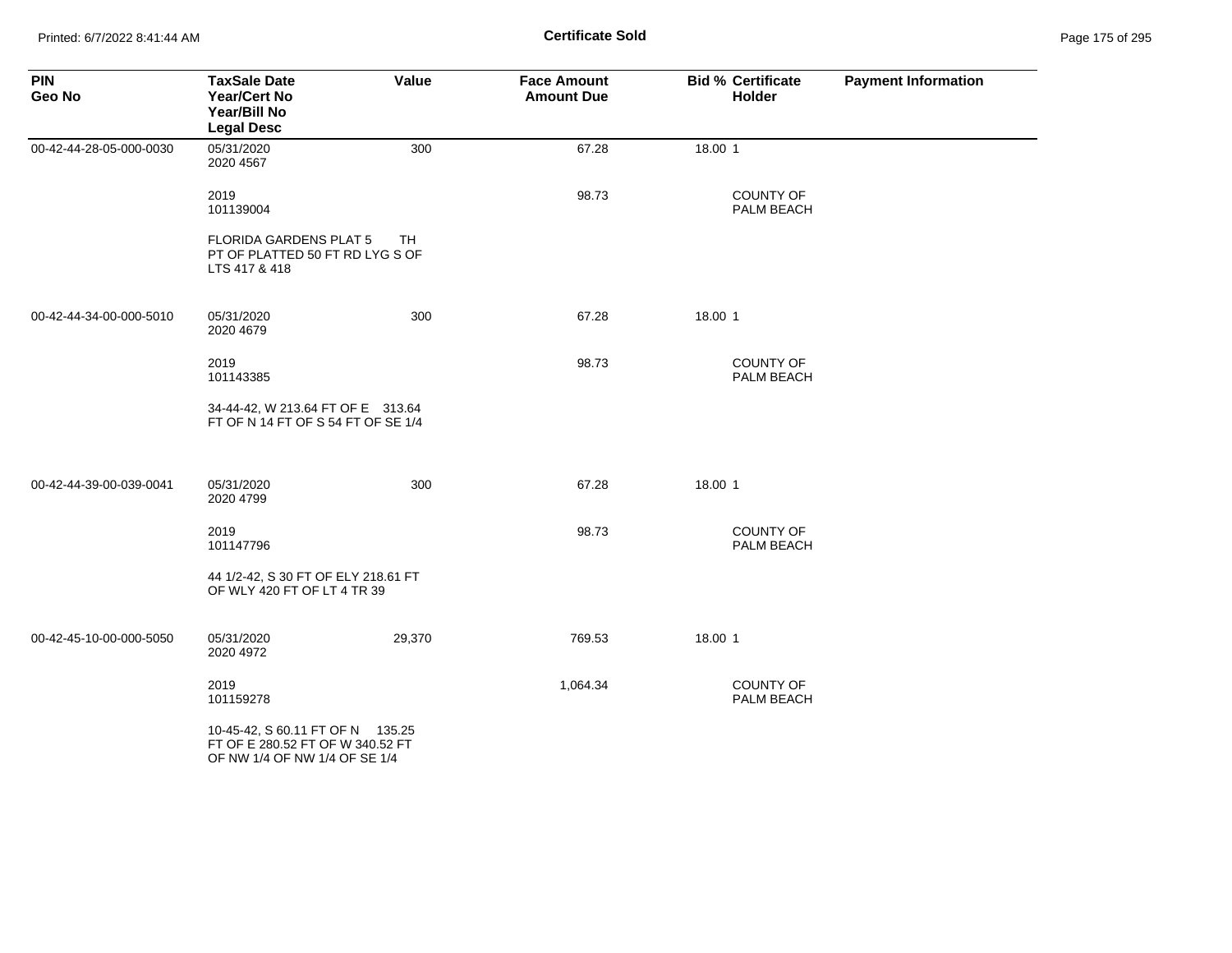**Certificate Sold**

| PIN<br>Geo No | TaxSale Date<br>Year/Cert No<br>Year/Bill No<br>Legal Desc | Value | Face Amount<br>Amount Due | Bid % | Certificate<br>Holder | Payment Information |
|---|---|---|---|---|---|---|
| 00-42-44-28-05-000-0030 | 05/31/2020<br>2020 4567 | 300 | 67.28 | 18.00 | 1 | |
| | 2019<br>101139004 | | 98.73 | | COUNTY OF PALM BEACH | |
| | FLORIDA GARDENS PLAT 5 TH PT OF PLATTED 50 FT RD LYG S OF LTS 417 & 418 | | | | | |
| 00-42-44-34-00-000-5010 | 05/31/2020<br>2020 4679 | 300 | 67.28 | 18.00 | 1 | |
| | 2019<br>101143385 | | 98.73 | | COUNTY OF PALM BEACH | |
| | 34-44-42, W 213.64 FT OF E 313.64 FT OF N 14 FT OF S 54 FT OF SE 1/4 | | | | | |
| 00-42-44-39-00-039-0041 | 05/31/2020<br>2020 4799 | 300 | 67.28 | 18.00 | 1 | |
| | 2019<br>101147796 | | 98.73 | | COUNTY OF PALM BEACH | |
| | 44 1/2-42, S 30 FT OF ELY 218.61 FT OF WLY 420 FT OF LT 4 TR 39 | | | | | |
| 00-42-45-10-00-000-5050 | 05/31/2020<br>2020 4972 | 29,370 | 769.53 | 18.00 | 1 | |
| | 2019<br>101159278 | | 1,064.34 | | COUNTY OF PALM BEACH | |
| | 10-45-42, S 60.11 FT OF N 135.25 FT OF E 280.52 FT OF W 340.52 FT OF NW 1/4 OF NW 1/4 OF SE 1/4 | | | | | |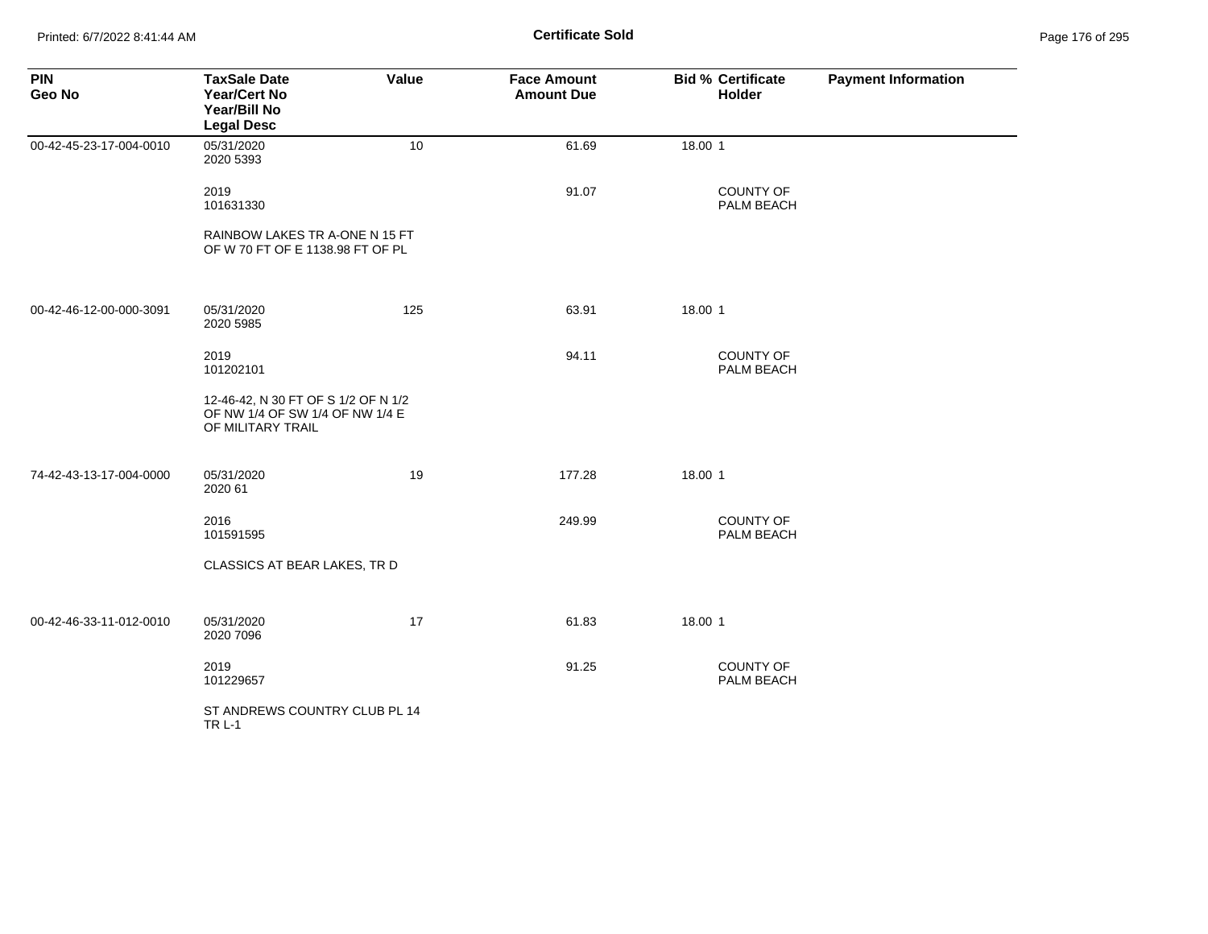## Certificate Sold

| PIN<br>Geo No | TaxSale Date<br>Year/Cert No<br>Year/Bill No<br>Legal Desc | Value | Face Amount<br>Amount Due | Bid % | Certificate Holder | Payment Information |
|---|---|---|---|---|---|---|
| 00-42-45-23-17-004-0010 | 05/31/2020<br>2020 5393 | 10 | 61.69 | 18.00 | 1 | |
| | 2019<br>101631330 | | 91.07 | | COUNTY OF PALM BEACH | |
| | RAINBOW LAKES TR A-ONE N 15 FT OF W 70 FT OF E 1138.98 FT OF PL | | | | | |
| 00-42-46-12-00-000-3091 | 05/31/2020<br>2020 5985 | 125 | 63.91 | 18.00 | 1 | |
| | 2019<br>101202101 | | 94.11 | | COUNTY OF PALM BEACH | |
| | 12-46-42, N 30 FT OF S 1/2 OF N 1/2 OF NW 1/4 OF SW 1/4 OF NW 1/4 E OF MILITARY TRAIL | | | | | |
| 74-42-43-13-17-004-0000 | 05/31/2020<br>2020 61 | 19 | 177.28 | 18.00 | 1 | |
| | 2016<br>101591595 | | 249.99 | | COUNTY OF PALM BEACH | |
| | CLASSICS AT BEAR LAKES, TR D | | | | | |
| 00-42-46-33-11-012-0010 | 05/31/2020<br>2020 7096 | 17 | 61.83 | 18.00 | 1 | |
| | 2019<br>101229657 | | 91.25 | | COUNTY OF PALM BEACH | |
| | ST ANDREWS COUNTRY CLUB PL 14 TR L-1 | | | | | |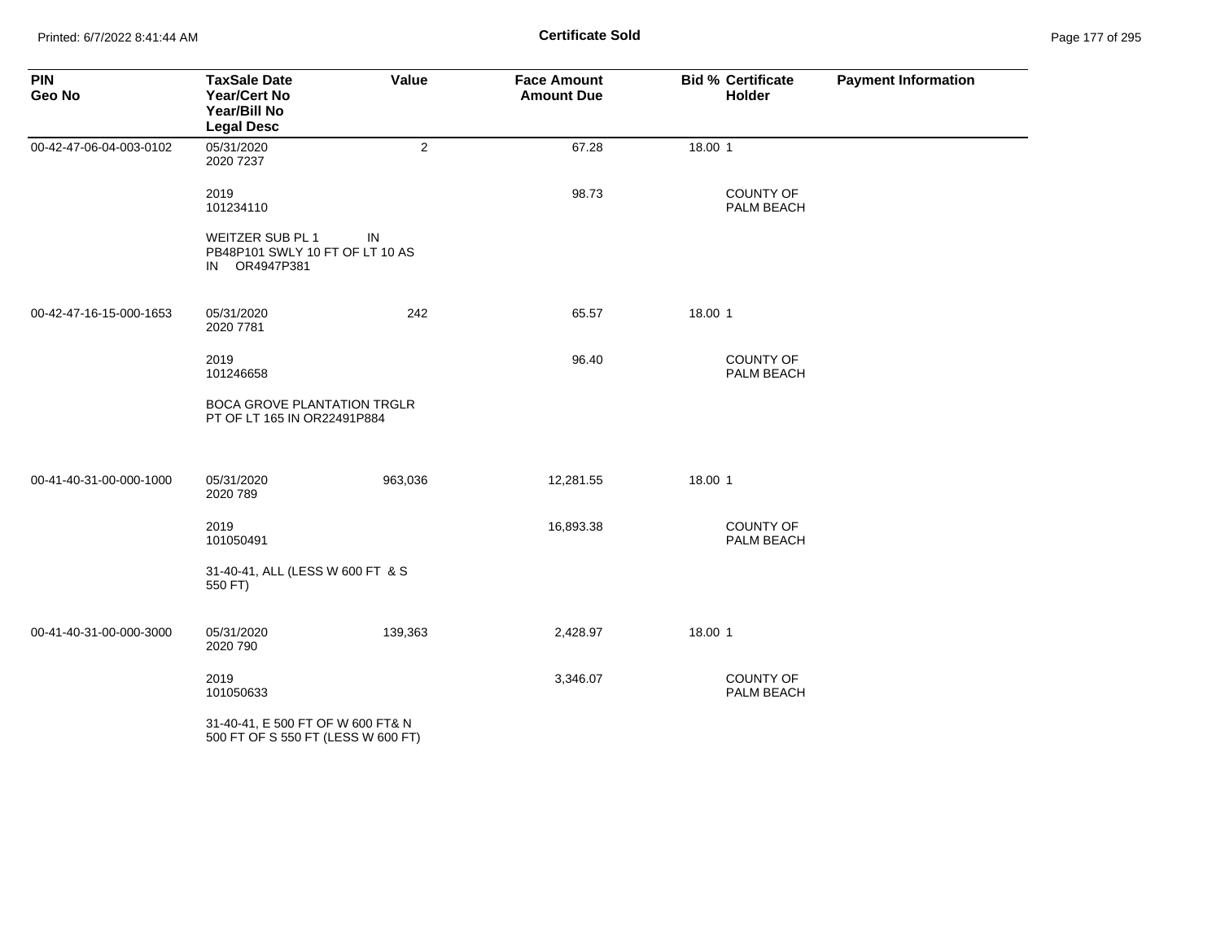| PIN<br>Geo No | TaxSale Date<br>Year/Cert No<br>Year/Bill No<br>Legal Desc | Value | Face Amount<br>Amount Due | Bid % | Certificate Holder | Payment Information |
|---|---|---|---|---|---|---|
| 00-42-47-06-04-003-0102 | 05/31/2020<br>2020 7237 | 2 | 67.28 | 18.00 | 1 | |
| | 2019<br>101234110 | | 98.73 | | COUNTY OF PALM BEACH | |
| | WEITZER SUB PL 1 IN PB48P101 SWLY 10 FT OF LT 10 AS IN OR4947P381 | | | | | |
| 00-42-47-16-15-000-1653 | 05/31/2020<br>2020 7781 | 242 | 65.57 | 18.00 | 1 | |
| | 2019<br>101246658 | | 96.40 | | COUNTY OF PALM BEACH | |
| | BOCA GROVE PLANTATION TRGLR PT OF LT 165 IN OR22491P884 | | | | | |
| 00-41-40-31-00-000-1000 | 05/31/2020<br>2020 789 | 963,036 | 12,281.55 | 18.00 | 1 | |
| | 2019<br>101050491 | | 16,893.38 | | COUNTY OF PALM BEACH | |
| | 31-40-41, ALL (LESS W 600 FT & S 550 FT) | | | | | |
| 00-41-40-31-00-000-3000 | 05/31/2020<br>2020 790 | 139,363 | 2,428.97 | 18.00 | 1 | |
| | 2019<br>101050633 | | 3,346.07 | | COUNTY OF PALM BEACH | |
| | 31-40-41, E 500 FT OF W 600 FT& N 500 FT OF S 550 FT (LESS W 600 FT) | | | | | |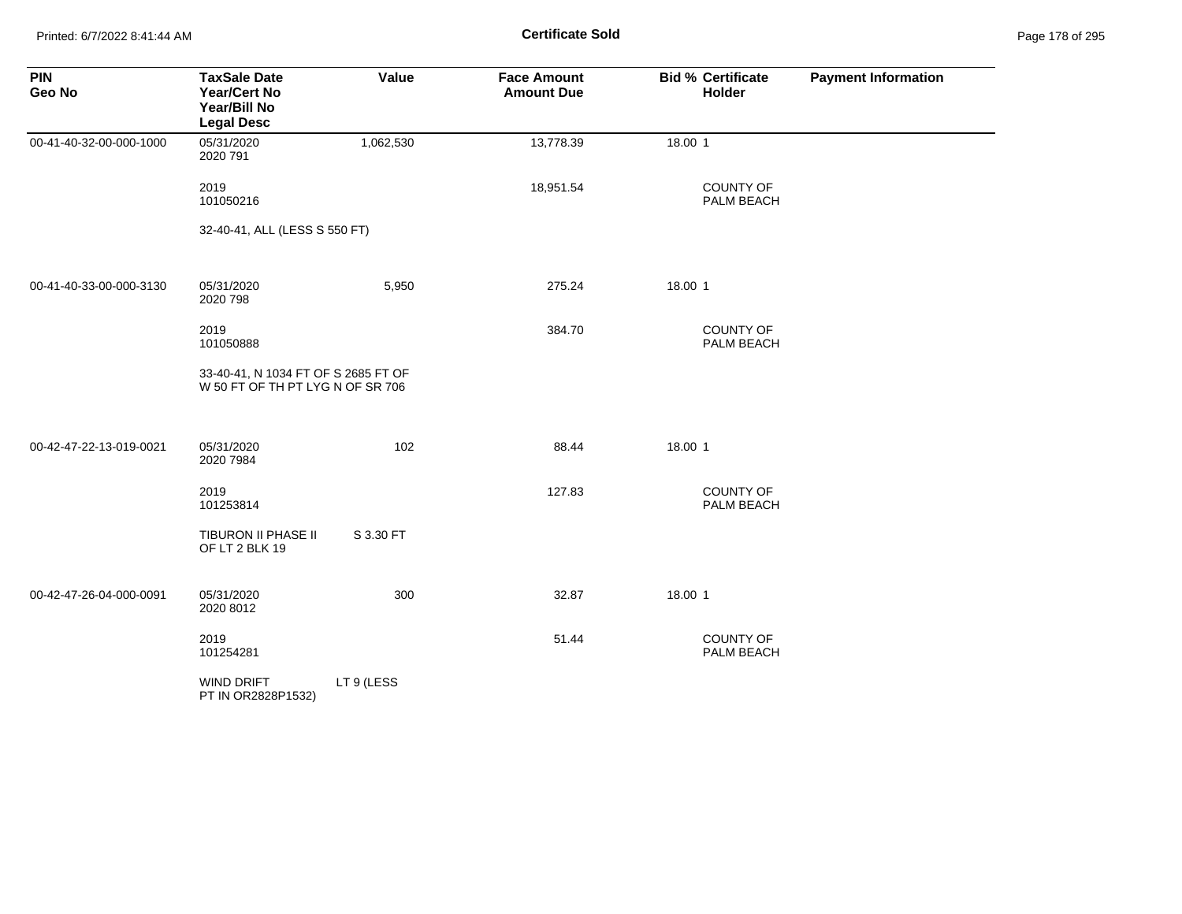# Certificate Sold

| PIN<br>Geo No | TaxSale Date<br>Year/Cert No<br>Year/Bill No<br>Legal Desc | Value | Face Amount<br>Amount Due | Bid % | Certificate<br>Holder | Payment Information |
|---|---|---|---|---|---|---|
| 00-41-40-32-00-000-1000 | 05/31/2020<br>2020 791 | 1,062,530 | 13,778.39 | 18.00 | 1 | |
| | 2019<br>101050216 | | 18,951.54 | | COUNTY OF PALM BEACH | |
| | 32-40-41, ALL (LESS S 550 FT) | | | | | |
| 00-41-40-33-00-000-3130 | 05/31/2020<br>2020 798 | 5,950 | 275.24 | 18.00 | 1 | |
| | 2019<br>101050888 | | 384.70 | | COUNTY OF PALM BEACH | |
| | 33-40-41, N 1034 FT OF S 2685 FT OF W 50 FT OF TH PT LYG N OF SR 706 | | | | | |
| 00-42-47-22-13-019-0021 | 05/31/2020<br>2020 7984 | 102 | 88.44 | 18.00 | 1 | |
| | 2019<br>101253814 | | 127.83 | | COUNTY OF PALM BEACH | |
| | TIBURON II PHASE II S 3.30 FT OF LT 2 BLK 19 | | | | | |
| 00-42-47-26-04-000-0091 | 05/31/2020<br>2020 8012 | 300 | 32.87 | 18.00 | 1 | |
| | 2019<br>101254281 | | 51.44 | | COUNTY OF PALM BEACH | |
| | WIND DRIFT LT 9 (LESS PT IN OR2828P1532) | | | | | |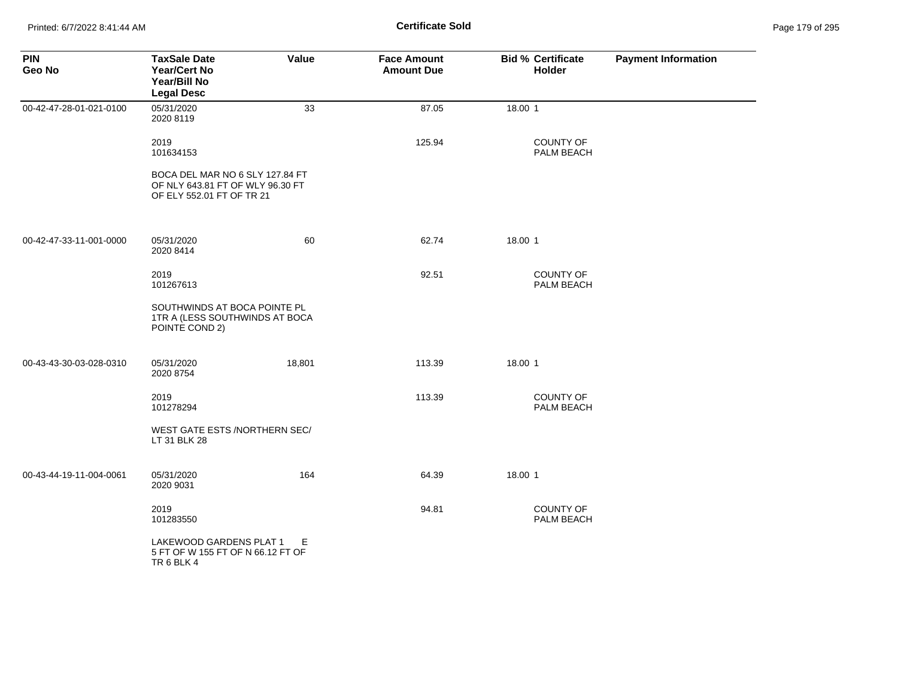**Certificate Sold**

| PIN<br>Geo No | TaxSale Date<br>Year/Cert No<br>Year/Bill No<br>Legal Desc | Value | Face Amount<br>Amount Due | Bid % | Certificate Holder | Payment Information |
|---|---|---|---|---|---|---|
| 00-42-47-28-01-021-0100 | 05/31/2020<br>2020 8119 | 33 | 87.05 | 18.00 | 1 | |
| | 2019<br>101634153 | | 125.94 | | COUNTY OF PALM BEACH | |
| | BOCA DEL MAR NO 6 SLY 127.84 FT OF NLY 643.81 FT OF WLY 96.30 FT OF ELY 552.01 FT OF TR 21 | | | | | |
| 00-42-47-33-11-001-0000 | 05/31/2020<br>2020 8414 | 60 | 62.74 | 18.00 | 1 | |
| | 2019<br>101267613 | | 92.51 | | COUNTY OF PALM BEACH | |
| | SOUTHWINDS AT BOCA POINTE PL 1TR A (LESS SOUTHWINDS AT BOCA POINTE COND 2) | | | | | |
| 00-43-43-30-03-028-0310 | 05/31/2020<br>2020 8754 | 18,801 | 113.39 | 18.00 | 1 | |
| | 2019<br>101278294 | | 113.39 | | COUNTY OF PALM BEACH | |
| | WEST GATE ESTS /NORTHERN SEC/ LT 31 BLK 28 | | | | | |
| 00-43-44-19-11-004-0061 | 05/31/2020<br>2020 9031 | 164 | 64.39 | 18.00 | 1 | |
| | 2019<br>101283550 | | 94.81 | | COUNTY OF PALM BEACH | |
| | LAKEWOOD GARDENS PLAT 1 E 5 FT OF W 155 FT OF N 66.12 FT OF TR 6 BLK 4 | | | | | |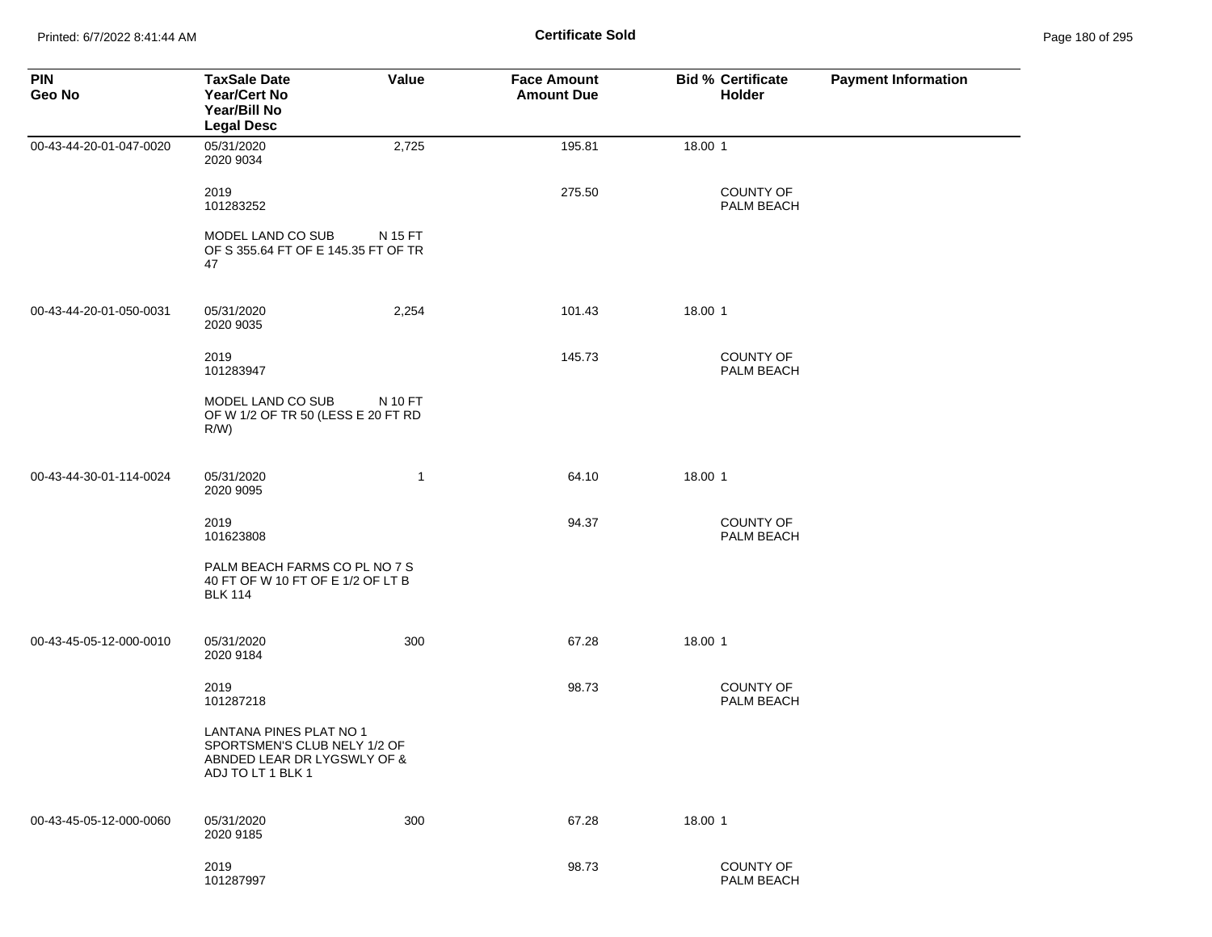**Certificate Sold**

| PIN<br>Geo No | TaxSale Date<br>Year/Cert No<br>Year/Bill No<br>Legal Desc | Value | Face Amount<br>Amount Due | Bid % | Certificate Holder | Payment Information |
|---|---|---|---|---|---|---|
| 00-43-44-20-01-047-0020 | 05/31/2020<br>2020 9034 | 2,725 | 195.81 | 18.00 | 1 | |
| | 2019<br>101283252 | | 275.50 | | COUNTY OF PALM BEACH | |
| | MODEL LAND CO SUB N 15 FT OF S 355.64 FT OF E 145.35 FT OF TR 47 | | | | | |
| 00-43-44-20-01-050-0031 | 05/31/2020<br>2020 9035 | 2,254 | 101.43 | 18.00 | 1 | |
| | 2019<br>101283947 | | 145.73 | | COUNTY OF PALM BEACH | |
| | MODEL LAND CO SUB N 10 FT OF W 1/2 OF TR 50 (LESS E 20 FT RD R/W) | | | | | |
| 00-43-44-30-01-114-0024 | 05/31/2020<br>2020 9095 | 1 | 64.10 | 18.00 | 1 | |
| | 2019<br>101623808 | | 94.37 | | COUNTY OF PALM BEACH | |
| | PALM BEACH FARMS CO PL NO 7 S 40 FT OF W 10 FT OF E 1/2 OF LT B BLK 114 | | | | | |
| 00-43-45-05-12-000-0010 | 05/31/2020<br>2020 9184 | 300 | 67.28 | 18.00 | 1 | |
| | 2019<br>101287218 | | 98.73 | | COUNTY OF PALM BEACH | |
| | LANTANA PINES PLAT NO 1 SPORTSMEN'S CLUB NELY 1/2 OF ABNDED LEAR DR LYGSWLY OF & ADJ TO LT 1 BLK 1 | | | | | |
| 00-43-45-05-12-000-0060 | 05/31/2020<br>2020 9185 | 300 | 67.28 | 18.00 | 1 | |
| | 2019<br>101287997 | | 98.73 | | COUNTY OF PALM BEACH | |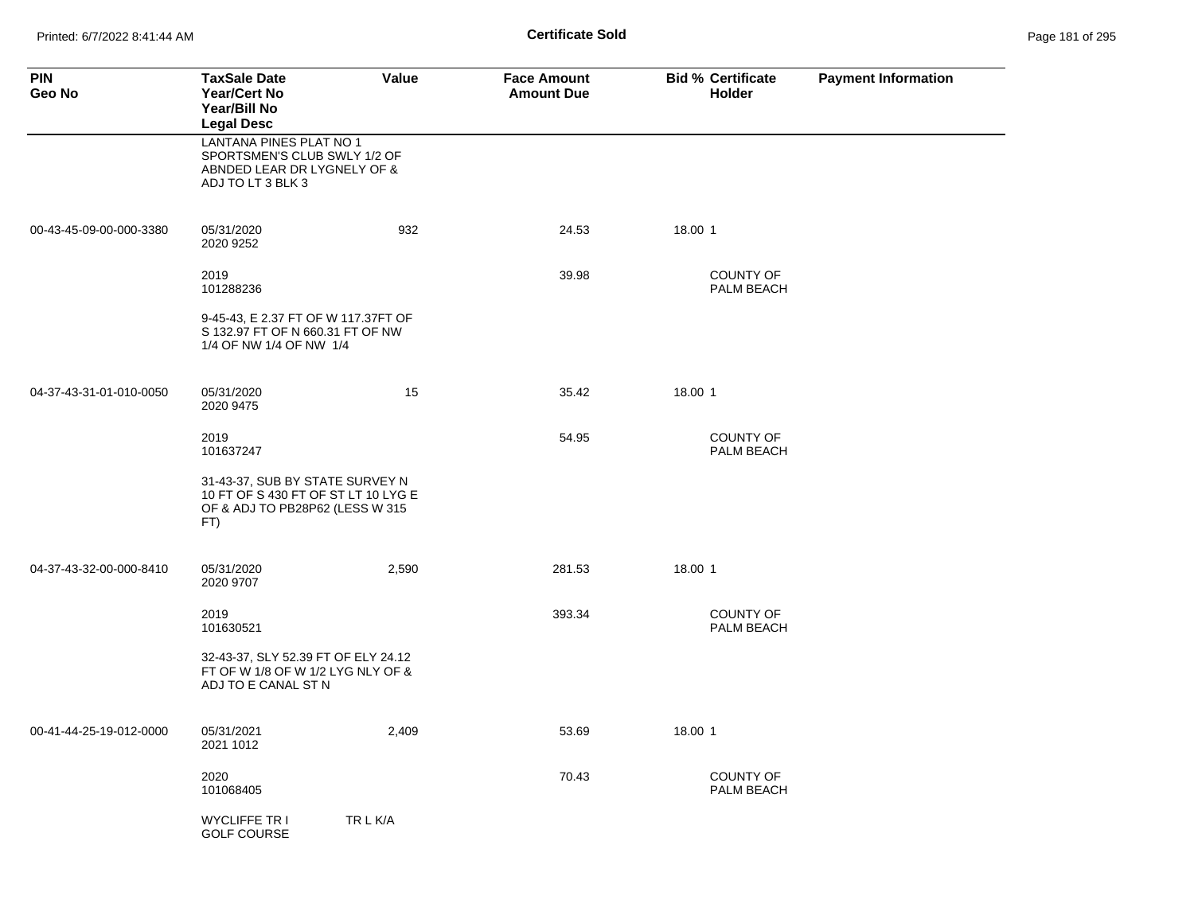**Certificate Sold**

| PIN<br>Geo No | TaxSale Date<br>Year/Cert No<br>Year/Bill No<br>Legal Desc | Value | Face Amount<br>Amount Due | Bid % | Certificate Holder | Payment Information |
|---|---|---|---|---|---|---|
| | LANTANA PINES PLAT NO 1 SPORTSMEN'S CLUB SWLY 1/2 OF ABNDED LEAR DR LYGNELY OF & ADJ TO LT 3 BLK 3 | | | | | |
| 00-43-45-09-00-000-3380 | 05/31/2020<br>2020 9252 | 932 | 24.53 | 18.00 | 1 | |
| | 2019<br>101288236 | | 39.98 | | COUNTY OF PALM BEACH | |
| | 9-45-43, E 2.37 FT OF W 117.37FT OF S 132.97 FT OF N 660.31 FT OF NW 1/4 OF NW 1/4 OF NW 1/4 | | | | | |
| 04-37-43-31-01-010-0050 | 05/31/2020<br>2020 9475 | 15 | 35.42 | 18.00 | 1 | |
| | 2019<br>101637247 | | 54.95 | | COUNTY OF PALM BEACH | |
| | 31-43-37, SUB BY STATE SURVEY N 10 FT OF S 430 FT OF ST LT 10 LYG E OF & ADJ TO PB28P62 (LESS W 315 FT) | | | | | |
| 04-37-43-32-00-000-8410 | 05/31/2020<br>2020 9707 | 2,590 | 281.53 | 18.00 | 1 | |
| | 2019<br>101630521 | | 393.34 | | COUNTY OF PALM BEACH | |
| | 32-43-37, SLY 52.39 FT OF ELY 24.12 FT OF W 1/8 OF W 1/2 LYG NLY OF & ADJ TO E CANAL ST N | | | | | |
| 00-41-44-25-19-012-0000 | 05/31/2021<br>2021 1012 | 2,409 | 53.69 | 18.00 | 1 | |
| | 2020<br>101068405 | | 70.43 | | COUNTY OF PALM BEACH | |
| | WYCLIFFE TR I GOLF COURSE | TR L K/A | | | | |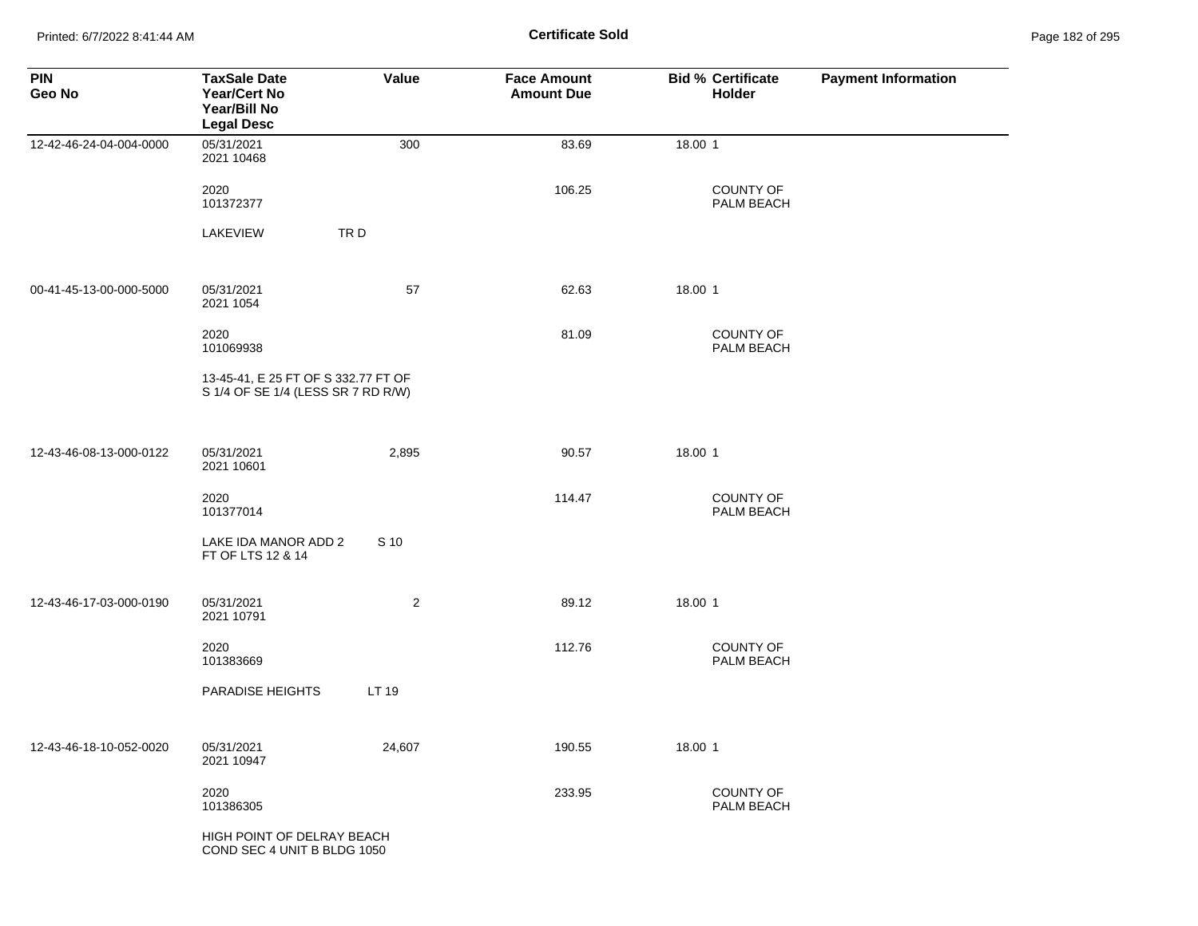**Certificate Sold**

| PIN<br>Geo No | TaxSale Date<br>Year/Cert No<br>Year/Bill No<br>Legal Desc | Value | Face Amount<br>Amount Due | Bid % Certificate Holder | Payment Information |
|---|---|---|---|---|---|
| 12-42-46-24-04-004-0000 | 05/31/2021<br>2021 10468 | 300 | 83.69 | 18.00 1 | |
| | 2020<br>101372377 | | 106.25 | COUNTY OF PALM BEACH | |
| | LAKEVIEW TR D | | | | |
| 00-41-45-13-00-000-5000 | 05/31/2021<br>2021 1054 | 57 | 62.63 | 18.00 1 | |
| | 2020<br>101069938 | | 81.09 | COUNTY OF PALM BEACH | |
| | 13-45-41, E 25 FT OF S 332.77 FT OF S 1/4 OF SE 1/4 (LESS SR 7 RD R/W) | | | | |
| 12-43-46-08-13-000-0122 | 05/31/2021<br>2021 10601 | 2,895 | 90.57 | 18.00 1 | |
| | 2020<br>101377014 | | 114.47 | COUNTY OF PALM BEACH | |
| | LAKE IDA MANOR ADD 2 S 10 FT OF LTS 12 & 14 | | | | |
| 12-43-46-17-03-000-0190 | 05/31/2021<br>2021 10791 | 2 | 89.12 | 18.00 1 | |
| | 2020<br>101383669 | | 112.76 | COUNTY OF PALM BEACH | |
| | PARADISE HEIGHTS LT 19 | | | | |
| 12-43-46-18-10-052-0020 | 05/31/2021<br>2021 10947 | 24,607 | 190.55 | 18.00 1 | |
| | 2020<br>101386305 | | 233.95 | COUNTY OF PALM BEACH | |
| | HIGH POINT OF DELRAY BEACH COND SEC 4 UNIT B BLDG 1050 | | | | |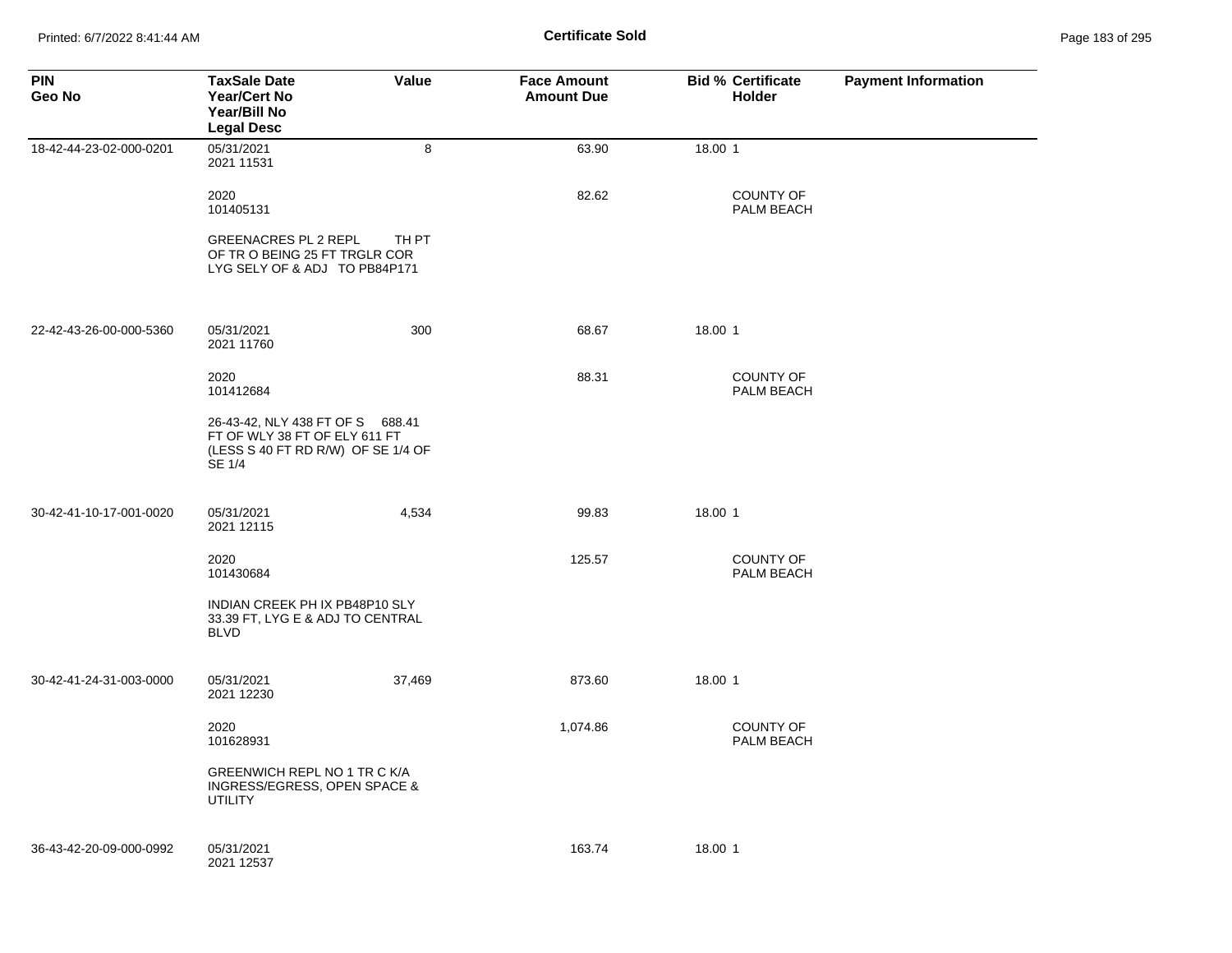**Certificate Sold**

| PIN<br>Geo No | TaxSale Date<br>Year/Cert No<br>Year/Bill No<br>Legal Desc | Value | Face Amount<br>Amount Due | Bid % | Certificate<br>Holder | Payment Information |
|---|---|---|---|---|---|---|
| 18-42-44-23-02-000-0201 | 05/31/2021<br>2021 11531 | 8 | 63.90 | 18.00 | 1 | |
| | 2020<br>101405131 | | 82.62 | | COUNTY OF PALM BEACH | |
| | GREENACRES PL 2 REPL TH PT OF TR O BEING 25 FT TRGLR COR LYG SELY OF & ADJ TO PB84P171 | | | | | |
| 22-42-43-26-00-000-5360 | 05/31/2021<br>2021 11760 | 300 | 68.67 | 18.00 | 1 | |
| | 2020<br>101412684 | | 88.31 | | COUNTY OF PALM BEACH | |
| | 26-43-42, NLY 438 FT OF S 688.41 FT OF WLY 38 FT OF ELY 611 FT (LESS S 40 FT RD R/W) OF SE 1/4 OF SE 1/4 | | | | | |
| 30-42-41-10-17-001-0020 | 05/31/2021<br>2021 12115 | 4,534 | 99.83 | 18.00 | 1 | |
| | 2020<br>101430684 | | 125.57 | | COUNTY OF PALM BEACH | |
| | INDIAN CREEK PH IX PB48P10 SLY 33.39 FT, LYG E & ADJ TO CENTRAL BLVD | | | | | |
| 30-42-41-24-31-003-0000 | 05/31/2021<br>2021 12230 | 37,469 | 873.60 | 18.00 | 1 | |
| | 2020<br>101628931 | | 1,074.86 | | COUNTY OF PALM BEACH | |
| | GREENWICH REPL NO 1 TR C K/A INGRESS/EGRESS, OPEN SPACE & UTILITY | | | | | |
| 36-43-42-20-09-000-0992 | 05/31/2021<br>2021 12537 | | 163.74 | 18.00 | 1 | |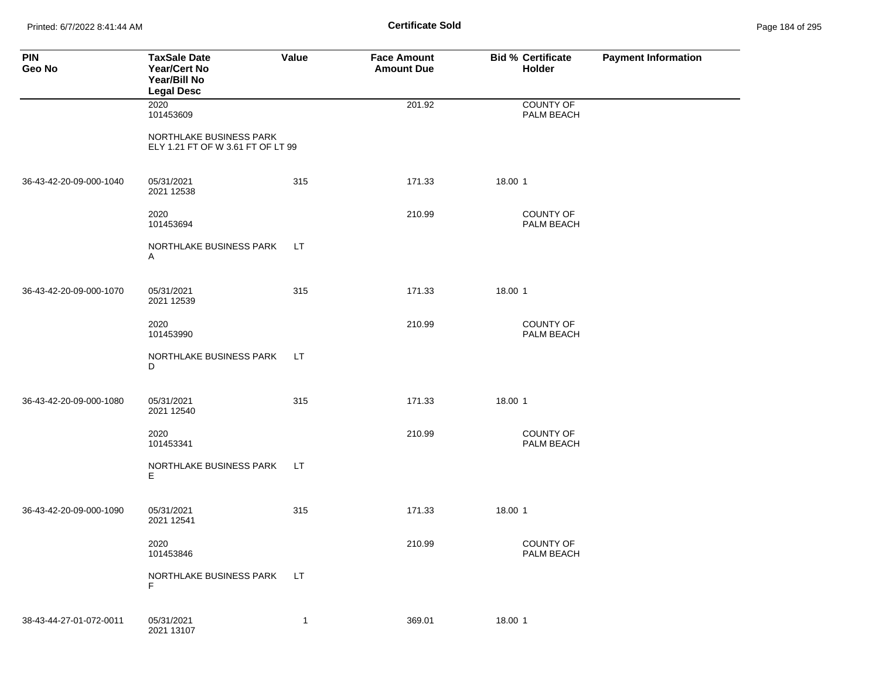**Certificate Sold**

| PIN<br>Geo No | TaxSale Date<br>Year/Cert No<br>Year/Bill No<br>Legal Desc | Value | Face Amount<br>Amount Due | Bid % | Certificate<br>Holder | Payment Information |
|---|---|---|---|---|---|---|
| | 2020<br>101453609 | | 201.92 | | COUNTY OF<br>PALM BEACH | |
| | NORTHLAKE BUSINESS PARK<br>ELY 1.21 FT OF W 3.61 FT OF LT 99 | | | | | |
| 36-43-42-20-09-000-1040 | 05/31/2021<br>2021 12538 | 315 | 171.33 | 18.00 | 1 | |
| | 2020<br>101453694 | | 210.99 | | COUNTY OF<br>PALM BEACH | |
| | NORTHLAKE BUSINESS PARK LT<br>A | | | | | |
| 36-43-42-20-09-000-1070 | 05/31/2021<br>2021 12539 | 315 | 171.33 | 18.00 | 1 | |
| | 2020<br>101453990 | | 210.99 | | COUNTY OF<br>PALM BEACH | |
| | NORTHLAKE BUSINESS PARK LT<br>D | | | | | |
| 36-43-42-20-09-000-1080 | 05/31/2021<br>2021 12540 | 315 | 171.33 | 18.00 | 1 | |
| | 2020<br>101453341 | | 210.99 | | COUNTY OF<br>PALM BEACH | |
| | NORTHLAKE BUSINESS PARK LT<br>E | | | | | |
| 36-43-42-20-09-000-1090 | 05/31/2021<br>2021 12541 | 315 | 171.33 | 18.00 | 1 | |
| | 2020<br>101453846 | | 210.99 | | COUNTY OF<br>PALM BEACH | |
| | NORTHLAKE BUSINESS PARK LT<br>F | | | | | |
| 38-43-44-27-01-072-0011 | 05/31/2021<br>2021 13107 | 1 | 369.01 | 18.00 | 1 | |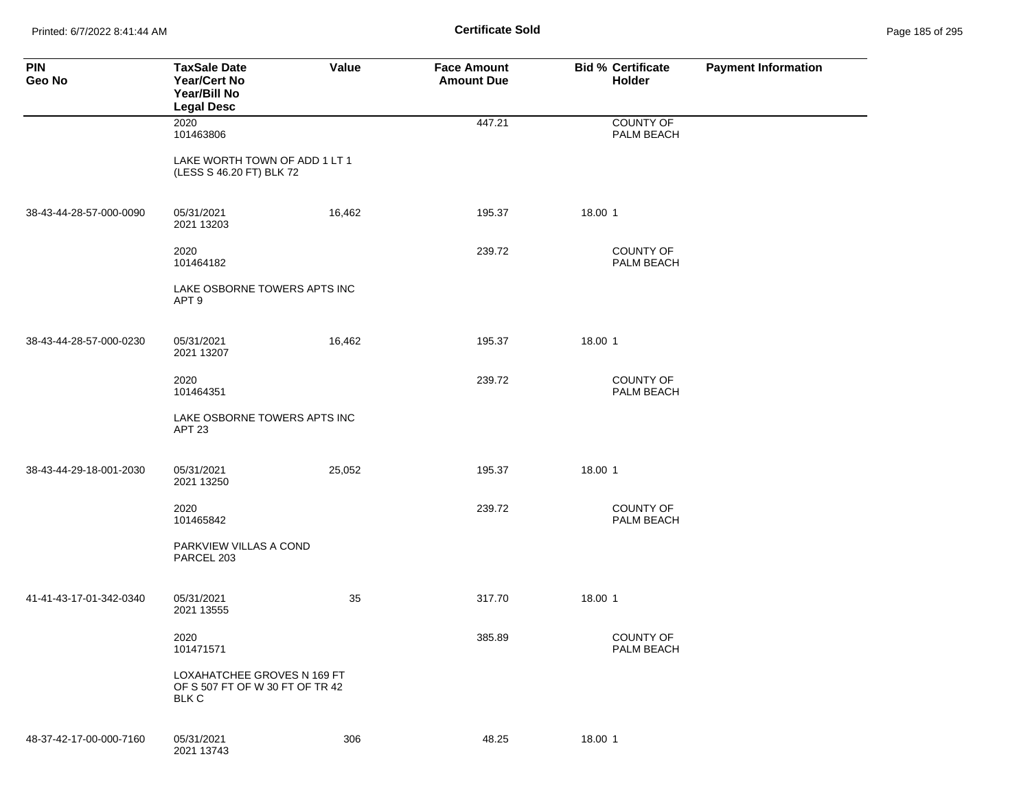**Certificate Sold**

| PIN<br>Geo No | TaxSale Date<br>Year/Cert No<br>Year/Bill No<br>Legal Desc | Value | Face Amount<br>Amount Due | Bid % | Certificate Holder | Payment Information |
|---|---|---|---|---|---|---|
| | 2020<br>101463806 | | 447.21 | | COUNTY OF PALM BEACH | |
| | LAKE WORTH TOWN OF ADD 1 LT 1 (LESS S 46.20 FT) BLK 72 | | | | | |
| 38-43-44-28-57-000-0090 | 05/31/2021<br>2021 13203 | 16,462 | 195.37 | 18.00 | 1 | |
| | 2020<br>101464182 | | 239.72 | | COUNTY OF PALM BEACH | |
| | LAKE OSBORNE TOWERS APTS INC APT 9 | | | | | |
| 38-43-44-28-57-000-0230 | 05/31/2021<br>2021 13207 | 16,462 | 195.37 | 18.00 | 1 | |
| | 2020<br>101464351 | | 239.72 | | COUNTY OF PALM BEACH | |
| | LAKE OSBORNE TOWERS APTS INC APT 23 | | | | | |
| 38-43-44-29-18-001-2030 | 05/31/2021<br>2021 13250 | 25,052 | 195.37 | 18.00 | 1 | |
| | 2020<br>101465842 | | 239.72 | | COUNTY OF PALM BEACH | |
| | PARKVIEW VILLAS A COND PARCEL 203 | | | | | |
| 41-41-43-17-01-342-0340 | 05/31/2021<br>2021 13555 | 35 | 317.70 | 18.00 | 1 | |
| | 2020<br>101471571 | | 385.89 | | COUNTY OF PALM BEACH | |
| | LOXAHATCHEE GROVES N 169 FT OF S 507 FT OF W 30 FT OF TR 42 BLK C | | | | | |
| 48-37-42-17-00-000-7160 | 05/31/2021<br>2021 13743 | 306 | 48.25 | 18.00 | 1 | |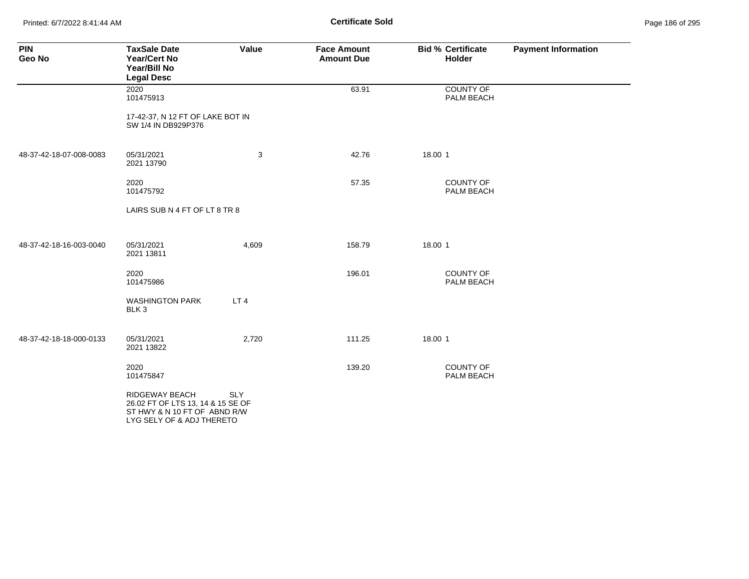**Certificate Sold**

| PIN<br>Geo No | TaxSale Date<br>Year/Cert No<br>Year/Bill No<br>Legal Desc | Value | Face Amount<br>Amount Due | Bid % | Certificate<br>Holder | Payment Information |
|---|---|---|---|---|---|---|
| | 2020<br>101475913 | | 63.91 | | COUNTY OF PALM BEACH | |
| | 17-42-37, N 12 FT OF LAKE BOT IN SW 1/4 IN DB929P376 | | | | | |
| 48-37-42-18-07-008-0083 | 05/31/2021<br>2021 13790 | 3 | 42.76 | 18.00 | 1 | |
| | 2020<br>101475792 | | 57.35 | | COUNTY OF PALM BEACH | |
| | LAIRS SUB N 4 FT OF LT 8 TR 8 | | | | | |
| 48-37-42-18-16-003-0040 | 05/31/2021<br>2021 13811 | 4,609 | 158.79 | 18.00 | 1 | |
| | 2020<br>101475986 | | 196.01 | | COUNTY OF PALM BEACH | |
| | WASHINGTON PARK LT 4 BLK 3 | | | | | |
| 48-37-42-18-18-000-0133 | 05/31/2021<br>2021 13822 | 2,720 | 111.25 | 18.00 | 1 | |
| | 2020<br>101475847 | | 139.20 | | COUNTY OF PALM BEACH | |
| | RIDGEWAY BEACH SLY 26.02 FT OF LTS 13, 14 & 15 SE OF ST HWY & N 10 FT OF ABND R/W LYG SELY OF & ADJ THERETO | | | | | |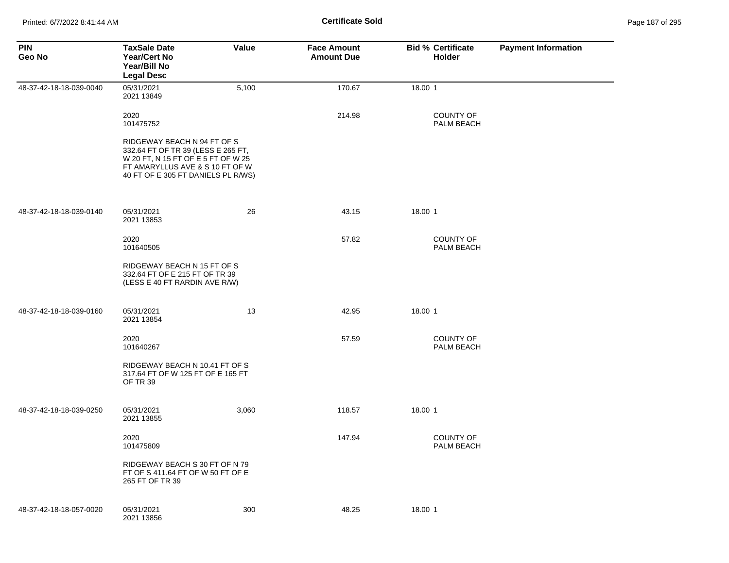**Certificate Sold**

| PIN<br>Geo No | TaxSale Date<br>Year/Cert No<br>Year/Bill No<br>Legal Desc | Value | Face Amount<br>Amount Due | Bid % | Certificate Holder | Payment Information |
|---|---|---|---|---|---|---|
| 48-37-42-18-18-039-0040 | 05/31/2021<br>2021 13849 | 5,100 | 170.67 | 18.00 | 1 | |
| | 2020<br>101475752 | | 214.98 | | COUNTY OF PALM BEACH | |
| | RIDGEWAY BEACH N 94 FT OF S 332.64 FT OF TR 39 (LESS E 265 FT, W 20 FT, N 15 FT OF E 5 FT OF W 25 FT AMARYLLUS AVE & S 10 FT OF W 40 FT OF E 305 FT DANIELS PL R/WS) | | | | | |
| 48-37-42-18-18-039-0140 | 05/31/2021<br>2021 13853 | 26 | 43.15 | 18.00 | 1 | |
| | 2020<br>101640505 | | 57.82 | | COUNTY OF PALM BEACH | |
| | RIDGEWAY BEACH N 15 FT OF S 332.64 FT OF E 215 FT OF TR 39 (LESS E 40 FT RARDIN AVE R/W) | | | | | |
| 48-37-42-18-18-039-0160 | 05/31/2021<br>2021 13854 | 13 | 42.95 | 18.00 | 1 | |
| | 2020<br>101640267 | | 57.59 | | COUNTY OF PALM BEACH | |
| | RIDGEWAY BEACH N 10.41 FT OF S 317.64 FT OF W 125 FT OF E 165 FT OF TR 39 | | | | | |
| 48-37-42-18-18-039-0250 | 05/31/2021<br>2021 13855 | 3,060 | 118.57 | 18.00 | 1 | |
| | 2020<br>101475809 | | 147.94 | | COUNTY OF PALM BEACH | |
| | RIDGEWAY BEACH S 30 FT OF N 79 FT OF S 411.64 FT OF W 50 FT OF E 265 FT OF TR 39 | | | | | |
| 48-37-42-18-18-057-0020 | 05/31/2021<br>2021 13856 | 300 | 48.25 | 18.00 | 1 | |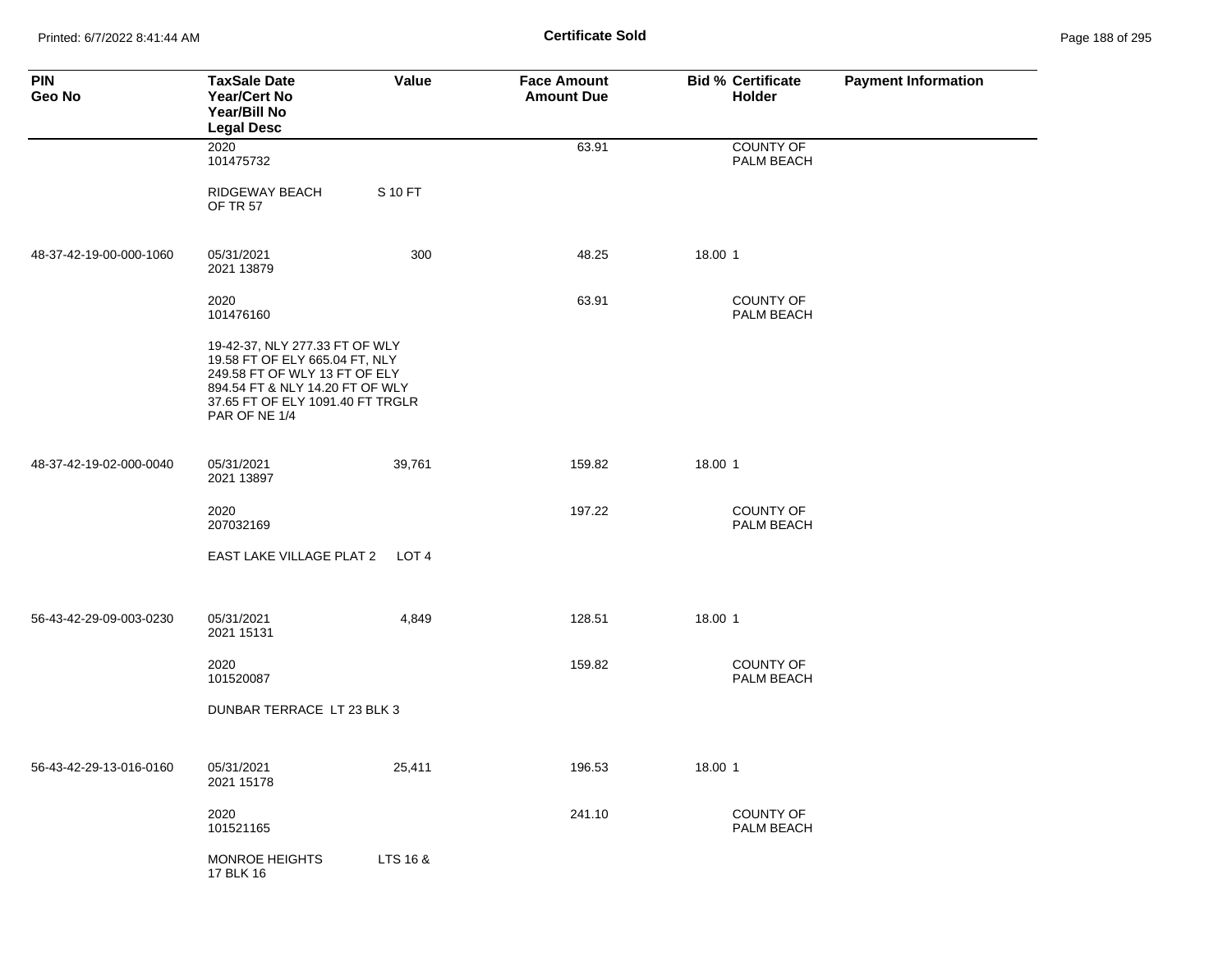| PIN<br>Geo No | TaxSale Date<br>Year/Cert No<br>Year/Bill No<br>Legal Desc | Value | Face Amount<br>Amount Due | Bid % | Certificate Holder | Payment Information |
|---|---|---|---|---|---|---|
| | 2020<br>101475732 | | 63.91 | | COUNTY OF PALM BEACH | |
| | RIDGEWAY BEACH OF TR 57 | S 10 FT | | | | |
| 48-37-42-19-00-000-1060 | 05/31/2021<br>2021 13879 | 300 | 48.25 | 18.00 | 1 | |
| | 2020<br>101476160 | | 63.91 | | COUNTY OF PALM BEACH | |
| | 19-42-37, NLY 277.33 FT OF WLY 19.58 FT OF ELY 665.04 FT, NLY 249.58 FT OF WLY 13 FT OF ELY 894.54 FT & NLY 14.20 FT OF WLY 37.65 FT OF ELY 1091.40 FT TRGLR PAR OF NE 1/4 | | | | | |
| 48-37-42-19-02-000-0040 | 05/31/2021<br>2021 13897 | 39,761 | 159.82 | 18.00 | 1 | |
| | 2020<br>207032169 | | 197.22 | | COUNTY OF PALM BEACH | |
| | EAST LAKE VILLAGE PLAT 2 | LOT 4 | | | | |
| 56-43-42-29-09-003-0230 | 05/31/2021<br>2021 15131 | 4,849 | 128.51 | 18.00 | 1 | |
| | 2020<br>101520087 | | 159.82 | | COUNTY OF PALM BEACH | |
| | DUNBAR TERRACE LT 23 BLK 3 | | | | | |
| 56-43-42-29-13-016-0160 | 05/31/2021<br>2021 15178 | 25,411 | 196.53 | 18.00 | 1 | |
| | 2020<br>101521165 | | 241.10 | | COUNTY OF PALM BEACH | |
| | MONROE HEIGHTS 17 BLK 16 | LTS 16 & | | | | |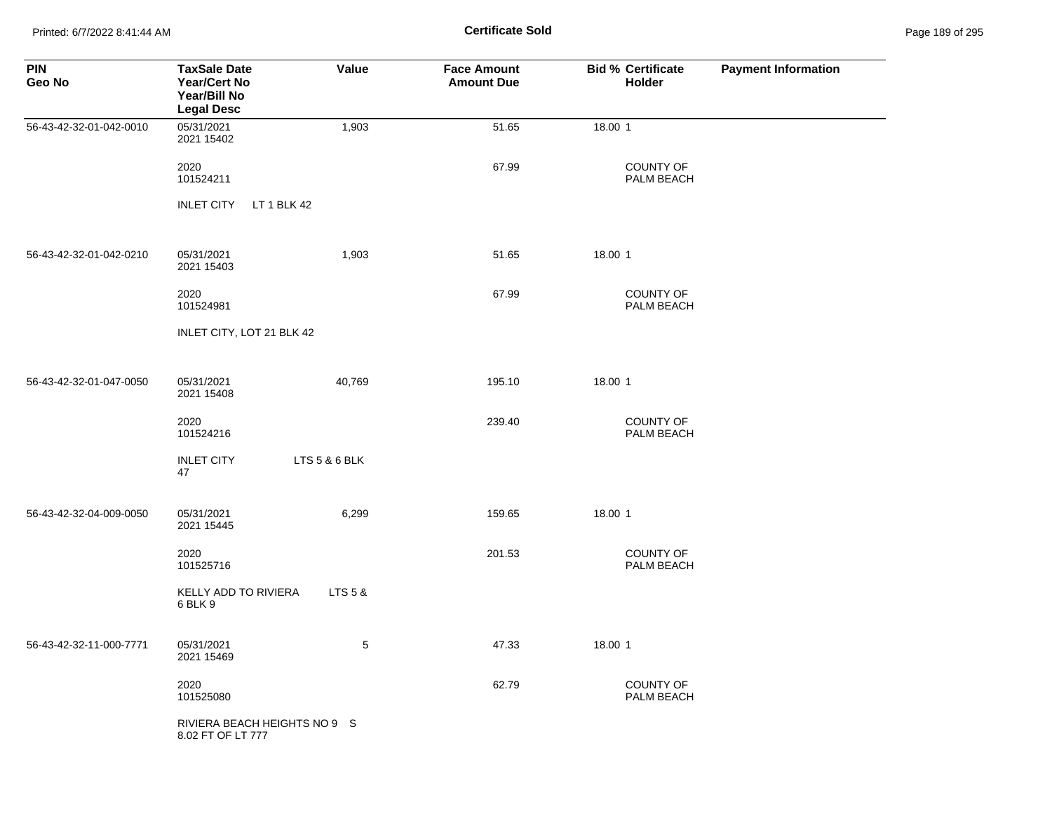**Certificate Sold**

| PIN<br>Geo No | TaxSale Date<br>Year/Cert No<br>Year/Bill No<br>Legal Desc | Value | Face Amount<br>Amount Due | Bid % | Certificate Holder | Payment Information |
|---|---|---|---|---|---|---|
| 56-43-42-32-01-042-0010 | 05/31/2021<br>2021 15402 | 1,903 | 51.65 | 18.00 | 1 | |
| | 2020<br>101524211 | | 67.99 | | COUNTY OF PALM BEACH | |
| | INLET CITY LT 1 BLK 42 | | | | | |
| 56-43-42-32-01-042-0210 | 05/31/2021<br>2021 15403 | 1,903 | 51.65 | 18.00 | 1 | |
| | 2020<br>101524981 | | 67.99 | | COUNTY OF PALM BEACH | |
| | INLET CITY, LOT 21 BLK 42 | | | | | |
| 56-43-42-32-01-047-0050 | 05/31/2021<br>2021 15408 | 40,769 | 195.10 | 18.00 | 1 | |
| | 2020<br>101524216 | | 239.40 | | COUNTY OF PALM BEACH | |
| | INLET CITY LTS 5 & 6 BLK 47 | | | | | |
| 56-43-42-32-04-009-0050 | 05/31/2021<br>2021 15445 | 6,299 | 159.65 | 18.00 | 1 | |
| | 2020<br>101525716 | | 201.53 | | COUNTY OF PALM BEACH | |
| | KELLY ADD TO RIVIERA LTS 5 & 6 BLK 9 | | | | | |
| 56-43-42-32-11-000-7771 | 05/31/2021<br>2021 15469 | 5 | 47.33 | 18.00 | 1 | |
| | 2020<br>101525080 | | 62.79 | | COUNTY OF PALM BEACH | |
| | RIVIERA BEACH HEIGHTS NO 9 S 8.02 FT OF LT 777 | | | | | |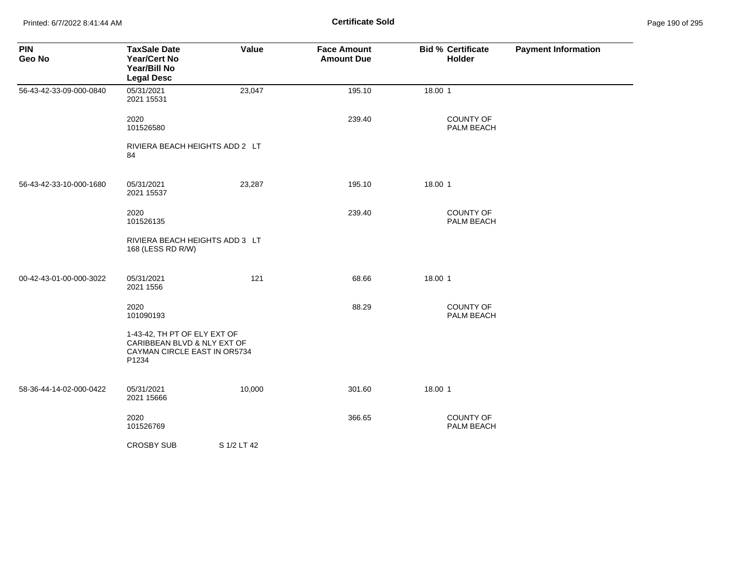# Certificate Sold

| PIN<br>Geo No | TaxSale Date<br>Year/Cert No<br>Year/Bill No<br>Legal Desc | Value | Face Amount<br>Amount Due | Bid % | Certificate Holder | Payment Information |
|---|---|---|---|---|---|---|
| 56-43-42-33-09-000-0840 | 05/31/2021<br>2021 15531 | 23,047 | 195.10 | 18.00 | 1 | |
| | 2020<br>101526580 | | 239.40 | | COUNTY OF PALM BEACH | |
| | RIVIERA BEACH HEIGHTS ADD 2 LT 84 | | | | | |
| 56-43-42-33-10-000-1680 | 05/31/2021<br>2021 15537 | 23,287 | 195.10 | 18.00 | 1 | |
| | 2020<br>101526135 | | 239.40 | | COUNTY OF PALM BEACH | |
| | RIVIERA BEACH HEIGHTS ADD 3 LT 168 (LESS RD R/W) | | | | | |
| 00-42-43-01-00-000-3022 | 05/31/2021<br>2021 1556 | 121 | 68.66 | 18.00 | 1 | |
| | 2020<br>101090193 | | 88.29 | | COUNTY OF PALM BEACH | |
| | 1-43-42, TH PT OF ELY EXT OF CARIBBEAN BLVD & NLY EXT OF CAYMAN CIRCLE EAST IN OR5734 P1234 | | | | | |
| 58-36-44-14-02-000-0422 | 05/31/2021<br>2021 15666 | 10,000 | 301.60 | 18.00 | 1 | |
| | 2020<br>101526769 | | 366.65 | | COUNTY OF PALM BEACH | |
| | CROSBY SUB | S 1/2 LT 42 | | | | |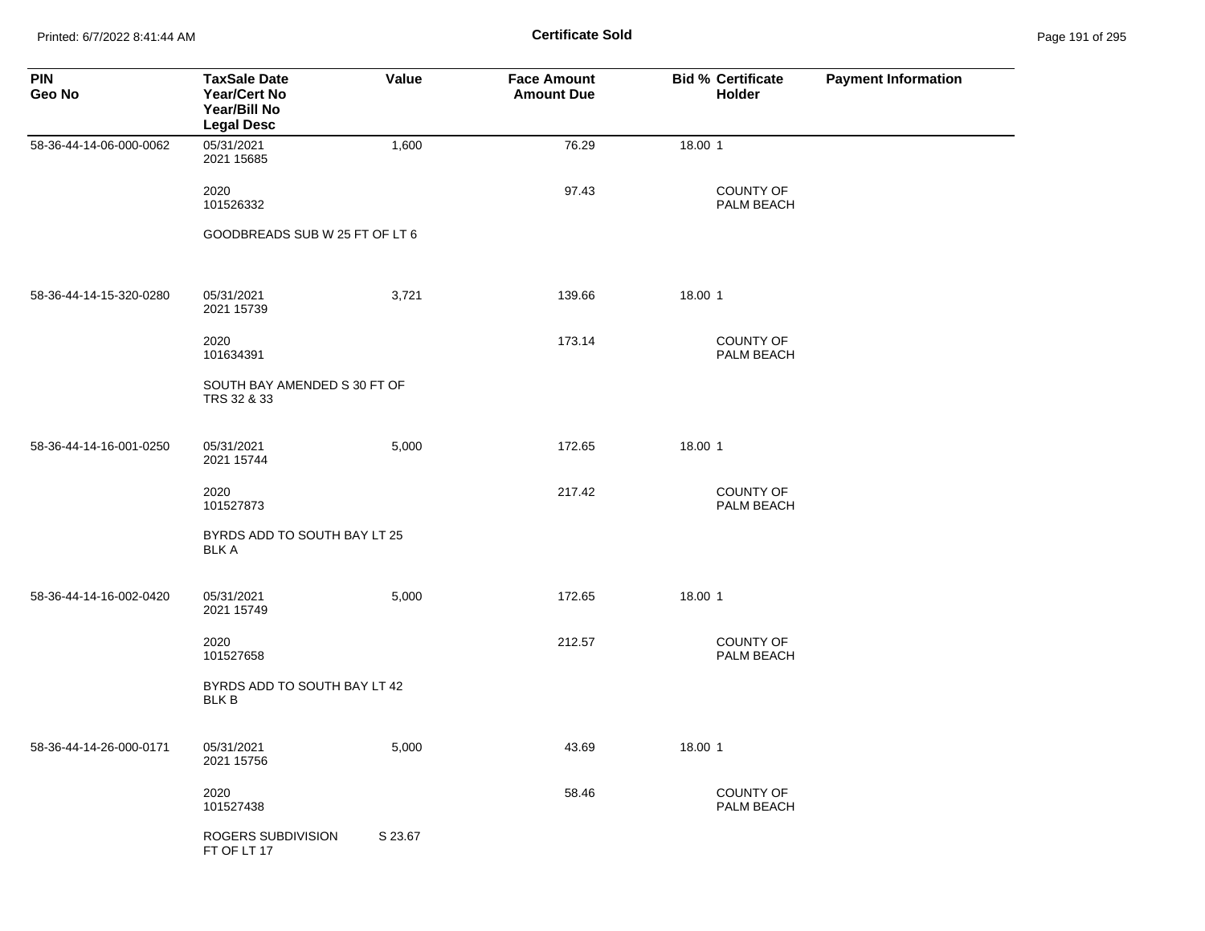# Certificate Sold

| PIN<br>Geo No | TaxSale Date<br>Year/Cert No<br>Year/Bill No<br>Legal Desc | Value | Face Amount<br>Amount Due | Bid % | Certificate Holder | Payment Information |
|---|---|---|---|---|---|---|
| 58-36-44-14-06-000-0062 | 05/31/2021<br>2021 15685 | 1,600 | 76.29 | 18.00 | 1 | |
| | 2020<br>101526332 | | 97.43 | | COUNTY OF PALM BEACH | |
| | GOODBREADS SUB W 25 FT OF LT 6 | | | | | |
| 58-36-44-14-15-320-0280 | 05/31/2021<br>2021 15739 | 3,721 | 139.66 | 18.00 | 1 | |
| | 2020<br>101634391 | | 173.14 | | COUNTY OF PALM BEACH | |
| | SOUTH BAY AMENDED S 30 FT OF TRS 32 & 33 | | | | | |
| 58-36-44-14-16-001-0250 | 05/31/2021<br>2021 15744 | 5,000 | 172.65 | 18.00 | 1 | |
| | 2020<br>101527873 | | 217.42 | | COUNTY OF PALM BEACH | |
| | BYRDS ADD TO SOUTH BAY LT 25 BLK A | | | | | |
| 58-36-44-14-16-002-0420 | 05/31/2021<br>2021 15749 | 5,000 | 172.65 | 18.00 | 1 | |
| | 2020<br>101527658 | | 212.57 | | COUNTY OF PALM BEACH | |
| | BYRDS ADD TO SOUTH BAY LT 42 BLK B | | | | | |
| 58-36-44-14-26-000-0171 | 05/31/2021<br>2021 15756 | 5,000 | 43.69 | 18.00 | 1 | |
| | 2020<br>101527438 | | 58.46 | | COUNTY OF PALM BEACH | |
| | ROGERS SUBDIVISION S 23.67 FT OF LT 17 | | | | | |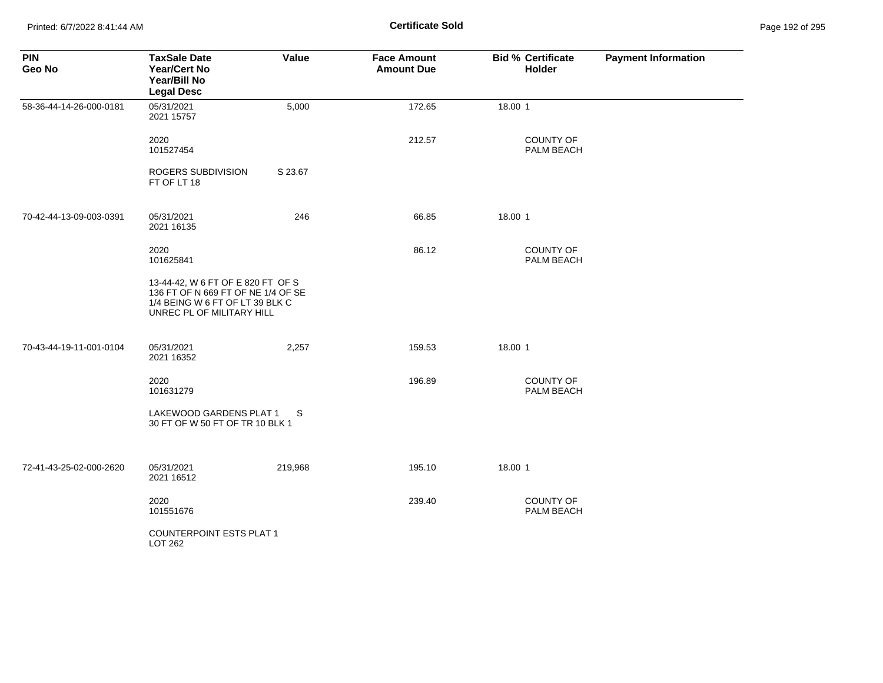**Certificate Sold**

| PIN<br>Geo No | TaxSale Date<br>Year/Cert No<br>Year/Bill No<br>Legal Desc | Value | Face Amount<br>Amount Due | Bid % | Certificate<br>Holder | Payment Information |
|---|---|---|---|---|---|---|
| 58-36-44-14-26-000-0181 | 05/31/2021<br>2021 15757 | 5,000 | 172.65 | 18.00 | 1 | |
| | 2020<br>101527454 | | 212.57 | | COUNTY OF PALM BEACH | |
| | ROGERS SUBDIVISION S 23.67 FT OF LT 18 | | | | | |
| 70-42-44-13-09-003-0391 | 05/31/2021<br>2021 16135 | 246 | 66.85 | 18.00 | 1 | |
| | 2020<br>101625841 | | 86.12 | | COUNTY OF PALM BEACH | |
| | 13-44-42, W 6 FT OF E 820 FT OF S 136 FT OF N 669 FT OF NE 1/4 OF SE 1/4 BEING W 6 FT OF LT 39 BLK C UNREC PL OF MILITARY HILL | | | | | |
| 70-43-44-19-11-001-0104 | 05/31/2021<br>2021 16352 | 2,257 | 159.53 | 18.00 | 1 | |
| | 2020<br>101631279 | | 196.89 | | COUNTY OF PALM BEACH | |
| | LAKEWOOD GARDENS PLAT 1 S 30 FT OF W 50 FT OF TR 10 BLK 1 | | | | | |
| 72-41-43-25-02-000-2620 | 05/31/2021<br>2021 16512 | 219,968 | 195.10 | 18.00 | 1 | |
| | 2020<br>101551676 | | 239.40 | | COUNTY OF PALM BEACH | |
| | COUNTERPOINT ESTS PLAT 1 LOT 262 | | | | | |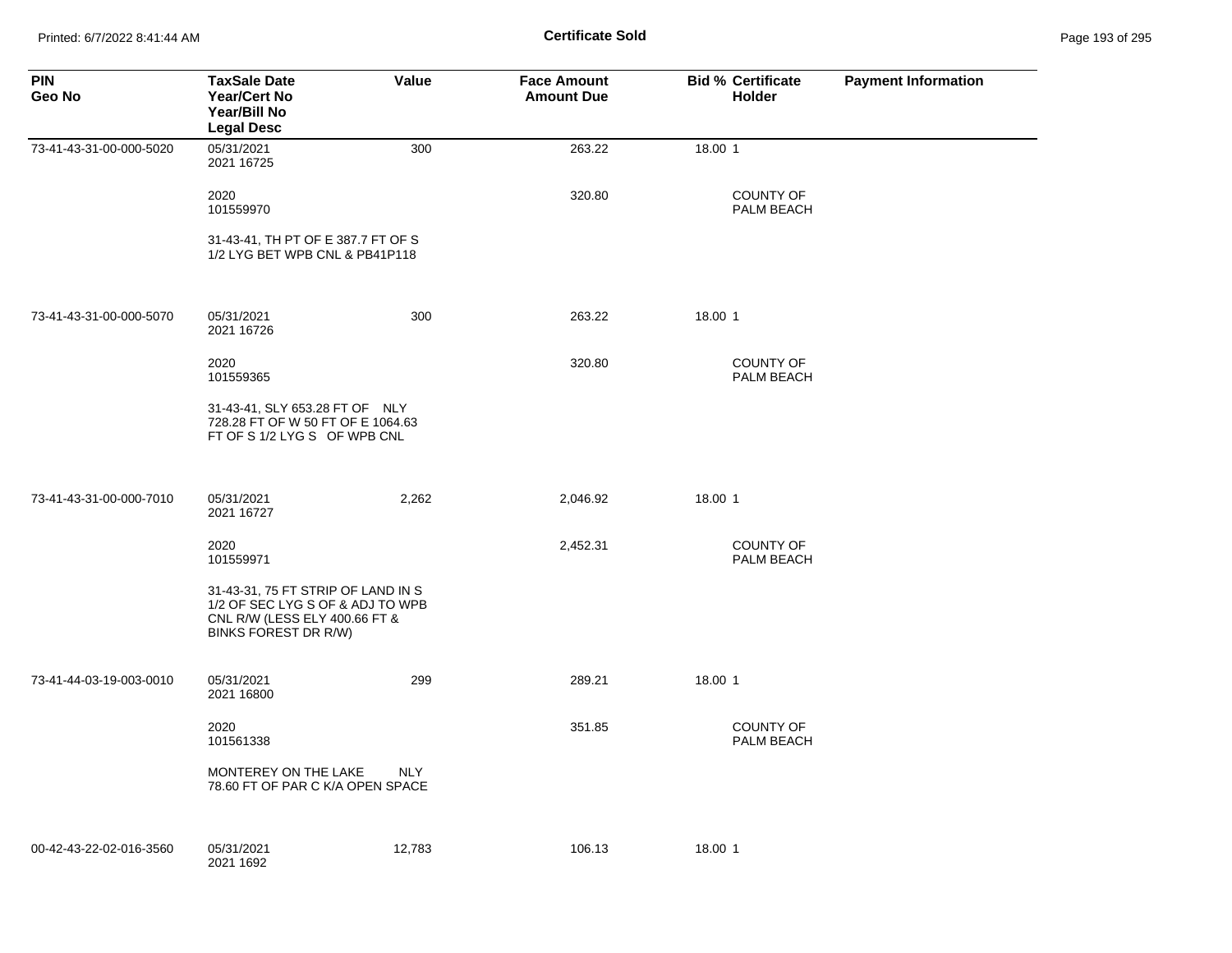**Certificate Sold**

| PIN<br>Geo No | TaxSale Date<br>Year/Cert No<br>Year/Bill No<br>Legal Desc | Value | Face Amount<br>Amount Due | Bid % Certificate<br>Holder | Payment Information |
|---|---|---|---|---|---|
| 73-41-43-31-00-000-5020 | 05/31/2021<br>2021 16725 | 300 | 263.22 | 18.00 1 | |
| | 2020<br>101559970 | | 320.80 | COUNTY OF PALM BEACH | |
| | 31-43-41, TH PT OF E 387.7 FT OF S 1/2 LYG BET WPB CNL & PB41P118 | | | | |
| 73-41-43-31-00-000-5070 | 05/31/2021<br>2021 16726 | 300 | 263.22 | 18.00 1 | |
| | 2020<br>101559365 | | 320.80 | COUNTY OF PALM BEACH | |
| | 31-43-41, SLY 653.28 FT OF NLY 728.28 FT OF W 50 FT OF E 1064.63 FT OF S 1/2 LYG S OF WPB CNL | | | | |
| 73-41-43-31-00-000-7010 | 05/31/2021<br>2021 16727 | 2,262 | 2,046.92 | 18.00 1 | |
| | 2020<br>101559971 | | 2,452.31 | COUNTY OF PALM BEACH | |
| | 31-43-31, 75 FT STRIP OF LAND IN S 1/2 OF SEC LYG S OF & ADJ TO WPB CNL R/W (LESS ELY 400.66 FT & BINKS FOREST DR R/W) | | | | |
| 73-41-44-03-19-003-0010 | 05/31/2021<br>2021 16800 | 299 | 289.21 | 18.00 1 | |
| | 2020<br>101561338 | | 351.85 | COUNTY OF PALM BEACH | |
| | MONTEREY ON THE LAKE NLY 78.60 FT OF PAR C K/A OPEN SPACE | | | | |
| 00-42-43-22-02-016-3560 | 05/31/2021<br>2021 1692 | 12,783 | 106.13 | 18.00 1 | |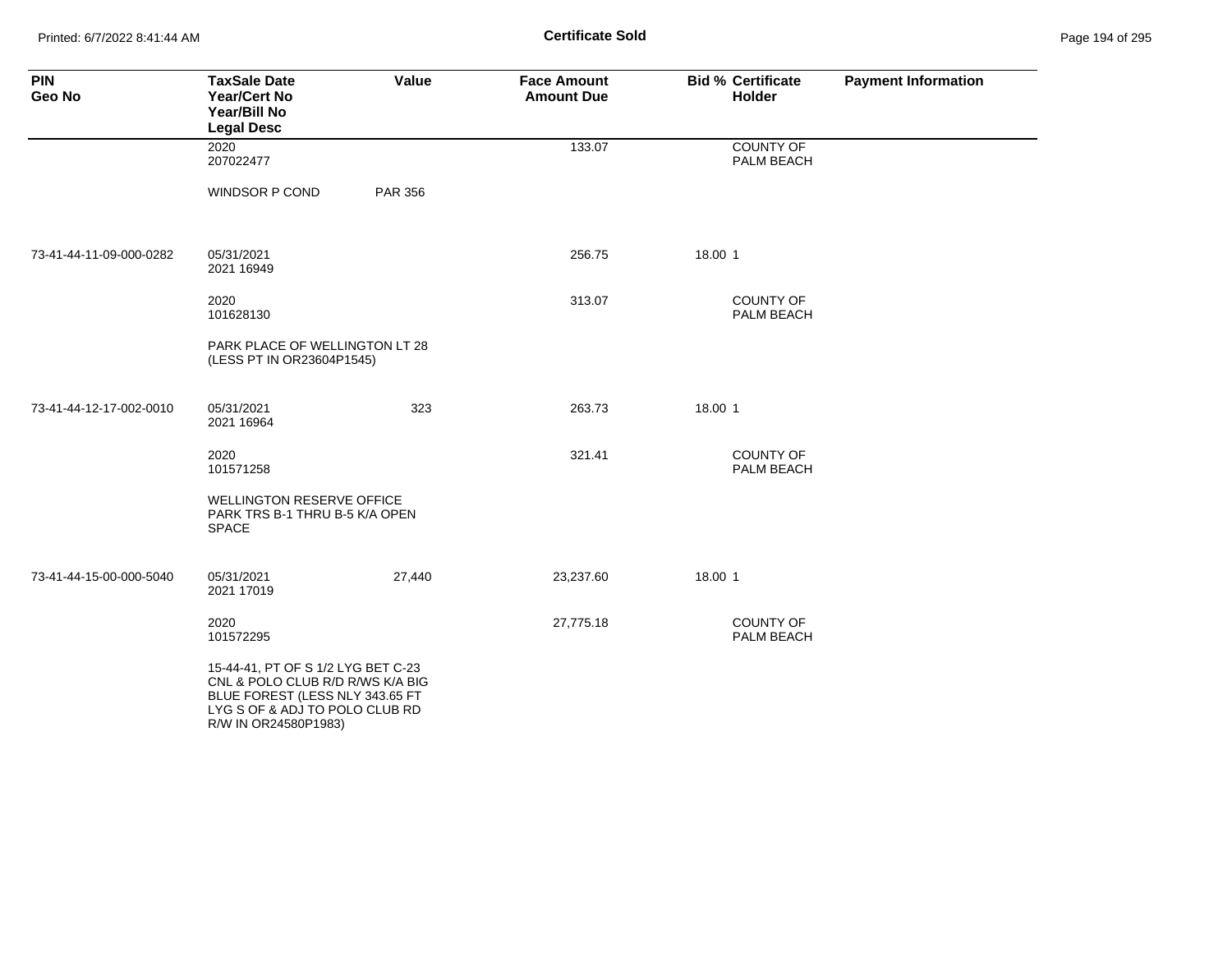# Certificate Sold

| PIN<br>Geo No | TaxSale Date<br>Year/Cert No<br>Year/Bill No<br>Legal Desc | Value | Face Amount<br>Amount Due | Bid % | Certificate Holder | Payment Information |
|---|---|---|---|---|---|---|
| | 2020<br>207022477 | | 133.07 | | COUNTY OF PALM BEACH | |
| | WINDSOR P COND | PAR 356 | | | | |
| 73-41-44-11-09-000-0282 | 05/31/2021<br>2021 16949 | | 256.75 | 18.00 | 1 | |
| | 2020<br>101628130 | | 313.07 | | COUNTY OF PALM BEACH | |
| | PARK PLACE OF WELLINGTON LT 28 (LESS PT IN OR23604P1545) | | | | | |
| 73-41-44-12-17-002-0010 | 05/31/2021<br>2021 16964 | 323 | 263.73 | 18.00 | 1 | |
| | 2020<br>101571258 | | 321.41 | | COUNTY OF PALM BEACH | |
| | WELLINGTON RESERVE OFFICE PARK TRS B-1 THRU B-5 K/A OPEN SPACE | | | | | |
| 73-41-44-15-00-000-5040 | 05/31/2021<br>2021 17019 | 27,440 | 23,237.60 | 18.00 | 1 | |
| | 2020<br>101572295 | | 27,775.18 | | COUNTY OF PALM BEACH | |
| | 15-44-41, PT OF S 1/2 LYG BET C-23 CNL & POLO CLUB R/D R/WS K/A BIG BLUE FOREST (LESS NLY 343.65 FT LYG S OF & ADJ TO POLO CLUB RD R/W IN OR24580P1983) | | | | | |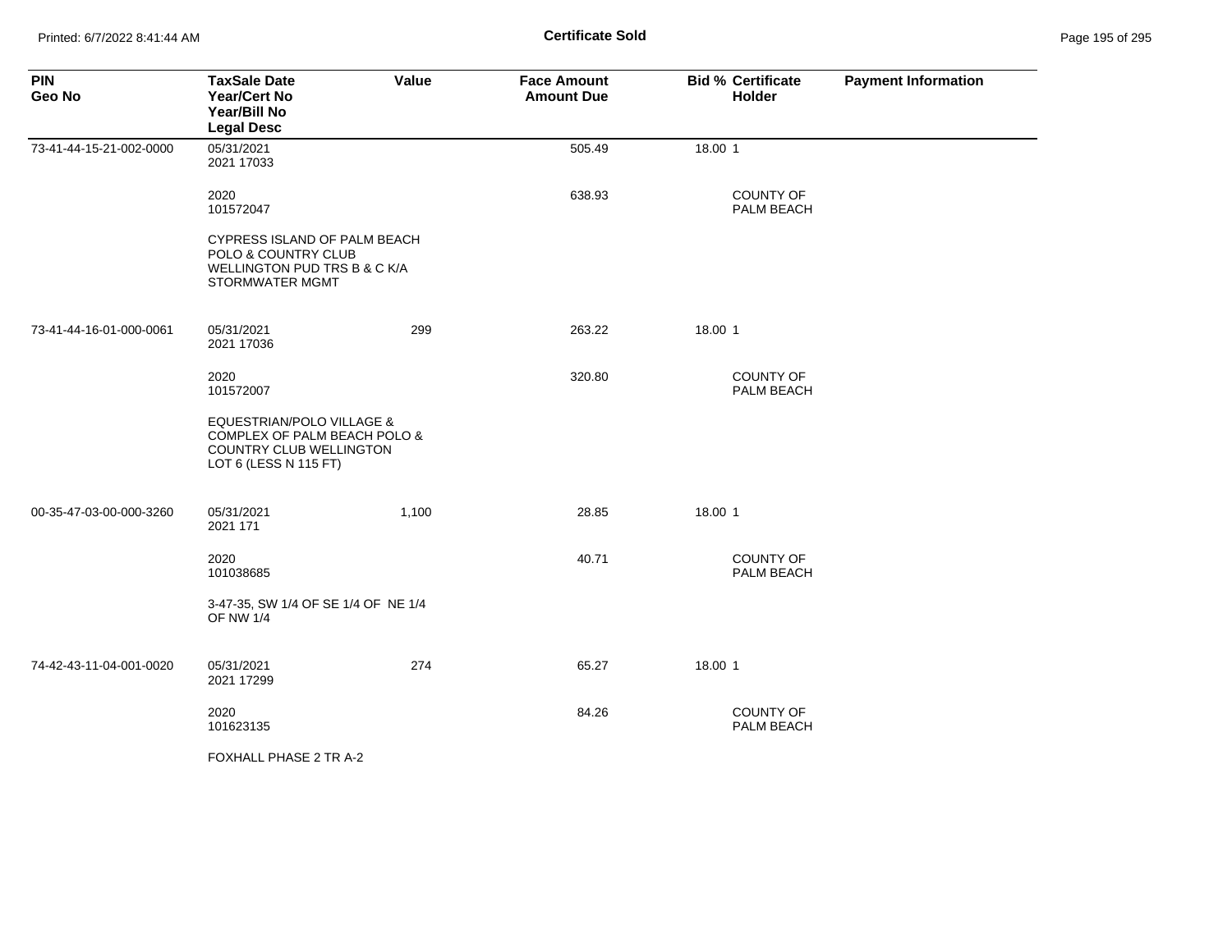**Certificate Sold**

| PIN<br>Geo No | TaxSale Date<br>Year/Cert No<br>Year/Bill No<br>Legal Desc | Value | Face Amount<br>Amount Due | Bid % Certificate<br>Holder | Payment Information |
|---|---|---|---|---|---|
| 73-41-44-15-21-002-0000 | 05/31/2021<br>2021 17033 | | 505.49 | 18.00 1 | |
| | 2020<br>101572047 | | 638.93 | COUNTY OF PALM BEACH | |
| | CYPRESS ISLAND OF PALM BEACH POLO & COUNTRY CLUB WELLINGTON PUD TRS B & C K/A STORMWATER MGMT | | | | |
| 73-41-44-16-01-000-0061 | 05/31/2021<br>2021 17036 | 299 | 263.22 | 18.00 1 | |
| | 2020<br>101572007 | | 320.80 | COUNTY OF PALM BEACH | |
| | EQUESTRIAN/POLO VILLAGE & COMPLEX OF PALM BEACH POLO & COUNTRY CLUB WELLINGTON LOT 6 (LESS N 115 FT) | | | | |
| 00-35-47-03-00-000-3260 | 05/31/2021<br>2021 171 | 1,100 | 28.85 | 18.00 1 | |
| | 2020<br>101038685 | | 40.71 | COUNTY OF PALM BEACH | |
| | 3-47-35, SW 1/4 OF SE 1/4 OF NE 1/4 OF NW 1/4 | | | | |
| 74-42-43-11-04-001-0020 | 05/31/2021<br>2021 17299 | 274 | 65.27 | 18.00 1 | |
| | 2020<br>101623135 | | 84.26 | COUNTY OF PALM BEACH | |
| | FOXHALL PHASE 2 TR A-2 | | | | |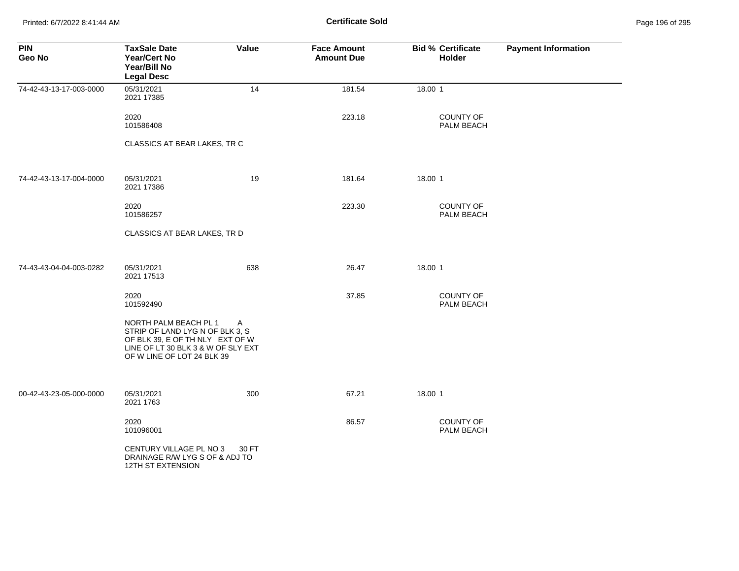**Certificate Sold**

| PIN<br>Geo No | TaxSale Date<br>Year/Cert No<br>Year/Bill No<br>Legal Desc | Value | Face Amount<br>Amount Due | Bid % | Certificate Holder | Payment Information |
|---|---|---|---|---|---|---|
| 74-42-43-13-17-003-0000 | 05/31/2021<br>2021 17385 | 14 | 181.54 | 18.00 | 1 | |
| | 2020<br>101586408 | | 223.18 | | COUNTY OF PALM BEACH | |
| | CLASSICS AT BEAR LAKES, TR C | | | | | |
| 74-42-43-13-17-004-0000 | 05/31/2021<br>2021 17386 | 19 | 181.64 | 18.00 | 1 | |
| | 2020<br>101586257 | | 223.30 | | COUNTY OF PALM BEACH | |
| | CLASSICS AT BEAR LAKES, TR D | | | | | |
| 74-43-43-04-04-003-0282 | 05/31/2021<br>2021 17513 | 638 | 26.47 | 18.00 | 1 | |
| | 2020<br>101592490 | | 37.85 | | COUNTY OF PALM BEACH | |
| | NORTH PALM BEACH PL 1 A STRIP OF LAND LYG N OF BLK 3, S OF BLK 39, E OF TH NLY EXT OF W LINE OF LT 30 BLK 3 & W OF SLY EXT OF W LINE OF LOT 24 BLK 39 | | | | | |
| 00-42-43-23-05-000-0000 | 05/31/2021<br>2021 1763 | 300 | 67.21 | 18.00 | 1 | |
| | 2020<br>101096001 | | 86.57 | | COUNTY OF PALM BEACH | |
| | CENTURY VILLAGE PL NO 3 30 FT DRAINAGE R/W LYG S OF & ADJ TO 12TH ST EXTENSION | | | | | |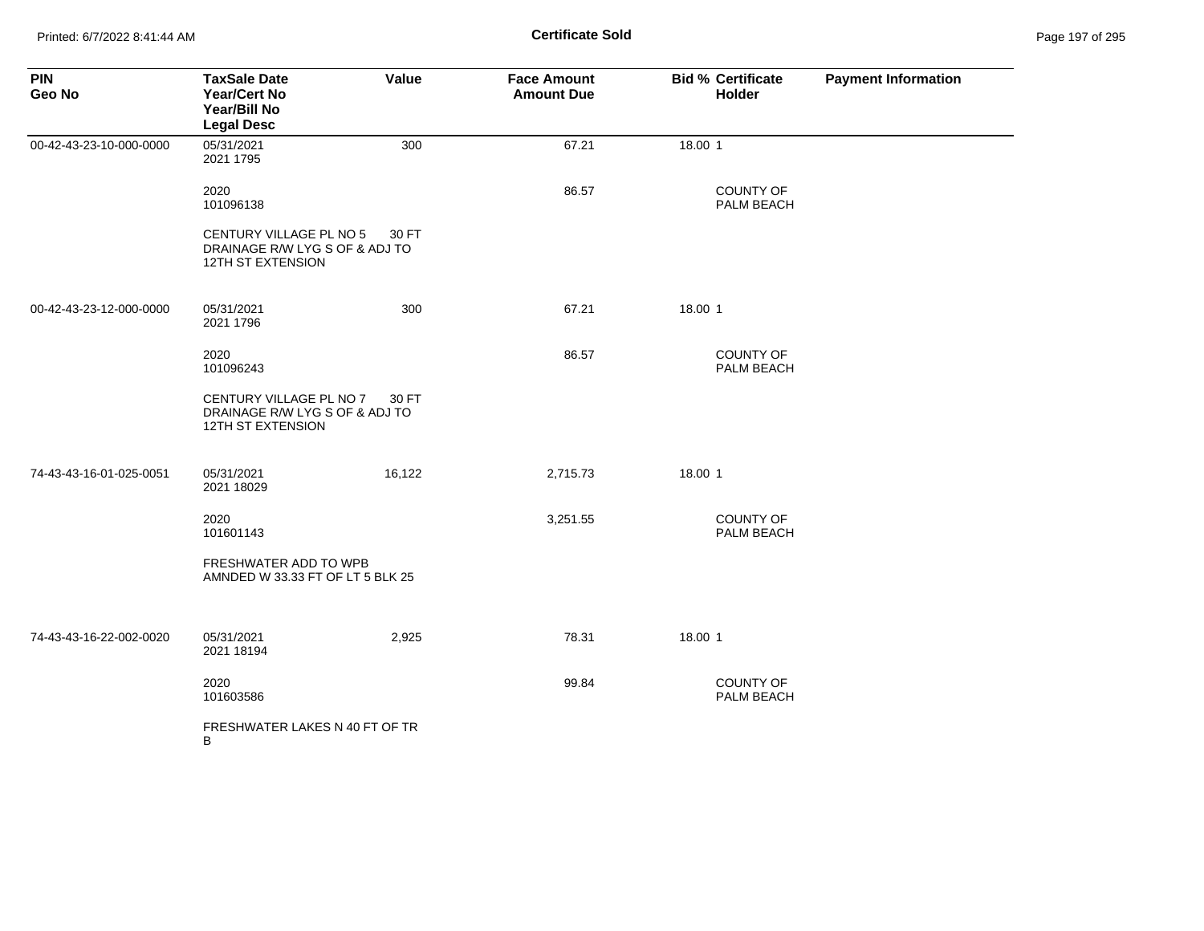**Certificate Sold**

| PIN<br>Geo No | TaxSale Date<br>Year/Cert No<br>Year/Bill No<br>Legal Desc | Value | Face Amount<br>Amount Due | Bid % | Certificate<br>Holder | Payment Information |
|---|---|---|---|---|---|---|
| 00-42-43-23-10-000-0000 | 05/31/2021<br>2021 1795 | 300 | 67.21 | 18.00 | 1 | |
| | 2020<br>101096138 | | 86.57 | | COUNTY OF PALM BEACH | |
| | CENTURY VILLAGE PL NO 5 30 FT DRAINAGE R/W LYG S OF & ADJ TO 12TH ST EXTENSION | | | | | |
| 00-42-43-23-12-000-0000 | 05/31/2021<br>2021 1796 | 300 | 67.21 | 18.00 | 1 | |
| | 2020<br>101096243 | | 86.57 | | COUNTY OF PALM BEACH | |
| | CENTURY VILLAGE PL NO 7 30 FT DRAINAGE R/W LYG S OF & ADJ TO 12TH ST EXTENSION | | | | | |
| 74-43-43-16-01-025-0051 | 05/31/2021<br>2021 18029 | 16,122 | 2,715.73 | 18.00 | 1 | |
| | 2020<br>101601143 | | 3,251.55 | | COUNTY OF PALM BEACH | |
| | FRESHWATER ADD TO WPB AMNDED W 33.33 FT OF LT 5 BLK 25 | | | | | |
| 74-43-43-16-22-002-0020 | 05/31/2021<br>2021 18194 | 2,925 | 78.31 | 18.00 | 1 | |
| | 2020<br>101603586 | | 99.84 | | COUNTY OF PALM BEACH | |
| | FRESHWATER LAKES N 40 FT OF TR B | | | | | |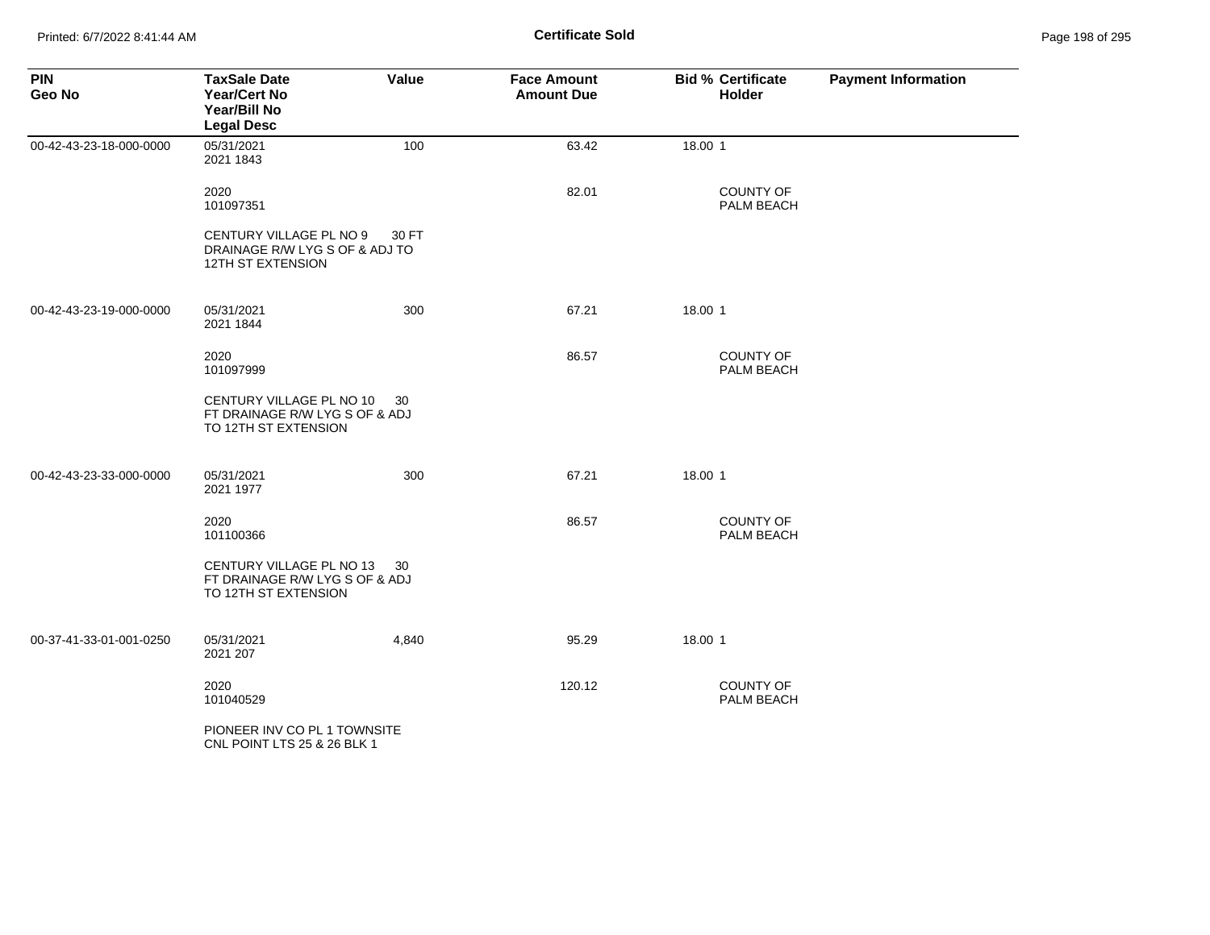**Certificate Sold**

| PIN<br>Geo No | TaxSale Date<br>Year/Cert No<br>Year/Bill No<br>Legal Desc | Value | Face Amount<br>Amount Due | Bid % | Certificate<br>Holder | Payment Information |
|---|---|---|---|---|---|---|
| 00-42-43-23-18-000-0000 | 05/31/2021<br>2021 1843 | 100 | 63.42 | 18.00 | 1 | |
| | 2020<br>101097351 | | 82.01 | | COUNTY OF PALM BEACH | |
| | CENTURY VILLAGE PL NO 9 30 FT DRAINAGE R/W LYG S OF & ADJ TO 12TH ST EXTENSION | | | | | |
| 00-42-43-23-19-000-0000 | 05/31/2021<br>2021 1844 | 300 | 67.21 | 18.00 | 1 | |
| | 2020<br>101097999 | | 86.57 | | COUNTY OF PALM BEACH | |
| | CENTURY VILLAGE PL NO 10 30 FT DRAINAGE R/W LYG S OF & ADJ TO 12TH ST EXTENSION | | | | | |
| 00-42-43-23-33-000-0000 | 05/31/2021<br>2021 1977 | 300 | 67.21 | 18.00 | 1 | |
| | 2020<br>101100366 | | 86.57 | | COUNTY OF PALM BEACH | |
| | CENTURY VILLAGE PL NO 13 30 FT DRAINAGE R/W LYG S OF & ADJ TO 12TH ST EXTENSION | | | | | |
| 00-37-41-33-01-001-0250 | 05/31/2021<br>2021 207 | 4,840 | 95.29 | 18.00 | 1 | |
| | 2020<br>101040529 | | 120.12 | | COUNTY OF PALM BEACH | |
| | PIONEER INV CO PL 1 TOWNSITE CNL POINT LTS 25 & 26 BLK 1 | | | | | |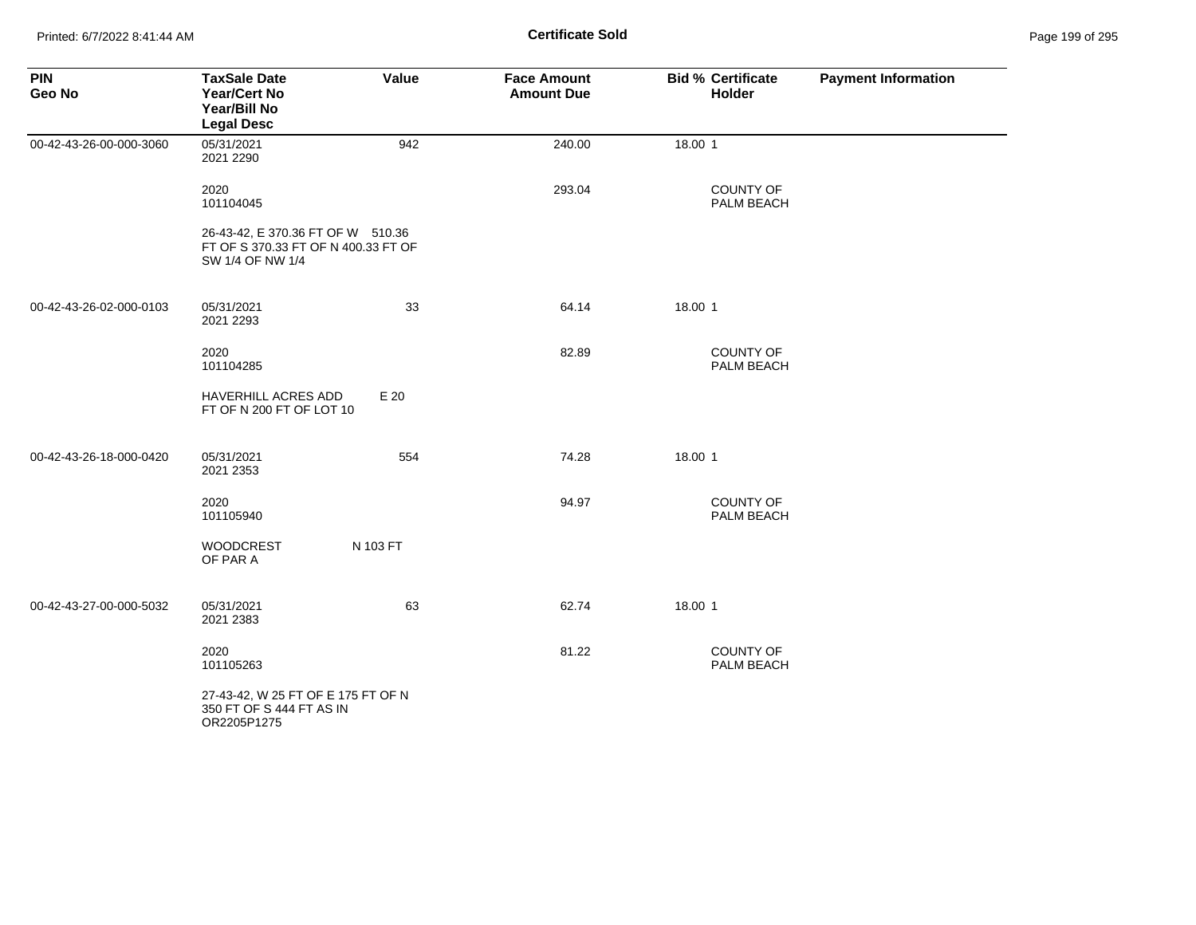# Certificate Sold

| PIN<br>Geo No | TaxSale Date<br>Year/Cert No<br>Year/Bill No<br>Legal Desc | Value | Face Amount<br>Amount Due | Bid % | Certificate Holder | Payment Information |
|---|---|---|---|---|---|---|
| 00-42-43-26-00-000-3060 | 05/31/2021<br>2021 2290 | 942 | 240.00 | 18.00 | 1 | |
| | 2020<br>101104045 | | 293.04 | | COUNTY OF PALM BEACH | |
| | 26-43-42, E 370.36 FT OF W 510.36 FT OF S 370.33 FT OF N 400.33 FT OF SW 1/4 OF NW 1/4 | | | | | |
| 00-42-43-26-02-000-0103 | 05/31/2021<br>2021 2293 | 33 | 64.14 | 18.00 | 1 | |
| | 2020<br>101104285 | | 82.89 | | COUNTY OF PALM BEACH | |
| | HAVERHILL ACRES ADD E 20 FT OF N 200 FT OF LOT 10 | | | | | |
| 00-42-43-26-18-000-0420 | 05/31/2021<br>2021 2353 | 554 | 74.28 | 18.00 | 1 | |
| | 2020<br>101105940 | | 94.97 | | COUNTY OF PALM BEACH | |
| | WOODCREST N 103 FT OF PAR A | | | | | |
| 00-42-43-27-00-000-5032 | 05/31/2021<br>2021 2383 | 63 | 62.74 | 18.00 | 1 | |
| | 2020<br>101105263 | | 81.22 | | COUNTY OF PALM BEACH | |
| | 27-43-42, W 25 FT OF E 175 FT OF N 350 FT OF S 444 FT AS IN OR2205P1275 | | | | | |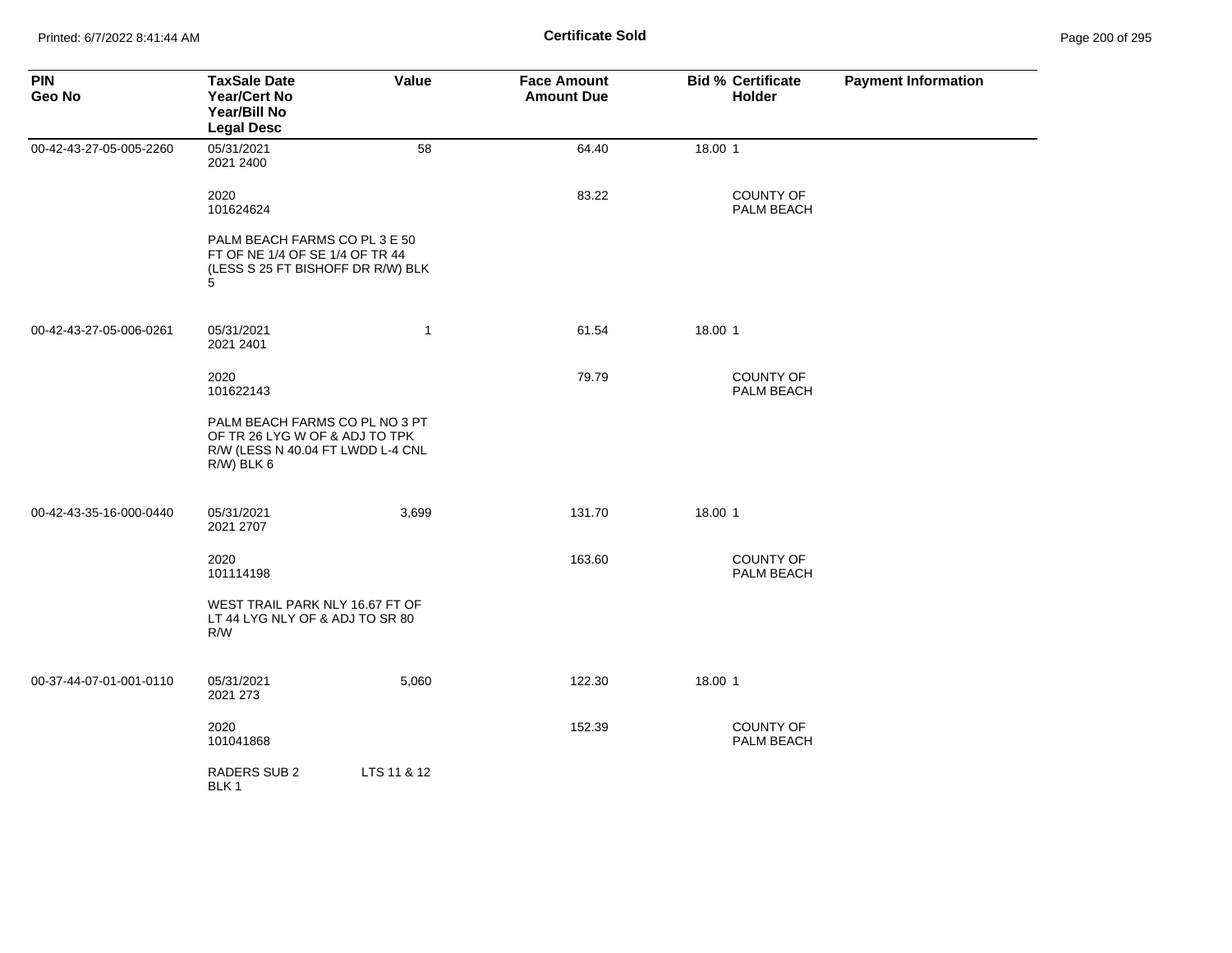**Certificate Sold**

| PIN<br>Geo No | TaxSale Date<br>Year/Cert No<br>Year/Bill No<br>Legal Desc | Value | Face Amount<br>Amount Due | Bid % | Certificate<br>Holder | Payment Information |
|---|---|---|---|---|---|---|
| 00-42-43-27-05-005-2260 | 05/31/2021<br>2021 2400 | 58 | 64.40 | 18.00 | 1 | |
| | 2020<br>101624624 | | 83.22 | | COUNTY OF PALM BEACH | |
| | PALM BEACH FARMS CO PL 3 E 50 FT OF NE 1/4 OF SE 1/4 OF TR 44 (LESS S 25 FT BISHOFF DR R/W) BLK 5 | | | | | |
| 00-42-43-27-05-006-0261 | 05/31/2021<br>2021 2401 | 1 | 61.54 | 18.00 | 1 | |
| | 2020<br>101622143 | | 79.79 | | COUNTY OF PALM BEACH | |
| | PALM BEACH FARMS CO PL NO 3 PT OF TR 26 LYG W OF & ADJ TO TPK R/W (LESS N 40.04 FT LWDD L-4 CNL R/W) BLK 6 | | | | | |
| 00-42-43-35-16-000-0440 | 05/31/2021<br>2021 2707 | 3,699 | 131.70 | 18.00 | 1 | |
| | 2020<br>101114198 | | 163.60 | | COUNTY OF PALM BEACH | |
| | WEST TRAIL PARK NLY 16.67 FT OF LT 44 LYG NLY OF & ADJ TO SR 80 R/W | | | | | |
| 00-37-44-07-01-001-0110 | 05/31/2021<br>2021 273 | 5,060 | 122.30 | 18.00 | 1 | |
| | 2020<br>101041868 | | 152.39 | | COUNTY OF PALM BEACH | |
| | RADERS SUB 2 BLK 1 | LTS 11 & 12 | | | | |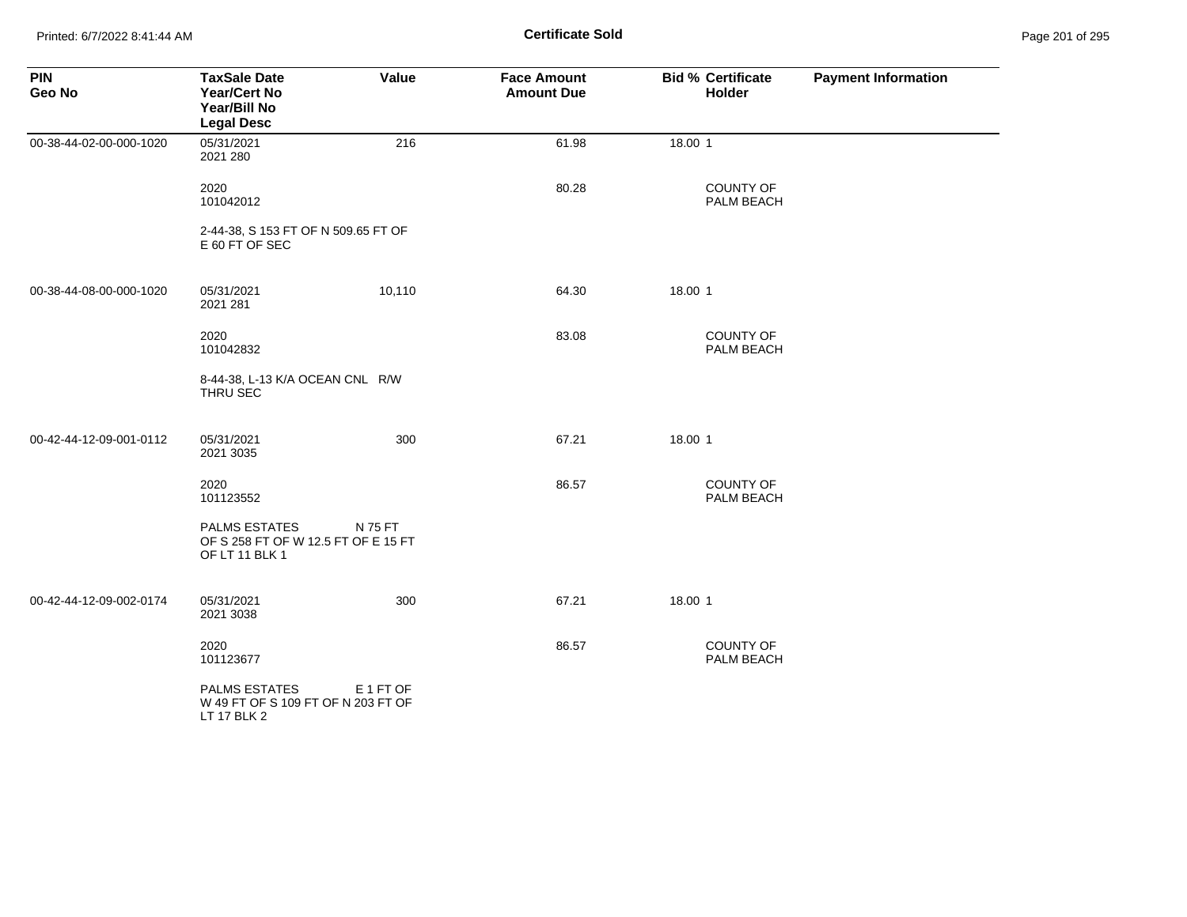**Certificate Sold**

| PIN<br>Geo No | TaxSale Date<br>Year/Cert No<br>Year/Bill No<br>Legal Desc | Value | Face Amount<br>Amount Due | Bid % | Certificate Holder | Payment Information |
|---|---|---|---|---|---|---|
| 00-38-44-02-00-000-1020 | 05/31/2021<br>2021 280 | 216 | 61.98 | 18.00 | 1 | |
| | 2020<br>101042012 | | 80.28 | | COUNTY OF PALM BEACH | |
| | 2-44-38, S 153 FT OF N 509.65 FT OF E 60 FT OF SEC | | | | | |
| 00-38-44-08-00-000-1020 | 05/31/2021<br>2021 281 | 10,110 | 64.30 | 18.00 | 1 | |
| | 2020<br>101042832 | | 83.08 | | COUNTY OF PALM BEACH | |
| | 8-44-38, L-13 K/A OCEAN CNL R/W THRU SEC | | | | | |
| 00-42-44-12-09-001-0112 | 05/31/2021<br>2021 3035 | 300 | 67.21 | 18.00 | 1 | |
| | 2020<br>101123552 | | 86.57 | | COUNTY OF PALM BEACH | |
| | PALMS ESTATES N 75 FT OF S 258 FT OF W 12.5 FT OF E 15 FT OF LT 11 BLK 1 | | | | | |
| 00-42-44-12-09-002-0174 | 05/31/2021<br>2021 3038 | 300 | 67.21 | 18.00 | 1 | |
| | 2020<br>101123677 | | 86.57 | | COUNTY OF PALM BEACH | |
| | PALMS ESTATES E 1 FT OF W 49 FT OF S 109 FT OF N 203 FT OF LT 17 BLK 2 | | | | | |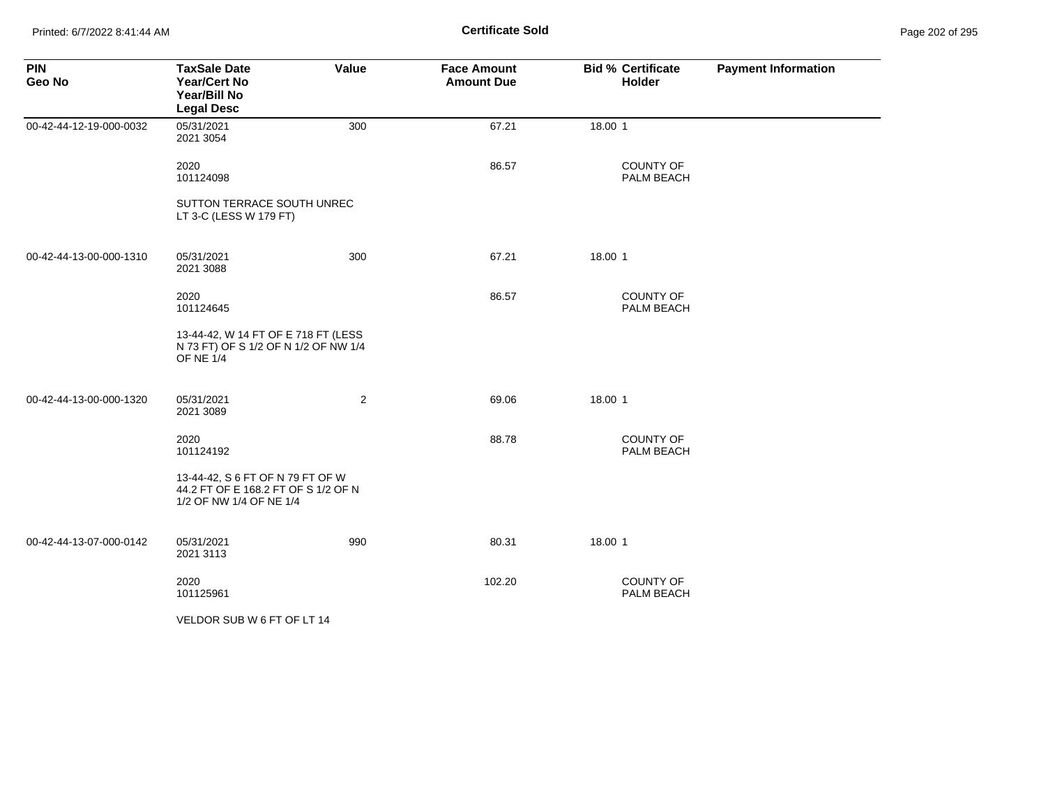# Certificate Sold

| PIN<br>Geo No | TaxSale Date<br>Year/Cert No<br>Year/Bill No<br>Legal Desc | Value | Face Amount<br>Amount Due | Bid % | Certificate Holder | Payment Information |
|---|---|---|---|---|---|---|
| 00-42-44-12-19-000-0032 | 05/31/2021<br>2021 3054 | 300 | 67.21 | 18.00 | 1 | |
| | 2020<br>101124098 | | 86.57 | | COUNTY OF PALM BEACH | |
| | SUTTON TERRACE SOUTH UNREC LT 3-C (LESS W 179 FT) | | | | | |
| 00-42-44-13-00-000-1310 | 05/31/2021<br>2021 3088 | 300 | 67.21 | 18.00 | 1 | |
| | 2020<br>101124645 | | 86.57 | | COUNTY OF PALM BEACH | |
| | 13-44-42, W 14 FT OF E 718 FT (LESS N 73 FT) OF S 1/2 OF N 1/2 OF NW 1/4 OF NE 1/4 | | | | | |
| 00-42-44-13-00-000-1320 | 05/31/2021<br>2021 3089 | 2 | 69.06 | 18.00 | 1 | |
| | 2020<br>101124192 | | 88.78 | | COUNTY OF PALM BEACH | |
| | 13-44-42, S 6 FT OF N 79 FT OF W 44.2 FT OF E 168.2 FT OF S 1/2 OF N 1/2 OF NW 1/4 OF NE 1/4 | | | | | |
| 00-42-44-13-07-000-0142 | 05/31/2021<br>2021 3113 | 990 | 80.31 | 18.00 | 1 | |
| | 2020<br>101125961 | | 102.20 | | COUNTY OF PALM BEACH | |
| | VELDOR SUB W 6 FT OF LT 14 | | | | | |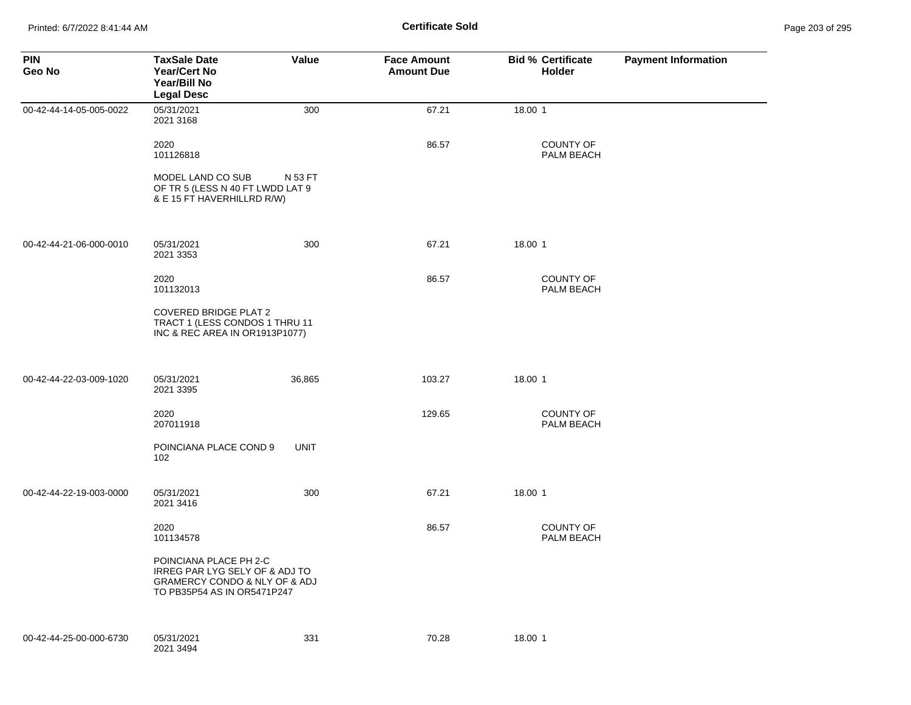**Certificate Sold**

| PIN<br>Geo No | TaxSale Date<br>Year/Cert No<br>Year/Bill No<br>Legal Desc | Value | Face Amount<br>Amount Due | Bid % | Certificate<br>Holder | Payment Information |
|---|---|---|---|---|---|---|
| 00-42-44-14-05-005-0022 | 05/31/2021<br>2021 3168 | 300 | 67.21 | 18.00 | 1 | |
| | 2020<br>101126818 | | 86.57 | | COUNTY OF PALM BEACH | |
| | MODEL LAND CO SUB N 53 FT OF TR 5 (LESS N 40 FT LWDD LAT 9 & E 15 FT HAVERHILLRD R/W) | | | | | |
| 00-42-44-21-06-000-0010 | 05/31/2021<br>2021 3353 | 300 | 67.21 | 18.00 | 1 | |
| | 2020<br>101132013 | | 86.57 | | COUNTY OF PALM BEACH | |
| | COVERED BRIDGE PLAT 2 TRACT 1 (LESS CONDOS 1 THRU 11 INC & REC AREA IN OR1913P1077) | | | | | |
| 00-42-44-22-03-009-1020 | 05/31/2021<br>2021 3395 | 36,865 | 103.27 | 18.00 | 1 | |
| | 2020<br>207011918 | | 129.65 | | COUNTY OF PALM BEACH | |
| | POINCIANA PLACE COND 9 UNIT 102 | | | | | |
| 00-42-44-22-19-003-0000 | 05/31/2021<br>2021 3416 | 300 | 67.21 | 18.00 | 1 | |
| | 2020<br>101134578 | | 86.57 | | COUNTY OF PALM BEACH | |
| | POINCIANA PLACE PH 2-C IRREG PAR LYG SELY OF & ADJ TO GRAMERCY CONDO & NLY OF & ADJ TO PB35P54 AS IN OR5471P247 | | | | | |
| 00-42-44-25-00-000-6730 | 05/31/2021<br>2021 3494 | 331 | 70.28 | 18.00 | 1 | |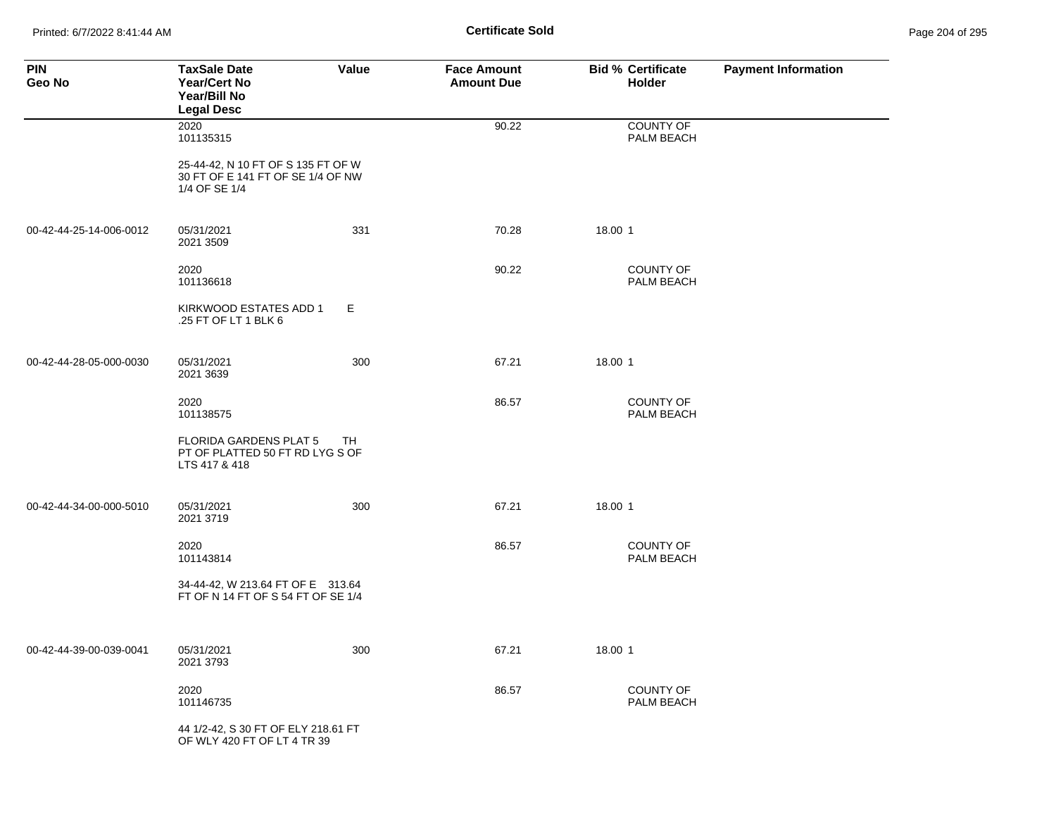**Certificate Sold**

| PIN<br>Geo No | TaxSale Date<br>Year/Cert No<br>Year/Bill No<br>Legal Desc | Value | Face Amount<br>Amount Due | Bid % | Certificate Holder | Payment Information |
|---|---|---|---|---|---|---|
| | 2020<br>101135315 | | 90.22 | | COUNTY OF PALM BEACH | |
| | 25-44-42, N 10 FT OF S 135 FT OF W 30 FT OF E 141 FT OF SE 1/4 OF NW 1/4 OF SE 1/4 | | | | | |
| 00-42-44-25-14-006-0012 | 05/31/2021<br>2021 3509 | 331 | 70.28 | 18.00 | 1 | |
| | 2020<br>101136618 | | 90.22 | | COUNTY OF PALM BEACH | |
| | KIRKWOOD ESTATES ADD 1 E .25 FT OF LT 1 BLK 6 | | | | | |
| 00-42-44-28-05-000-0030 | 05/31/2021<br>2021 3639 | 300 | 67.21 | 18.00 | 1 | |
| | 2020<br>101138575 | | 86.57 | | COUNTY OF PALM BEACH | |
| | FLORIDA GARDENS PLAT 5 TH PT OF PLATTED 50 FT RD LYG S OF LTS 417 & 418 | | | | | |
| 00-42-44-34-00-000-5010 | 05/31/2021<br>2021 3719 | 300 | 67.21 | 18.00 | 1 | |
| | 2020<br>101143814 | | 86.57 | | COUNTY OF PALM BEACH | |
| | 34-44-42, W 213.64 FT OF E 313.64 FT OF N 14 FT OF S 54 FT OF SE 1/4 | | | | | |
| 00-42-44-39-00-039-0041 | 05/31/2021<br>2021 3793 | 300 | 67.21 | 18.00 | 1 | |
| | 2020<br>101146735 | | 86.57 | | COUNTY OF PALM BEACH | |
| | 44 1/2-42, S 30 FT OF ELY 218.61 FT OF WLY 420 FT OF LT 4 TR 39 | | | | | |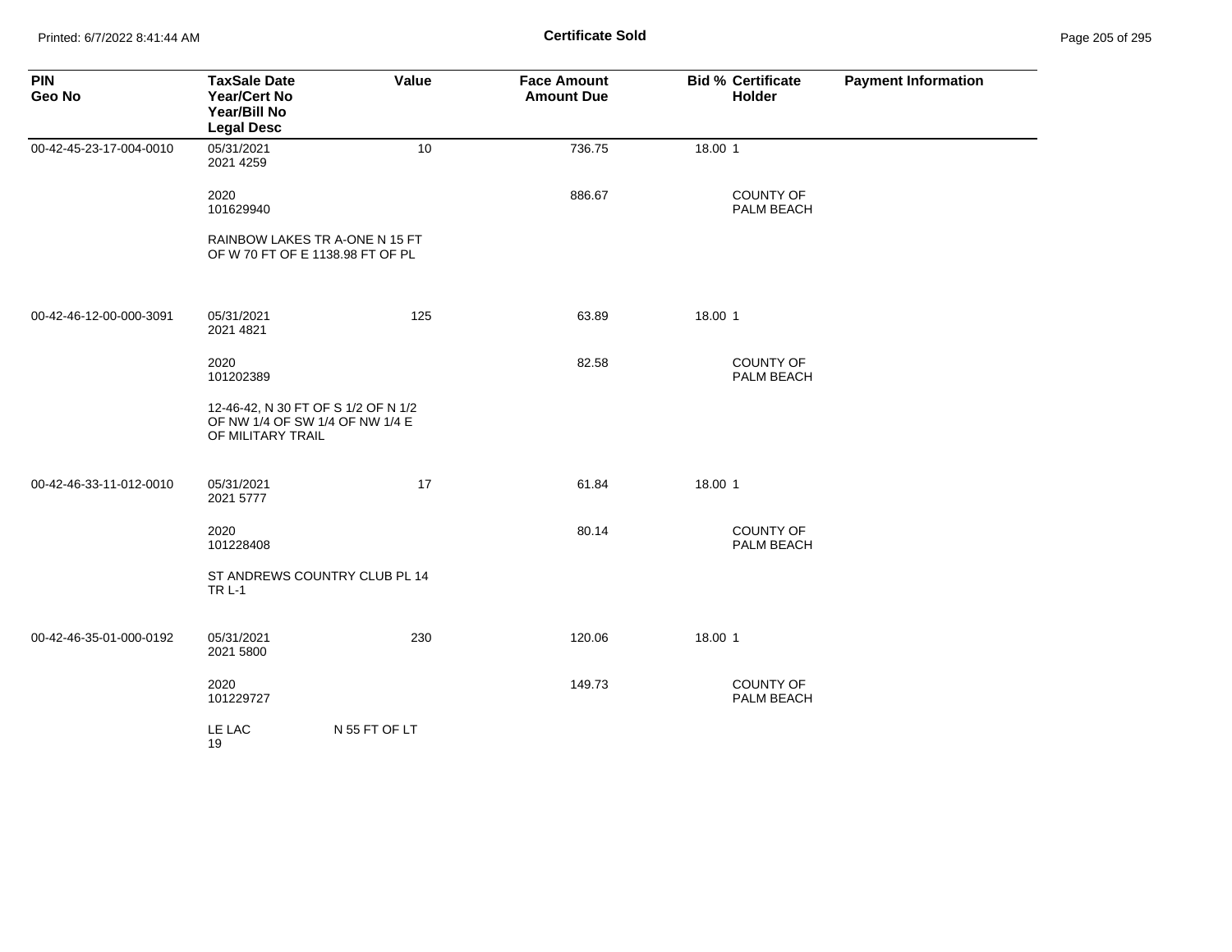## Certificate Sold

| PIN<br>Geo No | TaxSale Date<br>Year/Cert No<br>Year/Bill No<br>Legal Desc | Value | Face Amount<br>Amount Due | Bid % | Certificate<br>Holder | Payment Information |
|---|---|---|---|---|---|---|
| 00-42-45-23-17-004-0010 | 05/31/2021<br>2021 4259 | 10 | 736.75 | 18.00 | 1 | |
| | 2020<br>101629940 | | 886.67 | | COUNTY OF PALM BEACH | |
| | RAINBOW LAKES TR A-ONE N 15 FT OF W 70 FT OF E 1138.98 FT OF PL | | | | | |
| 00-42-46-12-00-000-3091 | 05/31/2021<br>2021 4821 | 125 | 63.89 | 18.00 | 1 | |
| | 2020<br>101202389 | | 82.58 | | COUNTY OF PALM BEACH | |
| | 12-46-42, N 30 FT OF S 1/2 OF N 1/2 OF NW 1/4 OF SW 1/4 OF NW 1/4 E OF MILITARY TRAIL | | | | | |
| 00-42-46-33-11-012-0010 | 05/31/2021<br>2021 5777 | 17 | 61.84 | 18.00 | 1 | |
| | 2020<br>101228408 | | 80.14 | | COUNTY OF PALM BEACH | |
| | ST ANDREWS COUNTRY CLUB PL 14 TR L-1 | | | | | |
| 00-42-46-35-01-000-0192 | 05/31/2021<br>2021 5800 | 230 | 120.06 | 18.00 | 1 | |
| | 2020<br>101229727 | | 149.73 | | COUNTY OF PALM BEACH | |
| | LE LAC N 55 FT OF LT 19 | | | | | |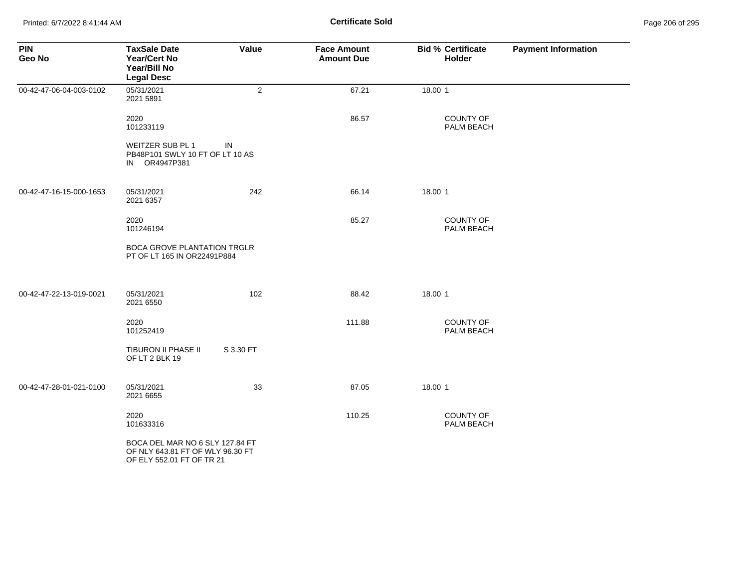| PIN<br>Geo No | TaxSale Date<br>Year/Cert No<br>Year/Bill No<br>Legal Desc | Value | Face Amount<br>Amount Due | Bid % | Certificate Holder | Payment Information |
|---|---|---|---|---|---|---|
| 00-42-47-06-04-003-0102 | 05/31/2021<br>2021 5891<br><br>2020<br>101233119<br><br>WEITZER SUB PL 1 IN<br>PB48P101 SWLY 10 FT OF LT 10 AS<br>IN OR4947P381 | 2 | 67.21<br><br>86.57 | 18.00 | 1<br><br>COUNTY OF PALM BEACH | |
| 00-42-47-16-15-000-1653 | 05/31/2021<br>2021 6357<br><br>2020<br>101246194<br><br>BOCA GROVE PLANTATION TRGLR<br>PT OF LT 165 IN OR22491P884 | 242 | 66.14<br><br>85.27 | 18.00 | 1<br><br>COUNTY OF PALM BEACH | |
| 00-42-47-22-13-019-0021 | 05/31/2021<br>2021 6550<br><br>2020<br>101252419<br><br>TIBURON II PHASE II S 3.30 FT<br>OF LT 2 BLK 19 | 102 | 88.42<br><br>111.88 | 18.00 | 1<br><br>COUNTY OF PALM BEACH | |
| 00-42-47-28-01-021-0100 | 05/31/2021<br>2021 6655<br><br>2020<br>101633316<br><br>BOCA DEL MAR NO 6 SLY 127.84 FT<br>OF NLY 643.81 FT OF WLY 96.30 FT<br>OF ELY 552.01 FT OF TR 21 | 33 | 87.05<br><br>110.25 | 18.00 | 1<br><br>COUNTY OF PALM BEACH | |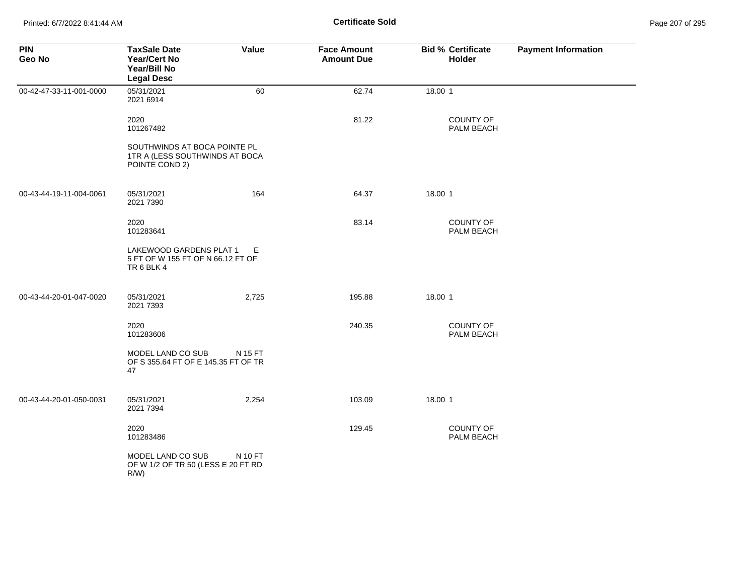# Certificate Sold

| PIN<br>Geo No | TaxSale Date<br>Year/Cert No<br>Year/Bill No<br>Legal Desc | Value | Face Amount<br>Amount Due | Bid % | Certificate<br>Holder | Payment Information |
|---|---|---|---|---|---|---|
| 00-42-47-33-11-001-0000 | 05/31/2021<br>2021 6914 | 60 | 62.74 | 18.00 | 1 | |
| | 2020<br>101267482 | | 81.22 | | COUNTY OF PALM BEACH | |
| | SOUTHWINDS AT BOCA POINTE PL 1TR A (LESS SOUTHWINDS AT BOCA POINTE COND 2) | | | | | |
| 00-43-44-19-11-004-0061 | 05/31/2021<br>2021 7390 | 164 | 64.37 | 18.00 | 1 | |
| | 2020<br>101283641 | | 83.14 | | COUNTY OF PALM BEACH | |
| | LAKEWOOD GARDENS PLAT 1 E 5 FT OF W 155 FT OF N 66.12 FT OF TR 6 BLK 4 | | | | | |
| 00-43-44-20-01-047-0020 | 05/31/2021<br>2021 7393 | 2,725 | 195.88 | 18.00 | 1 | |
| | 2020<br>101283606 | | 240.35 | | COUNTY OF PALM BEACH | |
| | MODEL LAND CO SUB N 15 FT OF S 355.64 FT OF E 145.35 FT OF TR 47 | | | | | |
| 00-43-44-20-01-050-0031 | 05/31/2021<br>2021 7394 | 2,254 | 103.09 | 18.00 | 1 | |
| | 2020<br>101283486 | | 129.45 | | COUNTY OF PALM BEACH | |
| | MODEL LAND CO SUB N 10 FT OF W 1/2 OF TR 50 (LESS E 20 FT RD R/W) | | | | | |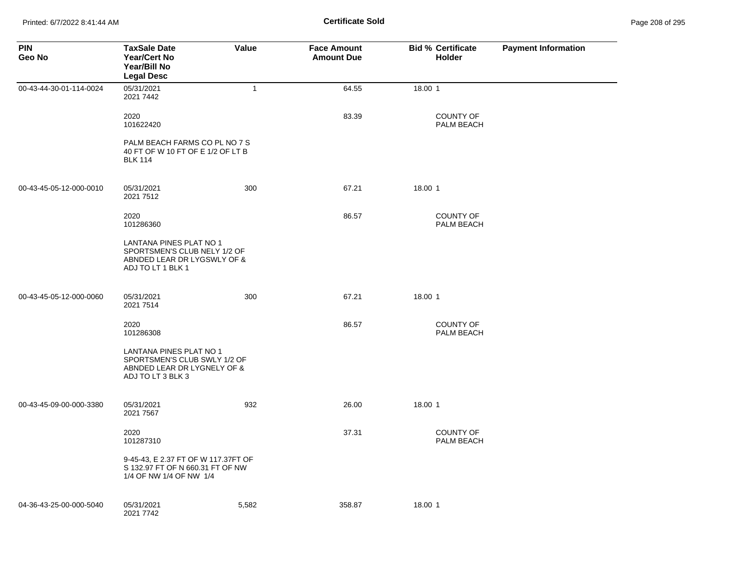# Certificate Sold

| PIN<br>Geo No | TaxSale Date<br>Year/Cert No<br>Year/Bill No<br>Legal Desc | Value | Face Amount<br>Amount Due | Bid % | Certificate<br>Holder | Payment Information |
|---|---|---|---|---|---|---|
| 00-43-44-30-01-114-0024 | 05/31/2021<br>2021 7442 | 1 | 64.55 | 18.00 | 1 | |
| | 2020<br>101622420 | | 83.39 | | COUNTY OF PALM BEACH | |
| | PALM BEACH FARMS CO PL NO 7 S 40 FT OF W 10 FT OF E 1/2 OF LT B BLK 114 | | | | | |
| 00-43-45-05-12-000-0010 | 05/31/2021<br>2021 7512 | 300 | 67.21 | 18.00 | 1 | |
| | 2020<br>101286360 | | 86.57 | | COUNTY OF PALM BEACH | |
| | LANTANA PINES PLAT NO 1 SPORTSMEN'S CLUB NELY 1/2 OF ABNDED LEAR DR LYGSWLY OF & ADJ TO LT 1 BLK 1 | | | | | |
| 00-43-45-05-12-000-0060 | 05/31/2021<br>2021 7514 | 300 | 67.21 | 18.00 | 1 | |
| | 2020<br>101286308 | | 86.57 | | COUNTY OF PALM BEACH | |
| | LANTANA PINES PLAT NO 1 SPORTSMEN'S CLUB SWLY 1/2 OF ABNDED LEAR DR LYGNELY OF & ADJ TO LT 3 BLK 3 | | | | | |
| 00-43-45-09-00-000-3380 | 05/31/2021<br>2021 7567 | 932 | 26.00 | 18.00 | 1 | |
| | 2020<br>101287310 | | 37.31 | | COUNTY OF PALM BEACH | |
| | 9-45-43, E 2.37 FT OF W 117.37FT OF S 132.97 FT OF N 660.31 FT OF NW 1/4 OF NW 1/4 OF NW 1/4 | | | | | |
| 04-36-43-25-00-000-5040 | 05/31/2021<br>2021 7742 | 5,582 | 358.87 | 18.00 | 1 | |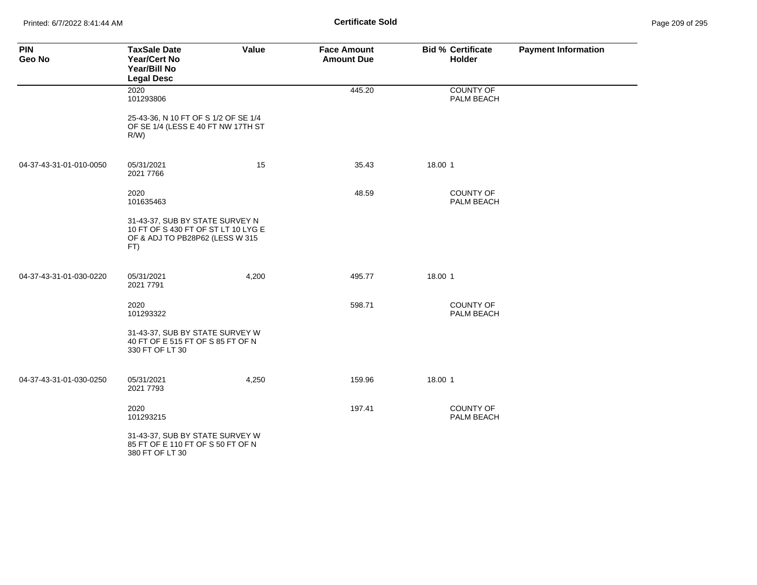# Certificate Sold

| PIN<br>Geo No | TaxSale Date<br>Year/Cert No<br>Year/Bill No<br>Legal Desc | Value | Face Amount<br>Amount Due | Bid % | Certificate<br>Holder | Payment Information |
|---|---|---|---|---|---|---|
| | 2020<br>101293806 | | 445.20 | | COUNTY OF PALM BEACH | |
| | 25-43-36, N 10 FT OF S 1/2 OF SE 1/4 OF SE 1/4 (LESS E 40 FT NW 17TH ST R/W) | | | | | |
| 04-37-43-31-01-010-0050 | 05/31/2021<br>2021 7766 | 15 | 35.43 | 18.00 | 1 | |
| | 2020<br>101635463 | | 48.59 | | COUNTY OF PALM BEACH | |
| | 31-43-37, SUB BY STATE SURVEY N 10 FT OF S 430 FT OF ST LT 10 LYG E OF & ADJ TO PB28P62 (LESS W 315 FT) | | | | | |
| 04-37-43-31-01-030-0220 | 05/31/2021<br>2021 7791 | 4,200 | 495.77 | 18.00 | 1 | |
| | 2020<br>101293322 | | 598.71 | | COUNTY OF PALM BEACH | |
| | 31-43-37, SUB BY STATE SURVEY W 40 FT OF E 515 FT OF S 85 FT OF N 330 FT OF LT 30 | | | | | |
| 04-37-43-31-01-030-0250 | 05/31/2021<br>2021 7793 | 4,250 | 159.96 | 18.00 | 1 | |
| | 2020<br>101293215 | | 197.41 | | COUNTY OF PALM BEACH | |
| | 31-43-37, SUB BY STATE SURVEY W 85 FT OF E 110 FT OF S 50 FT OF N 380 FT OF LT 30 | | | | | |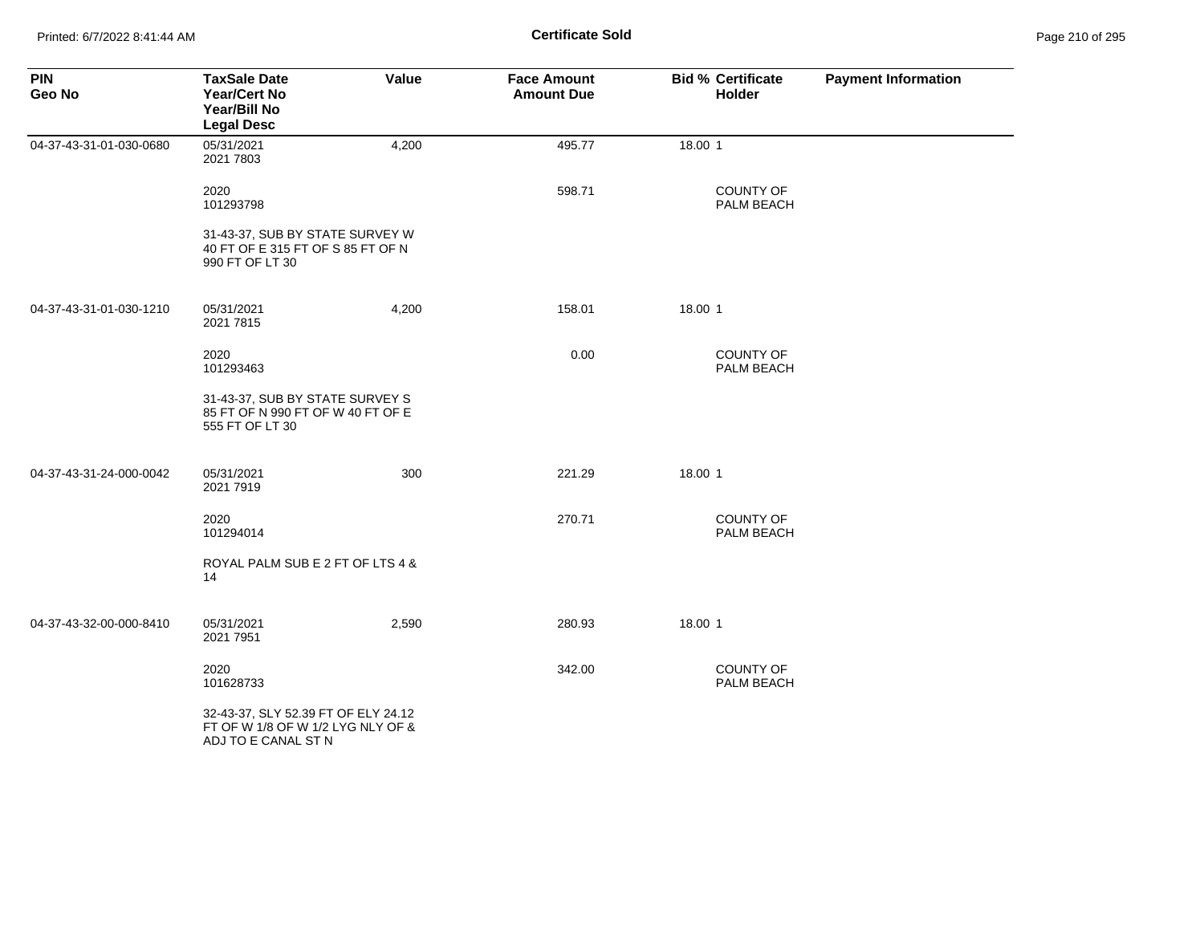# Certificate Sold

| PIN<br>Geo No | TaxSale Date<br>Year/Cert No<br>Year/Bill No<br>Legal Desc | Value | Face Amount<br>Amount Due | Bid % | Certificate Holder | Payment Information |
|---|---|---|---|---|---|---|
| 04-37-43-31-01-030-0680 | 05/31/2021<br>2021 7803 | 4,200 | 495.77 | 18.00 | 1 | |
| | 2020<br>101293798 | | 598.71 | | COUNTY OF PALM BEACH | |
| | 31-43-37, SUB BY STATE SURVEY W 40 FT OF E 315 FT OF S 85 FT OF N 990 FT OF LT 30 | | | | | |
| 04-37-43-31-01-030-1210 | 05/31/2021<br>2021 7815 | 4,200 | 158.01 | 18.00 | 1 | |
| | 2020<br>101293463 | | 0.00 | | COUNTY OF PALM BEACH | |
| | 31-43-37, SUB BY STATE SURVEY S 85 FT OF N 990 FT OF W 40 FT OF E 555 FT OF LT 30 | | | | | |
| 04-37-43-31-24-000-0042 | 05/31/2021<br>2021 7919 | 300 | 221.29 | 18.00 | 1 | |
| | 2020<br>101294014 | | 270.71 | | COUNTY OF PALM BEACH | |
| | ROYAL PALM SUB E 2 FT OF LTS 4 & 14 | | | | | |
| 04-37-43-32-00-000-8410 | 05/31/2021<br>2021 7951 | 2,590 | 280.93 | 18.00 | 1 | |
| | 2020<br>101628733 | | 342.00 | | COUNTY OF PALM BEACH | |
| | 32-43-37, SLY 52.39 FT OF ELY 24.12 FT OF W 1/8 OF W 1/2 LYG NLY OF & ADJ TO E CANAL ST N | | | | | |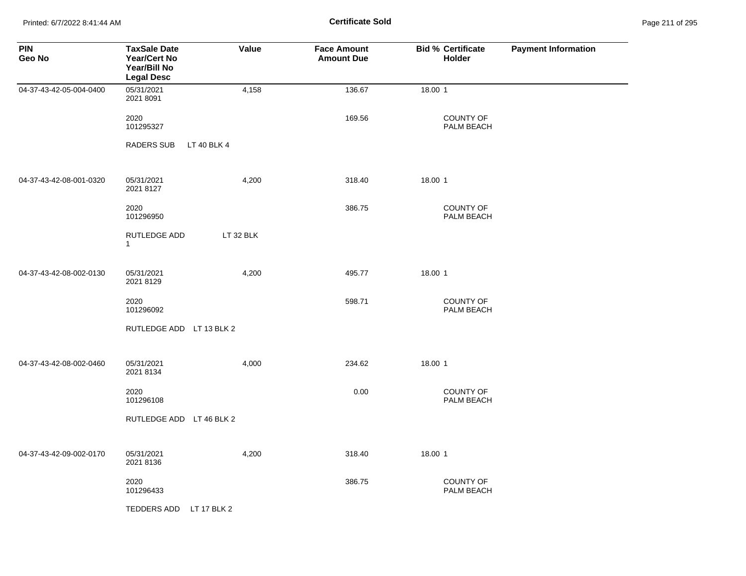# Certificate Sold

| PIN<br>Geo No | TaxSale Date<br>Year/Cert No<br>Year/Bill No<br>Legal Desc | Value | Face Amount<br>Amount Due | Bid % | Certificate Holder | Payment Information |
|---|---|---|---|---|---|---|
| 04-37-43-42-05-004-0400 | 05/31/2021<br>2021 8091 | 4,158 | 136.67 | 18.00 | 1 | |
| | 2020<br>101295327 | | 169.56 | | COUNTY OF PALM BEACH | |
| | RADERS SUB LT 40 BLK 4 | | | | | |
| 04-37-43-42-08-001-0320 | 05/31/2021<br>2021 8127 | 4,200 | 318.40 | 18.00 | 1 | |
| | 2020<br>101296950 | | 386.75 | | COUNTY OF PALM BEACH | |
| | RUTLEDGE ADD LT 32 BLK 1 | | | | | |
| 04-37-43-42-08-002-0130 | 05/31/2021<br>2021 8129 | 4,200 | 495.77 | 18.00 | 1 | |
| | 2020<br>101296092 | | 598.71 | | COUNTY OF PALM BEACH | |
| | RUTLEDGE ADD LT 13 BLK 2 | | | | | |
| 04-37-43-42-08-002-0460 | 05/31/2021<br>2021 8134 | 4,000 | 234.62 | 18.00 | 1 | |
| | 2020<br>101296108 | | 0.00 | | COUNTY OF PALM BEACH | |
| | RUTLEDGE ADD LT 46 BLK 2 | | | | | |
| 04-37-43-42-09-002-0170 | 05/31/2021<br>2021 8136 | 4,200 | 318.40 | 18.00 | 1 | |
| | 2020<br>101296433 | | 386.75 | | COUNTY OF PALM BEACH | |
| | TEDDERS ADD LT 17 BLK 2 | | | | | |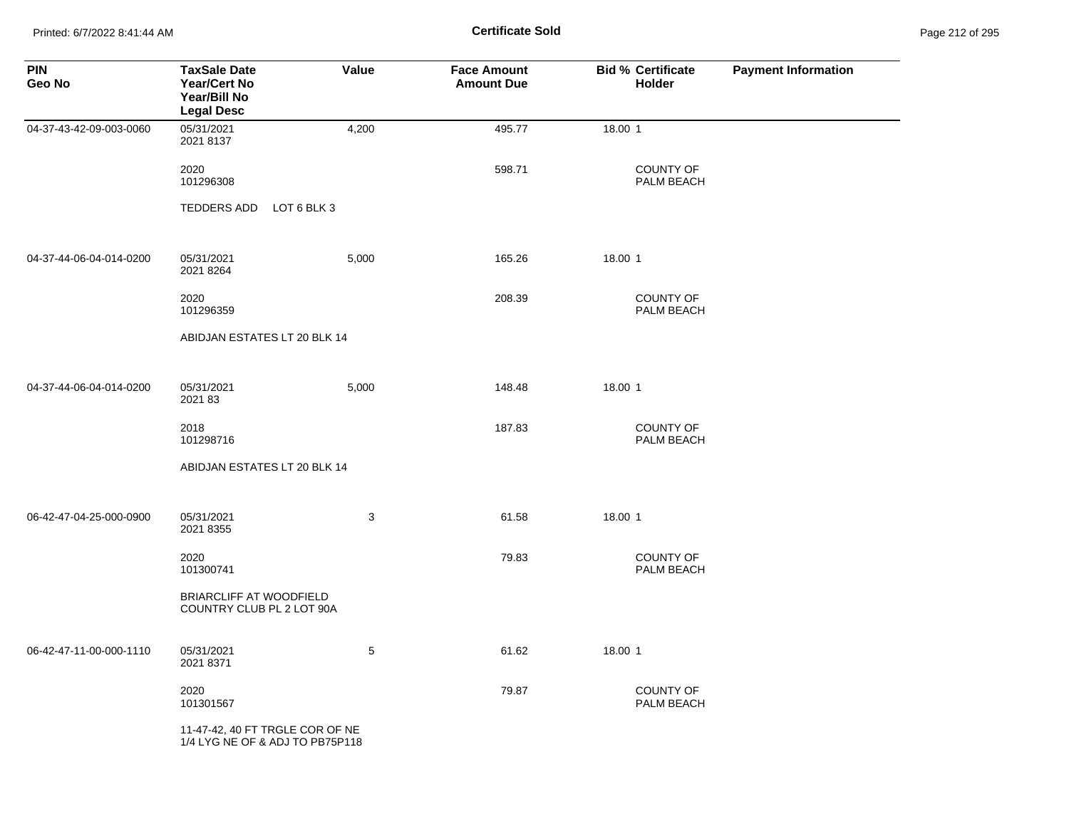**Certificate Sold**

| PIN<br>Geo No | TaxSale Date<br>Year/Cert No<br>Year/Bill No<br>Legal Desc | Value | Face Amount<br>Amount Due | Bid % | Certificate<br>Holder | Payment Information |
|---|---|---|---|---|---|---|
| 04-37-43-42-09-003-0060 | 05/31/2021<br>2021 8137 | 4,200 | 495.77 | 18.00 | 1 | |
| | 2020<br>101296308 | | 598.71 | | COUNTY OF PALM BEACH | |
| | TEDDERS ADD LOT 6 BLK 3 | | | | | |
| 04-37-44-06-04-014-0200 | 05/31/2021<br>2021 8264 | 5,000 | 165.26 | 18.00 | 1 | |
| | 2020<br>101296359 | | 208.39 | | COUNTY OF PALM BEACH | |
| | ABIDJAN ESTATES LT 20 BLK 14 | | | | | |
| 04-37-44-06-04-014-0200 | 05/31/2021<br>2021 83 | 5,000 | 148.48 | 18.00 | 1 | |
| | 2018<br>101298716 | | 187.83 | | COUNTY OF PALM BEACH | |
| | ABIDJAN ESTATES LT 20 BLK 14 | | | | | |
| 06-42-47-04-25-000-0900 | 05/31/2021<br>2021 8355 | 3 | 61.58 | 18.00 | 1 | |
| | 2020<br>101300741 | | 79.83 | | COUNTY OF PALM BEACH | |
| | BRIARCLIFF AT WOODFIELD COUNTRY CLUB PL 2 LOT 90A | | | | | |
| 06-42-47-11-00-000-1110 | 05/31/2021<br>2021 8371 | 5 | 61.62 | 18.00 | 1 | |
| | 2020<br>101301567 | | 79.87 | | COUNTY OF PALM BEACH | |
| | 11-47-42, 40 FT TRGLE COR OF NE 1/4 LYG NE OF & ADJ TO PB75P118 | | | | | |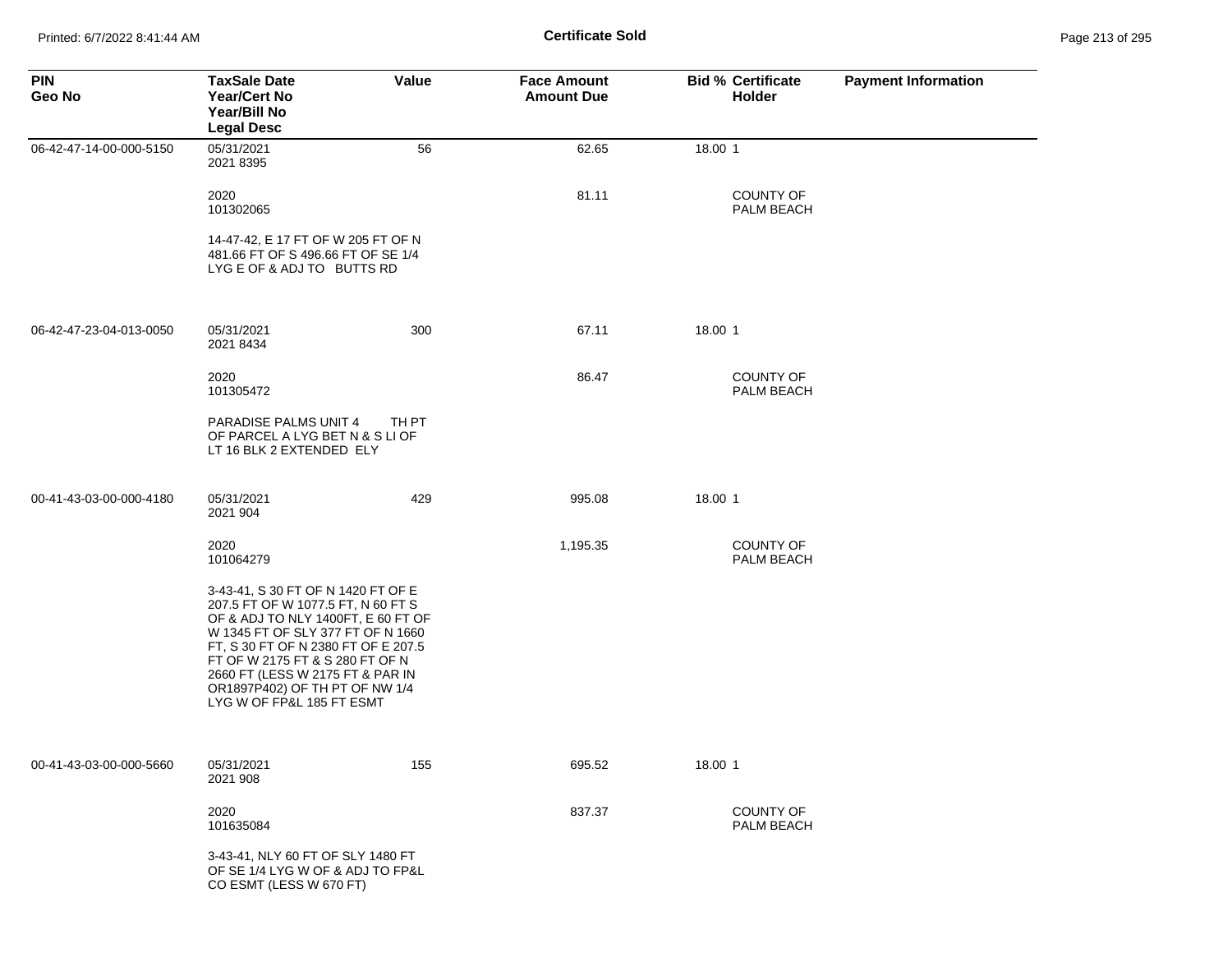# Certificate Sold

| PIN<br>Geo No | TaxSale Date<br>Year/Cert No<br>Year/Bill No<br>Legal Desc | Value | Face Amount<br>Amount Due | Bid % | Certificate Holder | Payment Information |
|---|---|---|---|---|---|---|
| 06-42-47-14-00-000-5150 | 05/31/2021<br>2021 8395 | 56 | 62.65 | 18.00 | 1 | |
| | 2020<br>101302065 | | 81.11 | | COUNTY OF PALM BEACH | |
| | 14-47-42, E 17 FT OF W 205 FT OF N 481.66 FT OF S 496.66 FT OF SE 1/4 LYG E OF & ADJ TO BUTTS RD | | | | | |
| 06-42-47-23-04-013-0050 | 05/31/2021<br>2021 8434 | 300 | 67.11 | 18.00 | 1 | |
| | 2020<br>101305472 | | 86.47 | | COUNTY OF PALM BEACH | |
| | PARADISE PALMS UNIT 4 TH PT OF PARCEL A LYG BET N & S LI OF LT 16 BLK 2 EXTENDED ELY | | | | | |
| 00-41-43-03-00-000-4180 | 05/31/2021<br>2021 904 | 429 | 995.08 | 18.00 | 1 | |
| | 2020<br>101064279 | | 1,195.35 | | COUNTY OF PALM BEACH | |
| | 3-43-41, S 30 FT OF N 1420 FT OF E 207.5 FT OF W 1077.5 FT, N 60 FT S OF & ADJ TO NLY 1400FT, E 60 FT OF W 1345 FT OF SLY 377 FT OF N 1660 FT, S 30 FT OF N 2380 FT OF E 207.5 FT OF W 2175 FT & S 280 FT OF N 2660 FT (LESS W 2175 FT & PAR IN OR1897P402) OF TH PT OF NW 1/4 LYG W OF FP&L 185 FT ESMT | | | | | |
| 00-41-43-03-00-000-5660 | 05/31/2021<br>2021 908 | 155 | 695.52 | 18.00 | 1 | |
| | 2020<br>101635084 | | 837.37 | | COUNTY OF PALM BEACH | |
| | 3-43-41, NLY 60 FT OF SLY 1480 FT OF SE 1/4 LYG W OF & ADJ TO FP&L CO ESMT (LESS W 670 FT) | | | | | |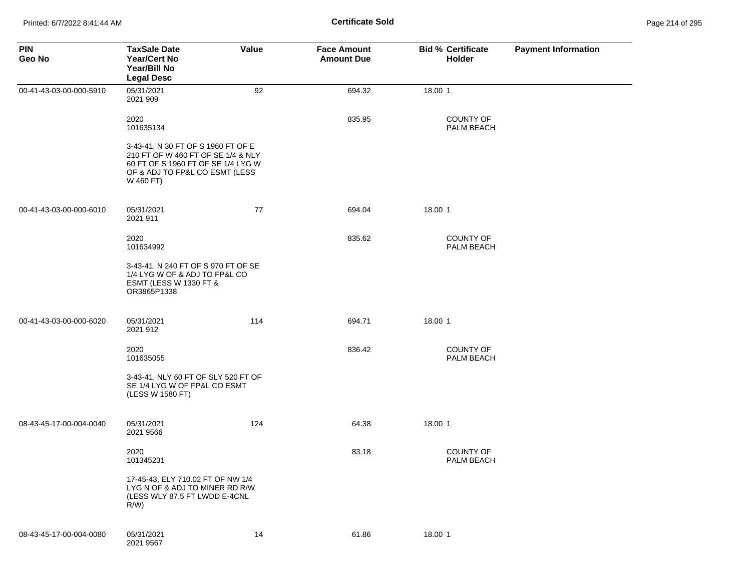**Certificate Sold**

| PIN<br>Geo No | TaxSale Date<br>Year/Cert No<br>Year/Bill No<br>Legal Desc | Value | Face Amount<br>Amount Due | Bid % | Certificate Holder | Payment Information |
|---|---|---|---|---|---|---|
| 00-41-43-03-00-000-5910 | 05/31/2021<br>2021 909 | 92 | 694.32 | 18.00 | 1 | |
| | 2020<br>101635134 | | 835.95 | | COUNTY OF PALM BEACH | |
| | 3-43-41, N 30 FT OF S 1960 FT OF E 210 FT OF W 460 FT OF SE 1/4 & NLY 60 FT OF S 1960 FT OF SE 1/4 LYG W OF & ADJ TO FP&L CO ESMT (LESS W 460 FT) | | | | | |
| 00-41-43-03-00-000-6010 | 05/31/2021<br>2021 911 | 77 | 694.04 | 18.00 | 1 | |
| | 2020<br>101634992 | | 835.62 | | COUNTY OF PALM BEACH | |
| | 3-43-41, N 240 FT OF S 970 FT OF SE 1/4 LYG W OF & ADJ TO FP&L CO ESMT (LESS W 1330 FT & OR3865P1338 | | | | | |
| 00-41-43-03-00-000-6020 | 05/31/2021<br>2021 912 | 114 | 694.71 | 18.00 | 1 | |
| | 2020<br>101635055 | | 836.42 | | COUNTY OF PALM BEACH | |
| | 3-43-41, NLY 60 FT OF SLY 520 FT OF SE 1/4 LYG W OF FP&L CO ESMT (LESS W 1580 FT) | | | | | |
| 08-43-45-17-00-004-0040 | 05/31/2021<br>2021 9566 | 124 | 64.38 | 18.00 | 1 | |
| | 2020<br>101345231 | | 83.18 | | COUNTY OF PALM BEACH | |
| | 17-45-43, ELY 710.02 FT OF NW 1/4 LYG N OF & ADJ TO MINER RD R/W (LESS WLY 87.5 FT LWDD E-4CNL R/W) | | | | | |
| 08-43-45-17-00-004-0080 | 05/31/2021<br>2021 9567 | 14 | 61.86 | 18.00 | 1 | |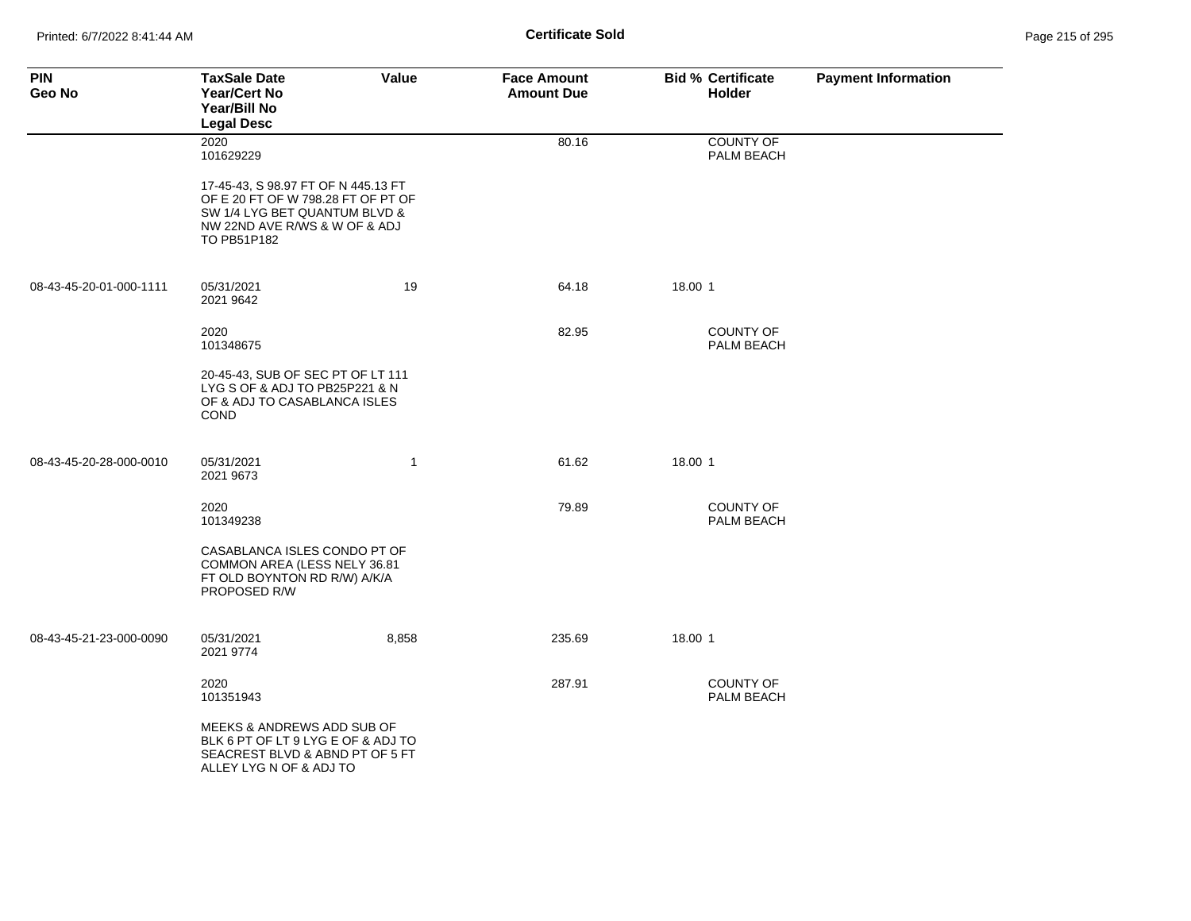**Certificate Sold**

| PIN<br>Geo No | TaxSale Date<br>Year/Cert No<br>Year/Bill No<br>Legal Desc | Value | Face Amount<br>Amount Due | Bid % | Certificate<br>Holder | Payment Information |
|---|---|---|---|---|---|---|
| | 2020<br>101629229 | | 80.16 | | COUNTY OF PALM BEACH | |
| | 17-45-43, S 98.97 FT OF N 445.13 FT OF E 20 FT OF W 798.28 FT OF PT OF SW 1/4 LYG BET QUANTUM BLVD & NW 22ND AVE R/WS & W OF & ADJ TO PB51P182 | | | | | |
| 08-43-45-20-01-000-1111 | 05/31/2021<br>2021 9642 | 19 | 64.18 | 18.00 | 1 | |
| | 2020<br>101348675 | | 82.95 | | COUNTY OF PALM BEACH | |
| | 20-45-43, SUB OF SEC PT OF LT 111 LYG S OF & ADJ TO PB25P221 & N OF & ADJ TO CASABLANCA ISLES COND | | | | | |
| 08-43-45-20-28-000-0010 | 05/31/2021<br>2021 9673 | 1 | 61.62 | 18.00 | 1 | |
| | 2020<br>101349238 | | 79.89 | | COUNTY OF PALM BEACH | |
| | CASABLANCA ISLES CONDO PT OF COMMON AREA (LESS NELY 36.81 FT OLD BOYNTON RD R/W) A/K/A PROPOSED R/W | | | | | |
| 08-43-45-21-23-000-0090 | 05/31/2021<br>2021 9774 | 8,858 | 235.69 | 18.00 | 1 | |
| | 2020<br>101351943 | | 287.91 | | COUNTY OF PALM BEACH | |
| | MEEKS & ANDREWS ADD SUB OF BLK 6 PT OF LT 9 LYG E OF & ADJ TO SEACREST BLVD & ABND PT OF 5 FT ALLEY LYG N OF & ADJ TO | | | | | |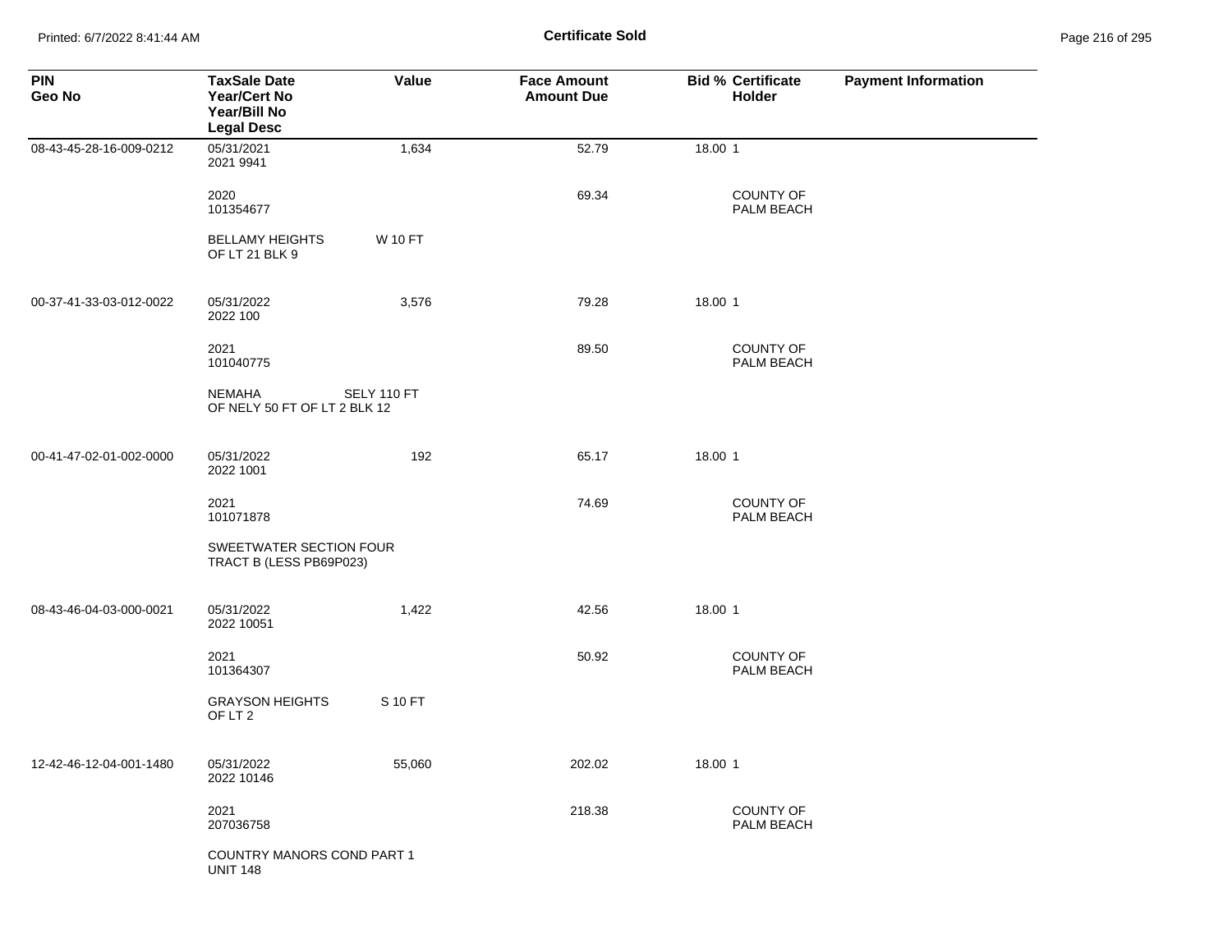# Certificate Sold

| PIN<br>Geo No | TaxSale Date<br>Year/Cert No<br>Year/Bill No<br>Legal Desc | Value | Face Amount<br>Amount Due | Bid % | Certificate Holder | Payment Information |
|---|---|---|---|---|---|---|
| 08-43-45-28-16-009-0212 | 05/31/2021<br>2021 9941 | 1,634 | 52.79 | 18.00 | 1 | |
| | 2020<br>101354677 | | 69.34 | | COUNTY OF PALM BEACH | |
| | BELLAMY HEIGHTS OF LT 21 BLK 9 | W 10 FT | | | | |
| 00-37-41-33-03-012-0022 | 05/31/2022<br>2022 100 | 3,576 | 79.28 | 18.00 | 1 | |
| | 2021<br>101040775 | | 89.50 | | COUNTY OF PALM BEACH | |
| | NEMAHA OF NELY 50 FT OF LT 2 BLK 12 | SELY 110 FT | | | | |
| 00-41-47-02-01-002-0000 | 05/31/2022<br>2022 1001 | 192 | 65.17 | 18.00 | 1 | |
| | 2021<br>101071878 | | 74.69 | | COUNTY OF PALM BEACH | |
| | SWEETWATER SECTION FOUR TRACT B (LESS PB69P023) | | | | | |
| 08-43-46-04-03-000-0021 | 05/31/2022<br>2022 10051 | 1,422 | 42.56 | 18.00 | 1 | |
| | 2021<br>101364307 | | 50.92 | | COUNTY OF PALM BEACH | |
| | GRAYSON HEIGHTS OF LT 2 | S 10 FT | | | | |
| 12-42-46-12-04-001-1480 | 05/31/2022<br>2022 10146 | 55,060 | 202.02 | 18.00 | 1 | |
| | 2021<br>207036758 | | 218.38 | | COUNTY OF PALM BEACH | |
| | COUNTRY MANORS COND PART 1 UNIT 148 | | | | | |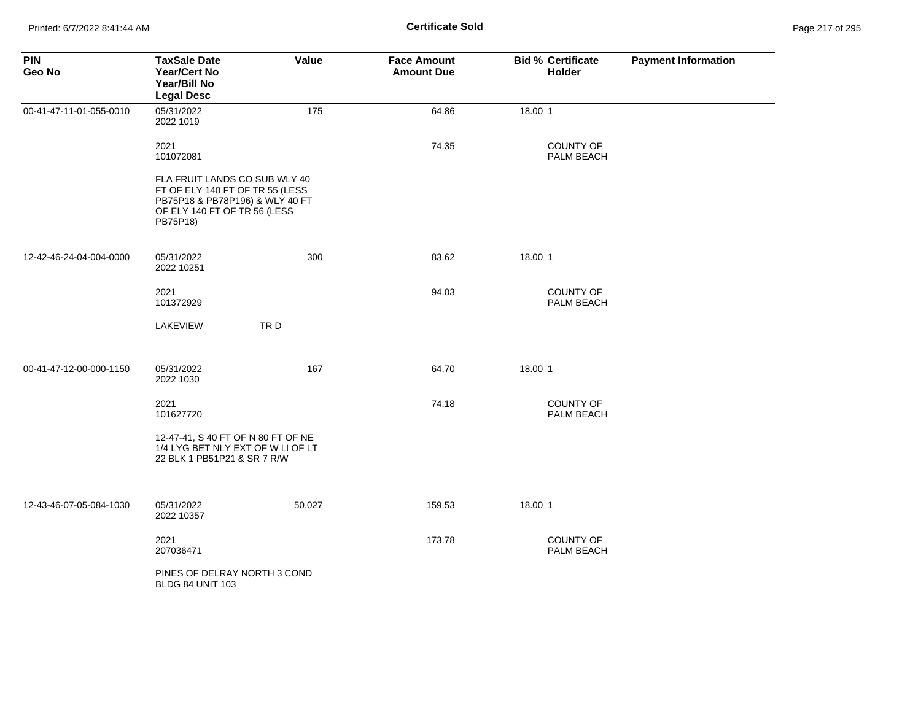**Certificate Sold**

| PIN<br>Geo No | TaxSale Date<br>Year/Cert No<br>Year/Bill No<br>Legal Desc | Value | Face Amount<br>Amount Due | Bid % | Certificate Holder | Payment Information |
|---|---|---|---|---|---|---|
| 00-41-47-11-01-055-0010 | 05/31/2022<br>2022 1019 | 175 | 64.86 | 18.00 | 1 | |
| | 2021<br>101072081 | | 74.35 | | COUNTY OF PALM BEACH | |
| | FLA FRUIT LANDS CO SUB WLY 40 FT OF ELY 140 FT OF TR 55 (LESS PB75P18 & PB78P196) & WLY 40 FT OF ELY 140 FT OF TR 56 (LESS PB75P18) | | | | | |
| 12-42-46-24-04-004-0000 | 05/31/2022<br>2022 10251 | 300 | 83.62 | 18.00 | 1 | |
| | 2021<br>101372929 | | 94.03 | | COUNTY OF PALM BEACH | |
| | LAKEVIEW TR D | | | | | |
| 00-41-47-12-00-000-1150 | 05/31/2022<br>2022 1030 | 167 | 64.70 | 18.00 | 1 | |
| | 2021<br>101627720 | | 74.18 | | COUNTY OF PALM BEACH | |
| | 12-47-41, S 40 FT OF N 80 FT OF NE 1/4 LYG BET NLY EXT OF W LI OF LT 22 BLK 1 PB51P21 & SR 7 R/W | | | | | |
| 12-43-46-07-05-084-1030 | 05/31/2022<br>2022 10357 | 50,027 | 159.53 | 18.00 | 1 | |
| | 2021<br>207036471 | | 173.78 | | COUNTY OF PALM BEACH | |
| | PINES OF DELRAY NORTH 3 COND BLDG 84 UNIT 103 | | | | | |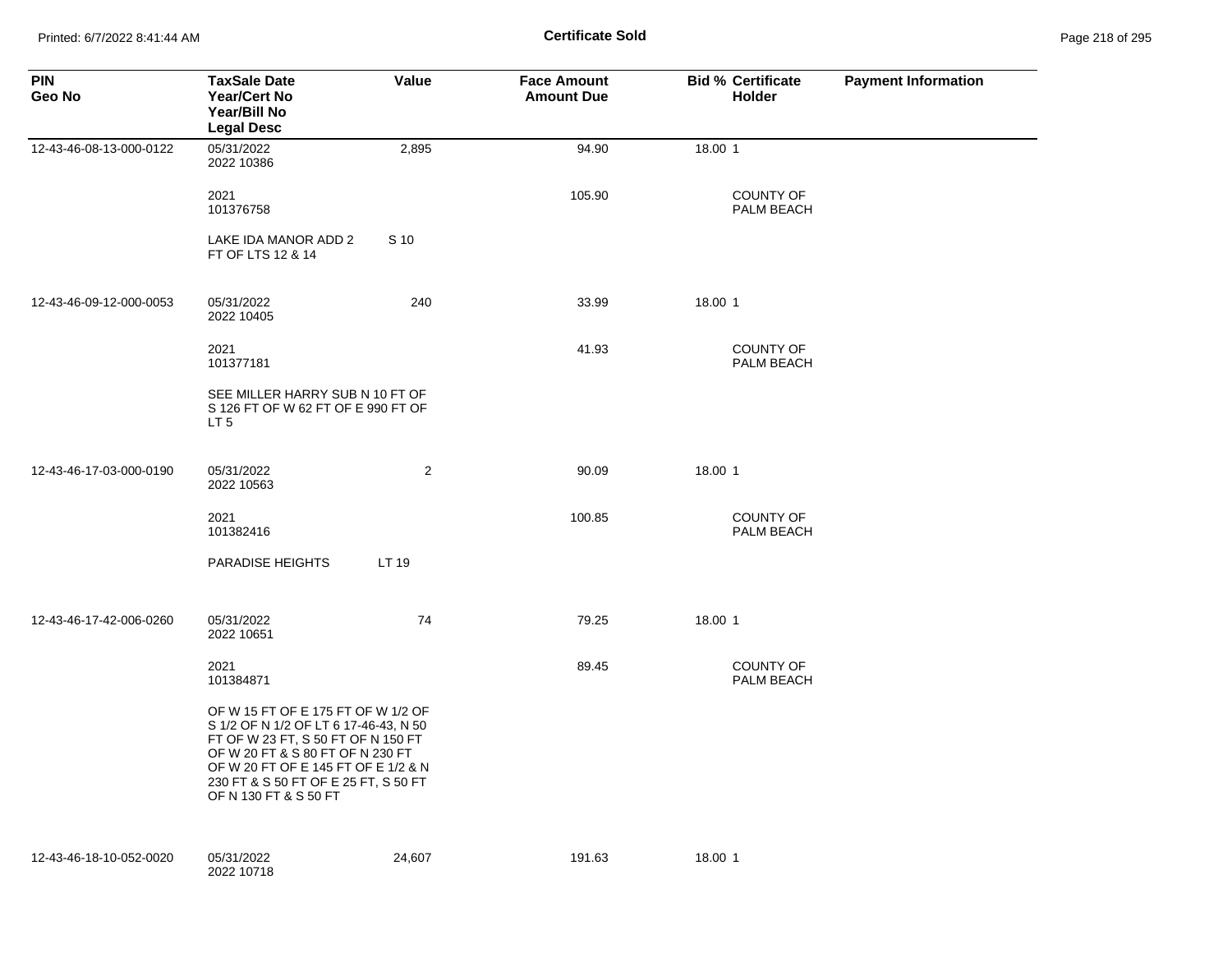**Certificate Sold**

| PIN<br>Geo No | TaxSale Date<br>Year/Cert No<br>Year/Bill No<br>Legal Desc | Value | Face Amount<br>Amount Due | Bid % Certificate<br>Holder | Payment Information |
|---|---|---|---|---|---|
| 12-43-46-08-13-000-0122 | 05/31/2022<br>2022 10386 | 2,895 | 94.90 | 18.00 1 | |
| | 2021<br>101376758 | | 105.90 | COUNTY OF PALM BEACH | |
| | LAKE IDA MANOR ADD 2 FT OF LTS 12 & 14 | S 10 | | | |
| 12-43-46-09-12-000-0053 | 05/31/2022<br>2022 10405 | 240 | 33.99 | 18.00 1 | |
| | 2021<br>101377181 | | 41.93 | COUNTY OF PALM BEACH | |
| | SEE MILLER HARRY SUB N 10 FT OF S 126 FT OF W 62 FT OF E 990 FT OF LT 5 | | | | |
| 12-43-46-17-03-000-0190 | 05/31/2022<br>2022 10563 | 2 | 90.09 | 18.00 1 | |
| | 2021<br>101382416 | | 100.85 | COUNTY OF PALM BEACH | |
| | PARADISE HEIGHTS | LT 19 | | | |
| 12-43-46-17-42-006-0260 | 05/31/2022<br>2022 10651 | 74 | 79.25 | 18.00 1 | |
| | 2021<br>101384871 | | 89.45 | COUNTY OF PALM BEACH | |
| | OF W 15 FT OF E 175 FT OF W 1/2 OF S 1/2 OF N 1/2 OF LT 6 17-46-43, N 50 FT OF W 23 FT, S 50 FT OF N 150 FT OF W 20 FT & S 80 FT OF N 230 FT OF W 20 FT OF E 145 FT OF E 1/2 & N 230 FT & S 50 FT OF E 25 FT, S 50 FT OF N 130 FT & S 50 FT | | | | |
| 12-43-46-18-10-052-0020 | 05/31/2022<br>2022 10718 | 24,607 | 191.63 | 18.00 1 | |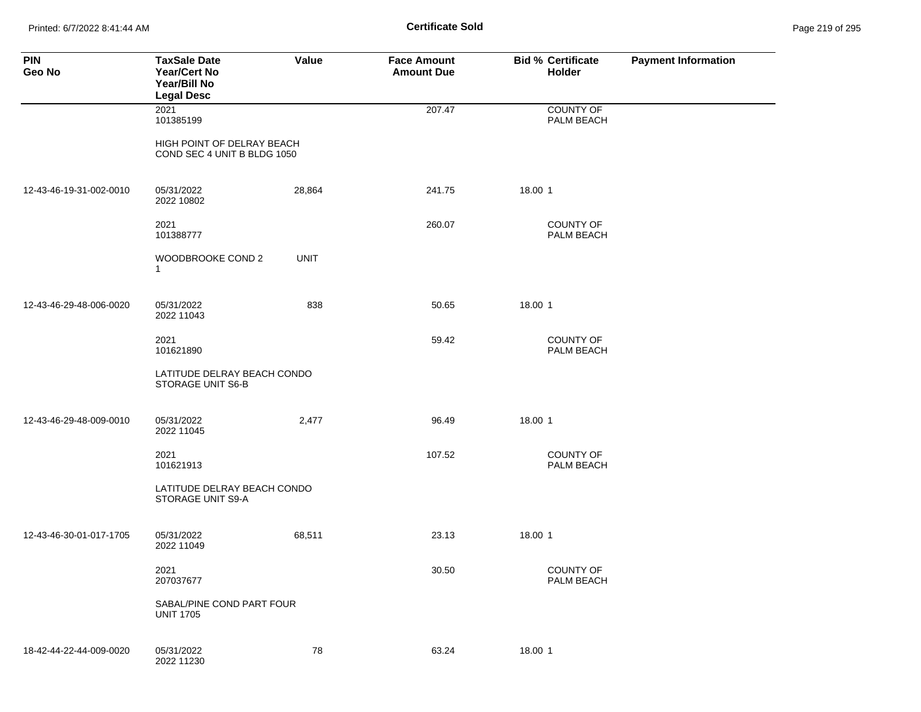# Certificate Sold

| PIN<br>Geo No | TaxSale Date<br>Year/Cert No<br>Year/Bill No<br>Legal Desc | Value | Face Amount<br>Amount Due | Bid % | Certificate Holder | Payment Information |
|---|---|---|---|---|---|---|
| | 2021<br>101385199 | | 207.47 | | COUNTY OF PALM BEACH | |
| | HIGH POINT OF DELRAY BEACH COND SEC 4 UNIT B BLDG 1050 | | | | | |
| 12-43-46-19-31-002-0010 | 05/31/2022<br>2022 10802 | 28,864 | 241.75 | 18.00 | 1 | |
| | 2021<br>101388777 | | 260.07 | | COUNTY OF PALM BEACH | |
| | WOODBROOKE COND 2 UNIT 1 | | | | | |
| 12-43-46-29-48-006-0020 | 05/31/2022<br>2022 11043 | 838 | 50.65 | 18.00 | 1 | |
| | 2021<br>101621890 | | 59.42 | | COUNTY OF PALM BEACH | |
| | LATITUDE DELRAY BEACH CONDO STORAGE UNIT S6-B | | | | | |
| 12-43-46-29-48-009-0010 | 05/31/2022<br>2022 11045 | 2,477 | 96.49 | 18.00 | 1 | |
| | 2021<br>101621913 | | 107.52 | | COUNTY OF PALM BEACH | |
| | LATITUDE DELRAY BEACH CONDO STORAGE UNIT S9-A | | | | | |
| 12-43-46-30-01-017-1705 | 05/31/2022<br>2022 11049 | 68,511 | 23.13 | 18.00 | 1 | |
| | 2021<br>207037677 | | 30.50 | | COUNTY OF PALM BEACH | |
| | SABAL/PINE COND PART FOUR UNIT 1705 | | | | | |
| 18-42-44-22-44-009-0020 | 05/31/2022<br>2022 11230 | 78 | 63.24 | 18.00 | 1 | |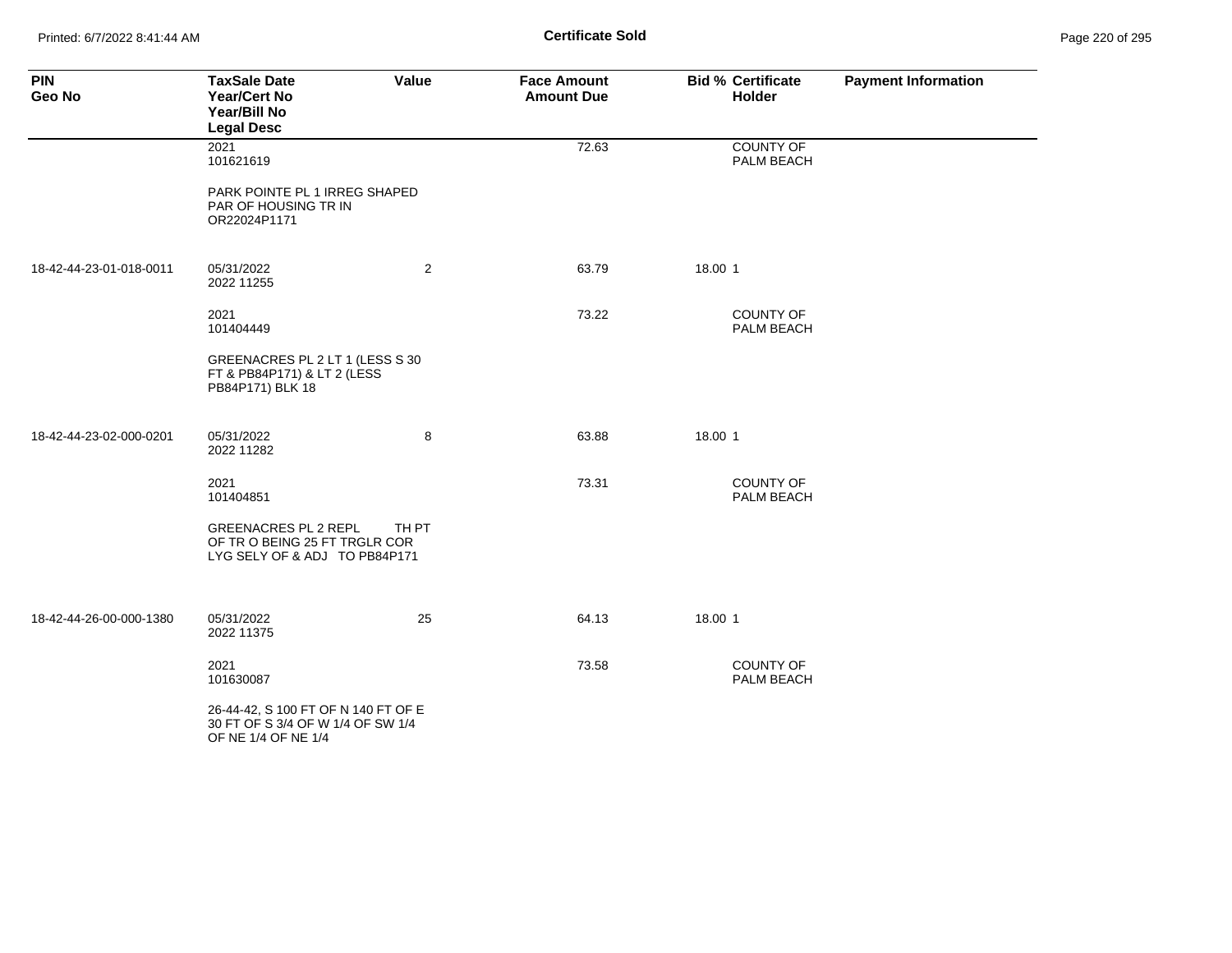**Certificate Sold**

| PIN<br>Geo No | TaxSale Date<br>Year/Cert No<br>Year/Bill No<br>Legal Desc | Value | Face Amount<br>Amount Due | Bid % | Certificate Holder | Payment Information |
|---|---|---|---|---|---|---|
| | 2021<br>101621619 | | 72.63 | | COUNTY OF PALM BEACH | |
| | PARK POINTE PL 1 IRREG SHAPED PAR OF HOUSING TR IN OR22024P1171 | | | | | |
| 18-42-44-23-01-018-0011 | 05/31/2022<br>2022 11255 | 2 | 63.79 | 18.00 | 1 | |
| | 2021<br>101404449 | | 73.22 | | COUNTY OF PALM BEACH | |
| | GREENACRES PL 2 LT 1 (LESS S 30 FT & PB84P171) & LT 2 (LESS PB84P171) BLK 18 | | | | | |
| 18-42-44-23-02-000-0201 | 05/31/2022<br>2022 11282 | 8 | 63.88 | 18.00 | 1 | |
| | 2021<br>101404851 | | 73.31 | | COUNTY OF PALM BEACH | |
| | GREENACRES PL 2 REPL TH PT OF TR O BEING 25 FT TRGLR COR LYG SELY OF & ADJ TO PB84P171 | | | | | |
| 18-42-44-26-00-000-1380 | 05/31/2022<br>2022 11375 | 25 | 64.13 | 18.00 | 1 | |
| | 2021<br>101630087 | | 73.58 | | COUNTY OF PALM BEACH | |
| | 26-44-42, S 100 FT OF N 140 FT OF E 30 FT OF S 3/4 OF W 1/4 OF SW 1/4 OF NE 1/4 OF NE 1/4 | | | | | |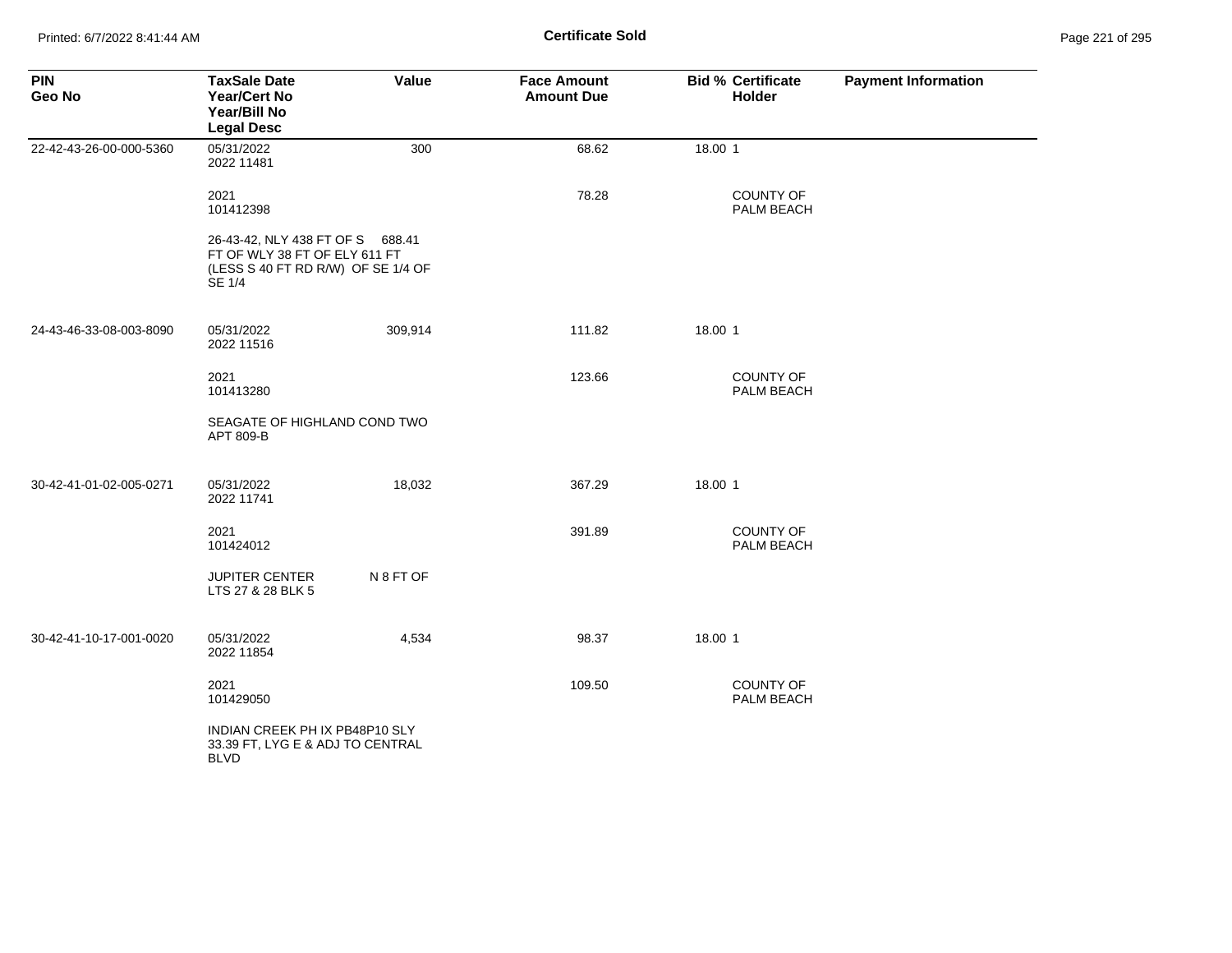**Certificate Sold**

| PIN<br>Geo No | TaxSale Date<br>Year/Cert No<br>Year/Bill No<br>Legal Desc | Value | Face Amount<br>Amount Due | Bid % | Certificate Holder | Payment Information |
|---|---|---|---|---|---|---|
| 22-42-43-26-00-000-5360 | 05/31/2022<br>2022 11481 | 300 | 68.62 | 18.00 | 1 | |
| | 2021<br>101412398 | | 78.28 | | COUNTY OF PALM BEACH | |
| | 26-43-42, NLY 438 FT OF S 688.41 FT OF WLY 38 FT OF ELY 611 FT (LESS S 40 FT RD R/W) OF SE 1/4 OF SE 1/4 | | | | | |
| 24-43-46-33-08-003-8090 | 05/31/2022<br>2022 11516 | 309,914 | 111.82 | 18.00 | 1 | |
| | 2021<br>101413280 | | 123.66 | | COUNTY OF PALM BEACH | |
| | SEAGATE OF HIGHLAND COND TWO APT 809-B | | | | | |
| 30-42-41-01-02-005-0271 | 05/31/2022<br>2022 11741 | 18,032 | 367.29 | 18.00 | 1 | |
| | 2021<br>101424012 | | 391.89 | | COUNTY OF PALM BEACH | |
| | JUPITER CENTER N 8 FT OF LTS 27 & 28 BLK 5 | | | | | |
| 30-42-41-10-17-001-0020 | 05/31/2022<br>2022 11854 | 4,534 | 98.37 | 18.00 | 1 | |
| | 2021<br>101429050 | | 109.50 | | COUNTY OF PALM BEACH | |
| | INDIAN CREEK PH IX PB48P10 SLY 33.39 FT, LYG E & ADJ TO CENTRAL BLVD | | | | | |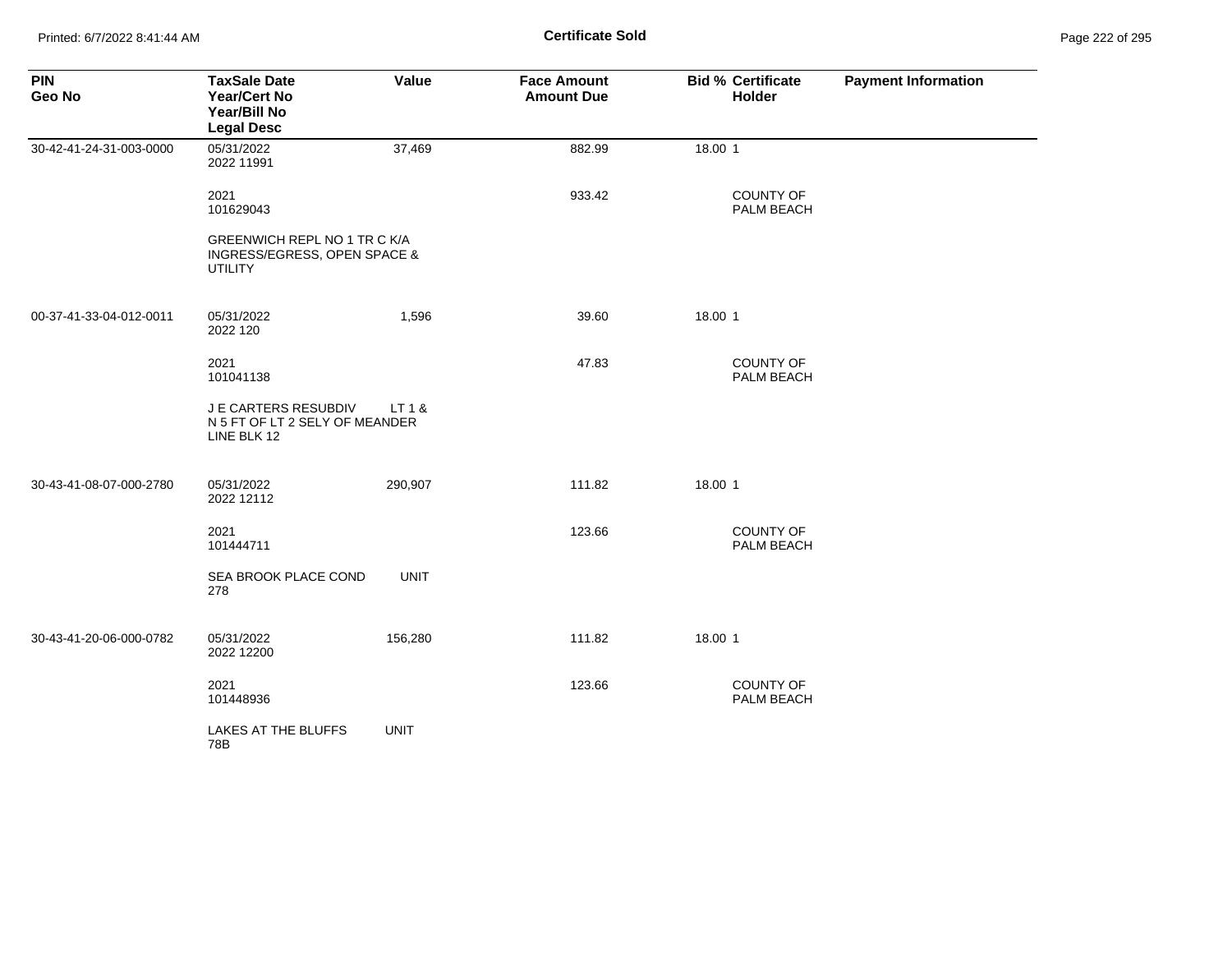# Certificate Sold

| PIN<br>Geo No | TaxSale Date<br>Year/Cert No<br>Year/Bill No<br>Legal Desc | Value | Face Amount<br>Amount Due | Bid % | Certificate Holder | Payment Information |
|---|---|---|---|---|---|---|
| 30-42-41-24-31-003-0000 | 05/31/2022<br>2022 11991 | 37,469 | 882.99 | 18.00 | 1 | |
| | 2021<br>101629043 | | 933.42 | | COUNTY OF PALM BEACH | |
| | GREENWICH REPL NO 1 TR C K/A INGRESS/EGRESS, OPEN SPACE & UTILITY | | | | | |
| 00-37-41-33-04-012-0011 | 05/31/2022<br>2022 120 | 1,596 | 39.60 | 18.00 | 1 | |
| | 2021<br>101041138 | | 47.83 | | COUNTY OF PALM BEACH | |
| | J E CARTERS RESUBDIV LT 1 & N 5 FT OF LT 2 SELY OF MEANDER LINE BLK 12 | | | | | |
| 30-43-41-08-07-000-2780 | 05/31/2022<br>2022 12112 | 290,907 | 111.82 | 18.00 | 1 | |
| | 2021<br>101444711 | | 123.66 | | COUNTY OF PALM BEACH | |
| | SEA BROOK PLACE COND UNIT 278 | | | | | |
| 30-43-41-20-06-000-0782 | 05/31/2022<br>2022 12200 | 156,280 | 111.82 | 18.00 | 1 | |
| | 2021<br>101448936 | | 123.66 | | COUNTY OF PALM BEACH | |
| | LAKES AT THE BLUFFS UNIT 78B | | | | | |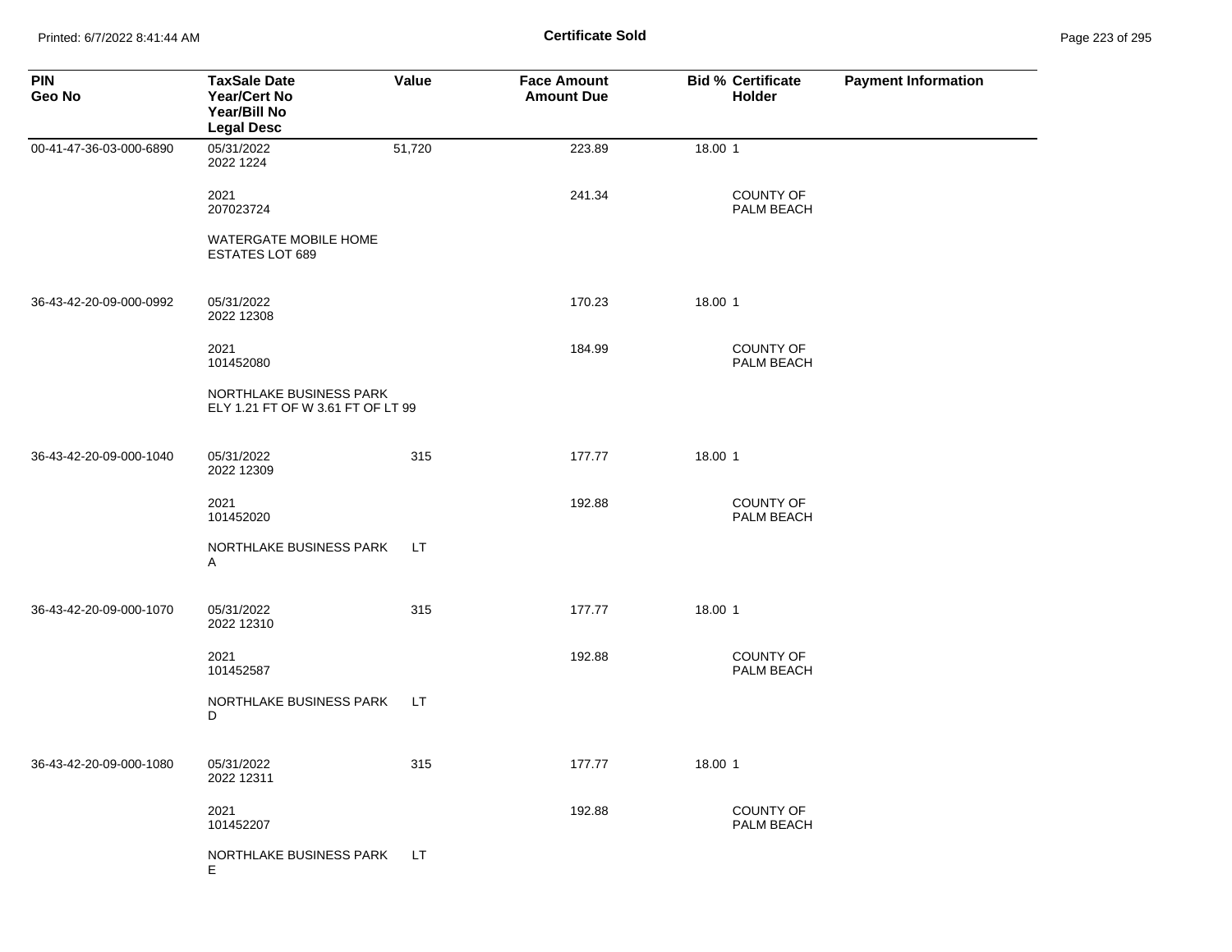# Certificate Sold

| PIN<br>Geo No | TaxSale Date<br>Year/Cert No<br>Year/Bill No<br>Legal Desc | Value | Face Amount<br>Amount Due | Bid % | Certificate Holder | Payment Information |
|---|---|---|---|---|---|---|
| 00-41-47-36-03-000-6890 | 05/31/2022<br>2022 1224 | 51,720 | 223.89 | 18.00 | 1 | |
| | 2021<br>207023724 | | 241.34 | | COUNTY OF PALM BEACH | |
| | WATERGATE MOBILE HOME ESTATES LOT 689 | | | | | |
| 36-43-42-20-09-000-0992 | 05/31/2022<br>2022 12308 | | 170.23 | 18.00 | 1 | |
| | 2021<br>101452080 | | 184.99 | | COUNTY OF PALM BEACH | |
| | NORTHLAKE BUSINESS PARK ELY 1.21 FT OF W 3.61 FT OF LT 99 | | | | | |
| 36-43-42-20-09-000-1040 | 05/31/2022<br>2022 12309 | 315 | 177.77 | 18.00 | 1 | |
| | 2021<br>101452020 | | 192.88 | | COUNTY OF PALM BEACH | |
| | NORTHLAKE BUSINESS PARK LT A | | | | | |
| 36-43-42-20-09-000-1070 | 05/31/2022<br>2022 12310 | 315 | 177.77 | 18.00 | 1 | |
| | 2021<br>101452587 | | 192.88 | | COUNTY OF PALM BEACH | |
| | NORTHLAKE BUSINESS PARK LT D | | | | | |
| 36-43-42-20-09-000-1080 | 05/31/2022<br>2022 12311 | 315 | 177.77 | 18.00 | 1 | |
| | 2021<br>101452207 | | 192.88 | | COUNTY OF PALM BEACH | |
| | NORTHLAKE BUSINESS PARK LT E | | | | | |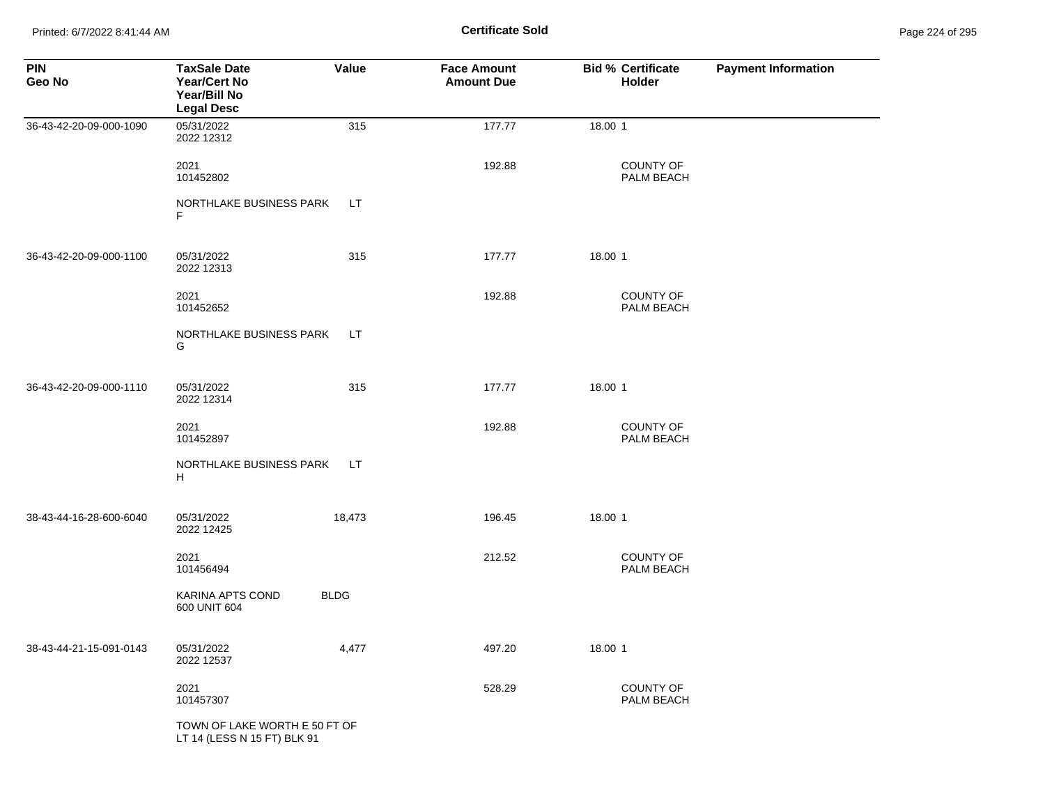**Certificate Sold**

| PIN<br>Geo No | TaxSale Date<br>Year/Cert No<br>Year/Bill No<br>Legal Desc | Value | Face Amount<br>Amount Due | Bid % | Certificate<br>Holder | Payment Information |
|---|---|---|---|---|---|---|
| 36-43-42-20-09-000-1090 | 05/31/2022<br>2022 12312 | 315 | 177.77 | 18.00 | 1 | |
| | 2021<br>101452802 | | 192.88 | | COUNTY OF PALM BEACH | |
| | NORTHLAKE BUSINESS PARK LT F | | | | | |
| 36-43-42-20-09-000-1100 | 05/31/2022<br>2022 12313 | 315 | 177.77 | 18.00 | 1 | |
| | 2021<br>101452652 | | 192.88 | | COUNTY OF PALM BEACH | |
| | NORTHLAKE BUSINESS PARK LT G | | | | | |
| 36-43-42-20-09-000-1110 | 05/31/2022<br>2022 12314 | 315 | 177.77 | 18.00 | 1 | |
| | 2021<br>101452897 | | 192.88 | | COUNTY OF PALM BEACH | |
| | NORTHLAKE BUSINESS PARK LT H | | | | | |
| 38-43-44-16-28-600-6040 | 05/31/2022<br>2022 12425 | 18,473 | 196.45 | 18.00 | 1 | |
| | 2021<br>101456494 | | 212.52 | | COUNTY OF PALM BEACH | |
| | KARINA APTS COND BLDG 600 UNIT 604 | | | | | |
| 38-43-44-21-15-091-0143 | 05/31/2022<br>2022 12537 | 4,477 | 497.20 | 18.00 | 1 | |
| | 2021<br>101457307 | | 528.29 | | COUNTY OF PALM BEACH | |
| | TOWN OF LAKE WORTH E 50 FT OF LT 14 (LESS N 15 FT) BLK 91 | | | | | |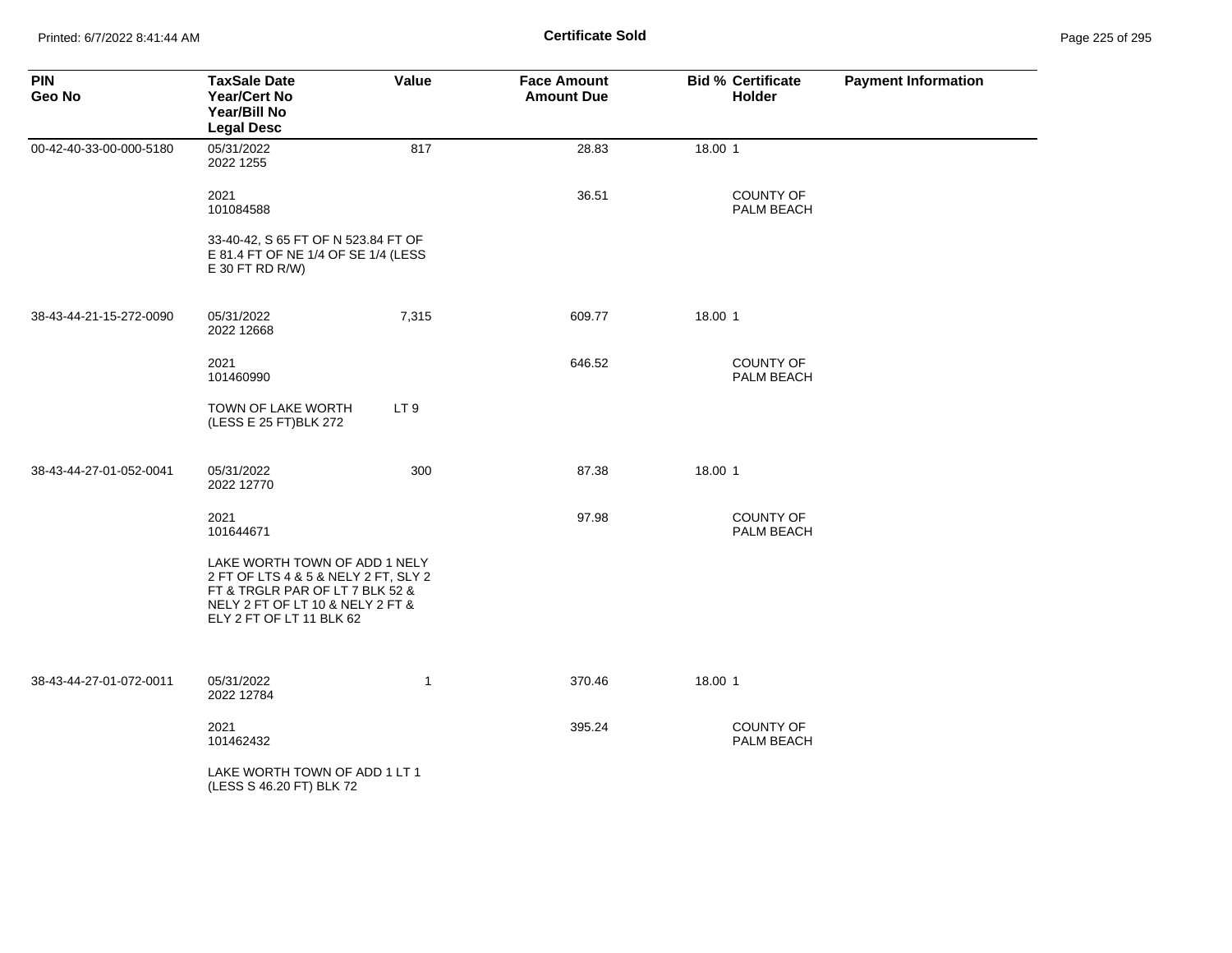| PIN<br>Geo No | TaxSale Date<br>Year/Cert No<br>Year/Bill No<br>Legal Desc | Value | Face Amount<br>Amount Due | Bid % | Certificate Holder | Payment Information |
|---|---|---|---|---|---|---|
| 00-42-40-33-00-000-5180 | 05/31/2022<br>2022 1255 | 817 | 28.83 | 18.00 | 1 | |
| | 2021<br>101084588 | | 36.51 | | COUNTY OF PALM BEACH | |
| | 33-40-42, S 65 FT OF N 523.84 FT OF E 81.4 FT OF NE 1/4 OF SE 1/4 (LESS E 30 FT RD R/W) | | | | | |
| 38-43-44-21-15-272-0090 | 05/31/2022<br>2022 12668 | 7,315 | 609.77 | 18.00 | 1 | |
| | 2021<br>101460990 | | 646.52 | | COUNTY OF PALM BEACH | |
| | TOWN OF LAKE WORTH LT 9 (LESS E 25 FT)BLK 272 | | | | | |
| 38-43-44-27-01-052-0041 | 05/31/2022<br>2022 12770 | 300 | 87.38 | 18.00 | 1 | |
| | 2021<br>101644671 | | 97.98 | | COUNTY OF PALM BEACH | |
| | LAKE WORTH TOWN OF ADD 1 NELY 2 FT OF LTS 4 & 5 & NELY 2 FT, SLY 2 FT & TRGLR PAR OF LT 7 BLK 52 & NELY 2 FT OF LT 10 & NELY 2 FT & ELY 2 FT OF LT 11 BLK 62 | | | | | |
| 38-43-44-27-01-072-0011 | 05/31/2022<br>2022 12784 | 1 | 370.46 | 18.00 | 1 | |
| | 2021<br>101462432 | | 395.24 | | COUNTY OF PALM BEACH | |
| | LAKE WORTH TOWN OF ADD 1 LT 1 (LESS S 46.20 FT) BLK 72 | | | | | |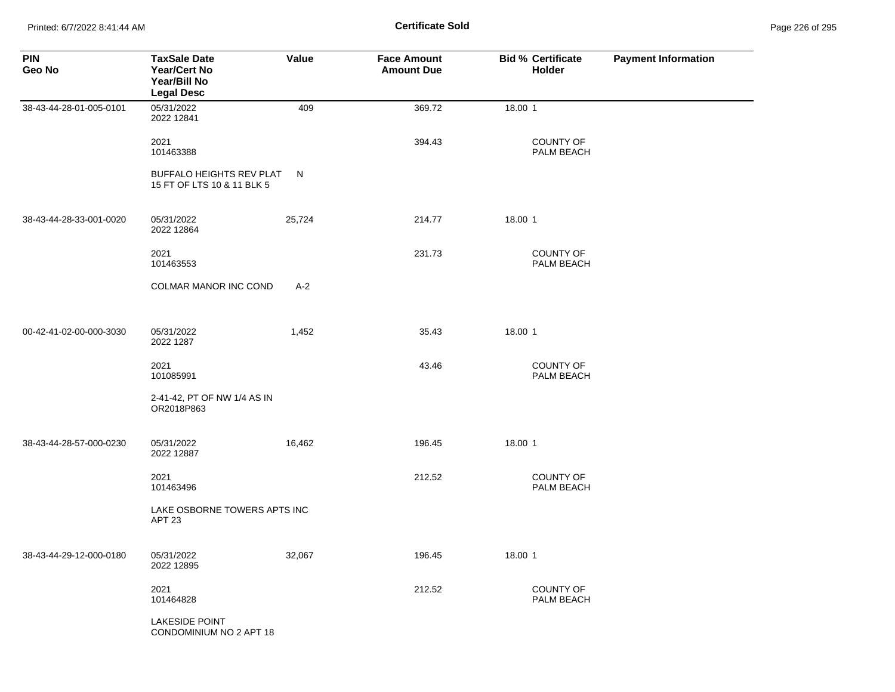# Certificate Sold

| PIN<br>Geo No | TaxSale Date<br>Year/Cert No<br>Year/Bill No<br>Legal Desc | Value | Face Amount<br>Amount Due | Bid % | Certificate Holder | Payment Information |
|---|---|---|---|---|---|---|
| 38-43-44-28-01-005-0101 | 05/31/2022<br>2022 12841 | 409 | 369.72 | 18.00 | 1 | |
| | 2021<br>101463388 | | 394.43 | | COUNTY OF PALM BEACH | |
| | BUFFALO HEIGHTS REV PLAT N 15 FT OF LTS 10 & 11 BLK 5 | | | | | |
| 38-43-44-28-33-001-0020 | 05/31/2022<br>2022 12864 | 25,724 | 214.77 | 18.00 | 1 | |
| | 2021<br>101463553 | | 231.73 | | COUNTY OF PALM BEACH | |
| | COLMAR MANOR INC COND A-2 | | | | | |
| 00-42-41-02-00-000-3030 | 05/31/2022<br>2022 1287 | 1,452 | 35.43 | 18.00 | 1 | |
| | 2021<br>101085991 | | 43.46 | | COUNTY OF PALM BEACH | |
| | 2-41-42, PT OF NW 1/4 AS IN OR2018P863 | | | | | |
| 38-43-44-28-57-000-0230 | 05/31/2022<br>2022 12887 | 16,462 | 196.45 | 18.00 | 1 | |
| | 2021<br>101463496 | | 212.52 | | COUNTY OF PALM BEACH | |
| | LAKE OSBORNE TOWERS APTS INC APT 23 | | | | | |
| 38-43-44-29-12-000-0180 | 05/31/2022<br>2022 12895 | 32,067 | 196.45 | 18.00 | 1 | |
| | 2021<br>101464828 | | 212.52 | | COUNTY OF PALM BEACH | |
| | LAKESIDE POINT CONDOMINIUM NO 2 APT 18 | | | | | |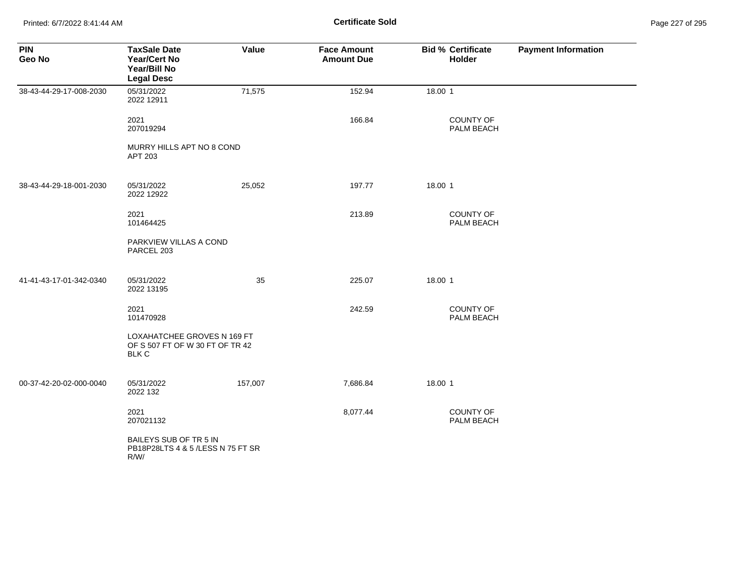# Certificate Sold

| PIN<br>Geo No | TaxSale Date<br>Year/Cert No<br>Year/Bill No<br>Legal Desc | Value | Face Amount<br>Amount Due | Bid % | Certificate Holder | Payment Information |
|---|---|---|---|---|---|---|
| 38-43-44-29-17-008-2030 | 05/31/2022<br>2022 12911 | 71,575 | 152.94 | 18.00 | 1 | |
| | 2021<br>207019294 | | 166.84 | | COUNTY OF PALM BEACH | |
| | MURRY HILLS APT NO 8 COND<br>APT 203 | | | | | |
| 38-43-44-29-18-001-2030 | 05/31/2022<br>2022 12922 | 25,052 | 197.77 | 18.00 | 1 | |
| | 2021<br>101464425 | | 213.89 | | COUNTY OF PALM BEACH | |
| | PARKVIEW VILLAS A COND<br>PARCEL 203 | | | | | |
| 41-41-43-17-01-342-0340 | 05/31/2022<br>2022 13195 | 35 | 225.07 | 18.00 | 1 | |
| | 2021<br>101470928 | | 242.59 | | COUNTY OF PALM BEACH | |
| | LOXAHATCHEE GROVES N 169 FT<br>OF S 507 FT OF W 30 FT OF TR 42<br>BLK C | | | | | |
| 00-37-42-20-02-000-0040 | 05/31/2022<br>2022 132 | 157,007 | 7,686.84 | 18.00 | 1 | |
| | 2021<br>207021132 | | 8,077.44 | | COUNTY OF PALM BEACH | |
| | BAILEYS SUB OF TR 5 IN<br>PB18P28LTS 4 & 5 /LESS N 75 FT SR<br>R/W/ | | | | | |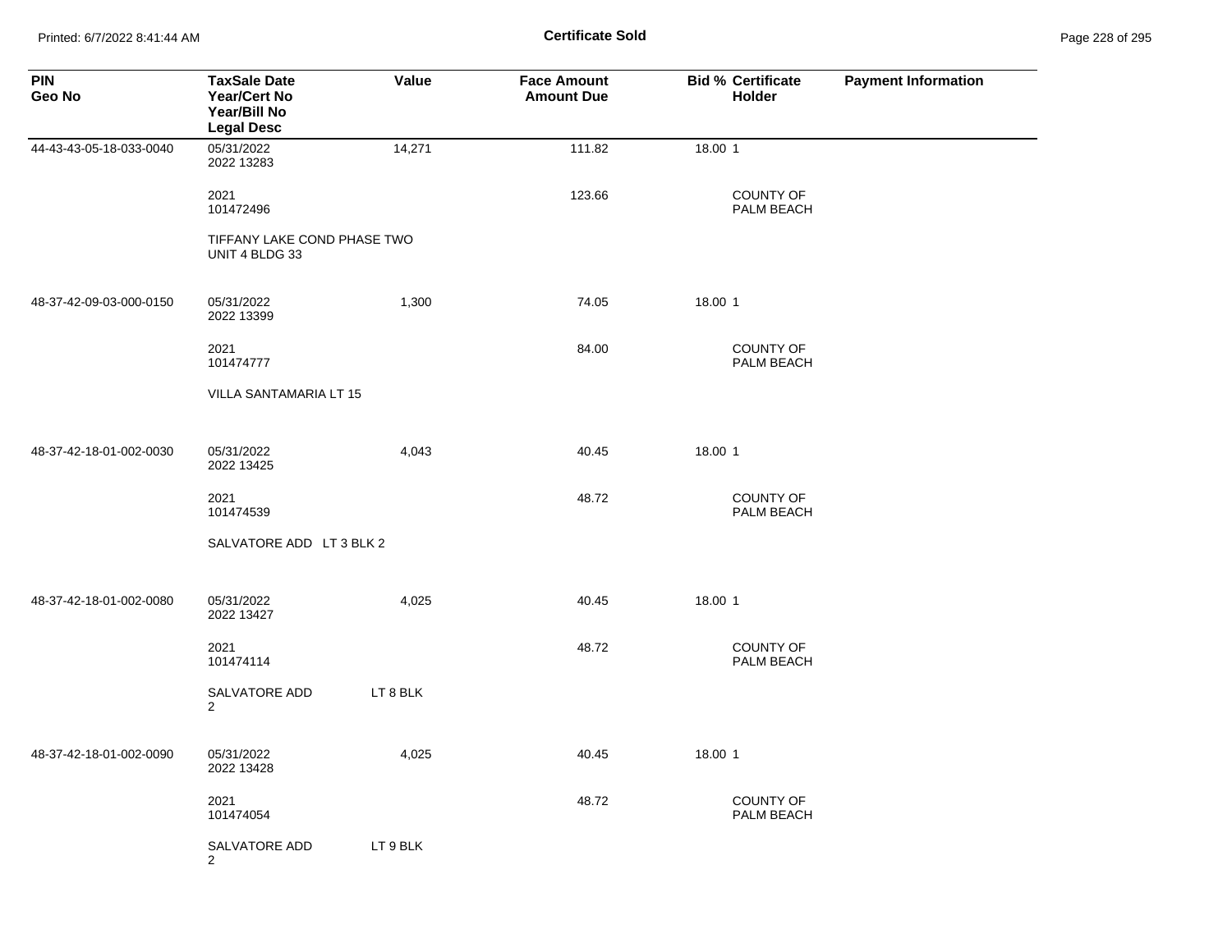# Certificate Sold

| PIN<br>Geo No | TaxSale Date<br>Year/Cert No<br>Year/Bill No<br>Legal Desc | Value | Face Amount<br>Amount Due | Bid % | Certificate<br>Holder | Payment Information |
|---|---|---|---|---|---|---|
| 44-43-43-05-18-033-0040 | 05/31/2022<br>2022 13283 | 14,271 | 111.82 | 18.00 | 1 | |
| | 2021<br>101472496 | | 123.66 | | COUNTY OF PALM BEACH | |
| | TIFFANY LAKE COND PHASE TWO UNIT 4 BLDG 33 | | | | | |
| 48-37-42-09-03-000-0150 | 05/31/2022<br>2022 13399 | 1,300 | 74.05 | 18.00 | 1 | |
| | 2021<br>101474777 | | 84.00 | | COUNTY OF PALM BEACH | |
| | VILLA SANTAMARIA LT 15 | | | | | |
| 48-37-42-18-01-002-0030 | 05/31/2022<br>2022 13425 | 4,043 | 40.45 | 18.00 | 1 | |
| | 2021<br>101474539 | | 48.72 | | COUNTY OF PALM BEACH | |
| | SALVATORE ADD LT 3 BLK 2 | | | | | |
| 48-37-42-18-01-002-0080 | 05/31/2022<br>2022 13427 | 4,025 | 40.45 | 18.00 | 1 | |
| | 2021<br>101474114 | | 48.72 | | COUNTY OF PALM BEACH | |
| | SALVATORE ADD LT 8 BLK 2 | | | | | |
| 48-37-42-18-01-002-0090 | 05/31/2022<br>2022 13428 | 4,025 | 40.45 | 18.00 | 1 | |
| | 2021<br>101474054 | | 48.72 | | COUNTY OF PALM BEACH | |
| | SALVATORE ADD LT 9 BLK 2 | | | | | |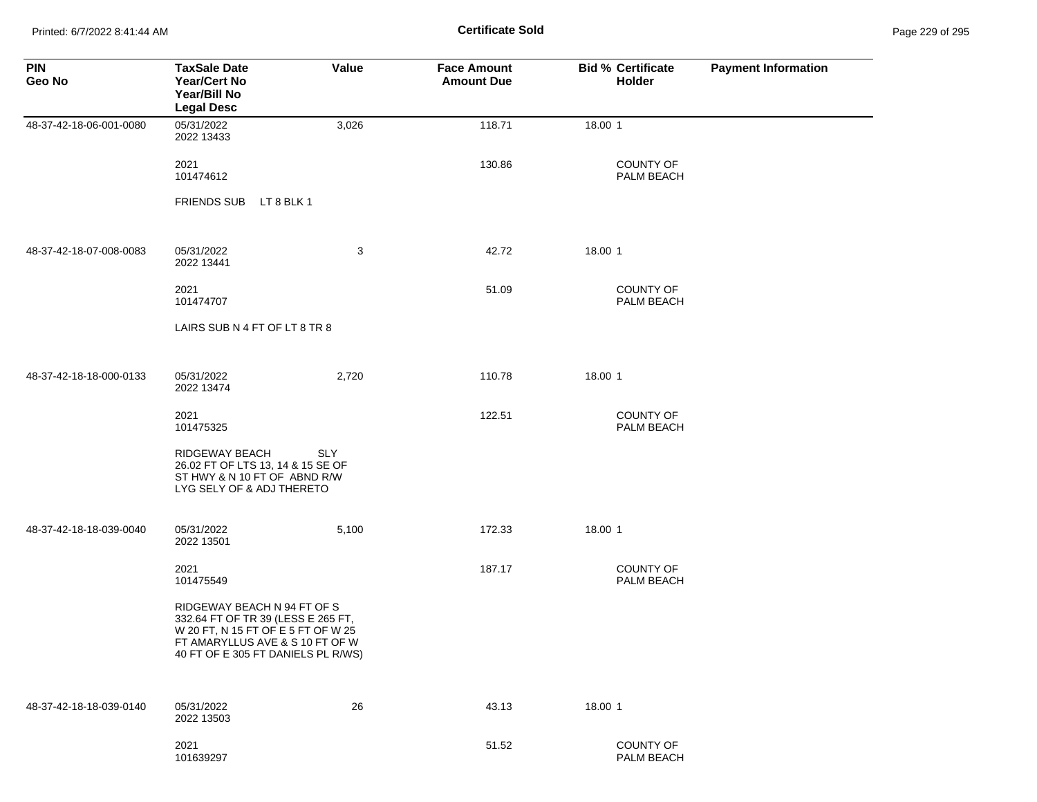**Certificate Sold**

| PIN<br>Geo No | TaxSale Date<br>Year/Cert No<br>Year/Bill No<br>Legal Desc | Value | Face Amount<br>Amount Due | Bid % | Certificate<br>Holder | Payment Information |
|---|---|---|---|---|---|---|
| 48-37-42-18-06-001-0080 | 05/31/2022<br>2022 13433 | 3,026 | 118.71 | 18.00 | 1 | |
| | 2021<br>101474612 | | 130.86 | | COUNTY OF PALM BEACH | |
| | FRIENDS SUB LT 8 BLK 1 | | | | | |
| 48-37-42-18-07-008-0083 | 05/31/2022<br>2022 13441 | 3 | 42.72 | 18.00 | 1 | |
| | 2021<br>101474707 | | 51.09 | | COUNTY OF PALM BEACH | |
| | LAIRS SUB N 4 FT OF LT 8 TR 8 | | | | | |
| 48-37-42-18-18-000-0133 | 05/31/2022<br>2022 13474 | 2,720 | 110.78 | 18.00 | 1 | |
| | 2021<br>101475325 | | 122.51 | | COUNTY OF PALM BEACH | |
| | RIDGEWAY BEACH SLY 26.02 FT OF LTS 13, 14 & 15 SE OF ST HWY & N 10 FT OF ABND R/W LYG SELY OF & ADJ THERETO | | | | | |
| 48-37-42-18-18-039-0040 | 05/31/2022<br>2022 13501 | 5,100 | 172.33 | 18.00 | 1 | |
| | 2021<br>101475549 | | 187.17 | | COUNTY OF PALM BEACH | |
| | RIDGEWAY BEACH N 94 FT OF S 332.64 FT OF TR 39 (LESS E 265 FT, W 20 FT, N 15 FT OF E 5 FT OF W 25 FT AMARYLLUS AVE & S 10 FT OF W 40 FT OF E 305 FT DANIELS PL R/WS) | | | | | |
| 48-37-42-18-18-039-0140 | 05/31/2022<br>2022 13503 | 26 | 43.13 | 18.00 | 1 | |
| | 2021<br>101639297 | | 51.52 | | COUNTY OF PALM BEACH | |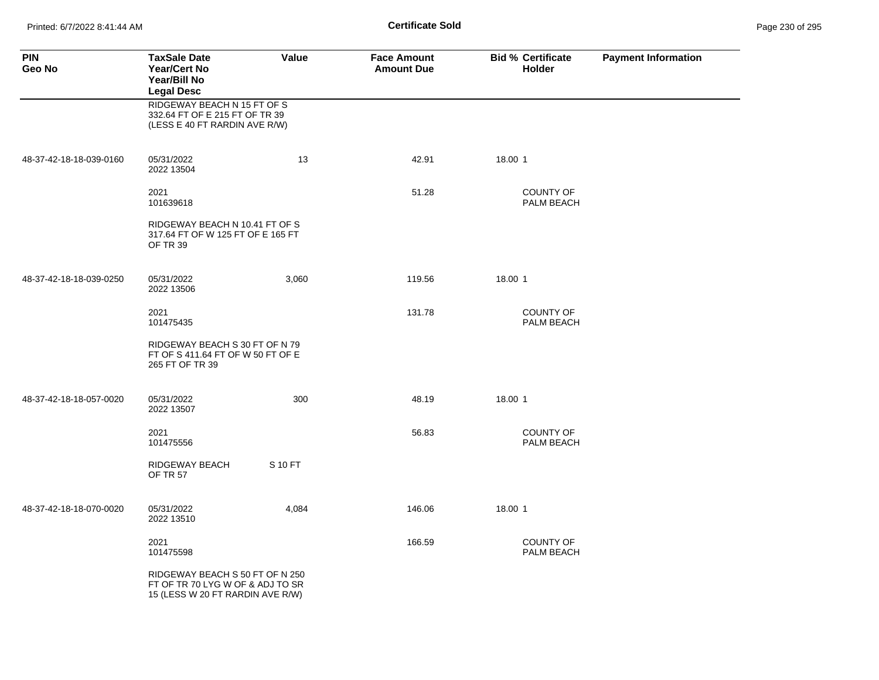**Certificate Sold**

| PIN<br>Geo No | TaxSale Date<br>Year/Cert No<br>Year/Bill No<br>Legal Desc | Value | Face Amount<br>Amount Due | Bid % | Certificate Holder | Payment Information |
|---|---|---|---|---|---|---|
| | RIDGEWAY BEACH N 15 FT OF S 332.64 FT OF E 215 FT OF TR 39 (LESS E 40 FT RARDIN AVE R/W) | | | | | |
| 48-37-42-18-18-039-0160 | 05/31/2022<br>2022 13504 | 13 | 42.91 | 18.00 | 1 | |
| | 2021<br>101639618 | | 51.28 | | COUNTY OF PALM BEACH | |
| | RIDGEWAY BEACH N 10.41 FT OF S 317.64 FT OF W 125 FT OF E 165 FT OF TR 39 | | | | | |
| 48-37-42-18-18-039-0250 | 05/31/2022<br>2022 13506 | 3,060 | 119.56 | 18.00 | 1 | |
| | 2021<br>101475435 | | 131.78 | | COUNTY OF PALM BEACH | |
| | RIDGEWAY BEACH S 30 FT OF N 79 FT OF S 411.64 FT OF W 50 FT OF E 265 FT OF TR 39 | | | | | |
| 48-37-42-18-18-057-0020 | 05/31/2022<br>2022 13507 | 300 | 48.19 | 18.00 | 1 | |
| | 2021<br>101475556 | | 56.83 | | COUNTY OF PALM BEACH | |
| | RIDGEWAY BEACH S 10 FT OF TR 57 | | | | | |
| 48-37-42-18-18-070-0020 | 05/31/2022<br>2022 13510 | 4,084 | 146.06 | 18.00 | 1 | |
| | 2021<br>101475598 | | 166.59 | | COUNTY OF PALM BEACH | |
| | RIDGEWAY BEACH S 50 FT OF N 250 FT OF TR 70 LYG W OF & ADJ TO SR 15 (LESS W 20 FT RARDIN AVE R/W) | | | | | |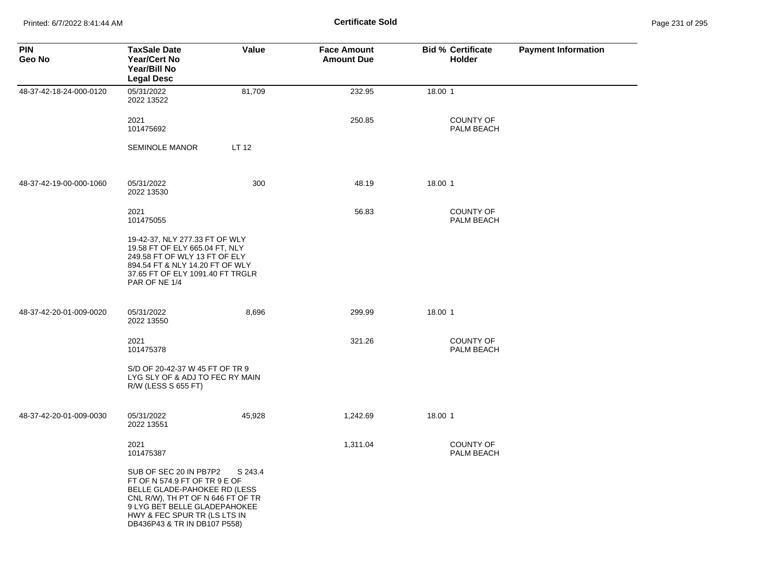# Certificate Sold

| PIN<br>Geo No | TaxSale Date<br>Year/Cert No<br>Year/Bill No<br>Legal Desc | Value | Face Amount<br>Amount Due | Bid % | Certificate<br>Holder | Payment Information |
|---|---|---|---|---|---|---|
| 48-37-42-18-24-000-0120 | 05/31/2022<br>2022 13522 | 81,709 | 232.95 | 18.00 | 1 | |
| | 2021<br>101475692 | | 250.85 | | COUNTY OF PALM BEACH | |
| | SEMINOLE MANOR | LT 12 | | | | |
| 48-37-42-19-00-000-1060 | 05/31/2022<br>2022 13530 | 300 | 48.19 | 18.00 | 1 | |
| | 2021<br>101475055 | | 56.83 | | COUNTY OF PALM BEACH | |
| | 19-42-37, NLY 277.33 FT OF WLY 19.58 FT OF ELY 665.04 FT, NLY 249.58 FT OF WLY 13 FT OF ELY 894.54 FT & NLY 14.20 FT OF WLY 37.65 FT OF ELY 1091.40 FT TRGLR PAR OF NE 1/4 | | | | | |
| 48-37-42-20-01-009-0020 | 05/31/2022<br>2022 13550 | 8,696 | 299.99 | 18.00 | 1 | |
| | 2021<br>101475378 | | 321.26 | | COUNTY OF PALM BEACH | |
| | S/D OF 20-42-37 W 45 FT OF TR 9 LYG SLY OF & ADJ TO FEC RY MAIN R/W (LESS S 655 FT) | | | | | |
| 48-37-42-20-01-009-0030 | 05/31/2022<br>2022 13551 | 45,928 | 1,242.69 | 18.00 | 1 | |
| | 2021<br>101475387 | | 1,311.04 | | COUNTY OF PALM BEACH | |
| | SUB OF SEC 20 IN PB7P2 S 243.4 FT OF N 574.9 FT OF TR 9 E OF BELLE GLADE-PAHOKEE RD (LESS CNL R/W), TH PT OF N 646 FT OF TR 9 LYG BET BELLE GLADEPAHOKEE HWY & FEC SPUR TR (LS LTS IN DB436P43 & TR IN DB107 P558) | | | | | |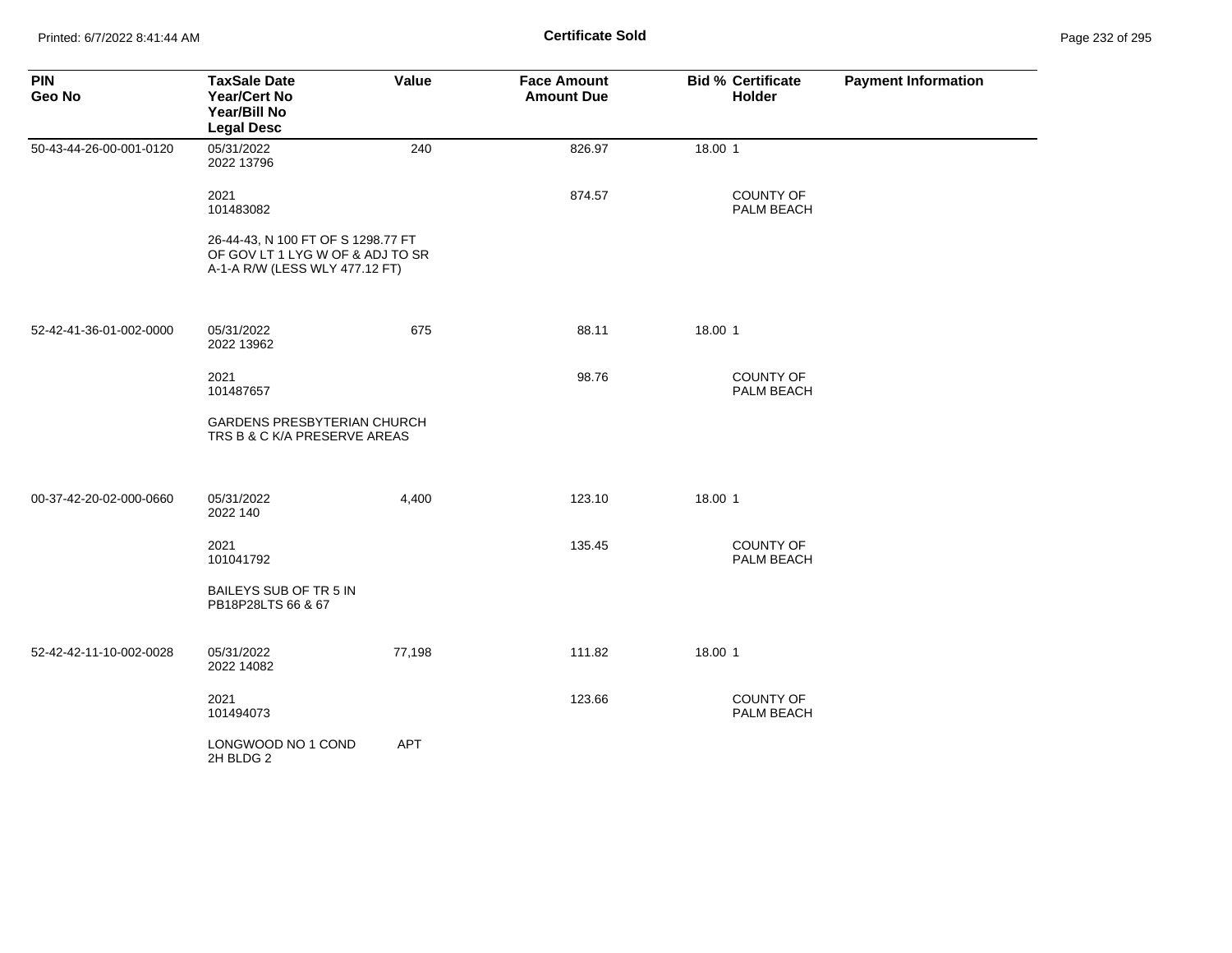# Certificate Sold

| PIN<br>Geo No | TaxSale Date<br>Year/Cert No<br>Year/Bill No<br>Legal Desc | Value | Face Amount<br>Amount Due | Bid % | Certificate<br>Holder | Payment Information |
|---|---|---|---|---|---|---|
| 50-43-44-26-00-001-0120 | 05/31/2022<br>2022 13796 | 240 | 826.97 | 18.00 | 1 | |
| | 2021<br>101483082 | | 874.57 | | COUNTY OF PALM BEACH | |
| | 26-44-43, N 100 FT OF S 1298.77 FT OF GOV LT 1 LYG W OF & ADJ TO SR A-1-A R/W (LESS WLY 477.12 FT) | | | | | |
| 52-42-41-36-01-002-0000 | 05/31/2022<br>2022 13962 | 675 | 88.11 | 18.00 | 1 | |
| | 2021<br>101487657 | | 98.76 | | COUNTY OF PALM BEACH | |
| | GARDENS PRESBYTERIAN CHURCH TRS B & C K/A PRESERVE AREAS | | | | | |
| 00-37-42-20-02-000-0660 | 05/31/2022<br>2022 140 | 4,400 | 123.10 | 18.00 | 1 | |
| | 2021<br>101041792 | | 135.45 | | COUNTY OF PALM BEACH | |
| | BAILEYS SUB OF TR 5 IN PB18P28LTS 66 & 67 | | | | | |
| 52-42-42-11-10-002-0028 | 05/31/2022<br>2022 14082 | 77,198 | 111.82 | 18.00 | 1 | |
| | 2021<br>101494073 | | 123.66 | | COUNTY OF PALM BEACH | |
| | LONGWOOD NO 1 COND 2H BLDG 2 | APT | | | | |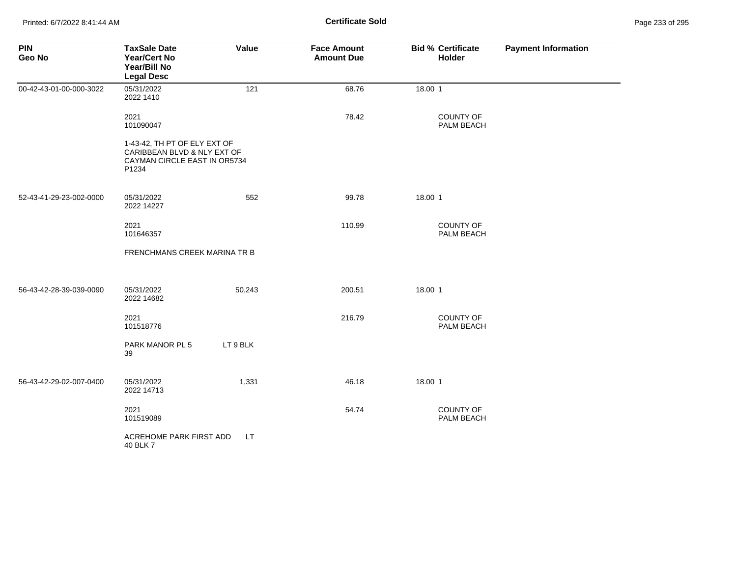**Certificate Sold**

| PIN<br>Geo No | TaxSale Date<br>Year/Cert No<br>Year/Bill No<br>Legal Desc | Value | Face Amount<br>Amount Due | Bid % | Certificate Holder | Payment Information |
|---|---|---|---|---|---|---|
| 00-42-43-01-00-000-3022 | 05/31/2022<br>2022 1410 | 121 | 68.76 | 18.00 | 1 | |
| | 2021<br>101090047 | | 78.42 | | COUNTY OF PALM BEACH | |
| | 1-43-42, TH PT OF ELY EXT OF CARIBBEAN BLVD & NLY EXT OF CAYMAN CIRCLE EAST IN OR5734 P1234 | | | | | |
| 52-43-41-29-23-002-0000 | 05/31/2022<br>2022 14227 | 552 | 99.78 | 18.00 | 1 | |
| | 2021<br>101646357 | | 110.99 | | COUNTY OF PALM BEACH | |
| | FRENCHMANS CREEK MARINA TR B | | | | | |
| 56-43-42-28-39-039-0090 | 05/31/2022<br>2022 14682 | 50,243 | 200.51 | 18.00 | 1 | |
| | 2021<br>101518776 | | 216.79 | | COUNTY OF PALM BEACH | |
| | PARK MANOR PL 5 LT 9 BLK 39 | | | | | |
| 56-43-42-29-02-007-0400 | 05/31/2022<br>2022 14713 | 1,331 | 46.18 | 18.00 | 1 | |
| | 2021<br>101519089 | | 54.74 | | COUNTY OF PALM BEACH | |
| | ACREHOME PARK FIRST ADD LT 40 BLK 7 | | | | | |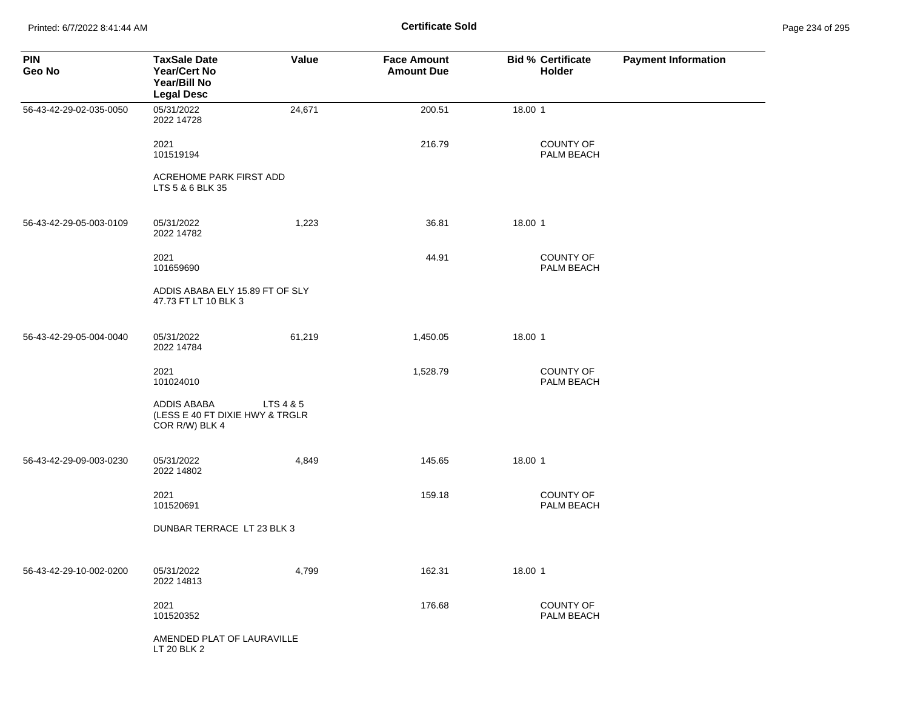# Certificate Sold

| PIN<br>Geo No | TaxSale Date<br>Year/Cert No<br>Year/Bill No<br>Legal Desc | Value | Face Amount<br>Amount Due | Bid % | Certificate Holder | Payment Information |
|---|---|---|---|---|---|---|
| 56-43-42-29-02-035-0050 | 05/31/2022<br>2022 14728 | 24,671 | 200.51 | 18.00 | 1 | |
| | 2021<br>101519194 | | 216.79 | | COUNTY OF PALM BEACH | |
| | ACREHOME PARK FIRST ADD<br>LTS 5 & 6 BLK 35 | | | | | |
| 56-43-42-29-05-003-0109 | 05/31/2022<br>2022 14782 | 1,223 | 36.81 | 18.00 | 1 | |
| | 2021<br>101659690 | | 44.91 | | COUNTY OF PALM BEACH | |
| | ADDIS ABABA ELY 15.89 FT OF SLY<br>47.73 FT LT 10 BLK 3 | | | | | |
| 56-43-42-29-05-004-0040 | 05/31/2022<br>2022 14784 | 61,219 | 1,450.05 | 18.00 | 1 | |
| | 2021<br>101024010 | | 1,528.79 | | COUNTY OF PALM BEACH | |
| | ADDIS ABABA LTS 4 & 5<br>(LESS E 40 FT DIXIE HWY & TRGLR<br>COR R/W) BLK 4 | | | | | |
| 56-43-42-29-09-003-0230 | 05/31/2022<br>2022 14802 | 4,849 | 145.65 | 18.00 | 1 | |
| | 2021<br>101520691 | | 159.18 | | COUNTY OF PALM BEACH | |
| | DUNBAR TERRACE LT 23 BLK 3 | | | | | |
| 56-43-42-29-10-002-0200 | 05/31/2022<br>2022 14813 | 4,799 | 162.31 | 18.00 | 1 | |
| | 2021<br>101520352 | | 176.68 | | COUNTY OF PALM BEACH | |
| | AMENDED PLAT OF LAURAVILLE<br>LT 20 BLK 2 | | | | | |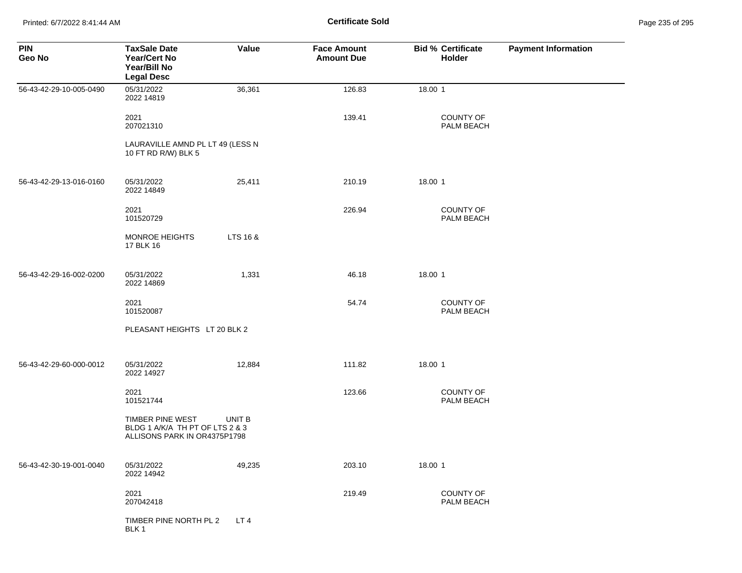**Certificate Sold**

| PIN<br>Geo No | TaxSale Date<br>Year/Cert No<br>Year/Bill No<br>Legal Desc | Value | Face Amount<br>Amount Due | Bid % | Certificate Holder | Payment Information |
|---|---|---|---|---|---|---|
| 56-43-42-29-10-005-0490 | 05/31/2022<br>2022 14819 | 36,361 | 126.83 | 18.00 | 1 | |
| | 2021<br>207021310 | | 139.41 | | COUNTY OF PALM BEACH | |
| | LAURAVILLE AMND PL LT 49 (LESS N 10 FT RD R/W) BLK 5 | | | | | |
| 56-43-42-29-13-016-0160 | 05/31/2022<br>2022 14849 | 25,411 | 210.19 | 18.00 | 1 | |
| | 2021<br>101520729 | | 226.94 | | COUNTY OF PALM BEACH | |
| | MONROE HEIGHTS LTS 16 & 17 BLK 16 | | | | | |
| 56-43-42-29-16-002-0200 | 05/31/2022<br>2022 14869 | 1,331 | 46.18 | 18.00 | 1 | |
| | 2021<br>101520087 | | 54.74 | | COUNTY OF PALM BEACH | |
| | PLEASANT HEIGHTS LT 20 BLK 2 | | | | | |
| 56-43-42-29-60-000-0012 | 05/31/2022<br>2022 14927 | 12,884 | 111.82 | 18.00 | 1 | |
| | 2021<br>101521744 | | 123.66 | | COUNTY OF PALM BEACH | |
| | TIMBER PINE WEST UNIT B BLDG 1 A/K/A TH PT OF LTS 2 & 3 ALLISONS PARK IN OR4375P1798 | | | | | |
| 56-43-42-30-19-001-0040 | 05/31/2022<br>2022 14942 | 49,235 | 203.10 | 18.00 | 1 | |
| | 2021<br>207042418 | | 219.49 | | COUNTY OF PALM BEACH | |
| | TIMBER PINE NORTH PL 2 LT 4 BLK 1 | | | | | |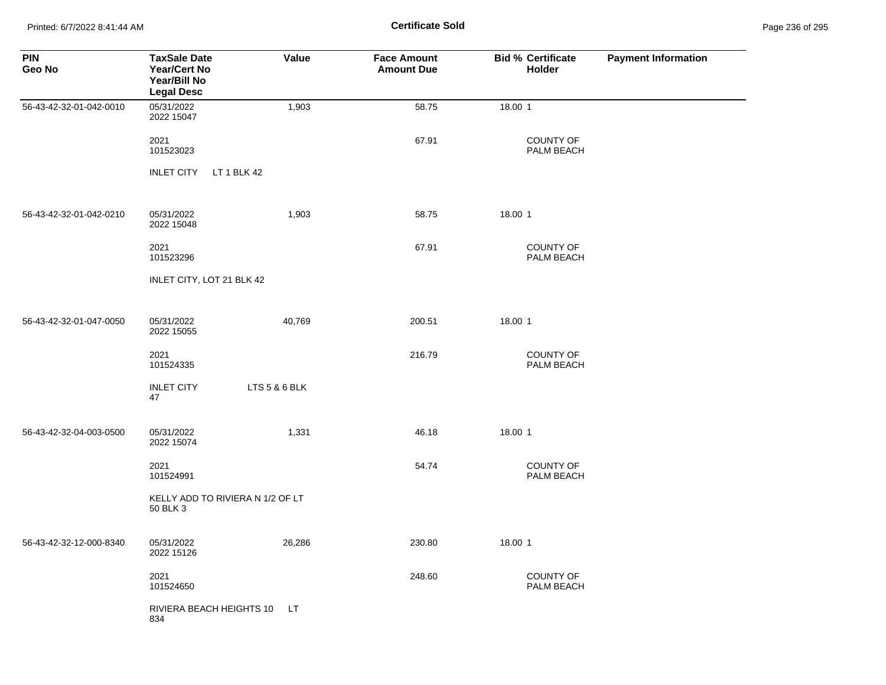**Certificate Sold**

| PIN<br>Geo No | TaxSale Date<br>Year/Cert No<br>Year/Bill No<br>Legal Desc | Value | Face Amount<br>Amount Due | Bid % | Certificate Holder | Payment Information |
|---|---|---|---|---|---|---|
| 56-43-42-32-01-042-0010 | 05/31/2022<br>2022 15047 | 1,903 | 58.75 | 18.00 | 1 | |
| | 2021<br>101523023 | | 67.91 | | COUNTY OF PALM BEACH | |
| | INLET CITY LT 1 BLK 42 | | | | | |
| 56-43-42-32-01-042-0210 | 05/31/2022<br>2022 15048 | 1,903 | 58.75 | 18.00 | 1 | |
| | 2021<br>101523296 | | 67.91 | | COUNTY OF PALM BEACH | |
| | INLET CITY, LOT 21 BLK 42 | | | | | |
| 56-43-42-32-01-047-0050 | 05/31/2022<br>2022 15055 | 40,769 | 200.51 | 18.00 | 1 | |
| | 2021<br>101524335 | | 216.79 | | COUNTY OF PALM BEACH | |
| | INLET CITY LTS 5 & 6 BLK 47 | | | | | |
| 56-43-42-32-04-003-0500 | 05/31/2022<br>2022 15074 | 1,331 | 46.18 | 18.00 | 1 | |
| | 2021<br>101524991 | | 54.74 | | COUNTY OF PALM BEACH | |
| | KELLY ADD TO RIVIERA N 1/2 OF LT 50 BLK 3 | | | | | |
| 56-43-42-32-12-000-8340 | 05/31/2022<br>2022 15126 | 26,286 | 230.80 | 18.00 | 1 | |
| | 2021<br>101524650 | | 248.60 | | COUNTY OF PALM BEACH | |
| | RIVIERA BEACH HEIGHTS 10 LT 834 | | | | | |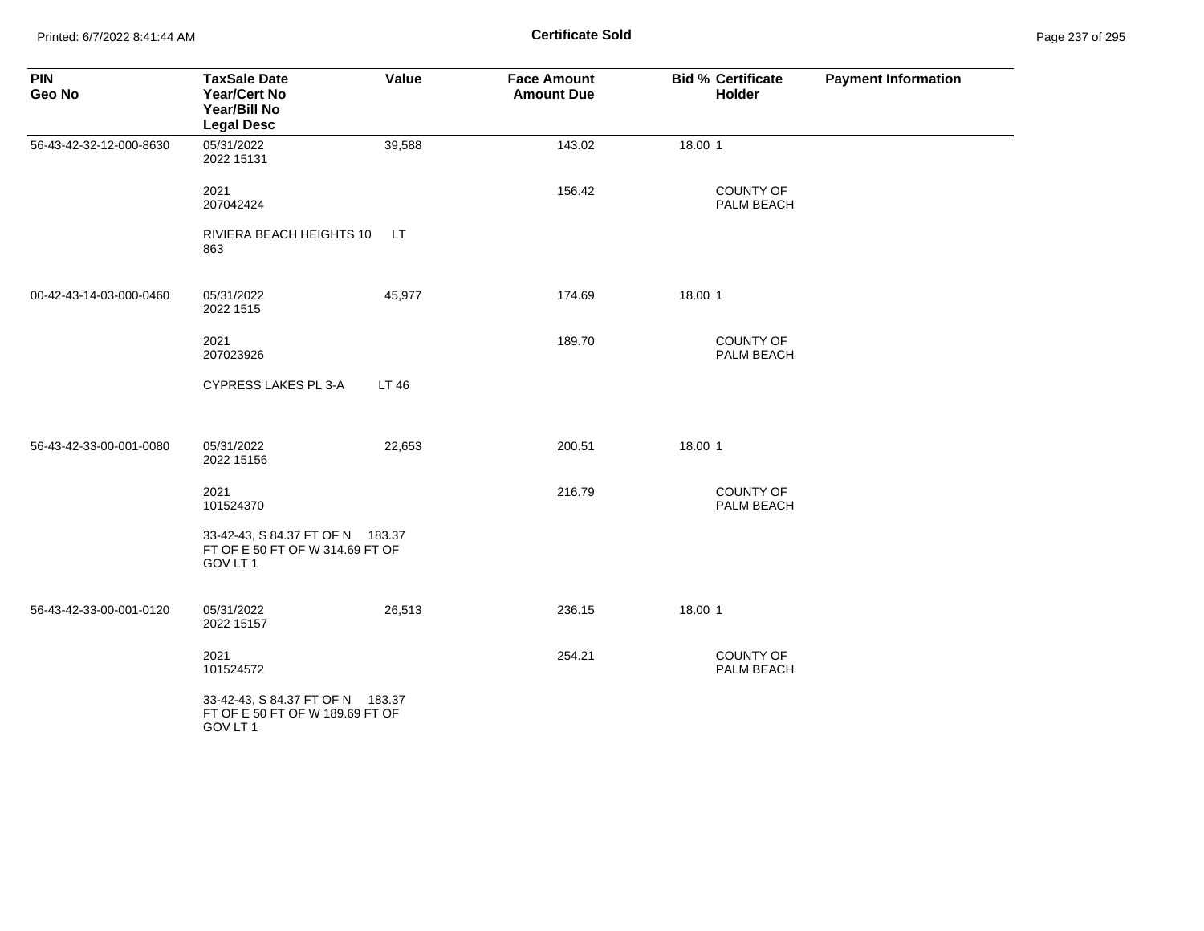**Certificate Sold**

| PIN<br>Geo No | TaxSale Date<br>Year/Cert No<br>Year/Bill No<br>Legal Desc | Value | Face Amount<br>Amount Due | Bid % | Certificate Holder | Payment Information |
|---|---|---|---|---|---|---|
| 56-43-42-32-12-000-8630 | 05/31/2022<br>2022 15131 | 39,588 | 143.02 | 18.00 | 1 | |
| | 2021<br>207042424 | | 156.42 | | COUNTY OF PALM BEACH | |
| | RIVIERA BEACH HEIGHTS 10 LT 863 | | | | | |
| 00-42-43-14-03-000-0460 | 05/31/2022<br>2022 1515 | 45,977 | 174.69 | 18.00 | 1 | |
| | 2021<br>207023926 | | 189.70 | | COUNTY OF PALM BEACH | |
| | CYPRESS LAKES PL 3-A LT 46 | | | | | |
| 56-43-42-33-00-001-0080 | 05/31/2022<br>2022 15156 | 22,653 | 200.51 | 18.00 | 1 | |
| | 2021<br>101524370 | | 216.79 | | COUNTY OF PALM BEACH | |
| | 33-42-43, S 84.37 FT OF N 183.37 FT OF E 50 FT OF W 314.69 FT OF GOV LT 1 | | | | | |
| 56-43-42-33-00-001-0120 | 05/31/2022<br>2022 15157 | 26,513 | 236.15 | 18.00 | 1 | |
| | 2021<br>101524572 | | 254.21 | | COUNTY OF PALM BEACH | |
| | 33-42-43, S 84.37 FT OF N 183.37 FT OF E 50 FT OF W 189.69 FT OF GOV LT 1 | | | | | |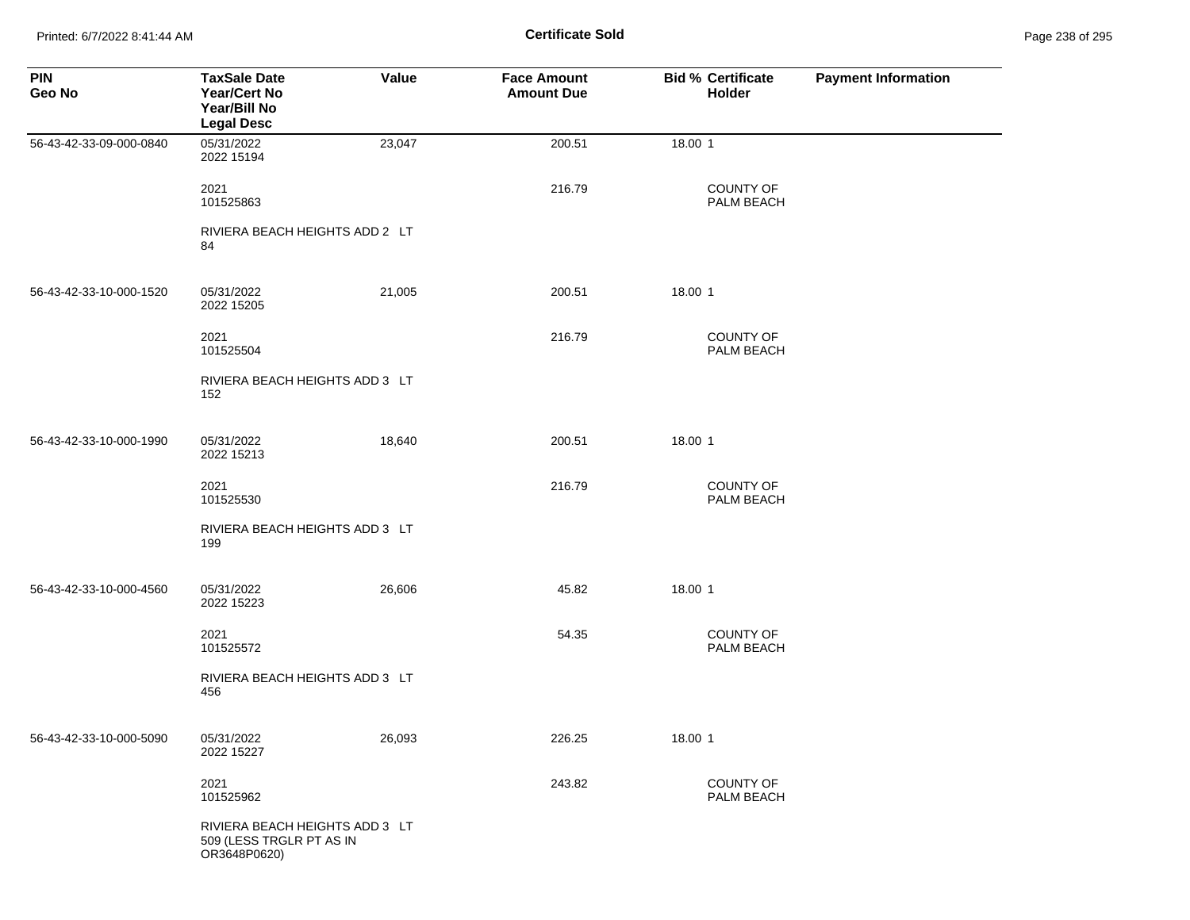**Certificate Sold**

| PIN<br>Geo No | TaxSale Date<br>Year/Cert No<br>Year/Bill No<br>Legal Desc | Value | Face Amount<br>Amount Due | Bid % | Certificate Holder | Payment Information |
|---|---|---|---|---|---|---|
| 56-43-42-33-09-000-0840 | 05/31/2022<br>2022 15194 | 23,047 | 200.51 | 18.00 | 1 | |
| | 2021<br>101525863 | | 216.79 | | COUNTY OF PALM BEACH | |
| | RIVIERA BEACH HEIGHTS ADD 2 LT 84 | | | | | |
| 56-43-42-33-10-000-1520 | 05/31/2022<br>2022 15205 | 21,005 | 200.51 | 18.00 | 1 | |
| | 2021<br>101525504 | | 216.79 | | COUNTY OF PALM BEACH | |
| | RIVIERA BEACH HEIGHTS ADD 3 LT 152 | | | | | |
| 56-43-42-33-10-000-1990 | 05/31/2022<br>2022 15213 | 18,640 | 200.51 | 18.00 | 1 | |
| | 2021<br>101525530 | | 216.79 | | COUNTY OF PALM BEACH | |
| | RIVIERA BEACH HEIGHTS ADD 3 LT 199 | | | | | |
| 56-43-42-33-10-000-4560 | 05/31/2022<br>2022 15223 | 26,606 | 45.82 | 18.00 | 1 | |
| | 2021<br>101525572 | | 54.35 | | COUNTY OF PALM BEACH | |
| | RIVIERA BEACH HEIGHTS ADD 3 LT 456 | | | | | |
| 56-43-42-33-10-000-5090 | 05/31/2022<br>2022 15227 | 26,093 | 226.25 | 18.00 | 1 | |
| | 2021<br>101525962 | | 243.82 | | COUNTY OF PALM BEACH | |
| | RIVIERA BEACH HEIGHTS ADD 3 LT 509 (LESS TRGLR PT AS IN OR3648P0620) | | | | | |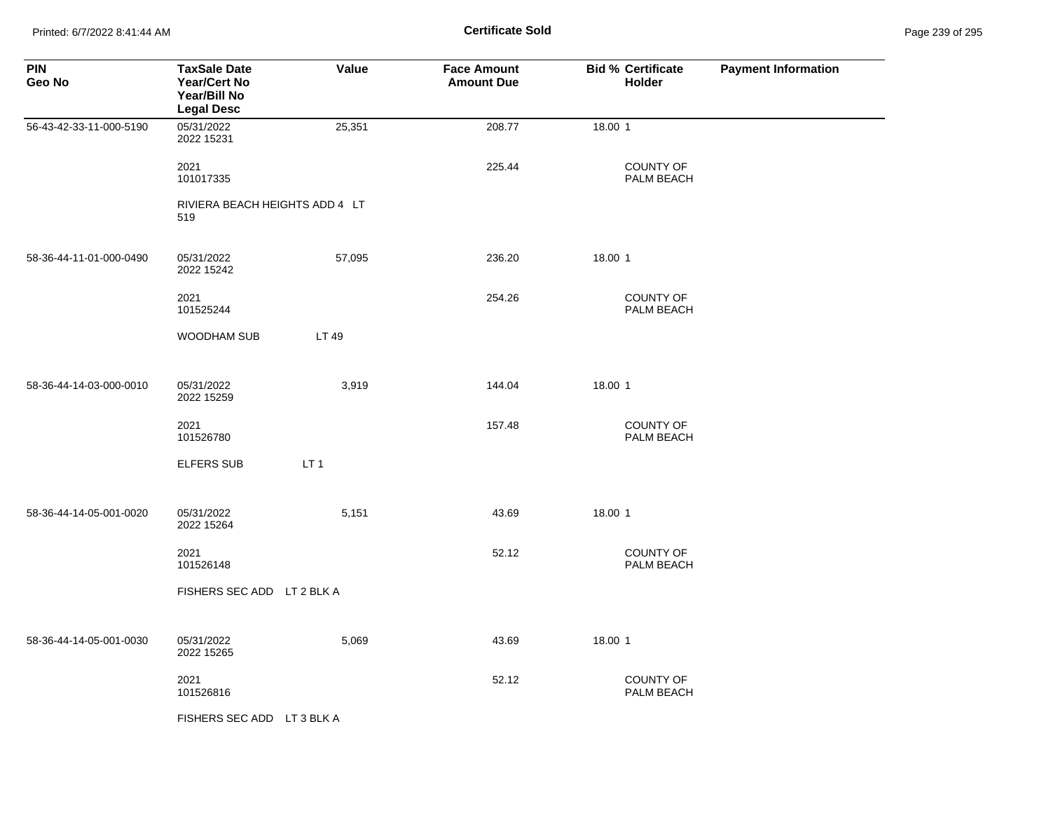# Certificate Sold

| PIN Geo No | TaxSale Date Year/Cert No Year/Bill No Legal Desc | Value | Face Amount Amount Due | Bid % | Certificate Holder | Payment Information |
|---|---|---|---|---|---|---|
| 56-43-42-33-11-000-5190 | 05/31/2022 2022 15231 | 25,351 | 208.77 | 18.00 | 1 | |
| | 2021 101017335 | | 225.44 | | COUNTY OF PALM BEACH | |
| | RIVIERA BEACH HEIGHTS ADD 4 LT 519 | | | | | |
| 58-36-44-11-01-000-0490 | 05/31/2022 2022 15242 | 57,095 | 236.20 | 18.00 | 1 | |
| | 2021 101525244 | | 254.26 | | COUNTY OF PALM BEACH | |
| | WOODHAM SUB LT 49 | | | | | |
| 58-36-44-14-03-000-0010 | 05/31/2022 2022 15259 | 3,919 | 144.04 | 18.00 | 1 | |
| | 2021 101526780 | | 157.48 | | COUNTY OF PALM BEACH | |
| | ELFERS SUB LT 1 | | | | | |
| 58-36-44-14-05-001-0020 | 05/31/2022 2022 15264 | 5,151 | 43.69 | 18.00 | 1 | |
| | 2021 101526148 | | 52.12 | | COUNTY OF PALM BEACH | |
| | FISHERS SEC ADD LT 2 BLK A | | | | | |
| 58-36-44-14-05-001-0030 | 05/31/2022 2022 15265 | 5,069 | 43.69 | 18.00 | 1 | |
| | 2021 101526816 | | 52.12 | | COUNTY OF PALM BEACH | |
| | FISHERS SEC ADD LT 3 BLK A | | | | | |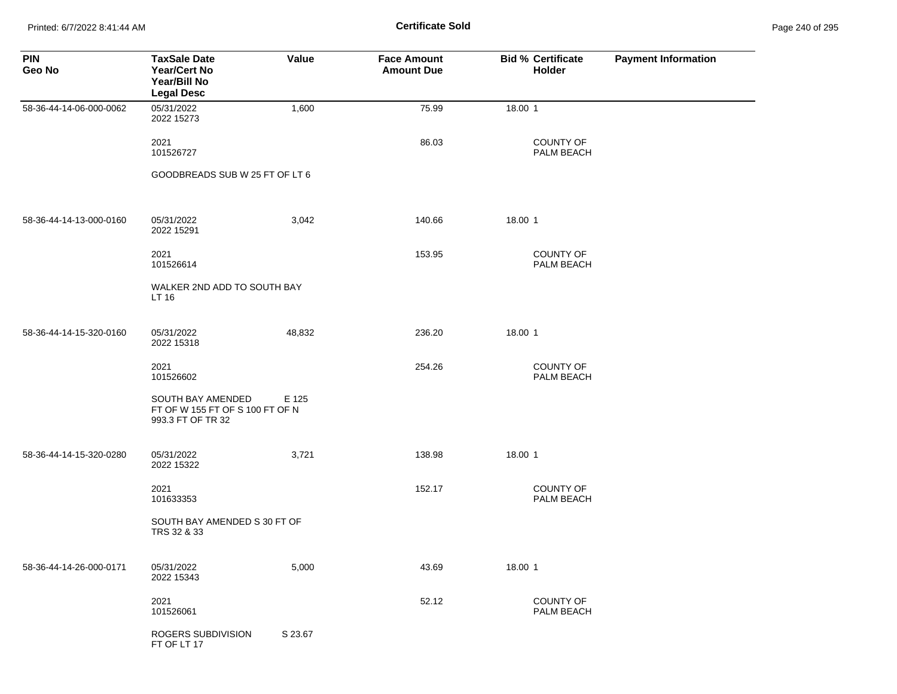**Certificate Sold**

| PIN<br>Geo No | TaxSale Date<br>Year/Cert No<br>Year/Bill No<br>Legal Desc | Value | Face Amount<br>Amount Due | Bid % Certificate<br>Holder | Payment Information |
|---|---|---|---|---|---|
| 58-36-44-14-06-000-0062 | 05/31/2022<br>2022 15273 | 1,600 | 75.99 | 18.00 1 | |
| | 2021<br>101526727 | | 86.03 | COUNTY OF<br>PALM BEACH | |
| | GOODBREADS SUB W 25 FT OF LT 6 | | | | |
| 58-36-44-14-13-000-0160 | 05/31/2022<br>2022 15291 | 3,042 | 140.66 | 18.00 1 | |
| | 2021<br>101526614 | | 153.95 | COUNTY OF<br>PALM BEACH | |
| | WALKER 2ND ADD TO SOUTH BAY<br>LT 16 | | | | |
| 58-36-44-14-15-320-0160 | 05/31/2022<br>2022 15318 | 48,832 | 236.20 | 18.00 1 | |
| | 2021<br>101526602 | | 254.26 | COUNTY OF<br>PALM BEACH | |
| | SOUTH BAY AMENDED E 125<br>FT OF W 155 FT OF S 100 FT OF N<br>993.3 FT OF TR 32 | | | | |
| 58-36-44-14-15-320-0280 | 05/31/2022<br>2022 15322 | 3,721 | 138.98 | 18.00 1 | |
| | 2021<br>101633353 | | 152.17 | COUNTY OF<br>PALM BEACH | |
| | SOUTH BAY AMENDED S 30 FT OF<br>TRS 32 & 33 | | | | |
| 58-36-44-14-26-000-0171 | 05/31/2022<br>2022 15343 | 5,000 | 43.69 | 18.00 1 | |
| | 2021<br>101526061 | | 52.12 | COUNTY OF<br>PALM BEACH | |
| | ROGERS SUBDIVISION S 23.67<br>FT OF LT 17 | | | | |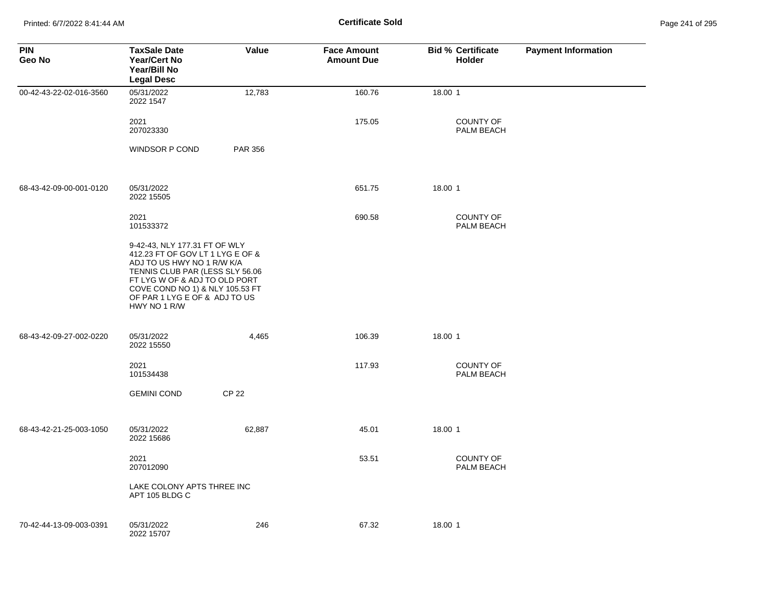**Certificate Sold**

| PIN<br>Geo No | TaxSale Date<br>Year/Cert No<br>Year/Bill No<br>Legal Desc | Value | Face Amount<br>Amount Due | Bid % | Certificate Holder | Payment Information |
|---|---|---|---|---|---|---|
| 00-42-43-22-02-016-3560 | 05/31/2022<br>2022 1547 | 12,783 | 160.76 | 18.00 | 1 | |
| | 2021<br>207023330 | | 175.05 | | COUNTY OF PALM BEACH | |
| | WINDSOR P COND | PAR 356 | | | | |
| 68-43-42-09-00-001-0120 | 05/31/2022<br>2022 15505 | | 651.75 | 18.00 | 1 | |
| | 2021<br>101533372 | | 690.58 | | COUNTY OF PALM BEACH | |
| | 9-42-43, NLY 177.31 FT OF WLY 412.23 FT OF GOV LT 1 LYG E OF & ADJ TO US HWY NO 1 R/W K/A TENNIS CLUB PAR (LESS SLY 56.06 FT LYG W OF & ADJ TO OLD PORT COVE COND NO 1) & NLY 105.53 FT OF PAR 1 LYG E OF & ADJ TO US HWY NO 1 R/W | | | | | |
| 68-43-42-09-27-002-0220 | 05/31/2022<br>2022 15550 | 4,465 | 106.39 | 18.00 | 1 | |
| | 2021<br>101534438 | | 117.93 | | COUNTY OF PALM BEACH | |
| | GEMINI COND | CP 22 | | | | |
| 68-43-42-21-25-003-1050 | 05/31/2022<br>2022 15686 | 62,887 | 45.01 | 18.00 | 1 | |
| | 2021<br>207012090 | | 53.51 | | COUNTY OF PALM BEACH | |
| | LAKE COLONY APTS THREE INC APT 105 BLDG C | | | | | |
| 70-42-44-13-09-003-0391 | 05/31/2022<br>2022 15707 | 246 | 67.32 | 18.00 | 1 | |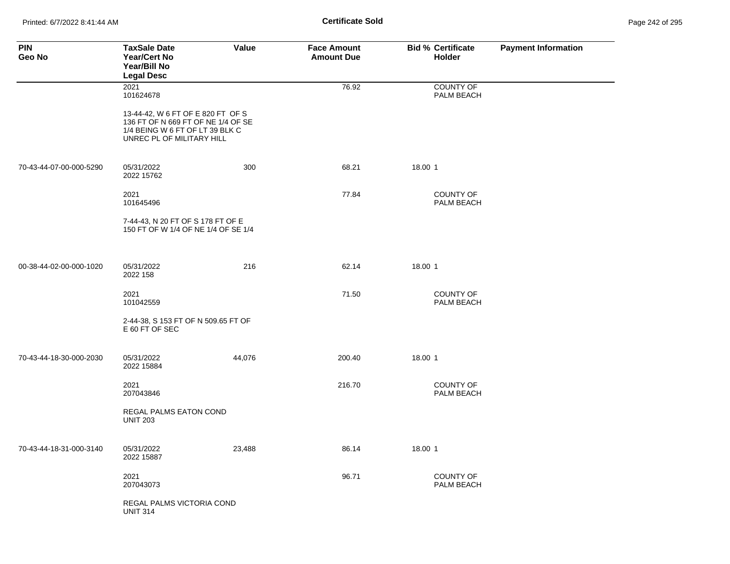## Certificate Sold

| PIN<br>Geo No | TaxSale Date<br>Year/Cert No<br>Year/Bill No<br>Legal Desc | Value | Face Amount<br>Amount Due | Bid % | Certificate Holder | Payment Information |
|---|---|---|---|---|---|---|
| | 2021<br>101624678 | | 76.92 | | COUNTY OF PALM BEACH | |
| | 13-44-42, W 6 FT OF E 820 FT OF S 136 FT OF N 669 FT OF NE 1/4 OF SE 1/4 BEING W 6 FT OF LT 39 BLK C UNREC PL OF MILITARY HILL | | | | | |
| 70-43-44-07-00-000-5290 | 05/31/2022<br>2022 15762 | 300 | 68.21 | 18.00 | 1 | |
| | 2021<br>101645496 | | 77.84 | | COUNTY OF PALM BEACH | |
| | 7-44-43, N 20 FT OF S 178 FT OF E 150 FT OF W 1/4 OF NE 1/4 OF SE 1/4 | | | | | |
| 00-38-44-02-00-000-1020 | 05/31/2022<br>2022 158 | 216 | 62.14 | 18.00 | 1 | |
| | 2021<br>101042559 | | 71.50 | | COUNTY OF PALM BEACH | |
| | 2-44-38, S 153 FT OF N 509.65 FT OF E 60 FT OF SEC | | | | | |
| 70-43-44-18-30-000-2030 | 05/31/2022<br>2022 15884 | 44,076 | 200.40 | 18.00 | 1 | |
| | 2021<br>207043846 | | 216.70 | | COUNTY OF PALM BEACH | |
| | REGAL PALMS EATON COND UNIT 203 | | | | | |
| 70-43-44-18-31-000-3140 | 05/31/2022<br>2022 15887 | 23,488 | 86.14 | 18.00 | 1 | |
| | 2021<br>207043073 | | 96.71 | | COUNTY OF PALM BEACH | |
| | REGAL PALMS VICTORIA COND UNIT 314 | | | | | |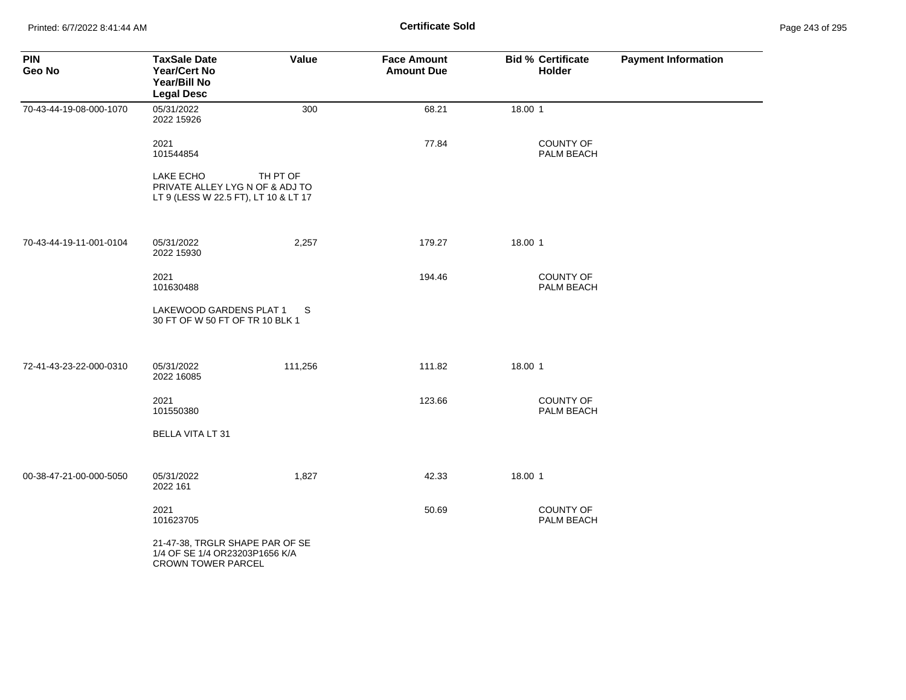## Certificate Sold

| PIN<br>Geo No | TaxSale Date<br>Year/Cert No<br>Year/Bill No<br>Legal Desc | Value | Face Amount<br>Amount Due | Bid % | Certificate<br>Holder | Payment Information |
|---|---|---|---|---|---|---|
| 70-43-44-19-08-000-1070 | 05/31/2022<br>2022 15926 | 300 | 68.21 | 18.00 | 1 | |
| | 2021<br>101544854 | | 77.84 | | COUNTY OF PALM BEACH | |
| | LAKE ECHO TH PT OF PRIVATE ALLEY LYG N OF & ADJ TO LT 9 (LESS W 22.5 FT), LT 10 & LT 17 | | | | | |
| 70-43-44-19-11-001-0104 | 05/31/2022<br>2022 15930 | 2,257 | 179.27 | 18.00 | 1 | |
| | 2021<br>101630488 | | 194.46 | | COUNTY OF PALM BEACH | |
| | LAKEWOOD GARDENS PLAT 1 S 30 FT OF W 50 FT OF TR 10 BLK 1 | | | | | |
| 72-41-43-23-22-000-0310 | 05/31/2022<br>2022 16085 | 111,256 | 111.82 | 18.00 | 1 | |
| | 2021<br>101550380 | | 123.66 | | COUNTY OF PALM BEACH | |
| | BELLA VITA LT 31 | | | | | |
| 00-38-47-21-00-000-5050 | 05/31/2022<br>2022 161 | 1,827 | 42.33 | 18.00 | 1 | |
| | 2021<br>101623705 | | 50.69 | | COUNTY OF PALM BEACH | |
| | 21-47-38, TRGLR SHAPE PAR OF SE 1/4 OF SE 1/4 OR23203P1656 K/A CROWN TOWER PARCEL | | | | | |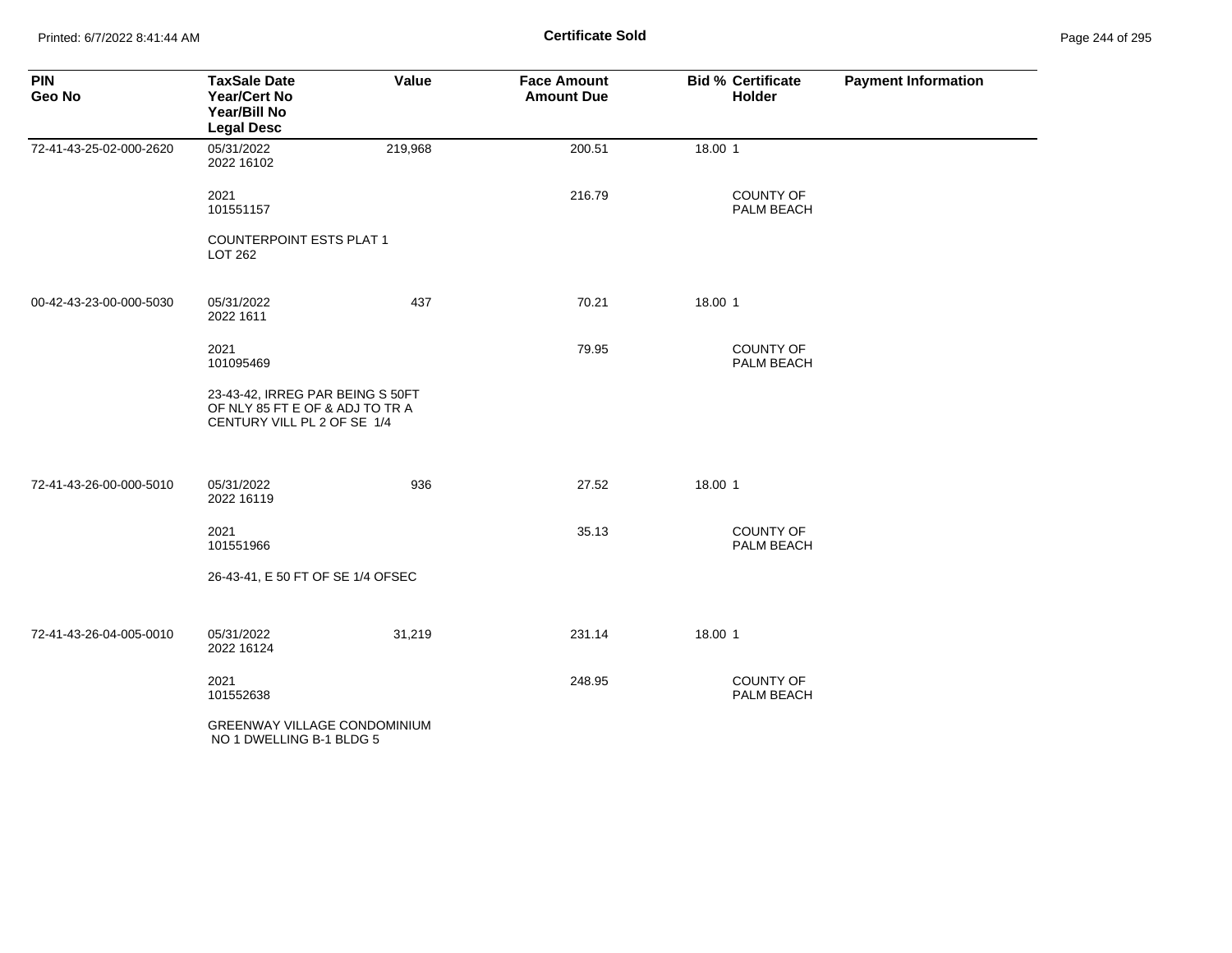# Certificate Sold

| PIN<br>Geo No | TaxSale Date<br>Year/Cert No<br>Year/Bill No<br>Legal Desc | Value | Face Amount<br>Amount Due | Bid % | Certificate Holder | Payment Information |
|---|---|---|---|---|---|---|
| 72-41-43-25-02-000-2620 | 05/31/2022<br>2022 16102 | 219,968 | 200.51 | 18.00 | 1 | |
| | 2021<br>101551157 | | 216.79 | | COUNTY OF PALM BEACH | |
| | COUNTERPOINT ESTS PLAT 1<br>LOT 262 | | | | | |
| 00-42-43-23-00-000-5030 | 05/31/2022<br>2022 1611 | 437 | 70.21 | 18.00 | 1 | |
| | 2021<br>101095469 | | 79.95 | | COUNTY OF PALM BEACH | |
| | 23-43-42, IRREG PAR BEING S 50FT OF NLY 85 FT E OF & ADJ TO TR A CENTURY VILL PL 2 OF SE 1/4 | | | | | |
| 72-41-43-26-00-000-5010 | 05/31/2022<br>2022 16119 | 936 | 27.52 | 18.00 | 1 | |
| | 2021<br>101551966 | | 35.13 | | COUNTY OF PALM BEACH | |
| | 26-43-41, E 50 FT OF SE 1/4 OFSEC | | | | | |
| 72-41-43-26-04-005-0010 | 05/31/2022<br>2022 16124 | 31,219 | 231.14 | 18.00 | 1 | |
| | 2021<br>101552638 | | 248.95 | | COUNTY OF PALM BEACH | |
| | GREENWAY VILLAGE CONDOMINIUM NO 1 DWELLING B-1 BLDG 5 | | | | | |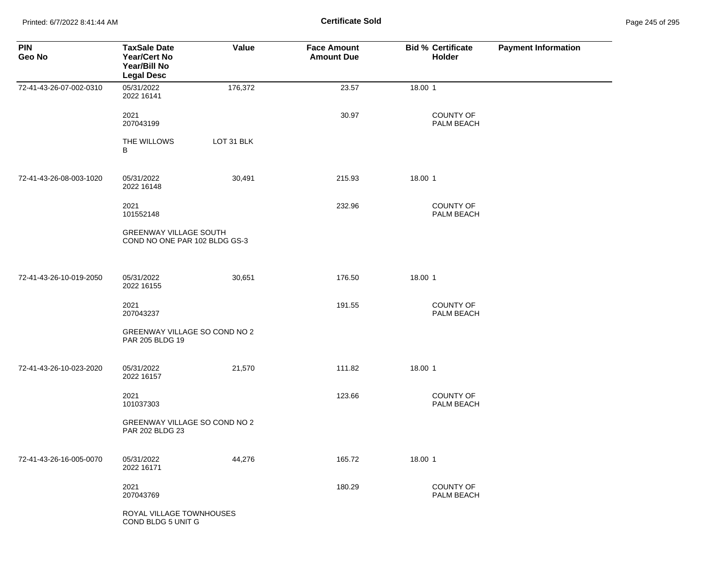**Certificate Sold**

| PIN<br>Geo No | TaxSale Date<br>Year/Cert No<br>Year/Bill No<br>Legal Desc | Value | Face Amount<br>Amount Due | Bid % | Certificate Holder | Payment Information |
|---|---|---|---|---|---|---|
| 72-41-43-26-07-002-0310 | 05/31/2022<br>2022 16141 | 176,372 | 23.57 | 18.00 | 1 | |
| | 2021<br>207043199 | | 30.97 | | COUNTY OF PALM BEACH | |
| | THE WILLOWS LOT 31 BLK B | | | | | |
| 72-41-43-26-08-003-1020 | 05/31/2022<br>2022 16148 | 30,491 | 215.93 | 18.00 | 1 | |
| | 2021<br>101552148 | | 232.96 | | COUNTY OF PALM BEACH | |
| | GREENWAY VILLAGE SOUTH COND NO ONE PAR 102 BLDG GS-3 | | | | | |
| 72-41-43-26-10-019-2050 | 05/31/2022<br>2022 16155 | 30,651 | 176.50 | 18.00 | 1 | |
| | 2021<br>207043237 | | 191.55 | | COUNTY OF PALM BEACH | |
| | GREENWAY VILLAGE SO COND NO 2 PAR 205 BLDG 19 | | | | | |
| 72-41-43-26-10-023-2020 | 05/31/2022<br>2022 16157 | 21,570 | 111.82 | 18.00 | 1 | |
| | 2021<br>101037303 | | 123.66 | | COUNTY OF PALM BEACH | |
| | GREENWAY VILLAGE SO COND NO 2 PAR 202 BLDG 23 | | | | | |
| 72-41-43-26-16-005-0070 | 05/31/2022<br>2022 16171 | 44,276 | 165.72 | 18.00 | 1 | |
| | 2021<br>207043769 | | 180.29 | | COUNTY OF PALM BEACH | |
| | ROYAL VILLAGE TOWNHOUSES COND BLDG 5 UNIT G | | | | | |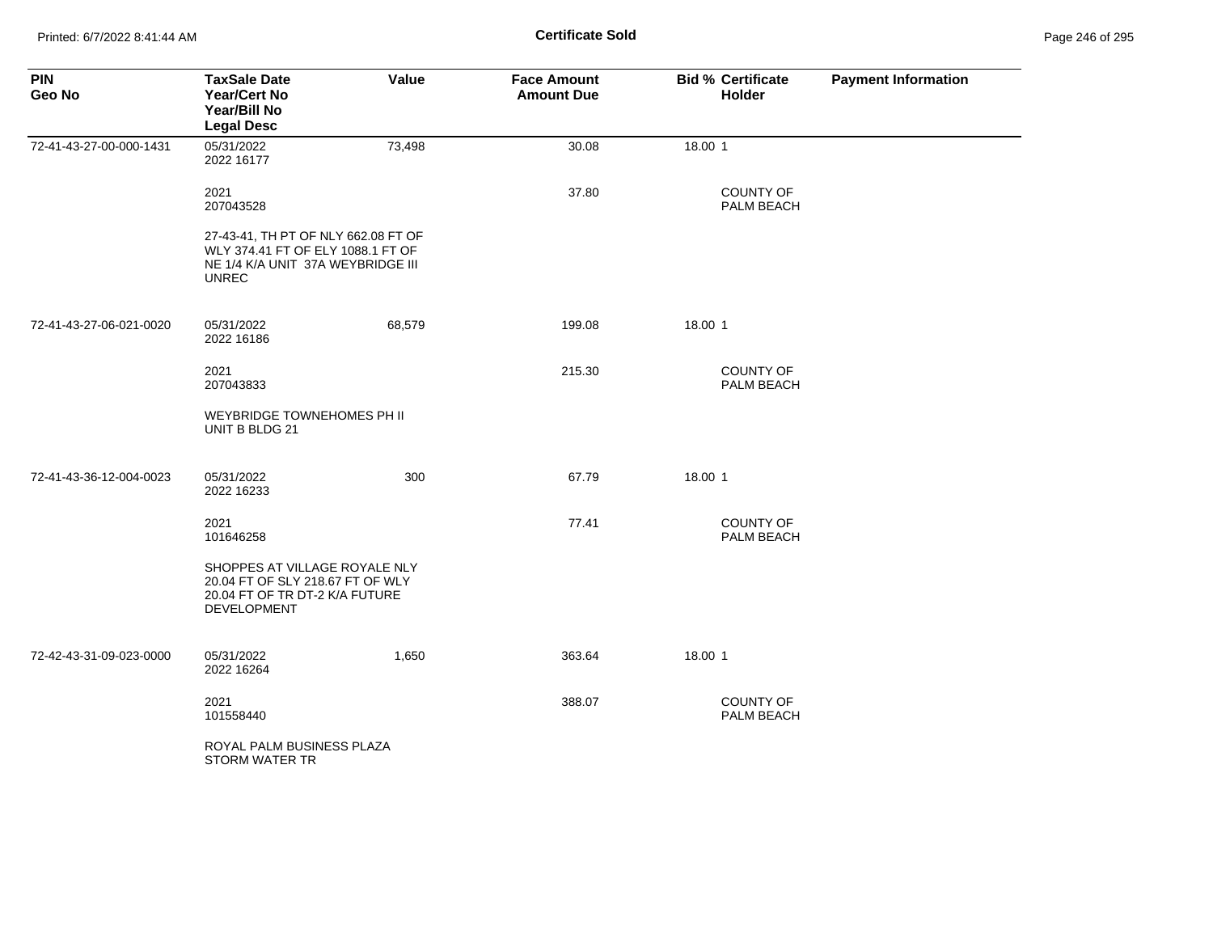**Certificate Sold**

| PIN<br>Geo No | TaxSale Date<br>Year/Cert No<br>Year/Bill No<br>Legal Desc | Value | Face Amount<br>Amount Due | Bid % | Certificate Holder | Payment Information |
|---|---|---|---|---|---|---|
| 72-41-43-27-00-000-1431 | 05/31/2022<br>2022 16177 | 73,498 | 30.08 | 18.00 | 1 | |
| | 2021<br>207043528 | | 37.80 | | COUNTY OF PALM BEACH | |
| | 27-43-41, TH PT OF NLY 662.08 FT OF WLY 374.41 FT OF ELY 1088.1 FT OF NE 1/4 K/A UNIT 37A WEYBRIDGE III UNREC | | | | | |
| 72-41-43-27-06-021-0020 | 05/31/2022<br>2022 16186 | 68,579 | 199.08 | 18.00 | 1 | |
| | 2021<br>207043833 | | 215.30 | | COUNTY OF PALM BEACH | |
| | WEYBRIDGE TOWNEHOMES PH II UNIT B BLDG 21 | | | | | |
| 72-41-43-36-12-004-0023 | 05/31/2022<br>2022 16233 | 300 | 67.79 | 18.00 | 1 | |
| | 2021<br>101646258 | | 77.41 | | COUNTY OF PALM BEACH | |
| | SHOPPES AT VILLAGE ROYALE NLY 20.04 FT OF SLY 218.67 FT OF WLY 20.04 FT OF TR DT-2 K/A FUTURE DEVELOPMENT | | | | | |
| 72-42-43-31-09-023-0000 | 05/31/2022<br>2022 16264 | 1,650 | 363.64 | 18.00 | 1 | |
| | 2021<br>101558440 | | 388.07 | | COUNTY OF PALM BEACH | |
| | ROYAL PALM BUSINESS PLAZA STORM WATER TR | | | | | |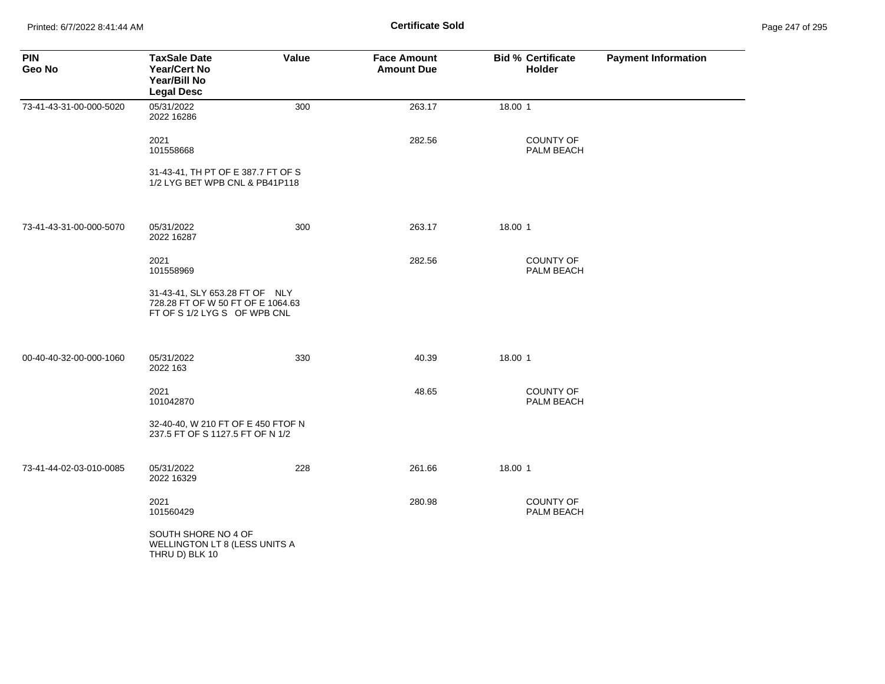**Certificate Sold**

| PIN<br>Geo No | TaxSale Date<br>Year/Cert No<br>Year/Bill No<br>Legal Desc | Value | Face Amount<br>Amount Due | Bid % | Certificate Holder | Payment Information |
|---|---|---|---|---|---|---|
| 73-41-43-31-00-000-5020 | 05/31/2022<br>2022 16286 | 300 | 263.17 | 18.00 | 1 | |
| | 2021<br>101558668 | | 282.56 | | COUNTY OF PALM BEACH | |
| | 31-43-41, TH PT OF E 387.7 FT OF S 1/2 LYG BET WPB CNL & PB41P118 | | | | | |
| 73-41-43-31-00-000-5070 | 05/31/2022<br>2022 16287 | 300 | 263.17 | 18.00 | 1 | |
| | 2021<br>101558969 | | 282.56 | | COUNTY OF PALM BEACH | |
| | 31-43-41, SLY 653.28 FT OF NLY 728.28 FT OF W 50 FT OF E 1064.63 FT OF S 1/2 LYG S OF WPB CNL | | | | | |
| 00-40-40-32-00-000-1060 | 05/31/2022<br>2022 163 | 330 | 40.39 | 18.00 | 1 | |
| | 2021<br>101042870 | | 48.65 | | COUNTY OF PALM BEACH | |
| | 32-40-40, W 210 FT OF E 450 FTOF N 237.5 FT OF S 1127.5 FT OF N 1/2 | | | | | |
| 73-41-44-02-03-010-0085 | 05/31/2022<br>2022 16329 | 228 | 261.66 | 18.00 | 1 | |
| | 2021<br>101560429 | | 280.98 | | COUNTY OF PALM BEACH | |
| | SOUTH SHORE NO 4 OF WELLINGTON LT 8 (LESS UNITS A THRU D) BLK 10 | | | | | |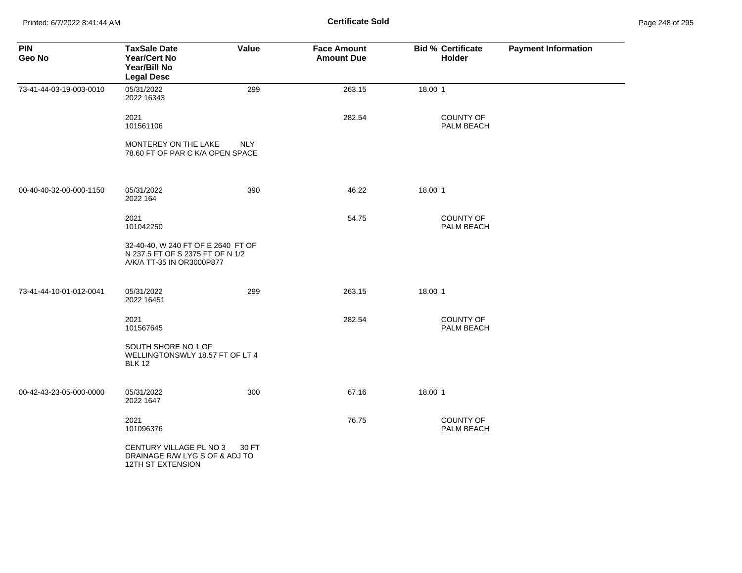**Certificate Sold**

| PIN<br>Geo No | TaxSale Date<br>Year/Cert No<br>Year/Bill No<br>Legal Desc | Value | Face Amount<br>Amount Due | Bid % | Certificate<br>Holder | Payment Information |
|---|---|---|---|---|---|---|
| 73-41-44-03-19-003-0010 | 05/31/2022<br>2022 16343 | 299 | 263.15 | 18.00 | 1 | |
| | 2021<br>101561106 | | 282.54 | | COUNTY OF PALM BEACH | |
| | MONTEREY ON THE LAKE NLY 78.60 FT OF PAR C K/A OPEN SPACE | | | | | |
| 00-40-40-32-00-000-1150 | 05/31/2022<br>2022 164 | 390 | 46.22 | 18.00 | 1 | |
| | 2021<br>101042250 | | 54.75 | | COUNTY OF PALM BEACH | |
| | 32-40-40, W 240 FT OF E 2640 FT OF N 237.5 FT OF S 2375 FT OF N 1/2 A/K/A TT-35 IN OR3000P877 | | | | | |
| 73-41-44-10-01-012-0041 | 05/31/2022<br>2022 16451 | 299 | 263.15 | 18.00 | 1 | |
| | 2021<br>101567645 | | 282.54 | | COUNTY OF PALM BEACH | |
| | SOUTH SHORE NO 1 OF WELLINGTONSWLY 18.57 FT OF LT 4 BLK 12 | | | | | |
| 00-42-43-23-05-000-0000 | 05/31/2022<br>2022 1647 | 300 | 67.16 | 18.00 | 1 | |
| | 2021<br>101096376 | | 76.75 | | COUNTY OF PALM BEACH | |
| | CENTURY VILLAGE PL NO 3 30 FT DRAINAGE R/W LYG S OF & ADJ TO 12TH ST EXTENSION | | | | | |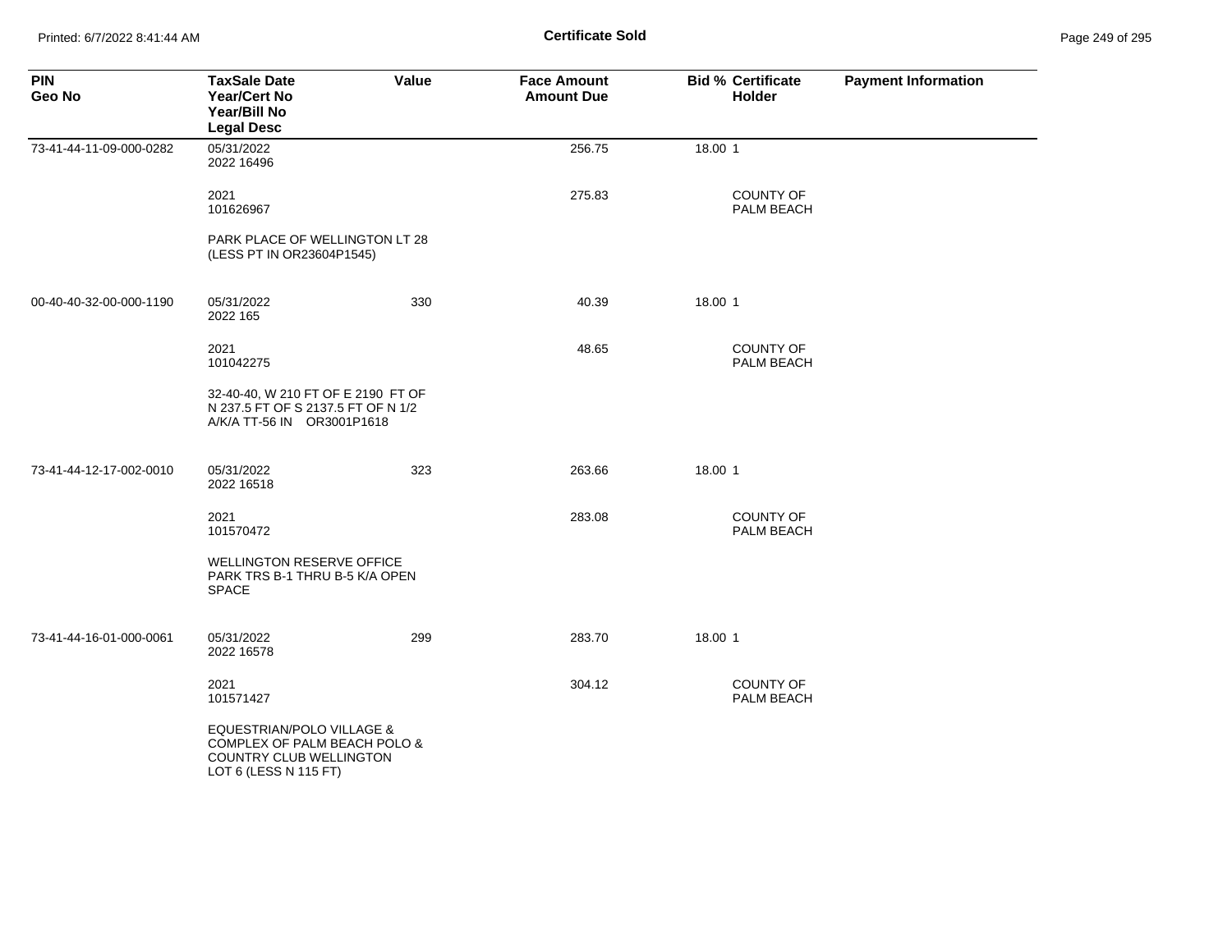**Certificate Sold**

| PIN<br>Geo No | TaxSale Date<br>Year/Cert No<br>Year/Bill No<br>Legal Desc | Value | Face Amount<br>Amount Due | Bid % | Certificate<br>Holder | Payment Information |
|---|---|---|---|---|---|---|
| 73-41-44-11-09-000-0282 | 05/31/2022<br>2022 16496 | | 256.75 | 18.00 | 1 | |
| | 2021<br>101626967 | | 275.83 | | COUNTY OF PALM BEACH | |
| | PARK PLACE OF WELLINGTON LT 28 (LESS PT IN OR23604P1545) | | | | | |
| 00-40-40-32-00-000-1190 | 05/31/2022<br>2022 165 | 330 | 40.39 | 18.00 | 1 | |
| | 2021<br>101042275 | | 48.65 | | COUNTY OF PALM BEACH | |
| | 32-40-40, W 210 FT OF E 2190 FT OF N 237.5 FT OF S 2137.5 FT OF N 1/2 A/K/A TT-56 IN OR3001P1618 | | | | | |
| 73-41-44-12-17-002-0010 | 05/31/2022<br>2022 16518 | 323 | 263.66 | 18.00 | 1 | |
| | 2021<br>101570472 | | 283.08 | | COUNTY OF PALM BEACH | |
| | WELLINGTON RESERVE OFFICE PARK TRS B-1 THRU B-5 K/A OPEN SPACE | | | | | |
| 73-41-44-16-01-000-0061 | 05/31/2022<br>2022 16578 | 299 | 283.70 | 18.00 | 1 | |
| | 2021<br>101571427 | | 304.12 | | COUNTY OF PALM BEACH | |
| | EQUESTRIAN/POLO VILLAGE & COMPLEX OF PALM BEACH POLO & COUNTRY CLUB WELLINGTON LOT 6 (LESS N 115 FT) | | | | | |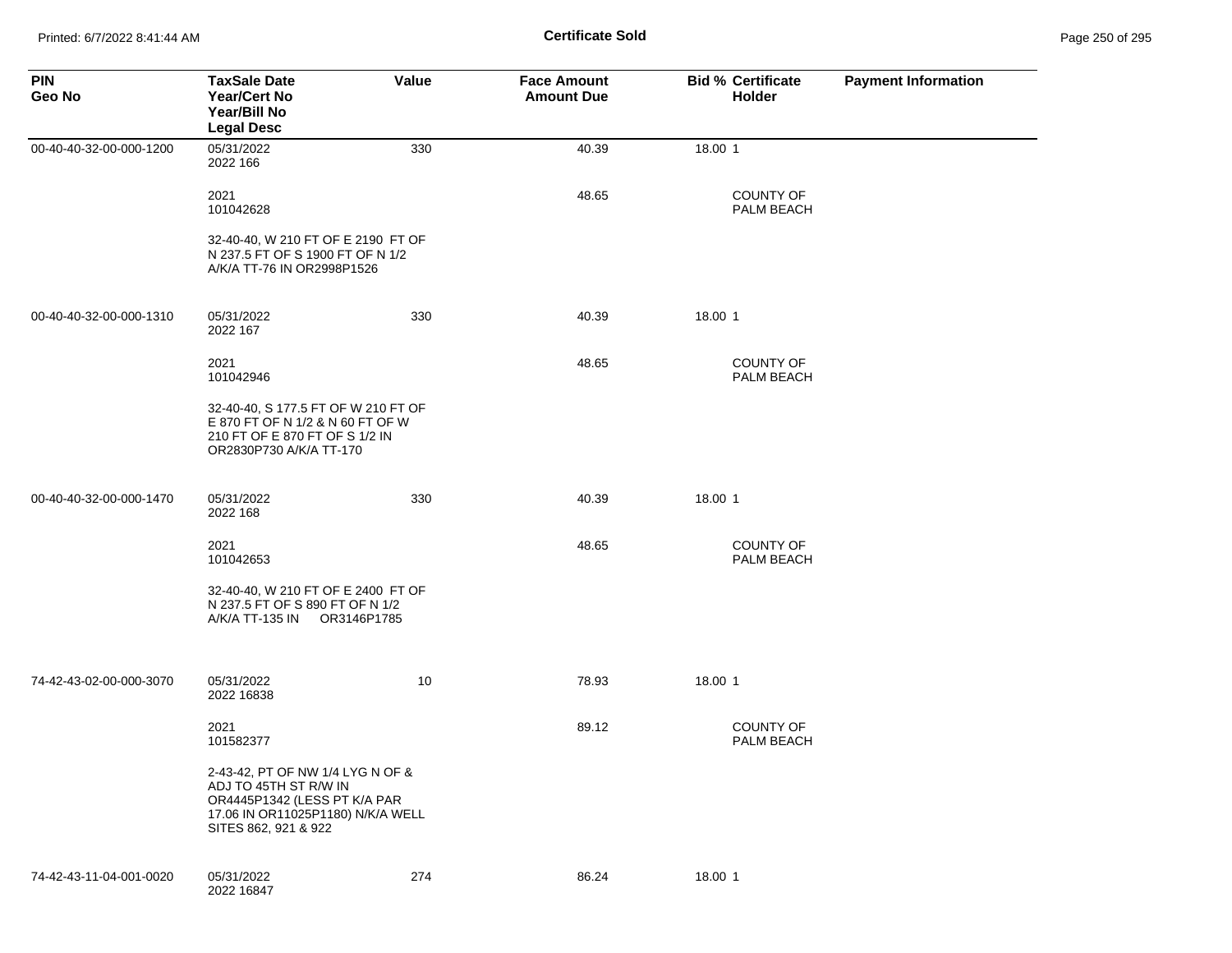# Certificate Sold

| PIN<br>Geo No | TaxSale Date<br>Year/Cert No<br>Year/Bill No<br>Legal Desc | Value | Face Amount<br>Amount Due | Bid % | Certificate Holder | Payment Information |
|---|---|---|---|---|---|---|
| 00-40-40-32-00-000-1200 | 05/31/2022<br>2022 166 | 330 | 40.39 | 18.00 | 1 | |
| | 2021<br>101042628 | | 48.65 | | COUNTY OF PALM BEACH | |
| | 32-40-40, W 210 FT OF E 2190 FT OF N 237.5 FT OF S 1900 FT OF N 1/2 A/K/A TT-76 IN OR2998P1526 | | | | | |
| 00-40-40-32-00-000-1310 | 05/31/2022<br>2022 167 | 330 | 40.39 | 18.00 | 1 | |
| | 2021<br>101042946 | | 48.65 | | COUNTY OF PALM BEACH | |
| | 32-40-40, S 177.5 FT OF W 210 FT OF E 870 FT OF N 1/2 & N 60 FT OF W 210 FT OF E 870 FT OF S 1/2 IN OR2830P730 A/K/A TT-170 | | | | | |
| 00-40-40-32-00-000-1470 | 05/31/2022<br>2022 168 | 330 | 40.39 | 18.00 | 1 | |
| | 2021<br>101042653 | | 48.65 | | COUNTY OF PALM BEACH | |
| | 32-40-40, W 210 FT OF E 2400 FT OF N 237.5 FT OF S 890 FT OF N 1/2 A/K/A TT-135 IN OR3146P1785 | | | | | |
| 74-42-43-02-00-000-3070 | 05/31/2022<br>2022 16838 | 10 | 78.93 | 18.00 | 1 | |
| | 2021<br>101582377 | | 89.12 | | COUNTY OF PALM BEACH | |
| | 2-43-42, PT OF NW 1/4 LYG N OF & ADJ TO 45TH ST R/W IN OR4445P1342 (LESS PT K/A PAR 17.06 IN OR11025P1180) N/K/A WELL SITES 862, 921 & 922 | | | | | |
| 74-42-43-11-04-001-0020 | 05/31/2022<br>2022 16847 | 274 | 86.24 | 18.00 | 1 | |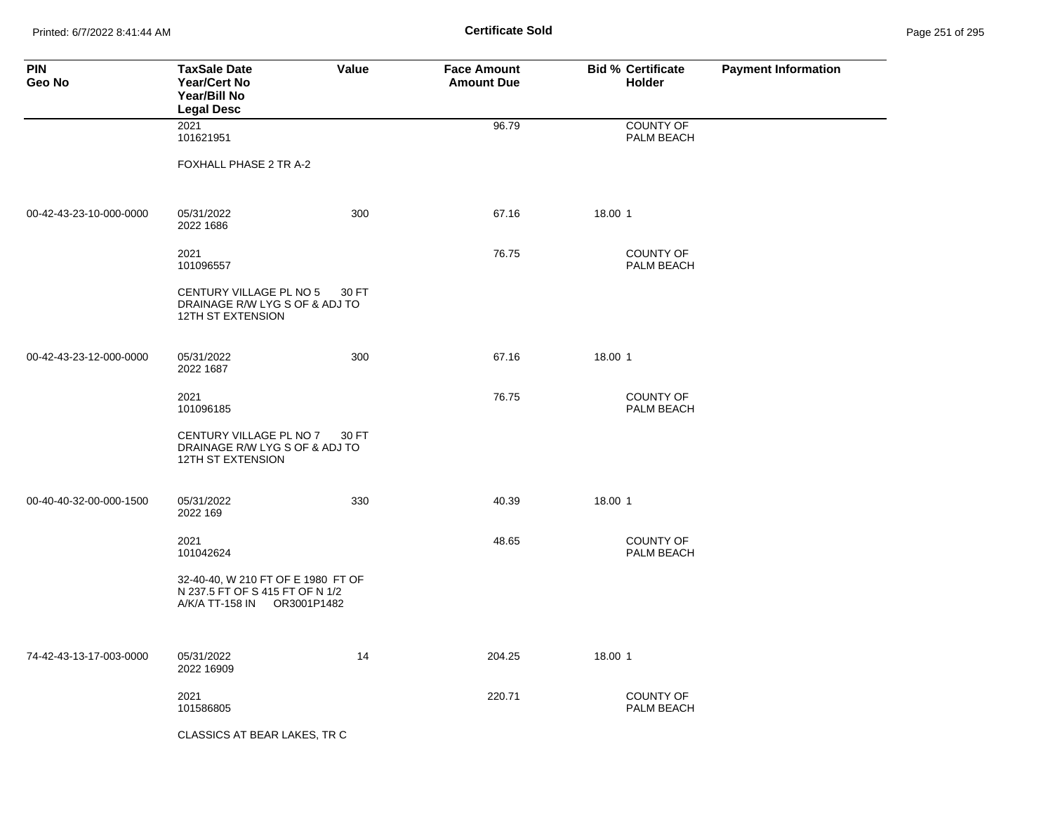## Certificate Sold

| PIN<br>Geo No | TaxSale Date<br>Year/Cert No<br>Year/Bill No<br>Legal Desc | Value | Face Amount<br>Amount Due | Bid % | Certificate Holder | Payment Information |
|---|---|---|---|---|---|---|
| | 2021<br>101621951 | | 96.79 | | COUNTY OF PALM BEACH | |
| | FOXHALL PHASE 2 TR A-2 | | | | | |
| 00-42-43-23-10-000-0000 | 05/31/2022<br>2022 1686 | 300 | 67.16 | 18.00 | 1 | |
| | 2021<br>101096557 | | 76.75 | | COUNTY OF PALM BEACH | |
| | CENTURY VILLAGE PL NO 5 30 FT DRAINAGE R/W LYG S OF & ADJ TO 12TH ST EXTENSION | | | | | |
| 00-42-43-23-12-000-0000 | 05/31/2022<br>2022 1687 | 300 | 67.16 | 18.00 | 1 | |
| | 2021<br>101096185 | | 76.75 | | COUNTY OF PALM BEACH | |
| | CENTURY VILLAGE PL NO 7 30 FT DRAINAGE R/W LYG S OF & ADJ TO 12TH ST EXTENSION | | | | | |
| 00-40-40-32-00-000-1500 | 05/31/2022<br>2022 169 | 330 | 40.39 | 18.00 | 1 | |
| | 2021<br>101042624 | | 48.65 | | COUNTY OF PALM BEACH | |
| | 32-40-40, W 210 FT OF E 1980 FT OF N 237.5 FT OF S 415 FT OF N 1/2 A/K/A TT-158 IN OR3001P1482 | | | | | |
| 74-42-43-13-17-003-0000 | 05/31/2022<br>2022 16909 | 14 | 204.25 | 18.00 | 1 | |
| | 2021<br>101586805 | | 220.71 | | COUNTY OF PALM BEACH | |
| | CLASSICS AT BEAR LAKES, TR C | | | | | |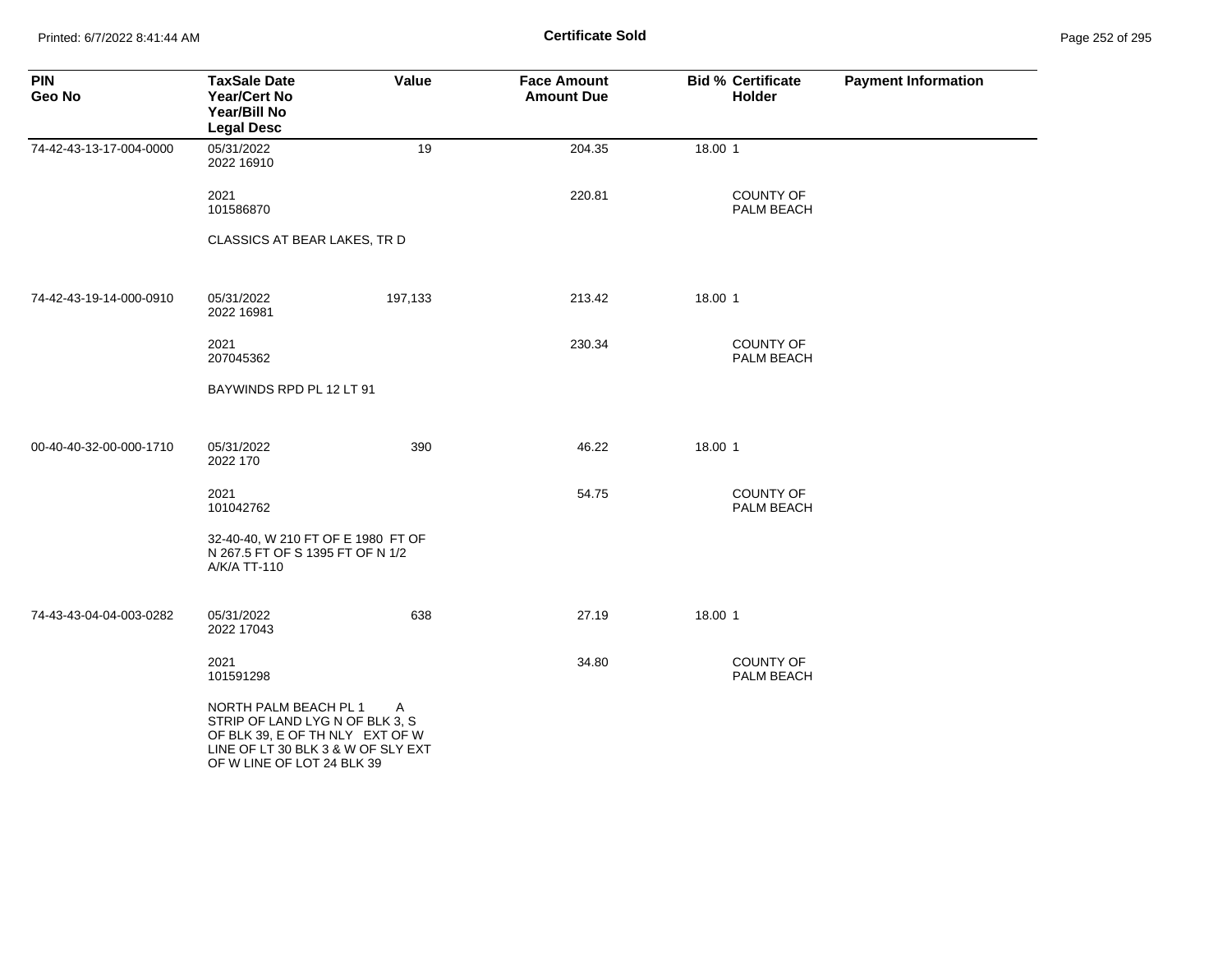# Certificate Sold

| PIN<br>Geo No | TaxSale Date<br>Year/Cert No<br>Year/Bill No<br>Legal Desc | Value | Face Amount<br>Amount Due | Bid % | Certificate<br>Holder | Payment Information |
|---|---|---|---|---|---|---|
| 74-42-43-13-17-004-0000 | 05/31/2022<br>2022 16910 | 19 | 204.35 | 18.00 | 1 | |
| | 2021<br>101586870 | | 220.81 | | COUNTY OF PALM BEACH | |
| | CLASSICS AT BEAR LAKES, TR D | | | | | |
| 74-42-43-19-14-000-0910 | 05/31/2022<br>2022 16981 | 197,133 | 213.42 | 18.00 | 1 | |
| | 2021<br>207045362 | | 230.34 | | COUNTY OF PALM BEACH | |
| | BAYWINDS RPD PL 12 LT 91 | | | | | |
| 00-40-40-32-00-000-1710 | 05/31/2022<br>2022 170 | 390 | 46.22 | 18.00 | 1 | |
| | 2021<br>101042762 | | 54.75 | | COUNTY OF PALM BEACH | |
| | 32-40-40, W 210 FT OF E 1980 FT OF N 267.5 FT OF S 1395 FT OF N 1/2 A/K/A TT-110 | | | | | |
| 74-43-43-04-04-003-0282 | 05/31/2022<br>2022 17043 | 638 | 27.19 | 18.00 | 1 | |
| | 2021<br>101591298 | | 34.80 | | COUNTY OF PALM BEACH | |
| | NORTH PALM BEACH PL 1 A STRIP OF LAND LYG N OF BLK 3, S OF BLK 39, E OF TH NLY EXT OF W LINE OF LT 30 BLK 3 & W OF SLY EXT OF W LINE OF LOT 24 BLK 39 | | | | | |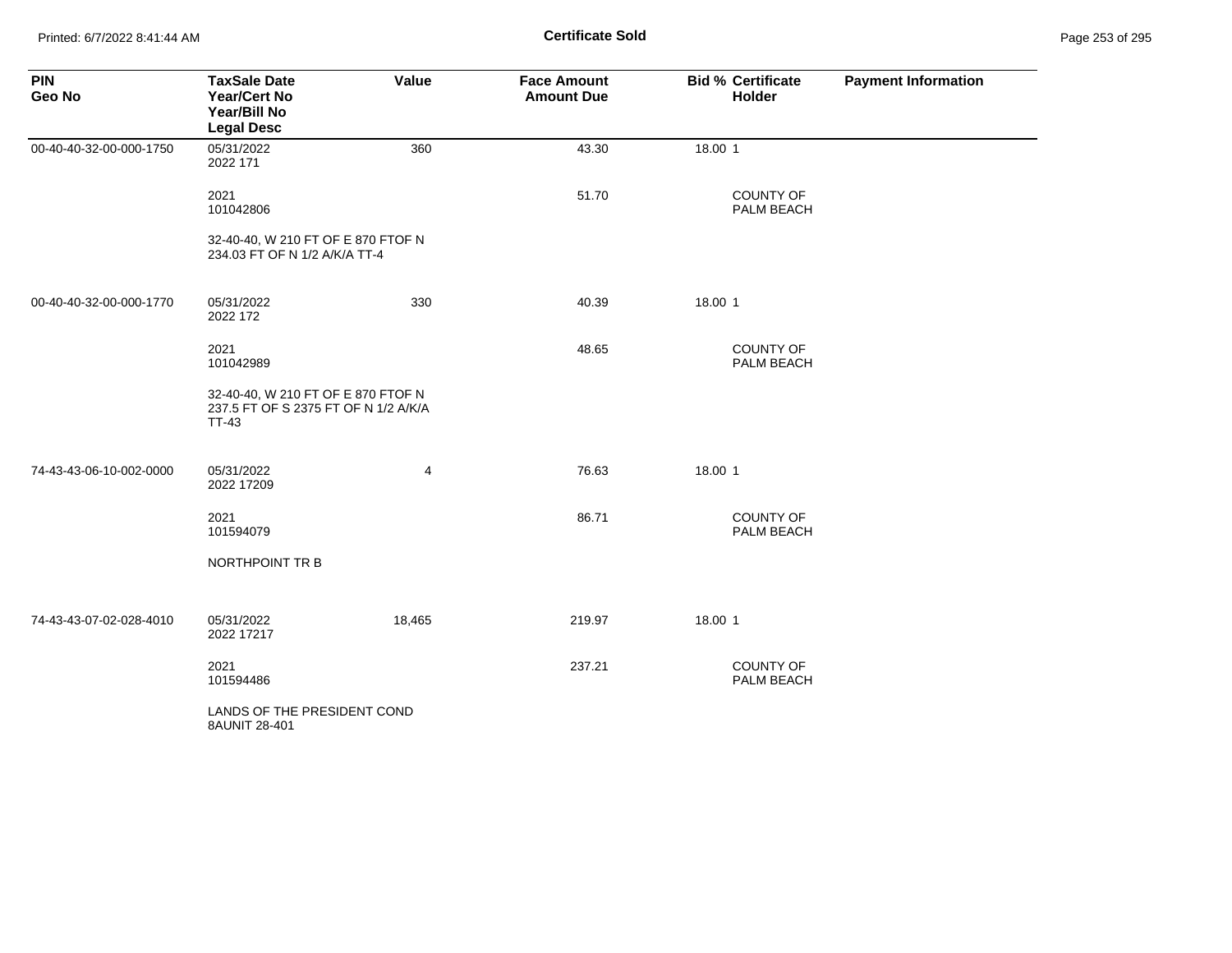# Certificate Sold

| PIN<br>Geo No | TaxSale Date<br>Year/Cert No<br>Year/Bill No<br>Legal Desc | Value | Face Amount<br>Amount Due | Bid % | Certificate Holder | Payment Information |
|---|---|---|---|---|---|---|
| 00-40-40-32-00-000-1750 | 05/31/2022<br>2022 171 | 360 | 43.30 | 18.00 | 1 | |
| | 2021<br>101042806 | | 51.70 | | COUNTY OF PALM BEACH | |
| | 32-40-40, W 210 FT OF E 870 FTOF N 234.03 FT OF N 1/2 A/K/A TT-4 | | | | | |
| 00-40-40-32-00-000-1770 | 05/31/2022<br>2022 172 | 330 | 40.39 | 18.00 | 1 | |
| | 2021<br>101042989 | | 48.65 | | COUNTY OF PALM BEACH | |
| | 32-40-40, W 210 FT OF E 870 FTOF N 237.5 FT OF S 2375 FT OF N 1/2 A/K/A TT-43 | | | | | |
| 74-43-43-06-10-002-0000 | 05/31/2022<br>2022 17209 | 4 | 76.63 | 18.00 | 1 | |
| | 2021<br>101594079 | | 86.71 | | COUNTY OF PALM BEACH | |
| | NORTHPOINT TR B | | | | | |
| 74-43-43-07-02-028-4010 | 05/31/2022<br>2022 17217 | 18,465 | 219.97 | 18.00 | 1 | |
| | 2021<br>101594486 | | 237.21 | | COUNTY OF PALM BEACH | |
| | LANDS OF THE PRESIDENT COND 8AUNIT 28-401 | | | | | |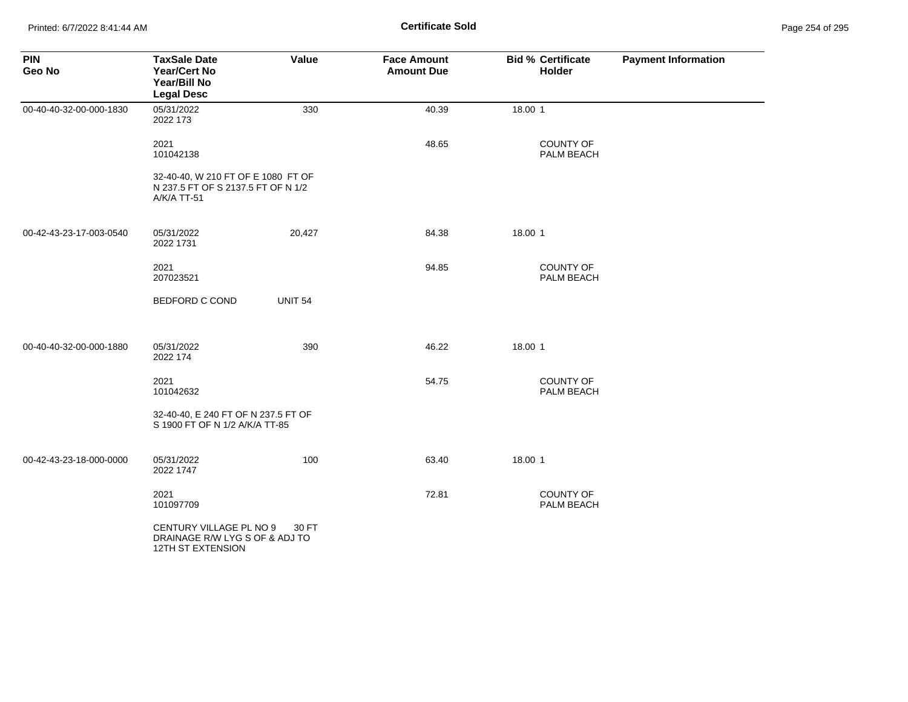# Certificate Sold

| PIN<br>Geo No | TaxSale Date<br>Year/Cert No<br>Year/Bill No<br>Legal Desc | Value | Face Amount<br>Amount Due | Bid % | Certificate<br>Holder | Payment Information |
|---|---|---|---|---|---|---|
| 00-40-40-32-00-000-1830 | 05/31/2022<br>2022 173 | 330 | 40.39 | 18.00 | 1 | |
| | 2021<br>101042138 | | 48.65 | | COUNTY OF PALM BEACH | |
| | 32-40-40, W 210 FT OF E 1080 FT OF N 237.5 FT OF S 2137.5 FT OF N 1/2 A/K/A TT-51 | | | | | |
| 00-42-43-23-17-003-0540 | 05/31/2022<br>2022 1731 | 20,427 | 84.38 | 18.00 | 1 | |
| | 2021<br>207023521 | | 94.85 | | COUNTY OF PALM BEACH | |
| | BEDFORD C COND UNIT 54 | | | | | |
| 00-40-40-32-00-000-1880 | 05/31/2022<br>2022 174 | 390 | 46.22 | 18.00 | 1 | |
| | 2021<br>101042632 | | 54.75 | | COUNTY OF PALM BEACH | |
| | 32-40-40, E 240 FT OF N 237.5 FT OF S 1900 FT OF N 1/2 A/K/A TT-85 | | | | | |
| 00-42-43-23-18-000-0000 | 05/31/2022<br>2022 1747 | 100 | 63.40 | 18.00 | 1 | |
| | 2021<br>101097709 | | 72.81 | | COUNTY OF PALM BEACH | |
| | CENTURY VILLAGE PL NO 9 30 FT DRAINAGE R/W LYG S OF & ADJ TO 12TH ST EXTENSION | | | | | |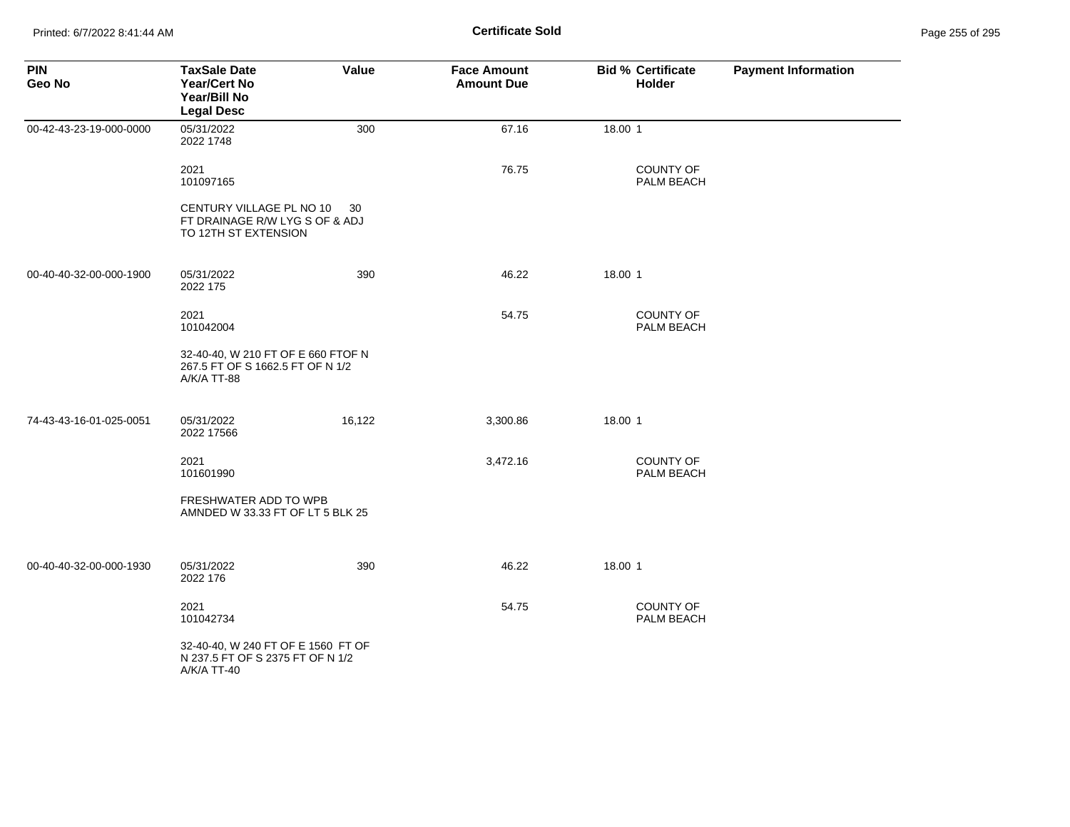**Certificate Sold**

| PIN<br>Geo No | TaxSale Date<br>Year/Cert No<br>Year/Bill No<br>Legal Desc | Value | Face Amount<br>Amount Due | Bid % | Certificate Holder | Payment Information |
|---|---|---|---|---|---|---|
| 00-42-43-23-19-000-0000 | 05/31/2022<br>2022 1748 | 300 | 67.16 | 18.00 | 1 | |
| | 2021<br>101097165 | | 76.75 | | COUNTY OF PALM BEACH | |
| | CENTURY VILLAGE PL NO 10 30 FT DRAINAGE R/W LYG S OF & ADJ TO 12TH ST EXTENSION | | | | | |
| 00-40-40-32-00-000-1900 | 05/31/2022<br>2022 175 | 390 | 46.22 | 18.00 | 1 | |
| | 2021<br>101042004 | | 54.75 | | COUNTY OF PALM BEACH | |
| | 32-40-40, W 210 FT OF E 660 FTOF N 267.5 FT OF S 1662.5 FT OF N 1/2 A/K/A TT-88 | | | | | |
| 74-43-43-16-01-025-0051 | 05/31/2022<br>2022 17566 | 16,122 | 3,300.86 | 18.00 | 1 | |
| | 2021<br>101601990 | | 3,472.16 | | COUNTY OF PALM BEACH | |
| | FRESHWATER ADD TO WPB AMNDED W 33.33 FT OF LT 5 BLK 25 | | | | | |
| 00-40-40-32-00-000-1930 | 05/31/2022<br>2022 176 | 390 | 46.22 | 18.00 | 1 | |
| | 2021<br>101042734 | | 54.75 | | COUNTY OF PALM BEACH | |
| | 32-40-40, W 240 FT OF E 1560 FT OF N 237.5 FT OF S 2375 FT OF N 1/2 A/K/A TT-40 | | | | | |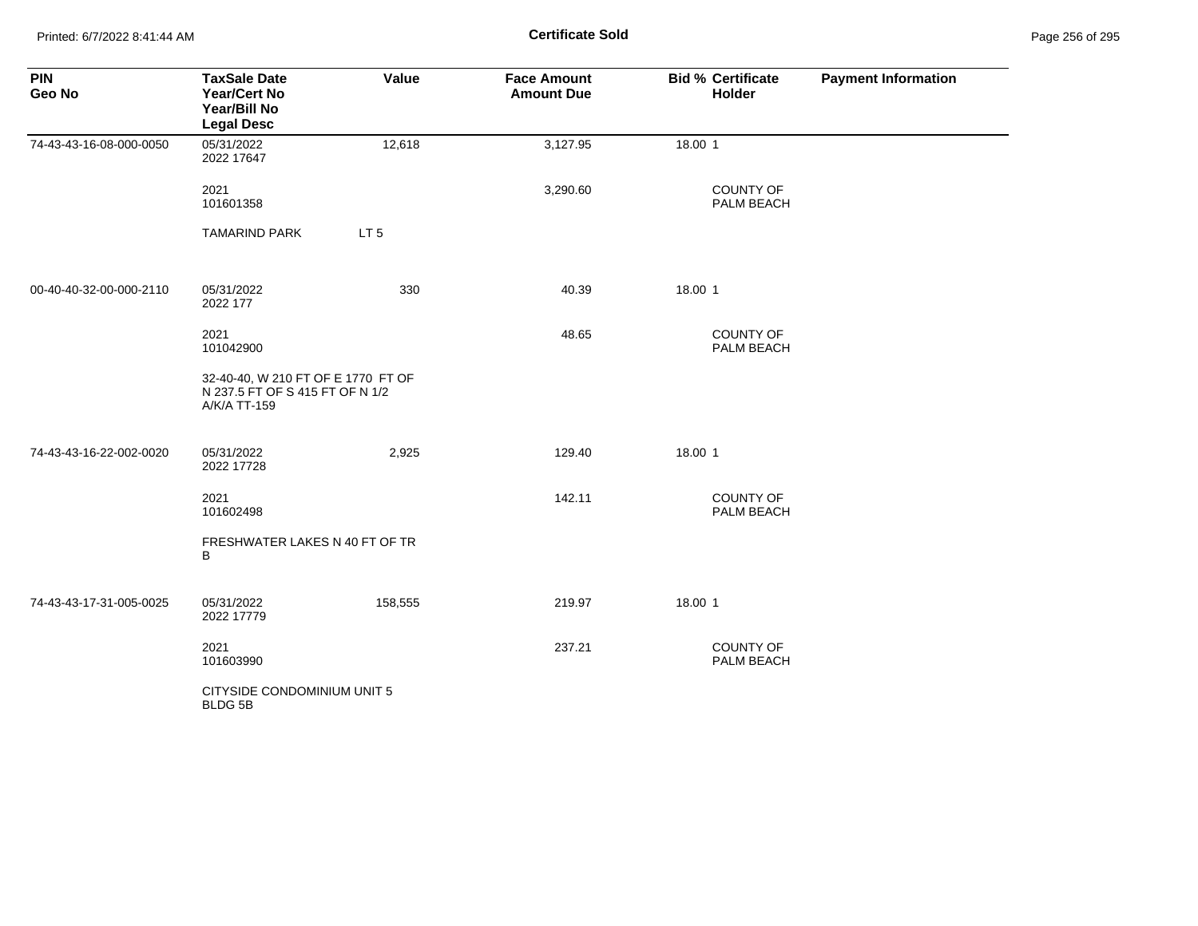**Certificate Sold**

| PIN<br>Geo No | TaxSale Date<br>Year/Cert No<br>Year/Bill No<br>Legal Desc | Value | Face Amount<br>Amount Due | Bid % | Certificate Holder | Payment Information |
|---|---|---|---|---|---|---|
| 74-43-43-16-08-000-0050 | 05/31/2022<br>2022 17647 | 12,618 | 3,127.95 | 18.00 | 1 | |
| | 2021<br>101601358 | | 3,290.60 | | COUNTY OF PALM BEACH | |
| | TAMARIND PARK LT 5 | | | | | |
| 00-40-40-32-00-000-2110 | 05/31/2022<br>2022 177 | 330 | 40.39 | 18.00 | 1 | |
| | 2021<br>101042900 | | 48.65 | | COUNTY OF PALM BEACH | |
| | 32-40-40, W 210 FT OF E 1770 FT OF N 237.5 FT OF S 415 FT OF N 1/2 A/K/A TT-159 | | | | | |
| 74-43-43-16-22-002-0020 | 05/31/2022<br>2022 17728 | 2,925 | 129.40 | 18.00 | 1 | |
| | 2021<br>101602498 | | 142.11 | | COUNTY OF PALM BEACH | |
| | FRESHWATER LAKES N 40 FT OF TR B | | | | | |
| 74-43-43-17-31-005-0025 | 05/31/2022<br>2022 17779 | 158,555 | 219.97 | 18.00 | 1 | |
| | 2021<br>101603990 | | 237.21 | | COUNTY OF PALM BEACH | |
| | CITYSIDE CONDOMINIUM UNIT 5 BLDG 5B | | | | | |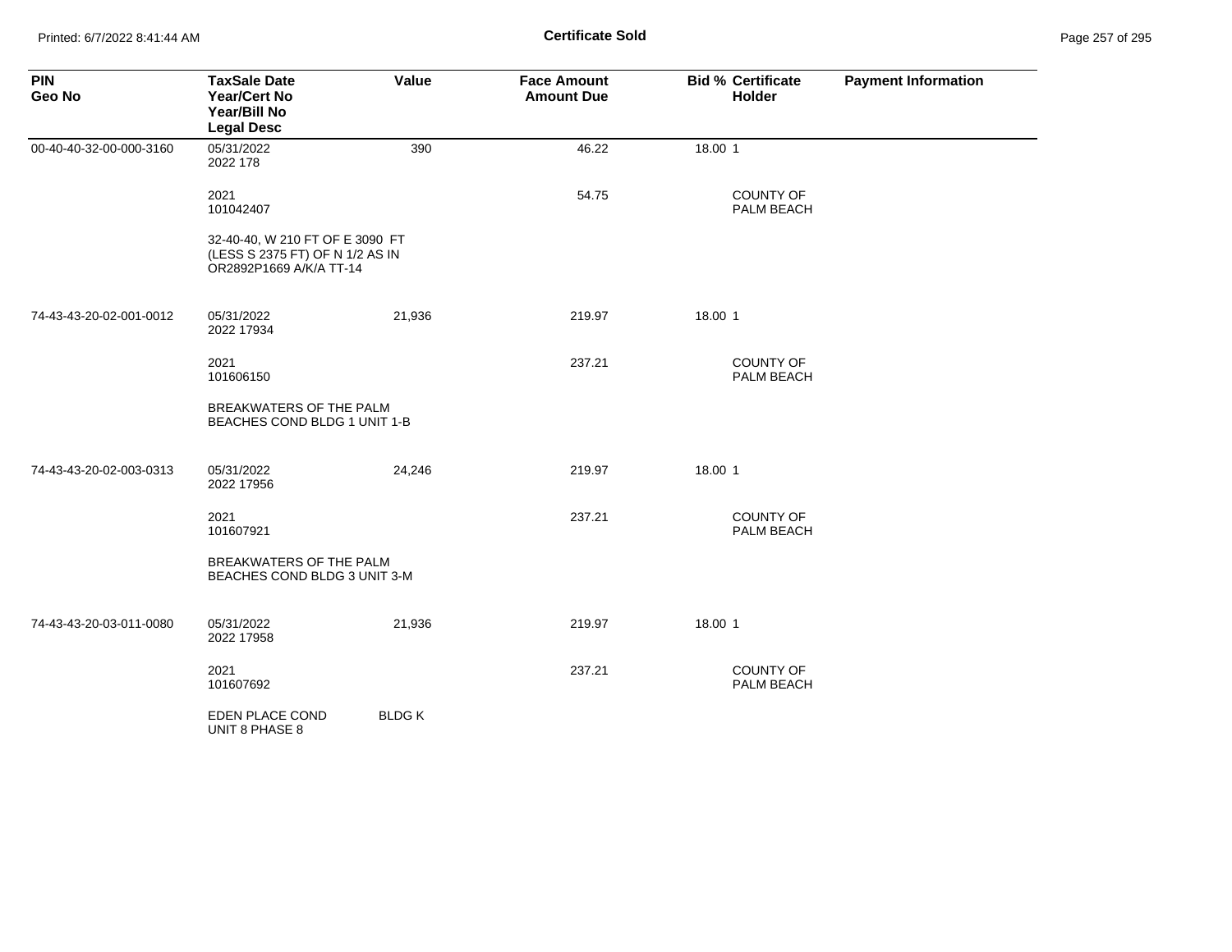# Certificate Sold

| PIN<br>Geo No | TaxSale Date<br>Year/Cert No<br>Year/Bill No<br>Legal Desc | Value | Face Amount<br>Amount Due | Bid % | Certificate Holder | Payment Information |
|---|---|---|---|---|---|---|
| 00-40-40-32-00-000-3160 | 05/31/2022<br>2022 178 | 390 | 46.22 | 18.00 | 1 | |
| | 2021<br>101042407 | | 54.75 | | COUNTY OF PALM BEACH | |
| | 32-40-40, W 210 FT OF E 3090 FT (LESS S 2375 FT) OF N 1/2 AS IN OR2892P1669 A/K/A TT-14 | | | | | |
| 74-43-43-20-02-001-0012 | 05/31/2022<br>2022 17934 | 21,936 | 219.97 | 18.00 | 1 | |
| | 2021<br>101606150 | | 237.21 | | COUNTY OF PALM BEACH | |
| | BREAKWATERS OF THE PALM BEACHES COND BLDG 1 UNIT 1-B | | | | | |
| 74-43-43-20-02-003-0313 | 05/31/2022<br>2022 17956 | 24,246 | 219.97 | 18.00 | 1 | |
| | 2021<br>101607921 | | 237.21 | | COUNTY OF PALM BEACH | |
| | BREAKWATERS OF THE PALM BEACHES COND BLDG 3 UNIT 3-M | | | | | |
| 74-43-43-20-03-011-0080 | 05/31/2022<br>2022 17958 | 21,936 | 219.97 | 18.00 | 1 | |
| | 2021<br>101607692 | | 237.21 | | COUNTY OF PALM BEACH | |
| | EDEN PLACE COND UNIT 8 PHASE 8 | BLDG K | | | | |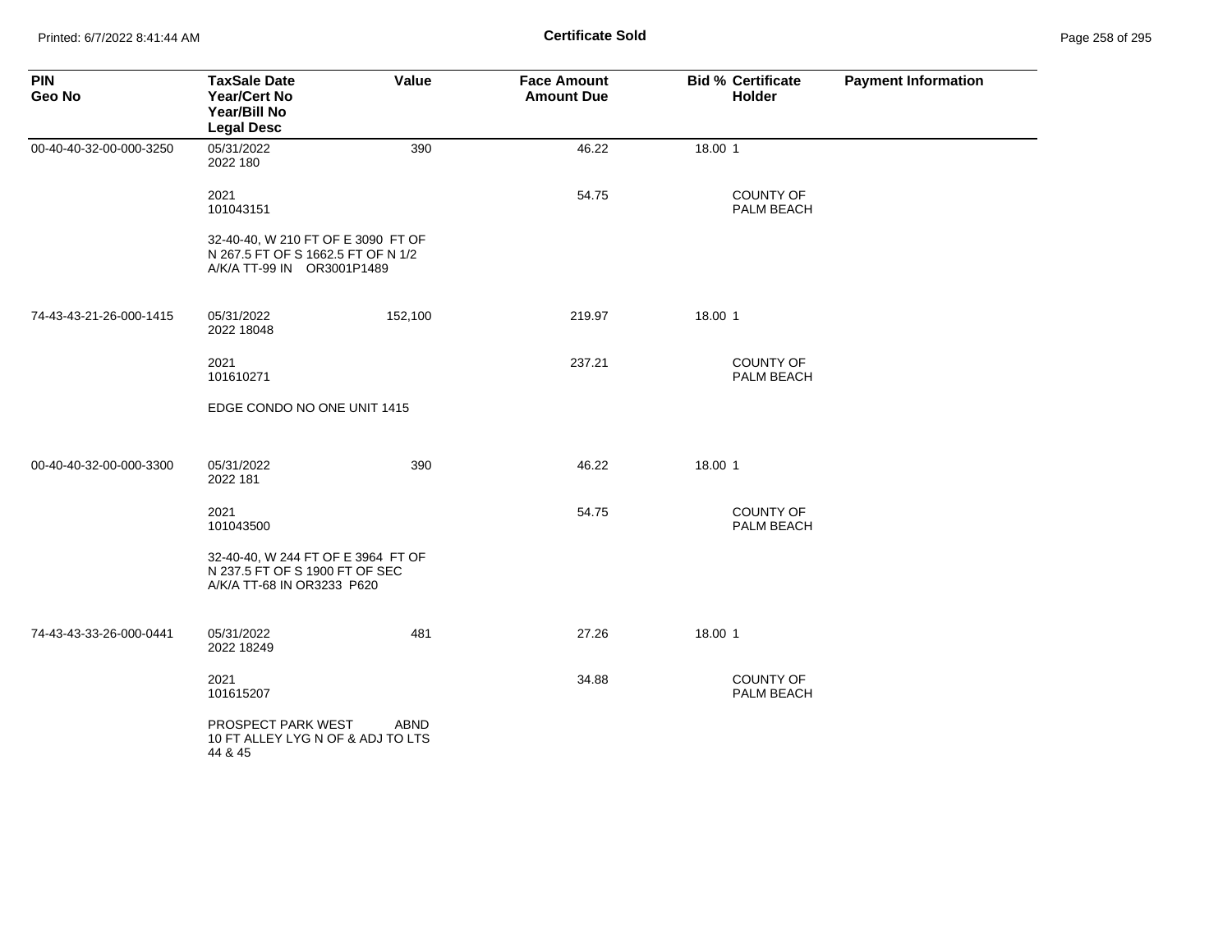**Certificate Sold**

| PIN<br>Geo No | TaxSale Date<br>Year/Cert No<br>Year/Bill No<br>Legal Desc | Value | Face Amount<br>Amount Due | Bid % | Certificate<br>Holder | Payment Information |
|---|---|---|---|---|---|---|
| 00-40-40-32-00-000-3250 | 05/31/2022<br>2022 180 | 390 | 46.22 | 18.00 | 1 | |
| | 2021<br>101043151 | | 54.75 | | COUNTY OF PALM BEACH | |
| | 32-40-40, W 210 FT OF E 3090 FT OF N 267.5 FT OF S 1662.5 FT OF N 1/2 A/K/A TT-99 IN OR3001P1489 | | | | | |
| 74-43-43-21-26-000-1415 | 05/31/2022<br>2022 18048 | 152,100 | 219.97 | 18.00 | 1 | |
| | 2021<br>101610271 | | 237.21 | | COUNTY OF PALM BEACH | |
| | EDGE CONDO NO ONE UNIT 1415 | | | | | |
| 00-40-40-32-00-000-3300 | 05/31/2022<br>2022 181 | 390 | 46.22 | 18.00 | 1 | |
| | 2021<br>101043500 | | 54.75 | | COUNTY OF PALM BEACH | |
| | 32-40-40, W 244 FT OF E 3964 FT OF N 237.5 FT OF S 1900 FT OF SEC A/K/A TT-68 IN OR3233 P620 | | | | | |
| 74-43-43-33-26-000-0441 | 05/31/2022<br>2022 18249 | 481 | 27.26 | 18.00 | 1 | |
| | 2021<br>101615207 | | 34.88 | | COUNTY OF PALM BEACH | |
| | PROSPECT PARK WEST ABND 10 FT ALLEY LYG N OF & ADJ TO LTS 44 & 45 | | | | | |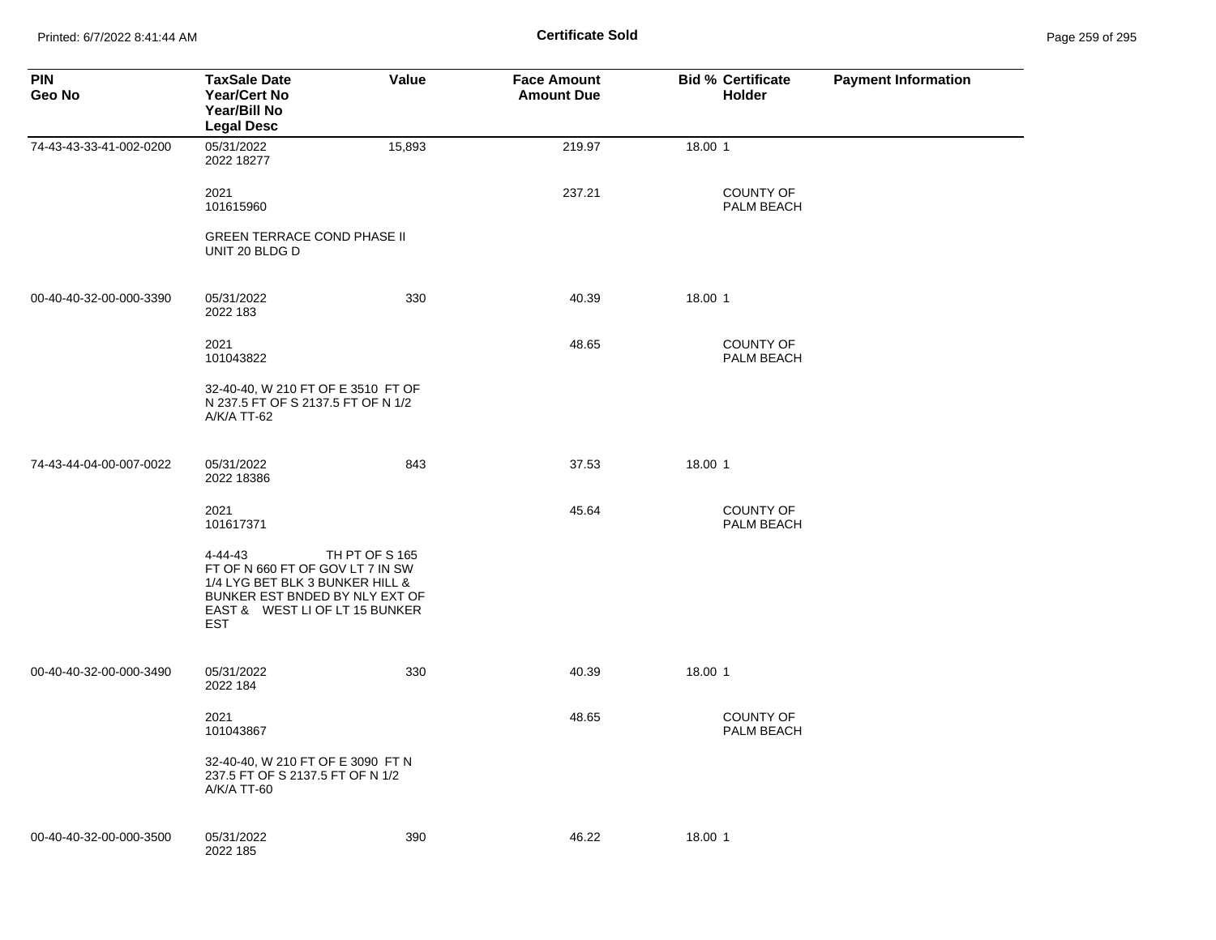**Certificate Sold**

| PIN<br>Geo No | TaxSale Date<br>Year/Cert No<br>Year/Bill No<br>Legal Desc | Value | Face Amount<br>Amount Due | Bid % | Certificate<br>Holder | Payment Information |
|---|---|---|---|---|---|---|
| 74-43-43-33-41-002-0200 | 05/31/2022<br>2022 18277 | 15,893 | 219.97 | 18.00 | 1 | |
| | 2021<br>101615960 | | 237.21 | | COUNTY OF PALM BEACH | |
| | GREEN TERRACE COND PHASE II UNIT 20 BLDG D | | | | | |
| 00-40-40-32-00-000-3390 | 05/31/2022<br>2022 183 | 330 | 40.39 | 18.00 | 1 | |
| | 2021<br>101043822 | | 48.65 | | COUNTY OF PALM BEACH | |
| | 32-40-40, W 210 FT OF E 3510 FT OF N 237.5 FT OF S 2137.5 FT OF N 1/2 A/K/A TT-62 | | | | | |
| 74-43-44-04-00-007-0022 | 05/31/2022<br>2022 18386 | 843 | 37.53 | 18.00 | 1 | |
| | 2021<br>101617371 | | 45.64 | | COUNTY OF PALM BEACH | |
| | 4-44-43 TH PT OF S 165 FT OF N 660 FT OF GOV LT 7 IN SW 1/4 LYG BET BLK 3 BUNKER HILL & BUNKER EST BNDED BY NLY EXT OF EAST & WEST LI OF LT 15 BUNKER EST | | | | | |
| 00-40-40-32-00-000-3490 | 05/31/2022<br>2022 184 | 330 | 40.39 | 18.00 | 1 | |
| | 2021<br>101043867 | | 48.65 | | COUNTY OF PALM BEACH | |
| | 32-40-40, W 210 FT OF E 3090 FT N 237.5 FT OF S 2137.5 FT OF N 1/2 A/K/A TT-60 | | | | | |
| 00-40-40-32-00-000-3500 | 05/31/2022<br>2022 185 | 390 | 46.22 | 18.00 | 1 | |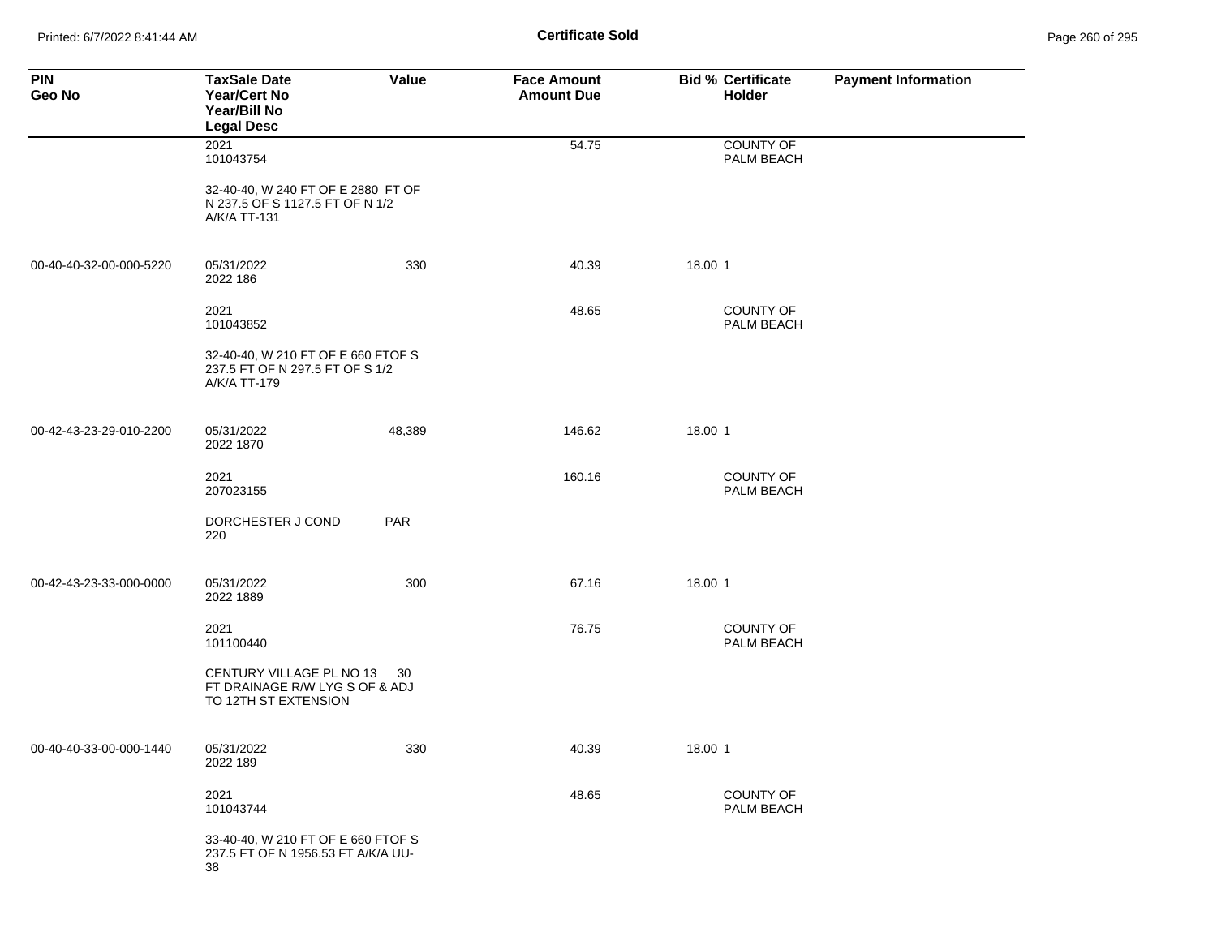**Certificate Sold**

| PIN<br>Geo No | TaxSale Date<br>Year/Cert No<br>Year/Bill No<br>Legal Desc | Value | Face Amount<br>Amount Due | Bid % | Certificate Holder | Payment Information |
|---|---|---|---|---|---|---|
| | 2021<br>101043754 | | 54.75 | | COUNTY OF PALM BEACH | |
| | 32-40-40, W 240 FT OF E 2880 FT OF N 237.5 OF S 1127.5 FT OF N 1/2 A/K/A TT-131 | | | | | |
| 00-40-40-32-00-000-5220 | 05/31/2022<br>2022 186 | 330 | 40.39 | 18.00 | 1 | |
| | 2021<br>101043852 | | 48.65 | | COUNTY OF PALM BEACH | |
| | 32-40-40, W 210 FT OF E 660 FTOF S 237.5 FT OF N 297.5 FT OF S 1/2 A/K/A TT-179 | | | | | |
| 00-42-43-23-29-010-2200 | 05/31/2022<br>2022 1870 | 48,389 | 146.62 | 18.00 | 1 | |
| | 2021<br>207023155 | | 160.16 | | COUNTY OF PALM BEACH | |
| | DORCHESTER J COND PAR 220 | | | | | |
| 00-42-43-23-33-000-0000 | 05/31/2022<br>2022 1889 | 300 | 67.16 | 18.00 | 1 | |
| | 2021<br>101100440 | | 76.75 | | COUNTY OF PALM BEACH | |
| | CENTURY VILLAGE PL NO 13 30 FT DRAINAGE R/W LYG S OF & ADJ TO 12TH ST EXTENSION | | | | | |
| 00-40-40-33-00-000-1440 | 05/31/2022<br>2022 189 | 330 | 40.39 | 18.00 | 1 | |
| | 2021<br>101043744 | | 48.65 | | COUNTY OF PALM BEACH | |
| | 33-40-40, W 210 FT OF E 660 FTOF S 237.5 FT OF N 1956.53 FT A/K/A UU-38 | | | | | |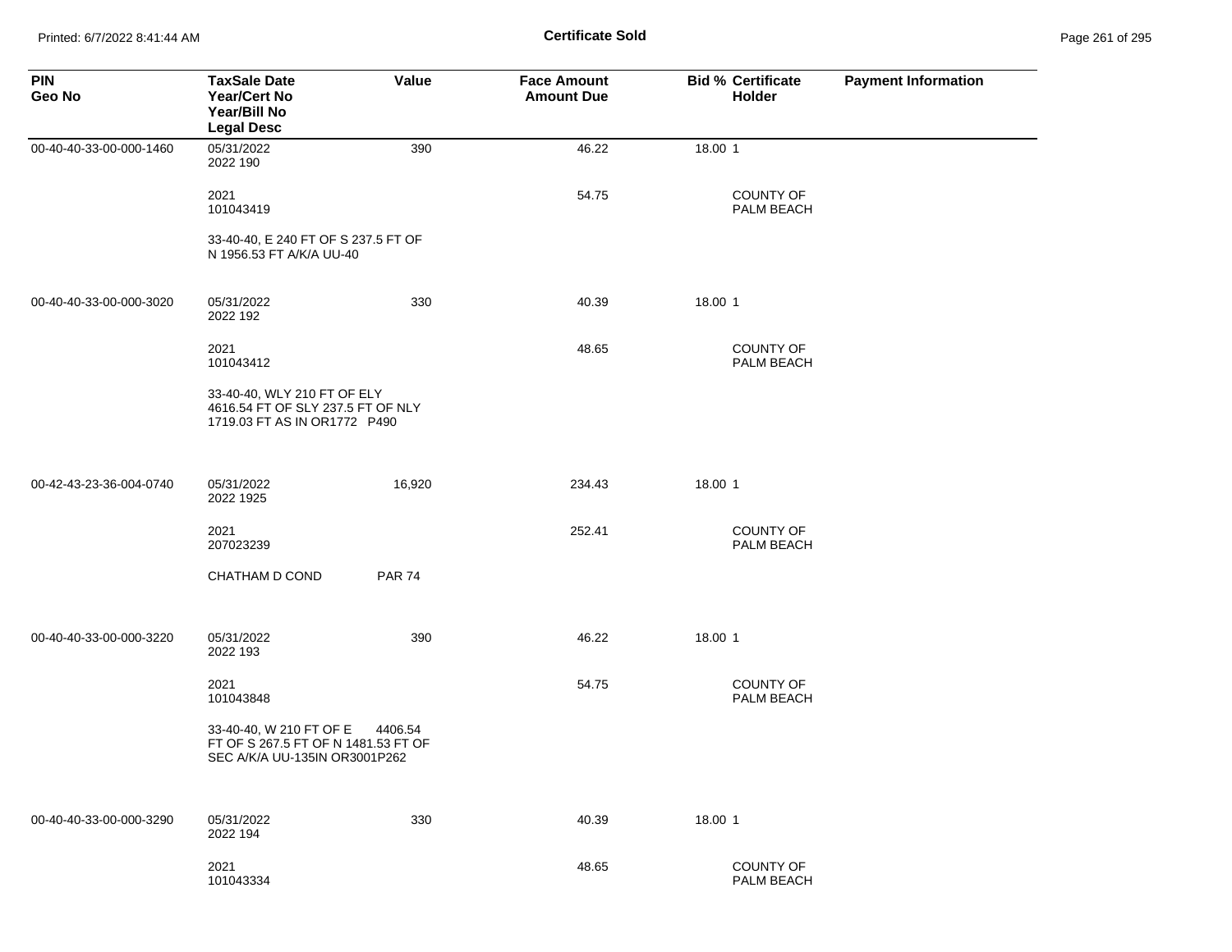## Certificate Sold

| PIN<br>Geo No | TaxSale Date<br>Year/Cert No<br>Year/Bill No<br>Legal Desc | Value | Face Amount<br>Amount Due | Bid % | Certificate Holder | Payment Information |
|---|---|---|---|---|---|---|
| 00-40-40-33-00-000-1460 | 05/31/2022<br>2022 190 | 390 | 46.22 | 18.00 | 1 | |
| | 2021<br>101043419 | | 54.75 | | COUNTY OF PALM BEACH | |
| | 33-40-40, E 240 FT OF S 237.5 FT OF N 1956.53 FT A/K/A UU-40 | | | | | |
| 00-40-40-33-00-000-3020 | 05/31/2022<br>2022 192 | 330 | 40.39 | 18.00 | 1 | |
| | 2021<br>101043412 | | 48.65 | | COUNTY OF PALM BEACH | |
| | 33-40-40, WLY 210 FT OF ELY 4616.54 FT OF SLY 237.5 FT OF NLY 1719.03 FT AS IN OR1772 P490 | | | | | |
| 00-42-43-23-36-004-0740 | 05/31/2022<br>2022 1925 | 16,920 | 234.43 | 18.00 | 1 | |
| | 2021<br>207023239 | | 252.41 | | COUNTY OF PALM BEACH | |
| | CHATHAM D COND PAR 74 | | | | | |
| 00-40-40-33-00-000-3220 | 05/31/2022<br>2022 193 | 390 | 46.22 | 18.00 | 1 | |
| | 2021<br>101043848 | | 54.75 | | COUNTY OF PALM BEACH | |
| | 33-40-40, W 210 FT OF E 4406.54 FT OF S 267.5 FT OF N 1481.53 FT OF SEC A/K/A UU-135IN OR3001P262 | | | | | |
| 00-40-40-33-00-000-3290 | 05/31/2022<br>2022 194 | 330 | 40.39 | 18.00 | 1 | |
| | 2021<br>101043334 | | 48.65 | | COUNTY OF PALM BEACH | |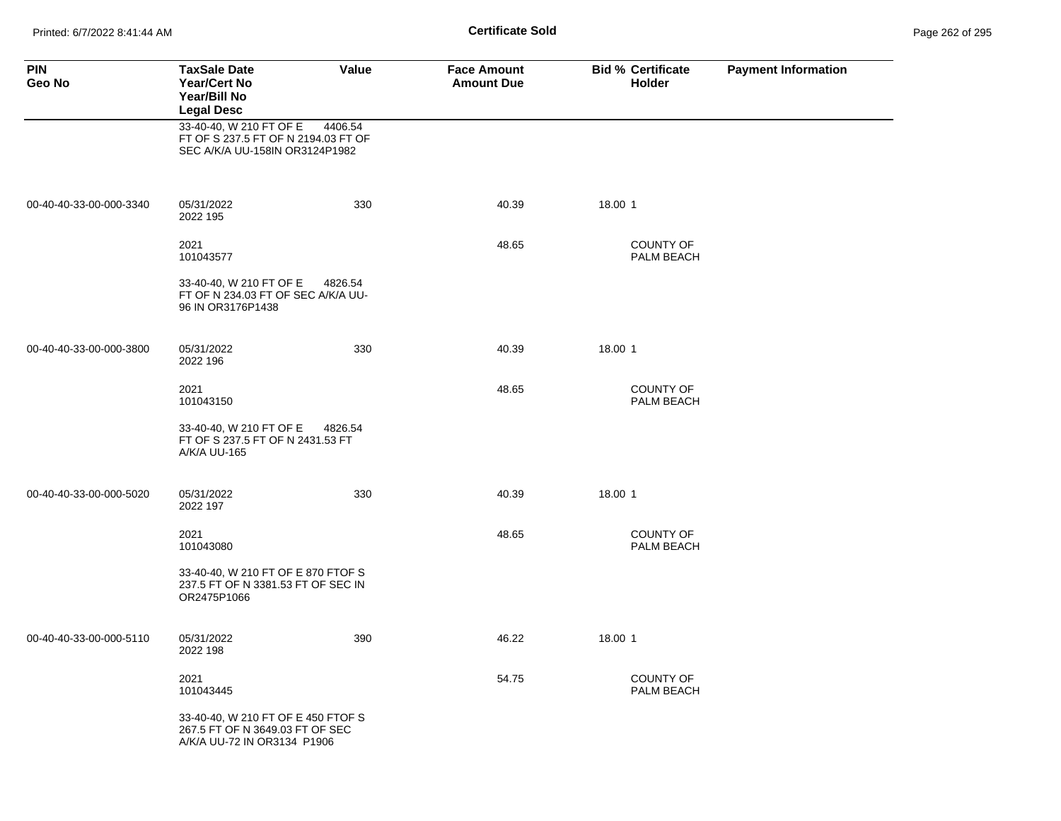# Certificate Sold

| PIN<br>Geo No | TaxSale Date<br>Year/Cert No<br>Year/Bill No<br>Legal Desc | Value | Face Amount<br>Amount Due | Bid % | Certificate Holder | Payment Information |
|---|---|---|---|---|---|---|
| | 33-40-40, W 210 FT OF E FT OF S 237.5 FT OF N 2194.03 FT OF SEC A/K/A UU-158IN OR3124P1982 | 4406.54 | | | | |
| 00-40-40-33-00-000-3340 | 05/31/2022<br>2022 195 | 330 | 40.39 | 18.00 | 1 | |
| | 2021<br>101043577 | | 48.65 | | COUNTY OF PALM BEACH | |
| | 33-40-40, W 210 FT OF E FT OF N 234.03 FT OF SEC A/K/A UU-96 IN OR3176P1438 | 4826.54 | | | | |
| 00-40-40-33-00-000-3800 | 05/31/2022<br>2022 196 | 330 | 40.39 | 18.00 | 1 | |
| | 2021<br>101043150 | | 48.65 | | COUNTY OF PALM BEACH | |
| | 33-40-40, W 210 FT OF E FT OF S 237.5 FT OF N 2431.53 FT A/K/A UU-165 | 4826.54 | | | | |
| 00-40-40-33-00-000-5020 | 05/31/2022<br>2022 197 | 330 | 40.39 | 18.00 | 1 | |
| | 2021<br>101043080 | | 48.65 | | COUNTY OF PALM BEACH | |
| | 33-40-40, W 210 FT OF E 870 FTOF S 237.5 FT OF N 3381.53 FT OF SEC IN OR2475P1066 | | | | | |
| 00-40-40-33-00-000-5110 | 05/31/2022<br>2022 198 | 390 | 46.22 | 18.00 | 1 | |
| | 2021<br>101043445 | | 54.75 | | COUNTY OF PALM BEACH | |
| | 33-40-40, W 210 FT OF E 450 FTOF S 267.5 FT OF N 3649.03 FT OF SEC A/K/A UU-72 IN OR3134 P1906 | | | | | |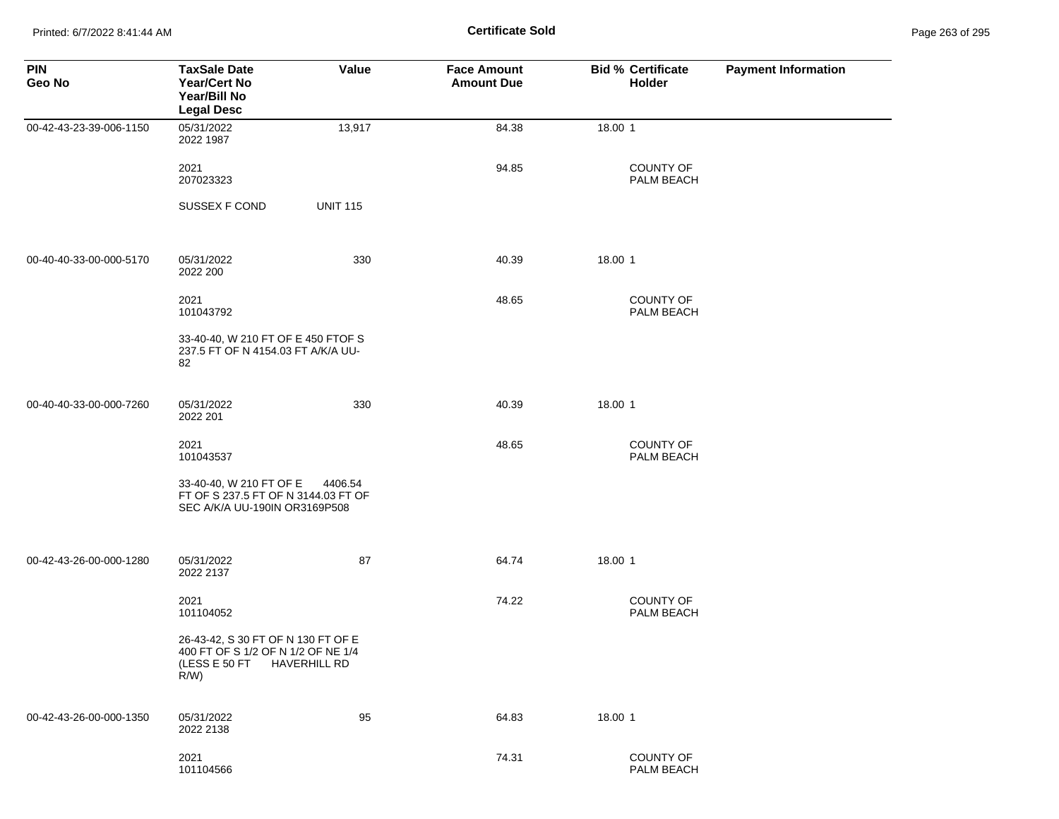**Certificate Sold**

| PIN<br>Geo No | TaxSale Date<br>Year/Cert No<br>Year/Bill No<br>Legal Desc | Value | Face Amount<br>Amount Due | Bid % | Certificate Holder | Payment Information |
|---|---|---|---|---|---|---|
| 00-42-43-23-39-006-1150 | 05/31/2022<br>2022 1987 | 13,917 | 84.38 | 18.00 | 1 | |
| | 2021<br>207023323 | | 94.85 | | COUNTY OF PALM BEACH | |
| | SUSSEX F COND | UNIT 115 | | | | |
| 00-40-40-33-00-000-5170 | 05/31/2022<br>2022 200 | 330 | 40.39 | 18.00 | 1 | |
| | 2021<br>101043792 | | 48.65 | | COUNTY OF PALM BEACH | |
| | 33-40-40, W 210 FT OF E 450 FTOF S 237.5 FT OF N 4154.03 FT A/K/A UU-82 | | | | | |
| 00-40-40-33-00-000-7260 | 05/31/2022<br>2022 201 | 330 | 40.39 | 18.00 | 1 | |
| | 2021<br>101043537 | | 48.65 | | COUNTY OF PALM BEACH | |
| | 33-40-40, W 210 FT OF E 4406.54 FT OF S 237.5 FT OF N 3144.03 FT OF SEC A/K/A UU-190IN OR3169P508 | | | | | |
| 00-42-43-26-00-000-1280 | 05/31/2022<br>2022 2137 | 87 | 64.74 | 18.00 | 1 | |
| | 2021<br>101104052 | | 74.22 | | COUNTY OF PALM BEACH | |
| | 26-43-42, S 30 FT OF N 130 FT OF E 400 FT OF S 1/2 OF N 1/2 OF NE 1/4 (LESS E 50 FT HAVERHILL RD R/W) | | | | | |
| 00-42-43-26-00-000-1350 | 05/31/2022<br>2022 2138 | 95 | 64.83 | 18.00 | 1 | |
| | 2021<br>101104566 | | 74.31 | | COUNTY OF PALM BEACH | |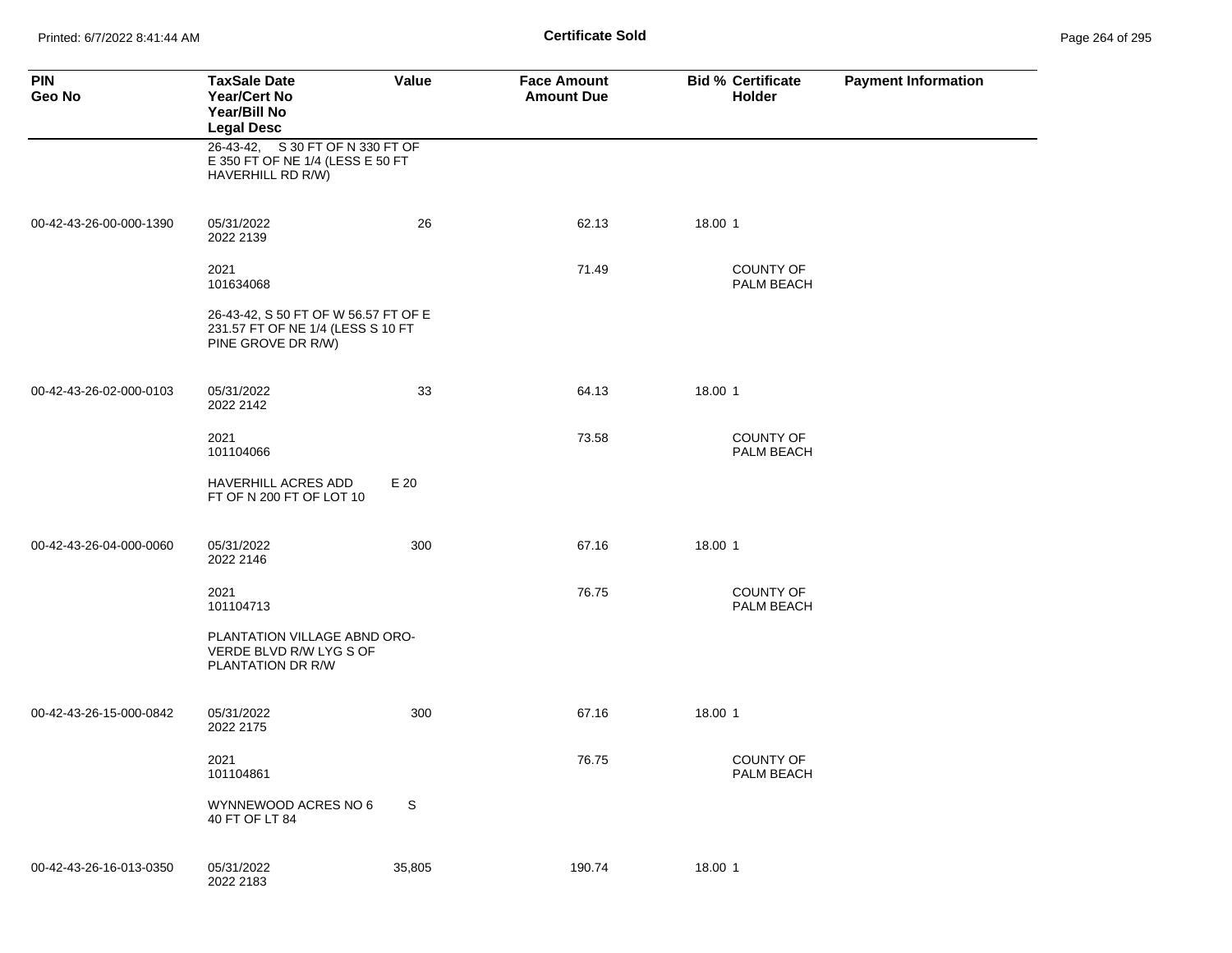**Certificate Sold**

| PIN<br>Geo No | TaxSale Date<br>Year/Cert No<br>Year/Bill No<br>Legal Desc | Value | Face Amount<br>Amount Due | Bid % | Certificate Holder | Payment Information |
|---|---|---|---|---|---|---|
| | 26-43-42, S 30 FT OF N 330 FT OF E 350 FT OF NE 1/4 (LESS E 50 FT HAVERHILL RD R/W) | | | | | |
| 00-42-43-26-00-000-1390 | 05/31/2022<br>2022 2139 | 26 | 62.13 | 18.00 | 1 | |
| | 2021<br>101634068 | | 71.49 | | COUNTY OF PALM BEACH | |
| | 26-43-42, S 50 FT OF W 56.57 FT OF E 231.57 FT OF NE 1/4 (LESS S 10 FT PINE GROVE DR R/W) | | | | | |
| 00-42-43-26-02-000-0103 | 05/31/2022<br>2022 2142 | 33 | 64.13 | 18.00 | 1 | |
| | 2021<br>101104066 | | 73.58 | | COUNTY OF PALM BEACH | |
| | HAVERHILL ACRES ADD E 20 FT OF N 200 FT OF LOT 10 | | | | | |
| 00-42-43-26-04-000-0060 | 05/31/2022<br>2022 2146 | 300 | 67.16 | 18.00 | 1 | |
| | 2021<br>101104713 | | 76.75 | | COUNTY OF PALM BEACH | |
| | PLANTATION VILLAGE ABND ORO-VERDE BLVD R/W LYG S OF PLANTATION DR R/W | | | | | |
| 00-42-43-26-15-000-0842 | 05/31/2022<br>2022 2175 | 300 | 67.16 | 18.00 | 1 | |
| | 2021<br>101104861 | | 76.75 | | COUNTY OF PALM BEACH | |
| | WYNNEWOOD ACRES NO 6 S 40 FT OF LT 84 | | | | | |
| 00-42-43-26-16-013-0350 | 05/31/2022<br>2022 2183 | 35,805 | 190.74 | 18.00 | 1 | |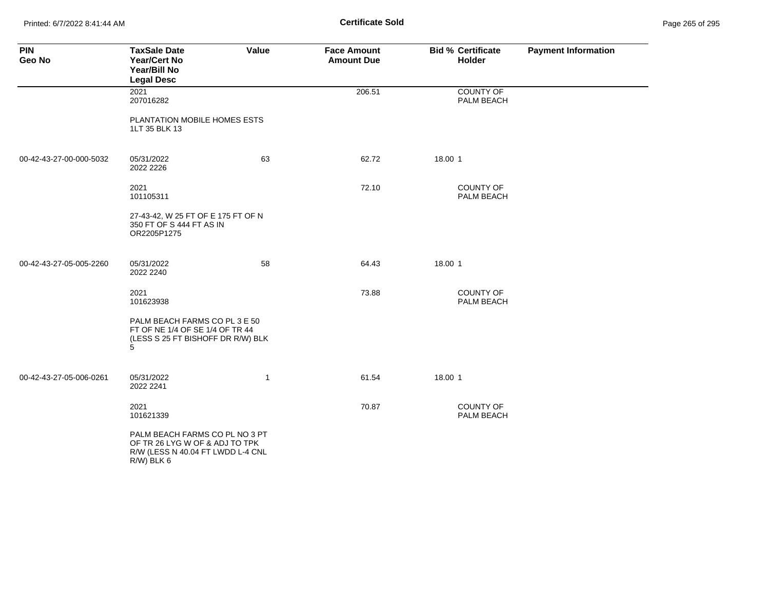**Certificate Sold**

| PIN<br>Geo No | TaxSale Date<br>Year/Cert No<br>Year/Bill No<br>Legal Desc | Value | Face Amount<br>Amount Due | Bid % | Certificate<br>Holder | Payment Information |
|---|---|---|---|---|---|---|
| | 2021<br>207016282 | | 206.51 | | COUNTY OF PALM BEACH | |
| | PLANTATION MOBILE HOMES ESTS 1LT 35 BLK 13 | | | | | |
| 00-42-43-27-00-000-5032 | 05/31/2022<br>2022 2226 | 63 | 62.72 | 18.00 | 1 | |
| | 2021<br>101105311 | | 72.10 | | COUNTY OF PALM BEACH | |
| | 27-43-42, W 25 FT OF E 175 FT OF N 350 FT OF S 444 FT AS IN OR2205P1275 | | | | | |
| 00-42-43-27-05-005-2260 | 05/31/2022<br>2022 2240 | 58 | 64.43 | 18.00 | 1 | |
| | 2021<br>101623938 | | 73.88 | | COUNTY OF PALM BEACH | |
| | PALM BEACH FARMS CO PL 3 E 50 FT OF NE 1/4 OF SE 1/4 OF TR 44 (LESS S 25 FT BISHOFF DR R/W) BLK 5 | | | | | |
| 00-42-43-27-05-006-0261 | 05/31/2022<br>2022 2241 | 1 | 61.54 | 18.00 | 1 | |
| | 2021<br>101621339 | | 70.87 | | COUNTY OF PALM BEACH | |
| | PALM BEACH FARMS CO PL NO 3 PT OF TR 26 LYG W OF & ADJ TO TPK R/W (LESS N 40.04 FT LWDD L-4 CNL R/W) BLK 6 | | | | | |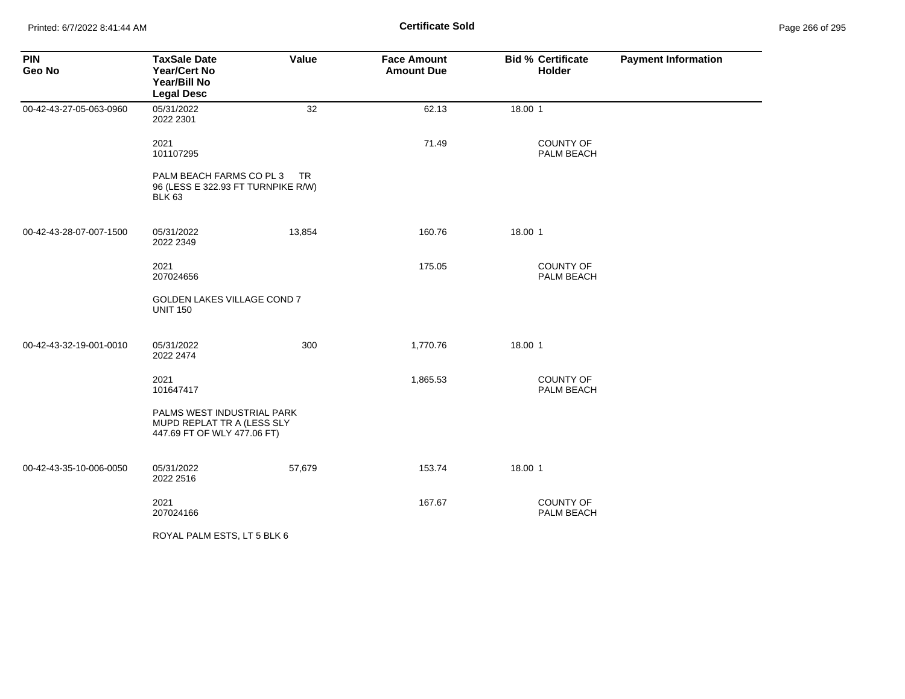# Certificate Sold

| PIN<br>Geo No | TaxSale Date<br>Year/Cert No<br>Year/Bill No<br>Legal Desc | Value | Face Amount<br>Amount Due | Bid % | Certificate Holder | Payment Information |
|---|---|---|---|---|---|---|
| 00-42-43-27-05-063-0960 | 05/31/2022<br>2022 2301 | 32 | 62.13 | 18.00 | 1 | |
| | 2021<br>101107295 | | 71.49 | | COUNTY OF PALM BEACH | |
| | PALM BEACH FARMS CO PL 3 TR 96 (LESS E 322.93 FT TURNPIKE R/W) BLK 63 | | | | | |
| 00-42-43-28-07-007-1500 | 05/31/2022<br>2022 2349 | 13,854 | 160.76 | 18.00 | 1 | |
| | 2021<br>207024656 | | 175.05 | | COUNTY OF PALM BEACH | |
| | GOLDEN LAKES VILLAGE COND 7 UNIT 150 | | | | | |
| 00-42-43-32-19-001-0010 | 05/31/2022<br>2022 2474 | 300 | 1,770.76 | 18.00 | 1 | |
| | 2021<br>101647417 | | 1,865.53 | | COUNTY OF PALM BEACH | |
| | PALMS WEST INDUSTRIAL PARK MUPD REPLAT TR A (LESS SLY 447.69 FT OF WLY 477.06 FT) | | | | | |
| 00-42-43-35-10-006-0050 | 05/31/2022<br>2022 2516 | 57,679 | 153.74 | 18.00 | 1 | |
| | 2021<br>207024166 | | 167.67 | | COUNTY OF PALM BEACH | |
| | ROYAL PALM ESTS, LT 5 BLK 6 | | | | | |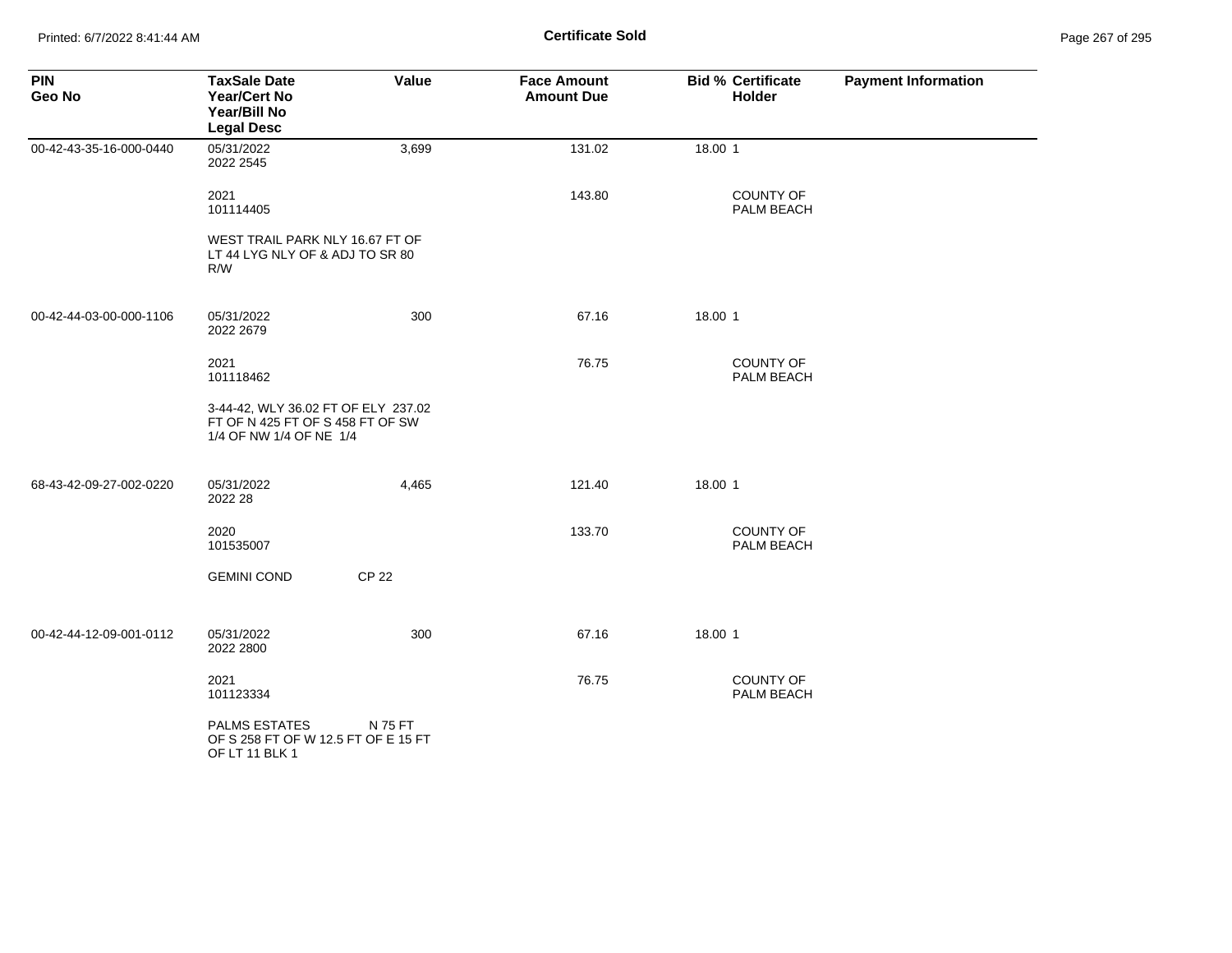**Certificate Sold**

| PIN<br>Geo No | TaxSale Date<br>Year/Cert No<br>Year/Bill No<br>Legal Desc | Value | Face Amount<br>Amount Due | Bid % | Certificate Holder | Payment Information |
|---|---|---|---|---|---|---|
| 00-42-43-35-16-000-0440 | 05/31/2022<br>2022 2545<br><br>2021<br>101114405<br><br>WEST TRAIL PARK NLY 16.67 FT OF LT 44 LYG NLY OF & ADJ TO SR 80 R/W | 3,699 | 131.02<br><br>143.80 | 18.00 | 1<br><br>COUNTY OF PALM BEACH | |
| 00-42-44-03-00-000-1106 | 05/31/2022<br>2022 2679<br><br>2021<br>101118462<br><br>3-44-42, WLY 36.02 FT OF ELY 237.02 FT OF N 425 FT OF S 458 FT OF SW 1/4 OF NW 1/4 OF NE 1/4 | 300 | 67.16<br><br>76.75 | 18.00 | 1<br><br>COUNTY OF PALM BEACH | |
| 68-43-42-09-27-002-0220 | 05/31/2022<br>2022 28<br><br>2020<br>101535007<br><br>GEMINI COND CP 22 | 4,465 | 121.40<br><br>133.70 | 18.00 | 1<br><br>COUNTY OF PALM BEACH | |
| 00-42-44-12-09-001-0112 | 05/31/2022<br>2022 2800<br><br>2021<br>101123334<br><br>PALMS ESTATES N 75 FT OF S 258 FT OF W 12.5 FT OF E 15 FT OF LT 11 BLK 1 | 300 | 67.16<br><br>76.75 | 18.00 | 1<br><br>COUNTY OF PALM BEACH | |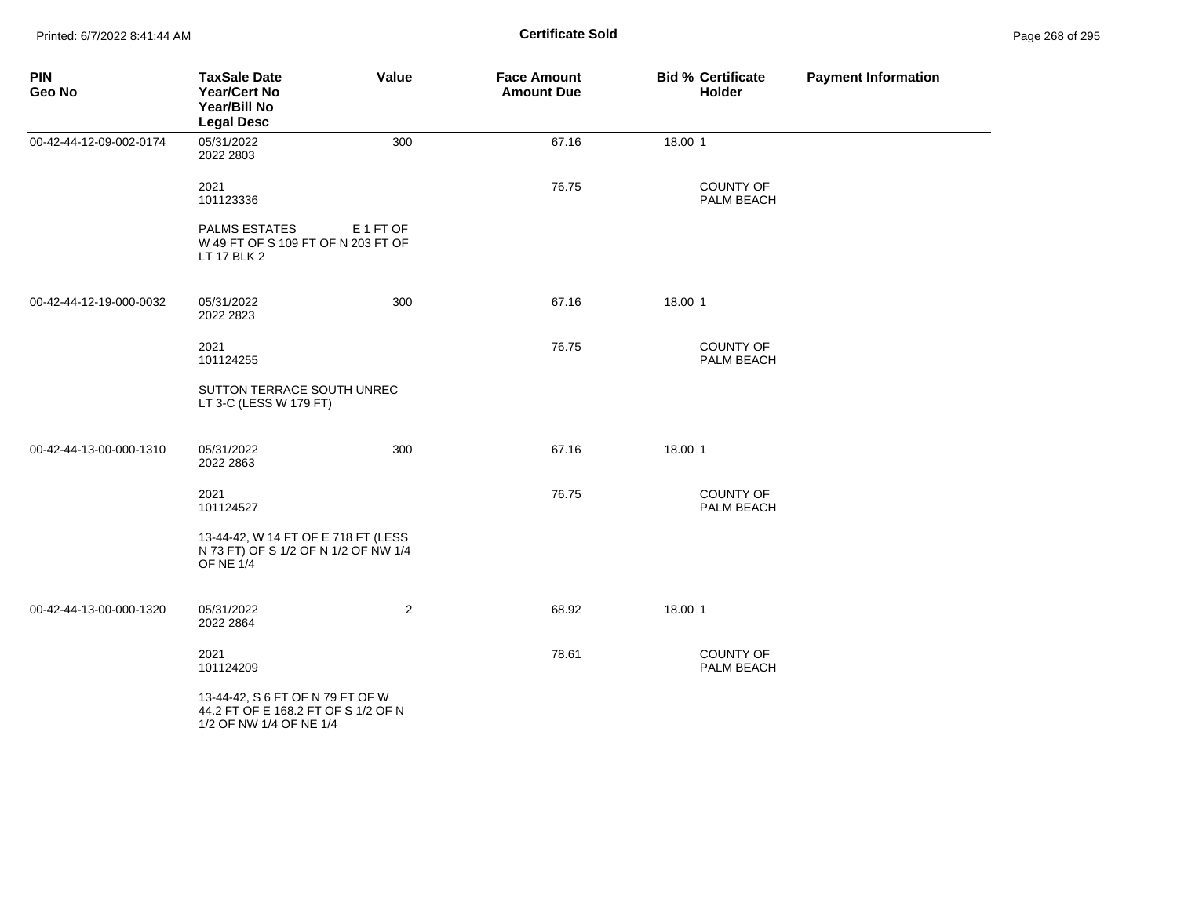**Certificate Sold**

| PIN<br>Geo No | TaxSale Date<br>Year/Cert No<br>Year/Bill No<br>Legal Desc | Value | Face Amount<br>Amount Due | Bid % | Certificate<br>Holder | Payment Information |
|---|---|---|---|---|---|---|
| 00-42-44-12-09-002-0174 | 05/31/2022<br>2022 2803 | 300 | 67.16 | 18.00 | 1 | |
| | 2021<br>101123336 | | 76.75 | | COUNTY OF PALM BEACH | |
| | PALMS ESTATES E 1 FT OF W 49 FT OF S 109 FT OF N 203 FT OF LT 17 BLK 2 | | | | | |
| 00-42-44-12-19-000-0032 | 05/31/2022<br>2022 2823 | 300 | 67.16 | 18.00 | 1 | |
| | 2021<br>101124255 | | 76.75 | | COUNTY OF PALM BEACH | |
| | SUTTON TERRACE SOUTH UNREC LT 3-C (LESS W 179 FT) | | | | | |
| 00-42-44-13-00-000-1310 | 05/31/2022<br>2022 2863 | 300 | 67.16 | 18.00 | 1 | |
| | 2021<br>101124527 | | 76.75 | | COUNTY OF PALM BEACH | |
| | 13-44-42, W 14 FT OF E 718 FT (LESS N 73 FT) OF S 1/2 OF N 1/2 OF NW 1/4 OF NE 1/4 | | | | | |
| 00-42-44-13-00-000-1320 | 05/31/2022<br>2022 2864 | 2 | 68.92 | 18.00 | 1 | |
| | 2021<br>101124209 | | 78.61 | | COUNTY OF PALM BEACH | |
| | 13-44-42, S 6 FT OF N 79 FT OF W 44.2 FT OF E 168.2 FT OF S 1/2 OF N 1/2 OF NW 1/4 OF NE 1/4 | | | | | |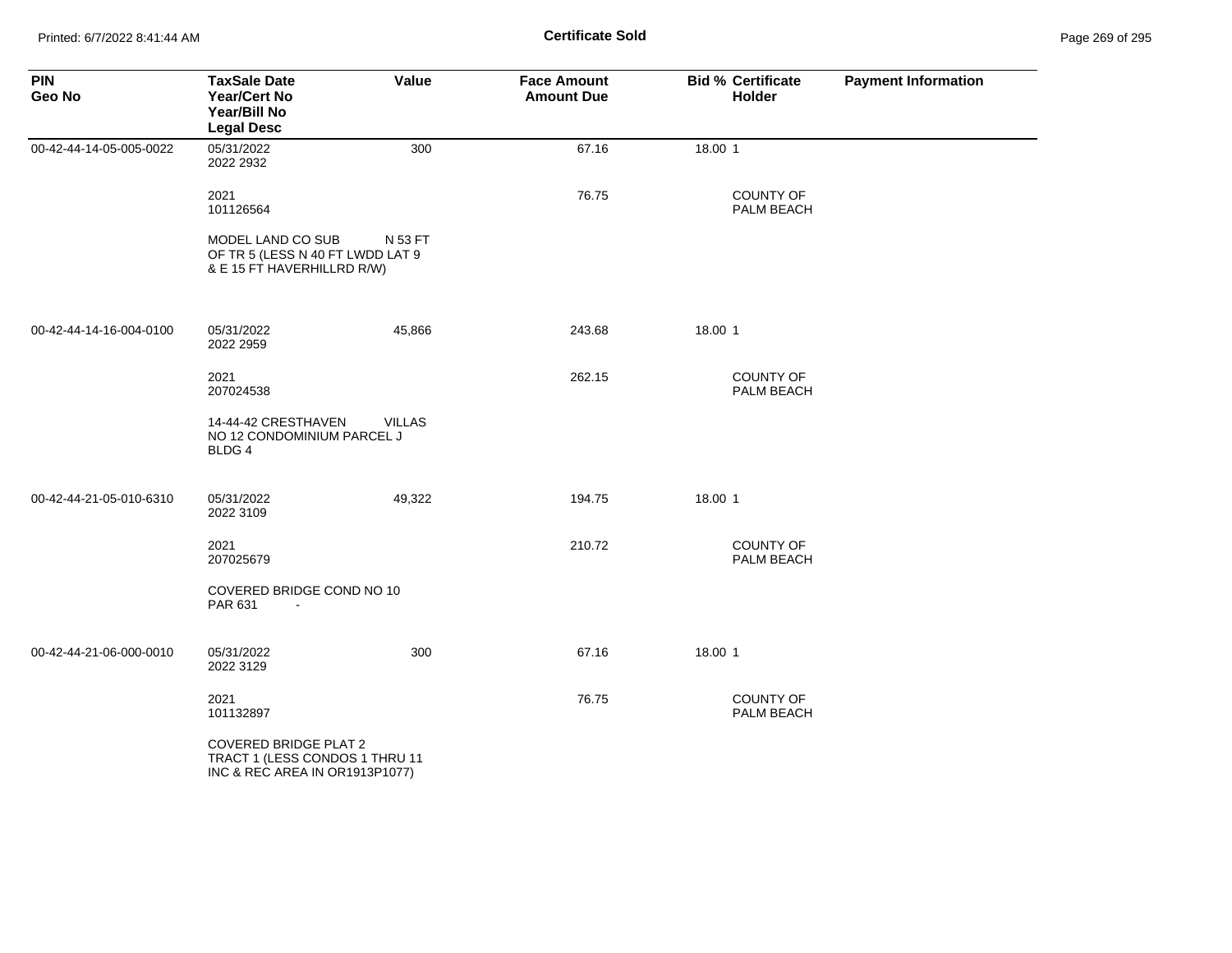# Certificate Sold

| PIN<br>Geo No | TaxSale Date<br>Year/Cert No<br>Year/Bill No<br>Legal Desc | Value | Face Amount<br>Amount Due | Bid % | Certificate Holder | Payment Information |
|---|---|---|---|---|---|---|
| 00-42-44-14-05-005-0022 | 05/31/2022<br>2022 2932 | 300 | 67.16 | 18.00 | 1 | |
| | 2021<br>101126564 | | 76.75 | | COUNTY OF PALM BEACH | |
| | MODEL LAND CO SUB N 53 FT OF TR 5 (LESS N 40 FT LWDD LAT 9 & E 15 FT HAVERHILLRD R/W) | | | | | |
| 00-42-44-14-16-004-0100 | 05/31/2022<br>2022 2959 | 45,866 | 243.68 | 18.00 | 1 | |
| | 2021<br>207024538 | | 262.15 | | COUNTY OF PALM BEACH | |
| | 14-44-42 CRESTHAVEN VILLAS NO 12 CONDOMINIUM PARCEL J BLDG 4 | | | | | |
| 00-42-44-21-05-010-6310 | 05/31/2022<br>2022 3109 | 49,322 | 194.75 | 18.00 | 1 | |
| | 2021<br>207025679 | | 210.72 | | COUNTY OF PALM BEACH | |
| | COVERED BRIDGE COND NO 10 PAR 631 - | | | | | |
| 00-42-44-21-06-000-0010 | 05/31/2022<br>2022 3129 | 300 | 67.16 | 18.00 | 1 | |
| | 2021<br>101132897 | | 76.75 | | COUNTY OF PALM BEACH | |
| | COVERED BRIDGE PLAT 2 TRACT 1 (LESS CONDOS 1 THRU 11 INC & REC AREA IN OR1913P1077) | | | | | |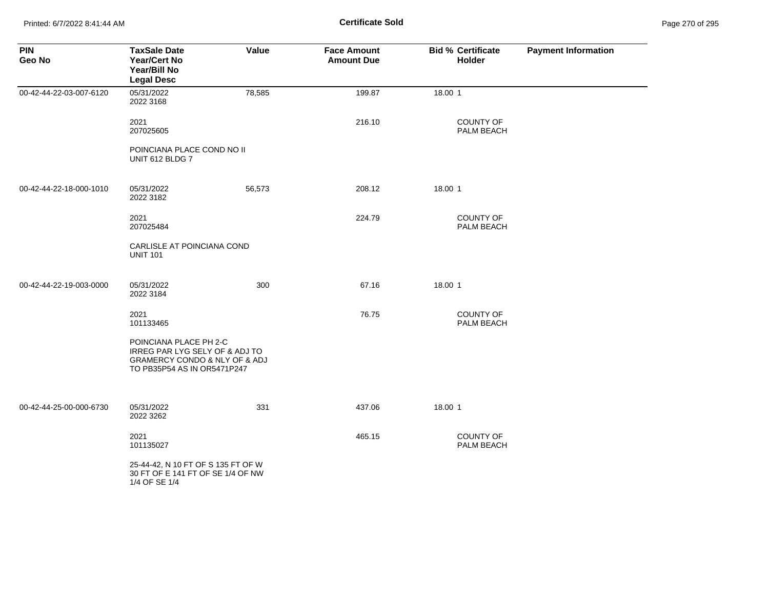# Certificate Sold

| PIN<br>Geo No | TaxSale Date<br>Year/Cert No<br>Year/Bill No<br>Legal Desc | Value | Face Amount<br>Amount Due | Bid % | Certificate<br>Holder | Payment Information |
|---|---|---|---|---|---|---|
| 00-42-44-22-03-007-6120 | 05/31/2022<br>2022 3168 | 78,585 | 199.87 | 18.00 | 1 | |
| | 2021<br>207025605 | | 216.10 | | COUNTY OF PALM BEACH | |
| | POINCIANA PLACE COND NO II<br>UNIT 612 BLDG 7 | | | | | |
| 00-42-44-22-18-000-1010 | 05/31/2022<br>2022 3182 | 56,573 | 208.12 | 18.00 | 1 | |
| | 2021<br>207025484 | | 224.79 | | COUNTY OF PALM BEACH | |
| | CARLISLE AT POINCIANA COND<br>UNIT 101 | | | | | |
| 00-42-44-22-19-003-0000 | 05/31/2022<br>2022 3184 | 300 | 67.16 | 18.00 | 1 | |
| | 2021<br>101133465 | | 76.75 | | COUNTY OF PALM BEACH | |
| | POINCIANA PLACE PH 2-C<br>IRREG PAR LYG SELY OF & ADJ TO GRAMERCY CONDO & NLY OF & ADJ TO PB35P54 AS IN OR5471P247 | | | | | |
| 00-42-44-25-00-000-6730 | 05/31/2022<br>2022 3262 | 331 | 437.06 | 18.00 | 1 | |
| | 2021<br>101135027 | | 465.15 | | COUNTY OF PALM BEACH | |
| | 25-44-42, N 10 FT OF S 135 FT OF W 30 FT OF E 141 FT OF SE 1/4 OF NW 1/4 OF SE 1/4 | | | | | |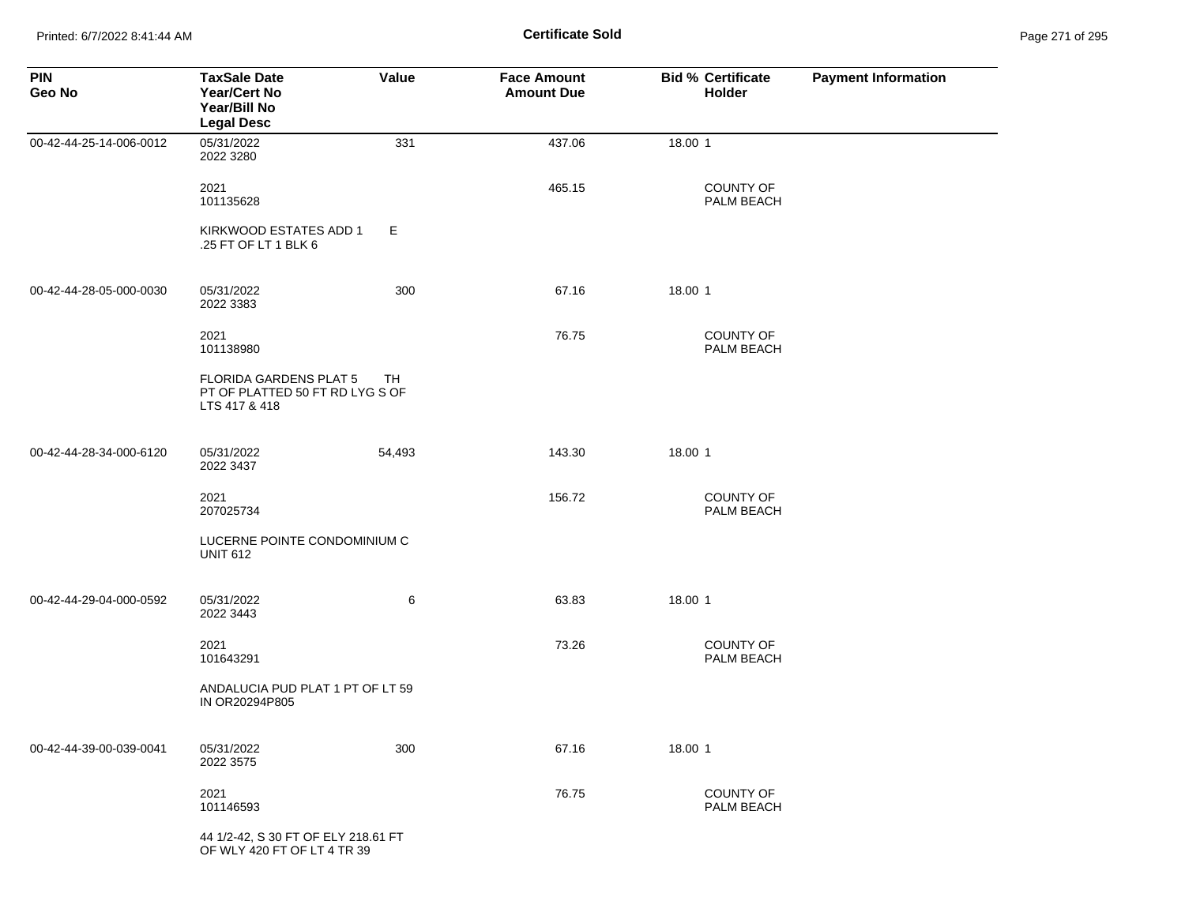**Certificate Sold**

Printed: 6/7/2022 8:41:44 AM

| PIN<br>Geo No | TaxSale Date<br>Year/Cert No<br>Year/Bill No<br>Legal Desc | Value | Face Amount<br>Amount Due | Bid % Certificate<br>Holder | Payment Information |
|---|---|---|---|---|---|
| 00-42-44-25-14-006-0012 | 05/31/2022<br>2022 3280 | 331 | 437.06 | 18.00 1 | |
| | 2021<br>101135628 | | 465.15 | COUNTY OF PALM BEACH | |
| | KIRKWOOD ESTATES ADD 1 E .25 FT OF LT 1 BLK 6 | | | | |
| 00-42-44-28-05-000-0030 | 05/31/2022<br>2022 3383 | 300 | 67.16 | 18.00 1 | |
| | 2021<br>101138980 | | 76.75 | COUNTY OF PALM BEACH | |
| | FLORIDA GARDENS PLAT 5 TH PT OF PLATTED 50 FT RD LYG S OF LTS 417 & 418 | | | | |
| 00-42-44-28-34-000-6120 | 05/31/2022<br>2022 3437 | 54,493 | 143.30 | 18.00 1 | |
| | 2021<br>207025734 | | 156.72 | COUNTY OF PALM BEACH | |
| | LUCERNE POINTE CONDOMINIUM C UNIT 612 | | | | |
| 00-42-44-29-04-000-0592 | 05/31/2022<br>2022 3443 | 6 | 63.83 | 18.00 1 | |
| | 2021<br>101643291 | | 73.26 | COUNTY OF PALM BEACH | |
| | ANDALUCIA PUD PLAT 1 PT OF LT 59 IN OR20294P805 | | | | |
| 00-42-44-39-00-039-0041 | 05/31/2022<br>2022 3575 | 300 | 67.16 | 18.00 1 | |
| | 2021<br>101146593 | | 76.75 | COUNTY OF PALM BEACH | |
| | 44 1/2-42, S 30 FT OF ELY 218.61 FT OF WLY 420 FT OF LT 4 TR 39 | | | | |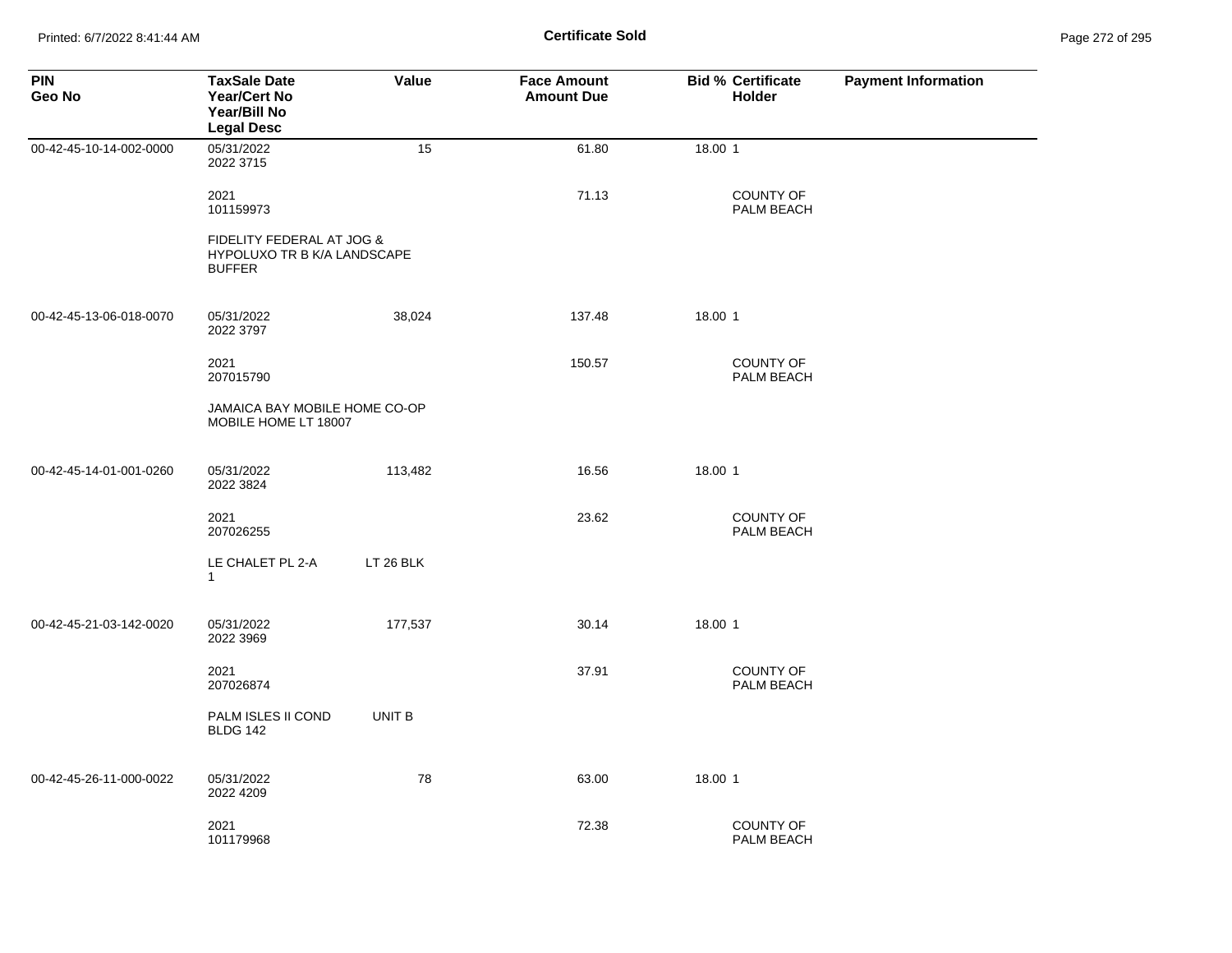**Certificate Sold**

| PIN<br>Geo No | TaxSale Date<br>Year/Cert No<br>Year/Bill No<br>Legal Desc | Value | Face Amount<br>Amount Due | Bid % | Certificate Holder | Payment Information |
|---|---|---|---|---|---|---|
| 00-42-45-10-14-002-0000 | 05/31/2022<br>2022 3715 | 15 | 61.80 | 18.00 | 1 | |
| | 2021<br>101159973 | | 71.13 | | COUNTY OF PALM BEACH | |
| | FIDELITY FEDERAL AT JOG & HYPOLUXO TR B K/A LANDSCAPE BUFFER | | | | | |
| 00-42-45-13-06-018-0070 | 05/31/2022<br>2022 3797 | 38,024 | 137.48 | 18.00 | 1 | |
| | 2021<br>207015790 | | 150.57 | | COUNTY OF PALM BEACH | |
| | JAMAICA BAY MOBILE HOME CO-OP MOBILE HOME LT 18007 | | | | | |
| 00-42-45-14-01-001-0260 | 05/31/2022<br>2022 3824 | 113,482 | 16.56 | 18.00 | 1 | |
| | 2021<br>207026255 | | 23.62 | | COUNTY OF PALM BEACH | |
| | LE CHALET PL 2-A LT 26 BLK 1 | | | | | |
| 00-42-45-21-03-142-0020 | 05/31/2022<br>2022 3969 | 177,537 | 30.14 | 18.00 | 1 | |
| | 2021<br>207026874 | | 37.91 | | COUNTY OF PALM BEACH | |
| | PALM ISLES II COND UNIT B BLDG 142 | | | | | |
| 00-42-45-26-11-000-0022 | 05/31/2022<br>2022 4209 | 78 | 63.00 | 18.00 | 1 | |
| | 2021<br>101179968 | | 72.38 | | COUNTY OF PALM BEACH | |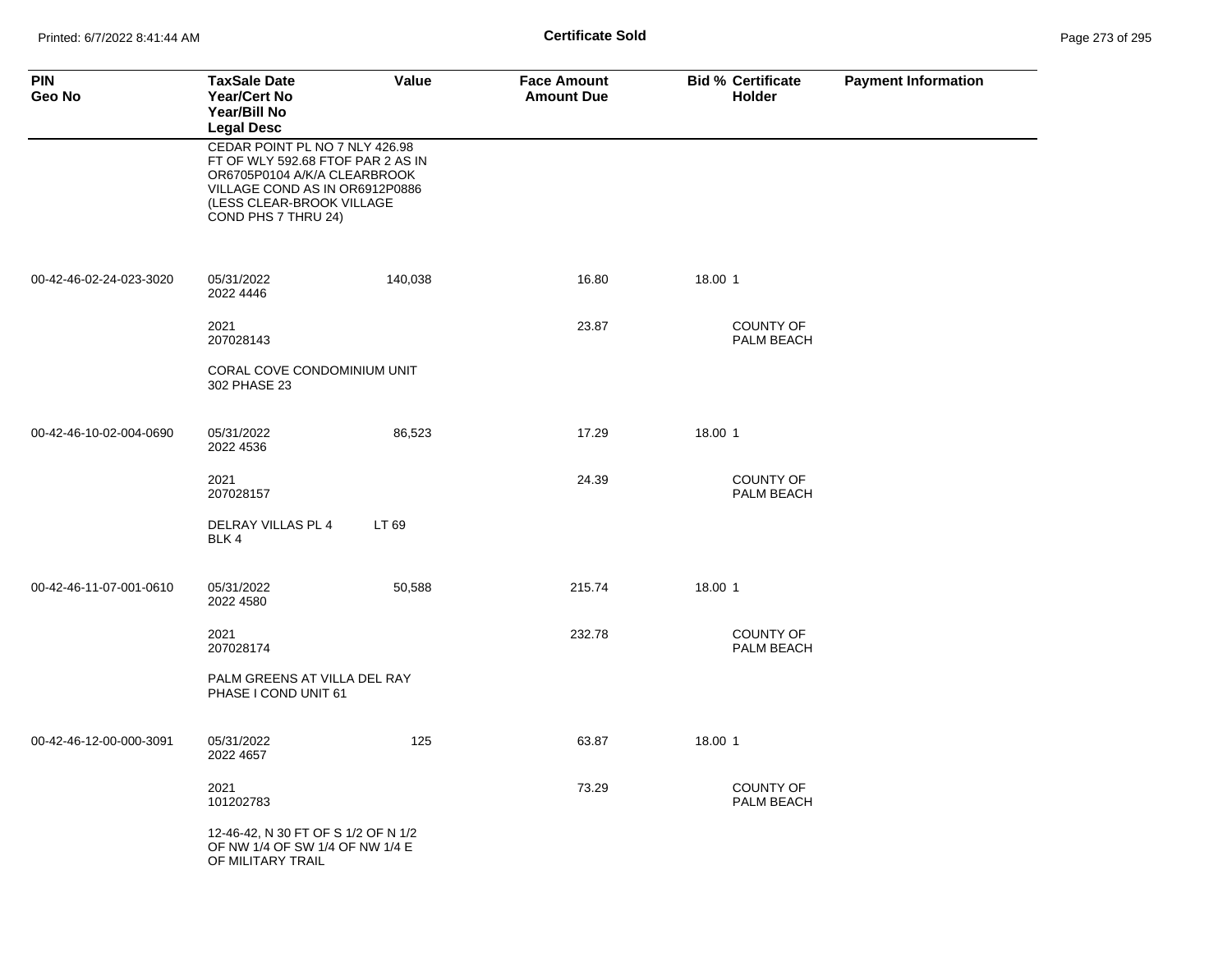**Certificate Sold**

| PIN<br>Geo No | TaxSale Date<br>Year/Cert No<br>Year/Bill No<br>Legal Desc | Value | Face Amount<br>Amount Due | Bid % | Certificate<br>Holder | Payment Information |
|---|---|---|---|---|---|---|
| | CEDAR POINT PL NO 7 NLY 426.98 FT OF WLY 592.68 FTOF PAR 2 AS IN OR6705P0104 A/K/A CLEARBROOK VILLAGE COND AS IN OR6912P0886 (LESS CLEAR-BROOK VILLAGE COND PHS 7 THRU 24) | | | | | |
| 00-42-46-02-24-023-3020 | 05/31/2022<br>2022 4446 | 140,038 | 16.80 | 18.00 | 1 | |
| | 2021<br>207028143 | | 23.87 | | COUNTY OF PALM BEACH | |
| | CORAL COVE CONDOMINIUM UNIT 302 PHASE 23 | | | | | |
| 00-42-46-10-02-004-0690 | 05/31/2022<br>2022 4536 | 86,523 | 17.29 | 18.00 | 1 | |
| | 2021<br>207028157 | | 24.39 | | COUNTY OF PALM BEACH | |
| | DELRAY VILLAS PL 4 LT 69 BLK 4 | | | | | |
| 00-42-46-11-07-001-0610 | 05/31/2022<br>2022 4580 | 50,588 | 215.74 | 18.00 | 1 | |
| | 2021<br>207028174 | | 232.78 | | COUNTY OF PALM BEACH | |
| | PALM GREENS AT VILLA DEL RAY PHASE I COND UNIT 61 | | | | | |
| 00-42-46-12-00-000-3091 | 05/31/2022<br>2022 4657 | 125 | 63.87 | 18.00 | 1 | |
| | 2021<br>101202783 | | 73.29 | | COUNTY OF PALM BEACH | |
| | 12-46-42, N 30 FT OF S 1/2 OF N 1/2 OF NW 1/4 OF SW 1/4 OF NW 1/4 E OF MILITARY TRAIL | | | | | |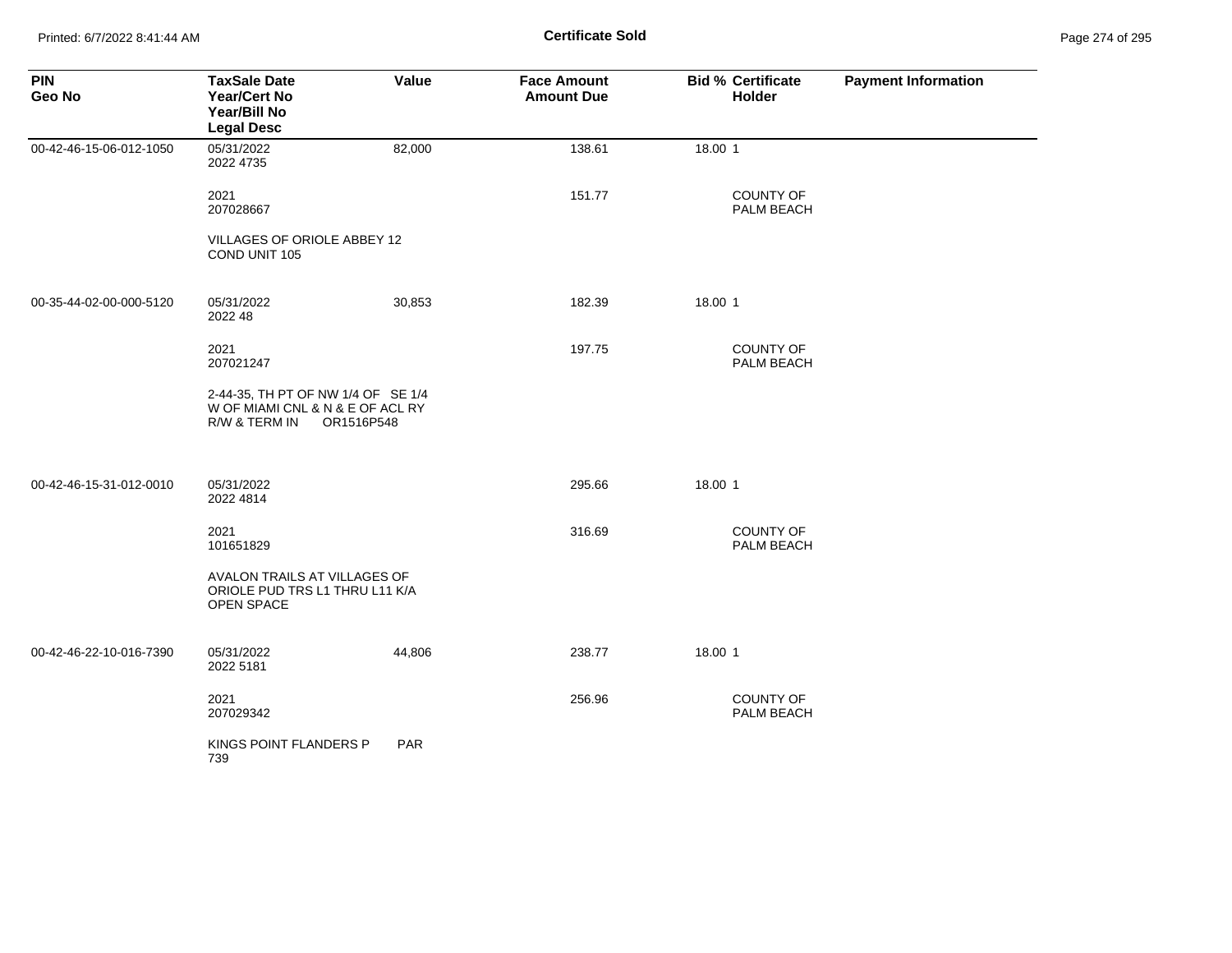# Certificate Sold

| PIN<br>Geo No | TaxSale Date<br>Year/Cert No<br>Year/Bill No<br>Legal Desc | Value | Face Amount<br>Amount Due | Bid % | Certificate Holder | Payment Information |
|---|---|---|---|---|---|---|
| 00-42-46-15-06-012-1050 | 05/31/2022<br>2022 4735 | 82,000 | 138.61 | 18.00 | 1 | |
| | 2021<br>207028667 | | 151.77 | | COUNTY OF PALM BEACH | |
| | VILLAGES OF ORIOLE ABBEY 12 COND UNIT 105 | | | | | |
| 00-35-44-02-00-000-5120 | 05/31/2022<br>2022 48 | 30,853 | 182.39 | 18.00 | 1 | |
| | 2021<br>207021247 | | 197.75 | | COUNTY OF PALM BEACH | |
| | 2-44-35, TH PT OF NW 1/4 OF SE 1/4 W OF MIAMI CNL & N & E OF ACL RY R/W & TERM IN OR1516P548 | | | | | |
| 00-42-46-15-31-012-0010 | 05/31/2022<br>2022 4814 | | 295.66 | 18.00 | 1 | |
| | 2021<br>101651829 | | 316.69 | | COUNTY OF PALM BEACH | |
| | AVALON TRAILS AT VILLAGES OF ORIOLE PUD TRS L1 THRU L11 K/A OPEN SPACE | | | | | |
| 00-42-46-22-10-016-7390 | 05/31/2022<br>2022 5181 | 44,806 | 238.77 | 18.00 | 1 | |
| | 2021<br>207029342 | | 256.96 | | COUNTY OF PALM BEACH | |
| | KINGS POINT FLANDERS P PAR 739 | | | | | |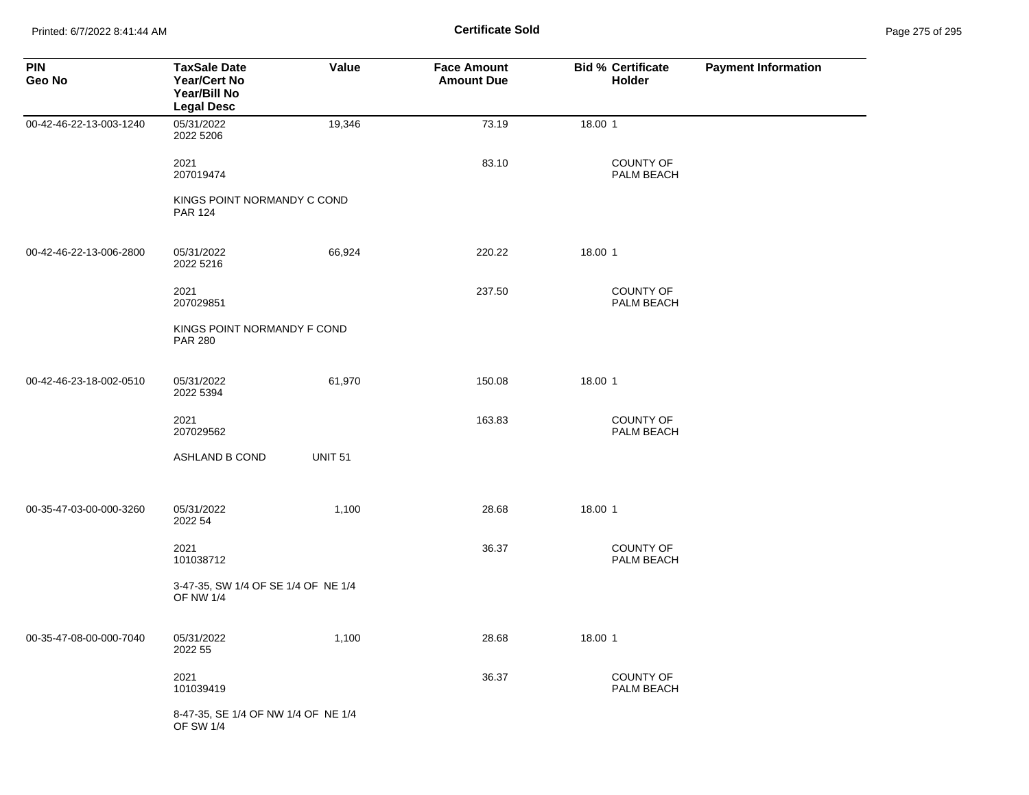# Certificate Sold

| PIN<br>Geo No | TaxSale Date<br>Year/Cert No<br>Year/Bill No<br>Legal Desc | Value | Face Amount<br>Amount Due | Bid % | Certificate Holder | Payment Information |
|---|---|---|---|---|---|---|
| 00-42-46-22-13-003-1240 | 05/31/2022<br>2022 5206 | 19,346 | 73.19 | 18.00 | 1 | |
| | 2021<br>207019474 | | 83.10 | | COUNTY OF PALM BEACH | |
| | KINGS POINT NORMANDY C COND<br>PAR 124 | | | | | |
| 00-42-46-22-13-006-2800 | 05/31/2022<br>2022 5216 | 66,924 | 220.22 | 18.00 | 1 | |
| | 2021<br>207029851 | | 237.50 | | COUNTY OF PALM BEACH | |
| | KINGS POINT NORMANDY F COND<br>PAR 280 | | | | | |
| 00-42-46-23-18-002-0510 | 05/31/2022<br>2022 5394 | 61,970 | 150.08 | 18.00 | 1 | |
| | 2021<br>207029562 | | 163.83 | | COUNTY OF PALM BEACH | |
| | ASHLAND B COND UNIT 51 | | | | | |
| 00-35-47-03-00-000-3260 | 05/31/2022<br>2022 54 | 1,100 | 28.68 | 18.00 | 1 | |
| | 2021<br>101038712 | | 36.37 | | COUNTY OF PALM BEACH | |
| | 3-47-35, SW 1/4 OF SE 1/4 OF NE 1/4 OF NW 1/4 | | | | | |
| 00-35-47-08-00-000-7040 | 05/31/2022<br>2022 55 | 1,100 | 28.68 | 18.00 | 1 | |
| | 2021<br>101039419 | | 36.37 | | COUNTY OF PALM BEACH | |
| | 8-47-35, SE 1/4 OF NW 1/4 OF NE 1/4 OF SW 1/4 | | | | | |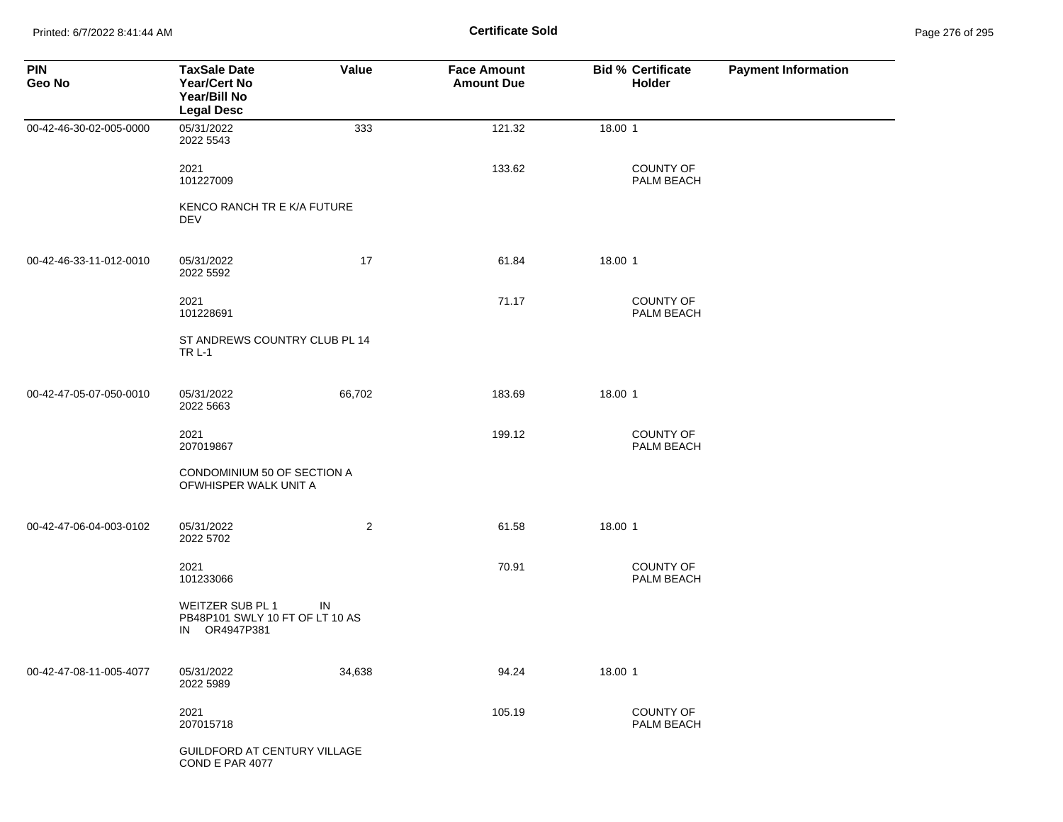**Certificate Sold**

| PIN<br>Geo No | TaxSale Date<br>Year/Cert No<br>Year/Bill No<br>Legal Desc | Value | Face Amount<br>Amount Due | Bid % | Certificate Holder | Payment Information |
|---|---|---|---|---|---|---|
| 00-42-46-30-02-005-0000 | 05/31/2022<br>2022 5543 | 333 | 121.32 | 18.00 | 1 | |
| | 2021<br>101227009 | | 133.62 | | COUNTY OF PALM BEACH | |
| | KENCO RANCH TR E K/A FUTURE DEV | | | | | |
| 00-42-46-33-11-012-0010 | 05/31/2022<br>2022 5592 | 17 | 61.84 | 18.00 | 1 | |
| | 2021<br>101228691 | | 71.17 | | COUNTY OF PALM BEACH | |
| | ST ANDREWS COUNTRY CLUB PL 14 TR L-1 | | | | | |
| 00-42-47-05-07-050-0010 | 05/31/2022<br>2022 5663 | 66,702 | 183.69 | 18.00 | 1 | |
| | 2021<br>207019867 | | 199.12 | | COUNTY OF PALM BEACH | |
| | CONDOMINIUM 50 OF SECTION A OFWHISPER WALK UNIT A | | | | | |
| 00-42-47-06-04-003-0102 | 05/31/2022<br>2022 5702 | 2 | 61.58 | 18.00 | 1 | |
| | 2021<br>101233066 | | 70.91 | | COUNTY OF PALM BEACH | |
| | WEITZER SUB PL 1 IN PB48P101 SWLY 10 FT OF LT 10 AS IN OR4947P381 | | | | | |
| 00-42-47-08-11-005-4077 | 05/31/2022<br>2022 5989 | 34,638 | 94.24 | 18.00 | 1 | |
| | 2021<br>207015718 | | 105.19 | | COUNTY OF PALM BEACH | |
| | GUILDFORD AT CENTURY VILLAGE COND E PAR 4077 | | | | | |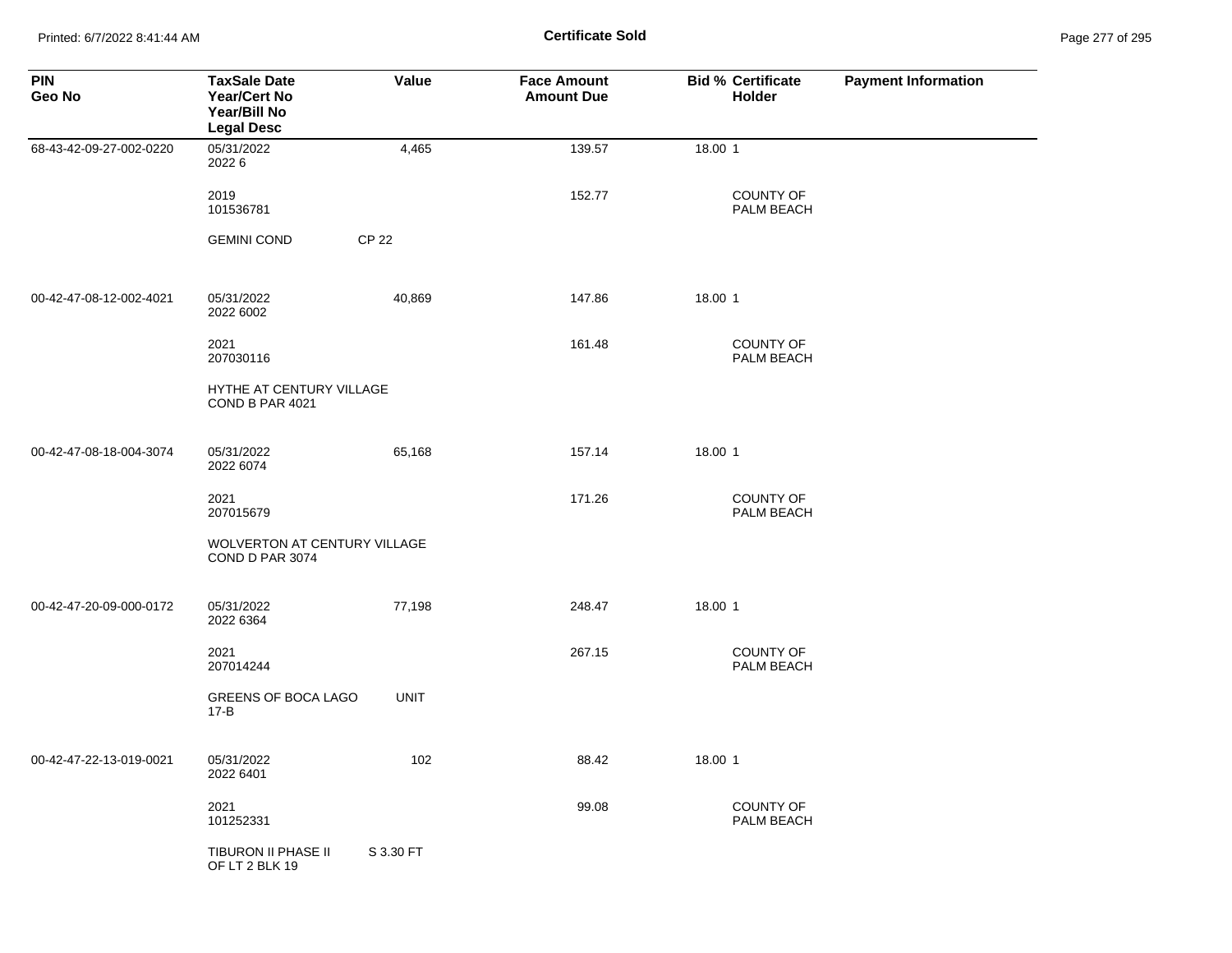# Certificate Sold

| PIN<br>Geo No | TaxSale Date<br>Year/Cert No<br>Year/Bill No<br>Legal Desc | Value | Face Amount<br>Amount Due | Bid % | Certificate<br>Holder | Payment Information |
|---|---|---|---|---|---|---|
| 68-43-42-09-27-002-0220 | 05/31/2022<br>2022 6 | 4,465 | 139.57 | 18.00 | 1 | |
| | 2019<br>101536781 | | 152.77 | | COUNTY OF PALM BEACH | |
| | GEMINI COND | CP 22 | | | | |
| 00-42-47-08-12-002-4021 | 05/31/2022<br>2022 6002 | 40,869 | 147.86 | 18.00 | 1 | |
| | 2021<br>207030116 | | 161.48 | | COUNTY OF PALM BEACH | |
| | HYTHE AT CENTURY VILLAGE COND B PAR 4021 | | | | | |
| 00-42-47-08-18-004-3074 | 05/31/2022<br>2022 6074 | 65,168 | 157.14 | 18.00 | 1 | |
| | 2021<br>207015679 | | 171.26 | | COUNTY OF PALM BEACH | |
| | WOLVERTON AT CENTURY VILLAGE COND D PAR 3074 | | | | | |
| 00-42-47-20-09-000-0172 | 05/31/2022<br>2022 6364 | 77,198 | 248.47 | 18.00 | 1 | |
| | 2021<br>207014244 | | 267.15 | | COUNTY OF PALM BEACH | |
| | GREENS OF BOCA LAGO 17-B | UNIT | | | | |
| 00-42-47-22-13-019-0021 | 05/31/2022<br>2022 6401 | 102 | 88.42 | 18.00 | 1 | |
| | 2021<br>101252331 | | 99.08 | | COUNTY OF PALM BEACH | |
| | TIBURON II PHASE II OF LT 2 BLK 19 | S 3.30 FT | | | | |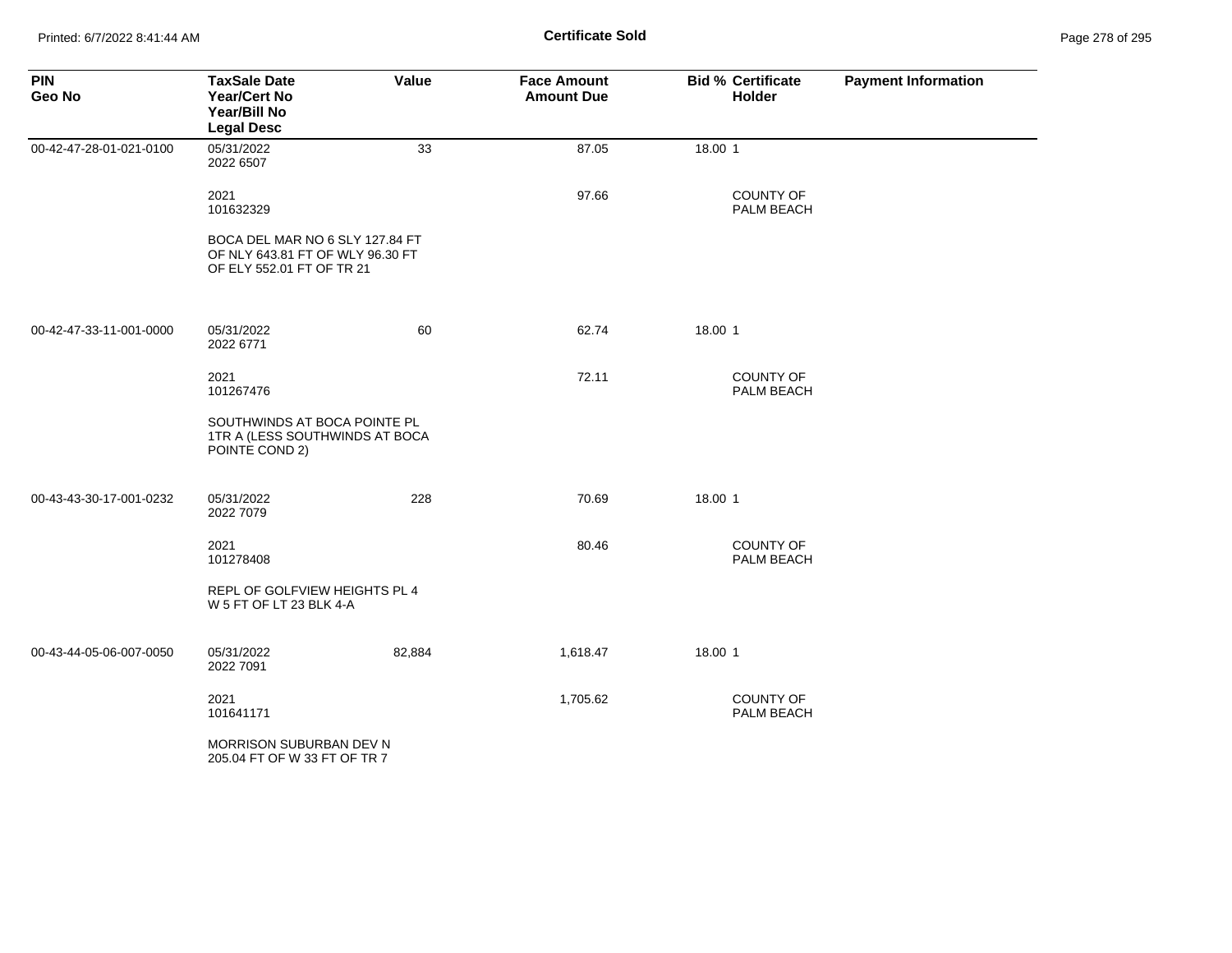**Certificate Sold**

| PIN<br>Geo No | TaxSale Date<br>Year/Cert No<br>Year/Bill No<br>Legal Desc | Value | Face Amount<br>Amount Due | Bid % | Certificate Holder | Payment Information |
|---|---|---|---|---|---|---|
| 00-42-47-28-01-021-0100 | 05/31/2022<br>2022 6507 | 33 | 87.05 | 18.00 | 1 | |
| | 2021<br>101632329 | | 97.66 | | COUNTY OF PALM BEACH | |
| | BOCA DEL MAR NO 6 SLY 127.84 FT OF NLY 643.81 FT OF WLY 96.30 FT OF ELY 552.01 FT OF TR 21 | | | | | |
| 00-42-47-33-11-001-0000 | 05/31/2022<br>2022 6771 | 60 | 62.74 | 18.00 | 1 | |
| | 2021<br>101267476 | | 72.11 | | COUNTY OF PALM BEACH | |
| | SOUTHWINDS AT BOCA POINTE PL 1TR A (LESS SOUTHWINDS AT BOCA POINTE COND 2) | | | | | |
| 00-43-43-30-17-001-0232 | 05/31/2022<br>2022 7079 | 228 | 70.69 | 18.00 | 1 | |
| | 2021<br>101278408 | | 80.46 | | COUNTY OF PALM BEACH | |
| | REPL OF GOLFVIEW HEIGHTS PL 4 W 5 FT OF LT 23 BLK 4-A | | | | | |
| 00-43-44-05-06-007-0050 | 05/31/2022<br>2022 7091 | 82,884 | 1,618.47 | 18.00 | 1 | |
| | 2021<br>101641171 | | 1,705.62 | | COUNTY OF PALM BEACH | |
| | MORRISON SUBURBAN DEV N 205.04 FT OF W 33 FT OF TR 7 | | | | | |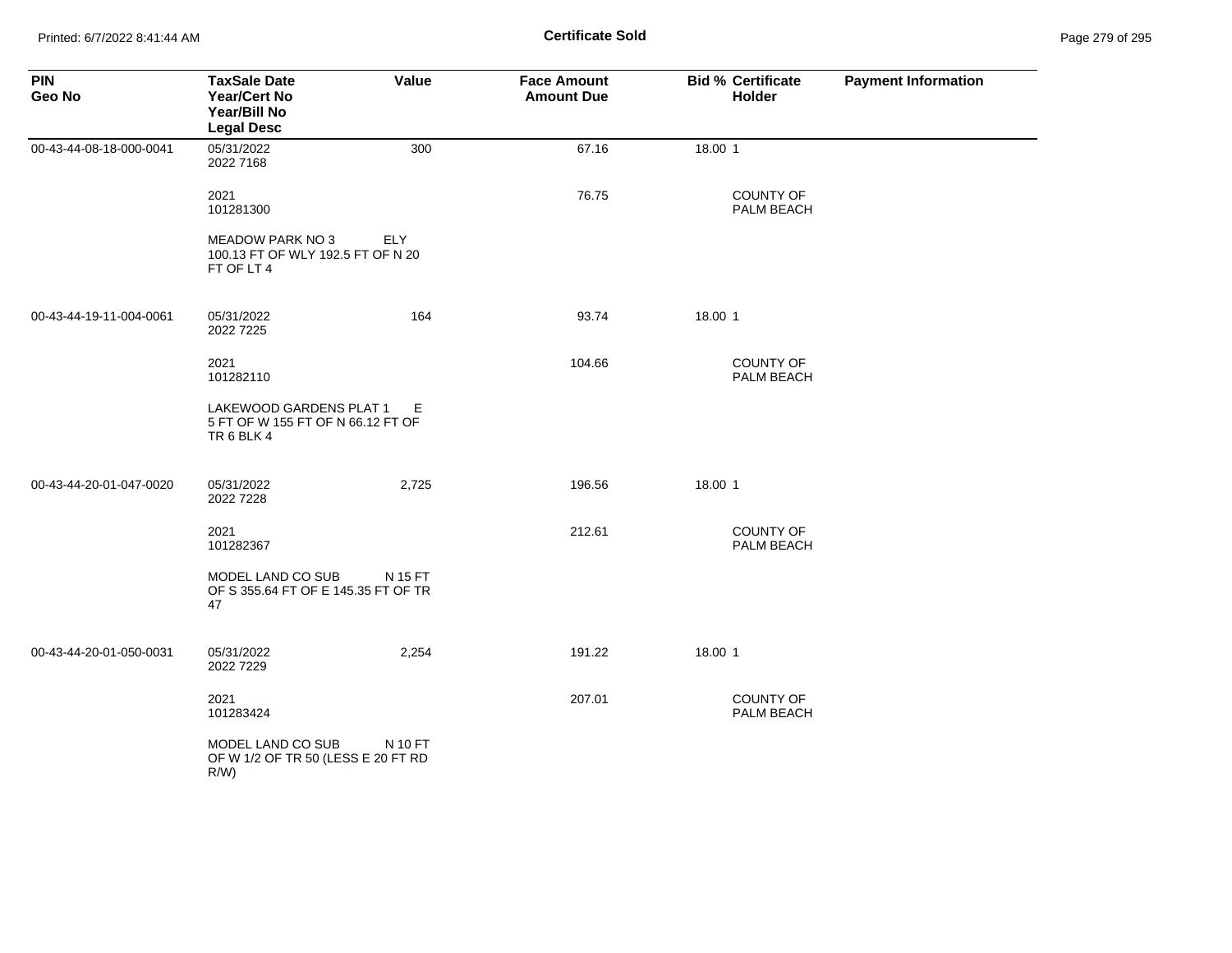**Certificate Sold**

| PIN<br>Geo No | TaxSale Date<br>Year/Cert No<br>Year/Bill No<br>Legal Desc | Value | Face Amount<br>Amount Due | Bid % | Certificate<br>Holder | Payment Information |
|---|---|---|---|---|---|---|
| 00-43-44-08-18-000-0041 | 05/31/2022<br>2022 7168 | 300 | 67.16 | 18.00 | 1 | |
| | 2021<br>101281300 | | 76.75 | | COUNTY OF PALM BEACH | |
| | MEADOW PARK NO 3 ELY 100.13 FT OF WLY 192.5 FT OF N 20 FT OF LT 4 | | | | | |
| 00-43-44-19-11-004-0061 | 05/31/2022<br>2022 7225 | 164 | 93.74 | 18.00 | 1 | |
| | 2021<br>101282110 | | 104.66 | | COUNTY OF PALM BEACH | |
| | LAKEWOOD GARDENS PLAT 1 E 5 FT OF W 155 FT OF N 66.12 FT OF TR 6 BLK 4 | | | | | |
| 00-43-44-20-01-047-0020 | 05/31/2022<br>2022 7228 | 2,725 | 196.56 | 18.00 | 1 | |
| | 2021<br>101282367 | | 212.61 | | COUNTY OF PALM BEACH | |
| | MODEL LAND CO SUB N 15 FT OF S 355.64 FT OF E 145.35 FT OF TR 47 | | | | | |
| 00-43-44-20-01-050-0031 | 05/31/2022<br>2022 7229 | 2,254 | 191.22 | 18.00 | 1 | |
| | 2021<br>101283424 | | 207.01 | | COUNTY OF PALM BEACH | |
| | MODEL LAND CO SUB N 10 FT OF W 1/2 OF TR 50 (LESS E 20 FT RD R/W) | | | | | |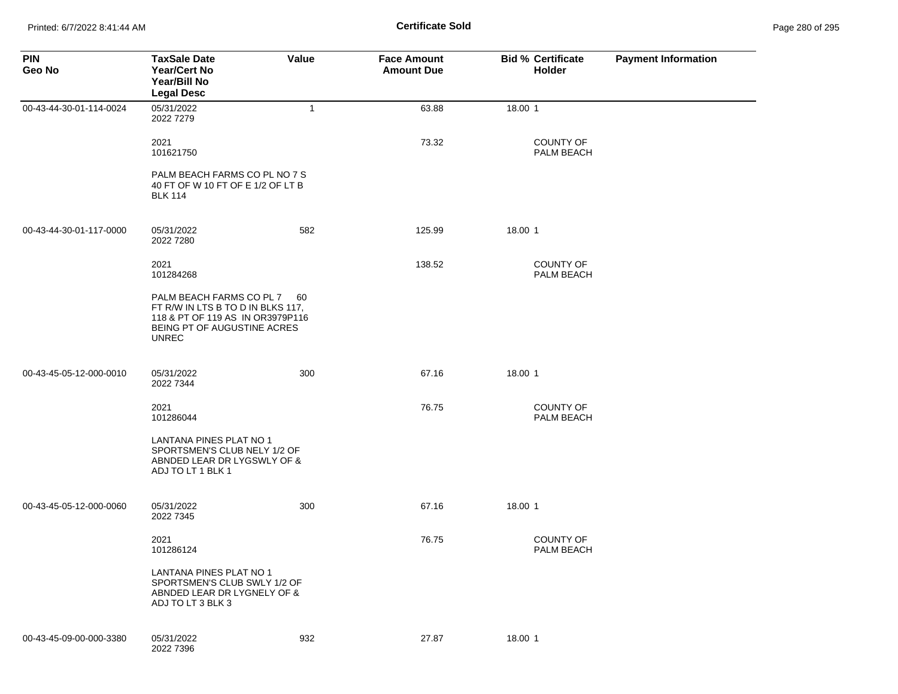**Certificate Sold**

| PIN<br>Geo No | TaxSale Date<br>Year/Cert No<br>Year/Bill No<br>Legal Desc | Value | Face Amount<br>Amount Due | Bid % | Certificate<br>Holder | Payment Information |
|---|---|---|---|---|---|---|
| 00-43-44-30-01-114-0024 | 05/31/2022<br>2022 7279 | 1 | 63.88 | 18.00 | 1 | |
| | 2021<br>101621750 | | 73.32 | | COUNTY OF PALM BEACH | |
| | PALM BEACH FARMS CO PL NO 7 S 40 FT OF W 10 FT OF E 1/2 OF LT B BLK 114 | | | | | |
| 00-43-44-30-01-117-0000 | 05/31/2022<br>2022 7280 | 582 | 125.99 | 18.00 | 1 | |
| | 2021<br>101284268 | | 138.52 | | COUNTY OF PALM BEACH | |
| | PALM BEACH FARMS CO PL 7 60 FT R/W IN LTS B TO D IN BLKS 117, 118 & PT OF 119 AS IN OR3979P116 BEING PT OF AUGUSTINE ACRES UNREC | | | | | |
| 00-43-45-05-12-000-0010 | 05/31/2022<br>2022 7344 | 300 | 67.16 | 18.00 | 1 | |
| | 2021<br>101286044 | | 76.75 | | COUNTY OF PALM BEACH | |
| | LANTANA PINES PLAT NO 1 SPORTSMEN'S CLUB NELY 1/2 OF ABNDED LEAR DR LYGSWLY OF & ADJ TO LT 1 BLK 1 | | | | | |
| 00-43-45-05-12-000-0060 | 05/31/2022<br>2022 7345 | 300 | 67.16 | 18.00 | 1 | |
| | 2021<br>101286124 | | 76.75 | | COUNTY OF PALM BEACH | |
| | LANTANA PINES PLAT NO 1 SPORTSMEN'S CLUB SWLY 1/2 OF ABNDED LEAR DR LYGNELY OF & ADJ TO LT 3 BLK 3 | | | | | |
| 00-43-45-09-00-000-3380 | 05/31/2022<br>2022 7396 | 932 | 27.87 | 18.00 | 1 | |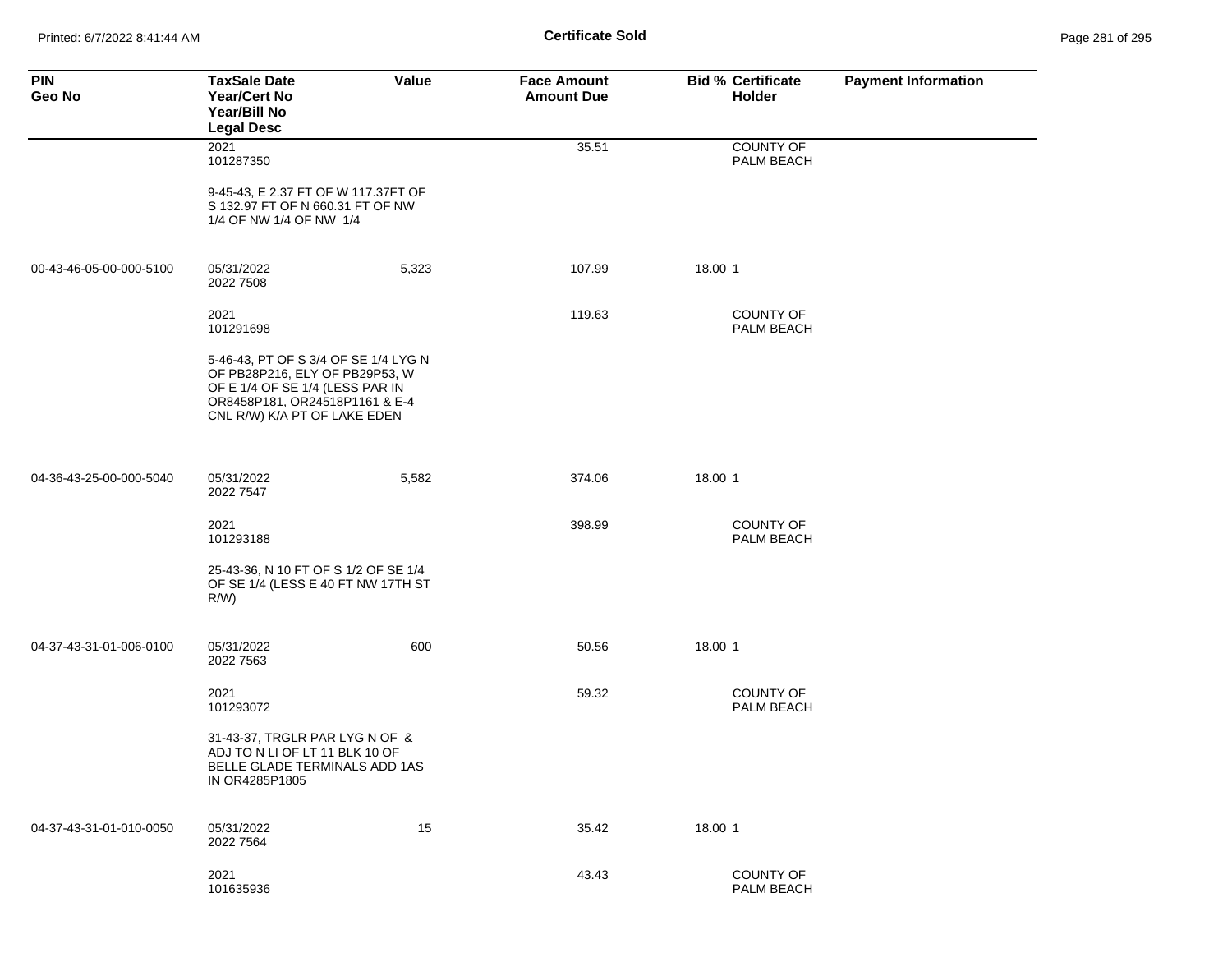**Certificate Sold**

| PIN Geo No | TaxSale Date Year/Cert No Year/Bill No Legal Desc | Value | Face Amount Amount Due | Bid % | Certificate Holder | Payment Information |
|---|---|---|---|---|---|---|
| | 2021 101287350 | | 35.51 | | COUNTY OF PALM BEACH | |
| | 9-45-43, E 2.37 FT OF W 117.37FT OF S 132.97 FT OF N 660.31 FT OF NW 1/4 OF NW 1/4 OF NW 1/4 | | | | | |
| 00-43-46-05-00-000-5100 | 05/31/2022 2022 7508 | 5,323 | 107.99 | 18.00 | 1 | |
| | 2021 101291698 | | 119.63 | | COUNTY OF PALM BEACH | |
| | 5-46-43, PT OF S 3/4 OF SE 1/4 LYG N OF PB28P216, ELY OF PB29P53, W OF E 1/4 OF SE 1/4 (LESS PAR IN OR8458P181, OR24518P1161 & E-4 CNL R/W) K/A PT OF LAKE EDEN | | | | | |
| 04-36-43-25-00-000-5040 | 05/31/2022 2022 7547 | 5,582 | 374.06 | 18.00 | 1 | |
| | 2021 101293188 | | 398.99 | | COUNTY OF PALM BEACH | |
| | 25-43-36, N 10 FT OF S 1/2 OF SE 1/4 OF SE 1/4 (LESS E 40 FT NW 17TH ST R/W) | | | | | |
| 04-37-43-31-01-006-0100 | 05/31/2022 2022 7563 | 600 | 50.56 | 18.00 | 1 | |
| | 2021 101293072 | | 59.32 | | COUNTY OF PALM BEACH | |
| | 31-43-37, TRGLR PAR LYG N OF & ADJ TO N LI OF LT 11 BLK 10 OF BELLE GLADE TERMINALS ADD 1AS IN OR4285P1805 | | | | | |
| 04-37-43-31-01-010-0050 | 05/31/2022 2022 7564 | 15 | 35.42 | 18.00 | 1 | |
| | 2021 101635936 | | 43.43 | | COUNTY OF PALM BEACH | |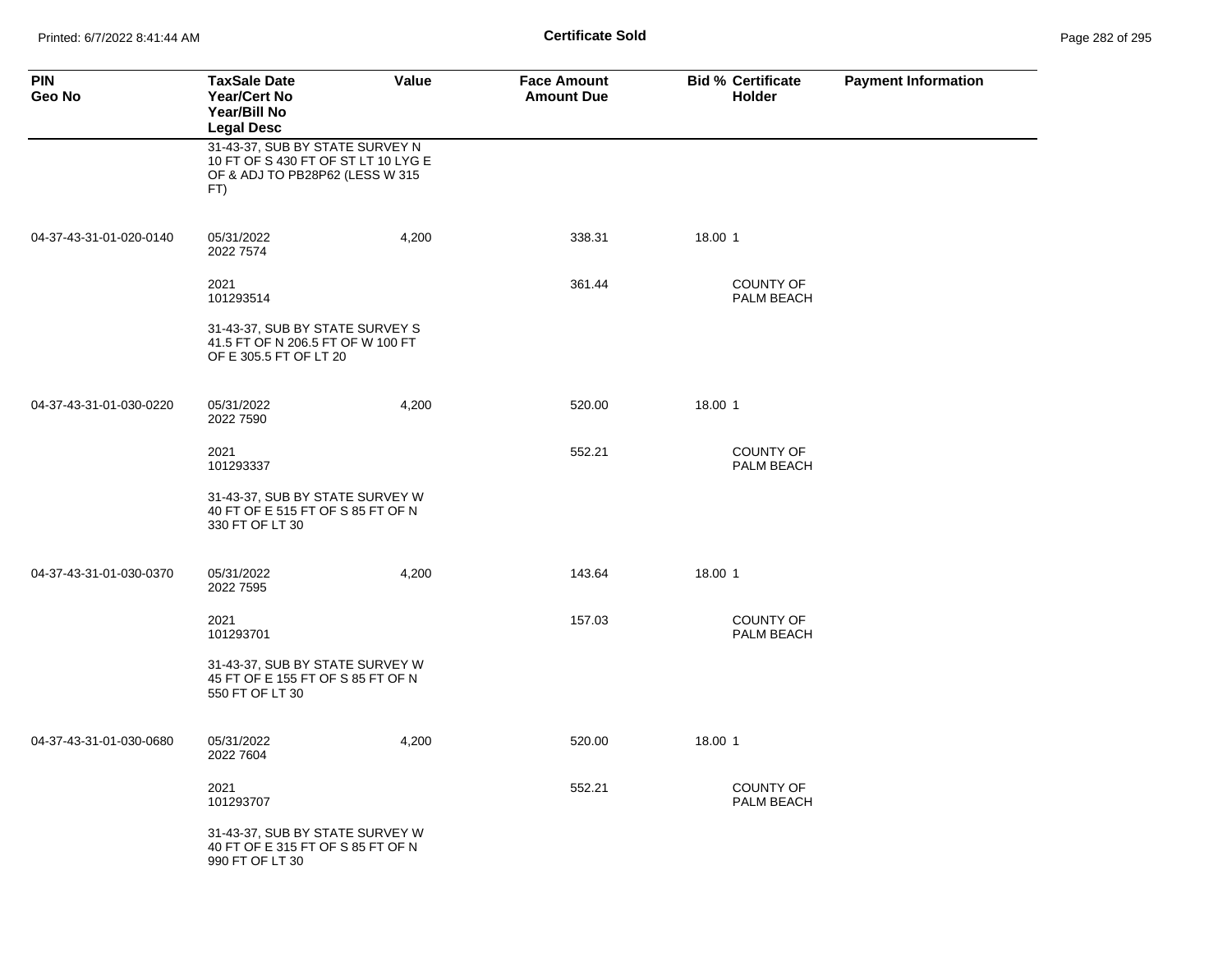# Certificate Sold

| PIN<br>Geo No | TaxSale Date<br>Year/Cert No<br>Year/Bill No<br>Legal Desc | Value | Face Amount<br>Amount Due | Bid % | Certificate Holder | Payment Information |
|---|---|---|---|---|---|---|
| | 31-43-37, SUB BY STATE SURVEY N 10 FT OF S 430 FT OF ST LT 10 LYG E OF & ADJ TO PB28P62 (LESS W 315 FT) | | | | | |
| 04-37-43-31-01-020-0140 | 05/31/2022<br>2022 7574 | 4,200 | 338.31 | 18.00 | 1 | |
| | 2021<br>101293514 | | 361.44 | | COUNTY OF PALM BEACH | |
| | 31-43-37, SUB BY STATE SURVEY S 41.5 FT OF N 206.5 FT OF W 100 FT OF E 305.5 FT OF LT 20 | | | | | |
| 04-37-43-31-01-030-0220 | 05/31/2022<br>2022 7590 | 4,200 | 520.00 | 18.00 | 1 | |
| | 2021<br>101293337 | | 552.21 | | COUNTY OF PALM BEACH | |
| | 31-43-37, SUB BY STATE SURVEY W 40 FT OF E 515 FT OF S 85 FT OF N 330 FT OF LT 30 | | | | | |
| 04-37-43-31-01-030-0370 | 05/31/2022<br>2022 7595 | 4,200 | 143.64 | 18.00 | 1 | |
| | 2021<br>101293701 | | 157.03 | | COUNTY OF PALM BEACH | |
| | 31-43-37, SUB BY STATE SURVEY W 45 FT OF E 155 FT OF S 85 FT OF N 550 FT OF LT 30 | | | | | |
| 04-37-43-31-01-030-0680 | 05/31/2022<br>2022 7604 | 4,200 | 520.00 | 18.00 | 1 | |
| | 2021<br>101293707 | | 552.21 | | COUNTY OF PALM BEACH | |
| | 31-43-37, SUB BY STATE SURVEY W 40 FT OF E 315 FT OF S 85 FT OF N 990 FT OF LT 30 | | | | | |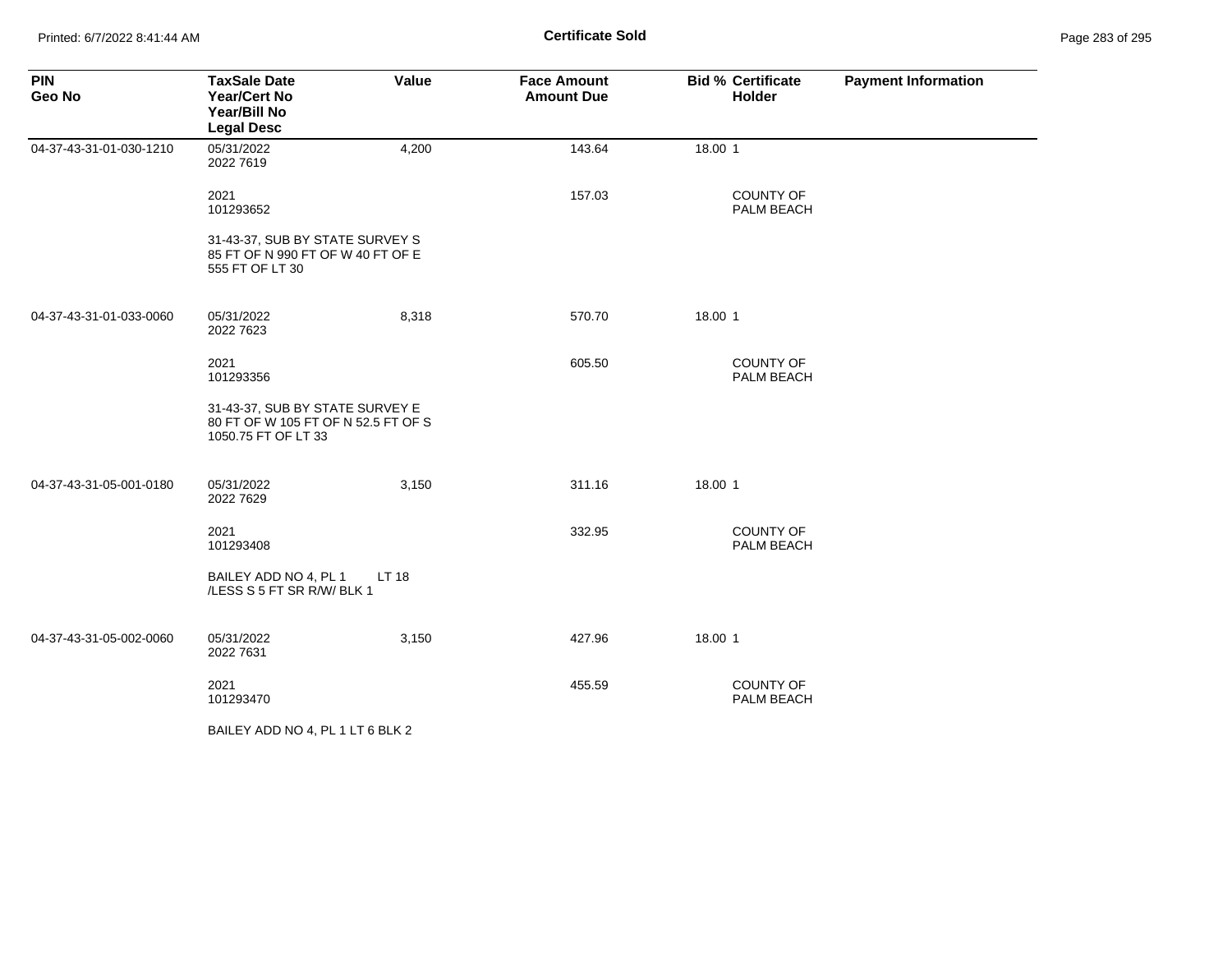# Certificate Sold

| PIN<br>Geo No | TaxSale Date<br>Year/Cert No<br>Year/Bill No<br>Legal Desc | Value | Face Amount<br>Amount Due | Bid % | Certificate Holder | Payment Information |
|---|---|---|---|---|---|---|
| 04-37-43-31-01-030-1210 | 05/31/2022<br>2022 7619 | 4,200 | 143.64 | 18.00 | 1 | |
| | 2021<br>101293652 | | 157.03 | | COUNTY OF PALM BEACH | |
| | 31-43-37, SUB BY STATE SURVEY S 85 FT OF N 990 FT OF W 40 FT OF E 555 FT OF LT 30 | | | | | |
| 04-37-43-31-01-033-0060 | 05/31/2022<br>2022 7623 | 8,318 | 570.70 | 18.00 | 1 | |
| | 2021<br>101293356 | | 605.50 | | COUNTY OF PALM BEACH | |
| | 31-43-37, SUB BY STATE SURVEY E 80 FT OF W 105 FT OF N 52.5 FT OF S 1050.75 FT OF LT 33 | | | | | |
| 04-37-43-31-05-001-0180 | 05/31/2022<br>2022 7629 | 3,150 | 311.16 | 18.00 | 1 | |
| | 2021<br>101293408 | | 332.95 | | COUNTY OF PALM BEACH | |
| | BAILEY ADD NO 4, PL 1 LT 18 /LESS S 5 FT SR R/W/ BLK 1 | | | | | |
| 04-37-43-31-05-002-0060 | 05/31/2022<br>2022 7631 | 3,150 | 427.96 | 18.00 | 1 | |
| | 2021<br>101293470 | | 455.59 | | COUNTY OF PALM BEACH | |
| | BAILEY ADD NO 4, PL 1 LT 6 BLK 2 | | | | | |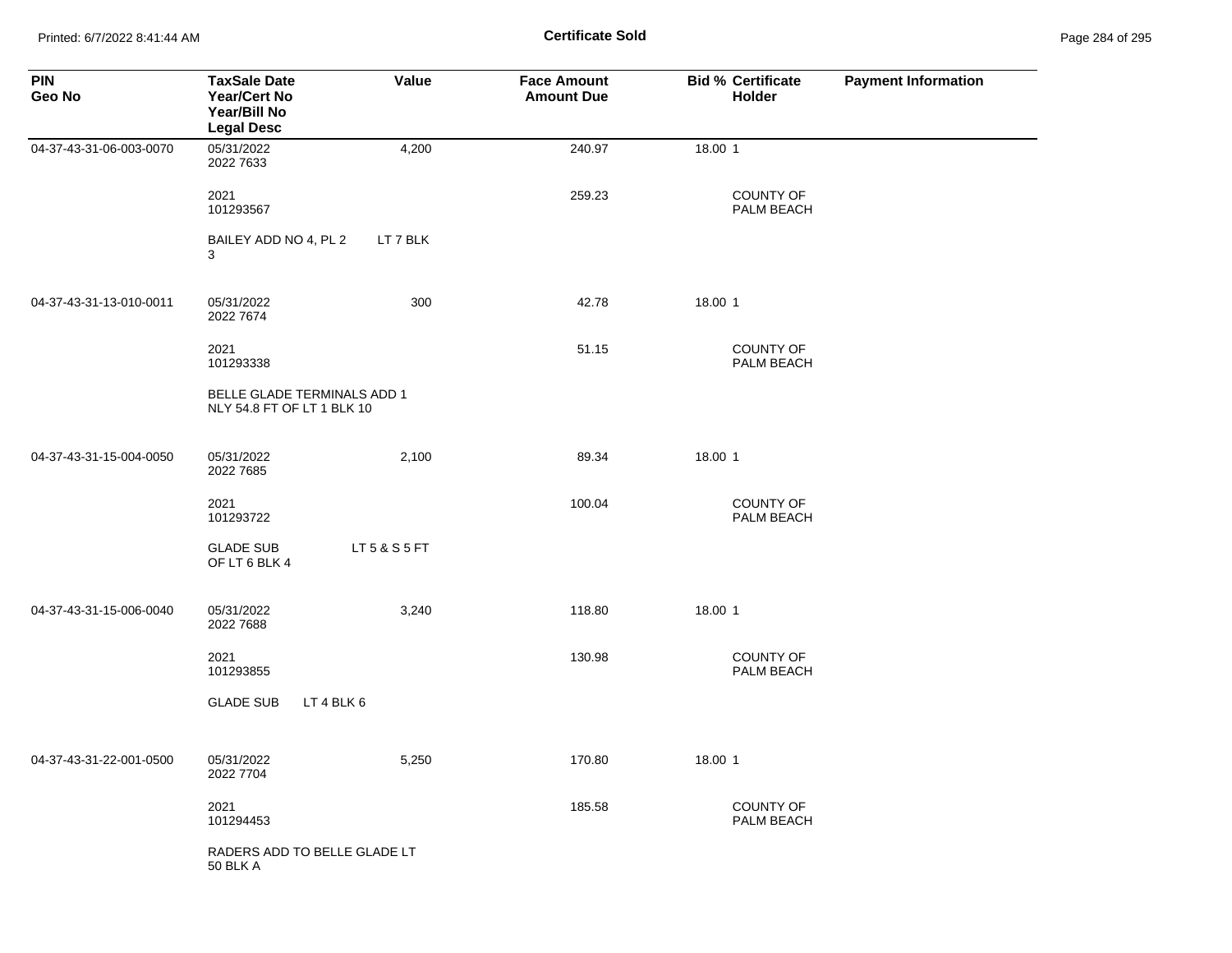**Certificate Sold**

| PIN<br>Geo No | TaxSale Date<br>Year/Cert No<br>Year/Bill No<br>Legal Desc | Value | Face Amount<br>Amount Due | Bid % | Certificate Holder | Payment Information |
|---|---|---|---|---|---|---|
| 04-37-43-31-06-003-0070 | 05/31/2022<br>2022 7633 | 4,200 | 240.97 | 18.00 | 1 | |
| | 2021<br>101293567 | | 259.23 | | COUNTY OF PALM BEACH | |
| | BAILEY ADD NO 4, PL 2 LT 7 BLK 3 | | | | | |
| 04-37-43-31-13-010-0011 | 05/31/2022<br>2022 7674 | 300 | 42.78 | 18.00 | 1 | |
| | 2021<br>101293338 | | 51.15 | | COUNTY OF PALM BEACH | |
| | BELLE GLADE TERMINALS ADD 1 NLY 54.8 FT OF LT 1 BLK 10 | | | | | |
| 04-37-43-31-15-004-0050 | 05/31/2022<br>2022 7685 | 2,100 | 89.34 | 18.00 | 1 | |
| | 2021<br>101293722 | | 100.04 | | COUNTY OF PALM BEACH | |
| | GLADE SUB LT 5 & S 5 FT OF LT 6 BLK 4 | | | | | |
| 04-37-43-31-15-006-0040 | 05/31/2022<br>2022 7688 | 3,240 | 118.80 | 18.00 | 1 | |
| | 2021<br>101293855 | | 130.98 | | COUNTY OF PALM BEACH | |
| | GLADE SUB LT 4 BLK 6 | | | | | |
| 04-37-43-31-22-001-0500 | 05/31/2022<br>2022 7704 | 5,250 | 170.80 | 18.00 | 1 | |
| | 2021<br>101294453 | | 185.58 | | COUNTY OF PALM BEACH | |
| | RADERS ADD TO BELLE GLADE LT 50 BLK A | | | | | |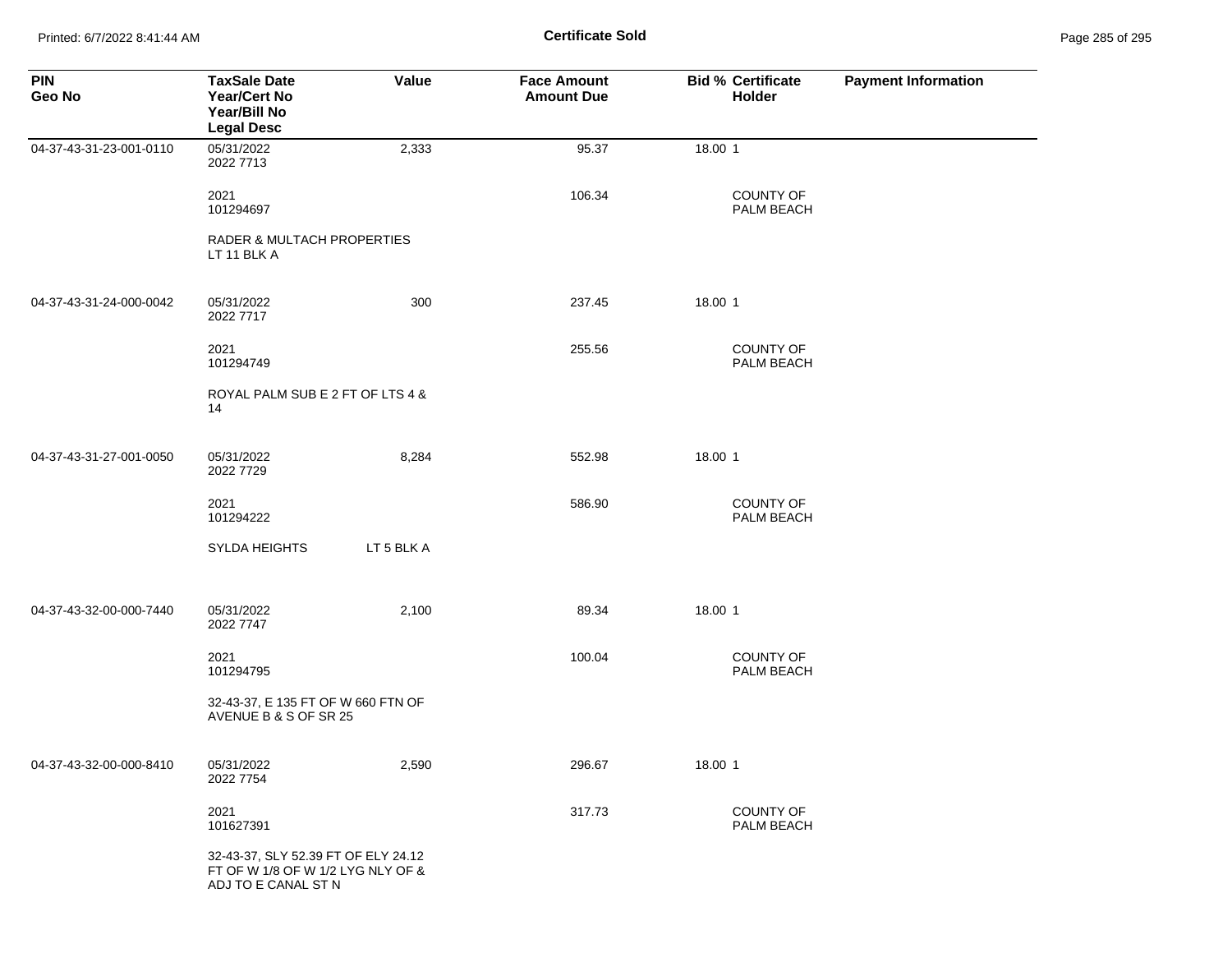**Certificate Sold**

| PIN<br>Geo No | TaxSale Date<br>Year/Cert No<br>Year/Bill No<br>Legal Desc | Value | Face Amount<br>Amount Due | Bid % | Certificate Holder | Payment Information |
|---|---|---|---|---|---|---|
| 04-37-43-31-23-001-0110 | 05/31/2022<br>2022 7713 | 2,333 | 95.37 | 18.00 | 1 | |
| | 2021<br>101294697 | | 106.34 | | COUNTY OF PALM BEACH | |
| | RADER & MULTACH PROPERTIES LT 11 BLK A | | | | | |
| 04-37-43-31-24-000-0042 | 05/31/2022<br>2022 7717 | 300 | 237.45 | 18.00 | 1 | |
| | 2021<br>101294749 | | 255.56 | | COUNTY OF PALM BEACH | |
| | ROYAL PALM SUB E 2 FT OF LTS 4 & 14 | | | | | |
| 04-37-43-31-27-001-0050 | 05/31/2022<br>2022 7729 | 8,284 | 552.98 | 18.00 | 1 | |
| | 2021<br>101294222 | | 586.90 | | COUNTY OF PALM BEACH | |
| | SYLDA HEIGHTS | LT 5 BLK A | | | | |
| 04-37-43-32-00-000-7440 | 05/31/2022<br>2022 7747 | 2,100 | 89.34 | 18.00 | 1 | |
| | 2021<br>101294795 | | 100.04 | | COUNTY OF PALM BEACH | |
| | 32-43-37, E 135 FT OF W 660 FTN OF AVENUE B & S OF SR 25 | | | | | |
| 04-37-43-32-00-000-8410 | 05/31/2022<br>2022 7754 | 2,590 | 296.67 | 18.00 | 1 | |
| | 2021<br>101627391 | | 317.73 | | COUNTY OF PALM BEACH | |
| | 32-43-37, SLY 52.39 FT OF ELY 24.12 FT OF W 1/8 OF W 1/2 LYG NLY OF & ADJ TO E CANAL ST N | | | | | |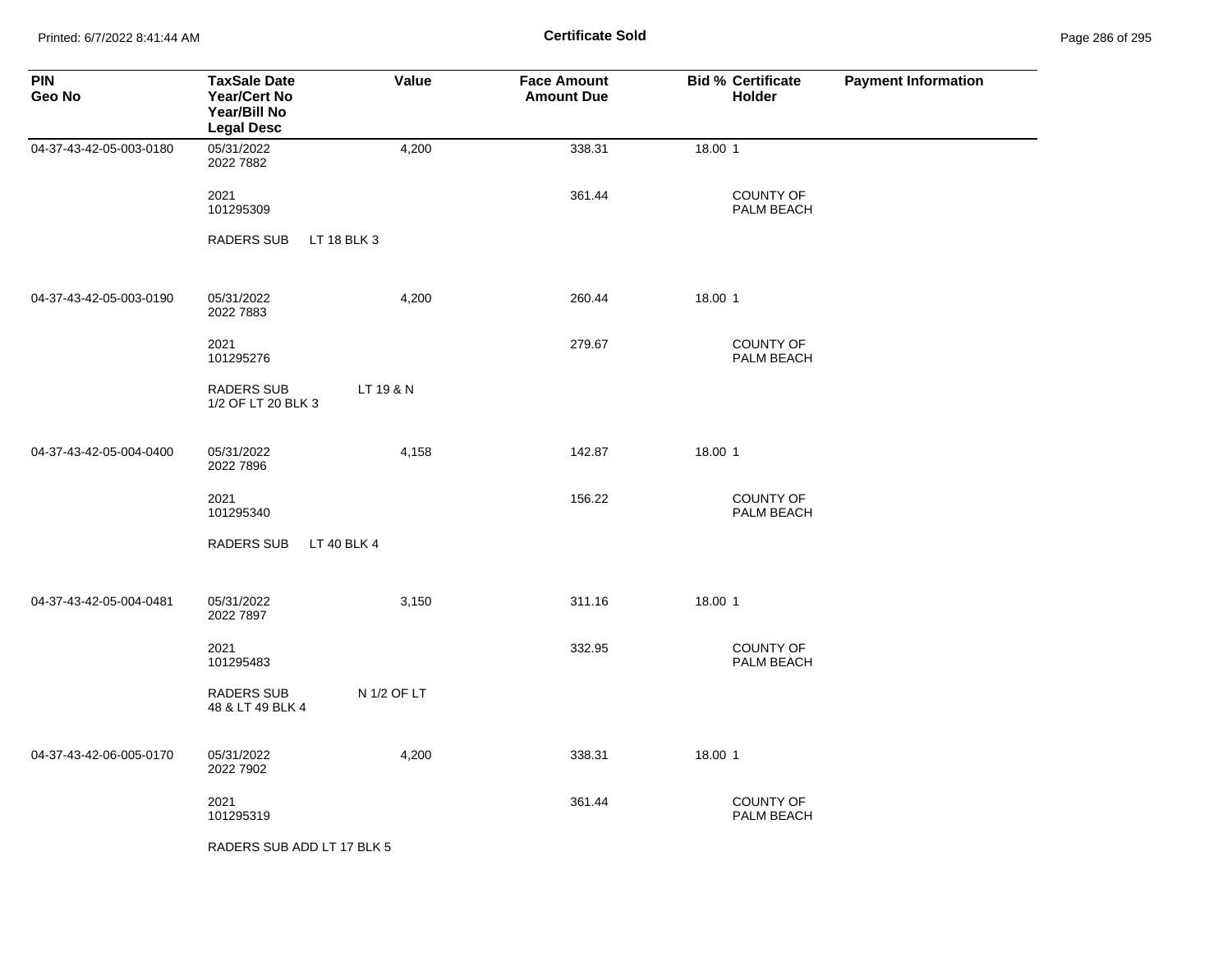**Certificate Sold**

| PIN<br>Geo No | TaxSale Date<br>Year/Cert No<br>Year/Bill No<br>Legal Desc | Value | Face Amount<br>Amount Due | Bid % | Certificate<br>Holder | Payment Information |
|---|---|---|---|---|---|---|
| 04-37-43-42-05-003-0180 | 05/31/2022<br>2022 7882 | 4,200 | 338.31 | 18.00 | 1 | |
| | 2021<br>101295309 | | 361.44 | | COUNTY OF PALM BEACH | |
| | RADERS SUB LT 18 BLK 3 | | | | | |
| 04-37-43-42-05-003-0190 | 05/31/2022<br>2022 7883 | 4,200 | 260.44 | 18.00 | 1 | |
| | 2021<br>101295276 | | 279.67 | | COUNTY OF PALM BEACH | |
| | RADERS SUB LT 19 & N 1/2 OF LT 20 BLK 3 | | | | | |
| 04-37-43-42-05-004-0400 | 05/31/2022<br>2022 7896 | 4,158 | 142.87 | 18.00 | 1 | |
| | 2021<br>101295340 | | 156.22 | | COUNTY OF PALM BEACH | |
| | RADERS SUB LT 40 BLK 4 | | | | | |
| 04-37-43-42-05-004-0481 | 05/31/2022<br>2022 7897 | 3,150 | 311.16 | 18.00 | 1 | |
| | 2021<br>101295483 | | 332.95 | | COUNTY OF PALM BEACH | |
| | RADERS SUB N 1/2 OF LT 48 & LT 49 BLK 4 | | | | | |
| 04-37-43-42-06-005-0170 | 05/31/2022<br>2022 7902 | 4,200 | 338.31 | 18.00 | 1 | |
| | 2021<br>101295319 | | 361.44 | | COUNTY OF PALM BEACH | |
| | RADERS SUB ADD LT 17 BLK 5 | | | | | |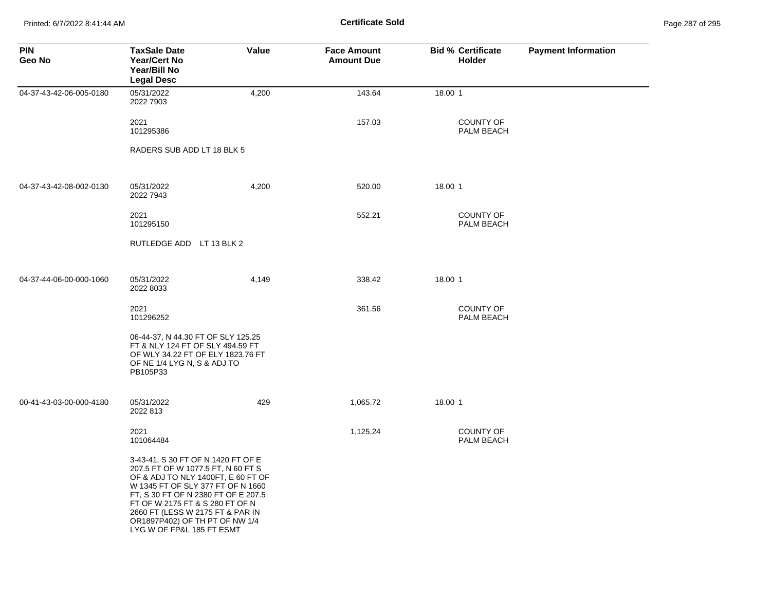**Certificate Sold**

| PIN<br>Geo No | TaxSale Date<br>Year/Cert No<br>Year/Bill No<br>Legal Desc | Value | Face Amount<br>Amount Due | Bid % | Certificate Holder | Payment Information |
|---|---|---|---|---|---|---|
| 04-37-43-42-06-005-0180 | 05/31/2022<br>2022 7903 | 4,200 | 143.64 | 18.00 | 1 | |
| | 2021<br>101295386 | | 157.03 | | COUNTY OF PALM BEACH | |
| | RADERS SUB ADD LT 18 BLK 5 | | | | | |
| 04-37-43-42-08-002-0130 | 05/31/2022<br>2022 7943 | 4,200 | 520.00 | 18.00 | 1 | |
| | 2021<br>101295150 | | 552.21 | | COUNTY OF PALM BEACH | |
| | RUTLEDGE ADD LT 13 BLK 2 | | | | | |
| 04-37-44-06-00-000-1060 | 05/31/2022<br>2022 8033 | 4,149 | 338.42 | 18.00 | 1 | |
| | 2021<br>101296252 | | 361.56 | | COUNTY OF PALM BEACH | |
| | 06-44-37, N 44.30 FT OF SLY 125.25 FT & NLY 124 FT OF SLY 494.59 FT OF WLY 34.22 FT OF ELY 1823.76 FT OF NE 1/4 LYG N, S & ADJ TO PB105P33 | | | | | |
| 00-41-43-03-00-000-4180 | 05/31/2022<br>2022 813 | 429 | 1,065.72 | 18.00 | 1 | |
| | 2021<br>101064484 | | 1,125.24 | | COUNTY OF PALM BEACH | |
| | 3-43-41, S 30 FT OF N 1420 FT OF E 207.5 FT OF W 1077.5 FT, N 60 FT S OF & ADJ TO NLY 1400FT, E 60 FT OF W 1345 FT OF SLY 377 FT OF N 1660 FT, S 30 FT OF N 2380 FT OF E 207.5 FT OF W 2175 FT & S 280 FT OF N 2660 FT (LESS W 2175 FT & PAR IN OR1897P402) OF TH PT OF NW 1/4 LYG W OF FP&L 185 FT ESMT | | | | | |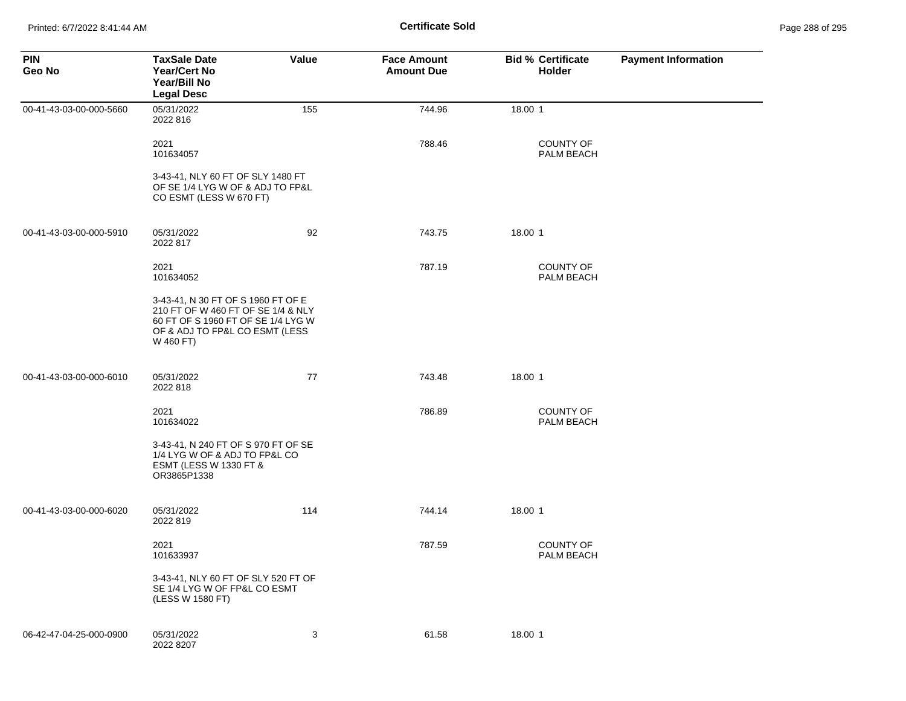**Certificate Sold**

| PIN Geo No | TaxSale Date Year/Cert No Year/Bill No Legal Desc | Value | Face Amount Amount Due | Bid % | Certificate Holder | Payment Information |
|---|---|---|---|---|---|---|
| 00-41-43-03-00-000-5660 | 05/31/2022<br>2022 816 | 155 | 744.96 | 18.00 | 1 | |
| | 2021<br>101634057 | | 788.46 | | COUNTY OF PALM BEACH | |
| | 3-43-41, NLY 60 FT OF SLY 1480 FT OF SE 1/4 LYG W OF & ADJ TO FP&L CO ESMT (LESS W 670 FT) | | | | | |
| 00-41-43-03-00-000-5910 | 05/31/2022<br>2022 817 | 92 | 743.75 | 18.00 | 1 | |
| | 2021<br>101634052 | | 787.19 | | COUNTY OF PALM BEACH | |
| | 3-43-41, N 30 FT OF S 1960 FT OF E 210 FT OF W 460 FT OF SE 1/4 & NLY 60 FT OF S 1960 FT OF SE 1/4 LYG W OF & ADJ TO FP&L CO ESMT (LESS W 460 FT) | | | | | |
| 00-41-43-03-00-000-6010 | 05/31/2022<br>2022 818 | 77 | 743.48 | 18.00 | 1 | |
| | 2021<br>101634022 | | 786.89 | | COUNTY OF PALM BEACH | |
| | 3-43-41, N 240 FT OF S 970 FT OF SE 1/4 LYG W OF & ADJ TO FP&L CO ESMT (LESS W 1330 FT & OR3865P1338 | | | | | |
| 00-41-43-03-00-000-6020 | 05/31/2022<br>2022 819 | 114 | 744.14 | 18.00 | 1 | |
| | 2021<br>101633937 | | 787.59 | | COUNTY OF PALM BEACH | |
| | 3-43-41, NLY 60 FT OF SLY 520 FT OF SE 1/4 LYG W OF FP&L CO ESMT (LESS W 1580 FT) | | | | | |
| 06-42-47-04-25-000-0900 | 05/31/2022<br>2022 8207 | 3 | 61.58 | 18.00 | 1 | |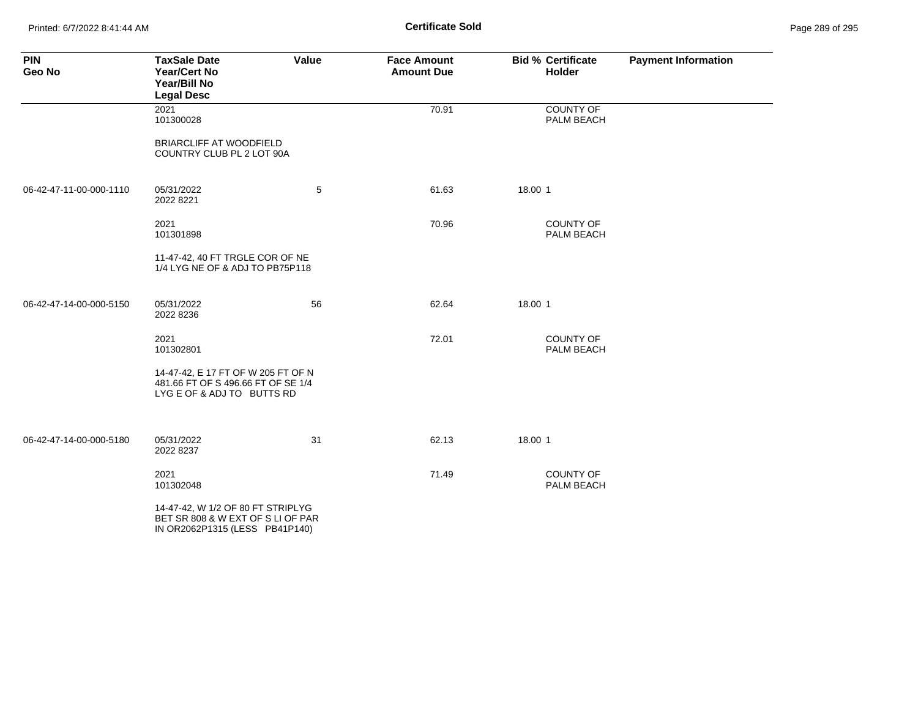## Certificate Sold

| PIN<br>Geo No | TaxSale Date<br>Year/Cert No<br>Year/Bill No<br>Legal Desc | Value | Face Amount<br>Amount Due | Bid % | Certificate<br>Holder | Payment Information |
|---|---|---|---|---|---|---|
| | 2021<br>101300028 | | 70.91 | | COUNTY OF PALM BEACH | |
| | BRIARCLIFF AT WOODFIELD COUNTRY CLUB PL 2 LOT 90A | | | | | |
| 06-42-47-11-00-000-1110 | 05/31/2022<br>2022 8221 | 5 | 61.63 | 18.00 | 1 | |
| | 2021<br>101301898 | | 70.96 | | COUNTY OF PALM BEACH | |
| | 11-47-42, 40 FT TRGLE COR OF NE 1/4 LYG NE OF & ADJ TO PB75P118 | | | | | |
| 06-42-47-14-00-000-5150 | 05/31/2022<br>2022 8236 | 56 | 62.64 | 18.00 | 1 | |
| | 2021<br>101302801 | | 72.01 | | COUNTY OF PALM BEACH | |
| | 14-47-42, E 17 FT OF W 205 FT OF N 481.66 FT OF S 496.66 FT OF SE 1/4 LYG E OF & ADJ TO BUTTS RD | | | | | |
| 06-42-47-14-00-000-5180 | 05/31/2022<br>2022 8237 | 31 | 62.13 | 18.00 | 1 | |
| | 2021<br>101302048 | | 71.49 | | COUNTY OF PALM BEACH | |
| | 14-47-42, W 1/2 OF 80 FT STRIPLYG BET SR 808 & W EXT OF S LI OF PAR IN OR2062P1315 (LESS PB41P140) | | | | | |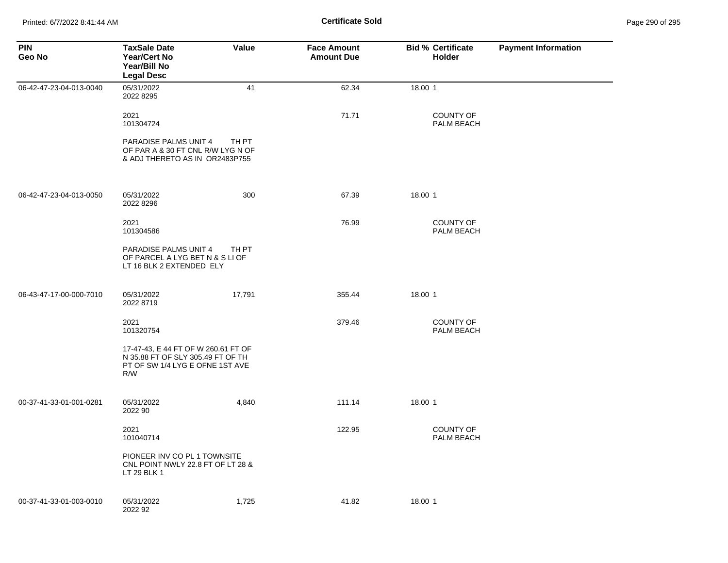**Certificate Sold**

| PIN<br>Geo No | TaxSale Date<br>Year/Cert No<br>Year/Bill No<br>Legal Desc | Value | Face Amount<br>Amount Due | Bid % Certificate Holder | Payment Information |
|---|---|---|---|---|---|
| 06-42-47-23-04-013-0040 | 05/31/2022<br>2022 8295 | 41 | 62.34 | 18.00 1 | |
| | 2021<br>101304724 | | 71.71 | COUNTY OF PALM BEACH | |
| | PARADISE PALMS UNIT 4 TH PT OF PAR A & 30 FT CNL R/W LYG N OF & ADJ THERETO AS IN OR2483P755 | | | | |
| 06-42-47-23-04-013-0050 | 05/31/2022<br>2022 8296 | 300 | 67.39 | 18.00 1 | |
| | 2021<br>101304586 | | 76.99 | COUNTY OF PALM BEACH | |
| | PARADISE PALMS UNIT 4 TH PT OF PARCEL A LYG BET N & S LI OF LT 16 BLK 2 EXTENDED ELY | | | | |
| 06-43-47-17-00-000-7010 | 05/31/2022<br>2022 8719 | 17,791 | 355.44 | 18.00 1 | |
| | 2021<br>101320754 | | 379.46 | COUNTY OF PALM BEACH | |
| | 17-47-43, E 44 FT OF W 260.61 FT OF N 35.88 FT OF SLY 305.49 FT OF TH PT OF SW 1/4 LYG E OFNE 1ST AVE R/W | | | | |
| 00-37-41-33-01-001-0281 | 05/31/2022<br>2022 90 | 4,840 | 111.14 | 18.00 1 | |
| | 2021<br>101040714 | | 122.95 | COUNTY OF PALM BEACH | |
| | PIONEER INV CO PL 1 TOWNSITE CNL POINT NWLY 22.8 FT OF LT 28 & LT 29 BLK 1 | | | | |
| 00-37-41-33-01-003-0010 | 05/31/2022<br>2022 92 | 1,725 | 41.82 | 18.00 1 | |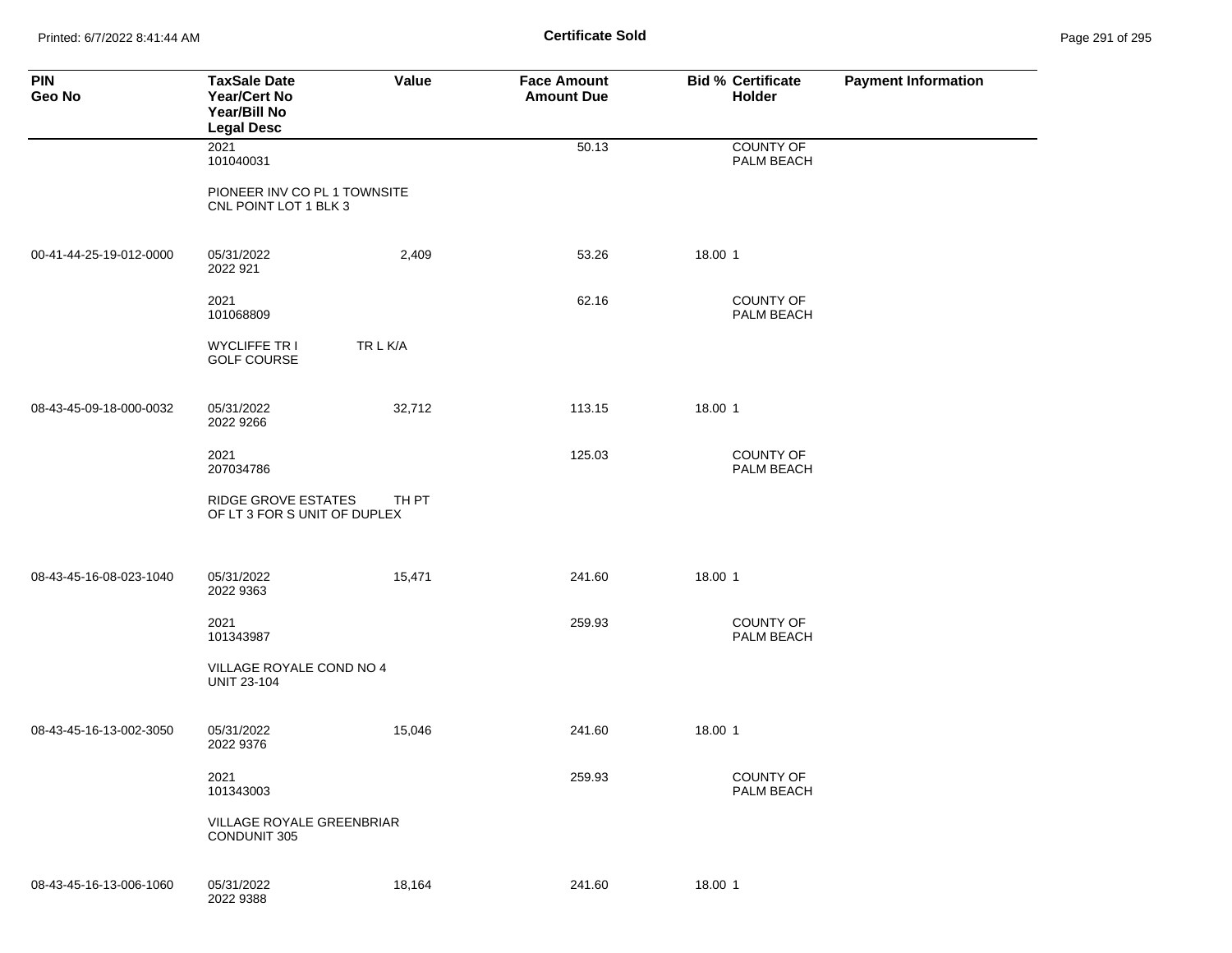**Certificate Sold**

| PIN<br>Geo No | TaxSale Date<br>Year/Cert No<br>Year/Bill No<br>Legal Desc | Value | Face Amount<br>Amount Due | Bid % | Certificate Holder | Payment Information |
|---|---|---|---|---|---|---|
| | 2021<br>101040031 | | 50.13 | | COUNTY OF PALM BEACH | |
| | PIONEER INV CO PL 1 TOWNSITE CNL POINT LOT 1 BLK 3 | | | | | |
| 00-41-44-25-19-012-0000 | 05/31/2022<br>2022 921 | 2,409 | 53.26 | 18.00 | 1 | |
| | 2021<br>101068809 | | 62.16 | | COUNTY OF PALM BEACH | |
| | WYCLIFFE TR I TR L K/A GOLF COURSE | | | | | |
| 08-43-45-09-18-000-0032 | 05/31/2022<br>2022 9266 | 32,712 | 113.15 | 18.00 | 1 | |
| | 2021<br>207034786 | | 125.03 | | COUNTY OF PALM BEACH | |
| | RIDGE GROVE ESTATES TH PT OF LT 3 FOR S UNIT OF DUPLEX | | | | | |
| 08-43-45-16-08-023-1040 | 05/31/2022<br>2022 9363 | 15,471 | 241.60 | 18.00 | 1 | |
| | 2021<br>101343987 | | 259.93 | | COUNTY OF PALM BEACH | |
| | VILLAGE ROYALE COND NO 4 UNIT 23-104 | | | | | |
| 08-43-45-16-13-002-3050 | 05/31/2022<br>2022 9376 | 15,046 | 241.60 | 18.00 | 1 | |
| | 2021<br>101343003 | | 259.93 | | COUNTY OF PALM BEACH | |
| | VILLAGE ROYALE GREENBRIAR CONDUNIT 305 | | | | | |
| 08-43-45-16-13-006-1060 | 05/31/2022<br>2022 9388 | 18,164 | 241.60 | 18.00 | 1 | |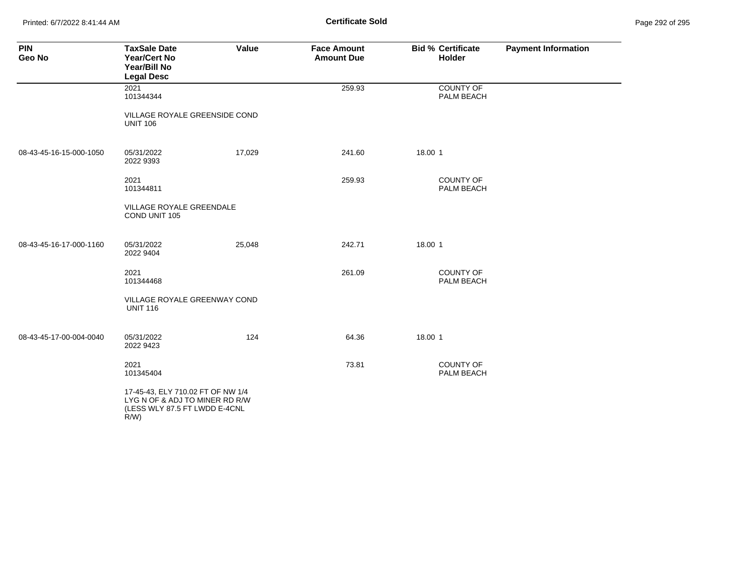| PIN<br>Geo No | TaxSale Date<br>Year/Cert No<br>Year/Bill No<br>Legal Desc | Value | Face Amount<br>Amount Due | Bid % | Certificate<br>Holder | Payment Information |
|---|---|---|---|---|---|---|
| | 2021<br>101344344 | | 259.93 | | COUNTY OF PALM BEACH | |
| | VILLAGE ROYALE GREENSIDE COND UNIT 106 | | | | | |
| 08-43-45-16-15-000-1050 | 05/31/2022<br>2022 9393 | 17,029 | 241.60 | 18.00 | 1 | |
| | 2021<br>101344811 | | 259.93 | | COUNTY OF PALM BEACH | |
| | VILLAGE ROYALE GREENDALE COND UNIT 105 | | | | | |
| 08-43-45-16-17-000-1160 | 05/31/2022<br>2022 9404 | 25,048 | 242.71 | 18.00 | 1 | |
| | 2021<br>101344468 | | 261.09 | | COUNTY OF PALM BEACH | |
| | VILLAGE ROYALE GREENWAY COND UNIT 116 | | | | | |
| 08-43-45-17-00-004-0040 | 05/31/2022<br>2022 9423 | 124 | 64.36 | 18.00 | 1 | |
| | 2021<br>101345404 | | 73.81 | | COUNTY OF PALM BEACH | |
| | 17-45-43, ELY 710.02 FT OF NW 1/4 LYG N OF & ADJ TO MINER RD R/W (LESS WLY 87.5 FT LWDD E-4CNL R/W) | | | | | |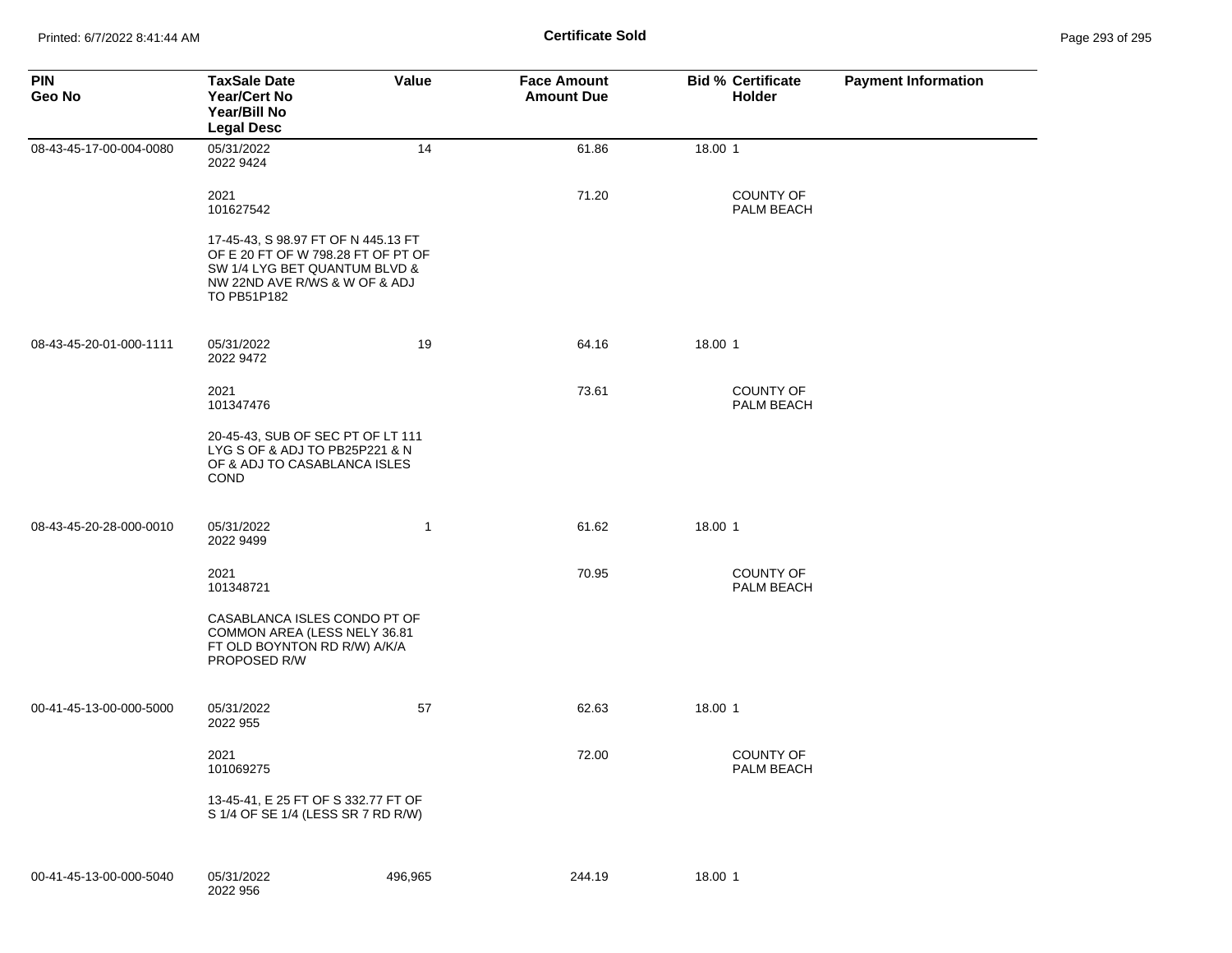**Certificate Sold**

| PIN<br>Geo No | TaxSale Date<br>Year/Cert No<br>Year/Bill No<br>Legal Desc | Value | Face Amount<br>Amount Due | Bid % | Certificate<br>Holder | Payment Information |
|---|---|---|---|---|---|---|
| 08-43-45-17-00-004-0080 | 05/31/2022<br>2022 9424 | 14 | 61.86 | 18.00 | 1 | |
| | 2021<br>101627542 | | 71.20 | | COUNTY OF PALM BEACH | |
| | 17-45-43, S 98.97 FT OF N 445.13 FT OF E 20 FT OF W 798.28 FT OF PT OF SW 1/4 LYG BET QUANTUM BLVD & NW 22ND AVE R/WS & W OF & ADJ TO PB51P182 | | | | | |
| 08-43-45-20-01-000-1111 | 05/31/2022<br>2022 9472 | 19 | 64.16 | 18.00 | 1 | |
| | 2021<br>101347476 | | 73.61 | | COUNTY OF PALM BEACH | |
| | 20-45-43, SUB OF SEC PT OF LT 111 LYG S OF & ADJ TO PB25P221 & N OF & ADJ TO CASABLANCA ISLES COND | | | | | |
| 08-43-45-20-28-000-0010 | 05/31/2022<br>2022 9499 | 1 | 61.62 | 18.00 | 1 | |
| | 2021<br>101348721 | | 70.95 | | COUNTY OF PALM BEACH | |
| | CASABLANCA ISLES CONDO PT OF COMMON AREA (LESS NELY 36.81 FT OLD BOYNTON RD R/W) A/K/A PROPOSED R/W | | | | | |
| 00-41-45-13-00-000-5000 | 05/31/2022<br>2022 955 | 57 | 62.63 | 18.00 | 1 | |
| | 2021<br>101069275 | | 72.00 | | COUNTY OF PALM BEACH | |
| | 13-45-41, E 25 FT OF S 332.77 FT OF S 1/4 OF SE 1/4 (LESS SR 7 RD R/W) | | | | | |
| 00-41-45-13-00-000-5040 | 05/31/2022<br>2022 956 | 496,965 | 244.19 | 18.00 | 1 | |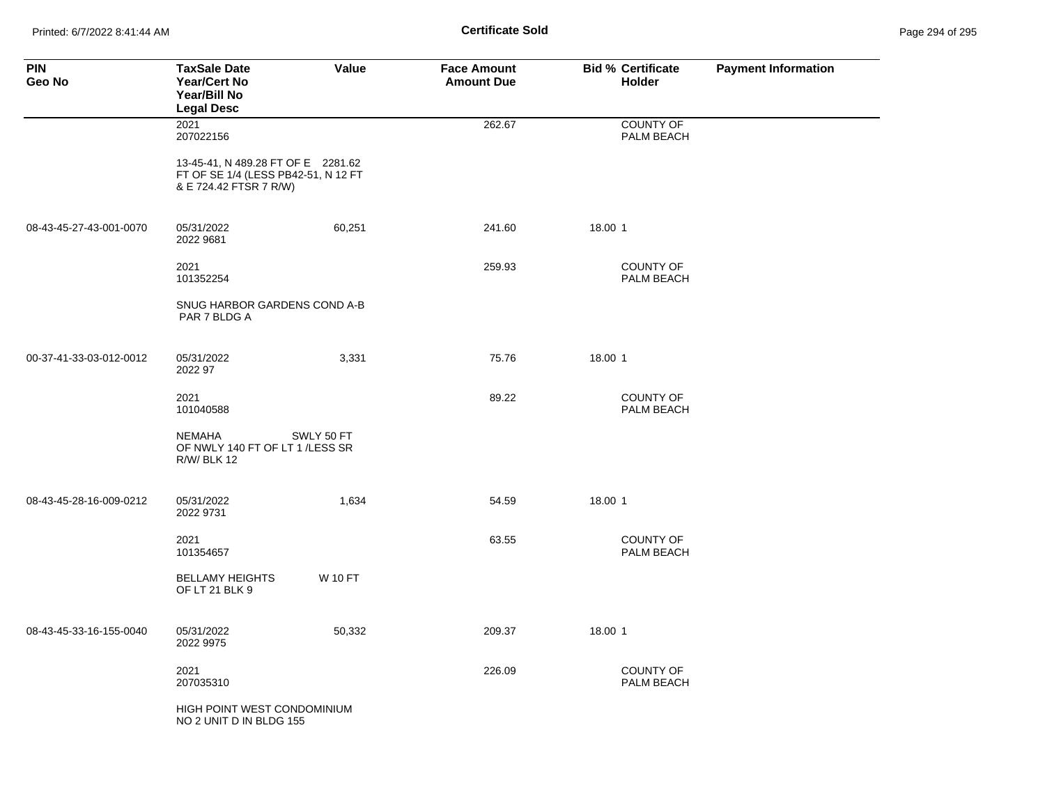| PIN<br>Geo No | TaxSale Date<br>Year/Cert No<br>Year/Bill No<br>Legal Desc | Value | Face Amount<br>Amount Due | Bid % | Certificate Holder | Payment Information |
|---|---|---|---|---|---|---|
| | 2021<br>207022156 | | 262.67 | | COUNTY OF PALM BEACH | |
| | 13-45-41, N 489.28 FT OF E 2281.62 FT OF SE 1/4 (LESS PB42-51, N 12 FT & E 724.42 FTSR 7 R/W) | | | | | |
| 08-43-45-27-43-001-0070 | 05/31/2022<br>2022 9681 | 60,251 | 241.60 | 18.00 | 1 | |
| | 2021<br>101352254 | | 259.93 | | COUNTY OF PALM BEACH | |
| | SNUG HARBOR GARDENS COND A-B PAR 7 BLDG A | | | | | |
| 00-37-41-33-03-012-0012 | 05/31/2022<br>2022 97 | 3,331 | 75.76 | 18.00 | 1 | |
| | 2021<br>101040588 | | 89.22 | | COUNTY OF PALM BEACH | |
| | NEMAHA SWLY 50 FT OF NWLY 140 FT OF LT 1 /LESS SR R/W/ BLK 12 | | | | | |
| 08-43-45-28-16-009-0212 | 05/31/2022<br>2022 9731 | 1,634 | 54.59 | 18.00 | 1 | |
| | 2021<br>101354657 | | 63.55 | | COUNTY OF PALM BEACH | |
| | BELLAMY HEIGHTS W 10 FT OF LT 21 BLK 9 | | | | | |
| 08-43-45-33-16-155-0040 | 05/31/2022<br>2022 9975 | 50,332 | 209.37 | 18.00 | 1 | |
| | 2021<br>207035310 | | 226.09 | | COUNTY OF PALM BEACH | |
| | HIGH POINT WEST CONDOMINIUM NO 2 UNIT D IN BLDG 155 | | | | | |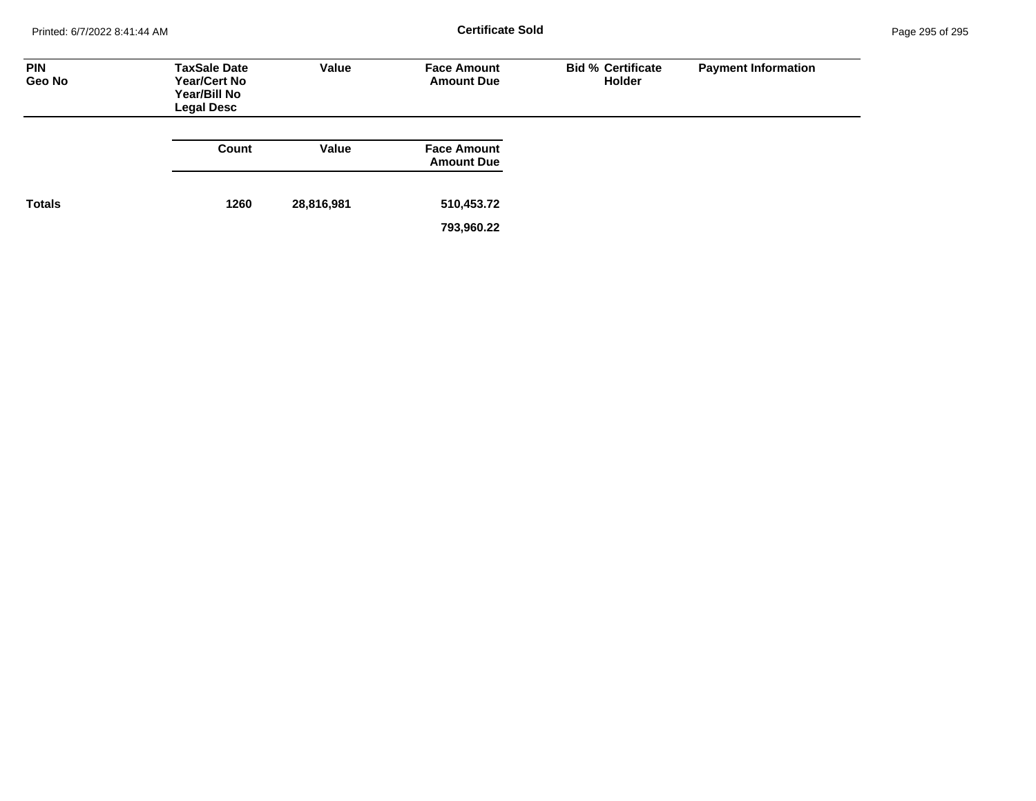# Certificate Sold

| PIN<br>Geo No | TaxSale Date<br>Year/Cert No<br>Year/Bill No<br>Legal Desc | Value | Face Amount<br>Amount Due | Bid % | Certificate Holder | Payment Information |
|---|---|---|---|---|---|---|

| | Count | Value | Face Amount<br>Amount Due |
|---|---|---|---|
| **Totals** | **1260** | **28,816,981** | **510,453.72**<br>**793,960.22** |